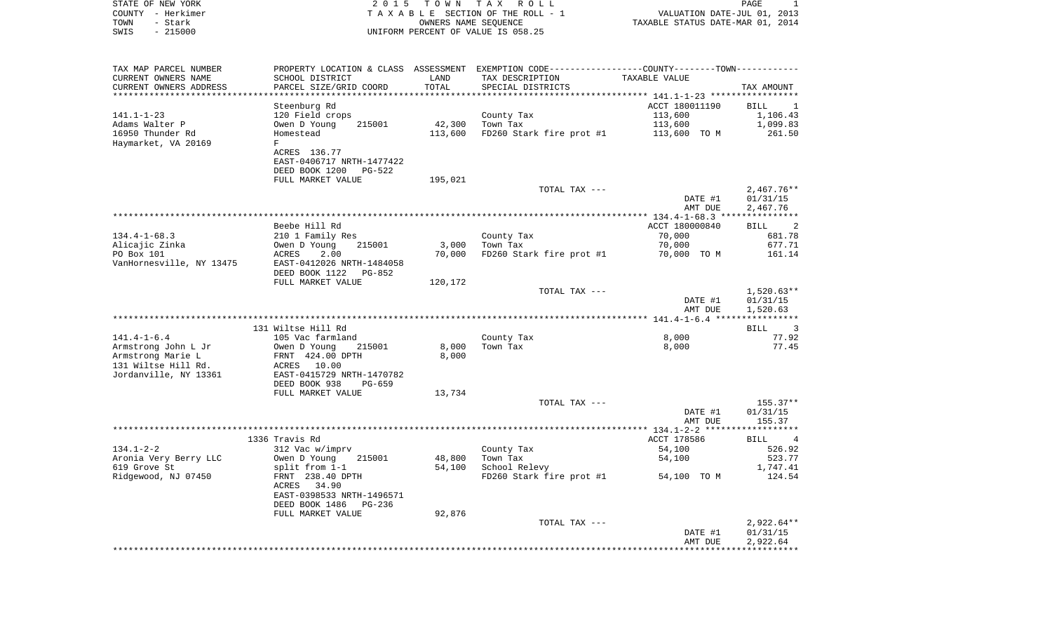STATE OF NEW YORK — 2015 TOWN TAX ROLL
COUNTY - Herkimer — TAXABLE SECTION OF THE ROLL - 1 — VALUATION DATE-JUL 01, 2013
TOWN - Stark — OWNERS NAME SEQUENCE — TAXABLE STATUS DATE-MAR 01, 2014
SWIS - 215000 — UNIFORM PERCENT OF VALUE IS 058.25

| TAX MAP PARCEL NUMBER / CURRENT OWNERS NAME / CURRENT OWNERS ADDRESS | PROPERTY LOCATION & CLASS / SCHOOL DISTRICT / PARCEL SIZE/GRID COORD | ASSESSMENT LAND / TOTAL | EXEMPTION CODE / TAX DESCRIPTION / SPECIAL DISTRICTS | COUNTY--------TOWN / TAXABLE VALUE | TAX AMOUNT |
|---|---|---|---|---|---|
| | Steenburg Rd | | | ACCT 180011190 | BILL 1 |
| 141.1-1-23 | 120 Field crops | | County Tax | 113,600 | 1,106.43 |
| Adams Walter P | Owen D Young 215001 | 42,300 | Town Tax | 113,600 | 1,099.83 |
| 16950 Thunder Rd | Homestead | 113,600 | FD260 Stark fire prot #1 | 113,600 TO M | 261.50 |
| Haymarket, VA 20169 | F | | | | |
| | ACRES 136.77 | | | | |
| | EAST-0406717 NRTH-1477422 | | | | |
| | DEED BOOK 1200 PG-522 | | | | |
| | FULL MARKET VALUE | 195,021 | | | |
| | | | TOTAL TAX --- | | 2,467.76** |
| | | | | DATE #1 | 01/31/15 |
| | | | | AMT DUE | 2,467.76 |
| | Beebe Hill Rd | | | ACCT 180000840 | BILL 2 |
| 134.4-1-68.3 | 210 1 Family Res | | County Tax | 70,000 | 681.78 |
| Alicajic Zinka | Owen D Young 215001 | 3,000 | Town Tax | 70,000 | 677.71 |
| PO Box 101 | ACRES 2.00 | 70,000 | FD260 Stark fire prot #1 | 70,000 TO M | 161.14 |
| VanHornesville, NY 13475 | EAST-0412026 NRTH-1484058 | | | | |
| | DEED BOOK 1122 PG-852 | | | | |
| | FULL MARKET VALUE | 120,172 | | | |
| | | | TOTAL TAX --- | | 1,520.63** |
| | | | | DATE #1 | 01/31/15 |
| | | | | AMT DUE | 1,520.63 |
| | 131 Wiltse Hill Rd | | | | BILL 3 |
| 141.4-1-6.4 | 105 Vac farmland | | County Tax | 8,000 | 77.92 |
| Armstrong John L Jr | Owen D Young 215001 | 8,000 | Town Tax | 8,000 | 77.45 |
| Armstrong Marie L | FRNT 424.00 DPTH | 8,000 | | | |
| 131 Wiltse Hill Rd. | ACRES 10.00 | | | | |
| Jordanville, NY 13361 | EAST-0415729 NRTH-1470782 | | | | |
| | DEED BOOK 938 PG-659 | | | | |
| | FULL MARKET VALUE | 13,734 | | | |
| | | | TOTAL TAX --- | | 155.37** |
| | | | | DATE #1 | 01/31/15 |
| | | | | AMT DUE | 155.37 |
| | 1336 Travis Rd | | | ACCT 178586 | BILL 4 |
| 134.1-2-2 | 312 Vac w/imprv | | County Tax | 54,100 | 526.92 |
| Aronia Very Berry LLC | Owen D Young 215001 | 48,800 | Town Tax | 54,100 | 523.77 |
| 619 Grove St | split from 1-1 | 54,100 | School Relevy | | 1,747.41 |
| Ridgewood, NJ 07450 | FRNT 238.40 DPTH | | FD260 Stark fire prot #1 | 54,100 TO M | 124.54 |
| | ACRES 34.90 | | | | |
| | EAST-0398533 NRTH-1496571 | | | | |
| | DEED BOOK 1486 PG-236 | | | | |
| | FULL MARKET VALUE | 92,876 | | | |
| | | | TOTAL TAX --- | | 2,922.64** |
| | | | | DATE #1 | 01/31/15 |
| | | | | AMT DUE | 2,922.64 |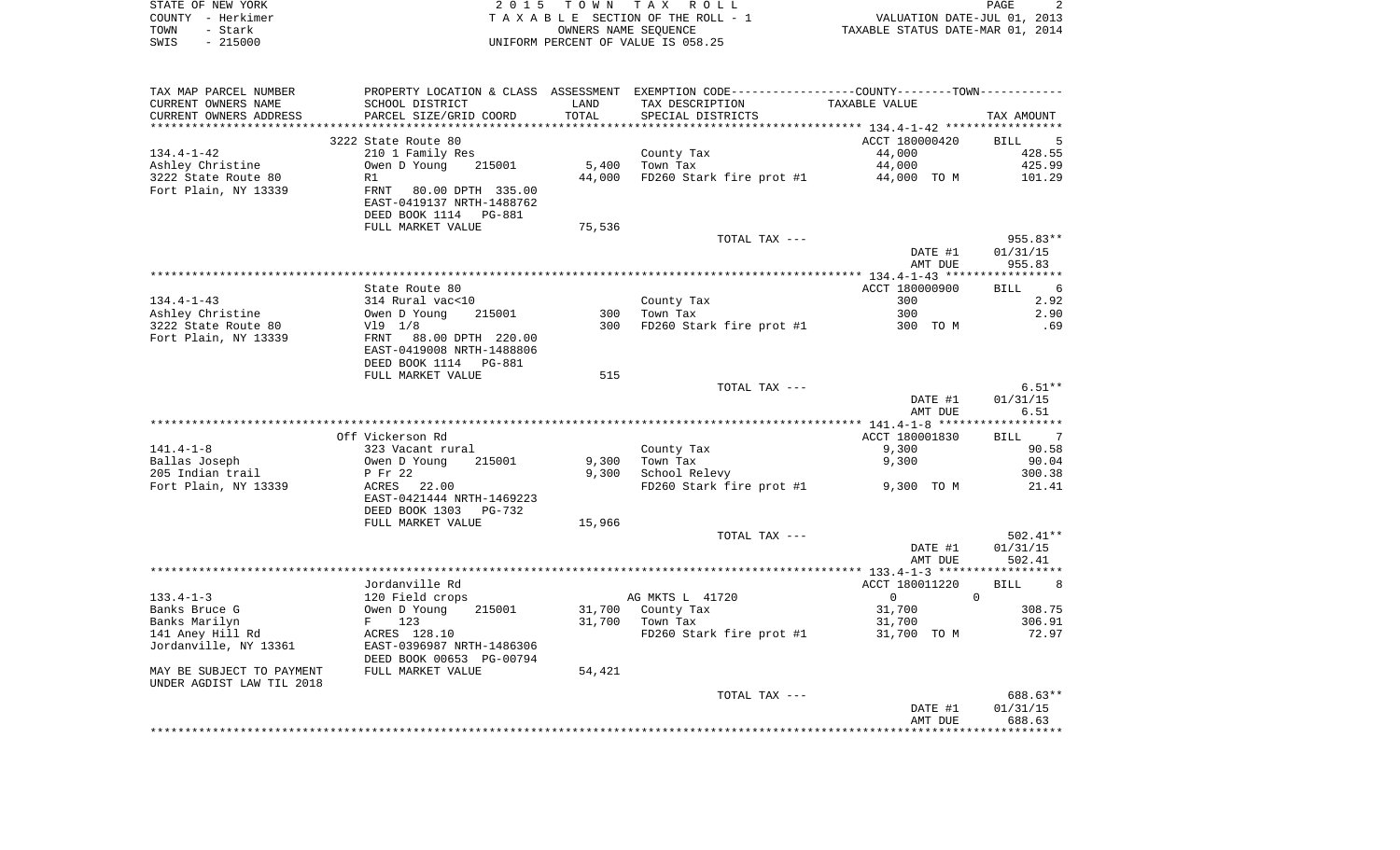| TAX MAP PARCEL NUMBER<br>CURRENT OWNERS NAME<br>CURRENT OWNERS ADDRESS | PROPERTY LOCATION & CLASS<br>SCHOOL DISTRICT<br>PARCEL SIZE/GRID COORD | ASSESSMENT<br>LAND<br>TOTAL | EXEMPTION CODE------------------COUNTY--------TOWN-----------<br>TAX DESCRIPTION<br>SPECIAL DISTRICTS | TAXABLE VALUE | TAX AMOUNT |
|---|---|---|---|---|---|
| | | | | 134.4-1-42 | |
| | 3222 State Route 80 | | | ACCT 180000420 | BILL 5 |
| 134.4-1-42 | 210 1 Family Res | | County Tax | 44,000 | 428.55 |
| Ashley Christine | Owen D Young 215001 | 5,400 | Town Tax | 44,000 | 425.99 |
| 3222 State Route 80 | R1 | 44,000 | FD260 Stark fire prot #1 | 44,000 TO M | 101.29 |
| Fort Plain, NY 13339 | FRNT 80.00 DPTH 335.00 | | | | |
| | EAST-0419137 NRTH-1488762 | | | | |
| | DEED BOOK 1114 PG-881 | | | | |
| | FULL MARKET VALUE | 75,536 | | | |
| | | | TOTAL TAX --- | | 955.83** |
| | | | | DATE #1 | 01/31/15 |
| | | | | AMT DUE | 955.83 |
| | | | | 134.4-1-43 | |
| | State Route 80 | | | ACCT 180000900 | BILL 6 |
| 134.4-1-43 | 314 Rural vac<10 | | County Tax | 300 | 2.92 |
| Ashley Christine | Owen D Young 215001 | 300 | Town Tax | 300 | 2.90 |
| 3222 State Route 80 | Vl9 1/8 | 300 | FD260 Stark fire prot #1 | 300 TO M | .69 |
| Fort Plain, NY 13339 | FRNT 88.00 DPTH 220.00 | | | | |
| | EAST-0419008 NRTH-1488806 | | | | |
| | DEED BOOK 1114 PG-881 | | | | |
| | FULL MARKET VALUE | 515 | | | |
| | | | TOTAL TAX --- | | 6.51** |
| | | | | DATE #1 | 01/31/15 |
| | | | | AMT DUE | 6.51 |
| | | | | 141.4-1-8 | |
| | Off Vickerson Rd | | | ACCT 180001830 | BILL 7 |
| 141.4-1-8 | 323 Vacant rural | | County Tax | 9,300 | 90.58 |
| Ballas Joseph | Owen D Young 215001 | 9,300 | Town Tax | 9,300 | 90.04 |
| 205 Indian trail | P Fr 22 | 9,300 | School Relevy | | 300.38 |
| Fort Plain, NY 13339 | ACRES 22.00 | | FD260 Stark fire prot #1 | 9,300 TO M | 21.41 |
| | EAST-0421444 NRTH-1469223 | | | | |
| | DEED BOOK 1303 PG-732 | | | | |
| | FULL MARKET VALUE | 15,966 | | | |
| | | | TOTAL TAX --- | | 502.41** |
| | | | | DATE #1 | 01/31/15 |
| | | | | AMT DUE | 502.41 |
| | | | | 133.4-1-3 | |
| | Jordanville Rd | | | ACCT 180011220 | BILL 8 |
| 133.4-1-3 | 120 Field crops | | AG MKTS L 41720 | 0 0 | |
| Banks Bruce G | Owen D Young 215001 | 31,700 | County Tax | 31,700 | 308.75 |
| Banks Marilyn | F 123 | 31,700 | Town Tax | 31,700 | 306.91 |
| 141 Aney Hill Rd | ACRES 128.10 | | FD260 Stark fire prot #1 | 31,700 TO M | 72.97 |
| Jordanville, NY 13361 | EAST-0396987 NRTH-1486306 | | | | |
| | DEED BOOK 00653 PG-00794 | | | | |
| MAY BE SUBJECT TO PAYMENT | FULL MARKET VALUE | 54,421 | | | |
| UNDER AGDIST LAW TIL 2018 | | | | | |
| | | | TOTAL TAX --- | | 688.63** |
| | | | | DATE #1 | 01/31/15 |
| | | | | AMT DUE | 688.63 |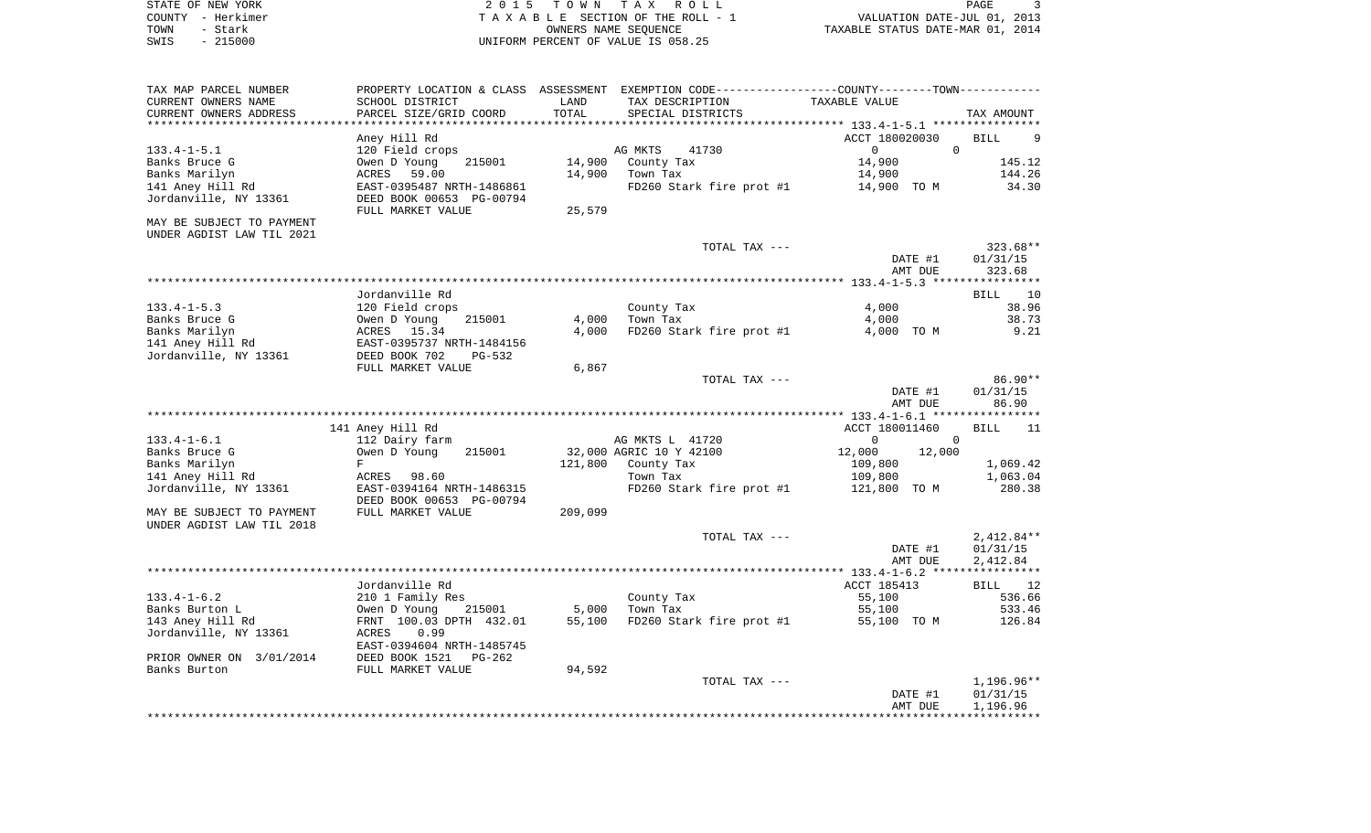STATE OF NEW YORK
COUNTY - Herkimer
TOWN - Stark
SWIS - 215000

2 0 1 5 T O W N T A X R O L L
T A X A B L E SECTION OF THE ROLL - 1
OWNERS NAME SEQUENCE
UNIFORM PERCENT OF VALUE IS 058.25

VALUATION DATE-JUL 01, 2013
TAXABLE STATUS DATE-MAR 01, 2014

| TAX MAP PARCEL NUMBER / CURRENT OWNERS NAME / CURRENT OWNERS ADDRESS | PROPERTY LOCATION & CLASS / SCHOOL DISTRICT / PARCEL SIZE/GRID COORD | ASSESSMENT LAND / TOTAL | EXEMPTION CODE / TAX DESCRIPTION / SPECIAL DISTRICTS | COUNTY / TOWN TAXABLE VALUE | TAX AMOUNT |
|---|---|---|---|---|---|
| **133.4-1-5.1** | Aney Hill Rd | | | ACCT 180020030 | BILL 9 |
| 133.4-1-5.1 | 120 Field crops | | AG MKTS 41730 | 0 0 | |
| Banks Bruce G | Owen D Young 215001 | 14,900 | County Tax | 14,900 | 145.12 |
| Banks Marilyn | ACRES 59.00 | 14,900 | Town Tax | 14,900 | 144.26 |
| 141 Aney Hill Rd | EAST-0395487 NRTH-1486861 | | FD260 Stark fire prot #1 | 14,900 TO M | 34.30 |
| Jordanville, NY 13361 | DEED BOOK 00653 PG-00794 | | | | |
| | FULL MARKET VALUE | 25,579 | | | |
| MAY BE SUBJECT TO PAYMENT UNDER AGDIST LAW TIL 2021 | | | | | |
| | | | TOTAL TAX --- | | 323.68** |
| | | | | DATE #1 | 01/31/15 |
| | | | | AMT DUE | 323.68 |
| **133.4-1-5.3** | Jordanville Rd | | | | BILL 10 |
| 133.4-1-5.3 | 120 Field crops | | County Tax | 4,000 | 38.96 |
| Banks Bruce G | Owen D Young 215001 | 4,000 | Town Tax | 4,000 | 38.73 |
| Banks Marilyn | ACRES 15.34 | 4,000 | FD260 Stark fire prot #1 | 4,000 TO M | 9.21 |
| 141 Aney Hill Rd | EAST-0395737 NRTH-1484156 | | | | |
| Jordanville, NY 13361 | DEED BOOK 702 PG-532 | | | | |
| | FULL MARKET VALUE | 6,867 | | | |
| | | | TOTAL TAX --- | | 86.90** |
| | | | | DATE #1 | 01/31/15 |
| | | | | AMT DUE | 86.90 |
| **133.4-1-6.1** | 141 Aney Hill Rd | | | ACCT 180011460 | BILL 11 |
| 133.4-1-6.1 | 112 Dairy farm | | AG MKTS L 41720 | 0 0 | |
| Banks Bruce G | Owen D Young 215001 | 32,000 | AGRIC 10 Y 42100 | 12,000 12,000 | |
| Banks Marilyn | F | 121,800 | County Tax | 109,800 | 1,069.42 |
| 141 Aney Hill Rd | ACRES 98.60 | | Town Tax | 109,800 | 1,063.04 |
| Jordanville, NY 13361 | EAST-0394164 NRTH-1486315 | | FD260 Stark fire prot #1 | 121,800 TO M | 280.38 |
| | DEED BOOK 00653 PG-00794 | | | | |
| MAY BE SUBJECT TO PAYMENT UNDER AGDIST LAW TIL 2018 | FULL MARKET VALUE | 209,099 | | | |
| | | | TOTAL TAX --- | | 2,412.84** |
| | | | | DATE #1 | 01/31/15 |
| | | | | AMT DUE | 2,412.84 |
| **133.4-1-6.2** | Jordanville Rd | | | ACCT 185413 | BILL 12 |
| 133.4-1-6.2 | 210 1 Family Res | | County Tax | 55,100 | 536.66 |
| Banks Burton L | Owen D Young 215001 | 5,000 | Town Tax | 55,100 | 533.46 |
| 143 Aney Hill Rd | FRNT 100.03 DPTH 432.01 | 55,100 | FD260 Stark fire prot #1 | 55,100 TO M | 126.84 |
| Jordanville, NY 13361 | ACRES 0.99 | | | | |
| | EAST-0394604 NRTH-1485745 | | | | |
| PRIOR OWNER ON 3/01/2014 | DEED BOOK 1521 PG-262 | | | | |
| Banks Burton | FULL MARKET VALUE | 94,592 | | | |
| | | | TOTAL TAX --- | | 1,196.96** |
| | | | | DATE #1 | 01/31/15 |
| | | | | AMT DUE | 1,196.96 |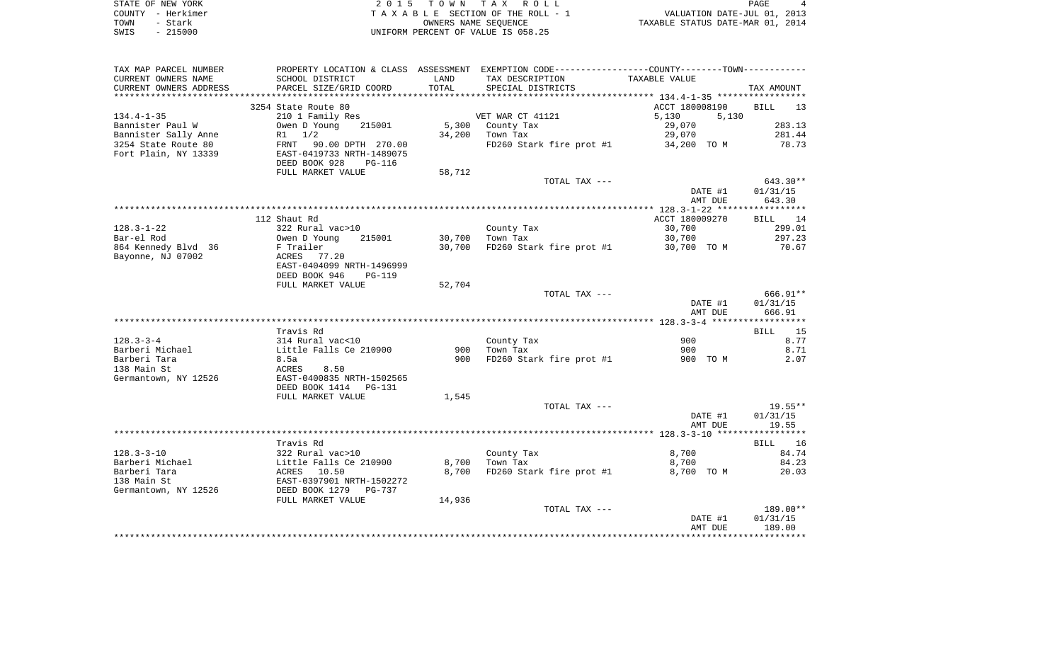STATE OF NEW YORK
COUNTY - Herkimer
TOWN - Stark
SWIS - 215000

2015 TOWN TAX ROLL
TAXABLE SECTION OF THE ROLL - 1
OWNERS NAME SEQUENCE
UNIFORM PERCENT OF VALUE IS 058.25

VALUATION DATE-JUL 01, 2013
TAXABLE STATUS DATE-MAR 01, 2014

| TAX MAP PARCEL NUMBER / CURRENT OWNERS NAME / CURRENT OWNERS ADDRESS | PROPERTY LOCATION & CLASS / SCHOOL DISTRICT / PARCEL SIZE/GRID COORD | ASSESSMENT LAND / TOTAL | EXEMPTION CODE / TAX DESCRIPTION / SPECIAL DISTRICTS | TAXABLE VALUE (COUNTY / TOWN) | TAX AMOUNT |
|---|---|---|---|---|---|
| | 3254 State Route 80 | | | ACCT 180008190 | BILL 13 |
| 134.4-1-35 | 210 1 Family Res | | VET WAR CT 41121 | 5,130 5,130 | |
| Bannister Paul W | Owen D Young 215001 | 5,300 | County Tax | 29,070 | 283.13 |
| Bannister Sally Anne | R1 1/2 | 34,200 | Town Tax | 29,070 | 281.44 |
| 3254 State Route 80 | FRNT 90.00 DPTH 270.00 | | FD260 Stark fire prot #1 | 34,200 TO M | 78.73 |
| Fort Plain, NY 13339 | EAST-0419733 NRTH-1489075 | | | | |
| | DEED BOOK 928 PG-116 | | | | |
| | FULL MARKET VALUE | 58,712 | | | |
| | | | TOTAL TAX --- | | 643.30** |
| | | | | DATE #1 | 01/31/15 |
| | | | | AMT DUE | 643.30 |
| | 112 Shaut Rd | | | ACCT 180009270 | BILL 14 |
| 128.3-1-22 | 322 Rural vac>10 | | County Tax | 30,700 | 299.01 |
| Bar-el Rod | Owen D Young 215001 | 30,700 | Town Tax | 30,700 | 297.23 |
| 864 Kennedy Blvd 36 | F Trailer | 30,700 | FD260 Stark fire prot #1 | 30,700 TO M | 70.67 |
| Bayonne, NJ 07002 | ACRES 77.20 | | | | |
| | EAST-0404099 NRTH-1496999 | | | | |
| | DEED BOOK 946 PG-119 | | | | |
| | FULL MARKET VALUE | 52,704 | | | |
| | | | TOTAL TAX --- | | 666.91** |
| | | | | DATE #1 | 01/31/15 |
| | | | | AMT DUE | 666.91 |
| | Travis Rd | | | | BILL 15 |
| 128.3-3-4 | 314 Rural vac<10 | | County Tax | 900 | 8.77 |
| Barberi Michael | Little Falls Ce 210900 | 900 | Town Tax | 900 | 8.71 |
| Barberi Tara | 8.5a | 900 | FD260 Stark fire prot #1 | 900 TO M | 2.07 |
| 138 Main St | ACRES 8.50 | | | | |
| Germantown, NY 12526 | EAST-0400835 NRTH-1502565 | | | | |
| | DEED BOOK 1414 PG-131 | | | | |
| | FULL MARKET VALUE | 1,545 | | | |
| | | | TOTAL TAX --- | | 19.55** |
| | | | | DATE #1 | 01/31/15 |
| | | | | AMT DUE | 19.55 |
| | Travis Rd | | | | BILL 16 |
| 128.3-3-10 | 322 Rural vac>10 | | County Tax | 8,700 | 84.74 |
| Barberi Michael | Little Falls Ce 210900 | 8,700 | Town Tax | 8,700 | 84.23 |
| Barberi Tara | ACRES 10.50 | 8,700 | FD260 Stark fire prot #1 | 8,700 TO M | 20.03 |
| 138 Main St | EAST-0397901 NRTH-1502272 | | | | |
| Germantown, NY 12526 | DEED BOOK 1279 PG-737 | | | | |
| | FULL MARKET VALUE | 14,936 | | | |
| | | | TOTAL TAX --- | | 189.00** |
| | | | | DATE #1 | 01/31/15 |
| | | | | AMT DUE | 189.00 |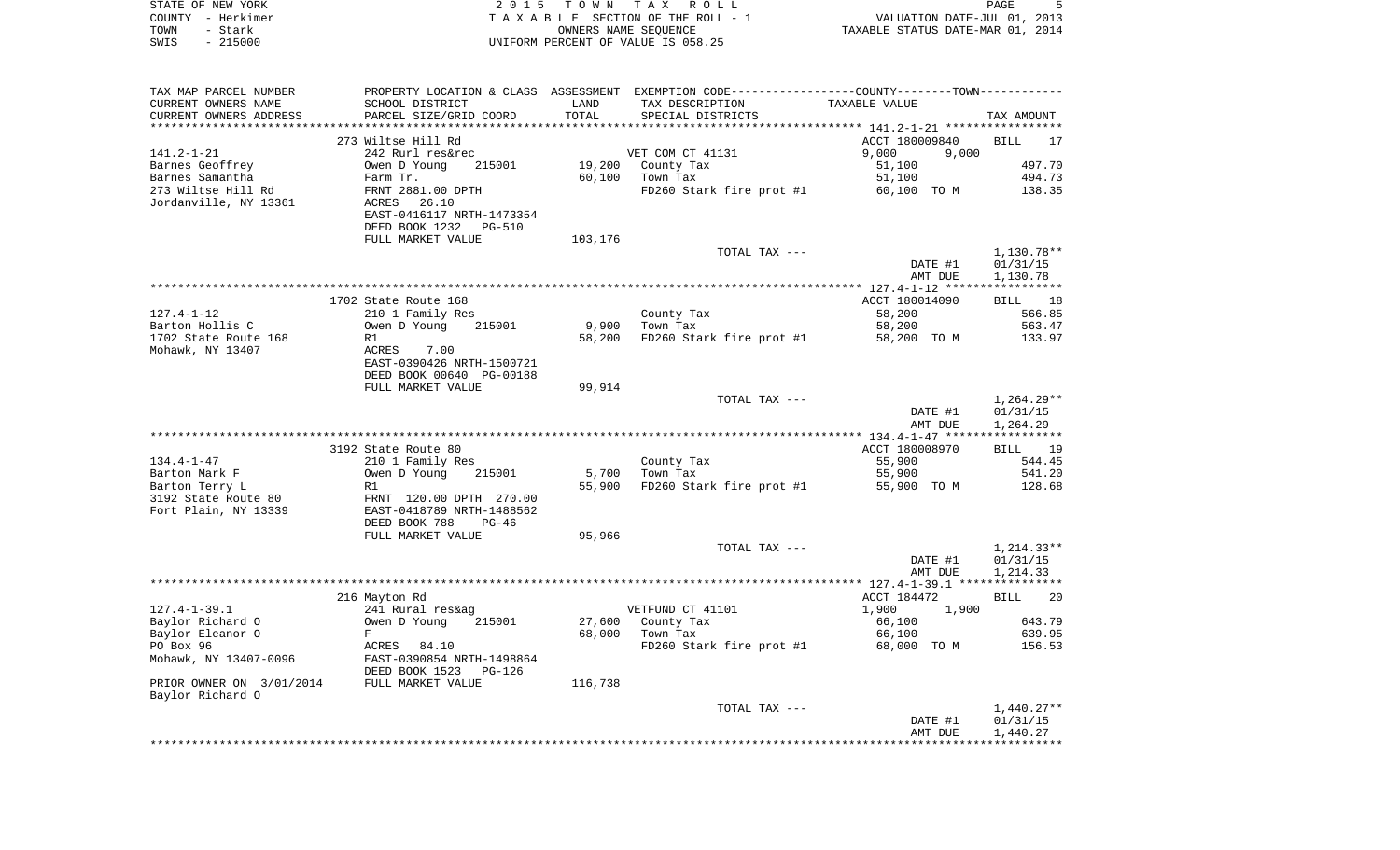STATE OF NEW YORK — 2015 TOWN TAX ROLL
COUNTY - Herkimer — TAXABLE SECTION OF THE ROLL - 1 — VALUATION DATE-JUL 01, 2013
TOWN - Stark — OWNERS NAME SEQUENCE — TAXABLE STATUS DATE-MAR 01, 2014
SWIS - 215000 — UNIFORM PERCENT OF VALUE IS 058.25

| TAX MAP PARCEL NUMBER<br>CURRENT OWNERS NAME<br>CURRENT OWNERS ADDRESS | PROPERTY LOCATION & CLASS<br>SCHOOL DISTRICT<br>PARCEL SIZE/GRID COORD | ASSESSMENT<br>LAND<br>TOTAL | EXEMPTION CODE<br>TAX DESCRIPTION<br>SPECIAL DISTRICTS | COUNTY / TOWN<br>TAXABLE VALUE | TAX AMOUNT |
|---|---|---|---|---|---|
| | 273 Wiltse Hill Rd | | | ACCT 180009840 | BILL 17 |
| 141.2-1-21 | 242 Rurl res&rec | | VET COM CT 41131 | 9,000 9,000 | |
| Barnes Geoffrey | Owen D Young 215001 | 19,200 | County Tax | 51,100 | 497.70 |
| Barnes Samantha | Farm Tr. | 60,100 | Town Tax | 51,100 | 494.73 |
| 273 Wiltse Hill Rd | FRNT 2881.00 DPTH | | FD260 Stark fire prot #1 | 60,100 TO M | 138.35 |
| Jordanville, NY 13361 | ACRES 26.10 | | | | |
| | EAST-0416117 NRTH-1473354 | | | | |
| | DEED BOOK 1232 PG-510 | | | | |
| | FULL MARKET VALUE | 103,176 | | | |
| | | | TOTAL TAX --- | | 1,130.78** |
| | | | | DATE #1 | 01/31/15 |
| | | | | AMT DUE | 1,130.78 |
| | 1702 State Route 168 | | | ACCT 180014090 | BILL 18 |
| 127.4-1-12 | 210 1 Family Res | | County Tax | 58,200 | 566.85 |
| Barton Hollis C | Owen D Young 215001 | 9,900 | Town Tax | 58,200 | 563.47 |
| 1702 State Route 168 | R1 | 58,200 | FD260 Stark fire prot #1 | 58,200 TO M | 133.97 |
| Mohawk, NY 13407 | ACRES 7.00 | | | | |
| | EAST-0390426 NRTH-1500721 | | | | |
| | DEED BOOK 00640 PG-00188 | | | | |
| | FULL MARKET VALUE | 99,914 | | | |
| | | | TOTAL TAX --- | | 1,264.29** |
| | | | | DATE #1 | 01/31/15 |
| | | | | AMT DUE | 1,264.29 |
| | 3192 State Route 80 | | | ACCT 180008970 | BILL 19 |
| 134.4-1-47 | 210 1 Family Res | | County Tax | 55,900 | 544.45 |
| Barton Mark F | Owen D Young 215001 | 5,700 | Town Tax | 55,900 | 541.20 |
| Barton Terry L | R1 | 55,900 | FD260 Stark fire prot #1 | 55,900 TO M | 128.68 |
| 3192 State Route 80 | FRNT 120.00 DPTH 270.00 | | | | |
| Fort Plain, NY 13339 | EAST-0418789 NRTH-1488562 | | | | |
| | DEED BOOK 788 PG-46 | | | | |
| | FULL MARKET VALUE | 95,966 | | | |
| | | | TOTAL TAX --- | | 1,214.33** |
| | | | | DATE #1 | 01/31/15 |
| | | | | AMT DUE | 1,214.33 |
| | 216 Mayton Rd | | | ACCT 184472 | BILL 20 |
| 127.4-1-39.1 | 241 Rural res&ag | | VETFUND CT 41101 | 1,900 1,900 | |
| Baylor Richard O | Owen D Young 215001 | 27,600 | County Tax | 66,100 | 643.79 |
| Baylor Eleanor O | F | 68,000 | Town Tax | 66,100 | 639.95 |
| PO Box 96 | ACRES 84.10 | | FD260 Stark fire prot #1 | 68,000 TO M | 156.53 |
| Mohawk, NY 13407-0096 | EAST-0390854 NRTH-1498864 | | | | |
| | DEED BOOK 1523 PG-126 | | | | |
| PRIOR OWNER ON 3/01/2014 | FULL MARKET VALUE | 116,738 | | | |
| Baylor Richard O | | | | | |
| | | | TOTAL TAX --- | | 1,440.27** |
| | | | | DATE #1 | 01/31/15 |
| | | | | AMT DUE | 1,440.27 |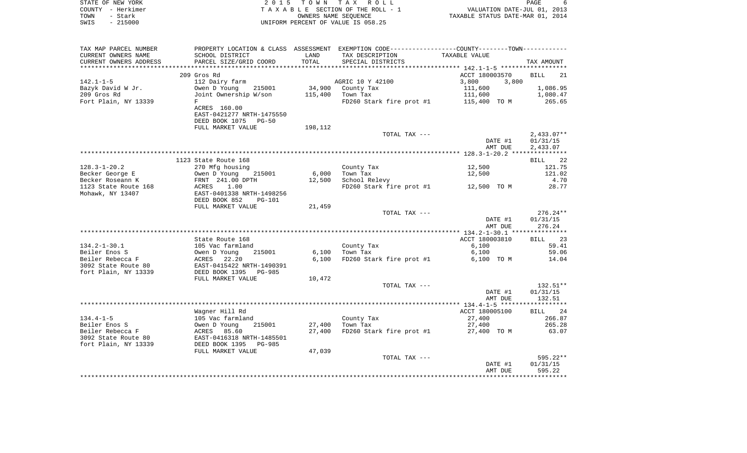STATE OF NEW YORK
COUNTY - Herkimer
TOWN - Stark
SWIS - 215000

2 0 1 5 T O W N T A X R O L L
T A X A B L E SECTION OF THE ROLL - 1
OWNERS NAME SEQUENCE
UNIFORM PERCENT OF VALUE IS 058.25

VALUATION DATE-JUL 01, 2013
TAXABLE STATUS DATE-MAR 01, 2014

| TAX MAP PARCEL NUMBER<br>CURRENT OWNERS NAME<br>CURRENT OWNERS ADDRESS | PROPERTY LOCATION & CLASS<br>SCHOOL DISTRICT<br>PARCEL SIZE/GRID COORD | ASSESSMENT<br>LAND<br>TOTAL | EXEMPTION CODE-----COUNTY-----TOWN-----<br>TAX DESCRIPTION<br>SPECIAL DISTRICTS | TAXABLE VALUE | TAX AMOUNT |
|---|---|---|---|---|---|
| | 209 Gros Rd | | | ACCT 180003570 | BILL 21 |
| 142.1-1-5 | 112 Dairy farm | | AGRIC 10 Y 42100 | 3,800 3,800 | |
| Bazyk David W Jr. | Owen D Young 215001 | 34,900 | County Tax | 111,600 | 1,086.95 |
| 209 Gros Rd | Joint Ownership W/son | 115,400 | Town Tax | 111,600 | 1,080.47 |
| Fort Plain, NY 13339 | F | | FD260 Stark fire prot #1 | 115,400 TO M | 265.65 |
| | ACRES 160.00 | | | | |
| | EAST-0421277 NRTH-1475550 | | | | |
| | DEED BOOK 1075 PG-50 | | | | |
| | FULL MARKET VALUE | 198,112 | | | |
| | | | TOTAL TAX --- | | 2,433.07** |
| | | | | DATE #1 | 01/31/15 |
| | | | | AMT DUE | 2,433.07 |
| | 1123 State Route 168 | | | | BILL 22 |
| 128.3-1-20.2 | 270 Mfg housing | | County Tax | 12,500 | 121.75 |
| Becker George E | Owen D Young 215001 | 6,000 | Town Tax | 12,500 | 121.02 |
| Becker Roseann K | FRNT 241.00 DPTH | 12,500 | School Relevy | | 4.70 |
| 1123 State Route 168 | ACRES 1.00 | | FD260 Stark fire prot #1 | 12,500 TO M | 28.77 |
| Mohawk, NY 13407 | EAST-0401338 NRTH-1498256 | | | | |
| | DEED BOOK 852 PG-101 | | | | |
| | FULL MARKET VALUE | 21,459 | | | |
| | | | TOTAL TAX --- | | 276.24** |
| | | | | DATE #1 | 01/31/15 |
| | | | | AMT DUE | 276.24 |
| | State Route 168 | | | ACCT 180003810 | BILL 23 |
| 134.2-1-30.1 | 105 Vac farmland | | County Tax | 6,100 | 59.41 |
| Beiler Enos S | Owen D Young 215001 | 6,100 | Town Tax | 6,100 | 59.06 |
| Beiler Rebecca F | ACRES 22.20 | 6,100 | FD260 Stark fire prot #1 | 6,100 TO M | 14.04 |
| 3092 State Route 80 | EAST-0415422 NRTH-1490391 | | | | |
| fort Plain, NY 13339 | DEED BOOK 1395 PG-985 | | | | |
| | FULL MARKET VALUE | 10,472 | | | |
| | | | TOTAL TAX --- | | 132.51** |
| | | | | DATE #1 | 01/31/15 |
| | | | | AMT DUE | 132.51 |
| | Wagner Hill Rd | | | ACCT 180005100 | BILL 24 |
| 134.4-1-5 | 105 Vac farmland | | County Tax | 27,400 | 266.87 |
| Beiler Enos S | Owen D Young 215001 | 27,400 | Town Tax | 27,400 | 265.28 |
| Beiler Rebecca F | ACRES 85.60 | 27,400 | FD260 Stark fire prot #1 | 27,400 TO M | 63.07 |
| 3092 State Route 80 | EAST-0416318 NRTH-1485501 | | | | |
| fort Plain, NY 13339 | DEED BOOK 1395 PG-985 | | | | |
| | FULL MARKET VALUE | 47,039 | | | |
| | | | TOTAL TAX --- | | 595.22** |
| | | | | DATE #1 | 01/31/15 |
| | | | | AMT DUE | 595.22 |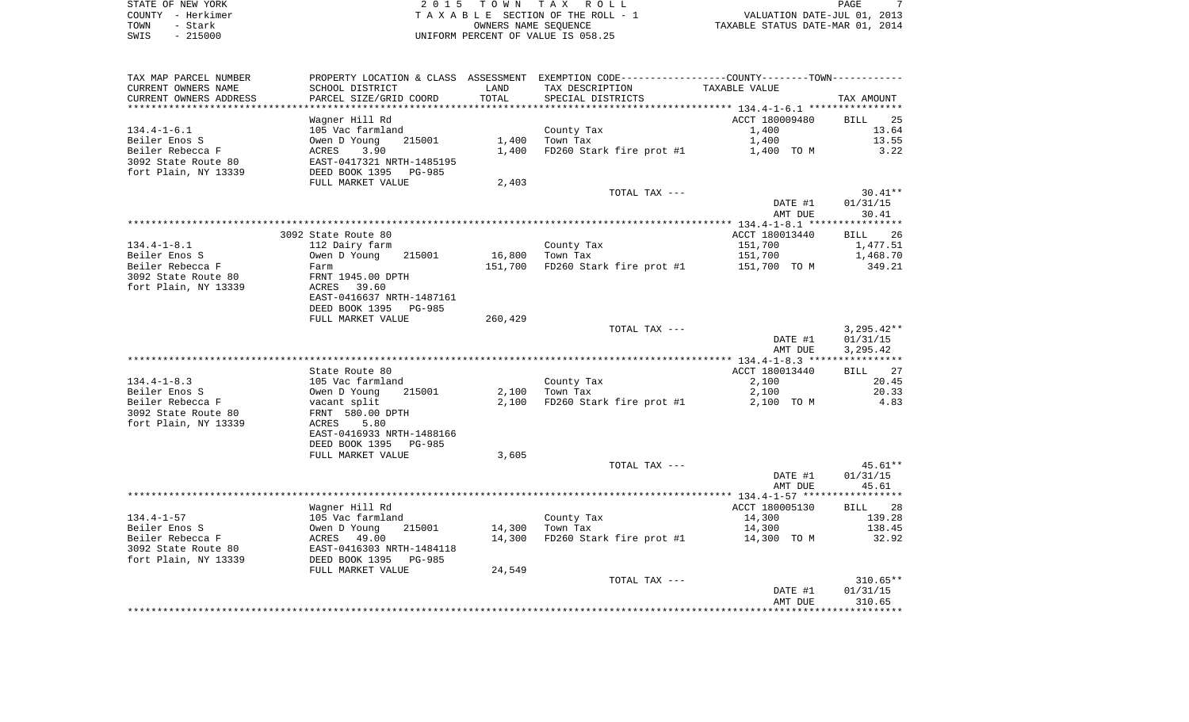STATE OF NEW YORK
COUNTY - Herkimer
TOWN - Stark
SWIS - 215000

2 0 1 5 T O W N T A X R O L L
T A X A B L E SECTION OF THE ROLL - 1
OWNERS NAME SEQUENCE
UNIFORM PERCENT OF VALUE IS 058.25

VALUATION DATE-JUL 01, 2013
TAXABLE STATUS DATE-MAR 01, 2014

| TAX MAP PARCEL NUMBER / CURRENT OWNERS NAME / CURRENT OWNERS ADDRESS | PROPERTY LOCATION & CLASS / SCHOOL DISTRICT / PARCEL SIZE/GRID COORD | ASSESSMENT LAND / TOTAL | EXEMPTION CODE / TAX DESCRIPTION / SPECIAL DISTRICTS | TAXABLE VALUE | TAX AMOUNT |
|---|---|---|---|---|---|
| 134.4-1-6.1 | Wagner Hill Rd | | | ACCT 180009480 | BILL 25 |
| | 105 Vac farmland | | County Tax | 1,400 | 13.64 |
| Beiler Enos S | Owen D Young 215001 | 1,400 | Town Tax | 1,400 | 13.55 |
| Beiler Rebecca F | ACRES 3.90 | 1,400 | FD260 Stark fire prot #1 | 1,400 TO M | 3.22 |
| 3092 State Route 80 | EAST-0417321 NRTH-1485195 | | | | |
| fort Plain, NY 13339 | DEED BOOK 1395 PG-985 | | | | |
| | FULL MARKET VALUE | 2,403 | | | |
| | | | TOTAL TAX --- | | 30.41** |
| | | | | DATE #1 | 01/31/15 |
| | | | | AMT DUE | 30.41 |
| 134.4-1-8.1 | 3092 State Route 80 | | | ACCT 180013440 | BILL 26 |
| | 112 Dairy farm | | County Tax | 151,700 | 1,477.51 |
| Beiler Enos S | Owen D Young 215001 | 16,800 | Town Tax | 151,700 | 1,468.70 |
| Beiler Rebecca F | Farm | 151,700 | FD260 Stark fire prot #1 | 151,700 TO M | 349.21 |
| 3092 State Route 80 | FRNT 1945.00 DPTH | | | | |
| fort Plain, NY 13339 | ACRES 39.60 | | | | |
| | EAST-0416637 NRTH-1487161 | | | | |
| | DEED BOOK 1395 PG-985 | | | | |
| | FULL MARKET VALUE | 260,429 | | | |
| | | | TOTAL TAX --- | | 3,295.42** |
| | | | | DATE #1 | 01/31/15 |
| | | | | AMT DUE | 3,295.42 |
| 134.4-1-8.3 | State Route 80 | | | ACCT 180013440 | BILL 27 |
| | 105 Vac farmland | | County Tax | 2,100 | 20.45 |
| Beiler Enos S | Owen D Young 215001 | 2,100 | Town Tax | 2,100 | 20.33 |
| Beiler Rebecca F | vacant split | 2,100 | FD260 Stark fire prot #1 | 2,100 TO M | 4.83 |
| 3092 State Route 80 | FRNT 580.00 DPTH | | | | |
| fort Plain, NY 13339 | ACRES 5.80 | | | | |
| | EAST-0416933 NRTH-1488166 | | | | |
| | DEED BOOK 1395 PG-985 | | | | |
| | FULL MARKET VALUE | 3,605 | | | |
| | | | TOTAL TAX --- | | 45.61** |
| | | | | DATE #1 | 01/31/15 |
| | | | | AMT DUE | 45.61 |
| 134.4-1-57 | Wagner Hill Rd | | | ACCT 180005130 | BILL 28 |
| | 105 Vac farmland | | County Tax | 14,300 | 139.28 |
| Beiler Enos S | Owen D Young 215001 | 14,300 | Town Tax | 14,300 | 138.45 |
| Beiler Rebecca F | ACRES 49.00 | 14,300 | FD260 Stark fire prot #1 | 14,300 TO M | 32.92 |
| 3092 State Route 80 | EAST-0416303 NRTH-1484118 | | | | |
| fort Plain, NY 13339 | DEED BOOK 1395 PG-985 | | | | |
| | FULL MARKET VALUE | 24,549 | | | |
| | | | TOTAL TAX --- | | 310.65** |
| | | | | DATE #1 | 01/31/15 |
| | | | | AMT DUE | 310.65 |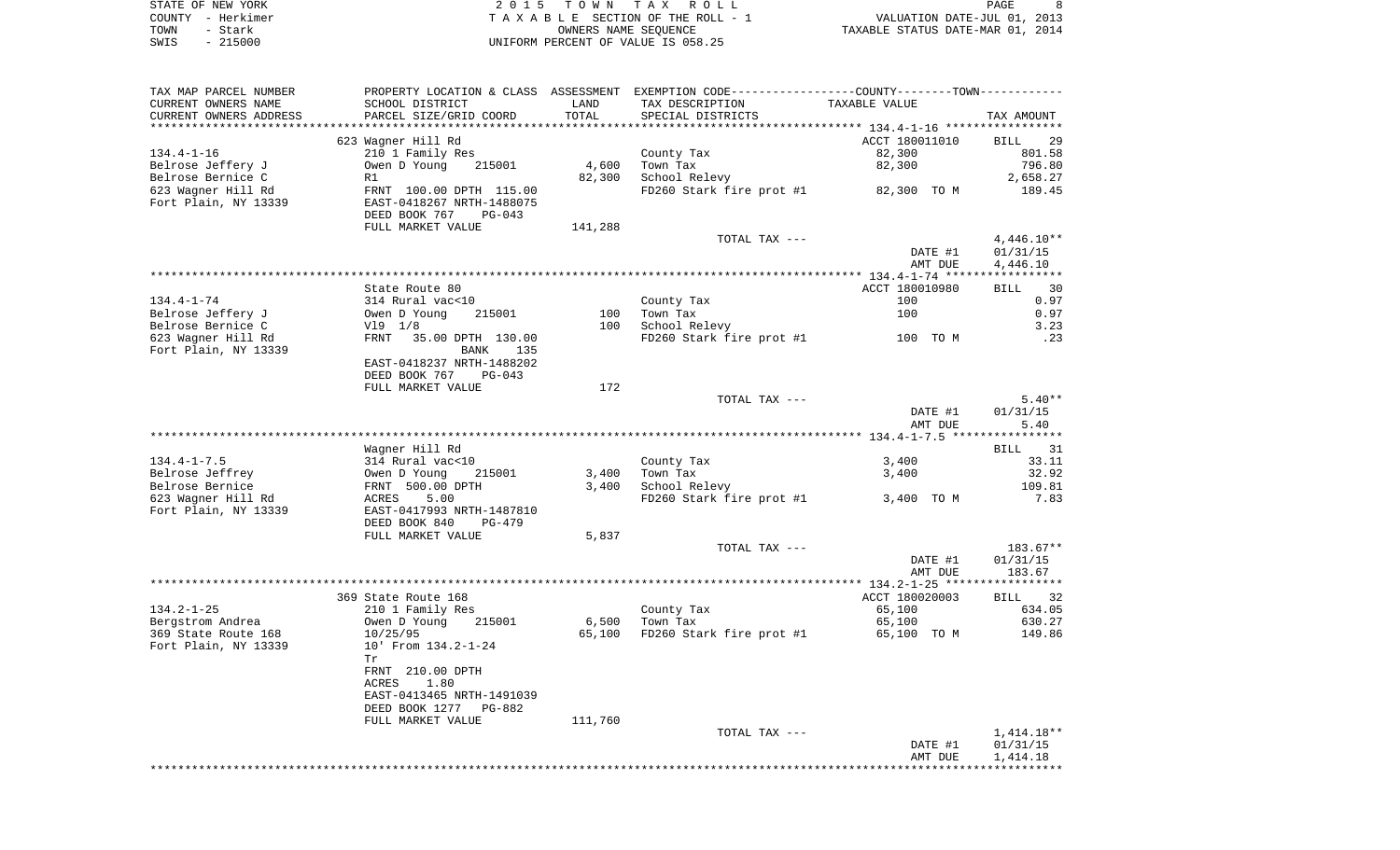STATE OF NEW YORK
COUNTY - Herkimer
TOWN - Stark
SWIS - 215000

2 0 1 5 T O W N T A X R O L L
T A X A B L E SECTION OF THE ROLL - 1
OWNERS NAME SEQUENCE
UNIFORM PERCENT OF VALUE IS 058.25

VALUATION DATE-JUL 01, 2013
TAXABLE STATUS DATE-MAR 01, 2014

| TAX MAP PARCEL NUMBER / CURRENT OWNERS NAME / CURRENT OWNERS ADDRESS | PROPERTY LOCATION & CLASS / SCHOOL DISTRICT / PARCEL SIZE/GRID COORD | ASSESSMENT LAND | TOTAL | EXEMPTION CODE / TAX DESCRIPTION / SPECIAL DISTRICTS | TAXABLE VALUE | TAX AMOUNT |
|---|---|---|---|---|---|---|
| | 623 Wagner Hill Rd | | | | ACCT 180011010 | BILL 29 |
| 134.4-1-16 | 210 1 Family Res | | | County Tax | 82,300 | 801.58 |
| Belrose Jeffery J | Owen D Young 215001 | 4,600 | | Town Tax | 82,300 | 796.80 |
| Belrose Bernice C | R1 | | 82,300 | School Relevy | | 2,658.27 |
| 623 Wagner Hill Rd | FRNT 100.00 DPTH 115.00 | | | FD260 Stark fire prot #1 | 82,300 TO M | 189.45 |
| Fort Plain, NY 13339 | EAST-0418267 NRTH-1488075 | | | | | |
| | DEED BOOK 767 PG-043 | | | | | |
| | FULL MARKET VALUE | | 141,288 | | | |
| | | | | TOTAL TAX --- | | 4,446.10** |
| | | | | | DATE #1 | 01/31/15 |
| | | | | | AMT DUE | 4,446.10 |
| | State Route 80 | | | | ACCT 180010980 | BILL 30 |
| 134.4-1-74 | 314 Rural vac<10 | | | County Tax | 100 | 0.97 |
| Belrose Jeffery J | Owen D Young 215001 | 100 | | Town Tax | 100 | 0.97 |
| Belrose Bernice C | Vl9 1/8 | | 100 | School Relevy | | 3.23 |
| 623 Wagner Hill Rd | FRNT 35.00 DPTH 130.00 | | | FD260 Stark fire prot #1 | 100 TO M | .23 |
| Fort Plain, NY 13339 | BANK 135 | | | | | |
| | EAST-0418237 NRTH-1488202 | | | | | |
| | DEED BOOK 767 PG-043 | | | | | |
| | FULL MARKET VALUE | | 172 | | | |
| | | | | TOTAL TAX --- | | 5.40** |
| | | | | | DATE #1 | 01/31/15 |
| | | | | | AMT DUE | 5.40 |
| | Wagner Hill Rd | | | | | BILL 31 |
| 134.4-1-7.5 | 314 Rural vac<10 | | | County Tax | 3,400 | 33.11 |
| Belrose Jeffrey | Owen D Young 215001 | 3,400 | | Town Tax | 3,400 | 32.92 |
| Belrose Bernice | FRNT 500.00 DPTH | | 3,400 | School Relevy | | 109.81 |
| 623 Wagner Hill Rd | ACRES 5.00 | | | FD260 Stark fire prot #1 | 3,400 TO M | 7.83 |
| Fort Plain, NY 13339 | EAST-0417993 NRTH-1487810 | | | | | |
| | DEED BOOK 840 PG-479 | | | | | |
| | FULL MARKET VALUE | | 5,837 | | | |
| | | | | TOTAL TAX --- | | 183.67** |
| | | | | | DATE #1 | 01/31/15 |
| | | | | | AMT DUE | 183.67 |
| | 369 State Route 168 | | | | ACCT 180020003 | BILL 32 |
| 134.2-1-25 | 210 1 Family Res | | | County Tax | 65,100 | 634.05 |
| Bergstrom Andrea | Owen D Young 215001 | 6,500 | | Town Tax | 65,100 | 630.27 |
| 369 State Route 168 | 10/25/95 | | 65,100 | FD260 Stark fire prot #1 | 65,100 TO M | 149.86 |
| Fort Plain, NY 13339 | 10' From 134.2-1-24 | | | | | |
| | Tr | | | | | |
| | FRNT 210.00 DPTH | | | | | |
| | ACRES 1.80 | | | | | |
| | EAST-0413465 NRTH-1491039 | | | | | |
| | DEED BOOK 1277 PG-882 | | | | | |
| | FULL MARKET VALUE | | 111,760 | | | |
| | | | | TOTAL TAX --- | | 1,414.18** |
| | | | | | DATE #1 | 01/31/15 |
| | | | | | AMT DUE | 1,414.18 |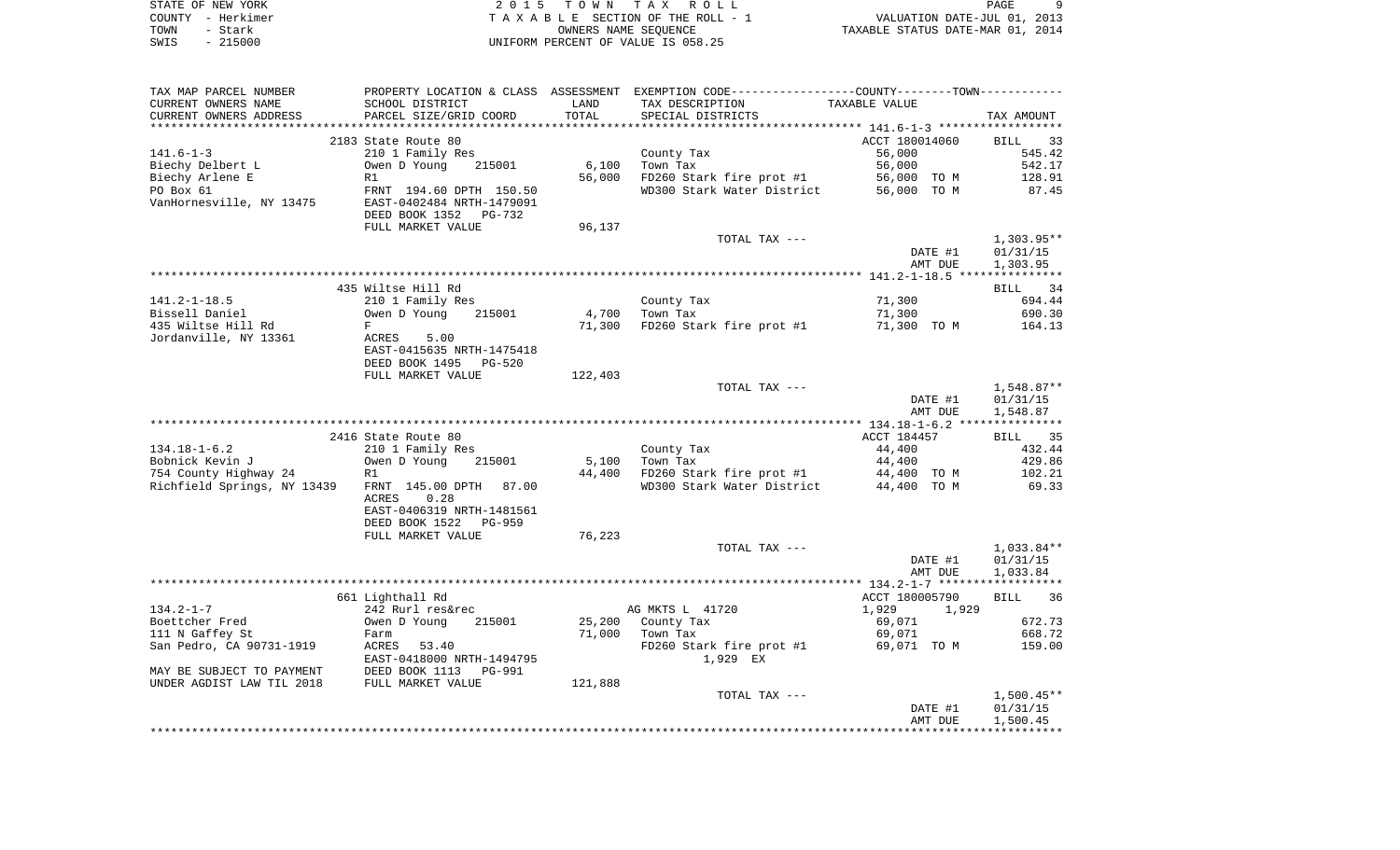STATE OF NEW YORK — 2015 TOWN TAX ROLL
COUNTY - Herkimer — TAXABLE SECTION OF THE ROLL - 1 — VALUATION DATE-JUL 01, 2013
TOWN - Stark — OWNERS NAME SEQUENCE — TAXABLE STATUS DATE-MAR 01, 2014
SWIS - 215000 — UNIFORM PERCENT OF VALUE IS 058.25

| TAX MAP PARCEL NUMBER / CURRENT OWNERS NAME / CURRENT OWNERS ADDRESS | PROPERTY LOCATION & CLASS / SCHOOL DISTRICT / PARCEL SIZE/GRID COORD | ASSESSMENT LAND / TOTAL | EXEMPTION CODE / TAX DESCRIPTION / SPECIAL DISTRICTS | TAXABLE VALUE | TAX AMOUNT |
|---|---|---|---|---|---|
| | 2183 State Route 80 | | | ACCT 180014060 | BILL 33 |
| 141.6-1-3 | 210 1 Family Res | | County Tax | 56,000 | 545.42 |
| Biechy Delbert L | Owen D Young 215001 | 6,100 | Town Tax | 56,000 | 542.17 |
| Biechy Arlene E | R1 | 56,000 | FD260 Stark fire prot #1 | 56,000 TO M | 128.91 |
| PO Box 61 | FRNT 194.60 DPTH 150.50 | | WD300 Stark Water District | 56,000 TO M | 87.45 |
| VanHornesville, NY 13475 | EAST-0402484 NRTH-1479091 | | | | |
| | DEED BOOK 1352 PG-732 | | | | |
| | FULL MARKET VALUE | 96,137 | | | |
| | | | TOTAL TAX --- | | 1,303.95** |
| | | | | DATE #1 | 01/31/15 |
| | | | | AMT DUE | 1,303.95 |
| | 435 Wiltse Hill Rd | | | | BILL 34 |
| 141.2-1-18.5 | 210 1 Family Res | | County Tax | 71,300 | 694.44 |
| Bissell Daniel | Owen D Young 215001 | 4,700 | Town Tax | 71,300 | 690.30 |
| 435 Wiltse Hill Rd | F | 71,300 | FD260 Stark fire prot #1 | 71,300 TO M | 164.13 |
| Jordanville, NY 13361 | ACRES 5.00 | | | | |
| | EAST-0415635 NRTH-1475418 | | | | |
| | DEED BOOK 1495 PG-520 | | | | |
| | FULL MARKET VALUE | 122,403 | | | |
| | | | TOTAL TAX --- | | 1,548.87** |
| | | | | DATE #1 | 01/31/15 |
| | | | | AMT DUE | 1,548.87 |
| | 2416 State Route 80 | | | ACCT 184457 | BILL 35 |
| 134.18-1-6.2 | 210 1 Family Res | | County Tax | 44,400 | 432.44 |
| Bobnick Kevin J | Owen D Young 215001 | 5,100 | Town Tax | 44,400 | 429.86 |
| 754 County Highway 24 | R1 | 44,400 | FD260 Stark fire prot #1 | 44,400 TO M | 102.21 |
| Richfield Springs, NY 13439 | FRNT 145.00 DPTH 87.00 | | WD300 Stark Water District | 44,400 TO M | 69.33 |
| | ACRES 0.28 | | | | |
| | EAST-0406319 NRTH-1481561 | | | | |
| | DEED BOOK 1522 PG-959 | | | | |
| | FULL MARKET VALUE | 76,223 | | | |
| | | | TOTAL TAX --- | | 1,033.84** |
| | | | | DATE #1 | 01/31/15 |
| | | | | AMT DUE | 1,033.84 |
| | 661 Lighthall Rd | | | ACCT 180005790 | BILL 36 |
| 134.2-1-7 | 242 Rurl res&rec | | AG MKTS L 41720 | 1,929 1,929 | |
| Boettcher Fred | Owen D Young 215001 | 25,200 | County Tax | 69,071 | 672.73 |
| 111 N Gaffey St | Farm | 71,000 | Town Tax | 69,071 | 668.72 |
| San Pedro, CA 90731-1919 | ACRES 53.40 | | FD260 Stark fire prot #1 | 69,071 TO M | 159.00 |
| | EAST-0418000 NRTH-1494795 | | 1,929 EX | | |
| MAY BE SUBJECT TO PAYMENT | DEED BOOK 1113 PG-991 | | | | |
| UNDER AGDIST LAW TIL 2018 | FULL MARKET VALUE | 121,888 | | | |
| | | | TOTAL TAX --- | | 1,500.45** |
| | | | | DATE #1 | 01/31/15 |
| | | | | AMT DUE | 1,500.45 |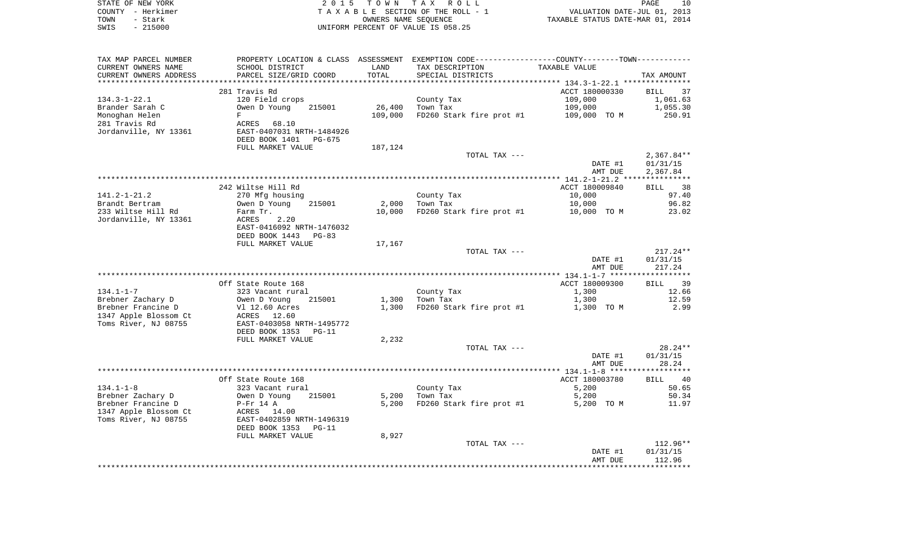STATE OF NEW YORK — 2015 TOWN TAX ROLL
COUNTY - Herkimer — TAXABLE SECTION OF THE ROLL - 1 — VALUATION DATE-JUL 01, 2013
TOWN - Stark — OWNERS NAME SEQUENCE — TAXABLE STATUS DATE-MAR 01, 2014
SWIS - 215000 — UNIFORM PERCENT OF VALUE IS 058.25

| TAX MAP PARCEL NUMBER / CURRENT OWNERS NAME / CURRENT OWNERS ADDRESS | PROPERTY LOCATION & CLASS / SCHOOL DISTRICT / PARCEL SIZE/GRID COORD | ASSESSMENT LAND / TOTAL | EXEMPTION CODE / TAX DESCRIPTION / SPECIAL DISTRICTS | TAXABLE VALUE | TAX AMOUNT |
|---|---|---|---|---|---|
| | 281 Travis Rd | | | ACCT 180000330 | BILL 37 |
| 134.3-1-22.1 | 120 Field crops | | County Tax | 109,000 | 1,061.63 |
| Brander Sarah C | Owen D Young 215001 | 26,400 | Town Tax | 109,000 | 1,055.30 |
| Monoghan Helen | F | 109,000 | FD260 Stark fire prot #1 | 109,000 TO M | 250.91 |
| 281 Travis Rd | ACRES 68.10 | | | | |
| Jordanville, NY 13361 | EAST-0407031 NRTH-1484926 | | | | |
| | DEED BOOK 1401 PG-675 | | | | |
| | FULL MARKET VALUE | 187,124 | | | |
| | | | TOTAL TAX --- | | 2,367.84** |
| | | | | DATE #1 | 01/31/15 |
| | | | | AMT DUE | 2,367.84 |
| | 242 Wiltse Hill Rd | | | ACCT 180009840 | BILL 38 |
| 141.2-1-21.2 | 270 Mfg housing | | County Tax | 10,000 | 97.40 |
| Brandt Bertram | Owen D Young 215001 | 2,000 | Town Tax | 10,000 | 96.82 |
| 233 Wiltse Hill Rd | Farm Tr. | 10,000 | FD260 Stark fire prot #1 | 10,000 TO M | 23.02 |
| Jordanville, NY 13361 | ACRES 2.20 | | | | |
| | EAST-0416092 NRTH-1476032 | | | | |
| | DEED BOOK 1443 PG-83 | | | | |
| | FULL MARKET VALUE | 17,167 | | | |
| | | | TOTAL TAX --- | | 217.24** |
| | | | | DATE #1 | 01/31/15 |
| | | | | AMT DUE | 217.24 |
| | Off State Route 168 | | | ACCT 180009300 | BILL 39 |
| 134.1-1-7 | 323 Vacant rural | | County Tax | 1,300 | 12.66 |
| Brebner Zachary D | Owen D Young 215001 | 1,300 | Town Tax | 1,300 | 12.59 |
| Brebner Francine D | Vl 12.60 Acres | 1,300 | FD260 Stark fire prot #1 | 1,300 TO M | 2.99 |
| 1347 Apple Blossom Ct | ACRES 12.60 | | | | |
| Toms River, NJ 08755 | EAST-0403058 NRTH-1495772 | | | | |
| | DEED BOOK 1353 PG-11 | | | | |
| | FULL MARKET VALUE | 2,232 | | | |
| | | | TOTAL TAX --- | | 28.24** |
| | | | | DATE #1 | 01/31/15 |
| | | | | AMT DUE | 28.24 |
| | Off State Route 168 | | | ACCT 180003780 | BILL 40 |
| 134.1-1-8 | 323 Vacant rural | | County Tax | 5,200 | 50.65 |
| Brebner Zachary D | Owen D Young 215001 | 5,200 | Town Tax | 5,200 | 50.34 |
| Brebner Francine D | P-Fr 14 A | 5,200 | FD260 Stark fire prot #1 | 5,200 TO M | 11.97 |
| 1347 Apple Blossom Ct | ACRES 14.00 | | | | |
| Toms River, NJ 08755 | EAST-0402859 NRTH-1496319 | | | | |
| | DEED BOOK 1353 PG-11 | | | | |
| | FULL MARKET VALUE | 8,927 | | | |
| | | | TOTAL TAX --- | | 112.96** |
| | | | | DATE #1 | 01/31/15 |
| | | | | AMT DUE | 112.96 |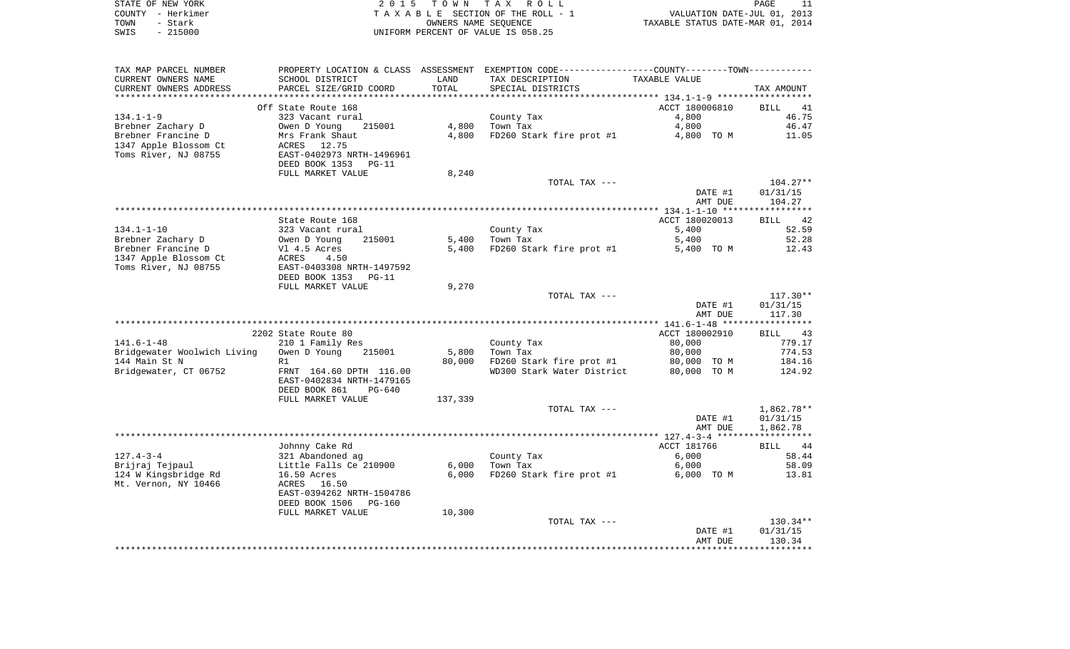STATE OF NEW YORK
COUNTY - Herkimer
TOWN - Stark
SWIS - 215000

2 0 1 5 T O W N T A X R O L L
T A X A B L E SECTION OF THE ROLL - 1
OWNERS NAME SEQUENCE
UNIFORM PERCENT OF VALUE IS 058.25

VALUATION DATE-JUL 01, 2013
TAXABLE STATUS DATE-MAR 01, 2014

| TAX MAP PARCEL NUMBER / CURRENT OWNERS NAME / CURRENT OWNERS ADDRESS | PROPERTY LOCATION & CLASS / SCHOOL DISTRICT / PARCEL SIZE/GRID COORD | ASSESSMENT LAND / TOTAL | EXEMPTION CODE / TAX DESCRIPTION / SPECIAL DISTRICTS | COUNTY--------TOWN / TAXABLE VALUE | TAX AMOUNT |
|---|---|---|---|---|---|
| **134.1-1-9** | Off State Route 168 | | | ACCT 180006810 | BILL 41 |
| 134.1-1-9 | 323 Vacant rural | | County Tax | 4,800 | 46.75 |
| Brebner Zachary D | Owen D Young 215001 | 4,800 | Town Tax | 4,800 | 46.47 |
| Brebner Francine D | Mrs Frank Shaut | 4,800 | FD260 Stark fire prot #1 | 4,800 TO M | 11.05 |
| 1347 Apple Blossom Ct | ACRES 12.75 | | | | |
| Toms River, NJ 08755 | EAST-0402973 NRTH-1496961 | | | | |
| | DEED BOOK 1353 PG-11 | | | | |
| | FULL MARKET VALUE | 8,240 | | | |
| | | | TOTAL TAX --- | | 104.27** |
| | | | | DATE #1 | 01/31/15 |
| | | | | AMT DUE | 104.27 |
| **134.1-1-10** | State Route 168 | | | ACCT 180020013 | BILL 42 |
| 134.1-1-10 | 323 Vacant rural | | County Tax | 5,400 | 52.59 |
| Brebner Zachary D | Owen D Young 215001 | 5,400 | Town Tax | 5,400 | 52.28 |
| Brebner Francine D | Vl 4.5 Acres | 5,400 | FD260 Stark fire prot #1 | 5,400 TO M | 12.43 |
| 1347 Apple Blossom Ct | ACRES 4.50 | | | | |
| Toms River, NJ 08755 | EAST-0403308 NRTH-1497592 | | | | |
| | DEED BOOK 1353 PG-11 | | | | |
| | FULL MARKET VALUE | 9,270 | | | |
| | | | TOTAL TAX --- | | 117.30** |
| | | | | DATE #1 | 01/31/15 |
| | | | | AMT DUE | 117.30 |
| **141.6-1-48** | 2202 State Route 80 | | | ACCT 180002910 | BILL 43 |
| 141.6-1-48 | 210 1 Family Res | | County Tax | 80,000 | 779.17 |
| Bridgewater Woolwich Living | Owen D Young 215001 | 5,800 | Town Tax | 80,000 | 774.53 |
| 144 Main St N | R1 | 80,000 | FD260 Stark fire prot #1 | 80,000 TO M | 184.16 |
| Bridgewater, CT 06752 | FRNT 164.60 DPTH 116.00 | | WD300 Stark Water District | 80,000 TO M | 124.92 |
| | EAST-0402834 NRTH-1479165 | | | | |
| | DEED BOOK 861 PG-640 | | | | |
| | FULL MARKET VALUE | 137,339 | | | |
| | | | TOTAL TAX --- | | 1,862.78** |
| | | | | DATE #1 | 01/31/15 |
| | | | | AMT DUE | 1,862.78 |
| **127.4-3-4** | Johnny Cake Rd | | | ACCT 181766 | BILL 44 |
| 127.4-3-4 | 321 Abandoned ag | | County Tax | 6,000 | 58.44 |
| Brijraj Tejpaul | Little Falls Ce 210900 | 6,000 | Town Tax | 6,000 | 58.09 |
| 124 W Kingsbridge Rd | 16.50 Acres | 6,000 | FD260 Stark fire prot #1 | 6,000 TO M | 13.81 |
| Mt. Vernon, NY 10466 | ACRES 16.50 | | | | |
| | EAST-0394262 NRTH-1504786 | | | | |
| | DEED BOOK 1506 PG-160 | | | | |
| | FULL MARKET VALUE | 10,300 | | | |
| | | | TOTAL TAX --- | | 130.34** |
| | | | | DATE #1 | 01/31/15 |
| | | | | AMT DUE | 130.34 |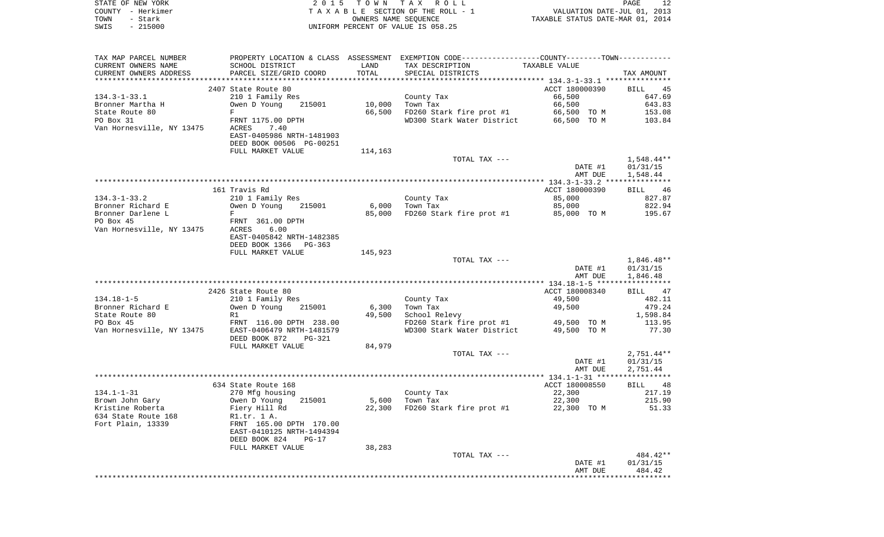STATE OF NEW YORK 2015 TOWN TAX ROLL
COUNTY - Herkimer TAXABLE SECTION OF THE ROLL - 1 VALUATION DATE-JUL 01, 2013
TOWN - Stark OWNERS NAME SEQUENCE TAXABLE STATUS DATE-MAR 01, 2014
SWIS - 215000 UNIFORM PERCENT OF VALUE IS 058.25

| TAX MAP PARCEL NUMBER / CURRENT OWNERS NAME / CURRENT OWNERS ADDRESS | PROPERTY LOCATION & CLASS / SCHOOL DISTRICT / PARCEL SIZE/GRID COORD | ASSESSMENT LAND / TOTAL | EXEMPTION CODE / TAX DESCRIPTION / SPECIAL DISTRICTS | TAXABLE VALUE | TAX AMOUNT |
|---|---|---|---|---|---|
| **134.3-1-33.1** | 2407 State Route 80 | | | ACCT 180000390 | BILL 45 |
| 134.3-1-33.1 | 210 1 Family Res | | County Tax | 66,500 | 647.69 |
| Bronner Martha H | Owen D Young 215001 | 10,000 | Town Tax | 66,500 | 643.83 |
| State Route 80 | F | 66,500 | FD260 Stark fire prot #1 | 66,500 TO M | 153.08 |
| PO Box 31 | FRNT 1175.00 DPTH | | WD300 Stark Water District | 66,500 TO M | 103.84 |
| Van Hornesville, NY 13475 | ACRES 7.40 | | | | |
| | EAST-0405986 NRTH-1481903 | | | | |
| | DEED BOOK 00506 PG-00251 | | | | |
| | FULL MARKET VALUE | 114,163 | | | |
| | | | TOTAL TAX --- | | 1,548.44** |
| | | | | DATE #1 | 01/31/15 |
| | | | | AMT DUE | 1,548.44 |
| **134.3-1-33.2** | 161 Travis Rd | | | ACCT 180000390 | BILL 46 |
| 134.3-1-33.2 | 210 1 Family Res | | County Tax | 85,000 | 827.87 |
| Bronner Richard E | Owen D Young 215001 | 6,000 | Town Tax | 85,000 | 822.94 |
| Bronner Darlene L | F | 85,000 | FD260 Stark fire prot #1 | 85,000 TO M | 195.67 |
| PO Box 45 | FRNT 361.00 DPTH | | | | |
| Van Hornesville, NY 13475 | ACRES 6.00 | | | | |
| | EAST-0405842 NRTH-1482385 | | | | |
| | DEED BOOK 1366 PG-363 | | | | |
| | FULL MARKET VALUE | 145,923 | | | |
| | | | TOTAL TAX --- | | 1,846.48** |
| | | | | DATE #1 | 01/31/15 |
| | | | | AMT DUE | 1,846.48 |
| **134.18-1-5** | 2426 State Route 80 | | | ACCT 180008340 | BILL 47 |
| 134.18-1-5 | 210 1 Family Res | | County Tax | 49,500 | 482.11 |
| Bronner Richard E | Owen D Young 215001 | 6,300 | Town Tax | 49,500 | 479.24 |
| State Route 80 | R1 | 49,500 | School Relevy | | 1,598.84 |
| PO Box 45 | FRNT 116.00 DPTH 238.00 | | FD260 Stark fire prot #1 | 49,500 TO M | 113.95 |
| Van Hornesville, NY 13475 | EAST-0406479 NRTH-1481579 | | WD300 Stark Water District | 49,500 TO M | 77.30 |
| | DEED BOOK 872 PG-321 | | | | |
| | FULL MARKET VALUE | 84,979 | | | |
| | | | TOTAL TAX --- | | 2,751.44** |
| | | | | DATE #1 | 01/31/15 |
| | | | | AMT DUE | 2,751.44 |
| **134.1-1-31** | 634 State Route 168 | | | ACCT 180008550 | BILL 48 |
| 134.1-1-31 | 270 Mfg housing | | County Tax | 22,300 | 217.19 |
| Brown John Gary | Owen D Young 215001 | 5,600 | Town Tax | 22,300 | 215.90 |
| Kristine Roberta | Fiery Hill Rd | 22,300 | FD260 Stark fire prot #1 | 22,300 TO M | 51.33 |
| 634 State Route 168 | R1.tr. 1 A. | | | | |
| Fort Plain, 13339 | FRNT 165.00 DPTH 170.00 | | | | |
| | EAST-0410125 NRTH-1494394 | | | | |
| | DEED BOOK 824 PG-17 | | | | |
| | FULL MARKET VALUE | 38,283 | | | |
| | | | TOTAL TAX --- | | 484.42** |
| | | | | DATE #1 | 01/31/15 |
| | | | | AMT DUE | 484.42 |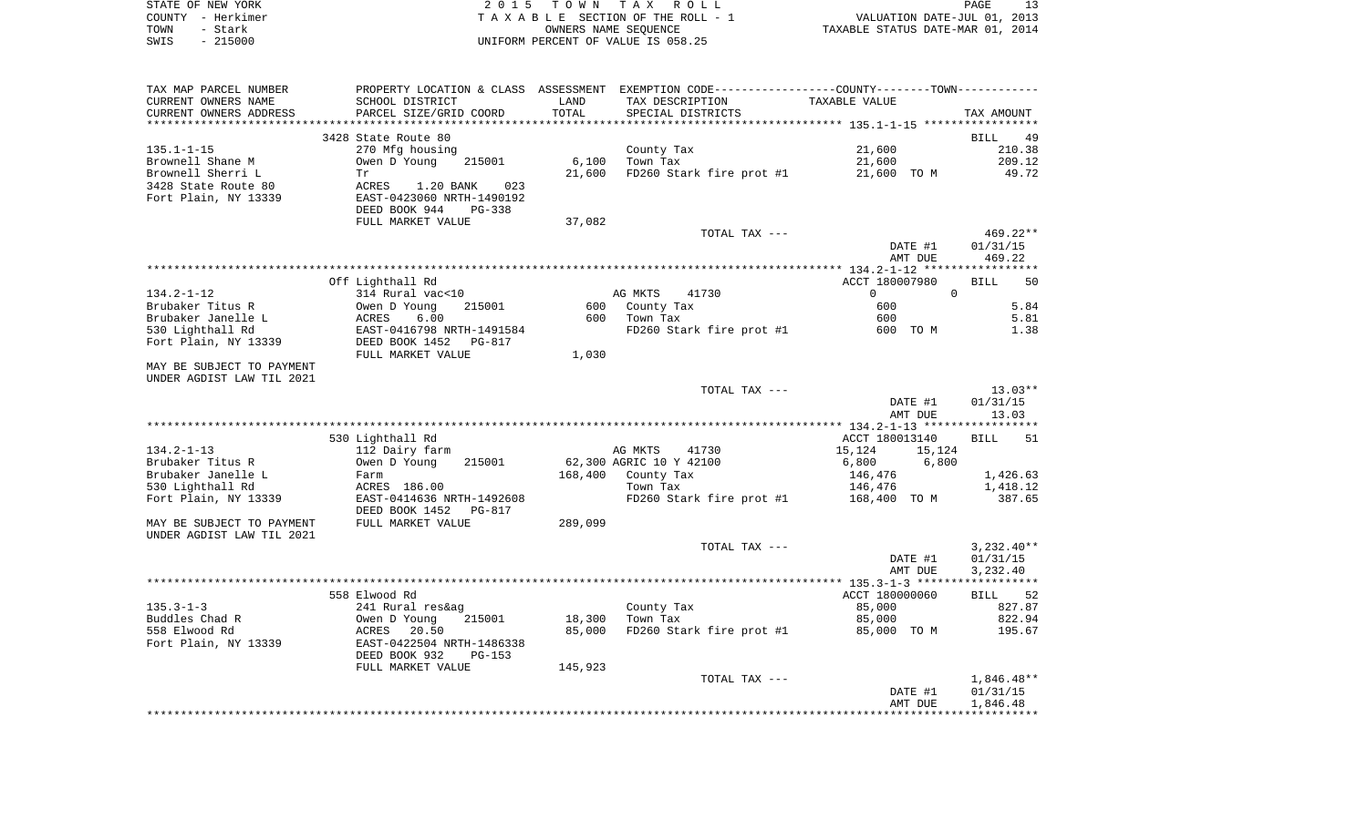STATE OF NEW YORK
COUNTY - Herkimer
TOWN - Stark
SWIS - 215000

2 0 1 5 T O W N T A X R O L L
T A X A B L E SECTION OF THE ROLL - 1
OWNERS NAME SEQUENCE
UNIFORM PERCENT OF VALUE IS 058.25

VALUATION DATE-JUL 01, 2013
TAXABLE STATUS DATE-MAR 01, 2014

| TAX MAP PARCEL NUMBER / CURRENT OWNERS NAME / CURRENT OWNERS ADDRESS | PROPERTY LOCATION & CLASS / SCHOOL DISTRICT / PARCEL SIZE/GRID COORD | ASSESSMENT LAND / TOTAL | EXEMPTION CODE / TAX DESCRIPTION / SPECIAL DISTRICTS | COUNTY | TOWN | TAX AMOUNT |
|---|---|---|---|---|---|---|
| | 3428 State Route 80 | | | | | BILL 49 |
| 135.1-1-15 | 270 Mfg housing | | County Tax | 21,600 | | 210.38 |
| Brownell Shane M | Owen D Young 215001 | 6,100 | Town Tax | 21,600 | | 209.12 |
| Brownell Sherri L | Tr | 21,600 | FD260 Stark fire prot #1 | 21,600 TO M | | 49.72 |
| 3428 State Route 80 | ACRES 1.20 BANK 023 | | | | | |
| Fort Plain, NY 13339 | EAST-0423060 NRTH-1490192 | | | | | |
| | DEED BOOK 944 PG-338 | | | | | |
| | FULL MARKET VALUE | 37,082 | | | | |
| | | | TOTAL TAX --- | | | 469.22** |
| | | | | DATE #1 | | 01/31/15 |
| | | | | AMT DUE | | 469.22 |
| | Off Lighthall Rd | | | ACCT 180007980 | | BILL 50 |
| 134.2-1-12 | 314 Rural vac<10 | | AG MKTS 41730 | 0 | 0 | |
| Brubaker Titus R | Owen D Young 215001 | 600 | County Tax | 600 | | 5.84 |
| Brubaker Janelle L | ACRES 6.00 | 600 | Town Tax | 600 | | 5.81 |
| 530 Lighthall Rd | EAST-0416798 NRTH-1491584 | | FD260 Stark fire prot #1 | 600 TO M | | 1.38 |
| Fort Plain, NY 13339 | DEED BOOK 1452 PG-817 | | | | | |
| | FULL MARKET VALUE | 1,030 | | | | |
| MAY BE SUBJECT TO PAYMENT | | | | | | |
| UNDER AGDIST LAW TIL 2021 | | | | | | |
| | | | TOTAL TAX --- | | | 13.03** |
| | | | | DATE #1 | | 01/31/15 |
| | | | | AMT DUE | | 13.03 |
| | 530 Lighthall Rd | | | ACCT 180013140 | | BILL 51 |
| 134.2-1-13 | 112 Dairy farm | | AG MKTS 41730 | 15,124 | 15,124 | |
| Brubaker Titus R | Owen D Young 215001 | 62,300 | AGRIC 10 Y 42100 | 6,800 | 6,800 | |
| Brubaker Janelle L | Farm | 168,400 | County Tax | 146,476 | | 1,426.63 |
| 530 Lighthall Rd | ACRES 186.00 | | Town Tax | 146,476 | | 1,418.12 |
| Fort Plain, NY 13339 | EAST-0414636 NRTH-1492608 | | FD260 Stark fire prot #1 | 168,400 TO M | | 387.65 |
| | DEED BOOK 1452 PG-817 | | | | | |
| MAY BE SUBJECT TO PAYMENT | FULL MARKET VALUE | 289,099 | | | | |
| UNDER AGDIST LAW TIL 2021 | | | | | | |
| | | | TOTAL TAX --- | | | 3,232.40** |
| | | | | DATE #1 | | 01/31/15 |
| | | | | AMT DUE | | 3,232.40 |
| | 558 Elwood Rd | | | ACCT 180000060 | | BILL 52 |
| 135.3-1-3 | 241 Rural res&ag | | County Tax | 85,000 | | 827.87 |
| Buddles Chad R | Owen D Young 215001 | 18,300 | Town Tax | 85,000 | | 822.94 |
| 558 Elwood Rd | ACRES 20.50 | 85,000 | FD260 Stark fire prot #1 | 85,000 TO M | | 195.67 |
| Fort Plain, NY 13339 | EAST-0422504 NRTH-1486338 | | | | | |
| | DEED BOOK 932 PG-153 | | | | | |
| | FULL MARKET VALUE | 145,923 | | | | |
| | | | TOTAL TAX --- | | | 1,846.48** |
| | | | | DATE #1 | | 01/31/15 |
| | | | | AMT DUE | | 1,846.48 |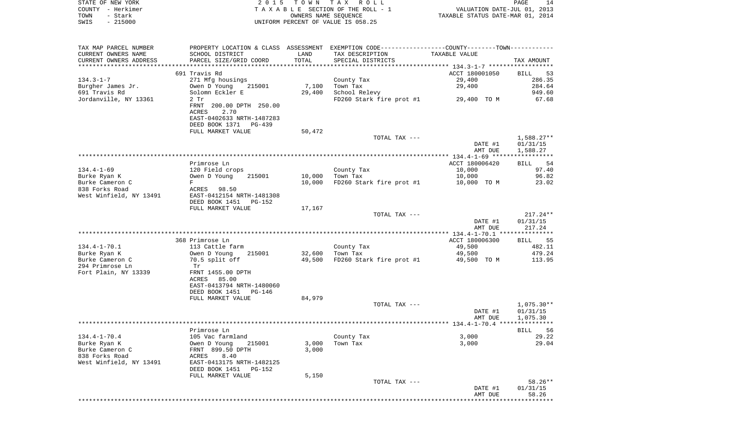STATE OF NEW YORK — COUNTY - Herkimer — TOWN - Stark — SWIS - 215000

2015 TOWN TAX ROLL
TAXABLE SECTION OF THE ROLL - 1
OWNERS NAME SEQUENCE
UNIFORM PERCENT OF VALUE IS 058.25

VALUATION DATE-JUL 01, 2013
TAXABLE STATUS DATE-MAR 01, 2014

| TAX MAP PARCEL NUMBER / CURRENT OWNERS NAME / CURRENT OWNERS ADDRESS | PROPERTY LOCATION & CLASS / SCHOOL DISTRICT / PARCEL SIZE/GRID COORD | ASSESSMENT LAND / TOTAL | EXEMPTION CODE / TAX DESCRIPTION / SPECIAL DISTRICTS | COUNTY--------TOWN / TAXABLE VALUE | TAX AMOUNT |
|---|---|---|---|---|---|
| | 691 Travis Rd | | | ACCT 180001050 | BILL 53 |
| 134.3-1-7 | 271 Mfg housings | | County Tax | 29,400 | 286.35 |
| Burgher James Jr. | Owen D Young 215001 | 7,100 | Town Tax | 29,400 | 284.64 |
| 691 Travis Rd | Solomn Eckler E | 29,400 | School Relevy | | 949.60 |
| Jordanville, NY 13361 | 2 Tr | | FD260 Stark fire prot #1 | 29,400 TO M | 67.68 |
| | FRNT 200.00 DPTH 250.00 | | | | |
| | ACRES 2.70 | | | | |
| | EAST-0402633 NRTH-1487283 | | | | |
| | DEED BOOK 1371 PG-439 | | | | |
| | FULL MARKET VALUE | 50,472 | | | |
| | | | TOTAL TAX --- | | 1,588.27** |
| | | | | DATE #1 | 01/31/15 |
| | | | | AMT DUE | 1,588.27 |
| | Primrose Ln | | | ACCT 180006420 | BILL 54 |
| 134.4-1-69 | 120 Field crops | | County Tax | 10,000 | 97.40 |
| Burke Ryan K | Owen D Young 215001 | 10,000 | Town Tax | 10,000 | 96.82 |
| Burke Cameron C | F | 10,000 | FD260 Stark fire prot #1 | 10,000 TO M | 23.02 |
| 838 Forks Road | ACRES 98.50 | | | | |
| West Winfield, NY 13491 | EAST-0412154 NRTH-1481308 | | | | |
| | DEED BOOK 1451 PG-152 | | | | |
| | FULL MARKET VALUE | 17,167 | | | |
| | | | TOTAL TAX --- | | 217.24** |
| | | | | DATE #1 | 01/31/15 |
| | | | | AMT DUE | 217.24 |
| | 368 Primrose Ln | | | ACCT 180006300 | BILL 55 |
| 134.4-1-70.1 | 113 Cattle farm | | County Tax | 49,500 | 482.11 |
| Burke Ryan K | Owen D Young 215001 | 32,600 | Town Tax | 49,500 | 479.24 |
| Burke Cameron C | 70.5 split off | 49,500 | FD260 Stark fire prot #1 | 49,500 TO M | 113.95 |
| 294 Primrose Ln | Tr | | | | |
| Fort Plain, NY 13339 | FRNT 1455.00 DPTH | | | | |
| | ACRES 85.00 | | | | |
| | EAST-0413794 NRTH-1480060 | | | | |
| | DEED BOOK 1451 PG-146 | | | | |
| | FULL MARKET VALUE | 84,979 | | | |
| | | | TOTAL TAX --- | | 1,075.30** |
| | | | | DATE #1 | 01/31/15 |
| | | | | AMT DUE | 1,075.30 |
| | Primrose Ln | | | | BILL 56 |
| 134.4-1-70.4 | 105 Vac farmland | | County Tax | 3,000 | 29.22 |
| Burke Ryan K | Owen D Young 215001 | 3,000 | Town Tax | 3,000 | 29.04 |
| Burke Cameron C | FRNT 899.50 DPTH | 3,000 | | | |
| 838 Forks Road | ACRES 8.40 | | | | |
| West Winfield, NY 13491 | EAST-0413175 NRTH-1482125 | | | | |
| | DEED BOOK 1451 PG-152 | | | | |
| | FULL MARKET VALUE | 5,150 | | | |
| | | | TOTAL TAX --- | | 58.26** |
| | | | | DATE #1 | 01/31/15 |
| | | | | AMT DUE | 58.26 |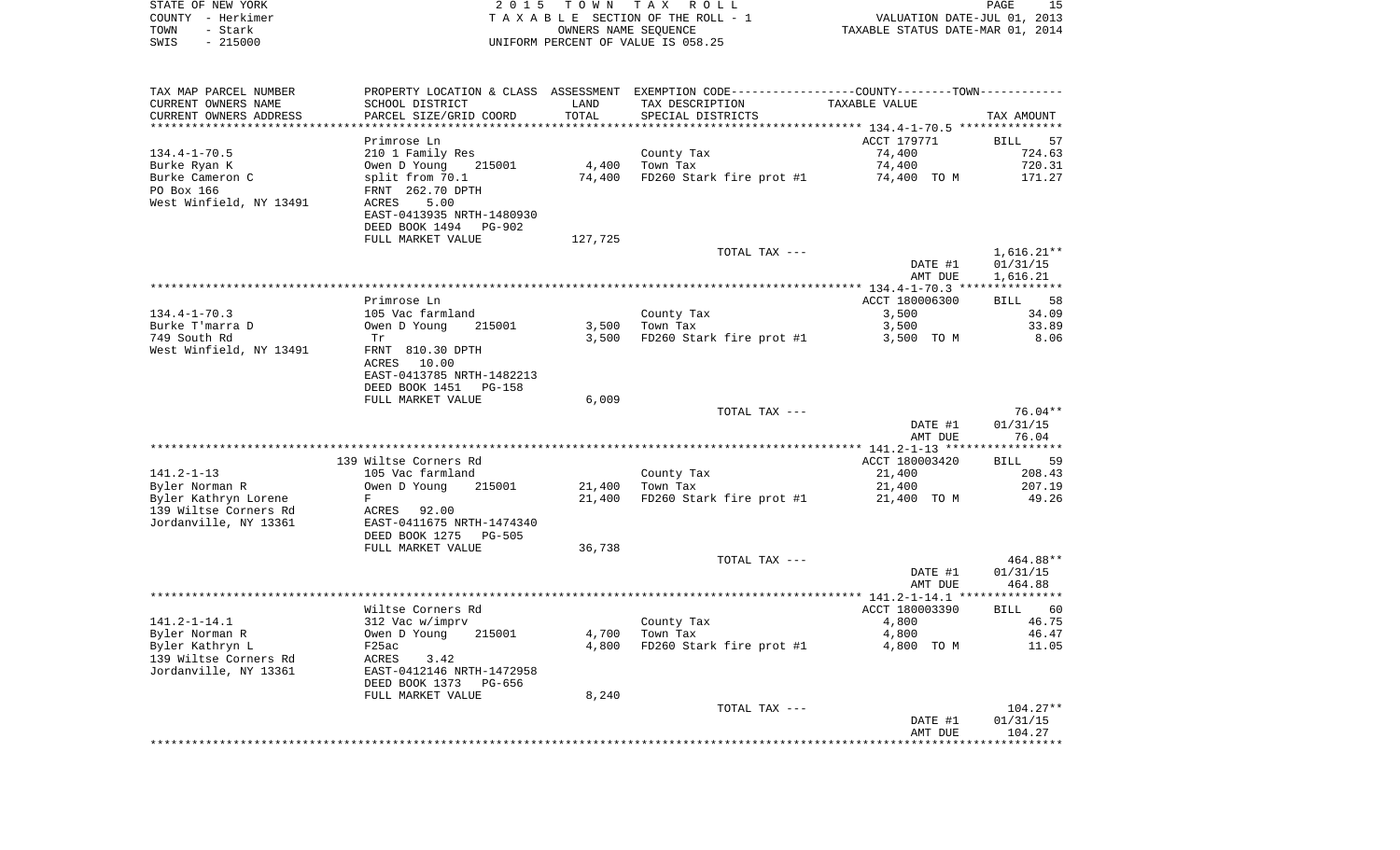| TAX MAP PARCEL NUMBER<br>CURRENT OWNERS NAME<br>CURRENT OWNERS ADDRESS | PROPERTY LOCATION & CLASS<br>SCHOOL DISTRICT<br>PARCEL SIZE/GRID COORD | ASSESSMENT<br>LAND<br>TOTAL | EXEMPTION CODE-----COUNTY-----TOWN-----<br>TAX DESCRIPTION<br>SPECIAL DISTRICTS | TAXABLE VALUE | TAX AMOUNT |
|---|---|---|---|---|---|
| **134.4-1-70.5** | | | | | |
| | Primrose Ln | | | ACCT 179771 | BILL 57 |
| 134.4-1-70.5 | 210 1 Family Res | | County Tax | 74,400 | 724.63 |
| Burke Ryan K | Owen D Young 215001 | 4,400 | Town Tax | 74,400 | 720.31 |
| Burke Cameron C | split from 70.1 | 74,400 | FD260 Stark fire prot #1 | 74,400 TO M | 171.27 |
| PO Box 166 | FRNT 262.70 DPTH | | | | |
| West Winfield, NY 13491 | ACRES 5.00 | | | | |
| | EAST-0413935 NRTH-1480930 | | | | |
| | DEED BOOK 1494 PG-902 | | | | |
| | FULL MARKET VALUE | 127,725 | | | |
| | | | TOTAL TAX --- | | 1,616.21** |
| | | | | DATE #1 | 01/31/15 |
| | | | | AMT DUE | 1,616.21 |
| **134.4-1-70.3** | | | | | |
| | Primrose Ln | | | ACCT 180006300 | BILL 58 |
| 134.4-1-70.3 | 105 Vac farmland | | County Tax | 3,500 | 34.09 |
| Burke T'marra D | Owen D Young 215001 | 3,500 | Town Tax | 3,500 | 33.89 |
| 749 South Rd | Tr | 3,500 | FD260 Stark fire prot #1 | 3,500 TO M | 8.06 |
| West Winfield, NY 13491 | FRNT 810.30 DPTH | | | | |
| | ACRES 10.00 | | | | |
| | EAST-0413785 NRTH-1482213 | | | | |
| | DEED BOOK 1451 PG-158 | | | | |
| | FULL MARKET VALUE | 6,009 | | | |
| | | | TOTAL TAX --- | | 76.04** |
| | | | | DATE #1 | 01/31/15 |
| | | | | AMT DUE | 76.04 |
| **141.2-1-13** | | | | | |
| | 139 Wiltse Corners Rd | | | ACCT 180003420 | BILL 59 |
| 141.2-1-13 | 105 Vac farmland | | County Tax | 21,400 | 208.43 |
| Byler Norman R | Owen D Young 215001 | 21,400 | Town Tax | 21,400 | 207.19 |
| Byler Kathryn Lorene | F | 21,400 | FD260 Stark fire prot #1 | 21,400 TO M | 49.26 |
| 139 Wiltse Corners Rd | ACRES 92.00 | | | | |
| Jordanville, NY 13361 | EAST-0411675 NRTH-1474340 | | | | |
| | DEED BOOK 1275 PG-505 | | | | |
| | FULL MARKET VALUE | 36,738 | | | |
| | | | TOTAL TAX --- | | 464.88** |
| | | | | DATE #1 | 01/31/15 |
| | | | | AMT DUE | 464.88 |
| **141.2-1-14.1** | | | | | |
| | Wiltse Corners Rd | | | ACCT 180003390 | BILL 60 |
| 141.2-1-14.1 | 312 Vac w/imprv | | County Tax | 4,800 | 46.75 |
| Byler Norman R | Owen D Young 215001 | 4,700 | Town Tax | 4,800 | 46.47 |
| Byler Kathryn L | F25ac | 4,800 | FD260 Stark fire prot #1 | 4,800 TO M | 11.05 |
| 139 Wiltse Corners Rd | ACRES 3.42 | | | | |
| Jordanville, NY 13361 | EAST-0412146 NRTH-1472958 | | | | |
| | DEED BOOK 1373 PG-656 | | | | |
| | FULL MARKET VALUE | 8,240 | | | |
| | | | TOTAL TAX --- | | 104.27** |
| | | | | DATE #1 | 01/31/15 |
| | | | | AMT DUE | 104.27 |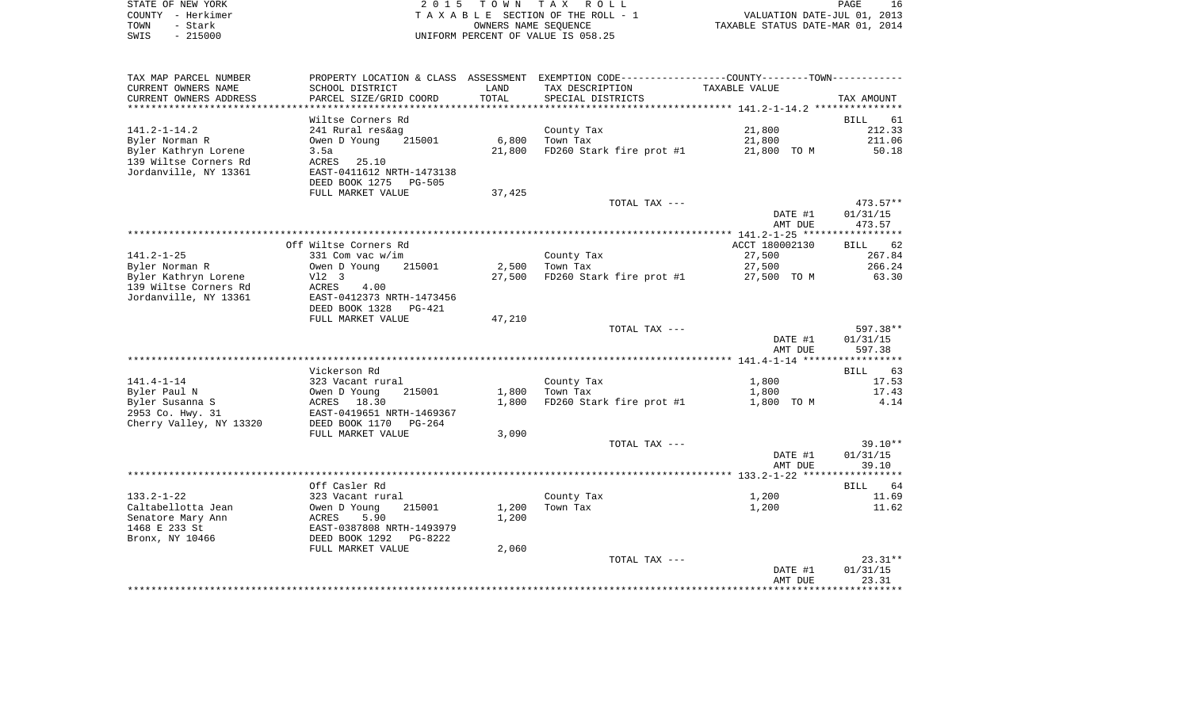STATE OF NEW YORK — 2015 TOWN TAX ROLL — VALUATION DATE-JUL 01, 2013
COUNTY - Herkimer — TAXABLE SECTION OF THE ROLL - 1 — TAXABLE STATUS DATE-MAR 01, 2014
TOWN - Stark — OWNERS NAME SEQUENCE
SWIS - 215000 — UNIFORM PERCENT OF VALUE IS 058.25

| TAX MAP PARCEL NUMBER / CURRENT OWNERS NAME / CURRENT OWNERS ADDRESS | PROPERTY LOCATION & CLASS / SCHOOL DISTRICT / PARCEL SIZE/GRID COORD | ASSESSMENT LAND | TOTAL | EXEMPTION CODE / TAX DESCRIPTION / SPECIAL DISTRICTS | COUNTY/TOWN TAXABLE VALUE | TAX AMOUNT |
|---|---|---|---|---|---|---|
| 141.2-1-14.2 | Wiltse Corners Rd | | | | | BILL 61 |
| Byler Norman R | 241 Rural res&ag | | | County Tax | 21,800 | 212.33 |
| Byler Kathryn Lorene | Owen D Young 215001 | 6,800 | | Town Tax | 21,800 | 211.06 |
| 139 Wiltse Corners Rd | 3.5a | | 21,800 | FD260 Stark fire prot #1 | 21,800 TO M | 50.18 |
| Jordanville, NY 13361 | ACRES 25.10 | | | | | |
| | EAST-0411612 NRTH-1473138 | | | | | |
| | DEED BOOK 1275 PG-505 | | | | | |
| | FULL MARKET VALUE | | 37,425 | | | |
| | | | | TOTAL TAX --- | | 473.57** |
| | | | | | DATE #1 | 01/31/15 |
| | | | | | AMT DUE | 473.57 |
| 141.2-1-25 | Off Wiltse Corners Rd | | | | ACCT 180002130 | BILL 62 |
| Byler Norman R | 331 Com vac w/im | | | County Tax | 27,500 | 267.84 |
| Byler Kathryn Lorene | Owen D Young 215001 | 2,500 | | Town Tax | 27,500 | 266.24 |
| 139 Wiltse Corners Rd | Vl2 3 | | 27,500 | FD260 Stark fire prot #1 | 27,500 TO M | 63.30 |
| Jordanville, NY 13361 | ACRES 4.00 | | | | | |
| | EAST-0412373 NRTH-1473456 | | | | | |
| | DEED BOOK 1328 PG-421 | | | | | |
| | FULL MARKET VALUE | | 47,210 | | | |
| | | | | TOTAL TAX --- | | 597.38** |
| | | | | | DATE #1 | 01/31/15 |
| | | | | | AMT DUE | 597.38 |
| 141.4-1-14 | Vickerson Rd | | | | | BILL 63 |
| Byler Paul N | 323 Vacant rural | | | County Tax | 1,800 | 17.53 |
| Byler Susanna S | Owen D Young 215001 | 1,800 | | Town Tax | 1,800 | 17.43 |
| 2953 Co. Hwy. 31 | ACRES 18.30 | | 1,800 | FD260 Stark fire prot #1 | 1,800 TO M | 4.14 |
| Cherry Valley, NY 13320 | EAST-0419651 NRTH-1469367 | | | | | |
| | DEED BOOK 1170 PG-264 | | | | | |
| | FULL MARKET VALUE | | 3,090 | | | |
| | | | | TOTAL TAX --- | | 39.10** |
| | | | | | DATE #1 | 01/31/15 |
| | | | | | AMT DUE | 39.10 |
| 133.2-1-22 | Off Casler Rd | | | | | BILL 64 |
| Caltabellotta Jean | 323 Vacant rural | | | County Tax | 1,200 | 11.69 |
| Senatore Mary Ann | Owen D Young 215001 | 1,200 | | Town Tax | 1,200 | 11.62 |
| 1468 E 233 St | ACRES 5.90 | | 1,200 | | | |
| Bronx, NY 10466 | EAST-0387808 NRTH-1493979 | | | | | |
| | DEED BOOK 1292 PG-8222 | | | | | |
| | FULL MARKET VALUE | | 2,060 | | | |
| | | | | TOTAL TAX --- | | 23.31** |
| | | | | | DATE #1 | 01/31/15 |
| | | | | | AMT DUE | 23.31 |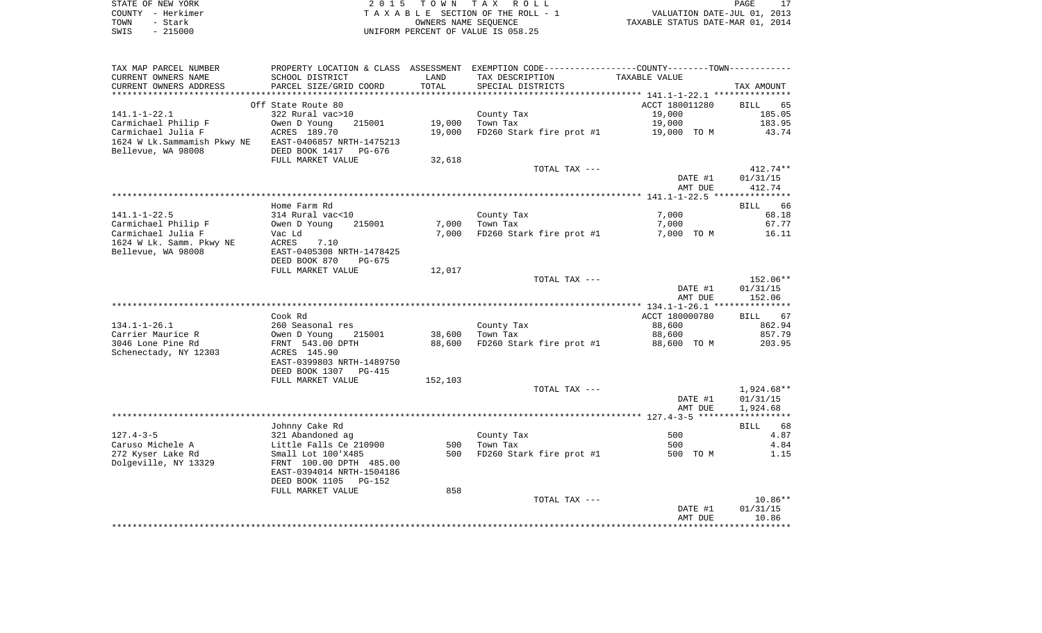STATE OF NEW YORK
COUNTY - Herkimer
TOWN - Stark
SWIS - 215000

2 0 1 5 T O W N T A X R O L L
T A X A B L E SECTION OF THE ROLL - 1
OWNERS NAME SEQUENCE
UNIFORM PERCENT OF VALUE IS 058.25

VALUATION DATE-JUL 01, 2013
TAXABLE STATUS DATE-MAR 01, 2014

| TAX MAP PARCEL NUMBER / CURRENT OWNERS NAME / CURRENT OWNERS ADDRESS | PROPERTY LOCATION & CLASS / SCHOOL DISTRICT / PARCEL SIZE/GRID COORD | ASSESSMENT LAND / TOTAL | EXEMPTION CODE / TAX DESCRIPTION / SPECIAL DISTRICTS | TAXABLE VALUE | TAX AMOUNT |
|---|---|---|---|---|---|
| 141.1-1-22.1 | Off State Route 80 | | | ACCT 180011280 | BILL 65 |
| 141.1-1-22.1 | 322 Rural vac>10 | | County Tax | 19,000 | 185.05 |
| Carmichael Philip F | Owen D Young 215001 | 19,000 | Town Tax | 19,000 | 183.95 |
| Carmichael Julia F | ACRES 189.70 | 19,000 | FD260 Stark fire prot #1 | 19,000 TO M | 43.74 |
| 1624 W Lk.Sammamish Pkwy NE | EAST-0406857 NRTH-1475213 | | | | |
| Bellevue, WA 98008 | DEED BOOK 1417 PG-676 | | | | |
| | FULL MARKET VALUE | 32,618 | | | |
| | | | TOTAL TAX --- | | 412.74** |
| | | | | DATE #1 | 01/31/15 |
| | | | | AMT DUE | 412.74 |
| 141.1-1-22.5 | Home Farm Rd | | | | BILL 66 |
| 141.1-1-22.5 | 314 Rural vac<10 | | County Tax | 7,000 | 68.18 |
| Carmichael Philip F | Owen D Young 215001 | 7,000 | Town Tax | 7,000 | 67.77 |
| Carmichael Julia F | Vac Ld | 7,000 | FD260 Stark fire prot #1 | 7,000 TO M | 16.11 |
| 1624 W Lk. Samm. Pkwy NE | ACRES 7.10 | | | | |
| Bellevue, WA 98008 | EAST-0405308 NRTH-1478425 | | | | |
| | DEED BOOK 870 PG-675 | | | | |
| | FULL MARKET VALUE | 12,017 | | | |
| | | | TOTAL TAX --- | | 152.06** |
| | | | | DATE #1 | 01/31/15 |
| | | | | AMT DUE | 152.06 |
| 134.1-1-26.1 | Cook Rd | | | ACCT 180000780 | BILL 67 |
| 134.1-1-26.1 | 260 Seasonal res | | County Tax | 88,600 | 862.94 |
| Carrier Maurice R | Owen D Young 215001 | 38,600 | Town Tax | 88,600 | 857.79 |
| 3046 Lone Pine Rd | FRNT 543.00 DPTH | 88,600 | FD260 Stark fire prot #1 | 88,600 TO M | 203.95 |
| Schenectady, NY 12303 | ACRES 145.90 | | | | |
| | EAST-0399803 NRTH-1489750 | | | | |
| | DEED BOOK 1307 PG-415 | | | | |
| | FULL MARKET VALUE | 152,103 | | | |
| | | | TOTAL TAX --- | | 1,924.68** |
| | | | | DATE #1 | 01/31/15 |
| | | | | AMT DUE | 1,924.68 |
| 127.4-3-5 | Johnny Cake Rd | | | | BILL 68 |
| 127.4-3-5 | 321 Abandoned ag | | County Tax | 500 | 4.87 |
| Caruso Michele A | Little Falls Ce 210900 | 500 | Town Tax | 500 | 4.84 |
| 272 Kyser Lake Rd | Small Lot 100'X485 | 500 | FD260 Stark fire prot #1 | 500 TO M | 1.15 |
| Dolgeville, NY 13329 | FRNT 100.00 DPTH 485.00 | | | | |
| | EAST-0394014 NRTH-1504186 | | | | |
| | DEED BOOK 1105 PG-152 | | | | |
| | FULL MARKET VALUE | 858 | | | |
| | | | TOTAL TAX --- | | 10.86** |
| | | | | DATE #1 | 01/31/15 |
| | | | | AMT DUE | 10.86 |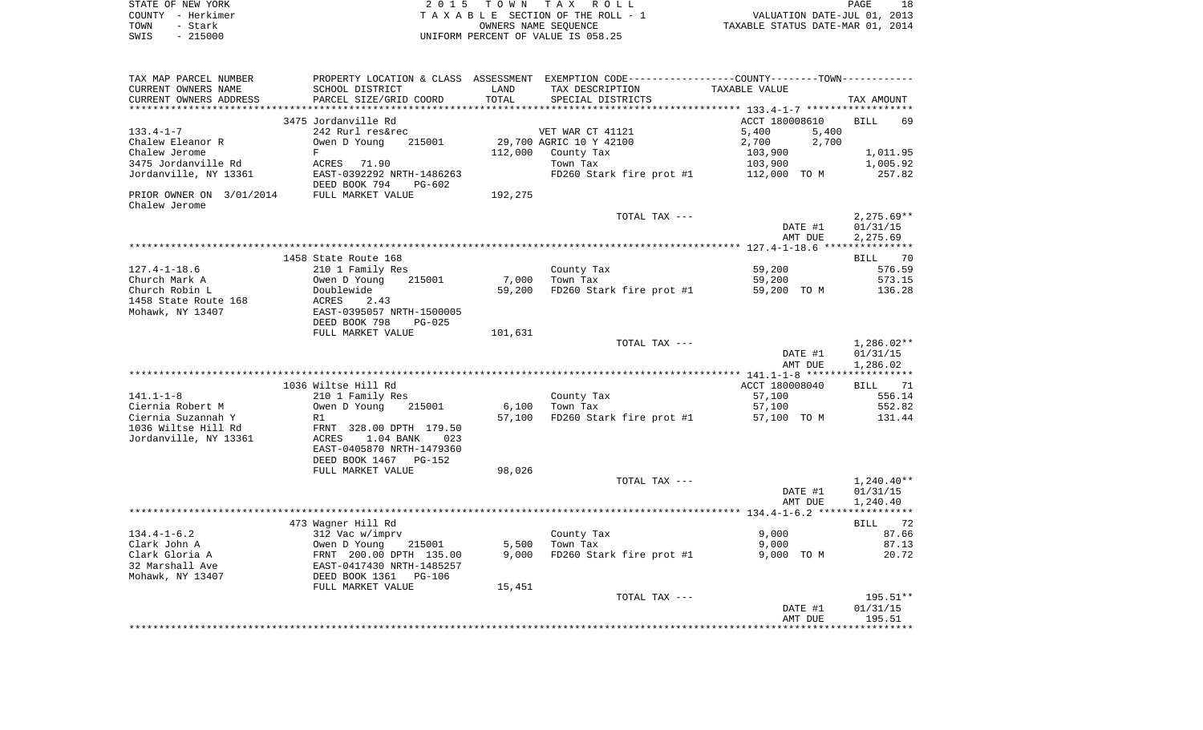| TAX MAP PARCEL NUMBER<br>CURRENT OWNERS NAME<br>CURRENT OWNERS ADDRESS | PROPERTY LOCATION & CLASS<br>SCHOOL DISTRICT<br>PARCEL SIZE/GRID COORD | ASSESSMENT<br>LAND<br>TOTAL | EXEMPTION CODE-----COUNTY--------TOWN------<br>TAX DESCRIPTION<br>SPECIAL DISTRICTS | TAXABLE VALUE | TAX AMOUNT |
|---|---|---|---|---|---|
| | 3475 Jordanville Rd | | | ACCT 180008610 | BILL 69 |
| 133.4-1-7 | 242 Rurl res&rec | | VET WAR CT 41121 | 5,400 5,400 | |
| Chalew Eleanor R | Owen D Young 215001 | 29,700 | AGRIC 10 Y 42100 | 2,700 2,700 | |
| Chalew Jerome | F | 112,000 | County Tax | 103,900 | 1,011.95 |
| 3475 Jordanville Rd | ACRES 71.90 | | Town Tax | 103,900 | 1,005.92 |
| Jordanville, NY 13361 | EAST-0392292 NRTH-1486263 | | FD260 Stark fire prot #1 | 112,000 TO M | 257.82 |
| | DEED BOOK 794 PG-602 | | | | |
| PRIOR OWNER ON 3/01/2014 | FULL MARKET VALUE | 192,275 | | | |
| Chalew Jerome | | | | | |
| | | | TOTAL TAX --- | | 2,275.69** |
| | | | | DATE #1 | 01/31/15 |
| | | | | AMT DUE | 2,275.69 |
| | 1458 State Route 168 | | | | BILL 70 |
| 127.4-1-18.6 | 210 1 Family Res | | County Tax | 59,200 | 576.59 |
| Church Mark A | Owen D Young 215001 | 7,000 | Town Tax | 59,200 | 573.15 |
| Church Robin L | Doublewide | 59,200 | FD260 Stark fire prot #1 | 59,200 TO M | 136.28 |
| 1458 State Route 168 | ACRES 2.43 | | | | |
| Mohawk, NY 13407 | EAST-0395057 NRTH-1500005 | | | | |
| | DEED BOOK 798 PG-025 | | | | |
| | FULL MARKET VALUE | 101,631 | | | |
| | | | TOTAL TAX --- | | 1,286.02** |
| | | | | DATE #1 | 01/31/15 |
| | | | | AMT DUE | 1,286.02 |
| | 1036 Wiltse Hill Rd | | | ACCT 180008040 | BILL 71 |
| 141.1-1-8 | 210 1 Family Res | | County Tax | 57,100 | 556.14 |
| Ciernia Robert M | Owen D Young 215001 | 6,100 | Town Tax | 57,100 | 552.82 |
| Ciernia Suzannah Y | R1 | 57,100 | FD260 Stark fire prot #1 | 57,100 TO M | 131.44 |
| 1036 Wiltse Hill Rd | FRNT 328.00 DPTH 179.50 | | | | |
| Jordanville, NY 13361 | ACRES 1.04 BANK 023 | | | | |
| | EAST-0405870 NRTH-1479360 | | | | |
| | DEED BOOK 1467 PG-152 | | | | |
| | FULL MARKET VALUE | 98,026 | | | |
| | | | TOTAL TAX --- | | 1,240.40** |
| | | | | DATE #1 | 01/31/15 |
| | | | | AMT DUE | 1,240.40 |
| | 473 Wagner Hill Rd | | | | BILL 72 |
| 134.4-1-6.2 | 312 Vac w/imprv | | County Tax | 9,000 | 87.66 |
| Clark John A | Owen D Young 215001 | 5,500 | Town Tax | 9,000 | 87.13 |
| Clark Gloria A | FRNT 200.00 DPTH 135.00 | 9,000 | FD260 Stark fire prot #1 | 9,000 TO M | 20.72 |
| 32 Marshall Ave | EAST-0417430 NRTH-1485257 | | | | |
| Mohawk, NY 13407 | DEED BOOK 1361 PG-106 | | | | |
| | FULL MARKET VALUE | 15,451 | | | |
| | | | TOTAL TAX --- | | 195.51** |
| | | | | DATE #1 | 01/31/15 |
| | | | | AMT DUE | 195.51 |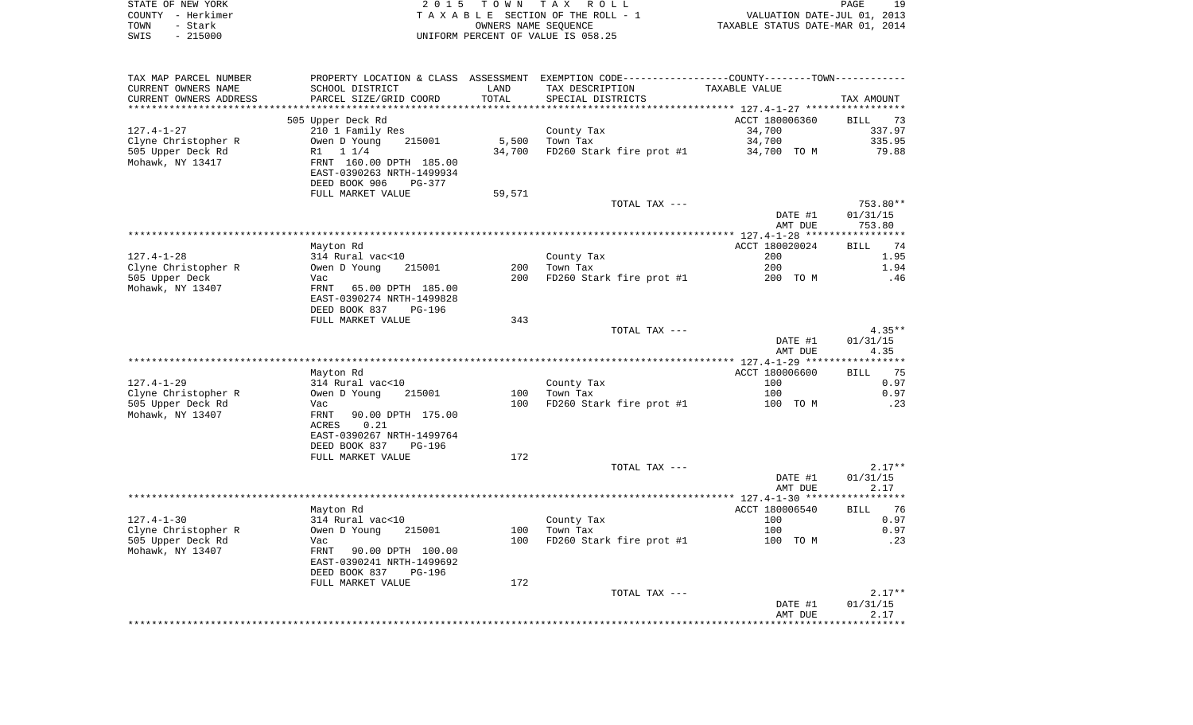STATE OF NEW YORK — COUNTY - Herkimer — TOWN - Stark — SWIS - 215000

2015 TOWN TAX ROLL
TAXABLE SECTION OF THE ROLL - 1
OWNERS NAME SEQUENCE
UNIFORM PERCENT OF VALUE IS 058.25

VALUATION DATE-JUL 01, 2013
TAXABLE STATUS DATE-MAR 01, 2014

| TAX MAP PARCEL NUMBER / CURRENT OWNERS NAME / CURRENT OWNERS ADDRESS | PROPERTY LOCATION & CLASS / SCHOOL DISTRICT / PARCEL SIZE/GRID COORD | ASSESSMENT LAND / TOTAL | EXEMPTION CODE / TAX DESCRIPTION / SPECIAL DISTRICTS | COUNTY--------TOWN TAXABLE VALUE | TAX AMOUNT |
|---|---|---|---|---|---|
| **127.4-1-27** | 505 Upper Deck Rd | | | ACCT 180006360 | BILL 73 |
| Clyne Christopher R | 210 1 Family Res | | County Tax | 34,700 | 337.97 |
| 505 Upper Deck Rd | Owen D Young 215001 | 5,500 | Town Tax | 34,700 | 335.95 |
| Mohawk, NY 13417 | R1 1 1/4 | 34,700 | FD260 Stark fire prot #1 | 34,700 TO M | 79.88 |
| | FRNT 160.00 DPTH 185.00 | | | | |
| | EAST-0390263 NRTH-1499934 | | | | |
| | DEED BOOK 906 PG-377 | | | | |
| | FULL MARKET VALUE | 59,571 | | | |
| | | | TOTAL TAX --- | | 753.80** |
| | | | | DATE #1 | 01/31/15 |
| | | | | AMT DUE | 753.80 |
| **127.4-1-28** | Mayton Rd | | | ACCT 180020024 | BILL 74 |
| Clyne Christopher R | 314 Rural vac<10 | | County Tax | 200 | 1.95 |
| 505 Upper Deck | Owen D Young 215001 | 200 | Town Tax | 200 | 1.94 |
| Mohawk, NY 13407 | Vac | 200 | FD260 Stark fire prot #1 | 200 TO M | .46 |
| | FRNT 65.00 DPTH 185.00 | | | | |
| | EAST-0390274 NRTH-1499828 | | | | |
| | DEED BOOK 837 PG-196 | | | | |
| | FULL MARKET VALUE | 343 | | | |
| | | | TOTAL TAX --- | | 4.35** |
| | | | | DATE #1 | 01/31/15 |
| | | | | AMT DUE | 4.35 |
| **127.4-1-29** | Mayton Rd | | | ACCT 180006600 | BILL 75 |
| Clyne Christopher R | 314 Rural vac<10 | | County Tax | 100 | 0.97 |
| 505 Upper Deck Rd | Owen D Young 215001 | 100 | Town Tax | 100 | 0.97 |
| Mohawk, NY 13407 | Vac | 100 | FD260 Stark fire prot #1 | 100 TO M | .23 |
| | FRNT 90.00 DPTH 175.00 | | | | |
| | ACRES 0.21 | | | | |
| | EAST-0390267 NRTH-1499764 | | | | |
| | DEED BOOK 837 PG-196 | | | | |
| | FULL MARKET VALUE | 172 | | | |
| | | | TOTAL TAX --- | | 2.17** |
| | | | | DATE #1 | 01/31/15 |
| | | | | AMT DUE | 2.17 |
| **127.4-1-30** | Mayton Rd | | | ACCT 180006540 | BILL 76 |
| Clyne Christopher R | 314 Rural vac<10 | | County Tax | 100 | 0.97 |
| 505 Upper Deck Rd | Owen D Young 215001 | 100 | Town Tax | 100 | 0.97 |
| Mohawk, NY 13407 | Vac | 100 | FD260 Stark fire prot #1 | 100 TO M | .23 |
| | FRNT 90.00 DPTH 100.00 | | | | |
| | EAST-0390241 NRTH-1499692 | | | | |
| | DEED BOOK 837 PG-196 | | | | |
| | FULL MARKET VALUE | 172 | | | |
| | | | TOTAL TAX --- | | 2.17** |
| | | | | DATE #1 | 01/31/15 |
| | | | | AMT DUE | 2.17 |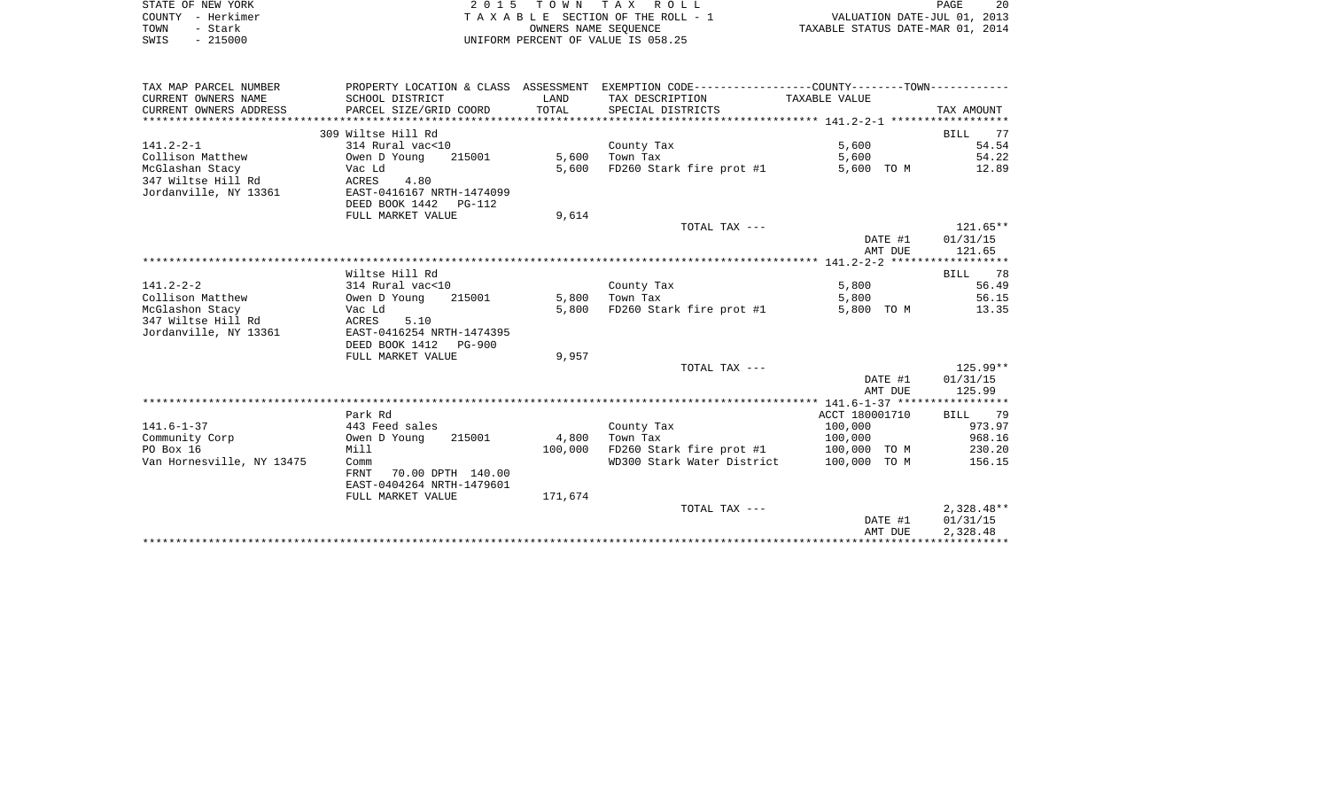STATE OF NEW YORK
COUNTY - Herkimer
TOWN - Stark
SWIS - 215000

2 0 1 5 T O W N T A X R O L L
T A X A B L E SECTION OF THE ROLL - 1
OWNERS NAME SEQUENCE
UNIFORM PERCENT OF VALUE IS 058.25

VALUATION DATE-JUL 01, 2013
TAXABLE STATUS DATE-MAR 01, 2014

| TAX MAP PARCEL NUMBER / CURRENT OWNERS NAME / CURRENT OWNERS ADDRESS | PROPERTY LOCATION & CLASS / SCHOOL DISTRICT / PARCEL SIZE/GRID COORD | ASSESSMENT LAND / TOTAL | EXEMPTION CODE / TAX DESCRIPTION / SPECIAL DISTRICTS | TAXABLE VALUE | TAX AMOUNT |
|---|---|---|---|---|---|
| **141.2-2-1** | 309 Wiltse Hill Rd | | | | BILL 77 |
| | 314 Rural vac<10 | | County Tax | 5,600 | 54.54 |
| Collison Matthew | Owen D Young 215001 | 5,600 | Town Tax | 5,600 | 54.22 |
| McGlashan Stacy | Vac Ld | 5,600 | FD260 Stark fire prot #1 | 5,600 TO M | 12.89 |
| 347 Wiltse Hill Rd | ACRES 4.80 | | | | |
| Jordanville, NY 13361 | EAST-0416167 NRTH-1474099 | | | | |
| | DEED BOOK 1442 PG-112 | | | | |
| | FULL MARKET VALUE | 9,614 | | | |
| | | | TOTAL TAX --- | | 121.65** |
| | | | | DATE #1 | 01/31/15 |
| | | | | AMT DUE | 121.65 |
| **141.2-2-2** | Wiltse Hill Rd | | | | BILL 78 |
| | 314 Rural vac<10 | | County Tax | 5,800 | 56.49 |
| Collison Matthew | Owen D Young 215001 | 5,800 | Town Tax | 5,800 | 56.15 |
| McGlashon Stacy | Vac Ld | 5,800 | FD260 Stark fire prot #1 | 5,800 TO M | 13.35 |
| 347 Wiltse Hill Rd | ACRES 5.10 | | | | |
| Jordanville, NY 13361 | EAST-0416254 NRTH-1474395 | | | | |
| | DEED BOOK 1412 PG-900 | | | | |
| | FULL MARKET VALUE | 9,957 | | | |
| | | | TOTAL TAX --- | | 125.99** |
| | | | | DATE #1 | 01/31/15 |
| | | | | AMT DUE | 125.99 |
| **141.6-1-37** | Park Rd | | | ACCT 180001710 | BILL 79 |
| | 443 Feed sales | | County Tax | 100,000 | 973.97 |
| Community Corp | Owen D Young 215001 | 4,800 | Town Tax | 100,000 | 968.16 |
| PO Box 16 | Mill | 100,000 | FD260 Stark fire prot #1 | 100,000 TO M | 230.20 |
| Van Hornesville, NY 13475 | Comm | | WD300 Stark Water District | 100,000 TO M | 156.15 |
| | FRNT 70.00 DPTH 140.00 | | | | |
| | EAST-0404264 NRTH-1479601 | | | | |
| | FULL MARKET VALUE | 171,674 | | | |
| | | | TOTAL TAX --- | | 2,328.48** |
| | | | | DATE #1 | 01/31/15 |
| | | | | AMT DUE | 2,328.48 |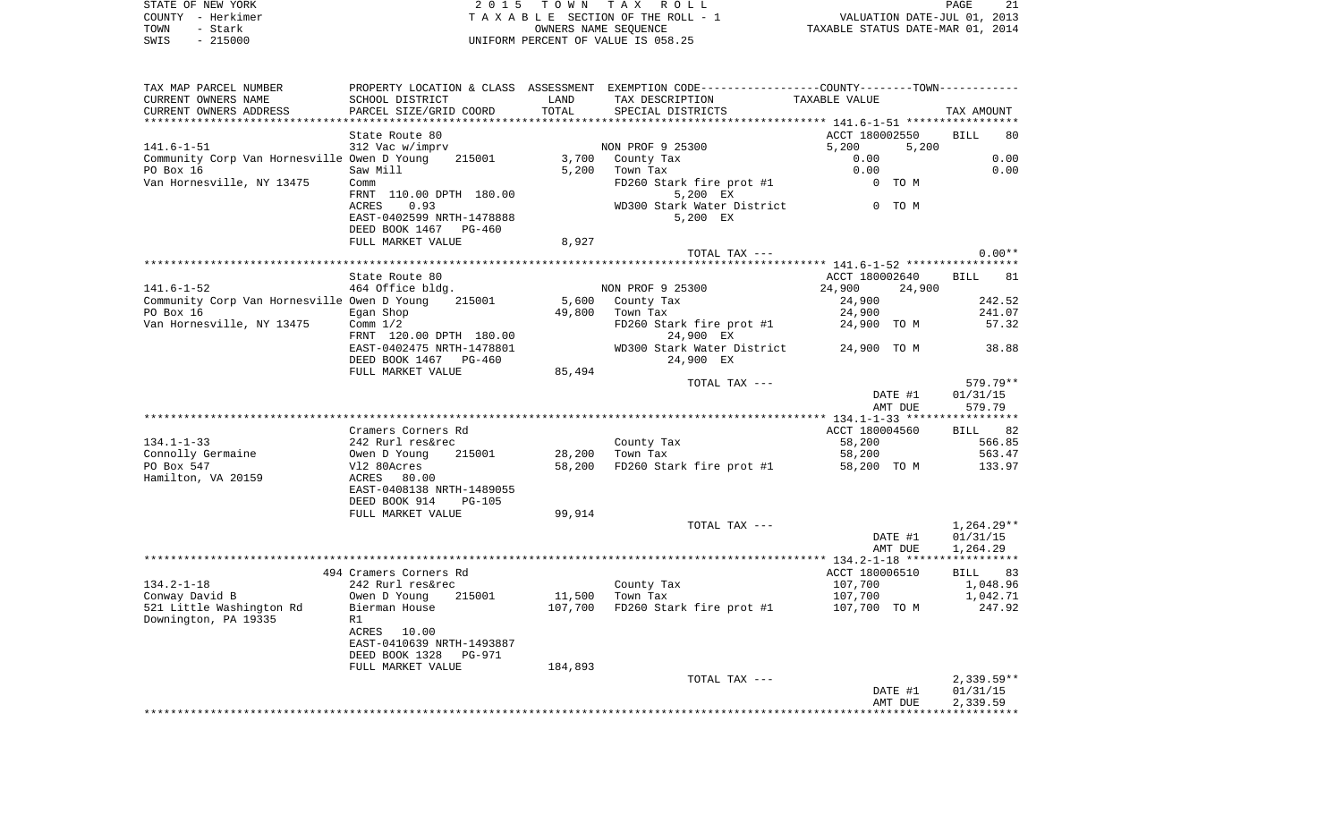STATE OF NEW YORK
COUNTY - Herkimer
TOWN - Stark
SWIS - 215000

2015 TOWN TAX ROLL
TAXABLE SECTION OF THE ROLL - 1
OWNERS NAME SEQUENCE
UNIFORM PERCENT OF VALUE IS 058.25

VALUATION DATE-JUL 01, 2013
TAXABLE STATUS DATE-MAR 01, 2014

| TAX MAP PARCEL NUMBER / CURRENT OWNERS NAME / CURRENT OWNERS ADDRESS | PROPERTY LOCATION & CLASS / SCHOOL DISTRICT / PARCEL SIZE/GRID COORD | ASSESSMENT LAND / TOTAL | EXEMPTION CODE / TAX DESCRIPTION / SPECIAL DISTRICTS | COUNTY / TOWN TAXABLE VALUE | TAX AMOUNT |
|---|---|---|---|---|---|
| 141.6-1-51 | State Route 80 | | | ACCT 180002550 | BILL 80 |
| | 312 Vac w/imprv | | NON PROF 9 25300 | 5,200 5,200 | |
| Community Corp Van Hornesville | Owen D Young 215001 | 3,700 | County Tax | 0.00 | 0.00 |
| PO Box 16 | Saw Mill | 5,200 | Town Tax | 0.00 | 0.00 |
| Van Hornesville, NY 13475 | Comm | | FD260 Stark fire prot #1 | 0 TO M | |
| | FRNT 110.00 DPTH 180.00 | | 5,200 EX | | |
| | ACRES 0.93 | | WD300 Stark Water District | 0 TO M | |
| | EAST-0402599 NRTH-1478888 | | 5,200 EX | | |
| | DEED BOOK 1467 PG-460 | | | | |
| | FULL MARKET VALUE | 8,927 | | | |
| | | | TOTAL TAX --- | | 0.00** |
| 141.6-1-52 | State Route 80 | | | ACCT 180002640 | BILL 81 |
| | 464 Office bldg. | | NON PROF 9 25300 | 24,900 24,900 | |
| Community Corp Van Hornesville | Owen D Young 215001 | 5,600 | County Tax | 24,900 | 242.52 |
| PO Box 16 | Egan Shop | 49,800 | Town Tax | 24,900 | 241.07 |
| Van Hornesville, NY 13475 | Comm 1/2 | | FD260 Stark fire prot #1 | 24,900 TO M | 57.32 |
| | FRNT 120.00 DPTH 180.00 | | 24,900 EX | | |
| | EAST-0402475 NRTH-1478801 | | WD300 Stark Water District | 24,900 TO M | 38.88 |
| | DEED BOOK 1467 PG-460 | | 24,900 EX | | |
| | FULL MARKET VALUE | 85,494 | | | |
| | | | TOTAL TAX --- | | 579.79** |
| | | | | DATE #1 | 01/31/15 |
| | | | | AMT DUE | 579.79 |
| 134.1-1-33 | Cramers Corners Rd | | | ACCT 180004560 | BILL 82 |
| | 242 Rurl res&rec | | County Tax | 58,200 | 566.85 |
| Connolly Germaine | Owen D Young 215001 | 28,200 | Town Tax | 58,200 | 563.47 |
| PO Box 547 | Vl2 80Acres | 58,200 | FD260 Stark fire prot #1 | 58,200 TO M | 133.97 |
| Hamilton, VA 20159 | ACRES 80.00 | | | | |
| | EAST-0408138 NRTH-1489055 | | | | |
| | DEED BOOK 914 PG-105 | | | | |
| | FULL MARKET VALUE | 99,914 | | | |
| | | | TOTAL TAX --- | | 1,264.29** |
| | | | | DATE #1 | 01/31/15 |
| | | | | AMT DUE | 1,264.29 |
| 134.2-1-18 | 494 Cramers Corners Rd | | | ACCT 180006510 | BILL 83 |
| | 242 Rurl res&rec | | County Tax | 107,700 | 1,048.96 |
| Conway David B | Owen D Young 215001 | 11,500 | Town Tax | 107,700 | 1,042.71 |
| 521 Little Washington Rd | Bierman House | 107,700 | FD260 Stark fire prot #1 | 107,700 TO M | 247.92 |
| Downington, PA 19335 | R1 | | | | |
| | ACRES 10.00 | | | | |
| | EAST-0410639 NRTH-1493887 | | | | |
| | DEED BOOK 1328 PG-971 | | | | |
| | FULL MARKET VALUE | 184,893 | | | |
| | | | TOTAL TAX --- | | 2,339.59** |
| | | | | DATE #1 | 01/31/15 |
| | | | | AMT DUE | 2,339.59 |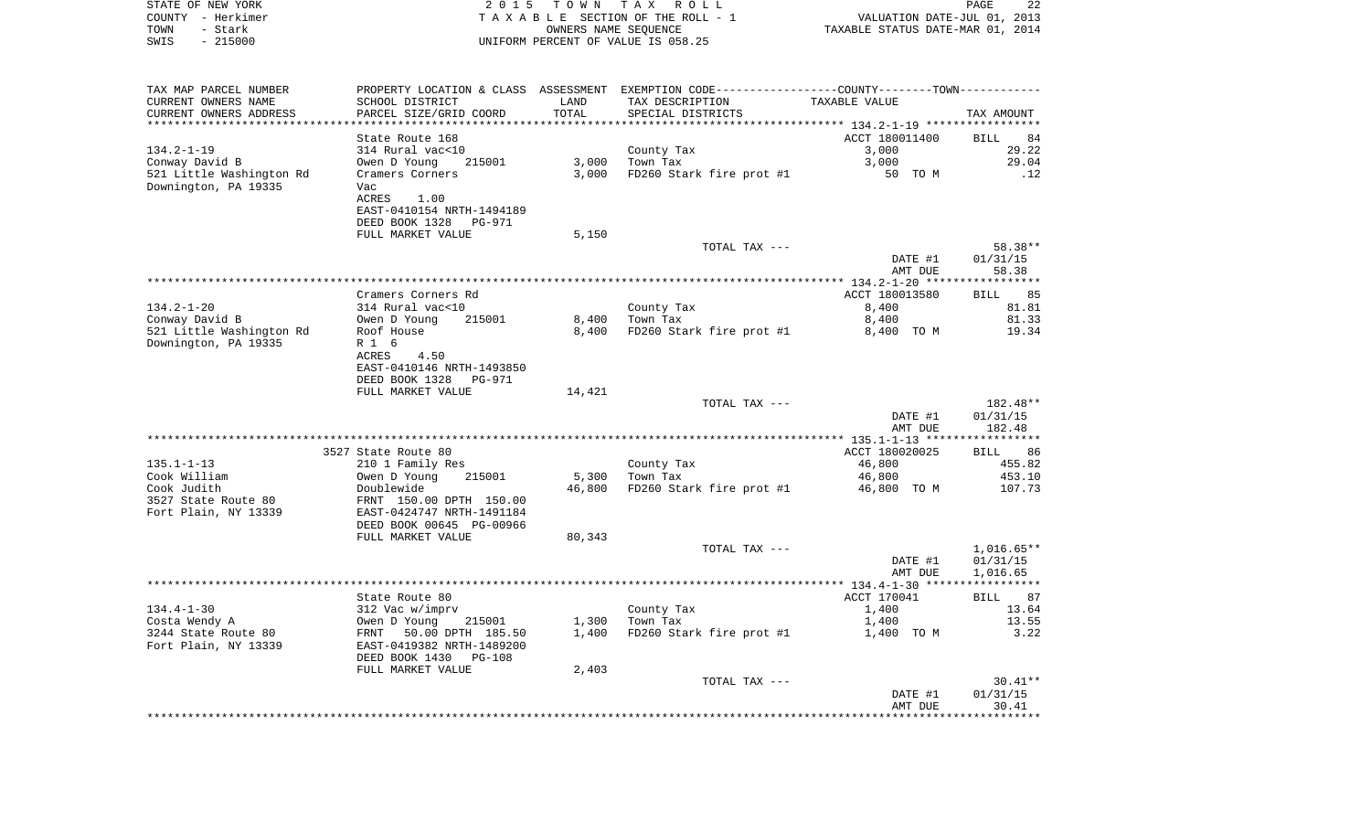STATE OF NEW YORK
COUNTY - Herkimer
TOWN - Stark
SWIS - 215000

2 0 1 5 T O W N T A X R O L L
T A X A B L E SECTION OF THE ROLL - 1
OWNERS NAME SEQUENCE
UNIFORM PERCENT OF VALUE IS 058.25

VALUATION DATE-JUL 01, 2013
TAXABLE STATUS DATE-MAR 01, 2014

| TAX MAP PARCEL NUMBER / CURRENT OWNERS NAME / CURRENT OWNERS ADDRESS | PROPERTY LOCATION & CLASS / SCHOOL DISTRICT / PARCEL SIZE/GRID COORD | ASSESSMENT LAND / TOTAL | EXEMPTION CODE / TAX DESCRIPTION / SPECIAL DISTRICTS | TAXABLE VALUE | TAX AMOUNT |
|---|---|---|---|---|---|
| 134.2-1-19 | State Route 168 | | | ACCT 180011400 | BILL 84 |
| | 314 Rural vac<10 | | County Tax | 3,000 | 29.22 |
| Conway David B | Owen D Young 215001 | 3,000 | Town Tax | 3,000 | 29.04 |
| 521 Little Washington Rd | Cramers Corners | 3,000 | FD260 Stark fire prot #1 | 50 TO M | .12 |
| Downington, PA 19335 | Vac | | | | |
| | ACRES 1.00 | | | | |
| | EAST-0410154 NRTH-1494189 | | | | |
| | DEED BOOK 1328 PG-971 | | | | |
| | FULL MARKET VALUE | 5,150 | | | |
| | | | TOTAL TAX --- | | 58.38** |
| | | | | DATE #1 | 01/31/15 |
| | | | | AMT DUE | 58.38 |
| 134.2-1-20 | Cramers Corners Rd | | | ACCT 180013580 | BILL 85 |
| | 314 Rural vac<10 | | County Tax | 8,400 | 81.81 |
| Conway David B | Owen D Young 215001 | 8,400 | Town Tax | 8,400 | 81.33 |
| 521 Little Washington Rd | Roof House | 8,400 | FD260 Stark fire prot #1 | 8,400 TO M | 19.34 |
| Downington, PA 19335 | R 1 6 | | | | |
| | ACRES 4.50 | | | | |
| | EAST-0410146 NRTH-1493850 | | | | |
| | DEED BOOK 1328 PG-971 | | | | |
| | FULL MARKET VALUE | 14,421 | | | |
| | | | TOTAL TAX --- | | 182.48** |
| | | | | DATE #1 | 01/31/15 |
| | | | | AMT DUE | 182.48 |
| 135.1-1-13 | 3527 State Route 80 | | | ACCT 180020025 | BILL 86 |
| | 210 1 Family Res | | County Tax | 46,800 | 455.82 |
| Cook William | Owen D Young 215001 | 5,300 | Town Tax | 46,800 | 453.10 |
| Cook Judith | Doublewide | 46,800 | FD260 Stark fire prot #1 | 46,800 TO M | 107.73 |
| 3527 State Route 80 | FRNT 150.00 DPTH 150.00 | | | | |
| Fort Plain, NY 13339 | EAST-0424747 NRTH-1491184 | | | | |
| | DEED BOOK 00645 PG-00966 | | | | |
| | FULL MARKET VALUE | 80,343 | | | |
| | | | TOTAL TAX --- | | 1,016.65** |
| | | | | DATE #1 | 01/31/15 |
| | | | | AMT DUE | 1,016.65 |
| 134.4-1-30 | State Route 80 | | | ACCT 170041 | BILL 87 |
| | 312 Vac w/imprv | | County Tax | 1,400 | 13.64 |
| Costa Wendy A | Owen D Young 215001 | 1,300 | Town Tax | 1,400 | 13.55 |
| 3244 State Route 80 | FRNT 50.00 DPTH 185.50 | 1,400 | FD260 Stark fire prot #1 | 1,400 TO M | 3.22 |
| Fort Plain, NY 13339 | EAST-0419382 NRTH-1489200 | | | | |
| | DEED BOOK 1430 PG-108 | | | | |
| | FULL MARKET VALUE | 2,403 | | | |
| | | | TOTAL TAX --- | | 30.41** |
| | | | | DATE #1 | 01/31/15 |
| | | | | AMT DUE | 30.41 |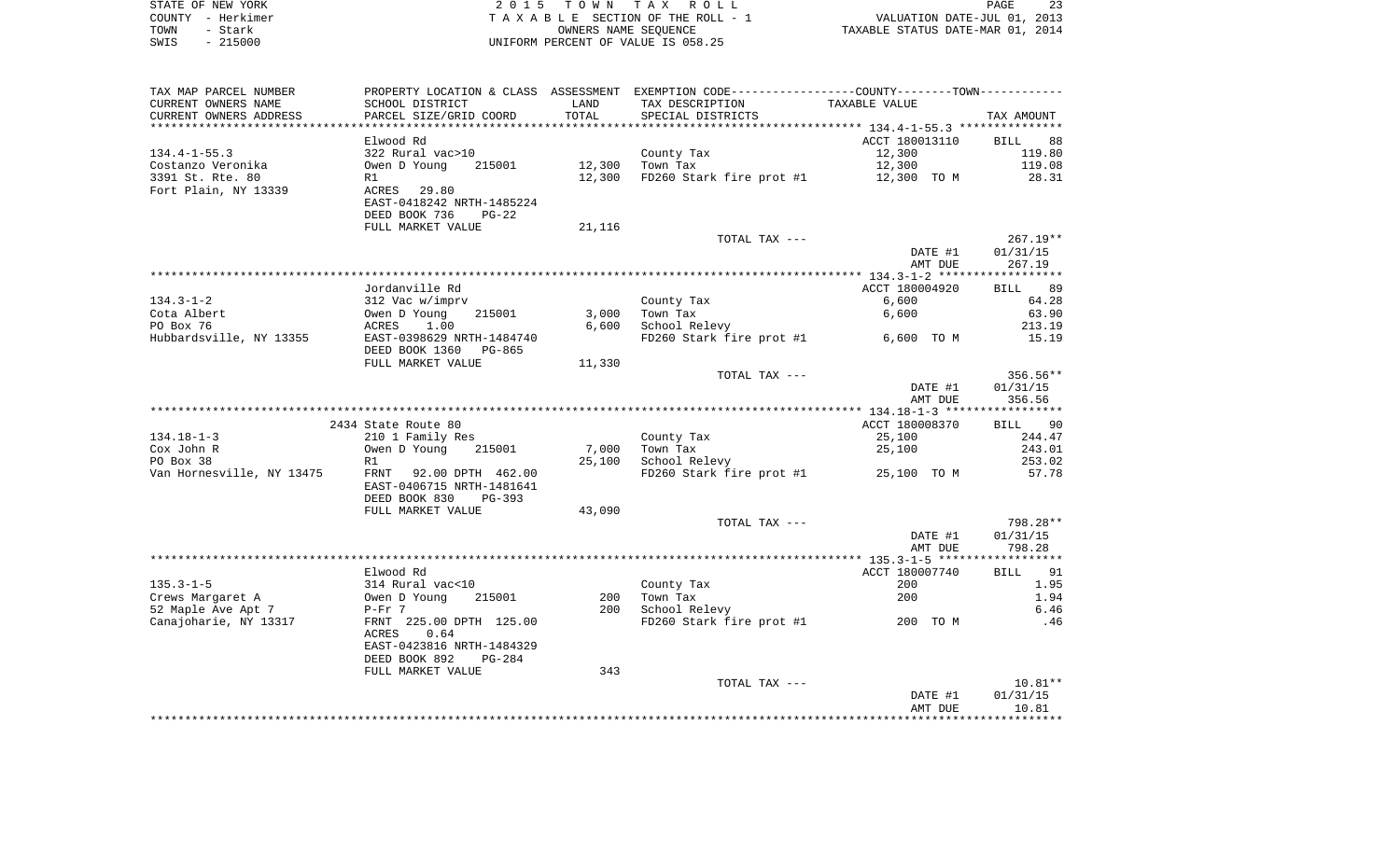STATE OF NEW YORK — 2 0 1 5 T O W N T A X R O L L
COUNTY - Herkimer — T A X A B L E SECTION OF THE ROLL - 1 — VALUATION DATE-JUL 01, 2013
TOWN - Stark — OWNERS NAME SEQUENCE — TAXABLE STATUS DATE-MAR 01, 2014
SWIS - 215000 — UNIFORM PERCENT OF VALUE IS 058.25

| TAX MAP PARCEL NUMBER / CURRENT OWNERS NAME / CURRENT OWNERS ADDRESS | PROPERTY LOCATION & CLASS / SCHOOL DISTRICT / PARCEL SIZE/GRID COORD | ASSESSMENT LAND / TOTAL | EXEMPTION CODE / TAX DESCRIPTION / SPECIAL DISTRICTS | COUNTY--------TOWN / TAXABLE VALUE | TAX AMOUNT |
|---|---|---|---|---|---|
| 134.4-1-55.3 | Elwood Rd | | | ACCT 180013110 | BILL 88 |
| Costanzo Veronika | 322 Rural vac>10 | | County Tax | 12,300 | 119.80 |
| 3391 St. Rte. 80 | Owen D Young 215001 | 12,300 | Town Tax | 12,300 | 119.08 |
| Fort Plain, NY 13339 | R1 | 12,300 | FD260 Stark fire prot #1 | 12,300 TO M | 28.31 |
| | ACRES 29.80 | | | | |
| | EAST-0418242 NRTH-1485224 | | | | |
| | DEED BOOK 736 PG-22 | | | | |
| | FULL MARKET VALUE | 21,116 | | | |
| | | | TOTAL TAX --- | | 267.19** |
| | | | | DATE #1 | 01/31/15 |
| | | | | AMT DUE | 267.19 |
| 134.3-1-2 | Jordanville Rd | | | ACCT 180004920 | BILL 89 |
| Cota Albert | 312 Vac w/imprv | | County Tax | 6,600 | 64.28 |
| PO Box 76 | Owen D Young 215001 | 3,000 | Town Tax | 6,600 | 63.90 |
| Hubbardsville, NY 13355 | ACRES 1.00 | 6,600 | School Relevy | | 213.19 |
| | EAST-0398629 NRTH-1484740 | | FD260 Stark fire prot #1 | 6,600 TO M | 15.19 |
| | DEED BOOK 1360 PG-865 | | | | |
| | FULL MARKET VALUE | 11,330 | | | |
| | | | TOTAL TAX --- | | 356.56** |
| | | | | DATE #1 | 01/31/15 |
| | | | | AMT DUE | 356.56 |
| 134.18-1-3 | 2434 State Route 80 | | | ACCT 180008370 | BILL 90 |
| Cox John R | 210 1 Family Res | | County Tax | 25,100 | 244.47 |
| PO Box 38 | Owen D Young 215001 | 7,000 | Town Tax | 25,100 | 243.01 |
| Van Hornesville, NY 13475 | R1 | 25,100 | School Relevy | | 253.02 |
| | FRNT 92.00 DPTH 462.00 | | FD260 Stark fire prot #1 | 25,100 TO M | 57.78 |
| | EAST-0406715 NRTH-1481641 | | | | |
| | DEED BOOK 830 PG-393 | | | | |
| | FULL MARKET VALUE | 43,090 | | | |
| | | | TOTAL TAX --- | | 798.28** |
| | | | | DATE #1 | 01/31/15 |
| | | | | AMT DUE | 798.28 |
| 135.3-1-5 | Elwood Rd | | | ACCT 180007740 | BILL 91 |
| Crews Margaret A | 314 Rural vac<10 | | County Tax | 200 | 1.95 |
| 52 Maple Ave Apt 7 | Owen D Young 215001 | 200 | Town Tax | 200 | 1.94 |
| Canajoharie, NY 13317 | P-Fr 7 | 200 | School Relevy | | 6.46 |
| | FRNT 225.00 DPTH 125.00 | | FD260 Stark fire prot #1 | 200 TO M | .46 |
| | ACRES 0.64 | | | | |
| | EAST-0423816 NRTH-1484329 | | | | |
| | DEED BOOK 892 PG-284 | | | | |
| | FULL MARKET VALUE | 343 | | | |
| | | | TOTAL TAX --- | | 10.81** |
| | | | | DATE #1 | 01/31/15 |
| | | | | AMT DUE | 10.81 |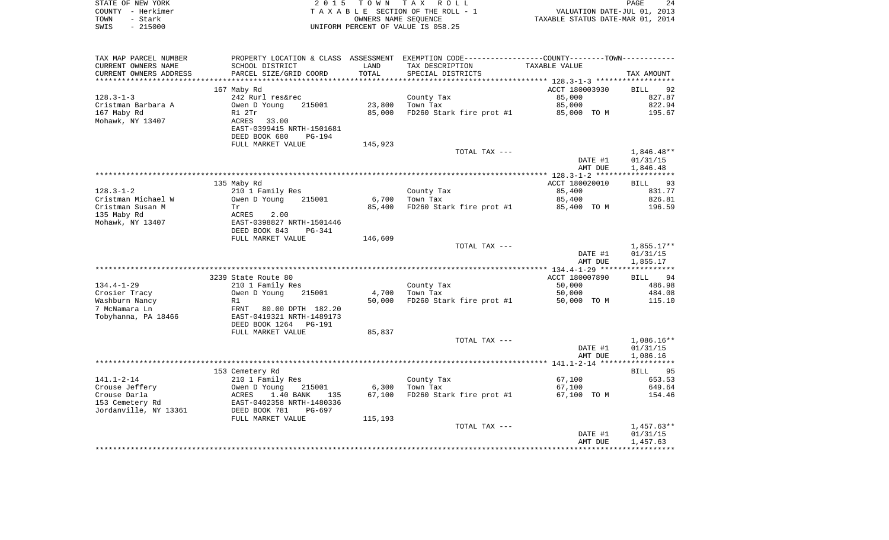STATE OF NEW YORK — COUNTY - Herkimer — TOWN - Stark — SWIS - 215000

2015 TOWN TAX ROLL
TAXABLE SECTION OF THE ROLL - 1
OWNERS NAME SEQUENCE
UNIFORM PERCENT OF VALUE IS 058.25

VALUATION DATE-JUL 01, 2013
TAXABLE STATUS DATE-MAR 01, 2014

| TAX MAP PARCEL NUMBER / CURRENT OWNERS NAME / CURRENT OWNERS ADDRESS | PROPERTY LOCATION & CLASS / SCHOOL DISTRICT / PARCEL SIZE/GRID COORD | ASSESSMENT LAND / TOTAL | EXEMPTION CODE / TAX DESCRIPTION / SPECIAL DISTRICTS | TAXABLE VALUE | TAX AMOUNT |
|---|---|---|---|---|---|
| 128.3-1-3 | 167 Maby Rd | | | ACCT 180003930 | BILL 92 |
| Cristman Barbara A | 242 Rurl res&rec | | County Tax | 85,000 | 827.87 |
| 167 Maby Rd | Owen D Young 215001 | 23,800 | Town Tax | 85,000 | 822.94 |
| Mohawk, NY 13407 | R1 2Tr | 85,000 | FD260 Stark fire prot #1 | 85,000 TO M | 195.67 |
| | ACRES 33.00 | | | | |
| | EAST-0399415 NRTH-1501681 | | | | |
| | DEED BOOK 680 PG-194 | | | | |
| | FULL MARKET VALUE | 145,923 | | | |
| | | | TOTAL TAX --- | | 1,846.48** |
| | | | | DATE #1 | 01/31/15 |
| | | | | AMT DUE | 1,846.48 |
| 128.3-1-2 | 135 Maby Rd | | | ACCT 180020010 | BILL 93 |
| Cristman Michael W | 210 1 Family Res | | County Tax | 85,400 | 831.77 |
| Cristman Susan M | Owen D Young 215001 | 6,700 | Town Tax | 85,400 | 826.81 |
| 135 Maby Rd | Tr | 85,400 | FD260 Stark fire prot #1 | 85,400 TO M | 196.59 |
| Mohawk, NY 13407 | ACRES 2.00 | | | | |
| | EAST-0398827 NRTH-1501446 | | | | |
| | DEED BOOK 843 PG-341 | | | | |
| | FULL MARKET VALUE | 146,609 | | | |
| | | | TOTAL TAX --- | | 1,855.17** |
| | | | | DATE #1 | 01/31/15 |
| | | | | AMT DUE | 1,855.17 |
| 134.4-1-29 | 3239 State Route 80 | | | ACCT 180007890 | BILL 94 |
| Crosier Tracy | 210 1 Family Res | | County Tax | 50,000 | 486.98 |
| Washburn Nancy | Owen D Young 215001 | 4,700 | Town Tax | 50,000 | 484.08 |
| 7 McNamara Ln | R1 | 50,000 | FD260 Stark fire prot #1 | 50,000 TO M | 115.10 |
| Tobyhanna, PA 18466 | FRNT 80.00 DPTH 182.20 | | | | |
| | EAST-0419321 NRTH-1489173 | | | | |
| | DEED BOOK 1264 PG-191 | | | | |
| | FULL MARKET VALUE | 85,837 | | | |
| | | | TOTAL TAX --- | | 1,086.16** |
| | | | | DATE #1 | 01/31/15 |
| | | | | AMT DUE | 1,086.16 |
| 141.1-2-14 | 153 Cemetery Rd | | | | BILL 95 |
| Crouse Jeffery | 210 1 Family Res | | County Tax | 67,100 | 653.53 |
| Crouse Darla | Owen D Young 215001 | 6,300 | Town Tax | 67,100 | 649.64 |
| 153 Cemetery Rd | ACRES 1.40 BANK 135 | 67,100 | FD260 Stark fire prot #1 | 67,100 TO M | 154.46 |
| Jordanville, NY 13361 | EAST-0402358 NRTH-1480336 | | | | |
| | DEED BOOK 781 PG-697 | | | | |
| | FULL MARKET VALUE | 115,193 | | | |
| | | | TOTAL TAX --- | | 1,457.63** |
| | | | | DATE #1 | 01/31/15 |
| | | | | AMT DUE | 1,457.63 |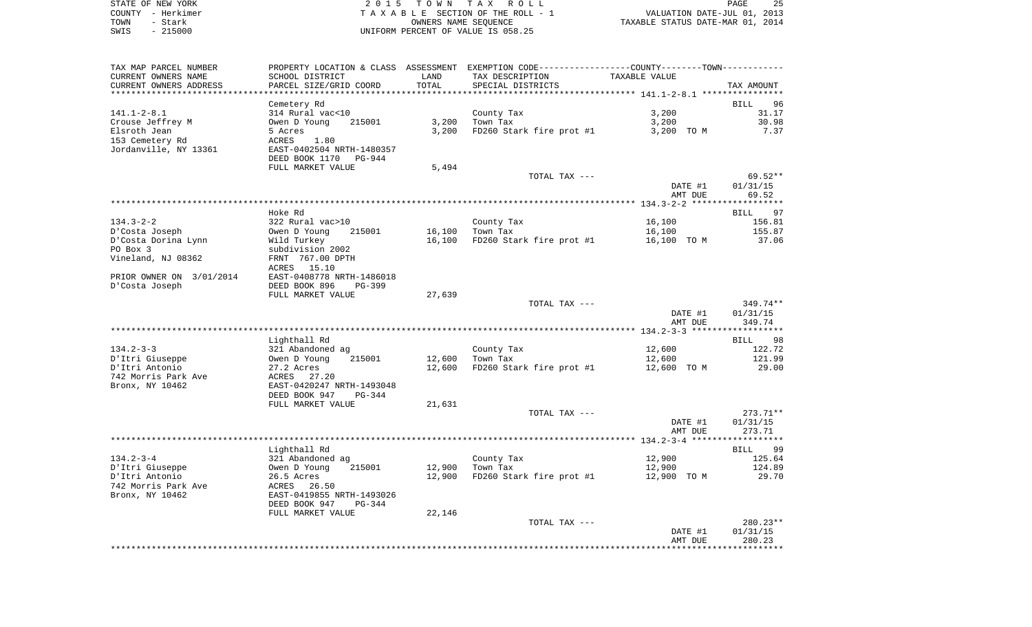STATE OF NEW YORK
COUNTY - Herkimer
TOWN - Stark
SWIS - 215000

2015 TOWN TAX ROLL
TAXABLE SECTION OF THE ROLL - 1
OWNERS NAME SEQUENCE
UNIFORM PERCENT OF VALUE IS 058.25

VALUATION DATE-JUL 01, 2013
TAXABLE STATUS DATE-MAR 01, 2014

| TAX MAP PARCEL NUMBER / CURRENT OWNERS NAME / CURRENT OWNERS ADDRESS | PROPERTY LOCATION & CLASS / SCHOOL DISTRICT / PARCEL SIZE/GRID COORD | ASSESSMENT LAND / TOTAL | EXEMPTION CODE / TAX DESCRIPTION / SPECIAL DISTRICTS | COUNTY/TOWN TAXABLE VALUE | TAX AMOUNT |
|---|---|---|---|---|---|
| | Cemetery Rd | | | | BILL 96 |
| 141.1-2-8.1 | 314 Rural vac<10 | | County Tax | 3,200 | 31.17 |
| Crouse Jeffrey M | Owen D Young 215001 | 3,200 | Town Tax | 3,200 | 30.98 |
| Elsroth Jean | 5 Acres | 3,200 | FD260 Stark fire prot #1 | 3,200 TO M | 7.37 |
| 153 Cemetery Rd | ACRES 1.80 | | | | |
| Jordanville, NY 13361 | EAST-0402504 NRTH-1480357 | | | | |
| | DEED BOOK 1170 PG-944 | | | | |
| | FULL MARKET VALUE | 5,494 | | | |
| | | | TOTAL TAX --- | | 69.52** |
| | | | | DATE #1 | 01/31/15 |
| | | | | AMT DUE | 69.52 |
| | Hoke Rd | | | | BILL 97 |
| 134.3-2-2 | 322 Rural vac>10 | | County Tax | 16,100 | 156.81 |
| D'Costa Joseph | Owen D Young 215001 | 16,100 | Town Tax | 16,100 | 155.87 |
| D'Costa Dorina Lynn | Wild Turkey | 16,100 | FD260 Stark fire prot #1 | 16,100 TO M | 37.06 |
| PO Box 3 | subdivision 2002 | | | | |
| Vineland, NJ 08362 | FRNT 767.00 DPTH | | | | |
| | ACRES 15.10 | | | | |
| PRIOR OWNER ON 3/01/2014 | EAST-0408778 NRTH-1486018 | | | | |
| D'Costa Joseph | DEED BOOK 896 PG-399 | | | | |
| | FULL MARKET VALUE | 27,639 | | | |
| | | | TOTAL TAX --- | | 349.74** |
| | | | | DATE #1 | 01/31/15 |
| | | | | AMT DUE | 349.74 |
| | Lighthall Rd | | | | BILL 98 |
| 134.2-3-3 | 321 Abandoned ag | | County Tax | 12,600 | 122.72 |
| D'Itri Giuseppe | Owen D Young 215001 | 12,600 | Town Tax | 12,600 | 121.99 |
| D'Itri Antonio | 27.2 Acres | 12,600 | FD260 Stark fire prot #1 | 12,600 TO M | 29.00 |
| 742 Morris Park Ave | ACRES 27.20 | | | | |
| Bronx, NY 10462 | EAST-0420247 NRTH-1493048 | | | | |
| | DEED BOOK 947 PG-344 | | | | |
| | FULL MARKET VALUE | 21,631 | | | |
| | | | TOTAL TAX --- | | 273.71** |
| | | | | DATE #1 | 01/31/15 |
| | | | | AMT DUE | 273.71 |
| | Lighthall Rd | | | | BILL 99 |
| 134.2-3-4 | 321 Abandoned ag | | County Tax | 12,900 | 125.64 |
| D'Itri Giuseppe | Owen D Young 215001 | 12,900 | Town Tax | 12,900 | 124.89 |
| D'Itri Antonio | 26.5 Acres | 12,900 | FD260 Stark fire prot #1 | 12,900 TO M | 29.70 |
| 742 Morris Park Ave | ACRES 26.50 | | | | |
| Bronx, NY 10462 | EAST-0419855 NRTH-1493026 | | | | |
| | DEED BOOK 947 PG-344 | | | | |
| | FULL MARKET VALUE | 22,146 | | | |
| | | | TOTAL TAX --- | | 280.23** |
| | | | | DATE #1 | 01/31/15 |
| | | | | AMT DUE | 280.23 |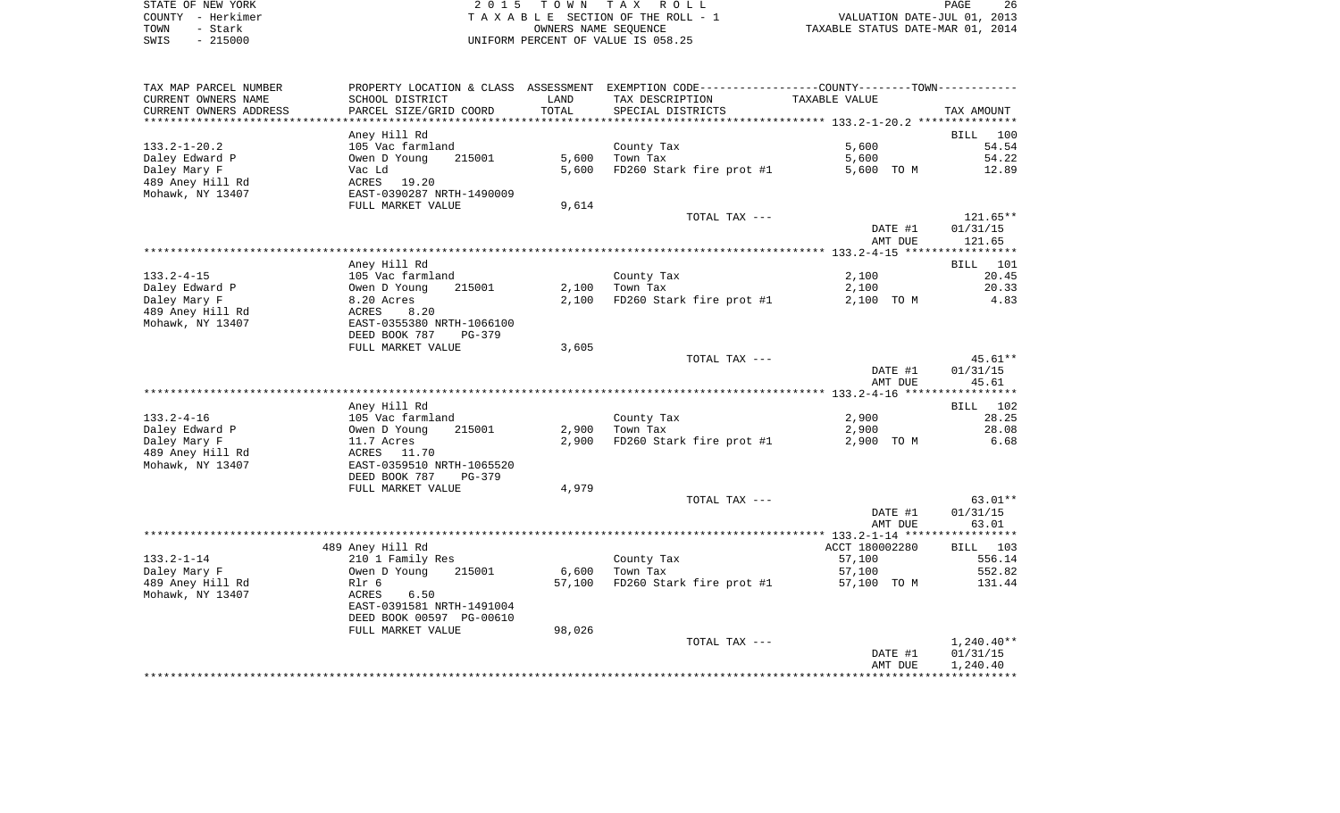STATE OF NEW YORK
COUNTY - Herkimer
TOWN - Stark
SWIS - 215000

2 0 1 5 T O W N T A X R O L L
T A X A B L E SECTION OF THE ROLL - 1
OWNERS NAME SEQUENCE
UNIFORM PERCENT OF VALUE IS 058.25

VALUATION DATE-JUL 01, 2013
TAXABLE STATUS DATE-MAR 01, 2014

| TAX MAP PARCEL NUMBER / CURRENT OWNERS NAME / CURRENT OWNERS ADDRESS | PROPERTY LOCATION & CLASS / SCHOOL DISTRICT / PARCEL SIZE/GRID COORD | ASSESSMENT LAND / TOTAL | EXEMPTION CODE / TAX DESCRIPTION / SPECIAL DISTRICTS | COUNTY--------TOWN / TAXABLE VALUE | TAX AMOUNT |
|---|---|---|---|---|---|
| | Aney Hill Rd | | | | BILL 100 |
| 133.2-1-20.2 | 105 Vac farmland | | County Tax | 5,600 | 54.54 |
| Daley Edward P | Owen D Young 215001 | 5,600 | Town Tax | 5,600 | 54.22 |
| Daley Mary F | Vac Ld | 5,600 | FD260 Stark fire prot #1 | 5,600 TO M | 12.89 |
| 489 Aney Hill Rd | ACRES 19.20 | | | | |
| Mohawk, NY 13407 | EAST-0390287 NRTH-1490009 | | | | |
| | FULL MARKET VALUE | 9,614 | | | |
| | | | TOTAL TAX --- | | 121.65** |
| | | | | DATE #1 | 01/31/15 |
| | | | | AMT DUE | 121.65 |
| | Aney Hill Rd | | | | BILL 101 |
| 133.2-4-15 | 105 Vac farmland | | County Tax | 2,100 | 20.45 |
| Daley Edward P | Owen D Young 215001 | 2,100 | Town Tax | 2,100 | 20.33 |
| Daley Mary F | 8.20 Acres | 2,100 | FD260 Stark fire prot #1 | 2,100 TO M | 4.83 |
| 489 Aney Hill Rd | ACRES 8.20 | | | | |
| Mohawk, NY 13407 | EAST-0355380 NRTH-1066100 | | | | |
| | DEED BOOK 787 PG-379 | | | | |
| | FULL MARKET VALUE | 3,605 | | | |
| | | | TOTAL TAX --- | | 45.61** |
| | | | | DATE #1 | 01/31/15 |
| | | | | AMT DUE | 45.61 |
| | Aney Hill Rd | | | | BILL 102 |
| 133.2-4-16 | 105 Vac farmland | | County Tax | 2,900 | 28.25 |
| Daley Edward P | Owen D Young 215001 | 2,900 | Town Tax | 2,900 | 28.08 |
| Daley Mary F | 11.7 Acres | 2,900 | FD260 Stark fire prot #1 | 2,900 TO M | 6.68 |
| 489 Aney Hill Rd | ACRES 11.70 | | | | |
| Mohawk, NY 13407 | EAST-0359510 NRTH-1065520 | | | | |
| | DEED BOOK 787 PG-379 | | | | |
| | FULL MARKET VALUE | 4,979 | | | |
| | | | TOTAL TAX --- | | 63.01** |
| | | | | DATE #1 | 01/31/15 |
| | | | | AMT DUE | 63.01 |
| | 489 Aney Hill Rd | | | ACCT 180002280 | BILL 103 |
| 133.2-1-14 | 210 1 Family Res | | County Tax | 57,100 | 556.14 |
| Daley Mary F | Owen D Young 215001 | 6,600 | Town Tax | 57,100 | 552.82 |
| 489 Aney Hill Rd | Rlr 6 | 57,100 | FD260 Stark fire prot #1 | 57,100 TO M | 131.44 |
| Mohawk, NY 13407 | ACRES 6.50 | | | | |
| | EAST-0391581 NRTH-1491004 | | | | |
| | DEED BOOK 00597 PG-00610 | | | | |
| | FULL MARKET VALUE | 98,026 | | | |
| | | | TOTAL TAX --- | | 1,240.40** |
| | | | | DATE #1 | 01/31/15 |
| | | | | AMT DUE | 1,240.40 |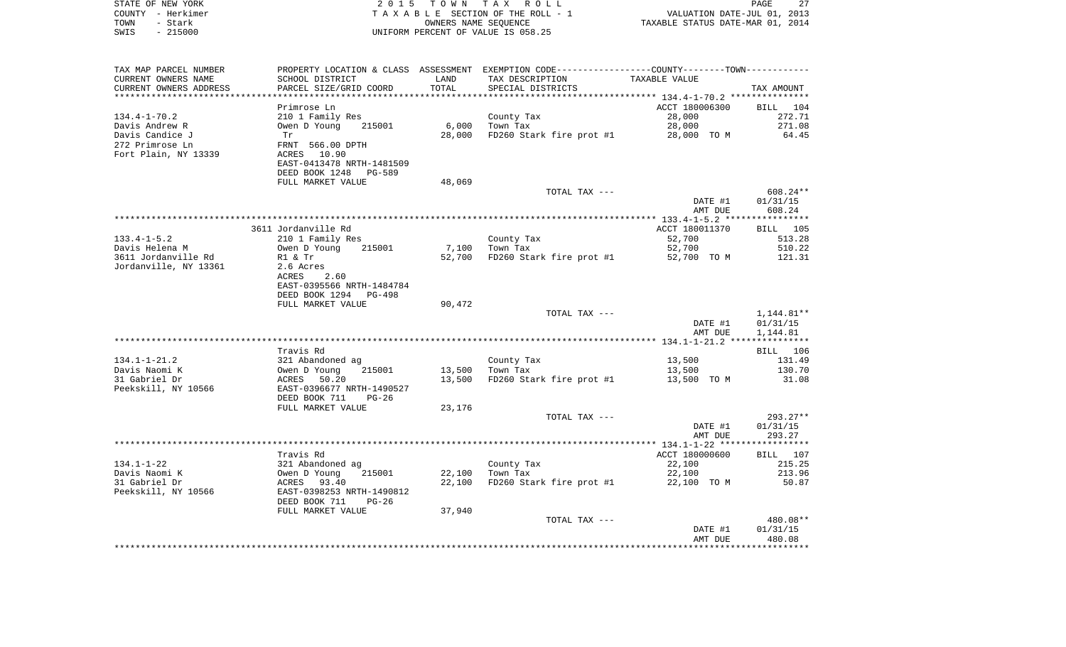STATE OF NEW YORK
COUNTY - Herkimer
TOWN - Stark
SWIS - 215000

2 0 1 5 T O W N T A X R O L L
T A X A B L E SECTION OF THE ROLL - 1
OWNERS NAME SEQUENCE
UNIFORM PERCENT OF VALUE IS 058.25

VALUATION DATE-JUL 01, 2013
TAXABLE STATUS DATE-MAR 01, 2014

| TAX MAP PARCEL NUMBER<br>CURRENT OWNERS NAME<br>CURRENT OWNERS ADDRESS | PROPERTY LOCATION & CLASS<br>SCHOOL DISTRICT<br>PARCEL SIZE/GRID COORD | ASSESSMENT<br>LAND<br>TOTAL | EXEMPTION CODE-----COUNTY-----TOWN-----<br>TAX DESCRIPTION<br>SPECIAL DISTRICTS | TAXABLE VALUE | TAX AMOUNT |
|---|---|---|---|---|---|
| ***** 134.4-1-70.2 ***** | | | | | |
| | Primrose Ln | | | ACCT 180006300 | BILL 104 |
| 134.4-1-70.2 | 210 1 Family Res | | County Tax | 28,000 | 272.71 |
| Davis Andrew R | Owen D Young 215001 | 6,000 | Town Tax | 28,000 | 271.08 |
| Davis Candice J | Tr | 28,000 | FD260 Stark fire prot #1 | 28,000 TO M | 64.45 |
| 272 Primrose Ln | FRNT 566.00 DPTH | | | | |
| Fort Plain, NY 13339 | ACRES 10.90 | | | | |
| | EAST-0413478 NRTH-1481509 | | | | |
| | DEED BOOK 1248 PG-589 | | | | |
| | FULL MARKET VALUE | 48,069 | | | |
| | | | TOTAL TAX --- | | 608.24** |
| | | | | DATE #1 | 01/31/15 |
| | | | | AMT DUE | 608.24 |
| ***** 133.4-1-5.2 ***** | | | | | |
| | 3611 Jordanville Rd | | | ACCT 180011370 | BILL 105 |
| 133.4-1-5.2 | 210 1 Family Res | | County Tax | 52,700 | 513.28 |
| Davis Helena M | Owen D Young 215001 | 7,100 | Town Tax | 52,700 | 510.22 |
| 3611 Jordanville Rd | R1 & Tr | 52,700 | FD260 Stark fire prot #1 | 52,700 TO M | 121.31 |
| Jordanville, NY 13361 | 2.6 Acres | | | | |
| | ACRES 2.60 | | | | |
| | EAST-0395566 NRTH-1484784 | | | | |
| | DEED BOOK 1294 PG-498 | | | | |
| | FULL MARKET VALUE | 90,472 | | | |
| | | | TOTAL TAX --- | | 1,144.81** |
| | | | | DATE #1 | 01/31/15 |
| | | | | AMT DUE | 1,144.81 |
| ***** 134.1-1-21.2 ***** | | | | | |
| | Travis Rd | | | | BILL 106 |
| 134.1-1-21.2 | 321 Abandoned ag | | County Tax | 13,500 | 131.49 |
| Davis Naomi K | Owen D Young 215001 | 13,500 | Town Tax | 13,500 | 130.70 |
| 31 Gabriel Dr | ACRES 50.20 | 13,500 | FD260 Stark fire prot #1 | 13,500 TO M | 31.08 |
| Peekskill, NY 10566 | EAST-0396677 NRTH-1490527 | | | | |
| | DEED BOOK 711 PG-26 | | | | |
| | FULL MARKET VALUE | 23,176 | | | |
| | | | TOTAL TAX --- | | 293.27** |
| | | | | DATE #1 | 01/31/15 |
| | | | | AMT DUE | 293.27 |
| ***** 134.1-1-22 ***** | | | | | |
| | Travis Rd | | | ACCT 180000600 | BILL 107 |
| 134.1-1-22 | 321 Abandoned ag | | County Tax | 22,100 | 215.25 |
| Davis Naomi K | Owen D Young 215001 | 22,100 | Town Tax | 22,100 | 213.96 |
| 31 Gabriel Dr | ACRES 93.40 | 22,100 | FD260 Stark fire prot #1 | 22,100 TO M | 50.87 |
| Peekskill, NY 10566 | EAST-0398253 NRTH-1490812 | | | | |
| | DEED BOOK 711 PG-26 | | | | |
| | FULL MARKET VALUE | 37,940 | | | |
| | | | TOTAL TAX --- | | 480.08** |
| | | | | DATE #1 | 01/31/15 |
| | | | | AMT DUE | 480.08 |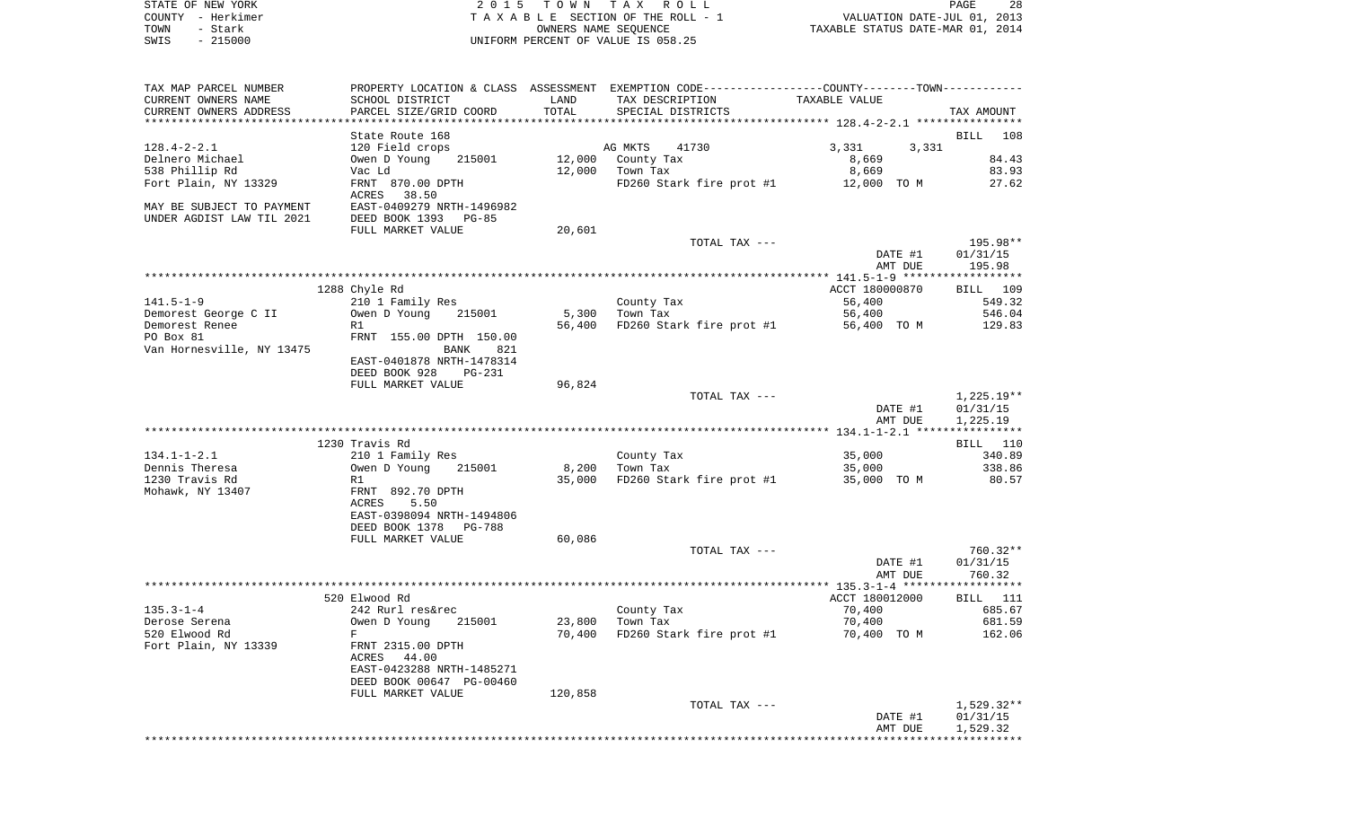STATE OF NEW YORK | 2015 TOWN TAX ROLL | PAGE 28
COUNTY - Herkimer | TAXABLE SECTION OF THE ROLL - 1 | VALUATION DATE-JUL 01, 2013
TOWN - Stark | OWNERS NAME SEQUENCE | TAXABLE STATUS DATE-MAR 01, 2014
SWIS - 215000 | UNIFORM PERCENT OF VALUE IS 058.25

| TAX MAP PARCEL NUMBER / CURRENT OWNERS NAME / CURRENT OWNERS ADDRESS | PROPERTY LOCATION & CLASS / SCHOOL DISTRICT / PARCEL SIZE/GRID COORD | ASSESSMENT LAND | TOTAL | EXEMPTION CODE / TAX DESCRIPTION / SPECIAL DISTRICTS | COUNTY TAXABLE VALUE | TOWN TAXABLE VALUE | TAX AMOUNT |
|---|---|---|---|---|---|---|---|
| | State Route 168 | | | | | | BILL 108 |
| 128.4-2-2.1 | 120 Field crops | | | AG MKTS 41730 | 3,331 | 3,331 | |
| Delnero Michael | Owen D Young 215001 | 12,000 | | County Tax | 8,669 | | 84.43 |
| 538 Phillip Rd | Vac Ld | | 12,000 | Town Tax | 8,669 | | 83.93 |
| Fort Plain, NY 13329 | FRNT 870.00 DPTH | | | FD260 Stark fire prot #1 | 12,000 TO M | | 27.62 |
| | ACRES 38.50 | | | | | | |
| MAY BE SUBJECT TO PAYMENT | EAST-0409279 NRTH-1496982 | | | | | | |
| UNDER AGDIST LAW TIL 2021 | DEED BOOK 1393 PG-85 | | | | | | |
| | FULL MARKET VALUE | | 20,601 | | | | |
| | | | | TOTAL TAX --- | | | 195.98** |
| | | | | | DATE #1 | | 01/31/15 |
| | | | | | AMT DUE | | 195.98 |
| | 1288 Chyle Rd | | | | ACCT 180000870 | | BILL 109 |
| 141.5-1-9 | 210 1 Family Res | | | County Tax | 56,400 | | 549.32 |
| Demorest George C II | Owen D Young 215001 | 5,300 | | Town Tax | 56,400 | | 546.04 |
| Demorest Renee | R1 | | 56,400 | FD260 Stark fire prot #1 | 56,400 TO M | | 129.83 |
| PO Box 81 | FRNT 155.00 DPTH 150.00 | | | | | | |
| Van Hornesville, NY 13475 | BANK 821 | | | | | | |
| | EAST-0401878 NRTH-1478314 | | | | | | |
| | DEED BOOK 928 PG-231 | | | | | | |
| | FULL MARKET VALUE | | 96,824 | | | | |
| | | | | TOTAL TAX --- | | | 1,225.19** |
| | | | | | DATE #1 | | 01/31/15 |
| | | | | | AMT DUE | | 1,225.19 |
| | 1230 Travis Rd | | | | | | BILL 110 |
| 134.1-1-2.1 | 210 1 Family Res | | | County Tax | 35,000 | | 340.89 |
| Dennis Theresa | Owen D Young 215001 | 8,200 | | Town Tax | 35,000 | | 338.86 |
| 1230 Travis Rd | R1 | | 35,000 | FD260 Stark fire prot #1 | 35,000 TO M | | 80.57 |
| Mohawk, NY 13407 | FRNT 892.70 DPTH | | | | | | |
| | ACRES 5.50 | | | | | | |
| | EAST-0398094 NRTH-1494806 | | | | | | |
| | DEED BOOK 1378 PG-788 | | | | | | |
| | FULL MARKET VALUE | | 60,086 | | | | |
| | | | | TOTAL TAX --- | | | 760.32** |
| | | | | | DATE #1 | | 01/31/15 |
| | | | | | AMT DUE | | 760.32 |
| | 520 Elwood Rd | | | | ACCT 180012000 | | BILL 111 |
| 135.3-1-4 | 242 Rurl res&rec | | | County Tax | 70,400 | | 685.67 |
| Derose Serena | Owen D Young 215001 | 23,800 | | Town Tax | 70,400 | | 681.59 |
| 520 Elwood Rd | F | | 70,400 | FD260 Stark fire prot #1 | 70,400 TO M | | 162.06 |
| Fort Plain, NY 13339 | FRNT 2315.00 DPTH | | | | | | |
| | ACRES 44.00 | | | | | | |
| | EAST-0423288 NRTH-1485271 | | | | | | |
| | DEED BOOK 00647 PG-00460 | | | | | | |
| | FULL MARKET VALUE | | 120,858 | | | | |
| | | | | TOTAL TAX --- | | | 1,529.32** |
| | | | | | DATE #1 | | 01/31/15 |
| | | | | | AMT DUE | | 1,529.32 |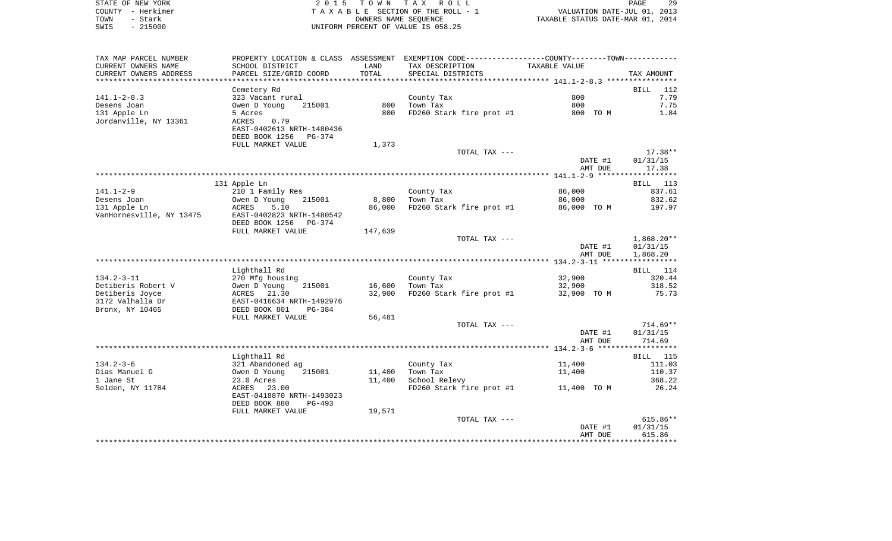STATE OF NEW YORK — 2015 TOWN TAX ROLL
COUNTY - Herkimer — TAXABLE SECTION OF THE ROLL - 1 — VALUATION DATE-JUL 01, 2013
TOWN - Stark — OWNERS NAME SEQUENCE — TAXABLE STATUS DATE-MAR 01, 2014
SWIS - 215000 — UNIFORM PERCENT OF VALUE IS 058.25

| TAX MAP PARCEL NUMBER / CURRENT OWNERS NAME / CURRENT OWNERS ADDRESS | PROPERTY LOCATION & CLASS / SCHOOL DISTRICT / PARCEL SIZE/GRID COORD | ASSESSMENT LAND / TOTAL | EXEMPTION CODE / TAX DESCRIPTION / SPECIAL DISTRICTS | COUNTY--TOWN TAXABLE VALUE | TAX AMOUNT |
|---|---|---|---|---|---|
| **141.1-2-8.3** | Cemetery Rd | | | | BILL 112 |
| 141.1-2-8.3 | 323 Vacant rural | | County Tax | 800 | 7.79 |
| Desens Joan | Owen D Young 215001 | 800 | Town Tax | 800 | 7.75 |
| 131 Apple Ln | 5 Acres | 800 | FD260 Stark fire prot #1 | 800 TO M | 1.84 |
| Jordanville, NY 13361 | ACRES 0.79 | | | | |
| | EAST-0402613 NRTH-1480436 | | | | |
| | DEED BOOK 1256 PG-374 | | | | |
| | FULL MARKET VALUE | 1,373 | | | |
| | | | TOTAL TAX --- | | 17.38** |
| | | | | DATE #1 | 01/31/15 |
| | | | | AMT DUE | 17.38 |
| **141.1-2-9** | 131 Apple Ln | | | | BILL 113 |
| 141.1-2-9 | 210 1 Family Res | | County Tax | 86,000 | 837.61 |
| Desens Joan | Owen D Young 215001 | 8,800 | Town Tax | 86,000 | 832.62 |
| 131 Apple Ln | ACRES 5.10 | 86,000 | FD260 Stark fire prot #1 | 86,000 TO M | 197.97 |
| VanHornesville, NY 13475 | EAST-0402823 NRTH-1480542 | | | | |
| | DEED BOOK 1256 PG-374 | | | | |
| | FULL MARKET VALUE | 147,639 | | | |
| | | | TOTAL TAX --- | | 1,868.20** |
| | | | | DATE #1 | 01/31/15 |
| | | | | AMT DUE | 1,868.20 |
| **134.2-3-11** | Lighthall Rd | | | | BILL 114 |
| 134.2-3-11 | 270 Mfg housing | | County Tax | 32,900 | 320.44 |
| Detiberis Robert V | Owen D Young 215001 | 16,600 | Town Tax | 32,900 | 318.52 |
| Detiberis Joyce | ACRES 21.30 | 32,900 | FD260 Stark fire prot #1 | 32,900 TO M | 75.73 |
| 3172 Valhalla Dr | EAST-0416634 NRTH-1492976 | | | | |
| Bronx, NY 10465 | DEED BOOK 801 PG-384 | | | | |
| | FULL MARKET VALUE | 56,481 | | | |
| | | | TOTAL TAX --- | | 714.69** |
| | | | | DATE #1 | 01/31/15 |
| | | | | AMT DUE | 714.69 |
| **134.2-3-6** | Lighthall Rd | | | | BILL 115 |
| 134.2-3-6 | 321 Abandoned ag | | County Tax | 11,400 | 111.03 |
| Dias Manuel G | Owen D Young 215001 | 11,400 | Town Tax | 11,400 | 110.37 |
| 1 Jane St | 23.0 Acres | 11,400 | School Relevy | | 368.22 |
| Selden, NY 11784 | ACRES 23.00 | | FD260 Stark fire prot #1 | 11,400 TO M | 26.24 |
| | EAST-0418870 NRTH-1493023 | | | | |
| | DEED BOOK 880 PG-493 | | | | |
| | FULL MARKET VALUE | 19,571 | | | |
| | | | TOTAL TAX --- | | 615.86** |
| | | | | DATE #1 | 01/31/15 |
| | | | | AMT DUE | 615.86 |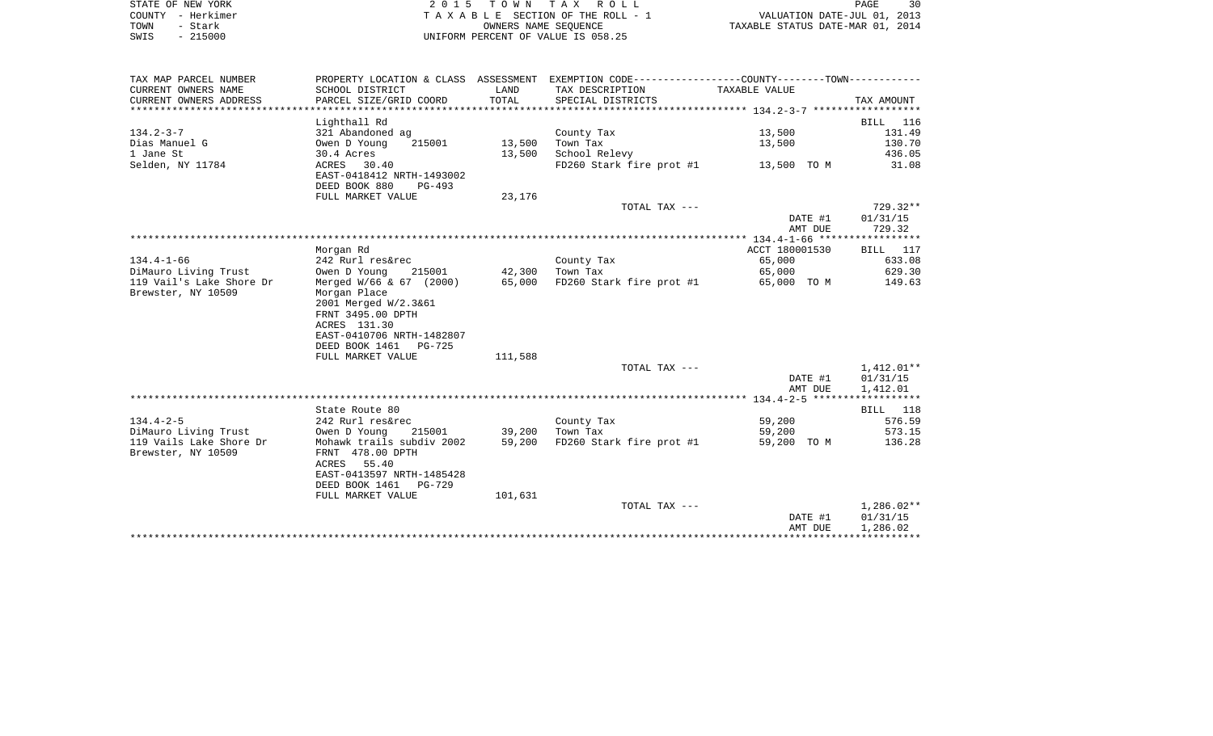STATE OF NEW YORK | 2015 TOWN TAX ROLL | PAGE 30
COUNTY - Herkimer | TAXABLE SECTION OF THE ROLL - 1 | VALUATION DATE-JUL 01, 2013
TOWN - Stark | OWNERS NAME SEQUENCE | TAXABLE STATUS DATE-MAR 01, 2014
SWIS - 215000 | UNIFORM PERCENT OF VALUE IS 058.25

| TAX MAP PARCEL NUMBER / CURRENT OWNERS NAME / CURRENT OWNERS ADDRESS | PROPERTY LOCATION & CLASS / SCHOOL DISTRICT / PARCEL SIZE/GRID COORD | ASSESSMENT LAND / TOTAL | EXEMPTION CODE / TAX DESCRIPTION / SPECIAL DISTRICTS | TAXABLE VALUE (COUNTY / TOWN) | TAX AMOUNT |
|---|---|---|---|---|---|
| | Lighthall Rd | | | | BILL 116 |
| 134.2-3-7 | 321 Abandoned ag | | County Tax | 13,500 | 131.49 |
| Dias Manuel G | Owen D Young 215001 | 13,500 | Town Tax | 13,500 | 130.70 |
| 1 Jane St | 30.4 Acres | 13,500 | School Relevy | | 436.05 |
| Selden, NY 11784 | ACRES 30.40 | | FD260 Stark fire prot #1 | 13,500 TO M | 31.08 |
| | EAST-0418412 NRTH-1493002 | | | | |
| | DEED BOOK 880 PG-493 | | | | |
| | FULL MARKET VALUE | 23,176 | | | |
| | | | TOTAL TAX --- | | 729.32** |
| | | | | DATE #1 | 01/31/15 |
| | | | | AMT DUE | 729.32 |
| | Morgan Rd | | | ACCT 180001530 | BILL 117 |
| 134.4-1-66 | 242 Rurl res&rec | | County Tax | 65,000 | 633.08 |
| DiMauro Living Trust | Owen D Young 215001 | 42,300 | Town Tax | 65,000 | 629.30 |
| 119 Vail's Lake Shore Dr | Merged W/66 & 67 (2000) | 65,000 | FD260 Stark fire prot #1 | 65,000 TO M | 149.63 |
| Brewster, NY 10509 | Morgan Place | | | | |
| | 2001 Merged W/2.3&61 | | | | |
| | FRNT 3495.00 DPTH | | | | |
| | ACRES 131.30 | | | | |
| | EAST-0410706 NRTH-1482807 | | | | |
| | DEED BOOK 1461 PG-725 | | | | |
| | FULL MARKET VALUE | 111,588 | | | |
| | | | TOTAL TAX --- | | 1,412.01** |
| | | | | DATE #1 | 01/31/15 |
| | | | | AMT DUE | 1,412.01 |
| | State Route 80 | | | | BILL 118 |
| 134.4-2-5 | 242 Rurl res&rec | | County Tax | 59,200 | 576.59 |
| DiMauro Living Trust | Owen D Young 215001 | 39,200 | Town Tax | 59,200 | 573.15 |
| 119 Vails Lake Shore Dr | Mohawk trails subdiv 2002 | 59,200 | FD260 Stark fire prot #1 | 59,200 TO M | 136.28 |
| Brewster, NY 10509 | FRNT 478.00 DPTH | | | | |
| | ACRES 55.40 | | | | |
| | EAST-0413597 NRTH-1485428 | | | | |
| | DEED BOOK 1461 PG-729 | | | | |
| | FULL MARKET VALUE | 101,631 | | | |
| | | | TOTAL TAX --- | | 1,286.02** |
| | | | | DATE #1 | 01/31/15 |
| | | | | AMT DUE | 1,286.02 |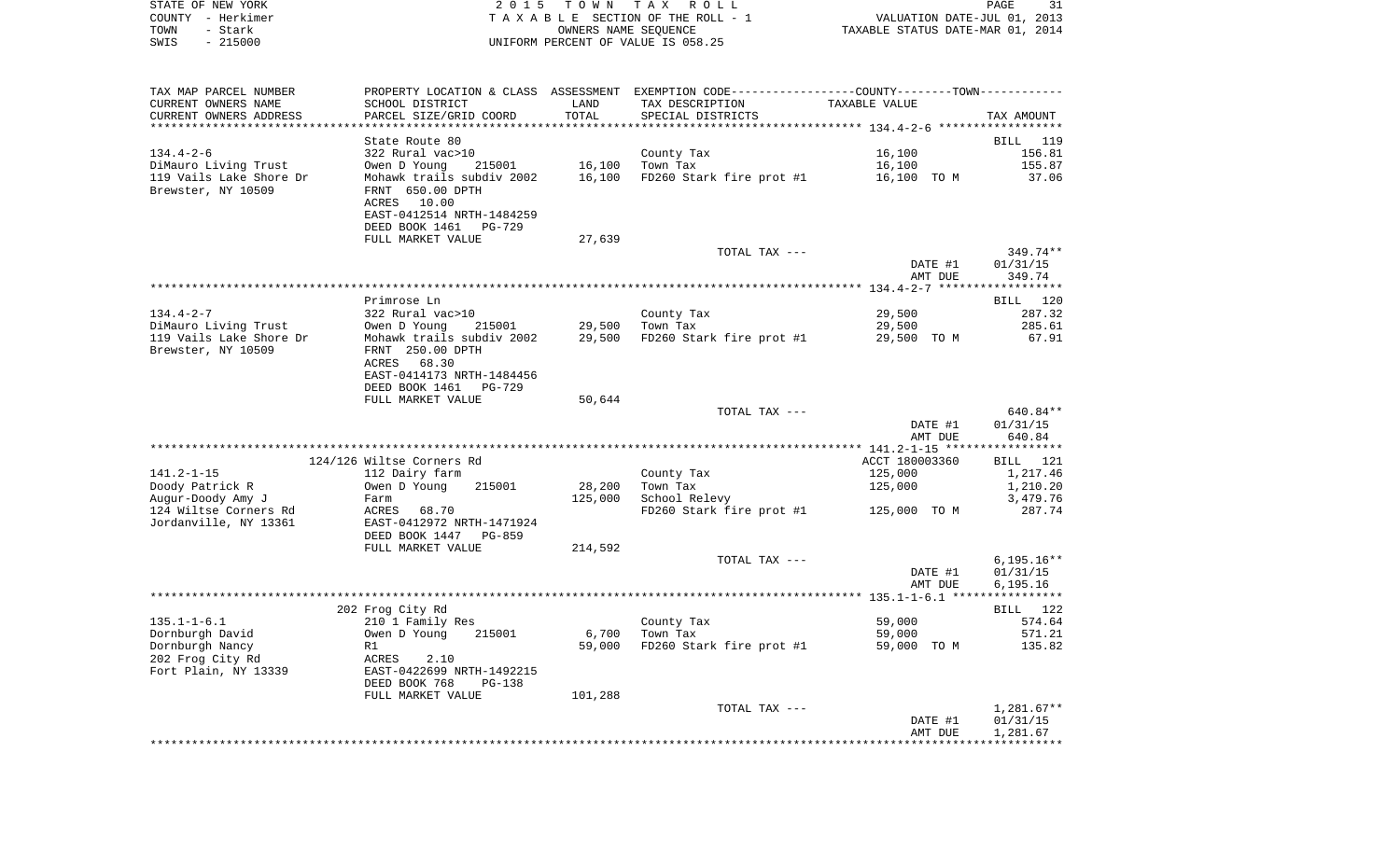STATE OF NEW YORK — 2015 TOWN TAX ROLL — PAGE 31
COUNTY - Herkimer — TAXABLE SECTION OF THE ROLL - 1 — VALUATION DATE-JUL 01, 2013
TOWN - Stark — OWNERS NAME SEQUENCE — TAXABLE STATUS DATE-MAR 01, 2014
SWIS - 215000 — UNIFORM PERCENT OF VALUE IS 058.25

| TAX MAP PARCEL NUMBER / CURRENT OWNERS NAME / CURRENT OWNERS ADDRESS | PROPERTY LOCATION & CLASS / SCHOOL DISTRICT / PARCEL SIZE/GRID COORD | ASSESSMENT LAND | ASSESSMENT TOTAL | EXEMPTION CODE / TAX DESCRIPTION / SPECIAL DISTRICTS | COUNTY/TOWN TAXABLE VALUE | TAX AMOUNT |
|---|---|---|---|---|---|---|
| | State Route 80 | | | | | BILL 119 |
| 134.4-2-6 | 322 Rural vac>10 | | | County Tax | 16,100 | 156.81 |
| DiMauro Living Trust | Owen D Young 215001 | 16,100 | | Town Tax | 16,100 | 155.87 |
| 119 Vails Lake Shore Dr | Mohawk trails subdiv 2002 | | 16,100 | FD260 Stark fire prot #1 | 16,100 TO M | 37.06 |
| Brewster, NY 10509 | FRNT 650.00 DPTH | | | | | |
| | ACRES 10.00 | | | | | |
| | EAST-0412514 NRTH-1484259 | | | | | |
| | DEED BOOK 1461 PG-729 | | | | | |
| | FULL MARKET VALUE | 27,639 | | | | |
| | | | | TOTAL TAX --- | | 349.74** |
| | | | | | DATE #1 | 01/31/15 |
| | | | | | AMT DUE | 349.74 |
| | Primrose Ln | | | | | BILL 120 |
| 134.4-2-7 | 322 Rural vac>10 | | | County Tax | 29,500 | 287.32 |
| DiMauro Living Trust | Owen D Young 215001 | 29,500 | | Town Tax | 29,500 | 285.61 |
| 119 Vails Lake Shore Dr | Mohawk trails subdiv 2002 | | 29,500 | FD260 Stark fire prot #1 | 29,500 TO M | 67.91 |
| Brewster, NY 10509 | FRNT 250.00 DPTH | | | | | |
| | ACRES 68.30 | | | | | |
| | EAST-0414173 NRTH-1484456 | | | | | |
| | DEED BOOK 1461 PG-729 | | | | | |
| | FULL MARKET VALUE | 50,644 | | | | |
| | | | | TOTAL TAX --- | | 640.84** |
| | | | | | DATE #1 | 01/31/15 |
| | | | | | AMT DUE | 640.84 |
| | 124/126 Wiltse Corners Rd | | | | ACCT 180003360 | BILL 121 |
| 141.2-1-15 | 112 Dairy farm | | | County Tax | 125,000 | 1,217.46 |
| Doody Patrick R | Owen D Young 215001 | 28,200 | | Town Tax | 125,000 | 1,210.20 |
| Augur-Doody Amy J | Farm | | 125,000 | School Relevy | | 3,479.76 |
| 124 Wiltse Corners Rd | ACRES 68.70 | | | FD260 Stark fire prot #1 | 125,000 TO M | 287.74 |
| Jordanville, NY 13361 | EAST-0412972 NRTH-1471924 | | | | | |
| | DEED BOOK 1447 PG-859 | | | | | |
| | FULL MARKET VALUE | 214,592 | | | | |
| | | | | TOTAL TAX --- | | 6,195.16** |
| | | | | | DATE #1 | 01/31/15 |
| | | | | | AMT DUE | 6,195.16 |
| | 202 Frog City Rd | | | | | BILL 122 |
| 135.1-1-6.1 | 210 1 Family Res | | | County Tax | 59,000 | 574.64 |
| Dornburgh David | Owen D Young 215001 | 6,700 | | Town Tax | 59,000 | 571.21 |
| Dornburgh Nancy | R1 | | 59,000 | FD260 Stark fire prot #1 | 59,000 TO M | 135.82 |
| 202 Frog City Rd | ACRES 2.10 | | | | | |
| Fort Plain, NY 13339 | EAST-0422699 NRTH-1492215 | | | | | |
| | DEED BOOK 768 PG-138 | | | | | |
| | FULL MARKET VALUE | 101,288 | | | | |
| | | | | TOTAL TAX --- | | 1,281.67** |
| | | | | | DATE #1 | 01/31/15 |
| | | | | | AMT DUE | 1,281.67 |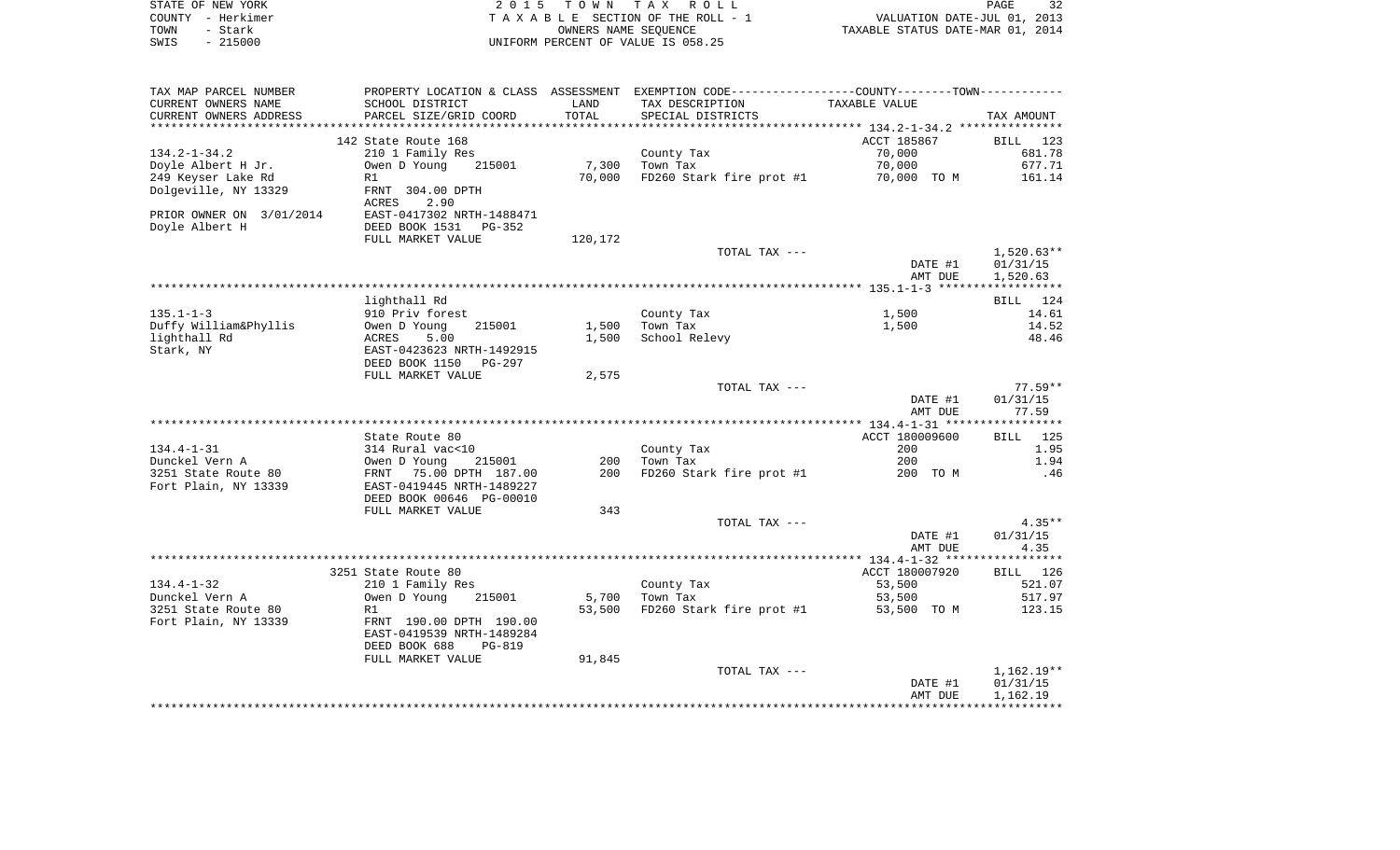STATE OF NEW YORK
COUNTY - Herkimer
TOWN - Stark
SWIS - 215000

2 0 1 5 T O W N T A X R O L L
T A X A B L E SECTION OF THE ROLL - 1
OWNERS NAME SEQUENCE
UNIFORM PERCENT OF VALUE IS 058.25

VALUATION DATE-JUL 01, 2013
TAXABLE STATUS DATE-MAR 01, 2014

| TAX MAP PARCEL NUMBER / CURRENT OWNERS NAME / CURRENT OWNERS ADDRESS | PROPERTY LOCATION & CLASS / SCHOOL DISTRICT / PARCEL SIZE/GRID COORD | ASSESSMENT LAND / TOTAL | EXEMPTION CODE / TAX DESCRIPTION / SPECIAL DISTRICTS | TAXABLE VALUE | TAX AMOUNT |
|---|---|---|---|---|---|
| **134.2-1-34.2** | 142 State Route 168 | | | ACCT 185867 | BILL 123 |
| 134.2-1-34.2 | 210 1 Family Res | | County Tax | 70,000 | 681.78 |
| Doyle Albert H Jr. | Owen D Young 215001 | 7,300 | Town Tax | 70,000 | 677.71 |
| 249 Keyser Lake Rd | R1 | 70,000 | FD260 Stark fire prot #1 | 70,000 TO M | 161.14 |
| Dolgeville, NY 13329 | FRNT 304.00 DPTH | | | | |
| | ACRES 2.90 | | | | |
| PRIOR OWNER ON 3/01/2014 | EAST-0417302 NRTH-1488471 | | | | |
| Doyle Albert H | DEED BOOK 1531 PG-352 | | | | |
| | FULL MARKET VALUE | 120,172 | | | |
| | | | TOTAL TAX --- | | 1,520.63** |
| | | | | DATE #1 | 01/31/15 |
| | | | | AMT DUE | 1,520.63 |
| **135.1-1-3** | lighthall Rd | | | | BILL 124 |
| 135.1-1-3 | 910 Priv forest | | County Tax | 1,500 | 14.61 |
| Duffy William&Phyllis | Owen D Young 215001 | 1,500 | Town Tax | 1,500 | 14.52 |
| lighthall Rd | ACRES 5.00 | 1,500 | School Relevy | | 48.46 |
| Stark, NY | EAST-0423623 NRTH-1492915 | | | | |
| | DEED BOOK 1150 PG-297 | | | | |
| | FULL MARKET VALUE | 2,575 | | | |
| | | | TOTAL TAX --- | | 77.59** |
| | | | | DATE #1 | 01/31/15 |
| | | | | AMT DUE | 77.59 |
| **134.4-1-31** | State Route 80 | | | ACCT 180009600 | BILL 125 |
| 134.4-1-31 | 314 Rural vac<10 | | County Tax | 200 | 1.95 |
| Dunckel Vern A | Owen D Young 215001 | 200 | Town Tax | 200 | 1.94 |
| 3251 State Route 80 | FRNT 75.00 DPTH 187.00 | 200 | FD260 Stark fire prot #1 | 200 TO M | .46 |
| Fort Plain, NY 13339 | EAST-0419445 NRTH-1489227 | | | | |
| | DEED BOOK 00646 PG-00010 | | | | |
| | FULL MARKET VALUE | 343 | | | |
| | | | TOTAL TAX --- | | 4.35** |
| | | | | DATE #1 | 01/31/15 |
| | | | | AMT DUE | 4.35 |
| **134.4-1-32** | 3251 State Route 80 | | | ACCT 180007920 | BILL 126 |
| 134.4-1-32 | 210 1 Family Res | | County Tax | 53,500 | 521.07 |
| Dunckel Vern A | Owen D Young 215001 | 5,700 | Town Tax | 53,500 | 517.97 |
| 3251 State Route 80 | R1 | 53,500 | FD260 Stark fire prot #1 | 53,500 TO M | 123.15 |
| Fort Plain, NY 13339 | FRNT 190.00 DPTH 190.00 | | | | |
| | EAST-0419539 NRTH-1489284 | | | | |
| | DEED BOOK 688 PG-819 | | | | |
| | FULL MARKET VALUE | 91,845 | | | |
| | | | TOTAL TAX --- | | 1,162.19** |
| | | | | DATE #1 | 01/31/15 |
| | | | | AMT DUE | 1,162.19 |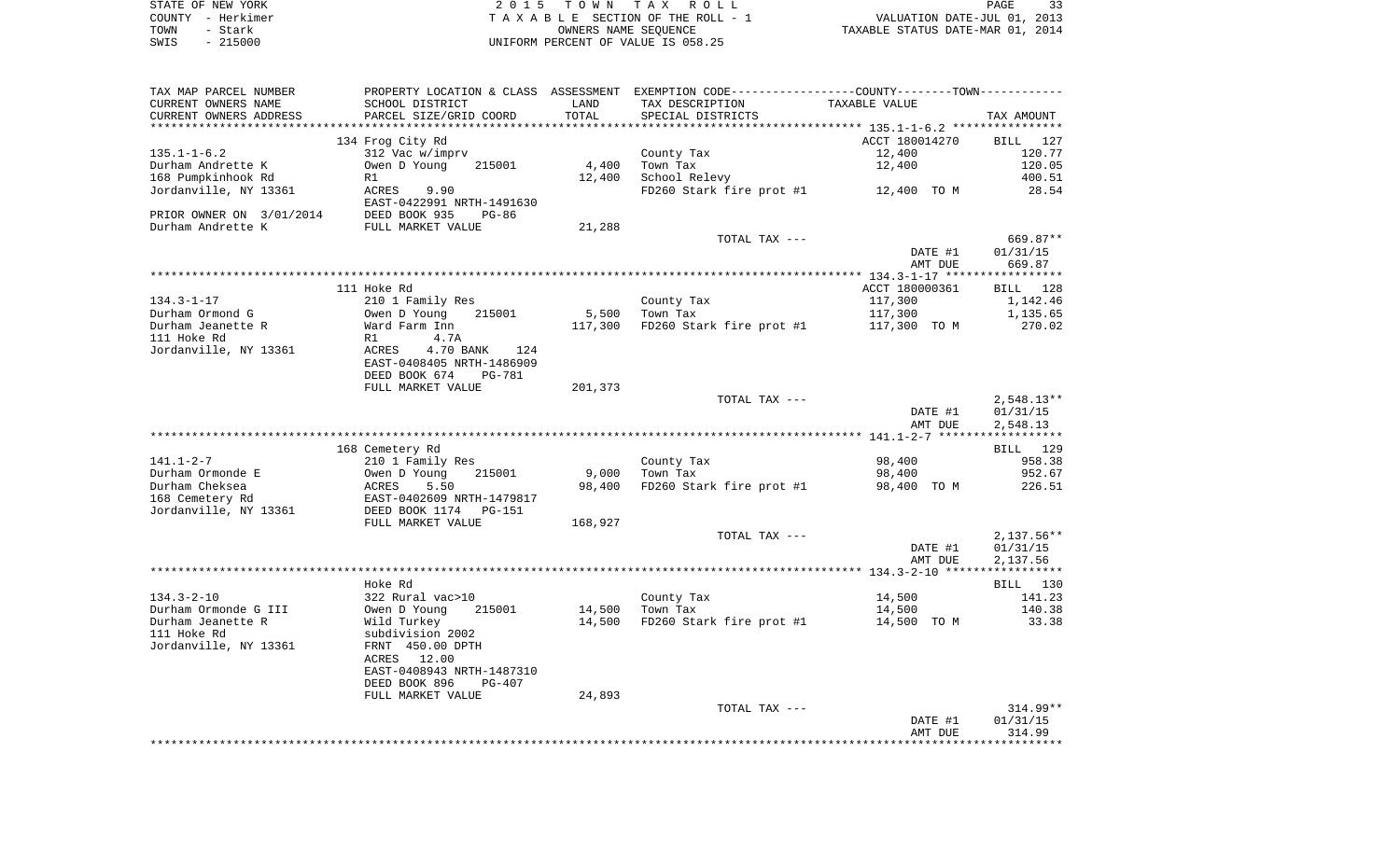STATE OF NEW YORK — 2015 TOWN TAX ROLL
COUNTY - Herkimer — TAXABLE SECTION OF THE ROLL - 1 — VALUATION DATE-JUL 01, 2013
TOWN - Stark — OWNERS NAME SEQUENCE — TAXABLE STATUS DATE-MAR 01, 2014
SWIS - 215000 — UNIFORM PERCENT OF VALUE IS 058.25

| TAX MAP PARCEL NUMBER / CURRENT OWNERS NAME / CURRENT OWNERS ADDRESS | PROPERTY LOCATION & CLASS / SCHOOL DISTRICT / PARCEL SIZE/GRID COORD | ASSESSMENT LAND | TOTAL | EXEMPTION CODE / TAX DESCRIPTION / SPECIAL DISTRICTS | COUNTY--------TOWN / TAXABLE VALUE | TAX AMOUNT |
|---|---|---|---|---|---|---|
| | 134 Frog City Rd | | | | ACCT 180014270 | BILL 127 |
| 135.1-1-6.2 | 312 Vac w/imprv | | | County Tax | 12,400 | 120.77 |
| Durham Andrette K | Owen D Young 215001 | 4,400 | | Town Tax | 12,400 | 120.05 |
| 168 Pumpkinhook Rd | R1 | | 12,400 | School Relevy | | 400.51 |
| Jordanville, NY 13361 | ACRES 9.90 | | | FD260 Stark fire prot #1 | 12,400 TO M | 28.54 |
| | EAST-0422991 NRTH-1491630 | | | | | |
| PRIOR OWNER ON 3/01/2014 | DEED BOOK 935 PG-86 | | | | | |
| Durham Andrette K | FULL MARKET VALUE | | 21,288 | | | |
| | | | | TOTAL TAX --- | | 669.87** |
| | | | | | DATE #1 | 01/31/15 |
| | | | | | AMT DUE | 669.87 |
| | 111 Hoke Rd | | | | ACCT 180000361 | BILL 128 |
| 134.3-1-17 | 210 1 Family Res | | | County Tax | 117,300 | 1,142.46 |
| Durham Ormond G | Owen D Young 215001 | 5,500 | | Town Tax | 117,300 | 1,135.65 |
| Durham Jeanette R | Ward Farm Inn | | 117,300 | FD260 Stark fire prot #1 | 117,300 TO M | 270.02 |
| 111 Hoke Rd | R1 4.7A | | | | | |
| Jordanville, NY 13361 | ACRES 4.70 BANK 124 | | | | | |
| | EAST-0408405 NRTH-1486909 | | | | | |
| | DEED BOOK 674 PG-781 | | | | | |
| | FULL MARKET VALUE | | 201,373 | | | |
| | | | | TOTAL TAX --- | | 2,548.13** |
| | | | | | DATE #1 | 01/31/15 |
| | | | | | AMT DUE | 2,548.13 |
| | 168 Cemetery Rd | | | | | BILL 129 |
| 141.1-2-7 | 210 1 Family Res | | | County Tax | 98,400 | 958.38 |
| Durham Ormonde E | Owen D Young 215001 | 9,000 | | Town Tax | 98,400 | 952.67 |
| Durham Cheksea | ACRES 5.50 | | 98,400 | FD260 Stark fire prot #1 | 98,400 TO M | 226.51 |
| 168 Cemetery Rd | EAST-0402609 NRTH-1479817 | | | | | |
| Jordanville, NY 13361 | DEED BOOK 1174 PG-151 | | | | | |
| | FULL MARKET VALUE | | 168,927 | | | |
| | | | | TOTAL TAX --- | | 2,137.56** |
| | | | | | DATE #1 | 01/31/15 |
| | | | | | AMT DUE | 2,137.56 |
| | Hoke Rd | | | | | BILL 130 |
| 134.3-2-10 | 322 Rural vac>10 | | | County Tax | 14,500 | 141.23 |
| Durham Ormonde G III | Owen D Young 215001 | 14,500 | | Town Tax | 14,500 | 140.38 |
| Durham Jeanette R | Wild Turkey | | 14,500 | FD260 Stark fire prot #1 | 14,500 TO M | 33.38 |
| 111 Hoke Rd | subdivision 2002 | | | | | |
| Jordanville, NY 13361 | FRNT 450.00 DPTH | | | | | |
| | ACRES 12.00 | | | | | |
| | EAST-0408943 NRTH-1487310 | | | | | |
| | DEED BOOK 896 PG-407 | | | | | |
| | FULL MARKET VALUE | | 24,893 | | | |
| | | | | TOTAL TAX --- | | 314.99** |
| | | | | | DATE #1 | 01/31/15 |
| | | | | | AMT DUE | 314.99 |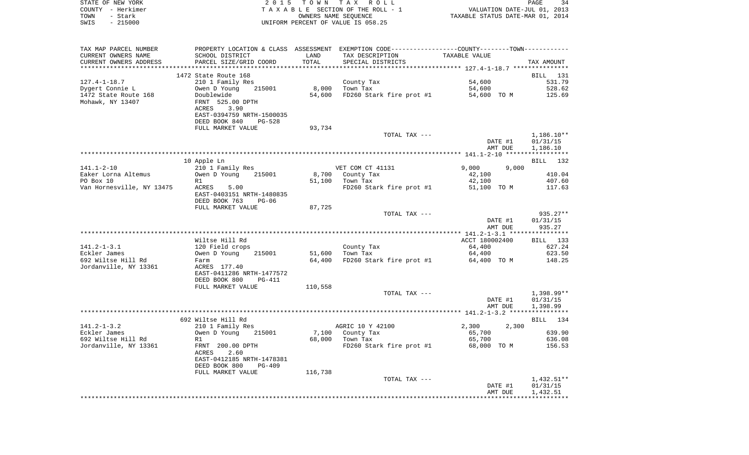STATE OF NEW YORK
COUNTY - Herkimer
TOWN - Stark
SWIS - 215000

2 0 1 5 T O W N T A X R O L L
T A X A B L E SECTION OF THE ROLL - 1
OWNERS NAME SEQUENCE
UNIFORM PERCENT OF VALUE IS 058.25

VALUATION DATE-JUL 01, 2013
TAXABLE STATUS DATE-MAR 01, 2014

| TAX MAP PARCEL NUMBER / CURRENT OWNERS NAME / CURRENT OWNERS ADDRESS | PROPERTY LOCATION & CLASS / SCHOOL DISTRICT / PARCEL SIZE/GRID COORD | ASSESSMENT LAND / TOTAL | EXEMPTION CODE / TAX DESCRIPTION / SPECIAL DISTRICTS | COUNTY-TOWN TAXABLE VALUE | TAX AMOUNT |
|---|---|---|---|---|---|
| 127.4-1-18.7 | 1472 State Route 168 | | | | BILL 131 |
| | 210 1 Family Res | | County Tax | 54,600 | 531.79 |
| Dygert Connie L | Owen D Young 215001 | 8,000 | Town Tax | 54,600 | 528.62 |
| 1472 State Route 168 | Doublewide | 54,600 | FD260 Stark fire prot #1 | 54,600 TO M | 125.69 |
| Mohawk, NY 13407 | FRNT 525.00 DPTH | | | | |
| | ACRES 3.90 | | | | |
| | EAST-0394759 NRTH-1500035 | | | | |
| | DEED BOOK 840 PG-528 | | | | |
| | FULL MARKET VALUE | 93,734 | | | |
| | | | TOTAL TAX --- | | 1,186.10** |
| | | | | DATE #1 | 01/31/15 |
| | | | | AMT DUE | 1,186.10 |
| 141.1-2-10 | 10 Apple Ln | | | | BILL 132 |
| | 210 1 Family Res | | VET COM CT 41131 | 9,000 9,000 | |
| Eaker Lorna Altemus | Owen D Young 215001 | 8,700 | County Tax | 42,100 | 410.04 |
| PO Box 10 | R1 | 51,100 | Town Tax | 42,100 | 407.60 |
| Van Hornesville, NY 13475 | ACRES 5.00 | | FD260 Stark fire prot #1 | 51,100 TO M | 117.63 |
| | EAST-0403151 NRTH-1480835 | | | | |
| | DEED BOOK 763 PG-06 | | | | |
| | FULL MARKET VALUE | 87,725 | | | |
| | | | TOTAL TAX --- | | 935.27** |
| | | | | DATE #1 | 01/31/15 |
| | | | | AMT DUE | 935.27 |
| 141.2-1-3.1 | Wiltse Hill Rd | | | ACCT 180002400 | BILL 133 |
| | 120 Field crops | | County Tax | 64,400 | 627.24 |
| Eckler James | Owen D Young 215001 | 51,600 | Town Tax | 64,400 | 623.50 |
| 692 Wiltse Hill Rd | Farm | 64,400 | FD260 Stark fire prot #1 | 64,400 TO M | 148.25 |
| Jordanville, NY 13361 | ACRES 177.40 | | | | |
| | EAST-0411286 NRTH-1477572 | | | | |
| | DEED BOOK 800 PG-411 | | | | |
| | FULL MARKET VALUE | 110,558 | | | |
| | | | TOTAL TAX --- | | 1,398.99** |
| | | | | DATE #1 | 01/31/15 |
| | | | | AMT DUE | 1,398.99 |
| 141.2-1-3.2 | 692 Wiltse Hill Rd | | | | BILL 134 |
| | 210 1 Family Res | | AGRIC 10 Y 42100 | 2,300 2,300 | |
| Eckler James | Owen D Young 215001 | 7,100 | County Tax | 65,700 | 639.90 |
| 692 Wiltse Hill Rd | R1 | 68,000 | Town Tax | 65,700 | 636.08 |
| Jordanville, NY 13361 | FRNT 200.00 DPTH | | FD260 Stark fire prot #1 | 68,000 TO M | 156.53 |
| | ACRES 2.60 | | | | |
| | EAST-0412185 NRTH-1478381 | | | | |
| | DEED BOOK 800 PG-409 | | | | |
| | FULL MARKET VALUE | 116,738 | | | |
| | | | TOTAL TAX --- | | 1,432.51** |
| | | | | DATE #1 | 01/31/15 |
| | | | | AMT DUE | 1,432.51 |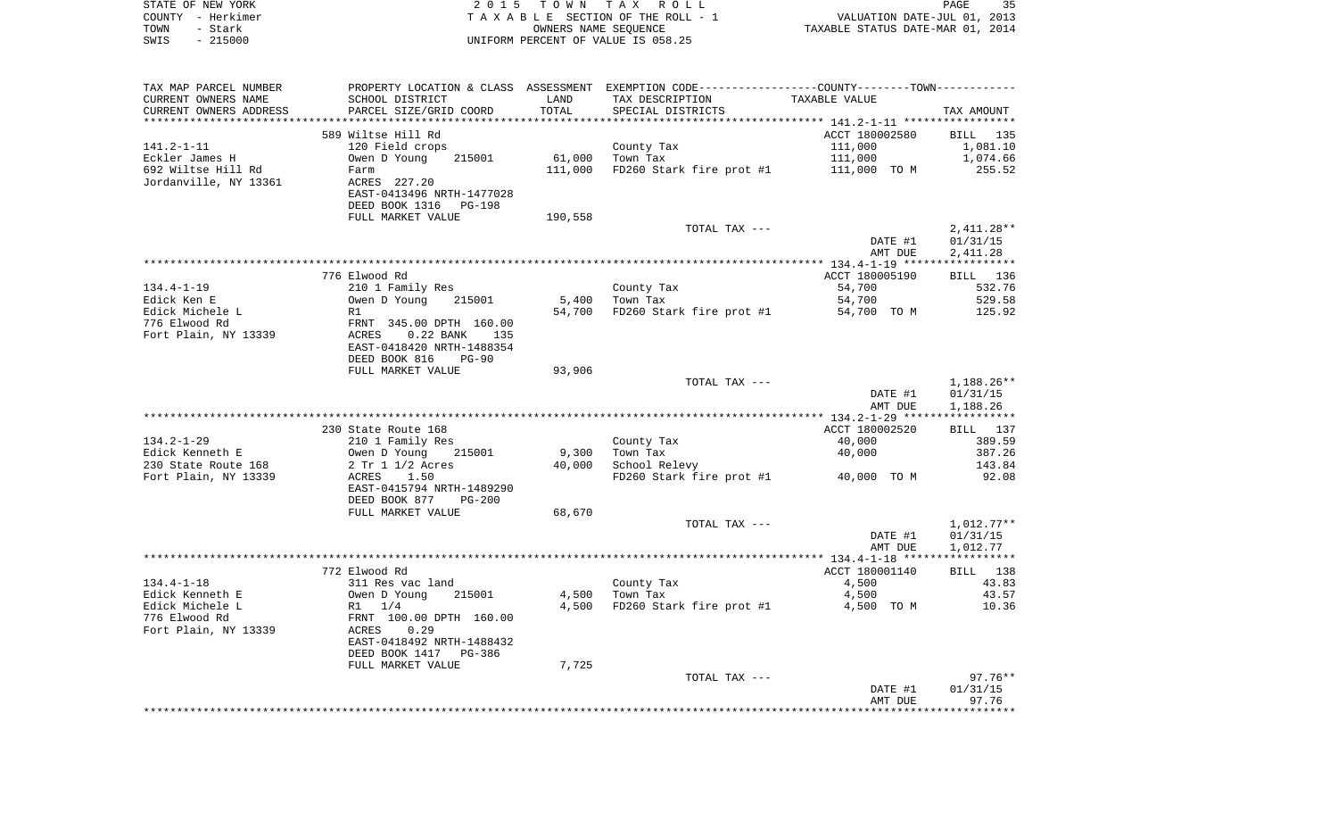| TAX MAP PARCEL NUMBER | PROPERTY LOCATION & CLASS | ASSESSMENT | EXEMPTION CODE-----COUNTY-----TOWN----- | | |
|---|---|---|---|---|---|
| CURRENT OWNERS NAME | SCHOOL DISTRICT | LAND | TAX DESCRIPTION | TAXABLE VALUE | |
| CURRENT OWNERS ADDRESS | PARCEL SIZE/GRID COORD | TOTAL | SPECIAL DISTRICTS | | TAX AMOUNT |
| | 589 Wiltse Hill Rd | | | ACCT 180002580 | BILL 135 |
| 141.2-1-11 | 120 Field crops | | County Tax | 111,000 | 1,081.10 |
| Eckler James H | Owen D Young 215001 | 61,000 | Town Tax | 111,000 | 1,074.66 |
| 692 Wiltse Hill Rd | Farm | 111,000 | FD260 Stark fire prot #1 | 111,000 TO M | 255.52 |
| Jordanville, NY 13361 | ACRES 227.20 | | | | |
| | EAST-0413496 NRTH-1477028 | | | | |
| | DEED BOOK 1316 PG-198 | | | | |
| | FULL MARKET VALUE | 190,558 | | | |
| | | | TOTAL TAX --- | | 2,411.28** |
| | | | | DATE #1 | 01/31/15 |
| | | | | AMT DUE | 2,411.28 |
| | 776 Elwood Rd | | | ACCT 180005190 | BILL 136 |
| 134.4-1-19 | 210 1 Family Res | | County Tax | 54,700 | 532.76 |
| Edick Ken E | Owen D Young 215001 | 5,400 | Town Tax | 54,700 | 529.58 |
| Edick Michele L | R1 | 54,700 | FD260 Stark fire prot #1 | 54,700 TO M | 125.92 |
| 776 Elwood Rd | FRNT 345.00 DPTH 160.00 | | | | |
| Fort Plain, NY 13339 | ACRES 0.22 BANK 135 | | | | |
| | EAST-0418420 NRTH-1488354 | | | | |
| | DEED BOOK 816 PG-90 | | | | |
| | FULL MARKET VALUE | 93,906 | | | |
| | | | TOTAL TAX --- | | 1,188.26** |
| | | | | DATE #1 | 01/31/15 |
| | | | | AMT DUE | 1,188.26 |
| | 230 State Route 168 | | | ACCT 180002520 | BILL 137 |
| 134.2-1-29 | 210 1 Family Res | | County Tax | 40,000 | 389.59 |
| Edick Kenneth E | Owen D Young 215001 | 9,300 | Town Tax | 40,000 | 387.26 |
| 230 State Route 168 | 2 Tr 1 1/2 Acres | 40,000 | School Relevy | | 143.84 |
| Fort Plain, NY 13339 | ACRES 1.50 | | FD260 Stark fire prot #1 | 40,000 TO M | 92.08 |
| | EAST-0415794 NRTH-1489290 | | | | |
| | DEED BOOK 877 PG-200 | | | | |
| | FULL MARKET VALUE | 68,670 | | | |
| | | | TOTAL TAX --- | | 1,012.77** |
| | | | | DATE #1 | 01/31/15 |
| | | | | AMT DUE | 1,012.77 |
| | 772 Elwood Rd | | | ACCT 180001140 | BILL 138 |
| 134.4-1-18 | 311 Res vac land | | County Tax | 4,500 | 43.83 |
| Edick Kenneth E | Owen D Young 215001 | 4,500 | Town Tax | 4,500 | 43.57 |
| Edick Michele L | R1 1/4 | 4,500 | FD260 Stark fire prot #1 | 4,500 TO M | 10.36 |
| 776 Elwood Rd | FRNT 100.00 DPTH 160.00 | | | | |
| Fort Plain, NY 13339 | ACRES 0.29 | | | | |
| | EAST-0418492 NRTH-1488432 | | | | |
| | DEED BOOK 1417 PG-386 | | | | |
| | FULL MARKET VALUE | 7,725 | | | |
| | | | TOTAL TAX --- | | 97.76** |
| | | | | DATE #1 | 01/31/15 |
| | | | | AMT DUE | 97.76 |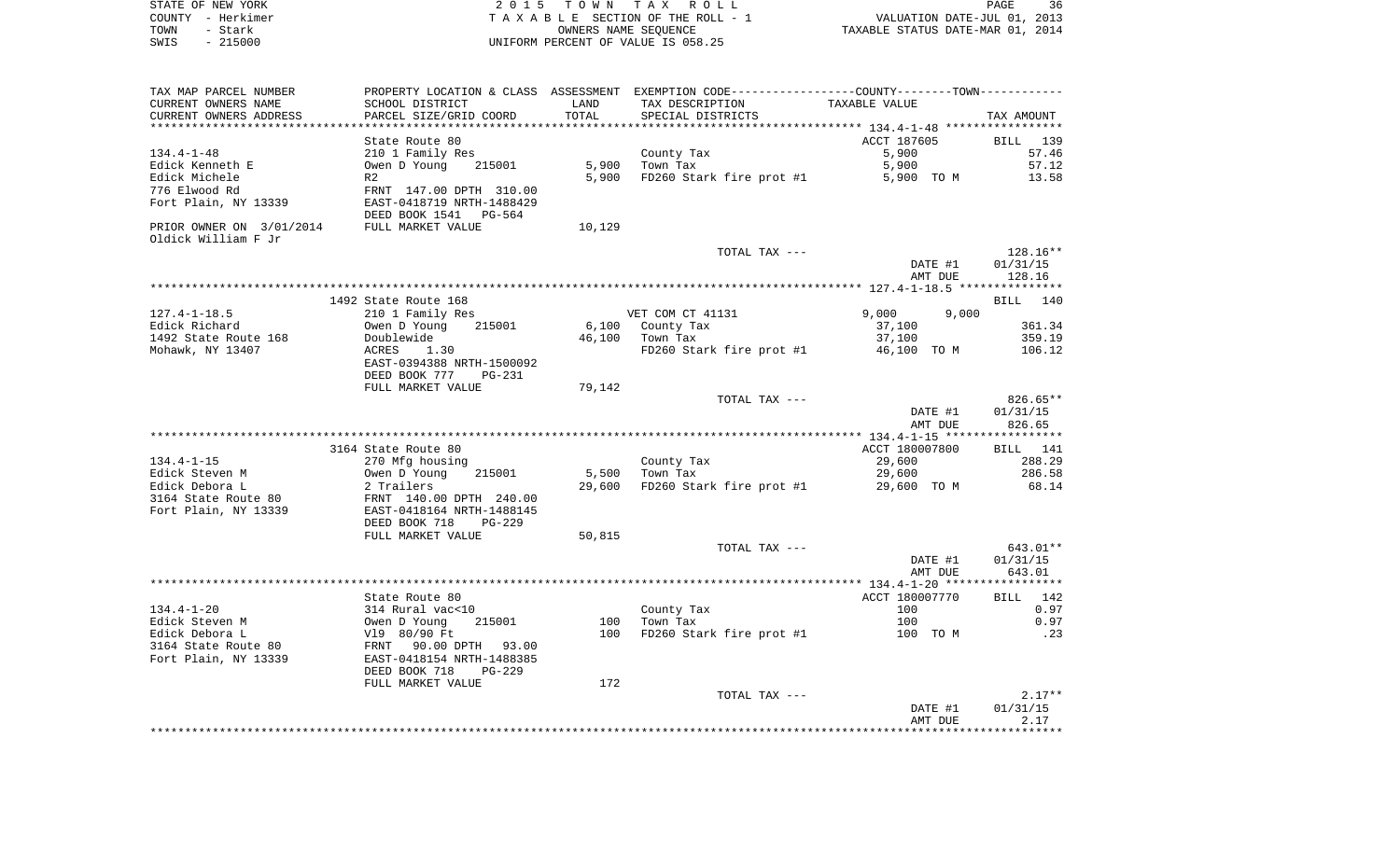STATE OF NEW YORK — 2015 TOWN TAX ROLL
COUNTY - Herkimer — TAXABLE SECTION OF THE ROLL - 1 — VALUATION DATE-JUL 01, 2013
TOWN - Stark — OWNERS NAME SEQUENCE — TAXABLE STATUS DATE-MAR 01, 2014
SWIS - 215000 — UNIFORM PERCENT OF VALUE IS 058.25

| TAX MAP PARCEL NUMBER / CURRENT OWNERS NAME / CURRENT OWNERS ADDRESS | PROPERTY LOCATION & CLASS / SCHOOL DISTRICT / PARCEL SIZE/GRID COORD | ASSESSMENT LAND / TOTAL | EXEMPTION CODE / TAX DESCRIPTION / SPECIAL DISTRICTS | COUNTY / TOWN TAXABLE VALUE | TAX AMOUNT |
|---|---|---|---|---|---|
| **134.4-1-48** | State Route 80 | | | ACCT 187605 | BILL 139 |
| | 210 1 Family Res | | County Tax | 5,900 | 57.46 |
| Edick Kenneth E | Owen D Young 215001 | 5,900 | Town Tax | 5,900 | 57.12 |
| Edick Michele | R2 | 5,900 | FD260 Stark fire prot #1 | 5,900 TO M | 13.58 |
| 776 Elwood Rd | FRNT 147.00 DPTH 310.00 | | | | |
| Fort Plain, NY 13339 | EAST-0418719 NRTH-1488429 | | | | |
| | DEED BOOK 1541 PG-564 | | | | |
| PRIOR OWNER ON 3/01/2014 Oldick William F Jr | FULL MARKET VALUE | 10,129 | | | |
| | | | TOTAL TAX --- | | 128.16** |
| | | | | DATE #1 | 01/31/15 |
| | | | | AMT DUE | 128.16 |
| **127.4-1-18.5** | 1492 State Route 168 | | | | BILL 140 |
| | 210 1 Family Res | | VET COM CT 41131 | 9,000 9,000 | |
| Edick Richard | Owen D Young 215001 | 6,100 | County Tax | 37,100 | 361.34 |
| 1492 State Route 168 | Doublewide | 46,100 | Town Tax | 37,100 | 359.19 |
| Mohawk, NY 13407 | ACRES 1.30 | | FD260 Stark fire prot #1 | 46,100 TO M | 106.12 |
| | EAST-0394388 NRTH-1500092 | | | | |
| | DEED BOOK 777 PG-231 | | | | |
| | FULL MARKET VALUE | 79,142 | | | |
| | | | TOTAL TAX --- | | 826.65** |
| | | | | DATE #1 | 01/31/15 |
| | | | | AMT DUE | 826.65 |
| **134.4-1-15** | 3164 State Route 80 | | | ACCT 180007800 | BILL 141 |
| | 270 Mfg housing | | County Tax | 29,600 | 288.29 |
| Edick Steven M | Owen D Young 215001 | 5,500 | Town Tax | 29,600 | 286.58 |
| Edick Debora L | 2 Trailers | 29,600 | FD260 Stark fire prot #1 | 29,600 TO M | 68.14 |
| 3164 State Route 80 | FRNT 140.00 DPTH 240.00 | | | | |
| Fort Plain, NY 13339 | EAST-0418164 NRTH-1488145 | | | | |
| | DEED BOOK 718 PG-229 | | | | |
| | FULL MARKET VALUE | 50,815 | | | |
| | | | TOTAL TAX --- | | 643.01** |
| | | | | DATE #1 | 01/31/15 |
| | | | | AMT DUE | 643.01 |
| **134.4-1-20** | State Route 80 | | | ACCT 180007770 | BILL 142 |
| | 314 Rural vac<10 | | County Tax | 100 | 0.97 |
| Edick Steven M | Owen D Young 215001 | 100 | Town Tax | 100 | 0.97 |
| Edick Debora L | Vl9 80/90 Ft | 100 | FD260 Stark fire prot #1 | 100 TO M | .23 |
| 3164 State Route 80 | FRNT 90.00 DPTH 93.00 | | | | |
| Fort Plain, NY 13339 | EAST-0418154 NRTH-1488385 | | | | |
| | DEED BOOK 718 PG-229 | | | | |
| | FULL MARKET VALUE | 172 | | | |
| | | | TOTAL TAX --- | | 2.17** |
| | | | | DATE #1 | 01/31/15 |
| | | | | AMT DUE | 2.17 |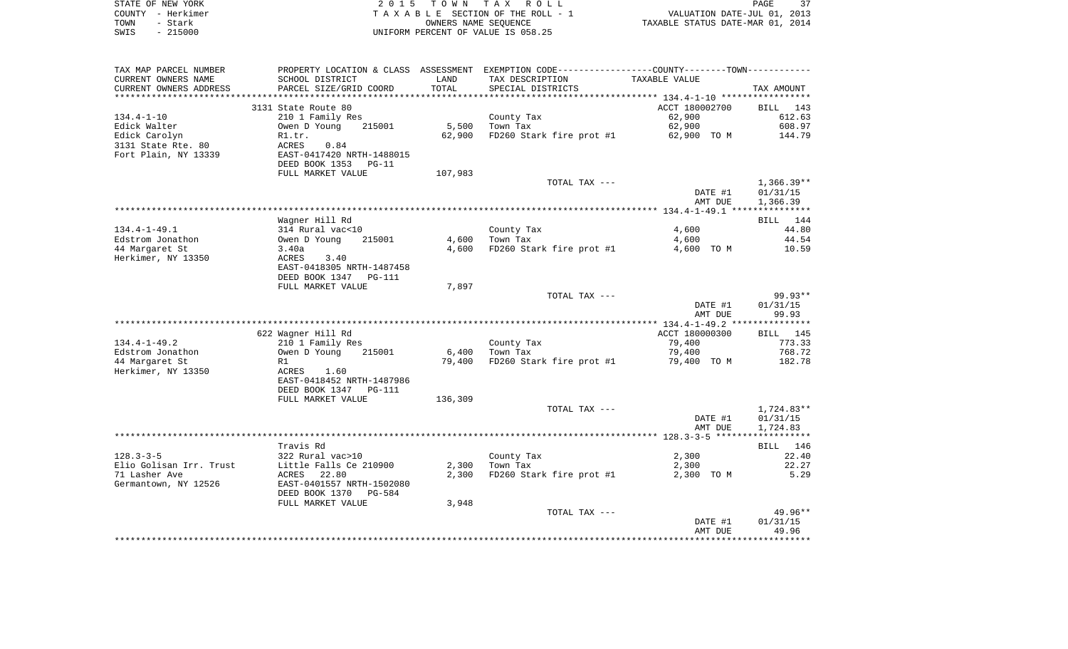STATE OF NEW YORK | COUNTY - Herkimer | TOWN - Stark | SWIS - 215000

**2015 TOWN TAX ROLL**
TAXABLE SECTION OF THE ROLL - 1
OWNERS NAME SEQUENCE
UNIFORM PERCENT OF VALUE IS 058.25

VALUATION DATE-JUL 01, 2013
TAXABLE STATUS DATE-MAR 01, 2014

| TAX MAP PARCEL NUMBER / CURRENT OWNERS NAME / CURRENT OWNERS ADDRESS | PROPERTY LOCATION & CLASS / SCHOOL DISTRICT / PARCEL SIZE/GRID COORD | ASSESSMENT LAND / TOTAL | EXEMPTION CODE / TAX DESCRIPTION / SPECIAL DISTRICTS | TAXABLE VALUE | TAX AMOUNT |
|---|---|---|---|---|---|
| 134.4-1-10 | 3131 State Route 80 | | | ACCT 180002700 | BILL 143 |
| | 210 1 Family Res | | County Tax | 62,900 | 612.63 |
| Edick Walter | Owen D Young 215001 | 5,500 | Town Tax | 62,900 | 608.97 |
| Edick Carolyn | R1.tr. | 62,900 | FD260 Stark fire prot #1 | 62,900 TO M | 144.79 |
| 3131 State Rte. 80 | ACRES 0.84 | | | | |
| Fort Plain, NY 13339 | EAST-0417420 NRTH-1488015 | | | | |
| | DEED BOOK 1353 PG-11 | | | | |
| | FULL MARKET VALUE | 107,983 | | | |
| | | | TOTAL TAX --- | | 1,366.39** |
| | | | | DATE #1 | 01/31/15 |
| | | | | AMT DUE | 1,366.39 |
| 134.4-1-49.1 | Wagner Hill Rd | | | | BILL 144 |
| | 314 Rural vac<10 | | County Tax | 4,600 | 44.80 |
| Edstrom Jonathon | Owen D Young 215001 | 4,600 | Town Tax | 4,600 | 44.54 |
| 44 Margaret St | 3.40a | 4,600 | FD260 Stark fire prot #1 | 4,600 TO M | 10.59 |
| Herkimer, NY 13350 | ACRES 3.40 | | | | |
| | EAST-0418305 NRTH-1487458 | | | | |
| | DEED BOOK 1347 PG-111 | | | | |
| | FULL MARKET VALUE | 7,897 | | | |
| | | | TOTAL TAX --- | | 99.93** |
| | | | | DATE #1 | 01/31/15 |
| | | | | AMT DUE | 99.93 |
| 134.4-1-49.2 | 622 Wagner Hill Rd | | | ACCT 180000300 | BILL 145 |
| | 210 1 Family Res | | County Tax | 79,400 | 773.33 |
| Edstrom Jonathon | Owen D Young 215001 | 6,400 | Town Tax | 79,400 | 768.72 |
| 44 Margaret St | R1 | 79,400 | FD260 Stark fire prot #1 | 79,400 TO M | 182.78 |
| Herkimer, NY 13350 | ACRES 1.60 | | | | |
| | EAST-0418452 NRTH-1487986 | | | | |
| | DEED BOOK 1347 PG-111 | | | | |
| | FULL MARKET VALUE | 136,309 | | | |
| | | | TOTAL TAX --- | | 1,724.83** |
| | | | | DATE #1 | 01/31/15 |
| | | | | AMT DUE | 1,724.83 |
| 128.3-3-5 | Travis Rd | | | | BILL 146 |
| | 322 Rural vac>10 | | County Tax | 2,300 | 22.40 |
| Elio Golisan Irr. Trust | Little Falls Ce 210900 | 2,300 | Town Tax | 2,300 | 22.27 |
| 71 Lasher Ave | ACRES 22.80 | 2,300 | FD260 Stark fire prot #1 | 2,300 TO M | 5.29 |
| Germantown, NY 12526 | EAST-0401557 NRTH-1502080 | | | | |
| | DEED BOOK 1370 PG-584 | | | | |
| | FULL MARKET VALUE | 3,948 | | | |
| | | | TOTAL TAX --- | | 49.96** |
| | | | | DATE #1 | 01/31/15 |
| | | | | AMT DUE | 49.96 |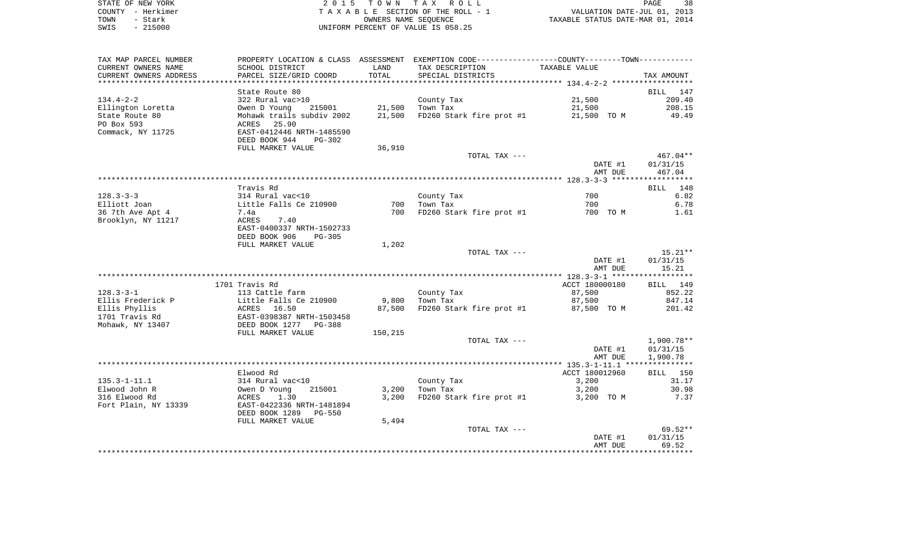STATE OF NEW YORK
COUNTY - Herkimer
TOWN - Stark
SWIS - 215000

2 0 1 5 T O W N T A X R O L L
T A X A B L E SECTION OF THE ROLL - 1
OWNERS NAME SEQUENCE
UNIFORM PERCENT OF VALUE IS 058.25

VALUATION DATE-JUL 01, 2013
TAXABLE STATUS DATE-MAR 01, 2014

| TAX MAP PARCEL NUMBER / CURRENT OWNERS NAME / CURRENT OWNERS ADDRESS | PROPERTY LOCATION & CLASS / SCHOOL DISTRICT / PARCEL SIZE/GRID COORD | ASSESSMENT LAND / TOTAL | EXEMPTION CODE / TAX DESCRIPTION / SPECIAL DISTRICTS | TAXABLE VALUE | TAX AMOUNT |
|---|---|---|---|---|---|
| **134.4-2-2** | State Route 80 | | | | BILL 147 |
| 134.4-2-2 | 322 Rural vac>10 | | County Tax | 21,500 | 209.40 |
| Ellington Loretta | Owen D Young 215001 | 21,500 | Town Tax | 21,500 | 208.15 |
| State Route 80 | Mohawk trails subdiv 2002 | 21,500 | FD260 Stark fire prot #1 | 21,500 TO M | 49.49 |
| PO Box 593 | ACRES 25.90 | | | | |
| Commack, NY 11725 | EAST-0412446 NRTH-1485590 | | | | |
| | DEED BOOK 944 PG-302 | | | | |
| | FULL MARKET VALUE | 36,910 | | | |
| | | | TOTAL TAX --- | | 467.04** |
| | | | | DATE #1 | 01/31/15 |
| | | | | AMT DUE | 467.04 |
| **128.3-3-3** | Travis Rd | | | | BILL 148 |
| 128.3-3-3 | 314 Rural vac<10 | | County Tax | 700 | 6.82 |
| Elliott Joan | Little Falls Ce 210900 | 700 | Town Tax | 700 | 6.78 |
| 36 7th Ave Apt 4 | 7.4a | 700 | FD260 Stark fire prot #1 | 700 TO M | 1.61 |
| Brooklyn, NY 11217 | ACRES 7.40 | | | | |
| | EAST-0400337 NRTH-1502733 | | | | |
| | DEED BOOK 906 PG-305 | | | | |
| | FULL MARKET VALUE | 1,202 | | | |
| | | | TOTAL TAX --- | | 15.21** |
| | | | | DATE #1 | 01/31/15 |
| | | | | AMT DUE | 15.21 |
| **128.3-3-1** | 1701 Travis Rd | | | ACCT 180000180 | BILL 149 |
| 128.3-3-1 | 113 Cattle farm | | County Tax | 87,500 | 852.22 |
| Ellis Frederick P | Little Falls Ce 210900 | 9,800 | Town Tax | 87,500 | 847.14 |
| Ellis Phyllis | ACRES 16.50 | 87,500 | FD260 Stark fire prot #1 | 87,500 TO M | 201.42 |
| 1701 Travis Rd | EAST-0398387 NRTH-1503458 | | | | |
| Mohawk, NY 13407 | DEED BOOK 1277 PG-388 | | | | |
| | FULL MARKET VALUE | 150,215 | | | |
| | | | TOTAL TAX --- | | 1,900.78** |
| | | | | DATE #1 | 01/31/15 |
| | | | | AMT DUE | 1,900.78 |
| **135.3-1-11.1** | Elwood Rd | | | ACCT 180012960 | BILL 150 |
| 135.3-1-11.1 | 314 Rural vac<10 | | County Tax | 3,200 | 31.17 |
| Elwood John R | Owen D Young 215001 | 3,200 | Town Tax | 3,200 | 30.98 |
| 316 Elwood Rd | ACRES 1.30 | 3,200 | FD260 Stark fire prot #1 | 3,200 TO M | 7.37 |
| Fort Plain, NY 13339 | EAST-0422336 NRTH-1481894 | | | | |
| | DEED BOOK 1289 PG-550 | | | | |
| | FULL MARKET VALUE | 5,494 | | | |
| | | | TOTAL TAX --- | | 69.52** |
| | | | | DATE #1 | 01/31/15 |
| | | | | AMT DUE | 69.52 |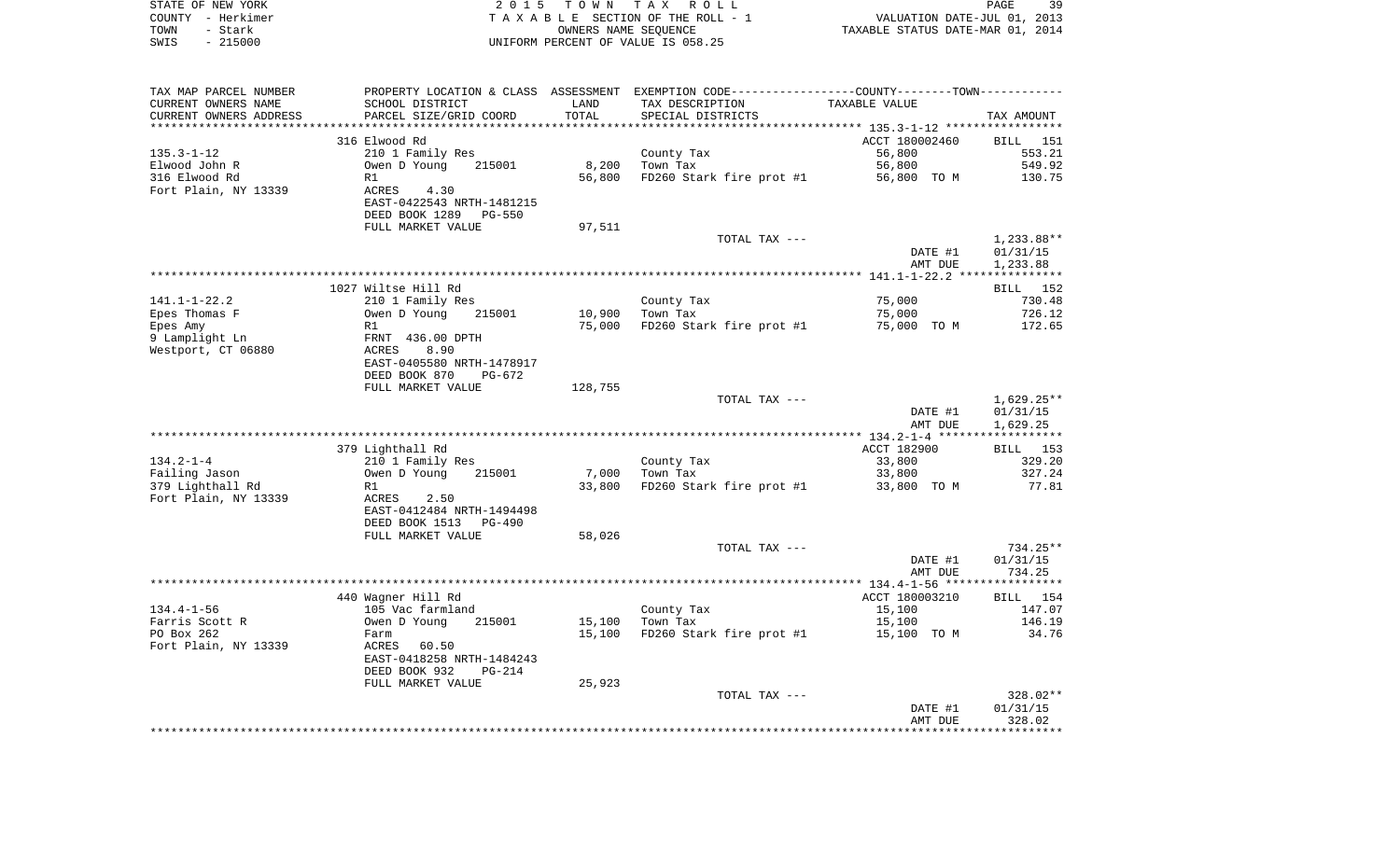| TAX MAP PARCEL NUMBER | PROPERTY LOCATION & CLASS | ASSESSMENT | EXEMPTION CODE-----COUNTY-----TOWN----- | | |
|---|---|---|---|---|---|
| CURRENT OWNERS NAME | SCHOOL DISTRICT | LAND | TAX DESCRIPTION | TAXABLE VALUE | |
| CURRENT OWNERS ADDRESS | PARCEL SIZE/GRID COORD | TOTAL | SPECIAL DISTRICTS | | TAX AMOUNT |
| | 316 Elwood Rd | | | ACCT 180002460 | BILL 151 |
| 135.3-1-12 | 210 1 Family Res | | County Tax | 56,800 | 553.21 |
| Elwood John R | Owen D Young 215001 | 8,200 | Town Tax | 56,800 | 549.92 |
| 316 Elwood Rd | R1 | 56,800 | FD260 Stark fire prot #1 | 56,800 TO M | 130.75 |
| Fort Plain, NY 13339 | ACRES 4.30 | | | | |
| | EAST-0422543 NRTH-1481215 | | | | |
| | DEED BOOK 1289 PG-550 | | | | |
| | FULL MARKET VALUE | 97,511 | | | |
| | | | TOTAL TAX --- | | 1,233.88** |
| | | | | DATE #1 | 01/31/15 |
| | | | | AMT DUE | 1,233.88 |
| | 1027 Wiltse Hill Rd | | | | BILL 152 |
| 141.1-1-22.2 | 210 1 Family Res | | County Tax | 75,000 | 730.48 |
| Epes Thomas F | Owen D Young 215001 | 10,900 | Town Tax | 75,000 | 726.12 |
| Epes Amy | R1 | 75,000 | FD260 Stark fire prot #1 | 75,000 TO M | 172.65 |
| 9 Lamplight Ln | FRNT 436.00 DPTH | | | | |
| Westport, CT 06880 | ACRES 8.90 | | | | |
| | EAST-0405580 NRTH-1478917 | | | | |
| | DEED BOOK 870 PG-672 | | | | |
| | FULL MARKET VALUE | 128,755 | | | |
| | | | TOTAL TAX --- | | 1,629.25** |
| | | | | DATE #1 | 01/31/15 |
| | | | | AMT DUE | 1,629.25 |
| | 379 Lighthall Rd | | | ACCT 182900 | BILL 153 |
| 134.2-1-4 | 210 1 Family Res | | County Tax | 33,800 | 329.20 |
| Failing Jason | Owen D Young 215001 | 7,000 | Town Tax | 33,800 | 327.24 |
| 379 Lighthall Rd | R1 | 33,800 | FD260 Stark fire prot #1 | 33,800 TO M | 77.81 |
| Fort Plain, NY 13339 | ACRES 2.50 | | | | |
| | EAST-0412484 NRTH-1494498 | | | | |
| | DEED BOOK 1513 PG-490 | | | | |
| | FULL MARKET VALUE | 58,026 | | | |
| | | | TOTAL TAX --- | | 734.25** |
| | | | | DATE #1 | 01/31/15 |
| | | | | AMT DUE | 734.25 |
| | 440 Wagner Hill Rd | | | ACCT 180003210 | BILL 154 |
| 134.4-1-56 | 105 Vac farmland | | County Tax | 15,100 | 147.07 |
| Farris Scott R | Owen D Young 215001 | 15,100 | Town Tax | 15,100 | 146.19 |
| PO Box 262 | Farm | 15,100 | FD260 Stark fire prot #1 | 15,100 TO M | 34.76 |
| Fort Plain, NY 13339 | ACRES 60.50 | | | | |
| | EAST-0418258 NRTH-1484243 | | | | |
| | DEED BOOK 932 PG-214 | | | | |
| | FULL MARKET VALUE | 25,923 | | | |
| | | | TOTAL TAX --- | | 328.02** |
| | | | | DATE #1 | 01/31/15 |
| | | | | AMT DUE | 328.02 |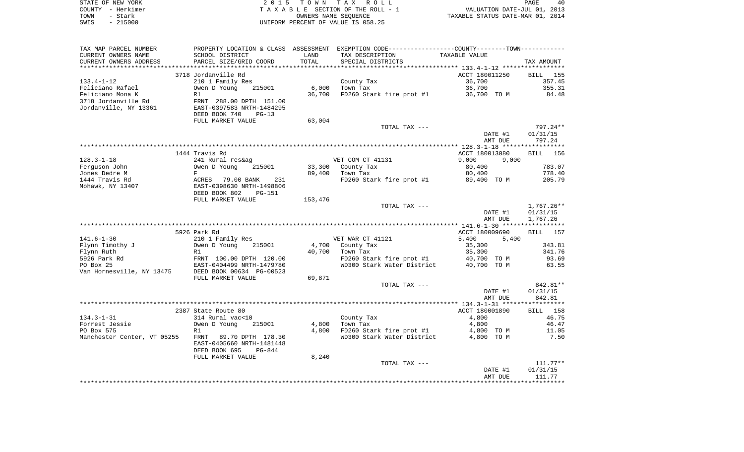STATE OF NEW YORK — 2 0 1 5 T O W N T A X R O L L
COUNTY - Herkimer — T A X A B L E SECTION OF THE ROLL - 1 — VALUATION DATE-JUL 01, 2013
TOWN - Stark — OWNERS NAME SEQUENCE — TAXABLE STATUS DATE-MAR 01, 2014
SWIS - 215000 — UNIFORM PERCENT OF VALUE IS 058.25

| TAX MAP PARCEL NUMBER / CURRENT OWNERS NAME / CURRENT OWNERS ADDRESS | PROPERTY LOCATION & CLASS / SCHOOL DISTRICT / PARCEL SIZE/GRID COORD | ASSESSMENT LAND / TOTAL | EXEMPTION CODE / TAX DESCRIPTION / SPECIAL DISTRICTS | COUNTY / TOWN TAXABLE VALUE | TAX AMOUNT |
|---|---|---|---|---|---|
| | 3718 Jordanville Rd | | | ACCT 180011250 | BILL 155 |
| 133.4-1-12 | 210 1 Family Res | | County Tax | 36,700 | 357.45 |
| Feliciano Rafael | Owen D Young 215001 | 6,000 | Town Tax | 36,700 | 355.31 |
| Feliciano Mona K | R1 | 36,700 | FD260 Stark fire prot #1 | 36,700 TO M | 84.48 |
| 3718 Jordanville Rd | FRNT 288.00 DPTH 151.00 | | | | |
| Jordanville, NY 13361 | EAST-0397583 NRTH-1484295 | | | | |
| | DEED BOOK 740 PG-13 | | | | |
| | FULL MARKET VALUE | 63,004 | | | |
| | | | TOTAL TAX --- | | 797.24** |
| | | | | DATE #1 | 01/31/15 |
| | | | | AMT DUE | 797.24 |
| | 1444 Travis Rd | | | ACCT 180013080 | BILL 156 |
| 128.3-1-18 | 241 Rural res&ag | | VET COM CT 41131 | 9,000 9,000 | |
| Ferguson John | Owen D Young 215001 | 33,300 | County Tax | 80,400 | 783.07 |
| Jones Dedre M | F | 89,400 | Town Tax | 80,400 | 778.40 |
| 1444 Travis Rd | ACRES 79.00 BANK 231 | | FD260 Stark fire prot #1 | 89,400 TO M | 205.79 |
| Mohawk, NY 13407 | EAST-0398630 NRTH-1498806 | | | | |
| | DEED BOOK 802 PG-151 | | | | |
| | FULL MARKET VALUE | 153,476 | | | |
| | | | TOTAL TAX --- | | 1,767.26** |
| | | | | DATE #1 | 01/31/15 |
| | | | | AMT DUE | 1,767.26 |
| | 5926 Park Rd | | | ACCT 180009690 | BILL 157 |
| 141.6-1-30 | 210 1 Family Res | | VET WAR CT 41121 | 5,400 5,400 | |
| Flynn Timothy J | Owen D Young 215001 | 4,700 | County Tax | 35,300 | 343.81 |
| Flynn Ruth | R1 | 40,700 | Town Tax | 35,300 | 341.76 |
| 5926 Park Rd | FRNT 100.00 DPTH 120.00 | | FD260 Stark fire prot #1 | 40,700 TO M | 93.69 |
| PO Box 25 | EAST-0404499 NRTH-1479780 | | WD300 Stark Water District | 40,700 TO M | 63.55 |
| Van Hornesville, NY 13475 | DEED BOOK 00634 PG-00523 | | | | |
| | FULL MARKET VALUE | 69,871 | | | |
| | | | TOTAL TAX --- | | 842.81** |
| | | | | DATE #1 | 01/31/15 |
| | | | | AMT DUE | 842.81 |
| | 2387 State Route 80 | | | ACCT 180001890 | BILL 158 |
| 134.3-1-31 | 314 Rural vac<10 | | County Tax | 4,800 | 46.75 |
| Forrest Jessie | Owen D Young 215001 | 4,800 | Town Tax | 4,800 | 46.47 |
| PO Box 575 | R1 | 4,800 | FD260 Stark fire prot #1 | 4,800 TO M | 11.05 |
| Manchester Center, VT 05255 | FRNT 89.70 DPTH 178.30 | | WD300 Stark Water District | 4,800 TO M | 7.50 |
| | EAST-0405660 NRTH-1481448 | | | | |
| | DEED BOOK 695 PG-844 | | | | |
| | FULL MARKET VALUE | 8,240 | | | |
| | | | TOTAL TAX --- | | 111.77** |
| | | | | DATE #1 | 01/31/15 |
| | | | | AMT DUE | 111.77 |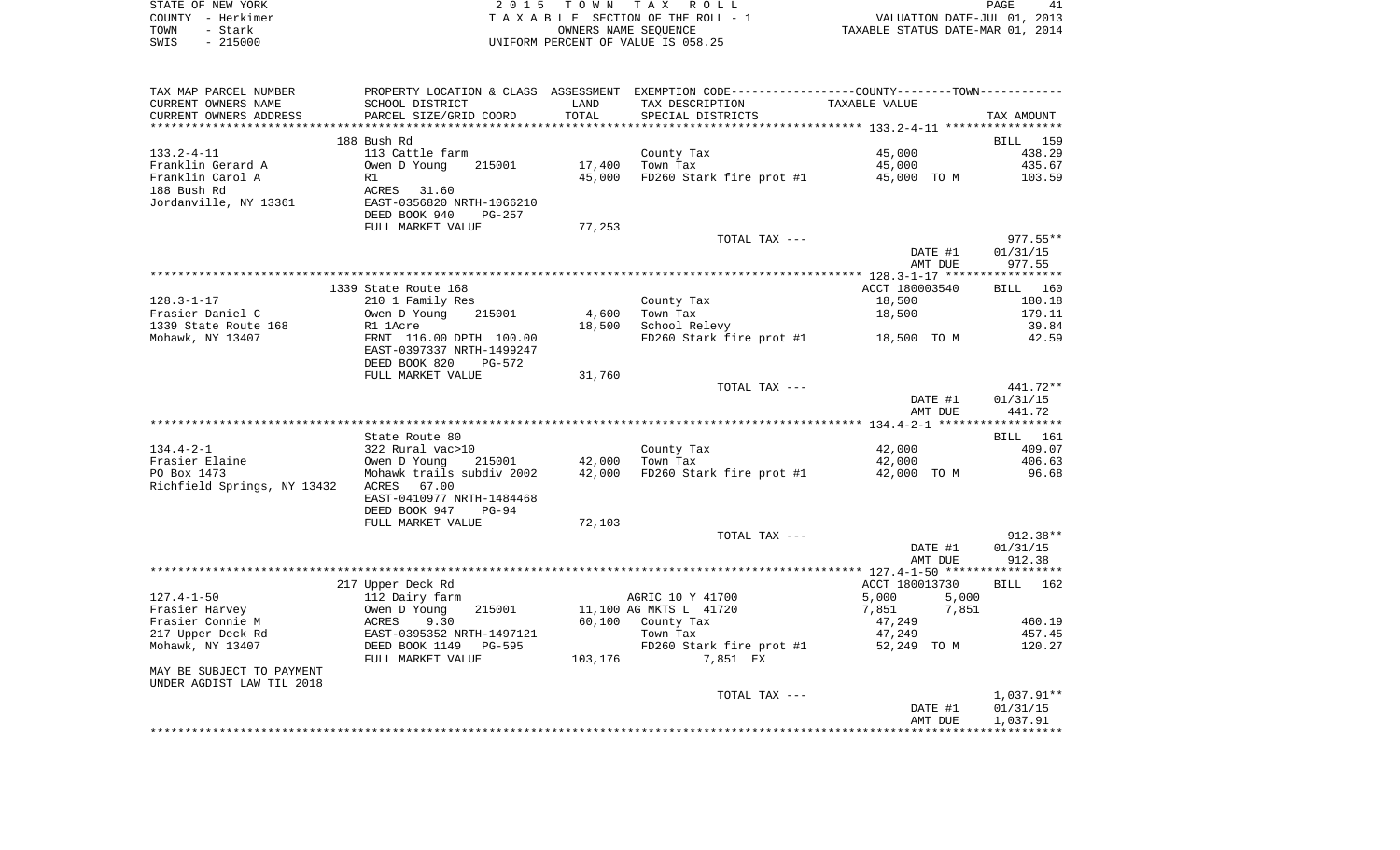STATE OF NEW YORK — 2015 TOWN TAX ROLL
COUNTY - Herkimer — TAXABLE SECTION OF THE ROLL - 1 — VALUATION DATE-JUL 01, 2013
TOWN - Stark — OWNERS NAME SEQUENCE — TAXABLE STATUS DATE-MAR 01, 2014
SWIS - 215000 — UNIFORM PERCENT OF VALUE IS 058.25

| TAX MAP PARCEL NUMBER / CURRENT OWNERS NAME / CURRENT OWNERS ADDRESS | PROPERTY LOCATION & CLASS / SCHOOL DISTRICT / PARCEL SIZE/GRID COORD | ASSESSMENT LAND | TOTAL | EXEMPTION CODE / TAX DESCRIPTION / SPECIAL DISTRICTS | COUNTY--------TOWN TAXABLE VALUE | TAX AMOUNT |
|---|---|---|---|---|---|---|
| **133.2-4-11** | 188 Bush Rd | | | | | BILL 159 |
| Franklin Gerard A | 113 Cattle farm | | | County Tax | 45,000 | 438.29 |
| Franklin Carol A | Owen D Young 215001 | 17,400 | | Town Tax | 45,000 | 435.67 |
| 188 Bush Rd | R1 | | 45,000 | FD260 Stark fire prot #1 | 45,000 TO M | 103.59 |
| Jordanville, NY 13361 | ACRES 31.60 | | | | | |
| | EAST-0356820 NRTH-1066210 | | | | | |
| | DEED BOOK 940 PG-257 | | | | | |
| | FULL MARKET VALUE | | 77,253 | | | |
| | | | | TOTAL TAX --- | | 977.55** |
| | | | | | DATE #1 | 01/31/15 |
| | | | | | AMT DUE | 977.55 |
| **128.3-1-17** | 1339 State Route 168 | | | | ACCT 180003540 | BILL 160 |
| Frasier Daniel C | 210 1 Family Res | | | County Tax | 18,500 | 180.18 |
| 1339 State Route 168 | Owen D Young 215001 | 4,600 | | Town Tax | 18,500 | 179.11 |
| Mohawk, NY 13407 | R1 1Acre | | 18,500 | School Relevy | | 39.84 |
| | FRNT 116.00 DPTH 100.00 | | | FD260 Stark fire prot #1 | 18,500 TO M | 42.59 |
| | EAST-0397337 NRTH-1499247 | | | | | |
| | DEED BOOK 820 PG-572 | | | | | |
| | FULL MARKET VALUE | | 31,760 | | | |
| | | | | TOTAL TAX --- | | 441.72** |
| | | | | | DATE #1 | 01/31/15 |
| | | | | | AMT DUE | 441.72 |
| **134.4-2-1** | State Route 80 | | | | | BILL 161 |
| Frasier Elaine | 322 Rural vac>10 | | | County Tax | 42,000 | 409.07 |
| PO Box 1473 | Owen D Young 215001 | 42,000 | | Town Tax | 42,000 | 406.63 |
| Richfield Springs, NY 13432 | Mohawk trails subdiv 2002 | | 42,000 | FD260 Stark fire prot #1 | 42,000 TO M | 96.68 |
| | ACRES 67.00 | | | | | |
| | EAST-0410977 NRTH-1484468 | | | | | |
| | DEED BOOK 947 PG-94 | | | | | |
| | FULL MARKET VALUE | | 72,103 | | | |
| | | | | TOTAL TAX --- | | 912.38** |
| | | | | | DATE #1 | 01/31/15 |
| | | | | | AMT DUE | 912.38 |
| **127.4-1-50** | 217 Upper Deck Rd | | | | ACCT 180013730 | BILL 162 |
| Frasier Harvey | 112 Dairy farm | | | AGRIC 10 Y 41700 | 5,000 5,000 | |
| Frasier Connie M | Owen D Young 215001 | 11,100 | | AG MKTS L 41720 | 7,851 7,851 | |
| 217 Upper Deck Rd | ACRES 9.30 | | 60,100 | County Tax | 47,249 | 460.19 |
| Mohawk, NY 13407 | EAST-0395352 NRTH-1497121 | | | Town Tax | 47,249 | 457.45 |
| | DEED BOOK 1149 PG-595 | | | FD260 Stark fire prot #1 | 52,249 TO M | 120.27 |
| | FULL MARKET VALUE | | 103,176 | 7,851 EX | | |
| MAY BE SUBJECT TO PAYMENT UNDER AGDIST LAW TIL 2018 | | | | | | |
| | | | | TOTAL TAX --- | | 1,037.91** |
| | | | | | DATE #1 | 01/31/15 |
| | | | | | AMT DUE | 1,037.91 |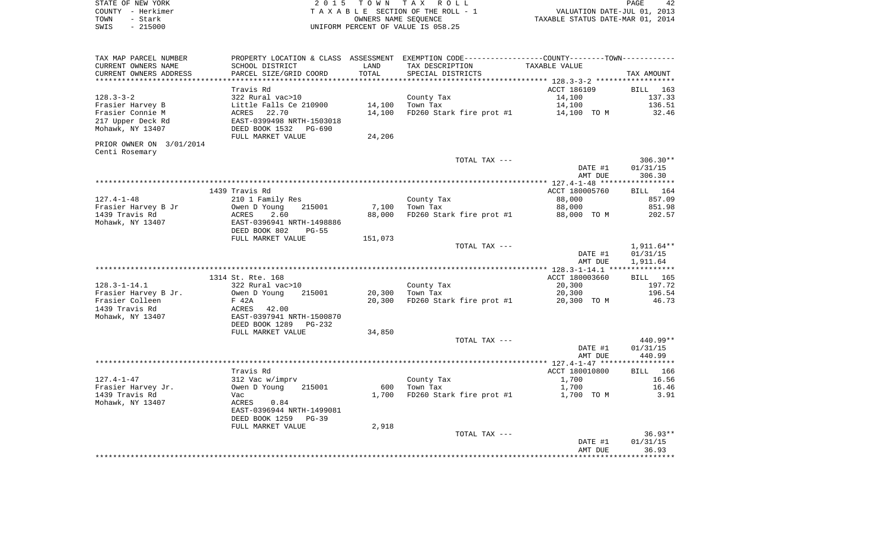STATE OF NEW YORK
COUNTY - Herkimer
TOWN - Stark
SWIS - 215000

2 0 1 5 T O W N T A X R O L L
T A X A B L E SECTION OF THE ROLL - 1
OWNERS NAME SEQUENCE
UNIFORM PERCENT OF VALUE IS 058.25

VALUATION DATE-JUL 01, 2013
TAXABLE STATUS DATE-MAR 01, 2014

| TAX MAP PARCEL NUMBER / CURRENT OWNERS NAME / CURRENT OWNERS ADDRESS | PROPERTY LOCATION & CLASS / SCHOOL DISTRICT / PARCEL SIZE/GRID COORD | ASSESSMENT LAND / TOTAL | EXEMPTION CODE / TAX DESCRIPTION / SPECIAL DISTRICTS | COUNTY--------TOWN / TAXABLE VALUE | TAX AMOUNT |
|---|---|---|---|---|---|
| **128.3-3-2** | Travis Rd | | | ACCT 186109 | BILL 163 |
| 128.3-3-2 | 322 Rural vac>10 | | County Tax | 14,100 | 137.33 |
| Frasier Harvey B | Little Falls Ce 210900 | 14,100 | Town Tax | 14,100 | 136.51 |
| Frasier Connie M | ACRES 22.70 | 14,100 | FD260 Stark fire prot #1 | 14,100 TO M | 32.46 |
| 217 Upper Deck Rd | EAST-0399498 NRTH-1503018 | | | | |
| Mohawk, NY 13407 | DEED BOOK 1532 PG-690 | | | | |
| | FULL MARKET VALUE | 24,206 | | | |
| PRIOR OWNER ON 3/01/2014 | | | | | |
| Centi Rosemary | | | | | |
| | | | TOTAL TAX --- | | 306.30** |
| | | | | DATE #1 | 01/31/15 |
| | | | | AMT DUE | 306.30 |
| **127.4-1-48** | 1439 Travis Rd | | | ACCT 180005760 | BILL 164 |
| 127.4-1-48 | 210 1 Family Res | | County Tax | 88,000 | 857.09 |
| Frasier Harvey B Jr | Owen D Young 215001 | 7,100 | Town Tax | 88,000 | 851.98 |
| 1439 Travis Rd | ACRES 2.60 | 88,000 | FD260 Stark fire prot #1 | 88,000 TO M | 202.57 |
| Mohawk, NY 13407 | EAST-0396941 NRTH-1498886 | | | | |
| | DEED BOOK 802 PG-55 | | | | |
| | FULL MARKET VALUE | 151,073 | | | |
| | | | TOTAL TAX --- | | 1,911.64** |
| | | | | DATE #1 | 01/31/15 |
| | | | | AMT DUE | 1,911.64 |
| **128.3-1-14.1** | 1314 St. Rte. 168 | | | ACCT 180003660 | BILL 165 |
| 128.3-1-14.1 | 322 Rural vac>10 | | County Tax | 20,300 | 197.72 |
| Frasier Harvey B Jr. | Owen D Young 215001 | 20,300 | Town Tax | 20,300 | 196.54 |
| Frasier Colleen | F 42A | 20,300 | FD260 Stark fire prot #1 | 20,300 TO M | 46.73 |
| 1439 Travis Rd | ACRES 42.00 | | | | |
| Mohawk, NY 13407 | EAST-0397941 NRTH-1500870 | | | | |
| | DEED BOOK 1289 PG-232 | | | | |
| | FULL MARKET VALUE | 34,850 | | | |
| | | | TOTAL TAX --- | | 440.99** |
| | | | | DATE #1 | 01/31/15 |
| | | | | AMT DUE | 440.99 |
| **127.4-1-47** | Travis Rd | | | ACCT 180010800 | BILL 166 |
| 127.4-1-47 | 312 Vac w/imprv | | County Tax | 1,700 | 16.56 |
| Frasier Harvey Jr. | Owen D Young 215001 | 600 | Town Tax | 1,700 | 16.46 |
| 1439 Travis Rd | Vac | 1,700 | FD260 Stark fire prot #1 | 1,700 TO M | 3.91 |
| Mohawk, NY 13407 | ACRES 0.84 | | | | |
| | EAST-0396944 NRTH-1499081 | | | | |
| | DEED BOOK 1259 PG-39 | | | | |
| | FULL MARKET VALUE | 2,918 | | | |
| | | | TOTAL TAX --- | | 36.93** |
| | | | | DATE #1 | 01/31/15 |
| | | | | AMT DUE | 36.93 |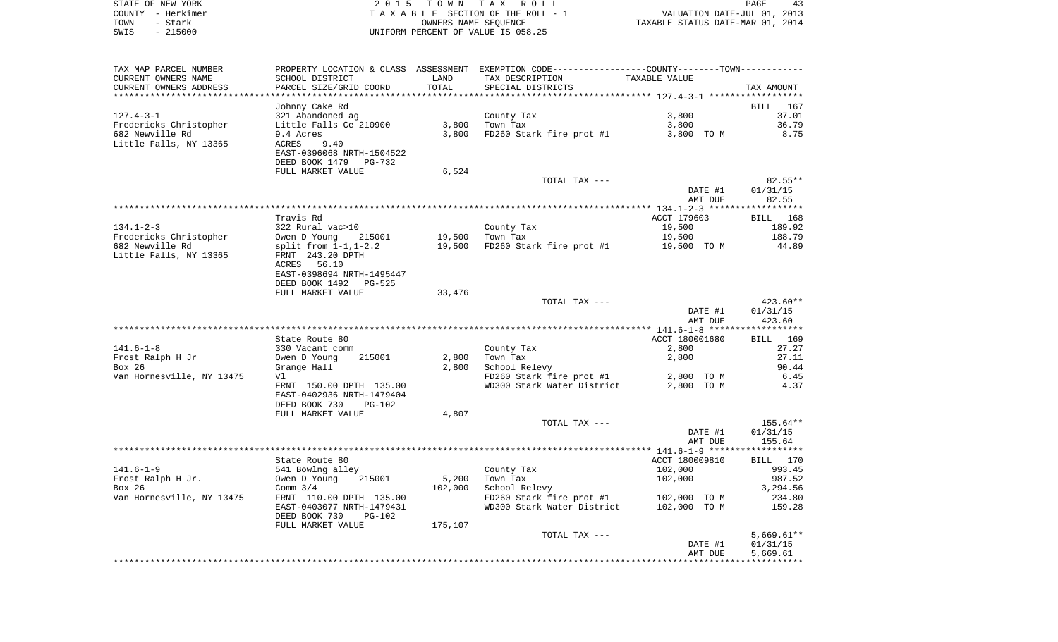STATE OF NEW YORK — 2015 TOWN TAX ROLL
COUNTY - Herkimer — TAXABLE SECTION OF THE ROLL - 1 — VALUATION DATE-JUL 01, 2013
TOWN - Stark — OWNERS NAME SEQUENCE — TAXABLE STATUS DATE-MAR 01, 2014
SWIS - 215000 — UNIFORM PERCENT OF VALUE IS 058.25

| TAX MAP PARCEL NUMBER / CURRENT OWNERS NAME / CURRENT OWNERS ADDRESS | PROPERTY LOCATION & CLASS / SCHOOL DISTRICT / PARCEL SIZE/GRID COORD | ASSESSMENT LAND / TOTAL | EXEMPTION CODE / TAX DESCRIPTION / SPECIAL DISTRICTS | COUNTY--------TOWN TAXABLE VALUE | TAX AMOUNT |
|---|---|---|---|---|---|
| 127.4-3-1 | Johnny Cake Rd | | | | BILL 167 |
| | 321 Abandoned ag | | County Tax | 3,800 | 37.01 |
| Fredericks Christopher | Little Falls Ce 210900 | 3,800 | Town Tax | 3,800 | 36.79 |
| 682 Newville Rd | 9.4 Acres | 3,800 | FD260 Stark fire prot #1 | 3,800 TO M | 8.75 |
| Little Falls, NY 13365 | ACRES 9.40 | | | | |
| | EAST-0396068 NRTH-1504522 | | | | |
| | DEED BOOK 1479 PG-732 | | | | |
| | FULL MARKET VALUE | 6,524 | | | |
| | | | TOTAL TAX --- | | 82.55** |
| | | | | DATE #1 | 01/31/15 |
| | | | | AMT DUE | 82.55 |
| 134.1-2-3 | Travis Rd | | | ACCT 179603 | BILL 168 |
| | 322 Rural vac>10 | | County Tax | 19,500 | 189.92 |
| Fredericks Christopher | Owen D Young 215001 | 19,500 | Town Tax | 19,500 | 188.79 |
| 682 Newville Rd | split from 1-1,1-2.2 | 19,500 | FD260 Stark fire prot #1 | 19,500 TO M | 44.89 |
| Little Falls, NY 13365 | FRNT 243.20 DPTH | | | | |
| | ACRES 56.10 | | | | |
| | EAST-0398694 NRTH-1495447 | | | | |
| | DEED BOOK 1492 PG-525 | | | | |
| | FULL MARKET VALUE | 33,476 | | | |
| | | | TOTAL TAX --- | | 423.60** |
| | | | | DATE #1 | 01/31/15 |
| | | | | AMT DUE | 423.60 |
| 141.6-1-8 | State Route 80 | | | ACCT 180001680 | BILL 169 |
| | 330 Vacant comm | | County Tax | 2,800 | 27.27 |
| Frost Ralph H Jr | Owen D Young 215001 | 2,800 | Town Tax | 2,800 | 27.11 |
| Box 26 | Grange Hall | 2,800 | School Relevy | | 90.44 |
| Van Hornesville, NY 13475 | Vl | | FD260 Stark fire prot #1 | 2,800 TO M | 6.45 |
| | FRNT 150.00 DPTH 135.00 | | WD300 Stark Water District | 2,800 TO M | 4.37 |
| | EAST-0402936 NRTH-1479404 | | | | |
| | DEED BOOK 730 PG-102 | | | | |
| | FULL MARKET VALUE | 4,807 | | | |
| | | | TOTAL TAX --- | | 155.64** |
| | | | | DATE #1 | 01/31/15 |
| | | | | AMT DUE | 155.64 |
| 141.6-1-9 | State Route 80 | | | ACCT 180009810 | BILL 170 |
| | 541 Bowlng alley | | County Tax | 102,000 | 993.45 |
| Frost Ralph H Jr. | Owen D Young 215001 | 5,200 | Town Tax | 102,000 | 987.52 |
| Box 26 | Comm 3/4 | 102,000 | School Relevy | | 3,294.56 |
| Van Hornesville, NY 13475 | FRNT 110.00 DPTH 135.00 | | FD260 Stark fire prot #1 | 102,000 TO M | 234.80 |
| | EAST-0403077 NRTH-1479431 | | WD300 Stark Water District | 102,000 TO M | 159.28 |
| | DEED BOOK 730 PG-102 | | | | |
| | FULL MARKET VALUE | 175,107 | | | |
| | | | TOTAL TAX --- | | 5,669.61** |
| | | | | DATE #1 | 01/31/15 |
| | | | | AMT DUE | 5,669.61 |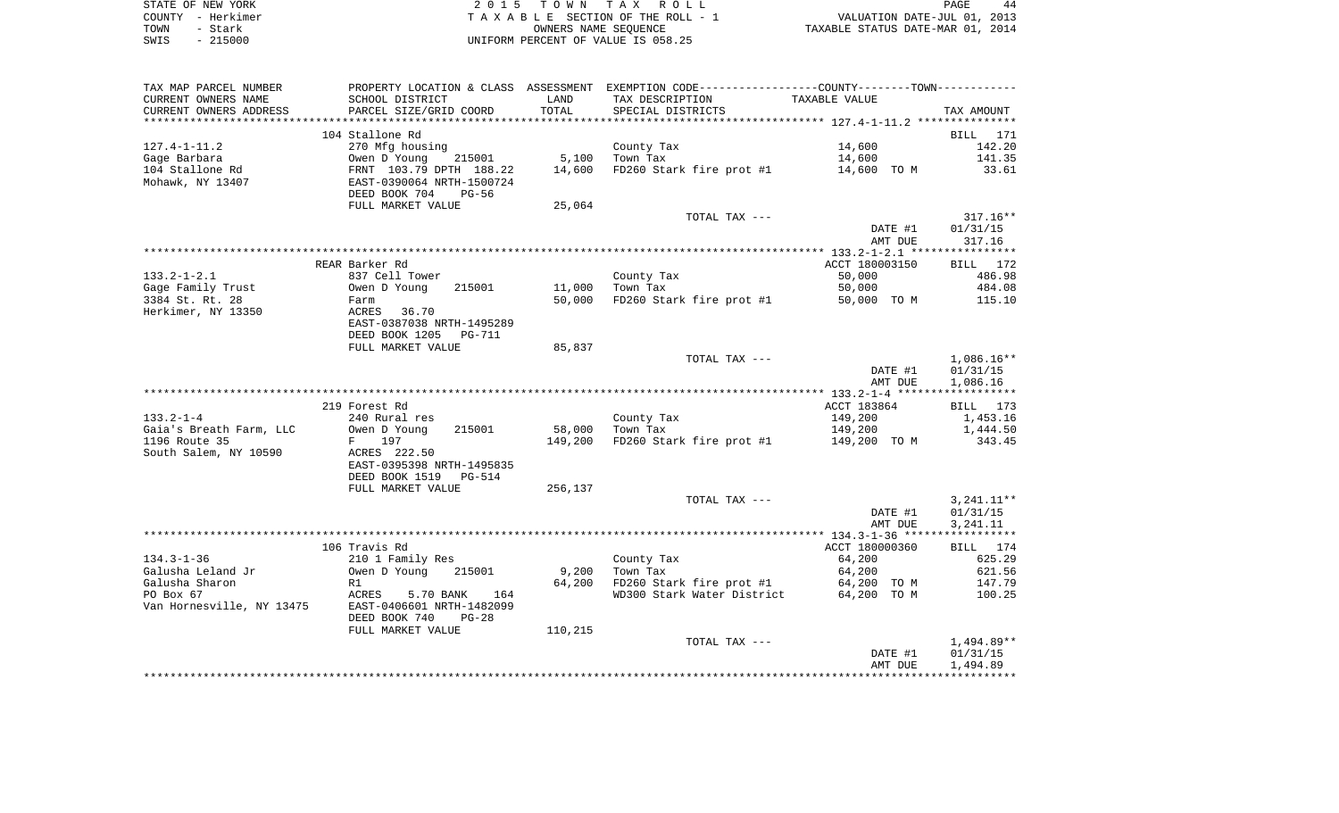STATE OF NEW YORK　　2015 TOWN TAX ROLL
COUNTY - Herkimer　　TAXABLE SECTION OF THE ROLL - 1　　VALUATION DATE-JUL 01, 2013
TOWN - Stark　　OWNERS NAME SEQUENCE　　TAXABLE STATUS DATE-MAR 01, 2014
SWIS - 215000　　UNIFORM PERCENT OF VALUE IS 058.25

| TAX MAP PARCEL NUMBER / CURRENT OWNERS NAME / CURRENT OWNERS ADDRESS | PROPERTY LOCATION & CLASS / SCHOOL DISTRICT / PARCEL SIZE/GRID COORD | ASSESSMENT LAND / TOTAL | EXEMPTION CODE / TAX DESCRIPTION / SPECIAL DISTRICTS | TAXABLE VALUE | TAX AMOUNT |
|---|---|---|---|---|---|
| 127.4-1-11.2 | 104 Stallone Rd | | | | BILL 171 |
| Gage Barbara | 270 Mfg housing | | County Tax | 14,600 | 142.20 |
| 104 Stallone Rd | Owen D Young 215001 | 5,100 | Town Tax | 14,600 | 141.35 |
| Mohawk, NY 13407 | FRNT 103.79 DPTH 188.22 | 14,600 | FD260 Stark fire prot #1 | 14,600 TO M | 33.61 |
| | EAST-0390064 NRTH-1500724 | | | | |
| | DEED BOOK 704 PG-56 | | | | |
| | FULL MARKET VALUE | 25,064 | | | |
| | | | TOTAL TAX --- | | 317.16** |
| | | | | DATE #1 | 01/31/15 |
| | | | | AMT DUE | 317.16 |
| 133.2-1-2.1 | REAR Barker Rd | | | ACCT 180003150 | BILL 172 |
| Gage Family Trust | 837 Cell Tower | | County Tax | 50,000 | 486.98 |
| 3384 St. Rt. 28 | Owen D Young 215001 | 11,000 | Town Tax | 50,000 | 484.08 |
| Herkimer, NY 13350 | Farm | 50,000 | FD260 Stark fire prot #1 | 50,000 TO M | 115.10 |
| | ACRES 36.70 | | | | |
| | EAST-0387038 NRTH-1495289 | | | | |
| | DEED BOOK 1205 PG-711 | | | | |
| | FULL MARKET VALUE | 85,837 | | | |
| | | | TOTAL TAX --- | | 1,086.16** |
| | | | | DATE #1 | 01/31/15 |
| | | | | AMT DUE | 1,086.16 |
| 133.2-1-4 | 219 Forest Rd | | | ACCT 183864 | BILL 173 |
| Gaia's Breath Farm, LLC | 240 Rural res | | County Tax | 149,200 | 1,453.16 |
| 1196 Route 35 | Owen D Young 215001 | 58,000 | Town Tax | 149,200 | 1,444.50 |
| South Salem, NY 10590 | F 197 | 149,200 | FD260 Stark fire prot #1 | 149,200 TO M | 343.45 |
| | ACRES 222.50 | | | | |
| | EAST-0395398 NRTH-1495835 | | | | |
| | DEED BOOK 1519 PG-514 | | | | |
| | FULL MARKET VALUE | 256,137 | | | |
| | | | TOTAL TAX --- | | 3,241.11** |
| | | | | DATE #1 | 01/31/15 |
| | | | | AMT DUE | 3,241.11 |
| 134.3-1-36 | 106 Travis Rd | | | ACCT 180000360 | BILL 174 |
| Galusha Leland Jr | 210 1 Family Res | | County Tax | 64,200 | 625.29 |
| Galusha Sharon | Owen D Young 215001 | 9,200 | Town Tax | 64,200 | 621.56 |
| PO Box 67 | R1 | 64,200 | FD260 Stark fire prot #1 | 64,200 TO M | 147.79 |
| Van Hornesville, NY 13475 | ACRES 5.70 BANK 164 | | WD300 Stark Water District | 64,200 TO M | 100.25 |
| | EAST-0406601 NRTH-1482099 | | | | |
| | DEED BOOK 740 PG-28 | | | | |
| | FULL MARKET VALUE | 110,215 | | | |
| | | | TOTAL TAX --- | | 1,494.89** |
| | | | | DATE #1 | 01/31/15 |
| | | | | AMT DUE | 1,494.89 |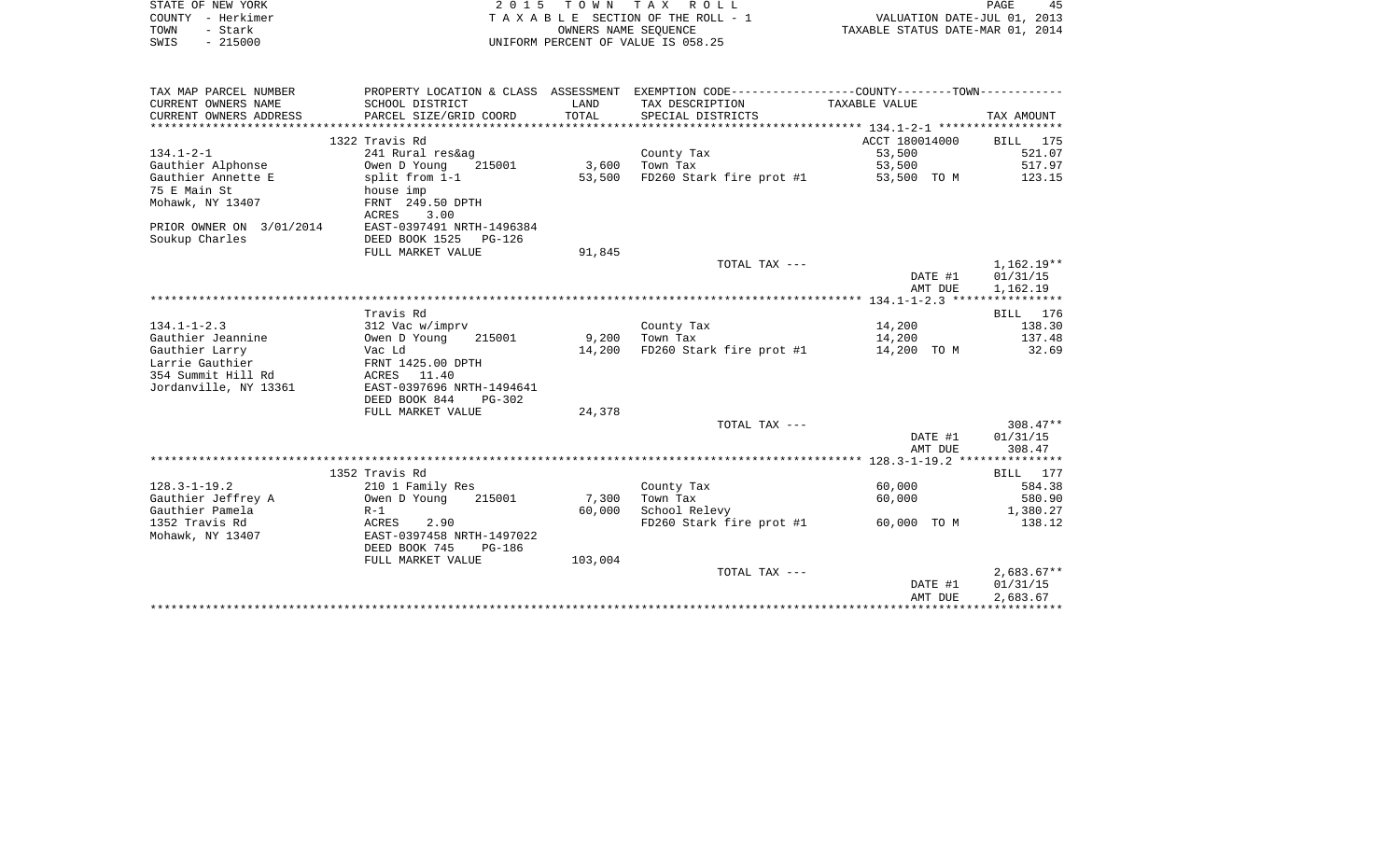STATE OF NEW YORK  
COUNTY - Herkimer  
TOWN - Stark  
SWIS - 215000

2 0 1 5 T O W N T A X R O L L  
T A X A B L E SECTION OF THE ROLL - 1  
OWNERS NAME SEQUENCE  
UNIFORM PERCENT OF VALUE IS 058.25

VALUATION DATE-JUL 01, 2013  
TAXABLE STATUS DATE-MAR 01, 2014

| TAX MAP PARCEL NUMBER / CURRENT OWNERS NAME / CURRENT OWNERS ADDRESS | PROPERTY LOCATION & CLASS / SCHOOL DISTRICT / PARCEL SIZE/GRID COORD | ASSESSMENT LAND / TOTAL | EXEMPTION CODE / TAX DESCRIPTION / SPECIAL DISTRICTS | COUNTY--------TOWN TAXABLE VALUE | TAX AMOUNT |
|---|---|---|---|---|---|
| ******** 134.1-2-1 ******** | 1322 Travis Rd | | | ACCT 180014000 | BILL 175 |
| 134.1-2-1 | 241 Rural res&ag | | County Tax | 53,500 | 521.07 |
| Gauthier Alphonse | Owen D Young 215001 | 3,600 | Town Tax | 53,500 | 517.97 |
| Gauthier Annette E | split from 1-1 | 53,500 | FD260 Stark fire prot #1 | 53,500 TO M | 123.15 |
| 75 E Main St | house imp | | | | |
| Mohawk, NY 13407 | FRNT 249.50 DPTH | | | | |
| | ACRES 3.00 | | | | |
| PRIOR OWNER ON 3/01/2014 | EAST-0397491 NRTH-1496384 | | | | |
| Soukup Charles | DEED BOOK 1525 PG-126 | | | | |
| | FULL MARKET VALUE | 91,845 | | | |
| | | | TOTAL TAX --- | | 1,162.19** |
| | | | | DATE #1 | 01/31/15 |
| | | | | AMT DUE | 1,162.19 |
| ******** 134.1-1-2.3 ******** | Travis Rd | | | | BILL 176 |
| 134.1-1-2.3 | 312 Vac w/imprv | | County Tax | 14,200 | 138.30 |
| Gauthier Jeannine | Owen D Young 215001 | 9,200 | Town Tax | 14,200 | 137.48 |
| Gauthier Larry | Vac Ld | 14,200 | FD260 Stark fire prot #1 | 14,200 TO M | 32.69 |
| Larrie Gauthier | FRNT 1425.00 DPTH | | | | |
| 354 Summit Hill Rd | ACRES 11.40 | | | | |
| Jordanville, NY 13361 | EAST-0397696 NRTH-1494641 | | | | |
| | DEED BOOK 844 PG-302 | | | | |
| | FULL MARKET VALUE | 24,378 | | | |
| | | | TOTAL TAX --- | | 308.47** |
| | | | | DATE #1 | 01/31/15 |
| | | | | AMT DUE | 308.47 |
| ******** 128.3-1-19.2 ******** | 1352 Travis Rd | | | | BILL 177 |
| 128.3-1-19.2 | 210 1 Family Res | | County Tax | 60,000 | 584.38 |
| Gauthier Jeffrey A | Owen D Young 215001 | 7,300 | Town Tax | 60,000 | 580.90 |
| Gauthier Pamela | R-1 | 60,000 | School Relevy | | 1,380.27 |
| 1352 Travis Rd | ACRES 2.90 | | FD260 Stark fire prot #1 | 60,000 TO M | 138.12 |
| Mohawk, NY 13407 | EAST-0397458 NRTH-1497022 | | | | |
| | DEED BOOK 745 PG-186 | | | | |
| | FULL MARKET VALUE | 103,004 | | | |
| | | | TOTAL TAX --- | | 2,683.67** |
| | | | | DATE #1 | 01/31/15 |
| | | | | AMT DUE | 2,683.67 |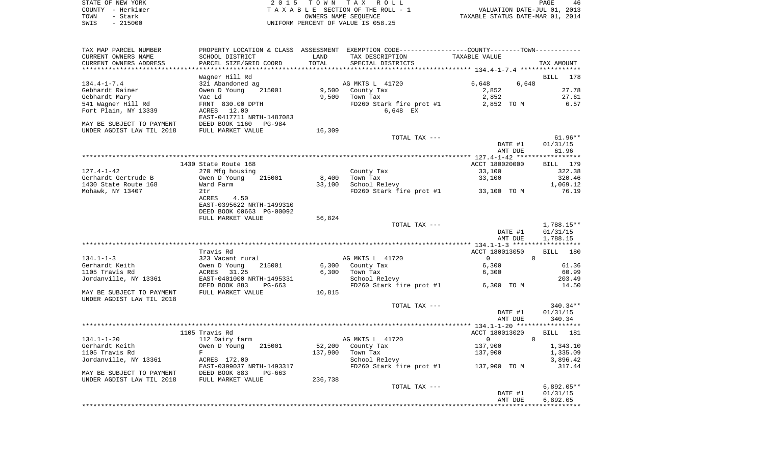STATE OF NEW YORK — COUNTY - Herkimer — TOWN - Stark — SWIS - 215000

2 0 1 5 T O W N T A X R O L L
T A X A B L E SECTION OF THE ROLL - 1
OWNERS NAME SEQUENCE
UNIFORM PERCENT OF VALUE IS 058.25

VALUATION DATE-JUL 01, 2013
TAXABLE STATUS DATE-MAR 01, 2014

| TAX MAP PARCEL NUMBER / CURRENT OWNERS NAME / CURRENT OWNERS ADDRESS | PROPERTY LOCATION & CLASS / SCHOOL DISTRICT / PARCEL SIZE/GRID COORD | ASSESSMENT LAND / TOTAL | EXEMPTION CODE / TAX DESCRIPTION / SPECIAL DISTRICTS | COUNTY / TOWN TAXABLE VALUE | TAX AMOUNT |
|---|---|---|---|---|---|
| **134.4-1-7.4** | Wagner Hill Rd | | | | BILL 178 |
| 134.4-1-7.4 | 321 Abandoned ag | | AG MKTS L 41720 | 6,648 6,648 | |
| Gebhardt Rainer | Owen D Young 215001 | 9,500 | County Tax | 2,852 | 27.78 |
| Gebhardt Mary | Vac Ld | 9,500 | Town Tax | 2,852 | 27.61 |
| 541 Wagner Hill Rd | FRNT 830.00 DPTH | | FD260 Stark fire prot #1 | 2,852 TO M | 6.57 |
| Fort Plain, NY 13339 | ACRES 12.00 | | 6,648 EX | | |
| | EAST-0417711 NRTH-1487083 | | | | |
| MAY BE SUBJECT TO PAYMENT | DEED BOOK 1160 PG-984 | | | | |
| UNDER AGDIST LAW TIL 2018 | FULL MARKET VALUE | 16,309 | | | |
| | | | TOTAL TAX --- | | 61.96** |
| | | | | DATE #1 | 01/31/15 |
| | | | | AMT DUE | 61.96 |
| **127.4-1-42** | 1430 State Route 168 | | | ACCT 180020000 | BILL 179 |
| 127.4-1-42 | 270 Mfg housing | | County Tax | 33,100 | 322.38 |
| Gerhardt Gertrude B | Owen D Young 215001 | 8,400 | Town Tax | 33,100 | 320.46 |
| 1430 State Route 168 | Ward Farm | 33,100 | School Relevy | | 1,069.12 |
| Mohawk, NY 13407 | 2tr | | FD260 Stark fire prot #1 | 33,100 TO M | 76.19 |
| | ACRES 4.50 | | | | |
| | EAST-0395622 NRTH-1499310 | | | | |
| | DEED BOOK 00663 PG-00092 | | | | |
| | FULL MARKET VALUE | 56,824 | | | |
| | | | TOTAL TAX --- | | 1,788.15** |
| | | | | DATE #1 | 01/31/15 |
| | | | | AMT DUE | 1,788.15 |
| **134.1-1-3** | Travis Rd | | | ACCT 180013050 | BILL 180 |
| 134.1-1-3 | 323 Vacant rural | | AG MKTS L 41720 | 0 0 | |
| Gerhardt Keith | Owen D Young 215001 | 6,300 | County Tax | 6,300 | 61.36 |
| 1105 Travis Rd | ACRES 31.25 | 6,300 | Town Tax | 6,300 | 60.99 |
| Jordanville, NY 13361 | EAST-0401000 NRTH-1495331 | | School Relevy | | 203.49 |
| | DEED BOOK 883 PG-663 | | FD260 Stark fire prot #1 | 6,300 TO M | 14.50 |
| MAY BE SUBJECT TO PAYMENT | FULL MARKET VALUE | 10,815 | | | |
| UNDER AGDIST LAW TIL 2018 | | | | | |
| | | | TOTAL TAX --- | | 340.34** |
| | | | | DATE #1 | 01/31/15 |
| | | | | AMT DUE | 340.34 |
| **134.1-1-20** | 1105 Travis Rd | | | ACCT 180013020 | BILL 181 |
| 134.1-1-20 | 112 Dairy farm | | AG MKTS L 41720 | 0 0 | |
| Gerhardt Keith | Owen D Young 215001 | 52,200 | County Tax | 137,900 | 1,343.10 |
| 1105 Travis Rd | F | 137,900 | Town Tax | 137,900 | 1,335.09 |
| Jordanville, NY 13361 | ACRES 172.00 | | School Relevy | | 3,896.42 |
| | EAST-0399037 NRTH-1493317 | | FD260 Stark fire prot #1 | 137,900 TO M | 317.44 |
| MAY BE SUBJECT TO PAYMENT | DEED BOOK 883 PG-663 | | | | |
| UNDER AGDIST LAW TIL 2018 | FULL MARKET VALUE | 236,738 | | | |
| | | | TOTAL TAX --- | | 6,892.05** |
| | | | | DATE #1 | 01/31/15 |
| | | | | AMT DUE | 6,892.05 |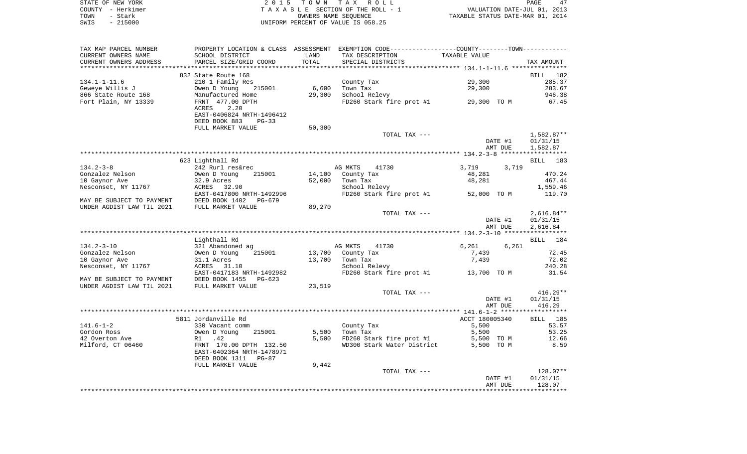STATE OF NEW YORK — 2015 TOWN TAX ROLL
COUNTY - Herkimer — TAXABLE SECTION OF THE ROLL - 1 — VALUATION DATE-JUL 01, 2013
TOWN - Stark — OWNERS NAME SEQUENCE — TAXABLE STATUS DATE-MAR 01, 2014
SWIS - 215000 — UNIFORM PERCENT OF VALUE IS 058.25

| TAX MAP PARCEL NUMBER / CURRENT OWNERS NAME / CURRENT OWNERS ADDRESS | PROPERTY LOCATION & CLASS / SCHOOL DISTRICT / PARCEL SIZE/GRID COORD | ASSESSMENT LAND / TOTAL | EXEMPTION CODE / TAX DESCRIPTION / SPECIAL DISTRICTS | COUNTY / TOWN TAXABLE VALUE | TAX AMOUNT |
|---|---|---|---|---|---|
| | 832 State Route 168 | | | | BILL 182 |
| 134.1-1-11.6 | 210 1 Family Res | | County Tax | 29,300 | 285.37 |
| Geweye Willis J | Owen D Young 215001 | 6,600 | Town Tax | 29,300 | 283.67 |
| 866 State Route 168 | Manufactured Home | 29,300 | School Relevy | | 946.38 |
| Fort Plain, NY 13339 | FRNT 477.00 DPTH | | FD260 Stark fire prot #1 | 29,300 TO M | 67.45 |
| | ACRES 2.20 | | | | |
| | EAST-0406824 NRTH-1496412 | | | | |
| | DEED BOOK 883 PG-33 | | | | |
| | FULL MARKET VALUE | 50,300 | | | |
| | | | TOTAL TAX --- | | 1,582.87** |
| | | | | DATE #1 | 01/31/15 |
| | | | | AMT DUE | 1,582.87 |
| | 623 Lighthall Rd | | | | BILL 183 |
| 134.2-3-8 | 242 Rurl res&rec | | AG MKTS 41730 | 3,719 3,719 | |
| Gonzalez Nelson | Owen D Young 215001 | 14,100 | County Tax | 48,281 | 470.24 |
| 10 Gaynor Ave | 32.9 Acres | 52,000 | Town Tax | 48,281 | 467.44 |
| Nesconset, NY 11767 | ACRES 32.90 | | School Relevy | | 1,559.46 |
| | EAST-0417800 NRTH-1492996 | | FD260 Stark fire prot #1 | 52,000 TO M | 119.70 |
| MAY BE SUBJECT TO PAYMENT | DEED BOOK 1402 PG-679 | | | | |
| UNDER AGDIST LAW TIL 2021 | FULL MARKET VALUE | 89,270 | | | |
| | | | TOTAL TAX --- | | 2,616.84** |
| | | | | DATE #1 | 01/31/15 |
| | | | | AMT DUE | 2,616.84 |
| | Lighthall Rd | | | | BILL 184 |
| 134.2-3-10 | 321 Abandoned ag | | AG MKTS 41730 | 6,261 6,261 | |
| Gonzalez Nelson | Owen D Young 215001 | 13,700 | County Tax | 7,439 | 72.45 |
| 10 Gaynor Ave | 31.1 Acres | 13,700 | Town Tax | 7,439 | 72.02 |
| Nesconset, NY 11767 | ACRES 31.10 | | School Relevy | | 240.28 |
| | EAST-0417183 NRTH-1492982 | | FD260 Stark fire prot #1 | 13,700 TO M | 31.54 |
| MAY BE SUBJECT TO PAYMENT | DEED BOOK 1455 PG-623 | | | | |
| UNDER AGDIST LAW TIL 2021 | FULL MARKET VALUE | 23,519 | | | |
| | | | TOTAL TAX --- | | 416.29** |
| | | | | DATE #1 | 01/31/15 |
| | | | | AMT DUE | 416.29 |
| | 5811 Jordanville Rd | | | ACCT 180005340 | BILL 185 |
| 141.6-1-2 | 330 Vacant comm | | County Tax | 5,500 | 53.57 |
| Gordon Ross | Owen D Young 215001 | 5,500 | Town Tax | 5,500 | 53.25 |
| 42 Overton Ave | R1 .42 | 5,500 | FD260 Stark fire prot #1 | 5,500 TO M | 12.66 |
| Milford, CT 06460 | FRNT 170.00 DPTH 132.50 | | WD300 Stark Water District | 5,500 TO M | 8.59 |
| | EAST-0402364 NRTH-1478971 | | | | |
| | DEED BOOK 1311 PG-87 | | | | |
| | FULL MARKET VALUE | 9,442 | | | |
| | | | TOTAL TAX --- | | 128.07** |
| | | | | DATE #1 | 01/31/15 |
| | | | | AMT DUE | 128.07 |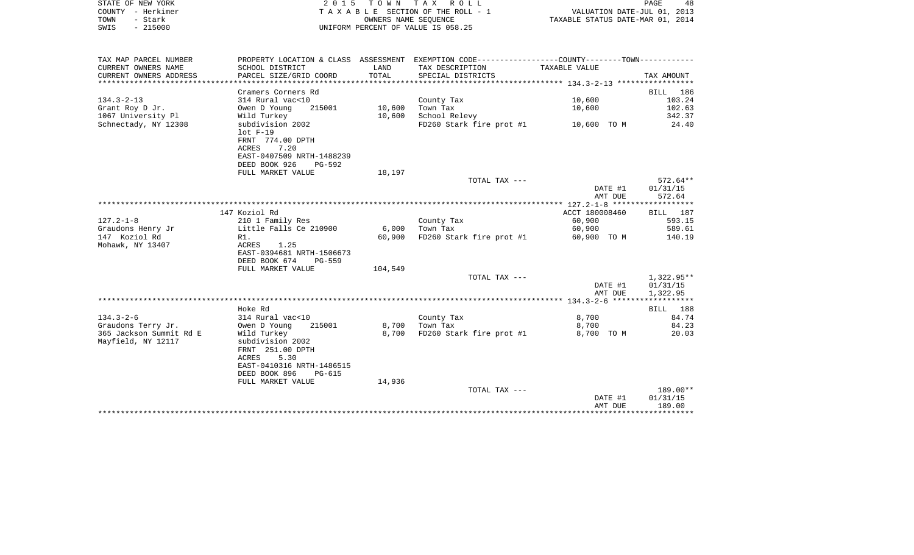STATE OF NEW YORK
COUNTY - Herkimer
TOWN - Stark
SWIS - 215000

2 0 1 5 T O W N T A X R O L L
T A X A B L E SECTION OF THE ROLL - 1
OWNERS NAME SEQUENCE
UNIFORM PERCENT OF VALUE IS 058.25

VALUATION DATE-JUL 01, 2013
TAXABLE STATUS DATE-MAR 01, 2014

| TAX MAP PARCEL NUMBER / CURRENT OWNERS NAME / CURRENT OWNERS ADDRESS | PROPERTY LOCATION & CLASS / SCHOOL DISTRICT / PARCEL SIZE/GRID COORD | ASSESSMENT LAND / TOTAL | EXEMPTION CODE / TAX DESCRIPTION / SPECIAL DISTRICTS | COUNTY--------TOWN TAXABLE VALUE | TAX AMOUNT |
|---|---|---|---|---|---|
| 134.3-2-13 | Cramers Corners Rd | | | | BILL 186 |
| 134.3-2-13 | 314 Rural vac<10 | | County Tax | 10,600 | 103.24 |
| Grant Roy D Jr. | Owen D Young 215001 | 10,600 | Town Tax | 10,600 | 102.63 |
| 1067 University Pl | Wild Turkey | 10,600 | School Relevy | | 342.37 |
| Schnectady, NY 12308 | subdivision 2002 | | FD260 Stark fire prot #1 | 10,600 TO M | 24.40 |
| | lot F-19 | | | | |
| | FRNT 774.00 DPTH | | | | |
| | ACRES 7.20 | | | | |
| | EAST-0407509 NRTH-1488239 | | | | |
| | DEED BOOK 926 PG-592 | | | | |
| | FULL MARKET VALUE | 18,197 | | | |
| | | | TOTAL TAX --- | | 572.64** |
| | | | | DATE #1 | 01/31/15 |
| | | | | AMT DUE | 572.64 |
| 127.2-1-8 | 147 Koziol Rd | | | ACCT 180008460 | BILL 187 |
| 127.2-1-8 | 210 1 Family Res | | County Tax | 60,900 | 593.15 |
| Graudons Henry Jr | Little Falls Ce 210900 | 6,000 | Town Tax | 60,900 | 589.61 |
| 147 Koziol Rd | R1. | 60,900 | FD260 Stark fire prot #1 | 60,900 TO M | 140.19 |
| Mohawk, NY 13407 | ACRES 1.25 | | | | |
| | EAST-0394681 NRTH-1506673 | | | | |
| | DEED BOOK 674 PG-559 | | | | |
| | FULL MARKET VALUE | 104,549 | | | |
| | | | TOTAL TAX --- | | 1,322.95** |
| | | | | DATE #1 | 01/31/15 |
| | | | | AMT DUE | 1,322.95 |
| 134.3-2-6 | Hoke Rd | | | | BILL 188 |
| 134.3-2-6 | 314 Rural vac<10 | | County Tax | 8,700 | 84.74 |
| Graudons Terry Jr. | Owen D Young 215001 | 8,700 | Town Tax | 8,700 | 84.23 |
| 365 Jackson Summit Rd E | Wild Turkey | 8,700 | FD260 Stark fire prot #1 | 8,700 TO M | 20.03 |
| Mayfield, NY 12117 | subdivision 2002 | | | | |
| | FRNT 251.00 DPTH | | | | |
| | ACRES 5.30 | | | | |
| | EAST-0410316 NRTH-1486515 | | | | |
| | DEED BOOK 896 PG-615 | | | | |
| | FULL MARKET VALUE | 14,936 | | | |
| | | | TOTAL TAX --- | | 189.00** |
| | | | | DATE #1 | 01/31/15 |
| | | | | AMT DUE | 189.00 |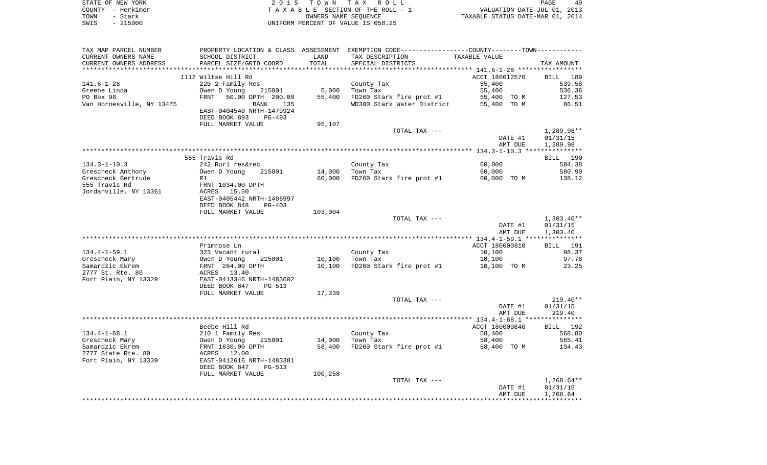STATE OF NEW YORK | 2015 TOWN TAX ROLL | VALUATION DATE-JUL 01, 2013
COUNTY - Herkimer | TAXABLE SECTION OF THE ROLL - 1 | TAXABLE STATUS DATE-MAR 01, 2014
TOWN - Stark | OWNERS NAME SEQUENCE
SWIS - 215000 | UNIFORM PERCENT OF VALUE IS 058.25

| TAX MAP PARCEL NUMBER / CURRENT OWNERS NAME / CURRENT OWNERS ADDRESS | PROPERTY LOCATION & CLASS / SCHOOL DISTRICT / PARCEL SIZE/GRID COORD | ASSESSMENT LAND | TOTAL | EXEMPTION CODE / TAX DESCRIPTION / SPECIAL DISTRICTS | TAXABLE VALUE | TAX AMOUNT |
|---|---|---|---|---|---|---|
| **141.6-1-28** | 1112 Wiltse Hill Rd | | | | ACCT 180012570 | BILL 189 |
| | 220 2 Family Res | | | County Tax | 55,400 | 539.58 |
| Greene Linda | Owen D Young 215001 | 5,000 | | Town Tax | 55,400 | 536.36 |
| PO Box 98 | FRNT 50.00 DPTH 200.00 | | 55,400 | FD260 Stark fire prot #1 | 55,400 TO M | 127.53 |
| Van Hornesville, NY 13475 | BANK 135 | | | WD300 Stark Water District | 55,400 TO M | 86.51 |
| | EAST-0404540 NRTH-1479924 | | | | | |
| | DEED BOOK 893 PG-493 | | | | | |
| | FULL MARKET VALUE | 95,107 | | | | |
| | | | | TOTAL TAX --- | | 1,289.98** |
| | | | | | DATE #1 | 01/31/15 |
| | | | | | AMT DUE | 1,289.98 |
| **134.3-1-10.3** | 555 Travis Rd | | | | | BILL 190 |
| | 242 Rurl res&rec | | | County Tax | 60,000 | 584.38 |
| Grescheck Anthony | Owen D Young 215001 | 14,000 | | Town Tax | 60,000 | 580.90 |
| Grescheck Gertrude | R1 | | 60,000 | FD260 Stark fire prot #1 | 60,000 TO M | 138.12 |
| 555 Travis Rd | FRNT 1034.00 DPTH | | | | | |
| Jordanville, NY 13361 | ACRES 15.50 | | | | | |
| | EAST-0405442 NRTH-1486997 | | | | | |
| | DEED BOOK 848 PG-403 | | | | | |
| | FULL MARKET VALUE | 103,004 | | | | |
| | | | | TOTAL TAX --- | | 1,303.40** |
| | | | | | DATE #1 | 01/31/15 |
| | | | | | AMT DUE | 1,303.40 |
| **134.4-1-59.1** | Primrose Ln | | | | ACCT 180000810 | BILL 191 |
| | 323 Vacant rural | | | County Tax | 10,100 | 98.37 |
| Grescheck Mary | Owen D Young 215001 | 10,100 | | Town Tax | 10,100 | 97.78 |
| Samardzic Ekrem | FRNT 264.00 DPTH | | 10,100 | FD260 Stark fire prot #1 | 10,100 TO M | 23.25 |
| 2777 St. Rte. 80 | ACRES 13.40 | | | | | |
| Fort Plain, NY 13329 | EAST-0413346 NRTH-1483602 | | | | | |
| | DEED BOOK 847 PG-513 | | | | | |
| | FULL MARKET VALUE | 17,339 | | | | |
| | | | | TOTAL TAX --- | | 219.40** |
| | | | | | DATE #1 | 01/31/15 |
| | | | | | AMT DUE | 219.40 |
| **134.4-1-68.1** | Beebe Hill Rd | | | | ACCT 180000840 | BILL 192 |
| | 210 1 Family Res | | | County Tax | 58,400 | 568.80 |
| Grescheck Mary | Owen D Young 215001 | 14,000 | | Town Tax | 58,400 | 565.41 |
| Samardzic Ekrem | FRNT 1630.00 DPTH | | 58,400 | FD260 Stark fire prot #1 | 58,400 TO M | 134.43 |
| 2777 State Rte. 80 | ACRES 12.00 | | | | | |
| Fort Plain, NY 13339 | EAST-0412616 NRTH-1483381 | | | | | |
| | DEED BOOK 847 PG-513 | | | | | |
| | FULL MARKET VALUE | 100,258 | | | | |
| | | | | TOTAL TAX --- | | 1,268.64** |
| | | | | | DATE #1 | 01/31/15 |
| | | | | | AMT DUE | 1,268.64 |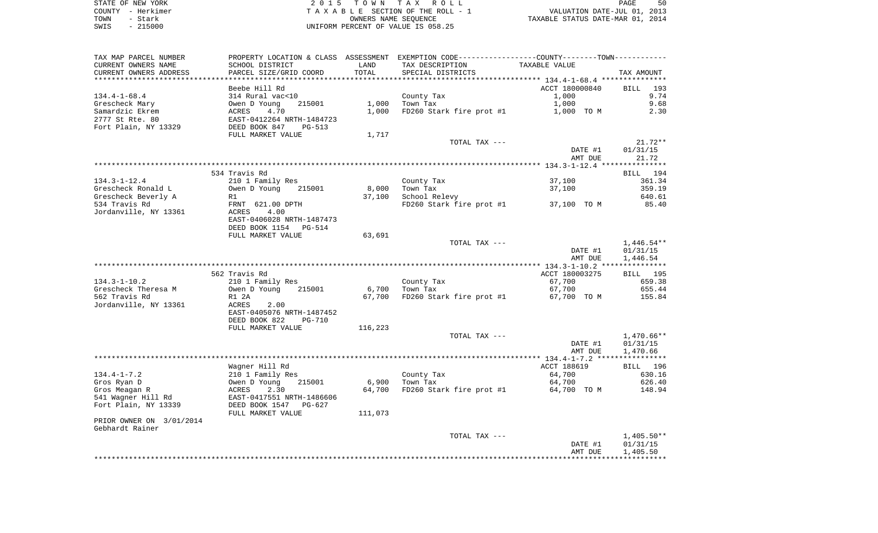STATE OF NEW YORK
COUNTY - Herkimer
TOWN - Stark
SWIS - 215000

2 0 1 5 T O W N T A X R O L L
T A X A B L E SECTION OF THE ROLL - 1
OWNERS NAME SEQUENCE
UNIFORM PERCENT OF VALUE IS 058.25

VALUATION DATE-JUL 01, 2013
TAXABLE STATUS DATE-MAR 01, 2014

| TAX MAP PARCEL NUMBER / CURRENT OWNERS NAME / CURRENT OWNERS ADDRESS | PROPERTY LOCATION & CLASS / SCHOOL DISTRICT / PARCEL SIZE/GRID COORD | ASSESSMENT LAND / TOTAL | EXEMPTION CODE / TAX DESCRIPTION / SPECIAL DISTRICTS | COUNTY--------TOWN TAXABLE VALUE | TAX AMOUNT |
|---|---|---|---|---|---|
| **134.4-1-68.4** | Beebe Hill Rd | | | ACCT 180000840 | BILL 193 |
| 134.4-1-68.4 | 314 Rural vac<10 | | County Tax | 1,000 | 9.74 |
| Grescheck Mary | Owen D Young 215001 | 1,000 | Town Tax | 1,000 | 9.68 |
| Samardzic Ekrem | ACRES 4.70 | 1,000 | FD260 Stark fire prot #1 | 1,000 TO M | 2.30 |
| 2777 St Rte. 80 | EAST-0412264 NRTH-1484723 | | | | |
| Fort Plain, NY 13329 | DEED BOOK 847 PG-513 | | | | |
| | FULL MARKET VALUE | 1,717 | | | |
| | | | TOTAL TAX --- | | 21.72** |
| | | | | DATE #1 | 01/31/15 |
| | | | | AMT DUE | 21.72 |
| **134.3-1-12.4** | 534 Travis Rd | | | | BILL 194 |
| 134.3-1-12.4 | 210 1 Family Res | | County Tax | 37,100 | 361.34 |
| Grescheck Ronald L | Owen D Young 215001 | 8,000 | Town Tax | 37,100 | 359.19 |
| Grescheck Beverly A | R1 | 37,100 | School Relevy | | 640.61 |
| 534 Travis Rd | FRNT 621.00 DPTH | | FD260 Stark fire prot #1 | 37,100 TO M | 85.40 |
| Jordanville, NY 13361 | ACRES 4.00 | | | | |
| | EAST-0406028 NRTH-1487473 | | | | |
| | DEED BOOK 1154 PG-514 | | | | |
| | FULL MARKET VALUE | 63,691 | | | |
| | | | TOTAL TAX --- | | 1,446.54** |
| | | | | DATE #1 | 01/31/15 |
| | | | | AMT DUE | 1,446.54 |
| **134.3-1-10.2** | 562 Travis Rd | | | ACCT 180003275 | BILL 195 |
| 134.3-1-10.2 | 210 1 Family Res | | County Tax | 67,700 | 659.38 |
| Grescheck Theresa M | Owen D Young 215001 | 6,700 | Town Tax | 67,700 | 655.44 |
| 562 Travis Rd | R1 2A | 67,700 | FD260 Stark fire prot #1 | 67,700 TO M | 155.84 |
| Jordanville, NY 13361 | ACRES 2.00 | | | | |
| | EAST-0405076 NRTH-1487452 | | | | |
| | DEED BOOK 822 PG-710 | | | | |
| | FULL MARKET VALUE | 116,223 | | | |
| | | | TOTAL TAX --- | | 1,470.66** |
| | | | | DATE #1 | 01/31/15 |
| | | | | AMT DUE | 1,470.66 |
| **134.4-1-7.2** | Wagner Hill Rd | | | ACCT 188619 | BILL 196 |
| 134.4-1-7.2 | 210 1 Family Res | | County Tax | 64,700 | 630.16 |
| Gros Ryan D | Owen D Young 215001 | 6,900 | Town Tax | 64,700 | 626.40 |
| Gros Meagan R | ACRES 2.30 | 64,700 | FD260 Stark fire prot #1 | 64,700 TO M | 148.94 |
| 541 Wagner Hill Rd | EAST-0417551 NRTH-1486606 | | | | |
| Fort Plain, NY 13339 | DEED BOOK 1547 PG-627 | | | | |
| | FULL MARKET VALUE | 111,073 | | | |
| PRIOR OWNER ON 3/01/2014 | | | | | |
| Gebhardt Rainer | | | | | |
| | | | TOTAL TAX --- | | 1,405.50** |
| | | | | DATE #1 | 01/31/15 |
| | | | | AMT DUE | 1,405.50 |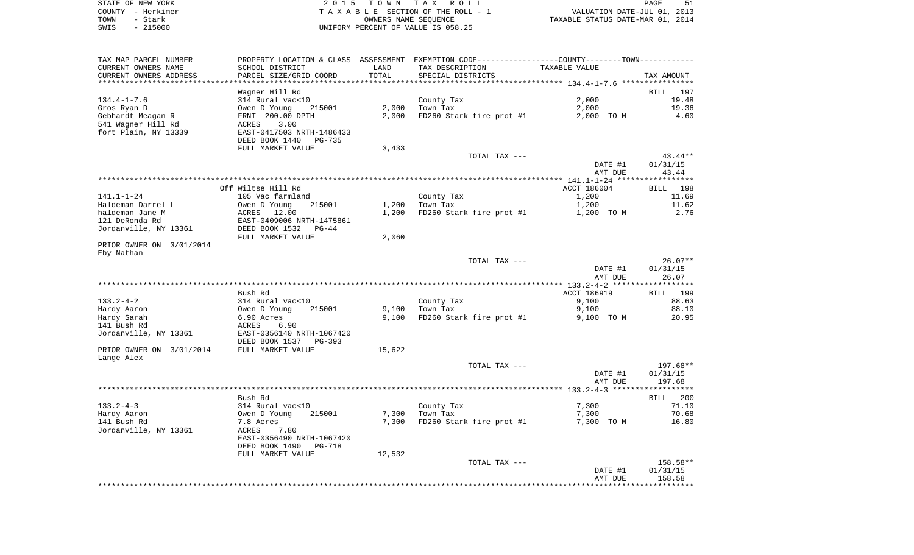STATE OF NEW YORK — COUNTY - Herkimer — TOWN - Stark — SWIS - 215000

2015 TOWN TAX ROLL
TAXABLE SECTION OF THE ROLL - 1
OWNERS NAME SEQUENCE
UNIFORM PERCENT OF VALUE IS 058.25

VALUATION DATE-JUL 01, 2013
TAXABLE STATUS DATE-MAR 01, 2014

| TAX MAP PARCEL NUMBER / CURRENT OWNERS NAME / CURRENT OWNERS ADDRESS | PROPERTY LOCATION & CLASS / SCHOOL DISTRICT / PARCEL SIZE/GRID COORD | ASSESSMENT LAND / TOTAL | EXEMPTION CODE / TAX DESCRIPTION / SPECIAL DISTRICTS | TAXABLE VALUE | TAX AMOUNT |
|---|---|---|---|---|---|
| | Wagner Hill Rd | | | | BILL 197 |
| 134.4-1-7.6 | 314 Rural vac<10 | | County Tax | 2,000 | 19.48 |
| Gros Ryan D | Owen D Young 215001 | 2,000 | Town Tax | 2,000 | 19.36 |
| Gebhardt Meagan R | FRNT 200.00 DPTH | 2,000 | FD260 Stark fire prot #1 | 2,000 TO M | 4.60 |
| 541 Wagner Hill Rd | ACRES 3.00 | | | | |
| fort Plain, NY 13339 | EAST-0417503 NRTH-1486433 | | | | |
| | DEED BOOK 1440 PG-735 | | | | |
| | FULL MARKET VALUE | 3,433 | | | |
| | | | TOTAL TAX --- | | 43.44** |
| | | | | DATE #1 | 01/31/15 |
| | | | | AMT DUE | 43.44 |
| | Off Wiltse Hill Rd | | | ACCT 186004 | BILL 198 |
| 141.1-1-24 | 105 Vac farmland | | County Tax | 1,200 | 11.69 |
| Haldeman Darrel L | Owen D Young 215001 | 1,200 | Town Tax | 1,200 | 11.62 |
| haldeman Jane M | ACRES 12.00 | 1,200 | FD260 Stark fire prot #1 | 1,200 TO M | 2.76 |
| 121 DeRonda Rd | EAST-0409006 NRTH-1475861 | | | | |
| Jordanville, NY 13361 | DEED BOOK 1532 PG-44 | | | | |
| | FULL MARKET VALUE | 2,060 | | | |
| PRIOR OWNER ON 3/01/2014 | | | | | |
| Eby Nathan | | | | | |
| | | | TOTAL TAX --- | | 26.07** |
| | | | | DATE #1 | 01/31/15 |
| | | | | AMT DUE | 26.07 |
| | Bush Rd | | | ACCT 186919 | BILL 199 |
| 133.2-4-2 | 314 Rural vac<10 | | County Tax | 9,100 | 88.63 |
| Hardy Aaron | Owen D Young 215001 | 9,100 | Town Tax | 9,100 | 88.10 |
| Hardy Sarah | 6.90 Acres | 9,100 | FD260 Stark fire prot #1 | 9,100 TO M | 20.95 |
| 141 Bush Rd | ACRES 6.90 | | | | |
| Jordanville, NY 13361 | EAST-0356140 NRTH-1067420 | | | | |
| | DEED BOOK 1537 PG-393 | | | | |
| PRIOR OWNER ON 3/01/2014 | FULL MARKET VALUE | 15,622 | | | |
| Lange Alex | | | | | |
| | | | TOTAL TAX --- | | 197.68** |
| | | | | DATE #1 | 01/31/15 |
| | | | | AMT DUE | 197.68 |
| | Bush Rd | | | | BILL 200 |
| 133.2-4-3 | 314 Rural vac<10 | | County Tax | 7,300 | 71.10 |
| Hardy Aaron | Owen D Young 215001 | 7,300 | Town Tax | 7,300 | 70.68 |
| 141 Bush Rd | 7.8 Acres | 7,300 | FD260 Stark fire prot #1 | 7,300 TO M | 16.80 |
| Jordanville, NY 13361 | ACRES 7.80 | | | | |
| | EAST-0356490 NRTH-1067420 | | | | |
| | DEED BOOK 1490 PG-718 | | | | |
| | FULL MARKET VALUE | 12,532 | | | |
| | | | TOTAL TAX --- | | 158.58** |
| | | | | DATE #1 | 01/31/15 |
| | | | | AMT DUE | 158.58 |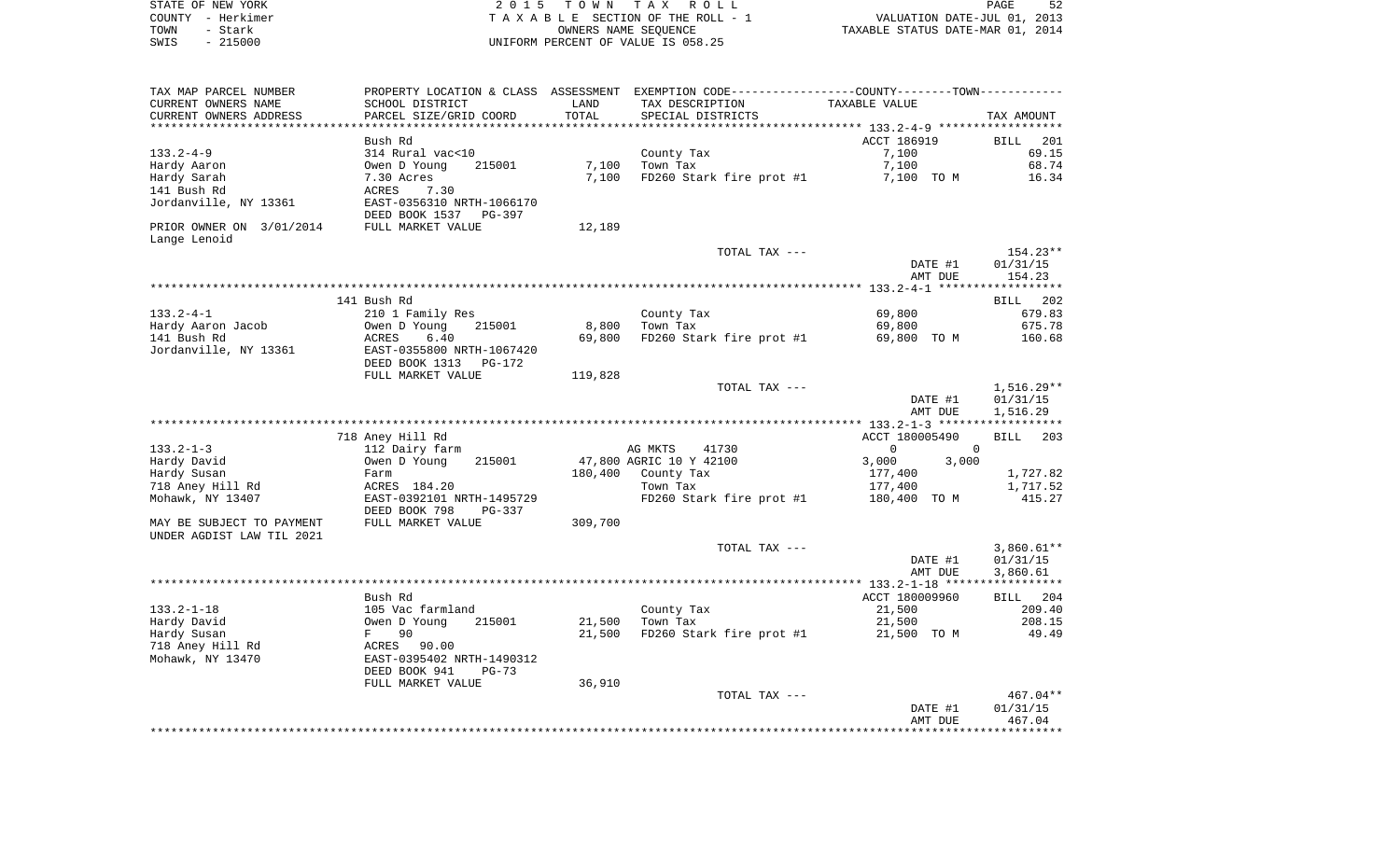STATE OF NEW YORK
COUNTY - Herkimer
TOWN - Stark
SWIS - 215000

2015 TOWN TAX ROLL
TAXABLE SECTION OF THE ROLL - 1
OWNERS NAME SEQUENCE
UNIFORM PERCENT OF VALUE IS 058.25

VALUATION DATE-JUL 01, 2013
TAXABLE STATUS DATE-MAR 01, 2014

| TAX MAP PARCEL NUMBER / CURRENT OWNERS NAME / CURRENT OWNERS ADDRESS | PROPERTY LOCATION & CLASS / SCHOOL DISTRICT / PARCEL SIZE/GRID COORD | ASSESSMENT LAND / TOTAL | EXEMPTION CODE / TAX DESCRIPTION / SPECIAL DISTRICTS | COUNTY / TOWN TAXABLE VALUE | TAX AMOUNT |
|---|---|---|---|---|---|
| **133.2-4-9** | Bush Rd | | | ACCT 186919 | BILL 201 |
| 133.2-4-9 | 314 Rural vac<10 | | County Tax | 7,100 | 69.15 |
| Hardy Aaron | Owen D Young 215001 | 7,100 | Town Tax | 7,100 | 68.74 |
| Hardy Sarah | 7.30 Acres | 7,100 | FD260 Stark fire prot #1 | 7,100 TO M | 16.34 |
| 141 Bush Rd | ACRES 7.30 | | | | |
| Jordanville, NY 13361 | EAST-0356310 NRTH-1066170 | | | | |
| | DEED BOOK 1537 PG-397 | | | | |
| PRIOR OWNER ON 3/01/2014 | FULL MARKET VALUE | 12,189 | | | |
| Lange Lenoid | | | | | |
| | | | TOTAL TAX --- | | 154.23** |
| | | | | DATE #1 | 01/31/15 |
| | | | | AMT DUE | 154.23 |
| **133.2-4-1** | 141 Bush Rd | | | | BILL 202 |
| 133.2-4-1 | 210 1 Family Res | | County Tax | 69,800 | 679.83 |
| Hardy Aaron Jacob | Owen D Young 215001 | 8,800 | Town Tax | 69,800 | 675.78 |
| 141 Bush Rd | ACRES 6.40 | 69,800 | FD260 Stark fire prot #1 | 69,800 TO M | 160.68 |
| Jordanville, NY 13361 | EAST-0355800 NRTH-1067420 | | | | |
| | DEED BOOK 1313 PG-172 | | | | |
| | FULL MARKET VALUE | 119,828 | | | |
| | | | TOTAL TAX --- | | 1,516.29** |
| | | | | DATE #1 | 01/31/15 |
| | | | | AMT DUE | 1,516.29 |
| **133.2-1-3** | 718 Aney Hill Rd | | | ACCT 180005490 | BILL 203 |
| 133.2-1-3 | 112 Dairy farm | | AG MKTS 41730 | 0 / 0 | |
| Hardy David | Owen D Young 215001 | 47,800 | AGRIC 10 Y 42100 | 3,000 / 3,000 | |
| Hardy Susan | Farm | 180,400 | County Tax | 177,400 | 1,727.82 |
| 718 Aney Hill Rd | ACRES 184.20 | | Town Tax | 177,400 | 1,717.52 |
| Mohawk, NY 13407 | EAST-0392101 NRTH-1495729 | | FD260 Stark fire prot #1 | 180,400 TO M | 415.27 |
| | DEED BOOK 798 PG-337 | | | | |
| MAY BE SUBJECT TO PAYMENT | FULL MARKET VALUE | 309,700 | | | |
| UNDER AGDIST LAW TIL 2021 | | | | | |
| | | | TOTAL TAX --- | | 3,860.61** |
| | | | | DATE #1 | 01/31/15 |
| | | | | AMT DUE | 3,860.61 |
| **133.2-1-18** | Bush Rd | | | ACCT 180009960 | BILL 204 |
| 133.2-1-18 | 105 Vac farmland | | County Tax | 21,500 | 209.40 |
| Hardy David | Owen D Young 215001 | 21,500 | Town Tax | 21,500 | 208.15 |
| Hardy Susan | F 90 | 21,500 | FD260 Stark fire prot #1 | 21,500 TO M | 49.49 |
| 718 Aney Hill Rd | ACRES 90.00 | | | | |
| Mohawk, NY 13470 | EAST-0395402 NRTH-1490312 | | | | |
| | DEED BOOK 941 PG-73 | | | | |
| | FULL MARKET VALUE | 36,910 | | | |
| | | | TOTAL TAX --- | | 467.04** |
| | | | | DATE #1 | 01/31/15 |
| | | | | AMT DUE | 467.04 |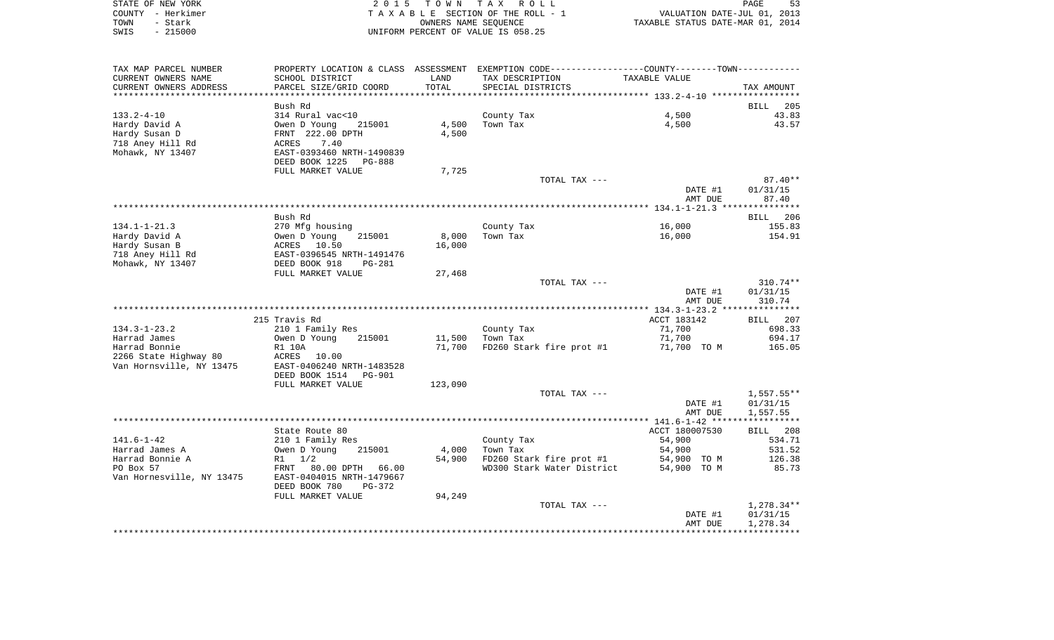STATE OF NEW YORK
COUNTY - Herkimer
TOWN - Stark
SWIS - 215000

2 0 1 5 T O W N T A X R O L L
T A X A B L E SECTION OF THE ROLL - 1
OWNERS NAME SEQUENCE
UNIFORM PERCENT OF VALUE IS 058.25

VALUATION DATE-JUL 01, 2013
TAXABLE STATUS DATE-MAR 01, 2014

| TAX MAP PARCEL NUMBER<br>CURRENT OWNERS NAME<br>CURRENT OWNERS ADDRESS | PROPERTY LOCATION & CLASS<br>SCHOOL DISTRICT<br>PARCEL SIZE/GRID COORD | ASSESSMENT<br>LAND<br>TOTAL | EXEMPTION CODE-----COUNTY-----TOWN-----<br>TAX DESCRIPTION<br>SPECIAL DISTRICTS | TAXABLE VALUE | TAX AMOUNT |
|---|---|---|---|---|---|
| **133.2-4-10** | | | | | BILL 205 |
| | Bush Rd | | | | |
| 133.2-4-10 | 314 Rural vac<10 | | County Tax | 4,500 | 43.83 |
| Hardy David A | Owen D Young 215001 | 4,500 | Town Tax | 4,500 | 43.57 |
| Hardy Susan D | FRNT 222.00 DPTH | 4,500 | | | |
| 718 Aney Hill Rd | ACRES 7.40 | | | | |
| Mohawk, NY 13407 | EAST-0393460 NRTH-1490839 | | | | |
| | DEED BOOK 1225 PG-888 | | | | |
| | FULL MARKET VALUE | 7,725 | | | |
| | | | TOTAL TAX --- | | 87.40** |
| | | | | DATE #1 | 01/31/15 |
| | | | | AMT DUE | 87.40 |
| **134.1-1-21.3** | | | | | BILL 206 |
| | Bush Rd | | | | |
| 134.1-1-21.3 | 270 Mfg housing | | County Tax | 16,000 | 155.83 |
| Hardy David A | Owen D Young 215001 | 8,000 | Town Tax | 16,000 | 154.91 |
| Hardy Susan B | ACRES 10.50 | 16,000 | | | |
| 718 Aney Hill Rd | EAST-0396545 NRTH-1491476 | | | | |
| Mohawk, NY 13407 | DEED BOOK 918 PG-281 | | | | |
| | FULL MARKET VALUE | 27,468 | | | |
| | | | TOTAL TAX --- | | 310.74** |
| | | | | DATE #1 | 01/31/15 |
| | | | | AMT DUE | 310.74 |
| **134.3-1-23.2** | | | | ACCT 183142 | BILL 207 |
| | 215 Travis Rd | | | | |
| 134.3-1-23.2 | 210 1 Family Res | | County Tax | 71,700 | 698.33 |
| Harrad James | Owen D Young 215001 | 11,500 | Town Tax | 71,700 | 694.17 |
| Harrad Bonnie | R1 10A | 71,700 | FD260 Stark fire prot #1 | 71,700 TO M | 165.05 |
| 2266 State Highway 80 | ACRES 10.00 | | | | |
| Van Hornsville, NY 13475 | EAST-0406240 NRTH-1483528 | | | | |
| | DEED BOOK 1514 PG-901 | | | | |
| | FULL MARKET VALUE | 123,090 | | | |
| | | | TOTAL TAX --- | | 1,557.55** |
| | | | | DATE #1 | 01/31/15 |
| | | | | AMT DUE | 1,557.55 |
| **141.6-1-42** | | | | ACCT 180007530 | BILL 208 |
| | State Route 80 | | | | |
| 141.6-1-42 | 210 1 Family Res | | County Tax | 54,900 | 534.71 |
| Harrad James A | Owen D Young 215001 | 4,000 | Town Tax | 54,900 | 531.52 |
| Harrad Bonnie A | R1 1/2 | 54,900 | FD260 Stark fire prot #1 | 54,900 TO M | 126.38 |
| PO Box 57 | FRNT 80.00 DPTH 66.00 | | WD300 Stark Water District | 54,900 TO M | 85.73 |
| Van Hornesville, NY 13475 | EAST-0404015 NRTH-1479667 | | | | |
| | DEED BOOK 780 PG-372 | | | | |
| | FULL MARKET VALUE | 94,249 | | | |
| | | | TOTAL TAX --- | | 1,278.34** |
| | | | | DATE #1 | 01/31/15 |
| | | | | AMT DUE | 1,278.34 |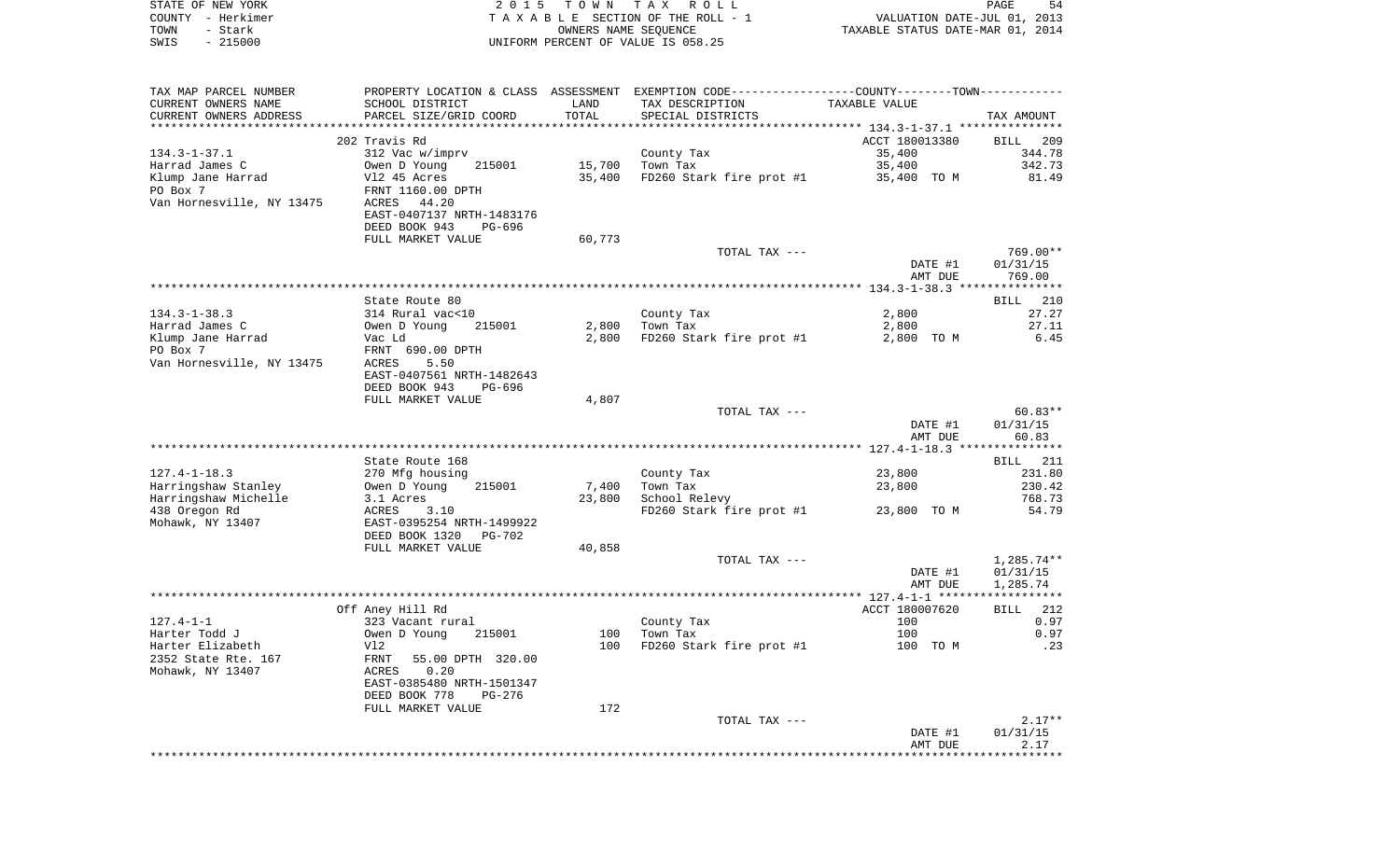STATE OF NEW YORK
COUNTY - Herkimer
TOWN - Stark
SWIS - 215000

2 0 1 5 T O W N T A X R O L L
T A X A B L E SECTION OF THE ROLL - 1
OWNERS NAME SEQUENCE
UNIFORM PERCENT OF VALUE IS 058.25

VALUATION DATE-JUL 01, 2013
TAXABLE STATUS DATE-MAR 01, 2014

| TAX MAP PARCEL NUMBER<br>CURRENT OWNERS NAME<br>CURRENT OWNERS ADDRESS | PROPERTY LOCATION & CLASS<br>SCHOOL DISTRICT<br>PARCEL SIZE/GRID COORD | ASSESSMENT<br>LAND<br>TOTAL | EXEMPTION CODE<br>TAX DESCRIPTION<br>SPECIAL DISTRICTS | COUNTY / TOWN<br>TAXABLE VALUE | TAX AMOUNT |
|---|---|---|---|---|---|
| | 202 Travis Rd | | | ACCT 180013380 | BILL 209 |
| 134.3-1-37.1 | 312 Vac w/imprv | | County Tax | 35,400 | 344.78 |
| Harrad James C | Owen D Young 215001 | 15,700 | Town Tax | 35,400 | 342.73 |
| Klump Jane Harrad | Vl2 45 Acres | 35,400 | FD260 Stark fire prot #1 | 35,400 TO M | 81.49 |
| PO Box 7 | FRNT 1160.00 DPTH | | | | |
| Van Hornesville, NY 13475 | ACRES 44.20 | | | | |
| | EAST-0407137 NRTH-1483176 | | | | |
| | DEED BOOK 943 PG-696 | | | | |
| | FULL MARKET VALUE | 60,773 | | | |
| | | | TOTAL TAX --- | | 769.00** |
| | | | | DATE #1 | 01/31/15 |
| | | | | AMT DUE | 769.00 |
| | State Route 80 | | | | BILL 210 |
| 134.3-1-38.3 | 314 Rural vac<10 | | County Tax | 2,800 | 27.27 |
| Harrad James C | Owen D Young 215001 | 2,800 | Town Tax | 2,800 | 27.11 |
| Klump Jane Harrad | Vac Ld | 2,800 | FD260 Stark fire prot #1 | 2,800 TO M | 6.45 |
| PO Box 7 | FRNT 690.00 DPTH | | | | |
| Van Hornesville, NY 13475 | ACRES 5.50 | | | | |
| | EAST-0407561 NRTH-1482643 | | | | |
| | DEED BOOK 943 PG-696 | | | | |
| | FULL MARKET VALUE | 4,807 | | | |
| | | | TOTAL TAX --- | | 60.83** |
| | | | | DATE #1 | 01/31/15 |
| | | | | AMT DUE | 60.83 |
| | State Route 168 | | | | BILL 211 |
| 127.4-1-18.3 | 270 Mfg housing | | County Tax | 23,800 | 231.80 |
| Harringshaw Stanley | Owen D Young 215001 | 7,400 | Town Tax | 23,800 | 230.42 |
| Harringshaw Michelle | 3.1 Acres | 23,800 | School Relevy | | 768.73 |
| 438 Oregon Rd | ACRES 3.10 | | FD260 Stark fire prot #1 | 23,800 TO M | 54.79 |
| Mohawk, NY 13407 | EAST-0395254 NRTH-1499922 | | | | |
| | DEED BOOK 1320 PG-702 | | | | |
| | FULL MARKET VALUE | 40,858 | | | |
| | | | TOTAL TAX --- | | 1,285.74** |
| | | | | DATE #1 | 01/31/15 |
| | | | | AMT DUE | 1,285.74 |
| | Off Aney Hill Rd | | | ACCT 180007620 | BILL 212 |
| 127.4-1-1 | 323 Vacant rural | | County Tax | 100 | 0.97 |
| Harter Todd J | Owen D Young 215001 | 100 | Town Tax | 100 | 0.97 |
| Harter Elizabeth | Vl2 | 100 | FD260 Stark fire prot #1 | 100 TO M | .23 |
| 2352 State Rte. 167 | FRNT 55.00 DPTH 320.00 | | | | |
| Mohawk, NY 13407 | ACRES 0.20 | | | | |
| | EAST-0385480 NRTH-1501347 | | | | |
| | DEED BOOK 778 PG-276 | | | | |
| | FULL MARKET VALUE | 172 | | | |
| | | | TOTAL TAX --- | | 2.17** |
| | | | | DATE #1 | 01/31/15 |
| | | | | AMT DUE | 2.17 |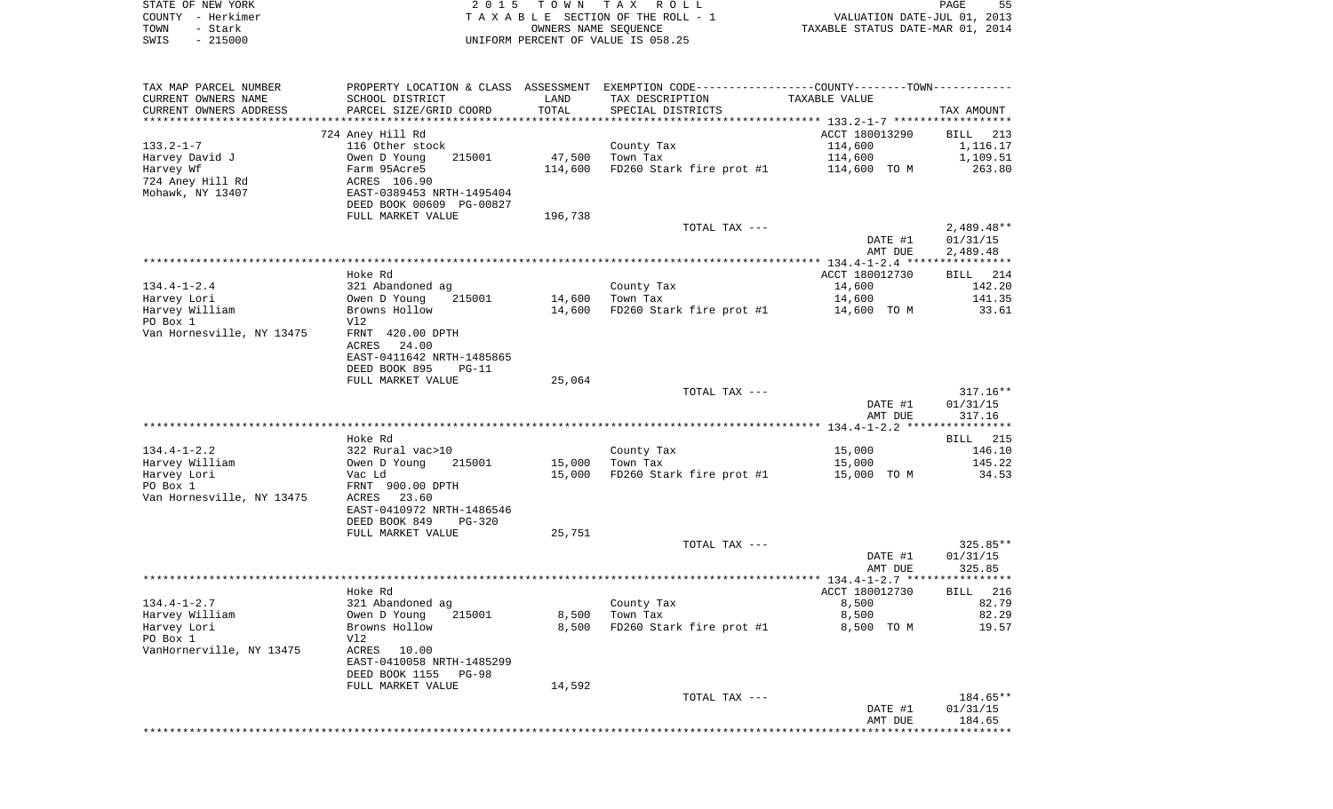STATE OF NEW YORK
COUNTY - Herkimer
TOWN - Stark
SWIS - 215000

2015 TOWN TAX ROLL
TAXABLE SECTION OF THE ROLL - 1
OWNERS NAME SEQUENCE
UNIFORM PERCENT OF VALUE IS 058.25

VALUATION DATE-JUL 01, 2013
TAXABLE STATUS DATE-MAR 01, 2014

| TAX MAP PARCEL NUMBER / CURRENT OWNERS NAME / CURRENT OWNERS ADDRESS | PROPERTY LOCATION & CLASS / SCHOOL DISTRICT / PARCEL SIZE/GRID COORD | ASSESSMENT LAND / TOTAL | EXEMPTION CODE / TAX DESCRIPTION / SPECIAL DISTRICTS | COUNTY/TOWN TAXABLE VALUE | TAX AMOUNT |
|---|---|---|---|---|---|
| 133.2-1-7 | 724 Aney Hill Rd | | | ACCT 180013290 | BILL 213 |
| 133.2-1-7 | 116 Other stock | | County Tax | 114,600 | 1,116.17 |
| Harvey David J | Owen D Young 215001 | 47,500 | Town Tax | 114,600 | 1,109.51 |
| Harvey Wf | Farm 95Acre5 | 114,600 | FD260 Stark fire prot #1 | 114,600 TO M | 263.80 |
| 724 Aney Hill Rd | ACRES 106.90 | | | | |
| Mohawk, NY 13407 | EAST-0389453 NRTH-1495404 | | | | |
| | DEED BOOK 00609 PG-00827 | | | | |
| | FULL MARKET VALUE | 196,738 | | | |
| | | | TOTAL TAX --- | | 2,489.48** |
| | | | | DATE #1 | 01/31/15 |
| | | | | AMT DUE | 2,489.48 |
| 134.4-1-2.4 | Hoke Rd | | | ACCT 180012730 | BILL 214 |
| 134.4-1-2.4 | 321 Abandoned ag | | County Tax | 14,600 | 142.20 |
| Harvey Lori | Owen D Young 215001 | 14,600 | Town Tax | 14,600 | 141.35 |
| Harvey William | Browns Hollow | 14,600 | FD260 Stark fire prot #1 | 14,600 TO M | 33.61 |
| PO Box 1 | Vl2 | | | | |
| Van Hornesville, NY 13475 | FRNT 420.00 DPTH | | | | |
| | ACRES 24.00 | | | | |
| | EAST-0411642 NRTH-1485865 | | | | |
| | DEED BOOK 895 PG-11 | | | | |
| | FULL MARKET VALUE | 25,064 | | | |
| | | | TOTAL TAX --- | | 317.16** |
| | | | | DATE #1 | 01/31/15 |
| | | | | AMT DUE | 317.16 |
| 134.4-1-2.2 | Hoke Rd | | | | BILL 215 |
| 134.4-1-2.2 | 322 Rural vac>10 | | County Tax | 15,000 | 146.10 |
| Harvey William | Owen D Young 215001 | 15,000 | Town Tax | 15,000 | 145.22 |
| Harvey Lori | Vac Ld | 15,000 | FD260 Stark fire prot #1 | 15,000 TO M | 34.53 |
| PO Box 1 | FRNT 900.00 DPTH | | | | |
| Van Hornesville, NY 13475 | ACRES 23.60 | | | | |
| | EAST-0410972 NRTH-1486546 | | | | |
| | DEED BOOK 849 PG-320 | | | | |
| | FULL MARKET VALUE | 25,751 | | | |
| | | | TOTAL TAX --- | | 325.85** |
| | | | | DATE #1 | 01/31/15 |
| | | | | AMT DUE | 325.85 |
| 134.4-1-2.7 | Hoke Rd | | | ACCT 180012730 | BILL 216 |
| 134.4-1-2.7 | 321 Abandoned ag | | County Tax | 8,500 | 82.79 |
| Harvey William | Owen D Young 215001 | 8,500 | Town Tax | 8,500 | 82.29 |
| Harvey Lori | Browns Hollow | 8,500 | FD260 Stark fire prot #1 | 8,500 TO M | 19.57 |
| PO Box 1 | Vl2 | | | | |
| VanHornerville, NY 13475 | ACRES 10.00 | | | | |
| | EAST-0410058 NRTH-1485299 | | | | |
| | DEED BOOK 1155 PG-98 | | | | |
| | FULL MARKET VALUE | 14,592 | | | |
| | | | TOTAL TAX --- | | 184.65** |
| | | | | DATE #1 | 01/31/15 |
| | | | | AMT DUE | 184.65 |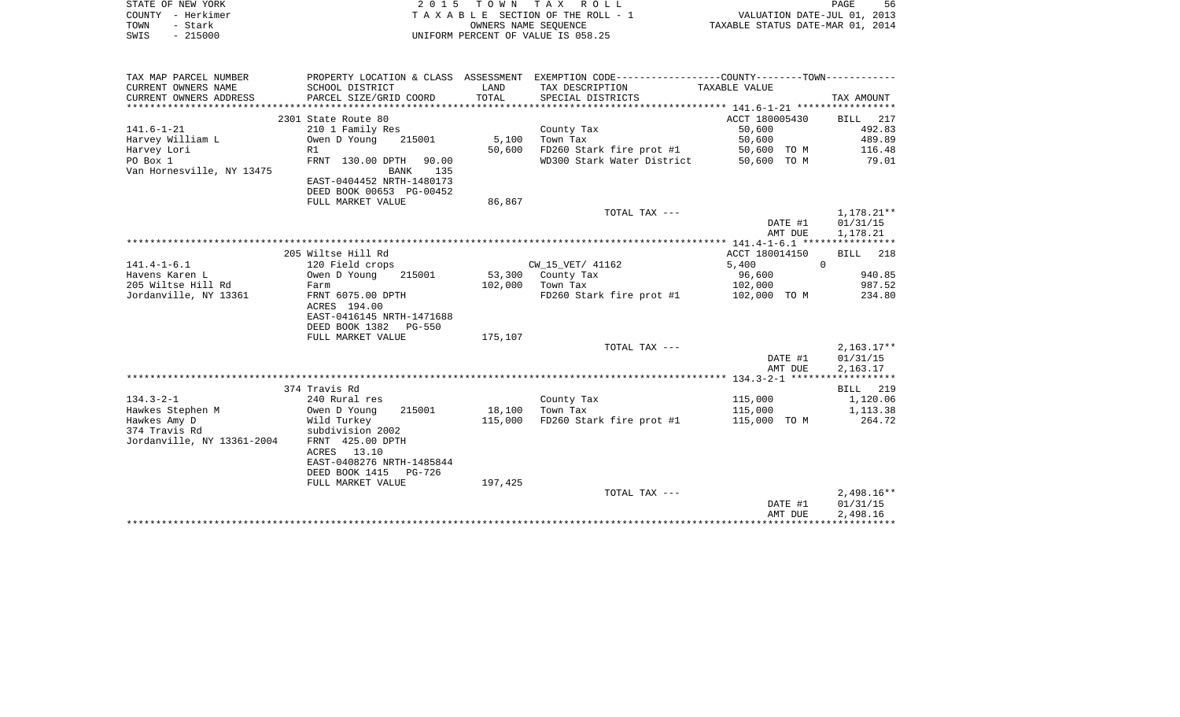STATE OF NEW YORK
COUNTY - Herkimer
TOWN - Stark
SWIS - 215000

2 0 1 5 T O W N T A X R O L L
T A X A B L E SECTION OF THE ROLL - 1
OWNERS NAME SEQUENCE
UNIFORM PERCENT OF VALUE IS 058.25

VALUATION DATE-JUL 01, 2013
TAXABLE STATUS DATE-MAR 01, 2014

| TAX MAP PARCEL NUMBER<br>CURRENT OWNERS NAME<br>CURRENT OWNERS ADDRESS | PROPERTY LOCATION & CLASS<br>SCHOOL DISTRICT<br>PARCEL SIZE/GRID COORD | ASSESSMENT<br>LAND<br>TOTAL | EXEMPTION CODE-----------------COUNTY--------TOWN-----------<br>TAX DESCRIPTION<br>SPECIAL DISTRICTS | TAXABLE VALUE | TAX AMOUNT |
|---|---|---|---|---|---|
| | 2301 State Route 80 | | | ACCT 180005430 | BILL 217 |
| 141.6-1-21 | 210 1 Family Res | | County Tax | 50,600 | 492.83 |
| Harvey William L | Owen D Young 215001 | 5,100 | Town Tax | 50,600 | 489.89 |
| Harvey Lori | R1 | 50,600 | FD260 Stark fire prot #1 | 50,600 TO M | 116.48 |
| PO Box 1 | FRNT 130.00 DPTH 90.00 | | WD300 Stark Water District | 50,600 TO M | 79.01 |
| Van Hornesville, NY 13475 | BANK 135 | | | | |
| | EAST-0404452 NRTH-1480173 | | | | |
| | DEED BOOK 00653 PG-00452 | | | | |
| | FULL MARKET VALUE | 86,867 | | | |
| | | | TOTAL TAX --- | | 1,178.21** |
| | | | | DATE #1 | 01/31/15 |
| | | | | AMT DUE | 1,178.21 |
| | 205 Wiltse Hill Rd | | | ACCT 180014150 | BILL 218 |
| 141.4-1-6.1 | 120 Field crops | | CW_15_VET/ 41162 | 5,400 0 | |
| Havens Karen L | Owen D Young 215001 | 53,300 | County Tax | 96,600 | 940.85 |
| 205 Wiltse Hill Rd | Farm | 102,000 | Town Tax | 102,000 | 987.52 |
| Jordanville, NY 13361 | FRNT 6075.00 DPTH | | FD260 Stark fire prot #1 | 102,000 TO M | 234.80 |
| | ACRES 194.00 | | | | |
| | EAST-0416145 NRTH-1471688 | | | | |
| | DEED BOOK 1382 PG-550 | | | | |
| | FULL MARKET VALUE | 175,107 | | | |
| | | | TOTAL TAX --- | | 2,163.17** |
| | | | | DATE #1 | 01/31/15 |
| | | | | AMT DUE | 2,163.17 |
| | 374 Travis Rd | | | | BILL 219 |
| 134.3-2-1 | 240 Rural res | | County Tax | 115,000 | 1,120.06 |
| Hawkes Stephen M | Owen D Young 215001 | 18,100 | Town Tax | 115,000 | 1,113.38 |
| Hawkes Amy D | Wild Turkey | 115,000 | FD260 Stark fire prot #1 | 115,000 TO M | 264.72 |
| 374 Travis Rd | subdivision 2002 | | | | |
| Jordanville, NY 13361-2004 | FRNT 425.00 DPTH | | | | |
| | ACRES 13.10 | | | | |
| | EAST-0408276 NRTH-1485844 | | | | |
| | DEED BOOK 1415 PG-726 | | | | |
| | FULL MARKET VALUE | 197,425 | | | |
| | | | TOTAL TAX --- | | 2,498.16** |
| | | | | DATE #1 | 01/31/15 |
| | | | | AMT DUE | 2,498.16 |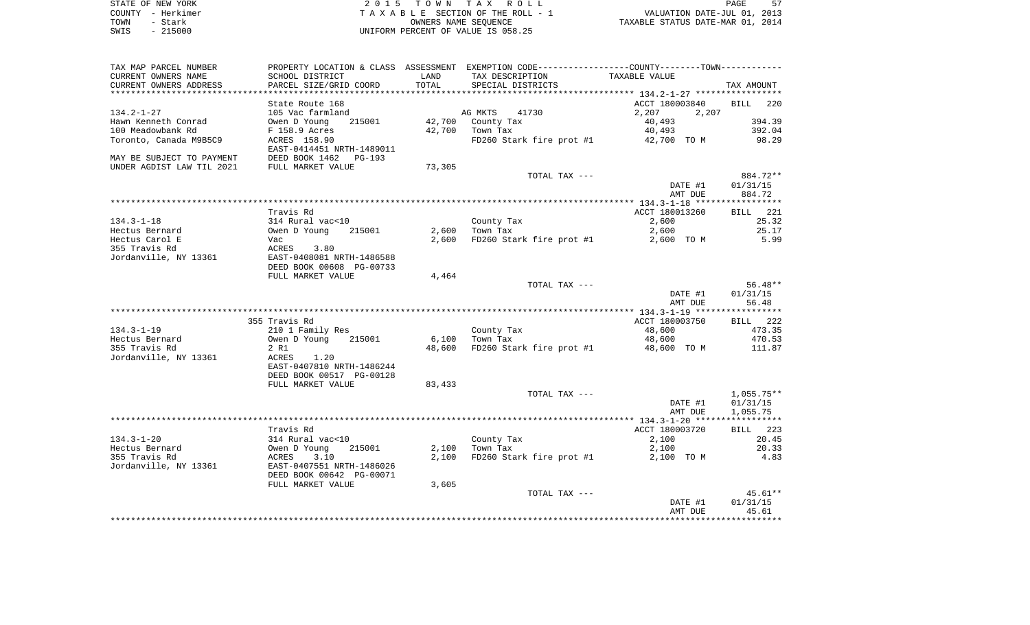STATE OF NEW YORK | COUNTY - Herkimer | TOWN - Stark | SWIS - 215000

2015 TOWN TAX ROLL
TAXABLE SECTION OF THE ROLL - 1
OWNERS NAME SEQUENCE
UNIFORM PERCENT OF VALUE IS 058.25

VALUATION DATE-JUL 01, 2013
TAXABLE STATUS DATE-MAR 01, 2014

| TAX MAP PARCEL NUMBER / CURRENT OWNERS NAME / CURRENT OWNERS ADDRESS | PROPERTY LOCATION & CLASS / SCHOOL DISTRICT / PARCEL SIZE/GRID COORD | ASSESSMENT LAND | ASSESSMENT TOTAL | EXEMPTION CODE / TAX DESCRIPTION / SPECIAL DISTRICTS | COUNTY / TOWN TAXABLE VALUE | TAX AMOUNT |
|---|---|---|---|---|---|---|
| 134.2-1-27 | State Route 168 | | | | ACCT 180003840 | BILL 220 |
| | 105 Vac farmland | | | AG MKTS 41730 | 2,207 2,207 | |
| Hawn Kenneth Conrad | Owen D Young 215001 | 42,700 | | County Tax | 40,493 | 394.39 |
| 100 Meadowbank Rd | F 158.9 Acres | | 42,700 | Town Tax | 40,493 | 392.04 |
| Toronto, Canada M9B5C9 | ACRES 158.90 | | | FD260 Stark fire prot #1 | 42,700 TO M | 98.29 |
| | EAST-0414451 NRTH-1489011 | | | | | |
| MAY BE SUBJECT TO PAYMENT | DEED BOOK 1462 PG-193 | | | | | |
| UNDER AGDIST LAW TIL 2021 | FULL MARKET VALUE | 73,305 | | | | |
| | | | | TOTAL TAX --- | | 884.72** |
| | | | | | DATE #1 | 01/31/15 |
| | | | | | AMT DUE | 884.72 |
| 134.3-1-18 | Travis Rd | | | | ACCT 180013260 | BILL 221 |
| | 314 Rural vac<10 | | | County Tax | 2,600 | 25.32 |
| Hectus Bernard | Owen D Young 215001 | 2,600 | | Town Tax | 2,600 | 25.17 |
| Hectus Carol E | Vac | | 2,600 | FD260 Stark fire prot #1 | 2,600 TO M | 5.99 |
| 355 Travis Rd | ACRES 3.80 | | | | | |
| Jordanville, NY 13361 | EAST-0408081 NRTH-1486588 | | | | | |
| | DEED BOOK 00608 PG-00733 | | | | | |
| | FULL MARKET VALUE | 4,464 | | | | |
| | | | | TOTAL TAX --- | | 56.48** |
| | | | | | DATE #1 | 01/31/15 |
| | | | | | AMT DUE | 56.48 |
| 134.3-1-19 | 355 Travis Rd | | | | ACCT 180003750 | BILL 222 |
| | 210 1 Family Res | | | County Tax | 48,600 | 473.35 |
| Hectus Bernard | Owen D Young 215001 | 6,100 | | Town Tax | 48,600 | 470.53 |
| 355 Travis Rd | 2 R1 | | 48,600 | FD260 Stark fire prot #1 | 48,600 TO M | 111.87 |
| Jordanville, NY 13361 | ACRES 1.20 | | | | | |
| | EAST-0407810 NRTH-1486244 | | | | | |
| | DEED BOOK 00517 PG-00128 | | | | | |
| | FULL MARKET VALUE | 83,433 | | | | |
| | | | | TOTAL TAX --- | | 1,055.75** |
| | | | | | DATE #1 | 01/31/15 |
| | | | | | AMT DUE | 1,055.75 |
| 134.3-1-20 | Travis Rd | | | | ACCT 180003720 | BILL 223 |
| | 314 Rural vac<10 | | | County Tax | 2,100 | 20.45 |
| Hectus Bernard | Owen D Young 215001 | 2,100 | | Town Tax | 2,100 | 20.33 |
| 355 Travis Rd | ACRES 3.10 | | 2,100 | FD260 Stark fire prot #1 | 2,100 TO M | 4.83 |
| Jordanville, NY 13361 | EAST-0407551 NRTH-1486026 | | | | | |
| | DEED BOOK 00642 PG-00071 | | | | | |
| | FULL MARKET VALUE | 3,605 | | | | |
| | | | | TOTAL TAX --- | | 45.61** |
| | | | | | DATE #1 | 01/31/15 |
| | | | | | AMT DUE | 45.61 |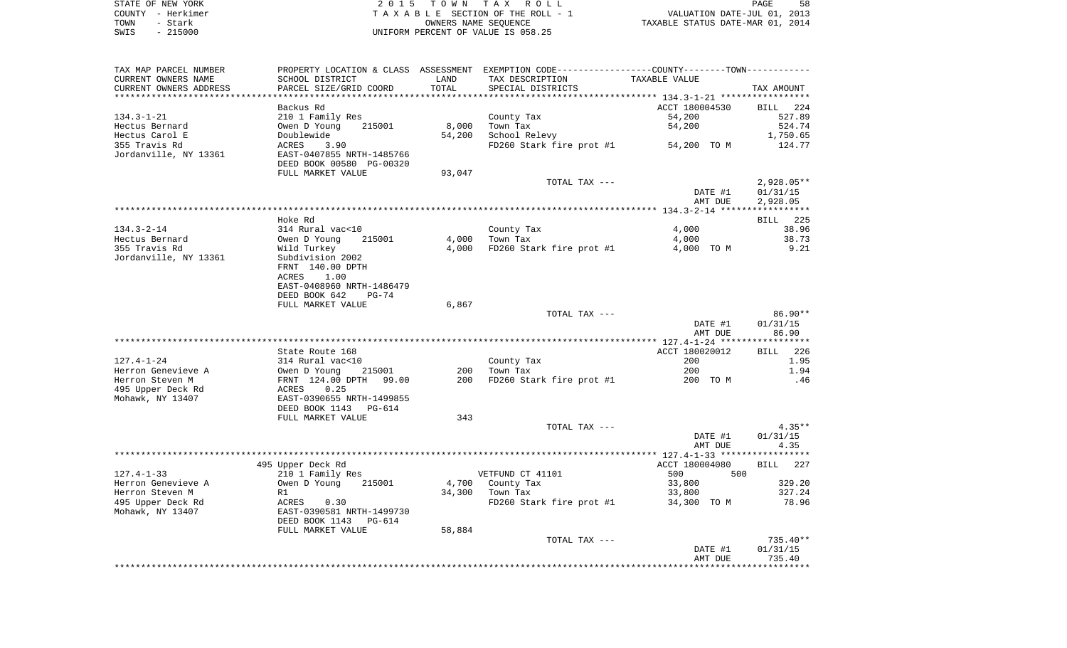STATE OF NEW YORK 2015 TOWN TAX ROLL
COUNTY - Herkimer TAXABLE SECTION OF THE ROLL - 1 VALUATION DATE-JUL 01, 2013
TOWN - Stark OWNERS NAME SEQUENCE TAXABLE STATUS DATE-MAR 01, 2014
SWIS - 215000 UNIFORM PERCENT OF VALUE IS 058.25

| TAX MAP PARCEL NUMBER / CURRENT OWNERS NAME / CURRENT OWNERS ADDRESS | PROPERTY LOCATION & CLASS / SCHOOL DISTRICT / PARCEL SIZE/GRID COORD | ASSESSMENT LAND | ASSESSMENT TOTAL | EXEMPTION CODE / TAX DESCRIPTION / SPECIAL DISTRICTS | TAXABLE VALUE | TAX AMOUNT |
|---|---|---|---|---|---|---|
| | Backus Rd | | | | ACCT 180004530 | BILL 224 |
| 134.3-1-21 | 210 1 Family Res | | | County Tax | 54,200 | 527.89 |
| Hectus Bernard | Owen D Young 215001 | 8,000 | | Town Tax | 54,200 | 524.74 |
| Hectus Carol E | Doublewide | | 54,200 | School Relevy | | 1,750.65 |
| 355 Travis Rd | ACRES 3.90 | | | FD260 Stark fire prot #1 | 54,200 TO M | 124.77 |
| Jordanville, NY 13361 | EAST-0407855 NRTH-1485766 | | | | | |
| | DEED BOOK 00580 PG-00320 | | | | | |
| | FULL MARKET VALUE | | 93,047 | | | |
| | | | | TOTAL TAX --- | | 2,928.05** |
| | | | | | DATE #1 | 01/31/15 |
| | | | | | AMT DUE | 2,928.05 |
| | Hoke Rd | | | | | BILL 225 |
| 134.3-2-14 | 314 Rural vac<10 | | | County Tax | 4,000 | 38.96 |
| Hectus Bernard | Owen D Young 215001 | 4,000 | | Town Tax | 4,000 | 38.73 |
| 355 Travis Rd | Wild Turkey | | 4,000 | FD260 Stark fire prot #1 | 4,000 TO M | 9.21 |
| Jordanville, NY 13361 | Subdivision 2002 | | | | | |
| | FRNT 140.00 DPTH | | | | | |
| | ACRES 1.00 | | | | | |
| | EAST-0408960 NRTH-1486479 | | | | | |
| | DEED BOOK 642 PG-74 | | | | | |
| | FULL MARKET VALUE | | 6,867 | | | |
| | | | | TOTAL TAX --- | | 86.90** |
| | | | | | DATE #1 | 01/31/15 |
| | | | | | AMT DUE | 86.90 |
| | State Route 168 | | | | ACCT 180020012 | BILL 226 |
| 127.4-1-24 | 314 Rural vac<10 | | | County Tax | 200 | 1.95 |
| Herron Genevieve A | Owen D Young 215001 | 200 | | Town Tax | 200 | 1.94 |
| Herron Steven M | FRNT 124.00 DPTH 99.00 | | 200 | FD260 Stark fire prot #1 | 200 TO M | .46 |
| 495 Upper Deck Rd | ACRES 0.25 | | | | | |
| Mohawk, NY 13407 | EAST-0390655 NRTH-1499855 | | | | | |
| | DEED BOOK 1143 PG-614 | | | | | |
| | FULL MARKET VALUE | | 343 | | | |
| | | | | TOTAL TAX --- | | 4.35** |
| | | | | | DATE #1 | 01/31/15 |
| | | | | | AMT DUE | 4.35 |
| | 495 Upper Deck Rd | | | | ACCT 180004080 | BILL 227 |
| 127.4-1-33 | 210 1 Family Res | | | VETFUND CT 41101 | 500 500 | |
| Herron Genevieve A | Owen D Young 215001 | 4,700 | | County Tax | 33,800 | 329.20 |
| Herron Steven M | R1 | | 34,300 | Town Tax | 33,800 | 327.24 |
| 495 Upper Deck Rd | ACRES 0.30 | | | FD260 Stark fire prot #1 | 34,300 TO M | 78.96 |
| Mohawk, NY 13407 | EAST-0390581 NRTH-1499730 | | | | | |
| | DEED BOOK 1143 PG-614 | | | | | |
| | FULL MARKET VALUE | | 58,884 | | | |
| | | | | TOTAL TAX --- | | 735.40** |
| | | | | | DATE #1 | 01/31/15 |
| | | | | | AMT DUE | 735.40 |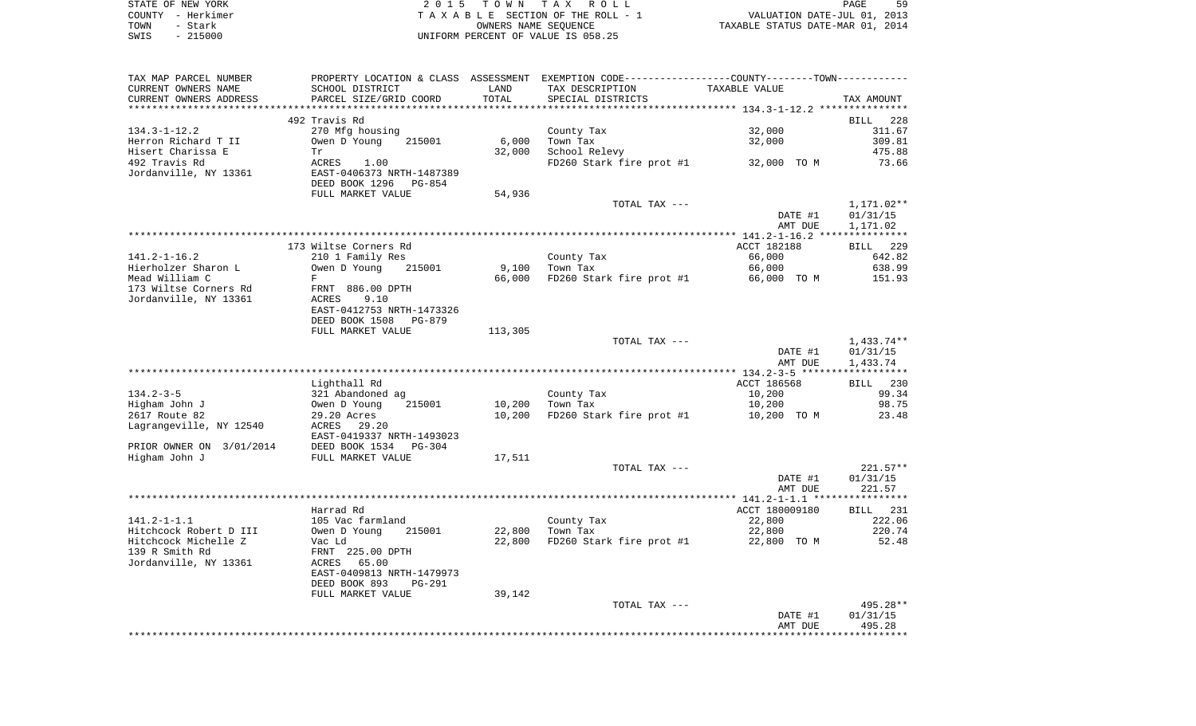STATE OF NEW YORK | 2 0 1 5 T O W N T A X R O L L | PAGE 59
COUNTY - Herkimer | T A X A B L E SECTION OF THE ROLL - 1 | VALUATION DATE-JUL 01, 2013
TOWN - Stark | OWNERS NAME SEQUENCE | TAXABLE STATUS DATE-MAR 01, 2014
SWIS - 215000 | UNIFORM PERCENT OF VALUE IS 058.25

| TAX MAP PARCEL NUMBER<br>CURRENT OWNERS NAME<br>CURRENT OWNERS ADDRESS | PROPERTY LOCATION & CLASS<br>SCHOOL DISTRICT<br>PARCEL SIZE/GRID COORD | ASSESSMENT<br>LAND<br>TOTAL | EXEMPTION CODE<br>TAX DESCRIPTION<br>SPECIAL DISTRICTS | COUNTY--------TOWN<br>TAXABLE VALUE | TAX AMOUNT |
|---|---|---|---|---|---|
| | 492 Travis Rd | | | | BILL 228 |
| 134.3-1-12.2 | 270 Mfg housing | | County Tax | 32,000 | 311.67 |
| Herron Richard T II | Owen D Young 215001 | 6,000 | Town Tax | 32,000 | 309.81 |
| Hisert Charissa E | Tr | 32,000 | School Relevy | | 475.88 |
| 492 Travis Rd | ACRES 1.00 | | FD260 Stark fire prot #1 | 32,000 TO M | 73.66 |
| Jordanville, NY 13361 | EAST-0406373 NRTH-1487389 | | | | |
| | DEED BOOK 1296 PG-854 | | | | |
| | FULL MARKET VALUE | 54,936 | | | |
| | | | TOTAL TAX --- | | 1,171.02** |
| | | | | DATE #1 | 01/31/15 |
| | | | | AMT DUE | 1,171.02 |
| | 173 Wiltse Corners Rd | | | ACCT 182188 | BILL 229 |
| 141.2-1-16.2 | 210 1 Family Res | | County Tax | 66,000 | 642.82 |
| Hierholzer Sharon L | Owen D Young 215001 | 9,100 | Town Tax | 66,000 | 638.99 |
| Mead William C | F | 66,000 | FD260 Stark fire prot #1 | 66,000 TO M | 151.93 |
| 173 Wiltse Corners Rd | FRNT 886.00 DPTH | | | | |
| Jordanville, NY 13361 | ACRES 9.10 | | | | |
| | EAST-0412753 NRTH-1473326 | | | | |
| | DEED BOOK 1508 PG-879 | | | | |
| | FULL MARKET VALUE | 113,305 | | | |
| | | | TOTAL TAX --- | | 1,433.74** |
| | | | | DATE #1 | 01/31/15 |
| | | | | AMT DUE | 1,433.74 |
| | Lighthall Rd | | | ACCT 186568 | BILL 230 |
| 134.2-3-5 | 321 Abandoned ag | | County Tax | 10,200 | 99.34 |
| Higham John J | Owen D Young 215001 | 10,200 | Town Tax | 10,200 | 98.75 |
| 2617 Route 82 | 29.20 Acres | 10,200 | FD260 Stark fire prot #1 | 10,200 TO M | 23.48 |
| Lagrangeville, NY 12540 | ACRES 29.20 | | | | |
| | EAST-0419337 NRTH-1493023 | | | | |
| PRIOR OWNER ON 3/01/2014 | DEED BOOK 1534 PG-304 | | | | |
| Higham John J | FULL MARKET VALUE | 17,511 | | | |
| | | | TOTAL TAX --- | | 221.57** |
| | | | | DATE #1 | 01/31/15 |
| | | | | AMT DUE | 221.57 |
| | Harrad Rd | | | ACCT 180009180 | BILL 231 |
| 141.2-1-1.1 | 105 Vac farmland | | County Tax | 22,800 | 222.06 |
| Hitchcock Robert D III | Owen D Young 215001 | 22,800 | Town Tax | 22,800 | 220.74 |
| Hitchcock Michelle Z | Vac Ld | 22,800 | FD260 Stark fire prot #1 | 22,800 TO M | 52.48 |
| 139 R Smith Rd | FRNT 225.00 DPTH | | | | |
| Jordanville, NY 13361 | ACRES 65.00 | | | | |
| | EAST-0409813 NRTH-1479973 | | | | |
| | DEED BOOK 893 PG-291 | | | | |
| | FULL MARKET VALUE | 39,142 | | | |
| | | | TOTAL TAX --- | | 495.28** |
| | | | | DATE #1 | 01/31/15 |
| | | | | AMT DUE | 495.28 |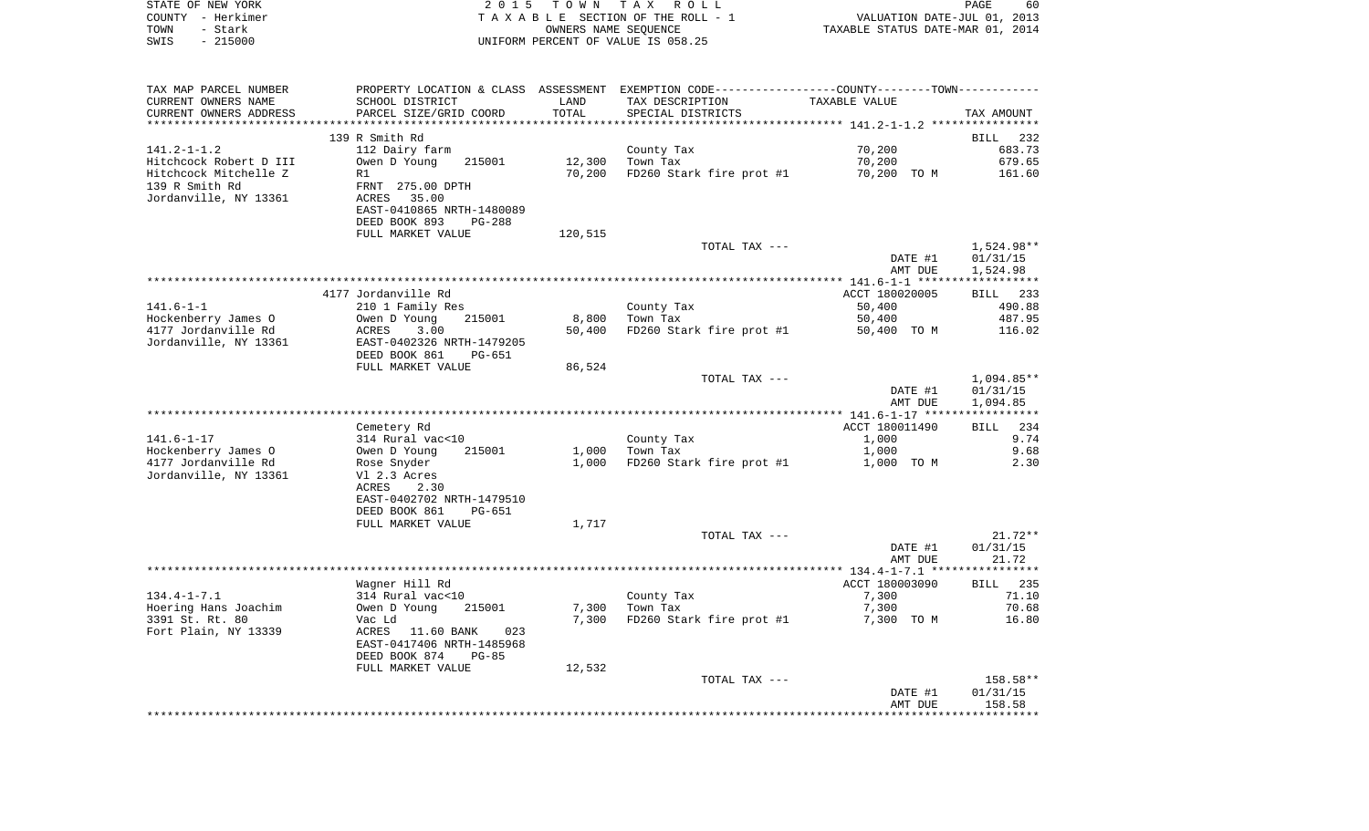STATE OF NEW YORK — COUNTY - Herkimer — TOWN - Stark — SWIS - 215000

2015 TOWN TAX ROLL
TAXABLE SECTION OF THE ROLL - 1
OWNERS NAME SEQUENCE
UNIFORM PERCENT OF VALUE IS 058.25

VALUATION DATE-JUL 01, 2013
TAXABLE STATUS DATE-MAR 01, 2014

| TAX MAP PARCEL NUMBER / CURRENT OWNERS NAME / CURRENT OWNERS ADDRESS | PROPERTY LOCATION & CLASS / SCHOOL DISTRICT / PARCEL SIZE/GRID COORD | ASSESSMENT LAND / TOTAL | EXEMPTION CODE / TAX DESCRIPTION / SPECIAL DISTRICTS | COUNTY--------TOWN TAXABLE VALUE | TAX AMOUNT |
|---|---|---|---|---|---|
| 141.2-1-1.2 | 139 R Smith Rd | | | | BILL 232 |
| Hitchcock Robert D III | 112 Dairy farm | | County Tax | 70,200 | 683.73 |
| Hitchcock Mitchelle Z | Owen D Young 215001 | 12,300 | Town Tax | 70,200 | 679.65 |
| 139 R Smith Rd | R1 | 70,200 | FD260 Stark fire prot #1 | 70,200 TO M | 161.60 |
| Jordanville, NY 13361 | FRNT 275.00 DPTH | | | | |
| | ACRES 35.00 | | | | |
| | EAST-0410865 NRTH-1480089 | | | | |
| | DEED BOOK 893 PG-288 | | | | |
| | FULL MARKET VALUE | 120,515 | | | |
| | | | TOTAL TAX --- | | 1,524.98** |
| | | | | DATE #1 | 01/31/15 |
| | | | | AMT DUE | 1,524.98 |
| 141.6-1-1 | 4177 Jordanville Rd | | | ACCT 180020005 | BILL 233 |
| Hockenberry James O | 210 1 Family Res | | County Tax | 50,400 | 490.88 |
| 4177 Jordanville Rd | Owen D Young 215001 | 8,800 | Town Tax | 50,400 | 487.95 |
| Jordanville, NY 13361 | ACRES 3.00 | 50,400 | FD260 Stark fire prot #1 | 50,400 TO M | 116.02 |
| | EAST-0402326 NRTH-1479205 | | | | |
| | DEED BOOK 861 PG-651 | | | | |
| | FULL MARKET VALUE | 86,524 | | | |
| | | | TOTAL TAX --- | | 1,094.85** |
| | | | | DATE #1 | 01/31/15 |
| | | | | AMT DUE | 1,094.85 |
| 141.6-1-17 | Cemetery Rd | | | ACCT 180011490 | BILL 234 |
| Hockenberry James O | 314 Rural vac<10 | | County Tax | 1,000 | 9.74 |
| 4177 Jordanville Rd | Owen D Young 215001 | 1,000 | Town Tax | 1,000 | 9.68 |
| Jordanville, NY 13361 | Rose Snyder | 1,000 | FD260 Stark fire prot #1 | 1,000 TO M | 2.30 |
| | Vl 2.3 Acres | | | | |
| | ACRES 2.30 | | | | |
| | EAST-0402702 NRTH-1479510 | | | | |
| | DEED BOOK 861 PG-651 | | | | |
| | FULL MARKET VALUE | 1,717 | | | |
| | | | TOTAL TAX --- | | 21.72** |
| | | | | DATE #1 | 01/31/15 |
| | | | | AMT DUE | 21.72 |
| 134.4-1-7.1 | Wagner Hill Rd | | | ACCT 180003090 | BILL 235 |
| Hoering Hans Joachim | 314 Rural vac<10 | | County Tax | 7,300 | 71.10 |
| 3391 St. Rt. 80 | Owen D Young 215001 | 7,300 | Town Tax | 7,300 | 70.68 |
| Fort Plain, NY 13339 | Vac Ld | 7,300 | FD260 Stark fire prot #1 | 7,300 TO M | 16.80 |
| | ACRES 11.60 BANK 023 | | | | |
| | EAST-0417406 NRTH-1485968 | | | | |
| | DEED BOOK 874 PG-85 | | | | |
| | FULL MARKET VALUE | 12,532 | | | |
| | | | TOTAL TAX --- | | 158.58** |
| | | | | DATE #1 | 01/31/15 |
| | | | | AMT DUE | 158.58 |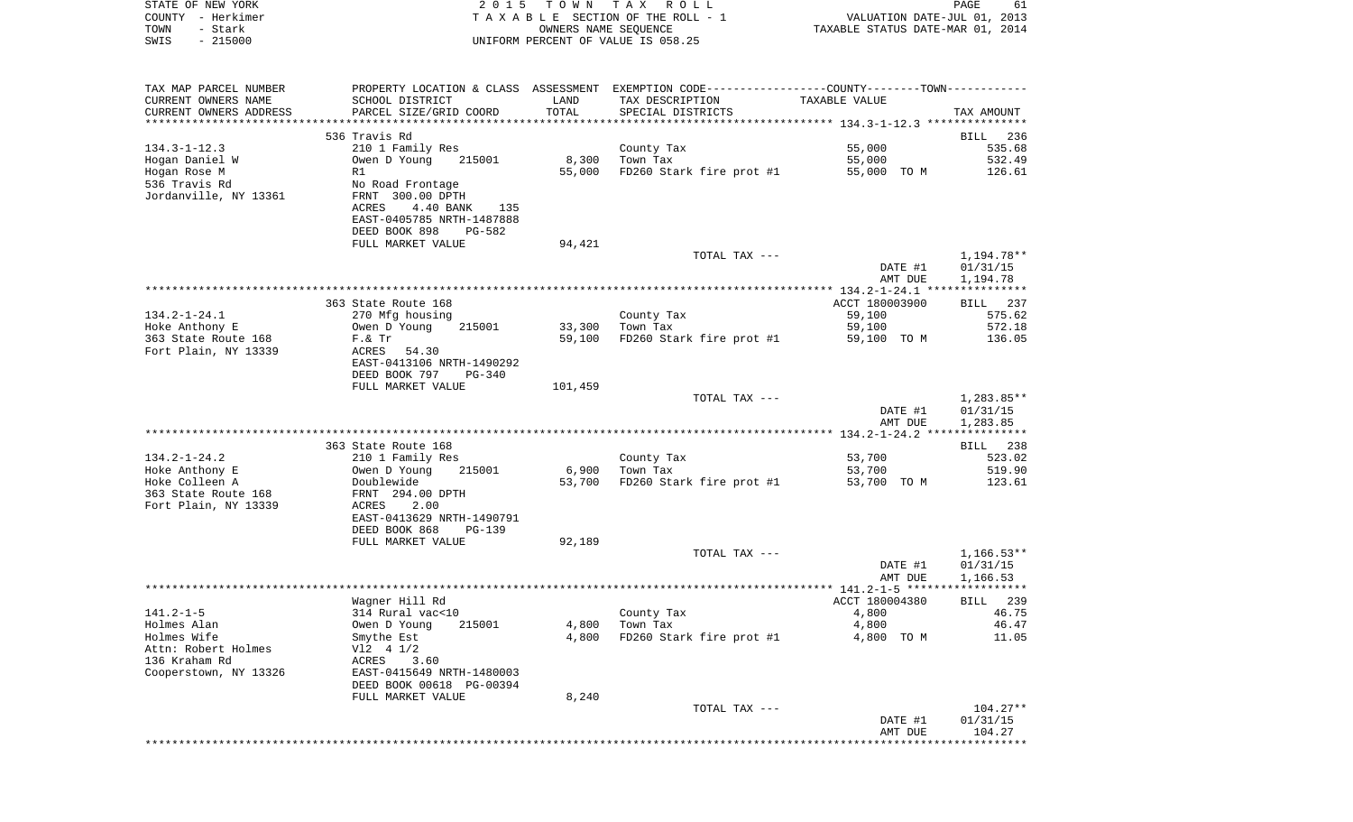STATE OF NEW YORK — COUNTY - Herkimer — TOWN - Stark — SWIS - 215000

2015 TOWN TAX ROLL
TAXABLE SECTION OF THE ROLL - 1
OWNERS NAME SEQUENCE
UNIFORM PERCENT OF VALUE IS 058.25

VALUATION DATE-JUL 01, 2013
TAXABLE STATUS DATE-MAR 01, 2014

| TAX MAP PARCEL NUMBER / CURRENT OWNERS NAME / CURRENT OWNERS ADDRESS | PROPERTY LOCATION & CLASS / SCHOOL DISTRICT / PARCEL SIZE/GRID COORD | ASSESSMENT LAND | ASSESSMENT TOTAL | EXEMPTION CODE / TAX DESCRIPTION / SPECIAL DISTRICTS | TAXABLE VALUE | TAX AMOUNT |
|---|---|---|---|---|---|---|
| 134.3-1-12.3 | 536 Travis Rd | | | | | BILL 236 |
| Hogan Daniel W | 210 1 Family Res | | | County Tax | 55,000 | 535.68 |
| Hogan Rose M | Owen D Young 215001 | 8,300 | | Town Tax | 55,000 | 532.49 |
| 536 Travis Rd | R1 | | 55,000 | FD260 Stark fire prot #1 | 55,000 TO M | 126.61 |
| Jordanville, NY 13361 | No Road Frontage | | | | | |
| | FRNT 300.00 DPTH | | | | | |
| | ACRES 4.40 BANK 135 | | | | | |
| | EAST-0405785 NRTH-1487888 | | | | | |
| | DEED BOOK 898 PG-582 | | | | | |
| | FULL MARKET VALUE | | 94,421 | | | |
| | | | | TOTAL TAX --- | | 1,194.78** |
| | | | | | DATE #1 | 01/31/15 |
| | | | | | AMT DUE | 1,194.78 |
| 134.2-1-24.1 | 363 State Route 168 | | | | ACCT 180003900 | BILL 237 |
| Hoke Anthony E | 270 Mfg housing | | | County Tax | 59,100 | 575.62 |
| 363 State Route 168 | Owen D Young 215001 | 33,300 | | Town Tax | 59,100 | 572.18 |
| Fort Plain, NY 13339 | F.& Tr | | 59,100 | FD260 Stark fire prot #1 | 59,100 TO M | 136.05 |
| | ACRES 54.30 | | | | | |
| | EAST-0413106 NRTH-1490292 | | | | | |
| | DEED BOOK 797 PG-340 | | | | | |
| | FULL MARKET VALUE | | 101,459 | | | |
| | | | | TOTAL TAX --- | | 1,283.85** |
| | | | | | DATE #1 | 01/31/15 |
| | | | | | AMT DUE | 1,283.85 |
| 134.2-1-24.2 | 363 State Route 168 | | | | | BILL 238 |
| Hoke Anthony E | 210 1 Family Res | | | County Tax | 53,700 | 523.02 |
| Hoke Colleen A | Owen D Young 215001 | 6,900 | | Town Tax | 53,700 | 519.90 |
| 363 State Route 168 | Doublewide | | 53,700 | FD260 Stark fire prot #1 | 53,700 TO M | 123.61 |
| Fort Plain, NY 13339 | FRNT 294.00 DPTH | | | | | |
| | ACRES 2.00 | | | | | |
| | EAST-0413629 NRTH-1490791 | | | | | |
| | DEED BOOK 868 PG-139 | | | | | |
| | FULL MARKET VALUE | | 92,189 | | | |
| | | | | TOTAL TAX --- | | 1,166.53** |
| | | | | | DATE #1 | 01/31/15 |
| | | | | | AMT DUE | 1,166.53 |
| 141.2-1-5 | Wagner Hill Rd | | | | ACCT 180004380 | BILL 239 |
| Holmes Alan | 314 Rural vac<10 | | | County Tax | 4,800 | 46.75 |
| Holmes Wife | Owen D Young 215001 | 4,800 | | Town Tax | 4,800 | 46.47 |
| Attn: Robert Holmes | Smythe Est | | 4,800 | FD260 Stark fire prot #1 | 4,800 TO M | 11.05 |
| 136 Kraham Rd | Vl2 4 1/2 | | | | | |
| Cooperstown, NY 13326 | ACRES 3.60 | | | | | |
| | EAST-0415649 NRTH-1480003 | | | | | |
| | DEED BOOK 00618 PG-00394 | | | | | |
| | FULL MARKET VALUE | | 8,240 | | | |
| | | | | TOTAL TAX --- | | 104.27** |
| | | | | | DATE #1 | 01/31/15 |
| | | | | | AMT DUE | 104.27 |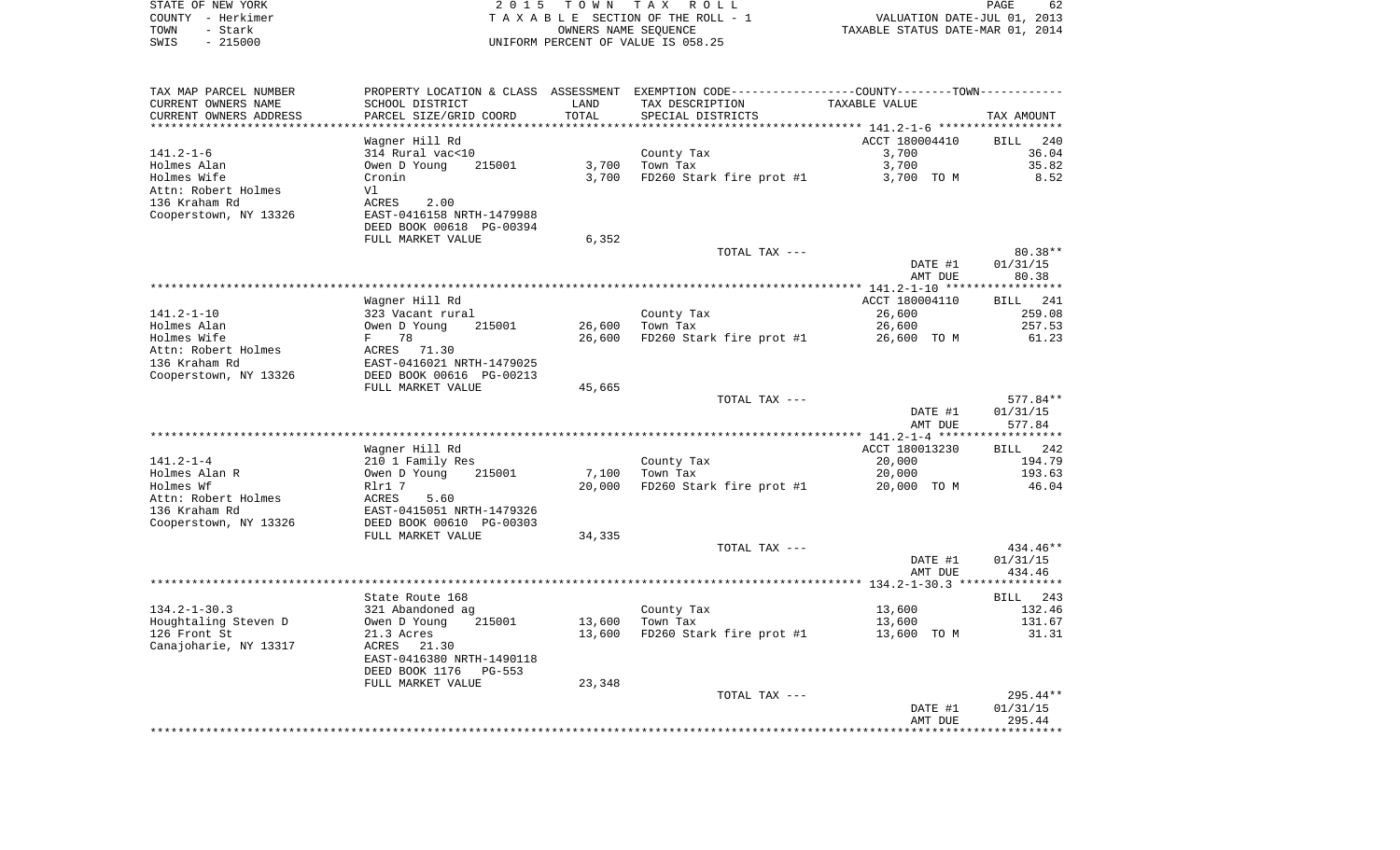STATE OF NEW YORK — 2015 TOWN TAX ROLL
COUNTY - Herkimer — TAXABLE SECTION OF THE ROLL - 1 — VALUATION DATE-JUL 01, 2013
TOWN - Stark — OWNERS NAME SEQUENCE — TAXABLE STATUS DATE-MAR 01, 2014
SWIS - 215000 — UNIFORM PERCENT OF VALUE IS 058.25

| TAX MAP PARCEL NUMBER / CURRENT OWNERS NAME / CURRENT OWNERS ADDRESS | PROPERTY LOCATION & CLASS / SCHOOL DISTRICT / PARCEL SIZE/GRID COORD | ASSESSMENT LAND / TOTAL | EXEMPTION CODE / TAX DESCRIPTION / SPECIAL DISTRICTS | COUNTY--TOWN TAXABLE VALUE | TAX AMOUNT |
|---|---|---|---|---|---|
| **141.2-1-6** | Wagner Hill Rd | | | ACCT 180004410 | BILL 240 |
| 141.2-1-6 | 314 Rural vac<10 | | County Tax | 3,700 | 36.04 |
| Holmes Alan | Owen D Young 215001 | 3,700 | Town Tax | 3,700 | 35.82 |
| Holmes Wife | Cronin | 3,700 | FD260 Stark fire prot #1 | 3,700 TO M | 8.52 |
| Attn: Robert Holmes | Vl | | | | |
| 136 Kraham Rd | ACRES 2.00 | | | | |
| Cooperstown, NY 13326 | EAST-0416158 NRTH-1479988 | | | | |
| | DEED BOOK 00618 PG-00394 | | | | |
| | FULL MARKET VALUE | 6,352 | | | |
| | | | TOTAL TAX --- | | 80.38** |
| | | | | DATE #1 | 01/31/15 |
| | | | | AMT DUE | 80.38 |
| **141.2-1-10** | Wagner Hill Rd | | | ACCT 180004110 | BILL 241 |
| 141.2-1-10 | 323 Vacant rural | | County Tax | 26,600 | 259.08 |
| Holmes Alan | Owen D Young 215001 | 26,600 | Town Tax | 26,600 | 257.53 |
| Holmes Wife | F 78 | 26,600 | FD260 Stark fire prot #1 | 26,600 TO M | 61.23 |
| Attn: Robert Holmes | ACRES 71.30 | | | | |
| 136 Kraham Rd | EAST-0416021 NRTH-1479025 | | | | |
| Cooperstown, NY 13326 | DEED BOOK 00616 PG-00213 | | | | |
| | FULL MARKET VALUE | 45,665 | | | |
| | | | TOTAL TAX --- | | 577.84** |
| | | | | DATE #1 | 01/31/15 |
| | | | | AMT DUE | 577.84 |
| **141.2-1-4** | Wagner Hill Rd | | | ACCT 180013230 | BILL 242 |
| 141.2-1-4 | 210 1 Family Res | | County Tax | 20,000 | 194.79 |
| Holmes Alan R | Owen D Young 215001 | 7,100 | Town Tax | 20,000 | 193.63 |
| Holmes Wf | Rlr1 7 | 20,000 | FD260 Stark fire prot #1 | 20,000 TO M | 46.04 |
| Attn: Robert Holmes | ACRES 5.60 | | | | |
| 136 Kraham Rd | EAST-0415051 NRTH-1479326 | | | | |
| Cooperstown, NY 13326 | DEED BOOK 00610 PG-00303 | | | | |
| | FULL MARKET VALUE | 34,335 | | | |
| | | | TOTAL TAX --- | | 434.46** |
| | | | | DATE #1 | 01/31/15 |
| | | | | AMT DUE | 434.46 |
| **134.2-1-30.3** | State Route 168 | | | | BILL 243 |
| 134.2-1-30.3 | 321 Abandoned ag | | County Tax | 13,600 | 132.46 |
| Houghtaling Steven D | Owen D Young 215001 | 13,600 | Town Tax | 13,600 | 131.67 |
| 126 Front St | 21.3 Acres | 13,600 | FD260 Stark fire prot #1 | 13,600 TO M | 31.31 |
| Canajoharie, NY 13317 | ACRES 21.30 | | | | |
| | EAST-0416380 NRTH-1490118 | | | | |
| | DEED BOOK 1176 PG-553 | | | | |
| | FULL MARKET VALUE | 23,348 | | | |
| | | | TOTAL TAX --- | | 295.44** |
| | | | | DATE #1 | 01/31/15 |
| | | | | AMT DUE | 295.44 |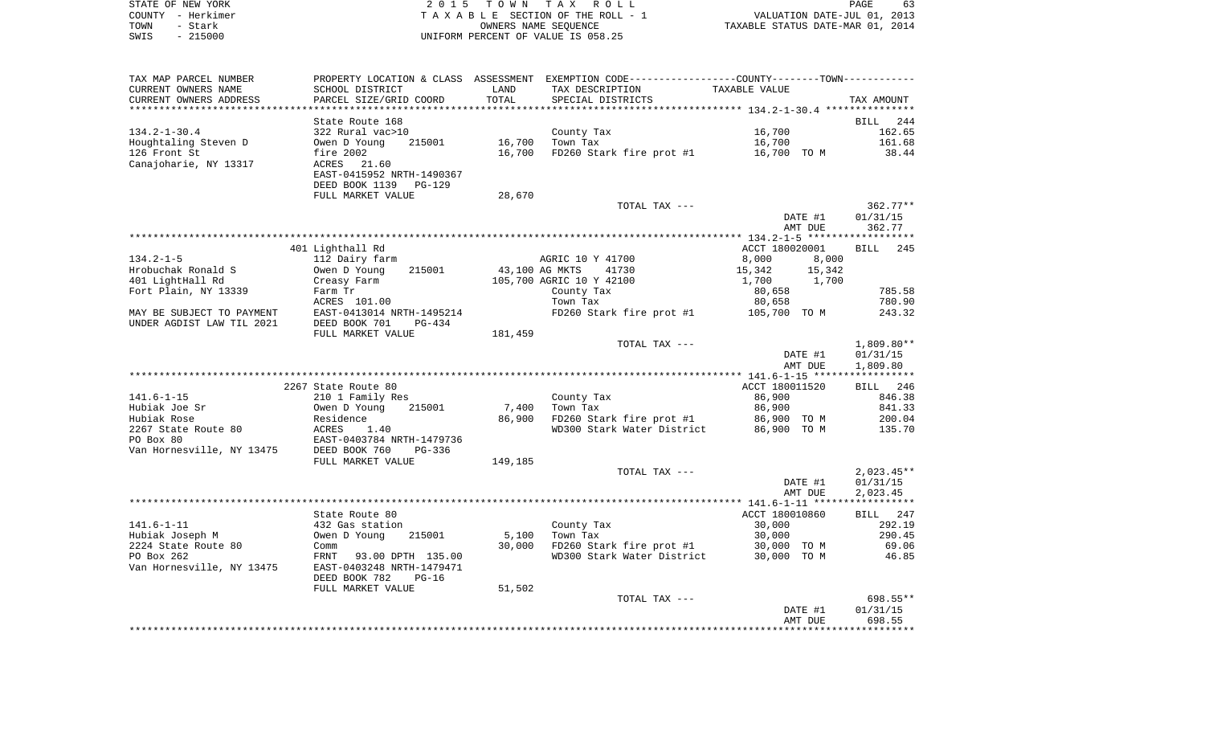STATE OF NEW YORK | COUNTY - Herkimer | TOWN - Stark | SWIS - 215000

**2015 TOWN TAX ROLL**
TAXABLE SECTION OF THE ROLL - 1
OWNERS NAME SEQUENCE
UNIFORM PERCENT OF VALUE IS 058.25

VALUATION DATE-JUL 01, 2013
TAXABLE STATUS DATE-MAR 01, 2014

| TAX MAP PARCEL NUMBER / CURRENT OWNERS NAME / CURRENT OWNERS ADDRESS | PROPERTY LOCATION & CLASS / SCHOOL DISTRICT / PARCEL SIZE/GRID COORD | ASSESSMENT LAND / TOTAL | EXEMPTION CODE / TAX DESCRIPTION / SPECIAL DISTRICTS | COUNTY / TOWN TAXABLE VALUE | TAX AMOUNT |
|---|---|---|---|---|---|
| | State Route 168 | | | | BILL 244 |
| 134.2-1-30.4 | 322 Rural vac>10 | | County Tax | 16,700 | 162.65 |
| Houghtaling Steven D | Owen D Young 215001 | 16,700 | Town Tax | 16,700 | 161.68 |
| 126 Front St | fire 2002 | 16,700 | FD260 Stark fire prot #1 | 16,700 TO M | 38.44 |
| Canajoharie, NY 13317 | ACRES 21.60 | | | | |
| | EAST-0415952 NRTH-1490367 | | | | |
| | DEED BOOK 1139 PG-129 | | | | |
| | FULL MARKET VALUE | 28,670 | | | |
| | | | TOTAL TAX --- | | 362.77** |
| | | | | DATE #1 | 01/31/15 |
| | | | | AMT DUE | 362.77 |
| | 401 Lighthall Rd | | | ACCT 180020001 | BILL 245 |
| 134.2-1-5 | 112 Dairy farm | | AGRIC 10 Y 41700 | 8,000 8,000 | |
| Hrobuchak Ronald S | Owen D Young 215001 | 43,100 | AG MKTS 41730 | 15,342 15,342 | |
| 401 LightHall Rd | Creasy Farm | 105,700 | AGRIC 10 Y 42100 | 1,700 1,700 | |
| Fort Plain, NY 13339 | Farm Tr | | County Tax | 80,658 | 785.58 |
| | ACRES 101.00 | | Town Tax | 80,658 | 780.90 |
| MAY BE SUBJECT TO PAYMENT | EAST-0413014 NRTH-1495214 | | FD260 Stark fire prot #1 | 105,700 TO M | 243.32 |
| UNDER AGDIST LAW TIL 2021 | DEED BOOK 701 PG-434 | | | | |
| | FULL MARKET VALUE | 181,459 | | | |
| | | | TOTAL TAX --- | | 1,809.80** |
| | | | | DATE #1 | 01/31/15 |
| | | | | AMT DUE | 1,809.80 |
| | 2267 State Route 80 | | | ACCT 180011520 | BILL 246 |
| 141.6-1-15 | 210 1 Family Res | | County Tax | 86,900 | 846.38 |
| Hubiak Joe Sr | Owen D Young 215001 | 7,400 | Town Tax | 86,900 | 841.33 |
| Hubiak Rose | Residence | 86,900 | FD260 Stark fire prot #1 | 86,900 TO M | 200.04 |
| 2267 State Route 80 | ACRES 1.40 | | WD300 Stark Water District | 86,900 TO M | 135.70 |
| PO Box 80 | EAST-0403784 NRTH-1479736 | | | | |
| Van Hornesville, NY 13475 | DEED BOOK 760 PG-336 | | | | |
| | FULL MARKET VALUE | 149,185 | | | |
| | | | TOTAL TAX --- | | 2,023.45** |
| | | | | DATE #1 | 01/31/15 |
| | | | | AMT DUE | 2,023.45 |
| | State Route 80 | | | ACCT 180010860 | BILL 247 |
| 141.6-1-11 | 432 Gas station | | County Tax | 30,000 | 292.19 |
| Hubiak Joseph M | Owen D Young 215001 | 5,100 | Town Tax | 30,000 | 290.45 |
| 2224 State Route 80 | Comm | 30,000 | FD260 Stark fire prot #1 | 30,000 TO M | 69.06 |
| PO Box 262 | FRNT 93.00 DPTH 135.00 | | WD300 Stark Water District | 30,000 TO M | 46.85 |
| Van Hornesville, NY 13475 | EAST-0403248 NRTH-1479471 | | | | |
| | DEED BOOK 782 PG-16 | | | | |
| | FULL MARKET VALUE | 51,502 | | | |
| | | | TOTAL TAX --- | | 698.55** |
| | | | | DATE #1 | 01/31/15 |
| | | | | AMT DUE | 698.55 |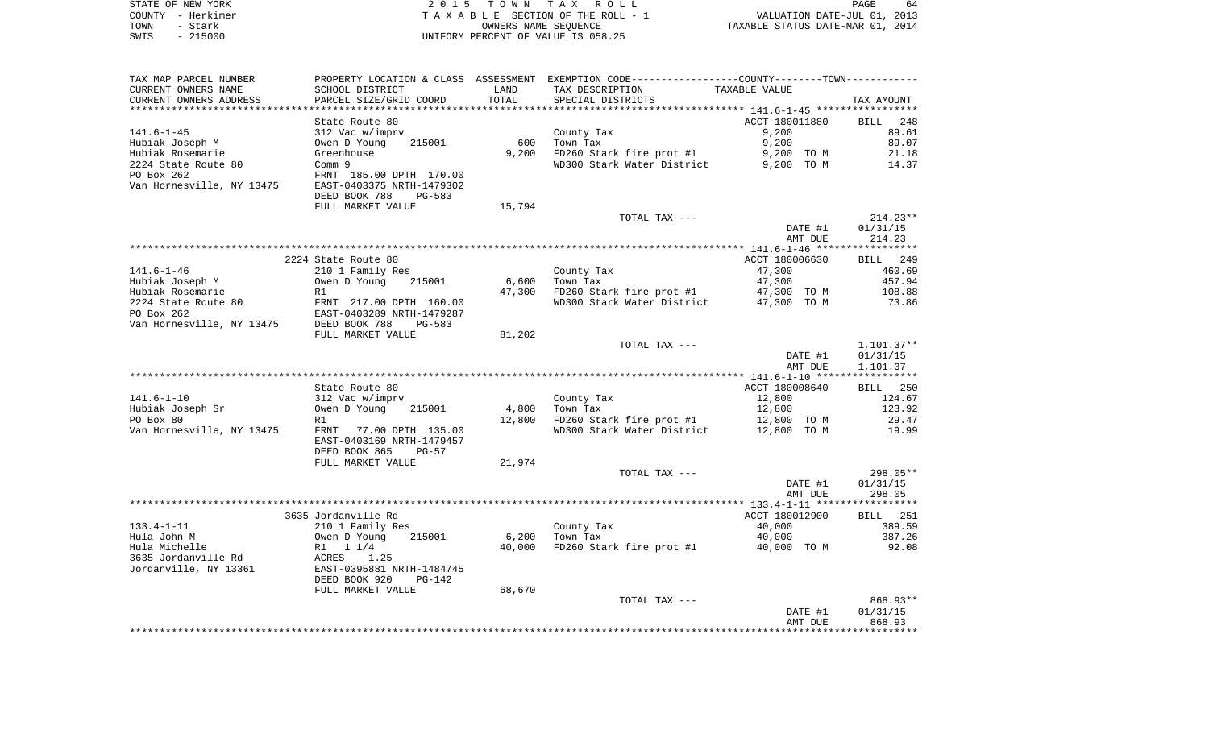STATE OF NEW YORK
COUNTY - Herkimer
TOWN - Stark
SWIS - 215000

2 0 1 5 T O W N T A X R O L L
T A X A B L E SECTION OF THE ROLL - 1
OWNERS NAME SEQUENCE
UNIFORM PERCENT OF VALUE IS 058.25

VALUATION DATE-JUL 01, 2013
TAXABLE STATUS DATE-MAR 01, 2014

| TAX MAP PARCEL NUMBER / CURRENT OWNERS NAME / CURRENT OWNERS ADDRESS | PROPERTY LOCATION & CLASS / SCHOOL DISTRICT / PARCEL SIZE/GRID COORD | ASSESSMENT LAND | TOTAL | EXEMPTION CODE / TAX DESCRIPTION / SPECIAL DISTRICTS | TAXABLE VALUE | TAX AMOUNT |
|---|---|---|---|---|---|---|
| 141.6-1-45 | State Route 80 | | | | ACCT 180011880 | BILL 248 |
| Hubiak Joseph M | 312 Vac w/imprv | | | County Tax | 9,200 | 89.61 |
| Hubiak Rosemarie | Owen D Young 215001 | 600 | | Town Tax | 9,200 | 89.07 |
| 2224 State Route 80 | Greenhouse | | 9,200 | FD260 Stark fire prot #1 | 9,200 TO M | 21.18 |
| PO Box 262 | Comm 9 | | | WD300 Stark Water District | 9,200 TO M | 14.37 |
| Van Hornesville, NY 13475 | FRNT 185.00 DPTH 170.00 | | | | | |
| | EAST-0403375 NRTH-1479302 | | | | | |
| | DEED BOOK 788 PG-583 | | | | | |
| | FULL MARKET VALUE | | 15,794 | | | |
| | | | | TOTAL TAX --- | | 214.23** |
| | | | | | DATE #1 | 01/31/15 |
| | | | | | AMT DUE | 214.23 |
| 141.6-1-46 | 2224 State Route 80 | | | | ACCT 180006630 | BILL 249 |
| Hubiak Joseph M | 210 1 Family Res | | | County Tax | 47,300 | 460.69 |
| Hubiak Rosemarie | Owen D Young 215001 | 6,600 | | Town Tax | 47,300 | 457.94 |
| 2224 State Route 80 | R1 | | 47,300 | FD260 Stark fire prot #1 | 47,300 TO M | 108.88 |
| PO Box 262 | FRNT 217.00 DPTH 160.00 | | | WD300 Stark Water District | 47,300 TO M | 73.86 |
| Van Hornesville, NY 13475 | EAST-0403289 NRTH-1479287 | | | | | |
| | DEED BOOK 788 PG-583 | | | | | |
| | FULL MARKET VALUE | | 81,202 | | | |
| | | | | TOTAL TAX --- | | 1,101.37** |
| | | | | | DATE #1 | 01/31/15 |
| | | | | | AMT DUE | 1,101.37 |
| 141.6-1-10 | State Route 80 | | | | ACCT 180008640 | BILL 250 |
| Hubiak Joseph Sr | 312 Vac w/imprv | | | County Tax | 12,800 | 124.67 |
| PO Box 80 | Owen D Young 215001 | 4,800 | | Town Tax | 12,800 | 123.92 |
| Van Hornesville, NY 13475 | R1 | | 12,800 | FD260 Stark fire prot #1 | 12,800 TO M | 29.47 |
| | FRNT 77.00 DPTH 135.00 | | | WD300 Stark Water District | 12,800 TO M | 19.99 |
| | EAST-0403169 NRTH-1479457 | | | | | |
| | DEED BOOK 865 PG-57 | | | | | |
| | FULL MARKET VALUE | | 21,974 | | | |
| | | | | TOTAL TAX --- | | 298.05** |
| | | | | | DATE #1 | 01/31/15 |
| | | | | | AMT DUE | 298.05 |
| 133.4-1-11 | 3635 Jordanville Rd | | | | ACCT 180012900 | BILL 251 |
| Hula John M | 210 1 Family Res | | | County Tax | 40,000 | 389.59 |
| Hula Michelle | Owen D Young 215001 | 6,200 | | Town Tax | 40,000 | 387.26 |
| 3635 Jordanville Rd | R1 1 1/4 | | 40,000 | FD260 Stark fire prot #1 | 40,000 TO M | 92.08 |
| Jordanville, NY 13361 | ACRES 1.25 | | | | | |
| | EAST-0395881 NRTH-1484745 | | | | | |
| | DEED BOOK 920 PG-142 | | | | | |
| | FULL MARKET VALUE | | 68,670 | | | |
| | | | | TOTAL TAX --- | | 868.93** |
| | | | | | DATE #1 | 01/31/15 |
| | | | | | AMT DUE | 868.93 |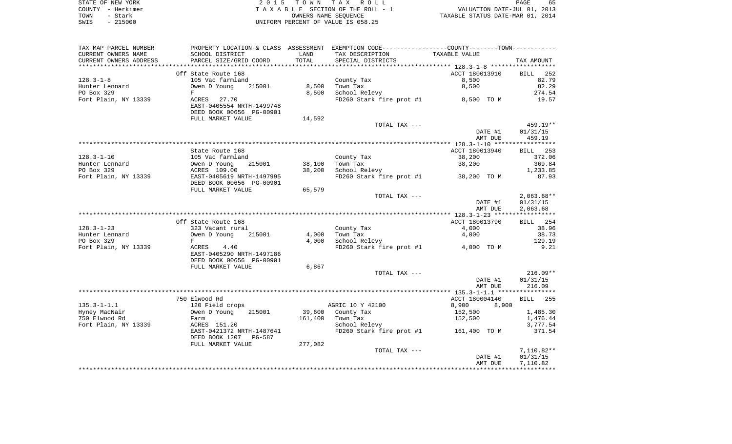STATE OF NEW YORK
COUNTY - Herkimer
TOWN - Stark
SWIS - 215000

2 0 1 5 T O W N T A X R O L L
T A X A B L E SECTION OF THE ROLL - 1
OWNERS NAME SEQUENCE
UNIFORM PERCENT OF VALUE IS 058.25

VALUATION DATE-JUL 01, 2013
TAXABLE STATUS DATE-MAR 01, 2014

| TAX MAP PARCEL NUMBER / CURRENT OWNERS NAME / CURRENT OWNERS ADDRESS | PROPERTY LOCATION & CLASS / SCHOOL DISTRICT / PARCEL SIZE/GRID COORD | ASSESSMENT LAND | TOTAL | EXEMPTION CODE / TAX DESCRIPTION / SPECIAL DISTRICTS | TAXABLE VALUE | TAX AMOUNT |
|---|---|---|---|---|---|---|
| 128.3-1-8 | Off State Route 168 | | | | ACCT 180013910 | BILL 252 |
| | 105 Vac farmland | | | County Tax | 8,500 | 82.79 |
| Hunter Lennard | Owen D Young 215001 | 8,500 | | Town Tax | 8,500 | 82.29 |
| PO Box 329 | F | | 8,500 | School Relevy | | 274.54 |
| Fort Plain, NY 13339 | ACRES 27.70 | | | FD260 Stark fire prot #1 | 8,500 TO M | 19.57 |
| | EAST-0405554 NRTH-1499748 | | | | | |
| | DEED BOOK 00656 PG-00901 | | | | | |
| | FULL MARKET VALUE | 14,592 | | | | |
| | | | | TOTAL TAX --- | | 459.19** |
| | | | | | DATE #1 | 01/31/15 |
| | | | | | AMT DUE | 459.19 |
| 128.3-1-10 | State Route 168 | | | | ACCT 180013940 | BILL 253 |
| | 105 Vac farmland | | | County Tax | 38,200 | 372.06 |
| Hunter Lennard | Owen D Young 215001 | 38,100 | | Town Tax | 38,200 | 369.84 |
| PO Box 329 | ACRES 109.00 | | 38,200 | School Relevy | | 1,233.85 |
| Fort Plain, NY 13339 | EAST-0405619 NRTH-1497995 | | | FD260 Stark fire prot #1 | 38,200 TO M | 87.93 |
| | DEED BOOK 00656 PG-00901 | | | | | |
| | FULL MARKET VALUE | 65,579 | | | | |
| | | | | TOTAL TAX --- | | 2,063.68** |
| | | | | | DATE #1 | 01/31/15 |
| | | | | | AMT DUE | 2,063.68 |
| 128.3-1-23 | Off State Route 168 | | | | ACCT 180013790 | BILL 254 |
| | 323 Vacant rural | | | County Tax | 4,000 | 38.96 |
| Hunter Lennard | Owen D Young 215001 | 4,000 | | Town Tax | 4,000 | 38.73 |
| PO Box 329 | F | | 4,000 | School Relevy | | 129.19 |
| Fort Plain, NY 13339 | ACRES 4.40 | | | FD260 Stark fire prot #1 | 4,000 TO M | 9.21 |
| | EAST-0405290 NRTH-1497186 | | | | | |
| | DEED BOOK 00656 PG-00901 | | | | | |
| | FULL MARKET VALUE | 6,867 | | | | |
| | | | | TOTAL TAX --- | | 216.09** |
| | | | | | DATE #1 | 01/31/15 |
| | | | | | AMT DUE | 216.09 |
| 135.3-1-1.1 | 750 Elwood Rd | | | | ACCT 180004140 | BILL 255 |
| | 120 Field crops | | | AGRIC 10 Y 42100 | 8,900 8,900 | |
| Hyney MacNair | Owen D Young 215001 | 39,600 | | County Tax | 152,500 | 1,485.30 |
| 750 Elwood Rd | Farm | | 161,400 | Town Tax | 152,500 | 1,476.44 |
| Fort Plain, NY 13339 | ACRES 151.20 | | | School Relevy | | 3,777.54 |
| | EAST-0421372 NRTH-1487641 | | | FD260 Stark fire prot #1 | 161,400 TO M | 371.54 |
| | DEED BOOK 1207 PG-587 | | | | | |
| | FULL MARKET VALUE | 277,082 | | | | |
| | | | | TOTAL TAX --- | | 7,110.82** |
| | | | | | DATE #1 | 01/31/15 |
| | | | | | AMT DUE | 7,110.82 |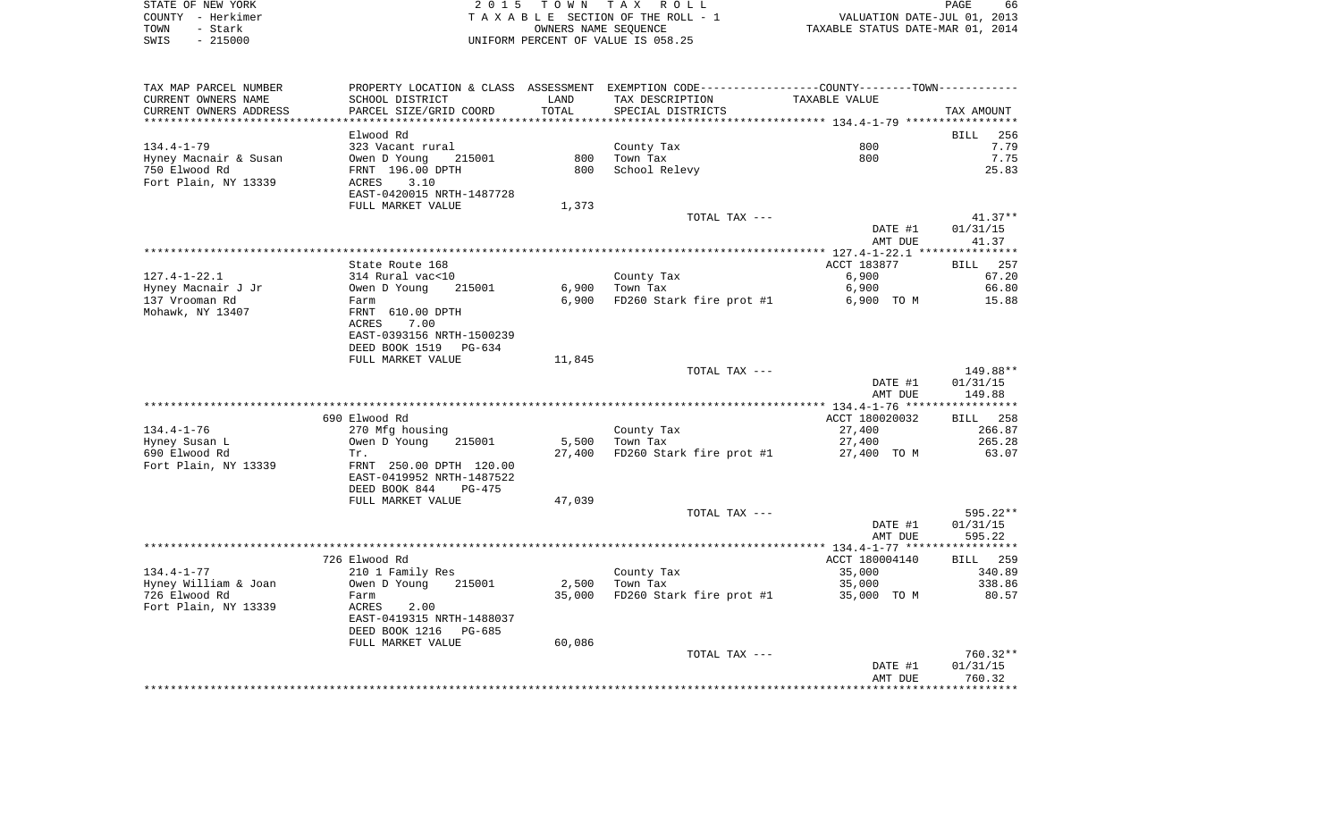STATE OF NEW YORK
COUNTY - Herkimer
TOWN - Stark
SWIS - 215000

2 0 1 5 T O W N T A X R O L L
T A X A B L E SECTION OF THE ROLL - 1
OWNERS NAME SEQUENCE
UNIFORM PERCENT OF VALUE IS 058.25

VALUATION DATE-JUL 01, 2013
TAXABLE STATUS DATE-MAR 01, 2014

| TAX MAP PARCEL NUMBER<br>CURRENT OWNERS NAME<br>CURRENT OWNERS ADDRESS | PROPERTY LOCATION & CLASS<br>SCHOOL DISTRICT<br>PARCEL SIZE/GRID COORD | ASSESSMENT<br>LAND<br>TOTAL | EXEMPTION CODE<br>TAX DESCRIPTION<br>SPECIAL DISTRICTS | COUNTY--------TOWN<br>TAXABLE VALUE | TAX AMOUNT |
|---|---|---|---|---|---|
| | Elwood Rd | | | | BILL 256 |
| 134.4-1-79 | 323 Vacant rural | | County Tax | 800 | 7.79 |
| Hyney Macnair & Susan | Owen D Young 215001 | 800 | Town Tax | 800 | 7.75 |
| 750 Elwood Rd | FRNT 196.00 DPTH | 800 | School Relevy | | 25.83 |
| Fort Plain, NY 13339 | ACRES 3.10 | | | | |
| | EAST-0420015 NRTH-1487728 | | | | |
| | FULL MARKET VALUE | 1,373 | | | |
| | | | TOTAL TAX --- | | 41.37** |
| | | | | DATE #1 | 01/31/15 |
| | | | | AMT DUE | 41.37 |
| | State Route 168 | | | ACCT 183877 | BILL 257 |
| 127.4-1-22.1 | 314 Rural vac<10 | | County Tax | 6,900 | 67.20 |
| Hyney Macnair J Jr | Owen D Young 215001 | 6,900 | Town Tax | 6,900 | 66.80 |
| 137 Vrooman Rd | Farm | 6,900 | FD260 Stark fire prot #1 | 6,900 TO M | 15.88 |
| Mohawk, NY 13407 | FRNT 610.00 DPTH | | | | |
| | ACRES 7.00 | | | | |
| | EAST-0393156 NRTH-1500239 | | | | |
| | DEED BOOK 1519 PG-634 | | | | |
| | FULL MARKET VALUE | 11,845 | | | |
| | | | TOTAL TAX --- | | 149.88** |
| | | | | DATE #1 | 01/31/15 |
| | | | | AMT DUE | 149.88 |
| | 690 Elwood Rd | | | ACCT 180020032 | BILL 258 |
| 134.4-1-76 | 270 Mfg housing | | County Tax | 27,400 | 266.87 |
| Hyney Susan L | Owen D Young 215001 | 5,500 | Town Tax | 27,400 | 265.28 |
| 690 Elwood Rd | Tr. | 27,400 | FD260 Stark fire prot #1 | 27,400 TO M | 63.07 |
| Fort Plain, NY 13339 | FRNT 250.00 DPTH 120.00 | | | | |
| | EAST-0419952 NRTH-1487522 | | | | |
| | DEED BOOK 844 PG-475 | | | | |
| | FULL MARKET VALUE | 47,039 | | | |
| | | | TOTAL TAX --- | | 595.22** |
| | | | | DATE #1 | 01/31/15 |
| | | | | AMT DUE | 595.22 |
| | 726 Elwood Rd | | | ACCT 180004140 | BILL 259 |
| 134.4-1-77 | 210 1 Family Res | | County Tax | 35,000 | 340.89 |
| Hyney William & Joan | Owen D Young 215001 | 2,500 | Town Tax | 35,000 | 338.86 |
| 726 Elwood Rd | Farm | 35,000 | FD260 Stark fire prot #1 | 35,000 TO M | 80.57 |
| Fort Plain, NY 13339 | ACRES 2.00 | | | | |
| | EAST-0419315 NRTH-1488037 | | | | |
| | DEED BOOK 1216 PG-685 | | | | |
| | FULL MARKET VALUE | 60,086 | | | |
| | | | TOTAL TAX --- | | 760.32** |
| | | | | DATE #1 | 01/31/15 |
| | | | | AMT DUE | 760.32 |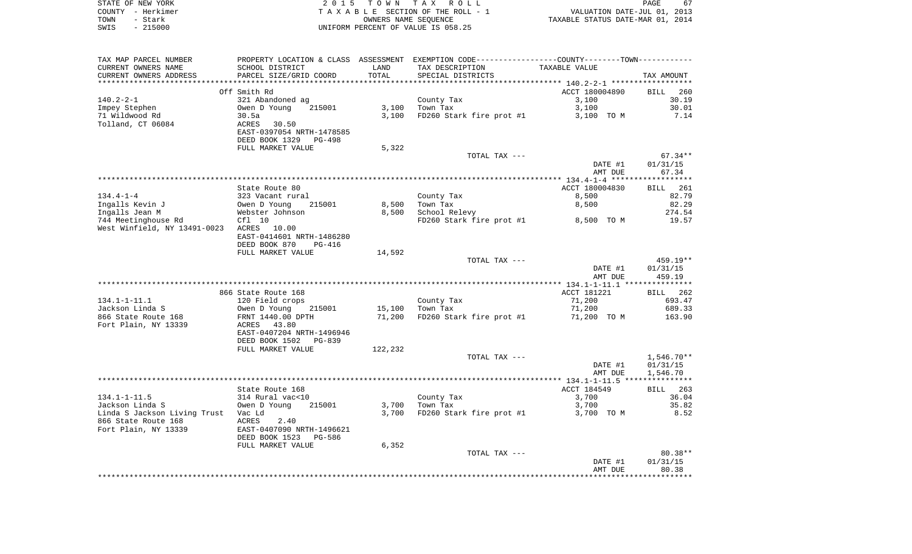STATE OF NEW YORK — 2015 TOWN TAX ROLL
COUNTY - Herkimer — TAXABLE SECTION OF THE ROLL - 1 — VALUATION DATE-JUL 01, 2013
TOWN - Stark — OWNERS NAME SEQUENCE — TAXABLE STATUS DATE-MAR 01, 2014
SWIS - 215000 — UNIFORM PERCENT OF VALUE IS 058.25

| TAX MAP PARCEL NUMBER / CURRENT OWNERS NAME / CURRENT OWNERS ADDRESS | PROPERTY LOCATION & CLASS / SCHOOL DISTRICT / PARCEL SIZE/GRID COORD | ASSESSMENT LAND | TOTAL | EXEMPTION CODE / TAX DESCRIPTION / SPECIAL DISTRICTS | TAXABLE VALUE | TAX AMOUNT |
|---|---|---|---|---|---|---|
| | Off Smith Rd | | | | ACCT 180004890 | BILL 260 |
| 140.2-2-1 | 321 Abandoned ag | | | County Tax | 3,100 | 30.19 |
| Impey Stephen | Owen D Young 215001 | 3,100 | | Town Tax | 3,100 | 30.01 |
| 71 Wildwood Rd | 30.5a | | 3,100 | FD260 Stark fire prot #1 | 3,100 TO M | 7.14 |
| Tolland, CT 06084 | ACRES 30.50 | | | | | |
| | EAST-0397054 NRTH-1478585 | | | | | |
| | DEED BOOK 1329 PG-498 | | | | | |
| | FULL MARKET VALUE | 5,322 | | | | |
| | | | | TOTAL TAX --- | | 67.34** |
| | | | | | DATE #1 | 01/31/15 |
| | | | | | AMT DUE | 67.34 |
| | State Route 80 | | | | ACCT 180004830 | BILL 261 |
| 134.4-1-4 | 323 Vacant rural | | | County Tax | 8,500 | 82.79 |
| Ingalls Kevin J | Owen D Young 215001 | 8,500 | | Town Tax | 8,500 | 82.29 |
| Ingalls Jean M | Webster Johnson | | 8,500 | School Relevy | | 274.54 |
| 744 Meetinghouse Rd | Cfl 10 | | | FD260 Stark fire prot #1 | 8,500 TO M | 19.57 |
| West Winfield, NY 13491-0023 | ACRES 10.00 | | | | | |
| | EAST-0414601 NRTH-1486280 | | | | | |
| | DEED BOOK 870 PG-416 | | | | | |
| | FULL MARKET VALUE | 14,592 | | | | |
| | | | | TOTAL TAX --- | | 459.19** |
| | | | | | DATE #1 | 01/31/15 |
| | | | | | AMT DUE | 459.19 |
| | 866 State Route 168 | | | | ACCT 181221 | BILL 262 |
| 134.1-1-11.1 | 120 Field crops | | | County Tax | 71,200 | 693.47 |
| Jackson Linda S | Owen D Young 215001 | 15,100 | | Town Tax | 71,200 | 689.33 |
| 866 State Route 168 | FRNT 1440.00 DPTH | | 71,200 | FD260 Stark fire prot #1 | 71,200 TO M | 163.90 |
| Fort Plain, NY 13339 | ACRES 43.80 | | | | | |
| | EAST-0407204 NRTH-1496946 | | | | | |
| | DEED BOOK 1502 PG-839 | | | | | |
| | FULL MARKET VALUE | 122,232 | | | | |
| | | | | TOTAL TAX --- | | 1,546.70** |
| | | | | | DATE #1 | 01/31/15 |
| | | | | | AMT DUE | 1,546.70 |
| | State Route 168 | | | | ACCT 184549 | BILL 263 |
| 134.1-1-11.5 | 314 Rural vac<10 | | | County Tax | 3,700 | 36.04 |
| Jackson Linda S | Owen D Young 215001 | 3,700 | | Town Tax | 3,700 | 35.82 |
| Linda S Jackson Living Trust | Vac Ld | | 3,700 | FD260 Stark fire prot #1 | 3,700 TO M | 8.52 |
| 866 State Route 168 | ACRES 2.40 | | | | | |
| Fort Plain, NY 13339 | EAST-0407090 NRTH-1496621 | | | | | |
| | DEED BOOK 1523 PG-586 | | | | | |
| | FULL MARKET VALUE | 6,352 | | | | |
| | | | | TOTAL TAX --- | | 80.38** |
| | | | | | DATE #1 | 01/31/15 |
| | | | | | AMT DUE | 80.38 |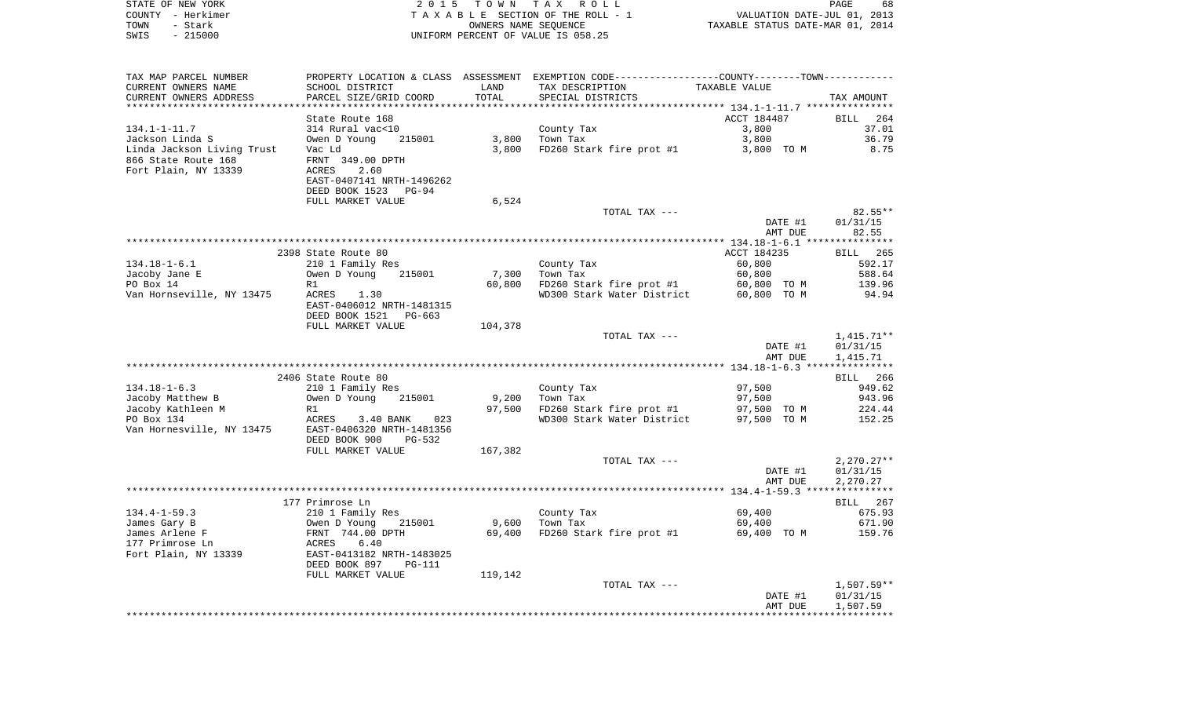STATE OF NEW YORK
COUNTY - Herkimer
TOWN - Stark
SWIS - 215000

2 0 1 5 T O W N T A X R O L L
T A X A B L E SECTION OF THE ROLL - 1
OWNERS NAME SEQUENCE
UNIFORM PERCENT OF VALUE IS 058.25

VALUATION DATE-JUL 01, 2013
TAXABLE STATUS DATE-MAR 01, 2014

| TAX MAP PARCEL NUMBER / CURRENT OWNERS NAME / CURRENT OWNERS ADDRESS | PROPERTY LOCATION & CLASS / SCHOOL DISTRICT / PARCEL SIZE/GRID COORD | ASSESSMENT LAND / TOTAL | EXEMPTION CODE / TAX DESCRIPTION / SPECIAL DISTRICTS | COUNTY--------TOWN / TAXABLE VALUE | TAX AMOUNT |
|---|---|---|---|---|---|
| | State Route 168 | | | ACCT 184487 | BILL 264 |
| 134.1-1-11.7 | 314 Rural vac<10 | | County Tax | 3,800 | 37.01 |
| Jackson Linda S | Owen D Young 215001 | 3,800 | Town Tax | 3,800 | 36.79 |
| Linda Jackson Living Trust | Vac Ld | 3,800 | FD260 Stark fire prot #1 | 3,800 TO M | 8.75 |
| 866 State Route 168 | FRNT 349.00 DPTH | | | | |
| Fort Plain, NY 13339 | ACRES 2.60 | | | | |
| | EAST-0407141 NRTH-1496262 | | | | |
| | DEED BOOK 1523 PG-94 | | | | |
| | FULL MARKET VALUE | 6,524 | | | |
| | | | TOTAL TAX --- | | 82.55** |
| | | | | DATE #1 | 01/31/15 |
| | | | | AMT DUE | 82.55 |
| | 2398 State Route 80 | | | ACCT 184235 | BILL 265 |
| 134.18-1-6.1 | 210 1 Family Res | | County Tax | 60,800 | 592.17 |
| Jacoby Jane E | Owen D Young 215001 | 7,300 | Town Tax | 60,800 | 588.64 |
| PO Box 14 | R1 | 60,800 | FD260 Stark fire prot #1 | 60,800 TO M | 139.96 |
| Van Hornseville, NY 13475 | ACRES 1.30 | | WD300 Stark Water District | 60,800 TO M | 94.94 |
| | EAST-0406012 NRTH-1481315 | | | | |
| | DEED BOOK 1521 PG-663 | | | | |
| | FULL MARKET VALUE | 104,378 | | | |
| | | | TOTAL TAX --- | | 1,415.71** |
| | | | | DATE #1 | 01/31/15 |
| | | | | AMT DUE | 1,415.71 |
| | 2406 State Route 80 | | | | BILL 266 |
| 134.18-1-6.3 | 210 1 Family Res | | County Tax | 97,500 | 949.62 |
| Jacoby Matthew B | Owen D Young 215001 | 9,200 | Town Tax | 97,500 | 943.96 |
| Jacoby Kathleen M | R1 | 97,500 | FD260 Stark fire prot #1 | 97,500 TO M | 224.44 |
| PO Box 134 | ACRES 3.40 BANK 023 | | WD300 Stark Water District | 97,500 TO M | 152.25 |
| Van Hornesville, NY 13475 | EAST-0406320 NRTH-1481356 | | | | |
| | DEED BOOK 900 PG-532 | | | | |
| | FULL MARKET VALUE | 167,382 | | | |
| | | | TOTAL TAX --- | | 2,270.27** |
| | | | | DATE #1 | 01/31/15 |
| | | | | AMT DUE | 2,270.27 |
| | 177 Primrose Ln | | | | BILL 267 |
| 134.4-1-59.3 | 210 1 Family Res | | County Tax | 69,400 | 675.93 |
| James Gary B | Owen D Young 215001 | 9,600 | Town Tax | 69,400 | 671.90 |
| James Arlene F | FRNT 744.00 DPTH | 69,400 | FD260 Stark fire prot #1 | 69,400 TO M | 159.76 |
| 177 Primrose Ln | ACRES 6.40 | | | | |
| Fort Plain, NY 13339 | EAST-0413182 NRTH-1483025 | | | | |
| | DEED BOOK 897 PG-111 | | | | |
| | FULL MARKET VALUE | 119,142 | | | |
| | | | TOTAL TAX --- | | 1,507.59** |
| | | | | DATE #1 | 01/31/15 |
| | | | | AMT DUE | 1,507.59 |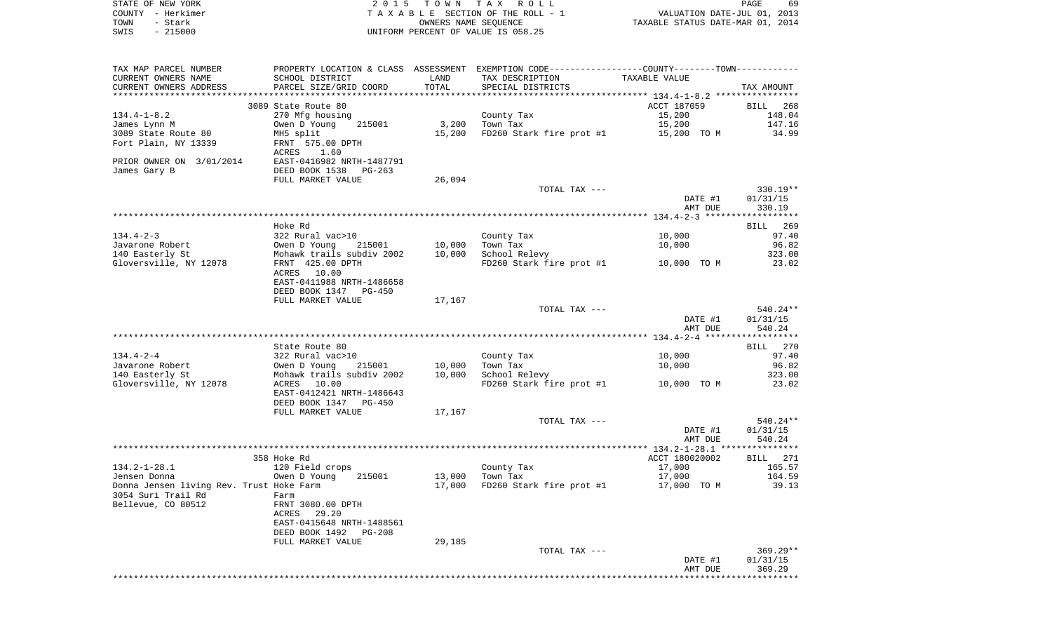STATE OF NEW YORK
COUNTY - Herkimer
TOWN - Stark
SWIS - 215000

2 0 1 5 T O W N T A X R O L L
T A X A B L E SECTION OF THE ROLL - 1
OWNERS NAME SEQUENCE
UNIFORM PERCENT OF VALUE IS 058.25

VALUATION DATE-JUL 01, 2013
TAXABLE STATUS DATE-MAR 01, 2014

| TAX MAP PARCEL NUMBER / CURRENT OWNERS NAME / CURRENT OWNERS ADDRESS | PROPERTY LOCATION & CLASS / SCHOOL DISTRICT / PARCEL SIZE/GRID COORD | ASSESSMENT LAND / TOTAL | EXEMPTION CODE / TAX DESCRIPTION / SPECIAL DISTRICTS | TAXABLE VALUE | TAX AMOUNT |
|---|---|---|---|---|---|
| **134.4-1-8.2** | 3089 State Route 80 | | | ACCT 187059 | BILL 268 |
| 134.4-1-8.2 | 270 Mfg housing | | County Tax | 15,200 | 148.04 |
| James Lynn M | Owen D Young 215001 | 3,200 | Town Tax | 15,200 | 147.16 |
| 3089 State Route 80 | MH5 split | 15,200 | FD260 Stark fire prot #1 | 15,200 TO M | 34.99 |
| Fort Plain, NY 13339 | FRNT 575.00 DPTH | | | | |
| | ACRES 1.60 | | | | |
| PRIOR OWNER ON 3/01/2014 | EAST-0416982 NRTH-1487791 | | | | |
| James Gary B | DEED BOOK 1538 PG-263 | | | | |
| | FULL MARKET VALUE | 26,094 | | | |
| | | | TOTAL TAX --- | | 330.19** |
| | | | | DATE #1 | 01/31/15 |
| | | | | AMT DUE | 330.19 |
| **134.4-2-3** | Hoke Rd | | | | BILL 269 |
| 134.4-2-3 | 322 Rural vac>10 | | County Tax | 10,000 | 97.40 |
| Javarone Robert | Owen D Young 215001 | 10,000 | Town Tax | 10,000 | 96.82 |
| 140 Easterly St | Mohawk trails subdiv 2002 | 10,000 | School Relevy | | 323.00 |
| Gloversville, NY 12078 | FRNT 425.00 DPTH | | FD260 Stark fire prot #1 | 10,000 TO M | 23.02 |
| | ACRES 10.00 | | | | |
| | EAST-0411988 NRTH-1486658 | | | | |
| | DEED BOOK 1347 PG-450 | | | | |
| | FULL MARKET VALUE | 17,167 | | | |
| | | | TOTAL TAX --- | | 540.24** |
| | | | | DATE #1 | 01/31/15 |
| | | | | AMT DUE | 540.24 |
| **134.4-2-4** | State Route 80 | | | | BILL 270 |
| 134.4-2-4 | 322 Rural vac>10 | | County Tax | 10,000 | 97.40 |
| Javarone Robert | Owen D Young 215001 | 10,000 | Town Tax | 10,000 | 96.82 |
| 140 Easterly St | Mohawk trails subdiv 2002 | 10,000 | School Relevy | | 323.00 |
| Gloversville, NY 12078 | ACRES 10.00 | | FD260 Stark fire prot #1 | 10,000 TO M | 23.02 |
| | EAST-0412421 NRTH-1486643 | | | | |
| | DEED BOOK 1347 PG-450 | | | | |
| | FULL MARKET VALUE | 17,167 | | | |
| | | | TOTAL TAX --- | | 540.24** |
| | | | | DATE #1 | 01/31/15 |
| | | | | AMT DUE | 540.24 |
| **134.2-1-28.1** | 358 Hoke Rd | | | ACCT 180020002 | BILL 271 |
| 134.2-1-28.1 | 120 Field crops | | County Tax | 17,000 | 165.57 |
| Jensen Donna | Owen D Young 215001 | 13,000 | Town Tax | 17,000 | 164.59 |
| Donna Jensen living Rev. Trust | Hoke Farm | 17,000 | FD260 Stark fire prot #1 | 17,000 TO M | 39.13 |
| 3054 Suri Trail Rd | Farm | | | | |
| Bellevue, CO 80512 | FRNT 3080.00 DPTH | | | | |
| | ACRES 29.20 | | | | |
| | EAST-0415648 NRTH-1488561 | | | | |
| | DEED BOOK 1492 PG-208 | | | | |
| | FULL MARKET VALUE | 29,185 | | | |
| | | | TOTAL TAX --- | | 369.29** |
| | | | | DATE #1 | 01/31/15 |
| | | | | AMT DUE | 369.29 |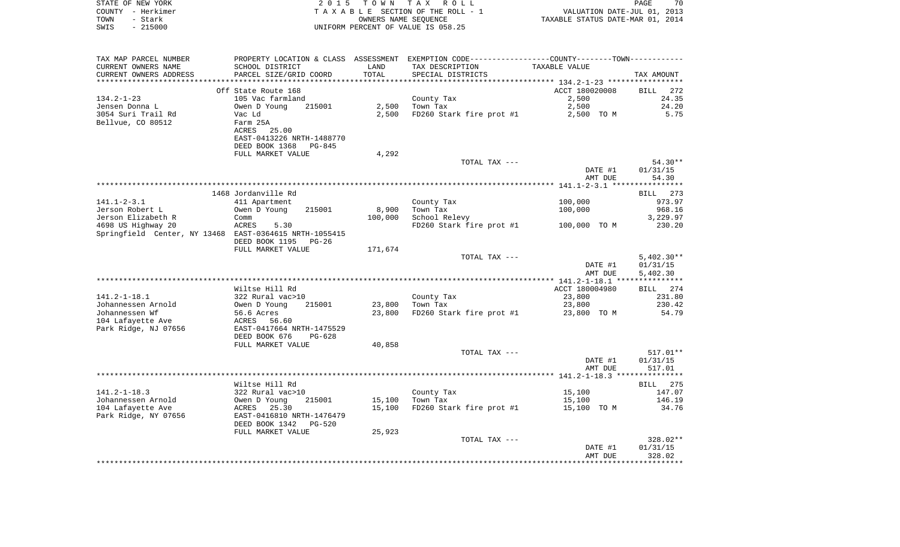STATE OF NEW YORK
COUNTY - Herkimer
TOWN - Stark
SWIS - 215000

2 0 1 5 T O W N T A X R O L L
T A X A B L E SECTION OF THE ROLL - 1
OWNERS NAME SEQUENCE
UNIFORM PERCENT OF VALUE IS 058.25

VALUATION DATE-JUL 01, 2013
TAXABLE STATUS DATE-MAR 01, 2014

| TAX MAP PARCEL NUMBER<br>CURRENT OWNERS NAME<br>CURRENT OWNERS ADDRESS | PROPERTY LOCATION & CLASS<br>SCHOOL DISTRICT<br>PARCEL SIZE/GRID COORD | ASSESSMENT<br>LAND<br>TOTAL | EXEMPTION CODE<br>TAX DESCRIPTION<br>SPECIAL DISTRICTS | COUNTY--------TOWN<br>TAXABLE VALUE | TAX AMOUNT |
|---|---|---|---|---|---|
| 134.2-1-23 | Off State Route 168 | | | ACCT 180020008 | BILL 272 |
| | 105 Vac farmland | | County Tax | 2,500 | 24.35 |
| Jensen Donna L | Owen D Young 215001 | 2,500 | Town Tax | 2,500 | 24.20 |
| 3054 Suri Trail Rd | Vac Ld | 2,500 | FD260 Stark fire prot #1 | 2,500 TO M | 5.75 |
| Bellvue, CO 80512 | Farm 25A | | | | |
| | ACRES 25.00 | | | | |
| | EAST-0413226 NRTH-1488770 | | | | |
| | DEED BOOK 1368 PG-845 | | | | |
| | FULL MARKET VALUE | 4,292 | | | |
| | | | TOTAL TAX --- | | 54.30** |
| | | | | DATE #1 | 01/31/15 |
| | | | | AMT DUE | 54.30 |
| 141.1-2-3.1 | 1468 Jordanville Rd | | | | BILL 273 |
| | 411 Apartment | | County Tax | 100,000 | 973.97 |
| Jerson Robert L | Owen D Young 215001 | 8,900 | Town Tax | 100,000 | 968.16 |
| Jerson Elizabeth R | Comm | 100,000 | School Relevy | | 3,229.97 |
| 4698 US Highway 20 | ACRES 5.30 | | FD260 Stark fire prot #1 | 100,000 TO M | 230.20 |
| Springfield Center, NY 13468 | EAST-0364615 NRTH-1055415 | | | | |
| | DEED BOOK 1195 PG-26 | | | | |
| | FULL MARKET VALUE | 171,674 | | | |
| | | | TOTAL TAX --- | | 5,402.30** |
| | | | | DATE #1 | 01/31/15 |
| | | | | AMT DUE | 5,402.30 |
| 141.2-1-18.1 | Wiltse Hill Rd | | | ACCT 180004980 | BILL 274 |
| | 322 Rural vac>10 | | County Tax | 23,800 | 231.80 |
| Johannessen Arnold | Owen D Young 215001 | 23,800 | Town Tax | 23,800 | 230.42 |
| Johannessen Wf | 56.6 Acres | 23,800 | FD260 Stark fire prot #1 | 23,800 TO M | 54.79 |
| 104 Lafayette Ave | ACRES 56.60 | | | | |
| Park Ridge, NJ 07656 | EAST-0417664 NRTH-1475529 | | | | |
| | DEED BOOK 676 PG-628 | | | | |
| | FULL MARKET VALUE | 40,858 | | | |
| | | | TOTAL TAX --- | | 517.01** |
| | | | | DATE #1 | 01/31/15 |
| | | | | AMT DUE | 517.01 |
| 141.2-1-18.3 | Wiltse Hill Rd | | | | BILL 275 |
| | 322 Rural vac>10 | | County Tax | 15,100 | 147.07 |
| Johannessen Arnold | Owen D Young 215001 | 15,100 | Town Tax | 15,100 | 146.19 |
| 104 Lafayette Ave | ACRES 25.30 | 15,100 | FD260 Stark fire prot #1 | 15,100 TO M | 34.76 |
| Park Ridge, NY 07656 | EAST-0416810 NRTH-1476479 | | | | |
| | DEED BOOK 1342 PG-520 | | | | |
| | FULL MARKET VALUE | 25,923 | | | |
| | | | TOTAL TAX --- | | 328.02** |
| | | | | DATE #1 | 01/31/15 |
| | | | | AMT DUE | 328.02 |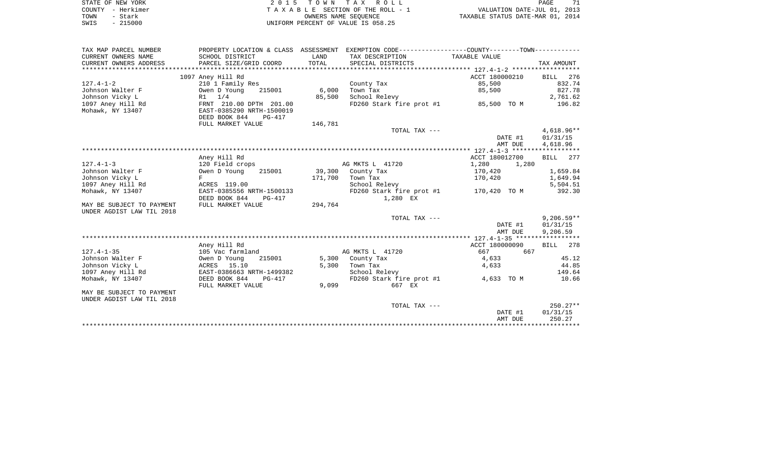STATE OF NEW YORK &nbsp;&nbsp;&nbsp;&nbsp;&nbsp;&nbsp;&nbsp;&nbsp;&nbsp;&nbsp;&nbsp;&nbsp; 2 0 1 5 &nbsp; T O W N &nbsp; T A X &nbsp; R O L L
COUNTY - Herkimer &nbsp;&nbsp;&nbsp;&nbsp;&nbsp;&nbsp;&nbsp;&nbsp; T A X A B L E SECTION OF THE ROLL - 1 &nbsp;&nbsp;&nbsp;&nbsp; VALUATION DATE-JUL 01, 2013
TOWN - Stark &nbsp;&nbsp;&nbsp;&nbsp;&nbsp;&nbsp;&nbsp;&nbsp;&nbsp;&nbsp;&nbsp;&nbsp;&nbsp;&nbsp; OWNERS NAME SEQUENCE &nbsp;&nbsp;&nbsp;&nbsp; TAXABLE STATUS DATE-MAR 01, 2014
SWIS - 215000 &nbsp;&nbsp;&nbsp;&nbsp;&nbsp;&nbsp;&nbsp;&nbsp;&nbsp;&nbsp;&nbsp; UNIFORM PERCENT OF VALUE IS 058.25

| TAX MAP PARCEL NUMBER<br>CURRENT OWNERS NAME<br>CURRENT OWNERS ADDRESS | PROPERTY LOCATION & CLASS<br>SCHOOL DISTRICT<br>PARCEL SIZE/GRID COORD | ASSESSMENT<br>LAND<br>TOTAL | EXEMPTION CODE-----COUNTY-----TOWN-----<br>TAX DESCRIPTION<br>SPECIAL DISTRICTS | TAXABLE VALUE | TAX AMOUNT |
|---|---|---|---|---|---|
| **127.4-1-2** | 1097 Aney Hill Rd | | | ACCT 180000210 | BILL 276 |
| 127.4-1-2 | 210 1 Family Res | | County Tax | 85,500 | 832.74 |
| Johnson Walter F | Owen D Young 215001 | 6,000 | Town Tax | 85,500 | 827.78 |
| Johnson Vicky L | R1 1/4 | 85,500 | School Relevy | | 2,761.62 |
| 1097 Aney Hill Rd | FRNT 210.00 DPTH 201.00 | | FD260 Stark fire prot #1 | 85,500 TO M | 196.82 |
| Mohawk, NY 13407 | EAST-0385290 NRTH-1500019 | | | | |
| | DEED BOOK 844 PG-417 | | | | |
| | FULL MARKET VALUE | 146,781 | | | |
| | | | TOTAL TAX --- | | 4,618.96** |
| | | | | DATE #1 | 01/31/15 |
| | | | | AMT DUE | 4,618.96 |
| **127.4-1-3** | Aney Hill Rd | | | ACCT 180012700 | BILL 277 |
| 127.4-1-3 | 120 Field crops | | AG MKTS L 41720 | 1,280 1,280 | |
| Johnson Walter F | Owen D Young 215001 | 39,300 | County Tax | 170,420 | 1,659.84 |
| Johnson Vicky L | F | 171,700 | Town Tax | 170,420 | 1,649.94 |
| 1097 Aney Hill Rd | ACRES 119.00 | | School Relevy | | 5,504.51 |
| Mohawk, NY 13407 | EAST-0385556 NRTH-1500133 | | FD260 Stark fire prot #1 | 170,420 TO M | 392.30 |
| | DEED BOOK 844 PG-417 | | 1,280 EX | | |
| MAY BE SUBJECT TO PAYMENT | FULL MARKET VALUE | 294,764 | | | |
| UNDER AGDIST LAW TIL 2018 | | | | | |
| | | | TOTAL TAX --- | | 9,206.59** |
| | | | | DATE #1 | 01/31/15 |
| | | | | AMT DUE | 9,206.59 |
| **127.4-1-35** | Aney Hill Rd | | | ACCT 180000090 | BILL 278 |
| 127.4-1-35 | 105 Vac farmland | | AG MKTS L 41720 | 667 667 | |
| Johnson Walter F | Owen D Young 215001 | 5,300 | County Tax | 4,633 | 45.12 |
| Johnson Vicky L | ACRES 15.10 | 5,300 | Town Tax | 4,633 | 44.85 |
| 1097 Aney Hill Rd | EAST-0386663 NRTH-1499382 | | School Relevy | | 149.64 |
| Mohawk, NY 13407 | DEED BOOK 844 PG-417 | | FD260 Stark fire prot #1 | 4,633 TO M | 10.66 |
| | FULL MARKET VALUE | 9,099 | 667 EX | | |
| MAY BE SUBJECT TO PAYMENT | | | | | |
| UNDER AGDIST LAW TIL 2018 | | | | | |
| | | | TOTAL TAX --- | | 250.27** |
| | | | | DATE #1 | 01/31/15 |
| | | | | AMT DUE | 250.27 |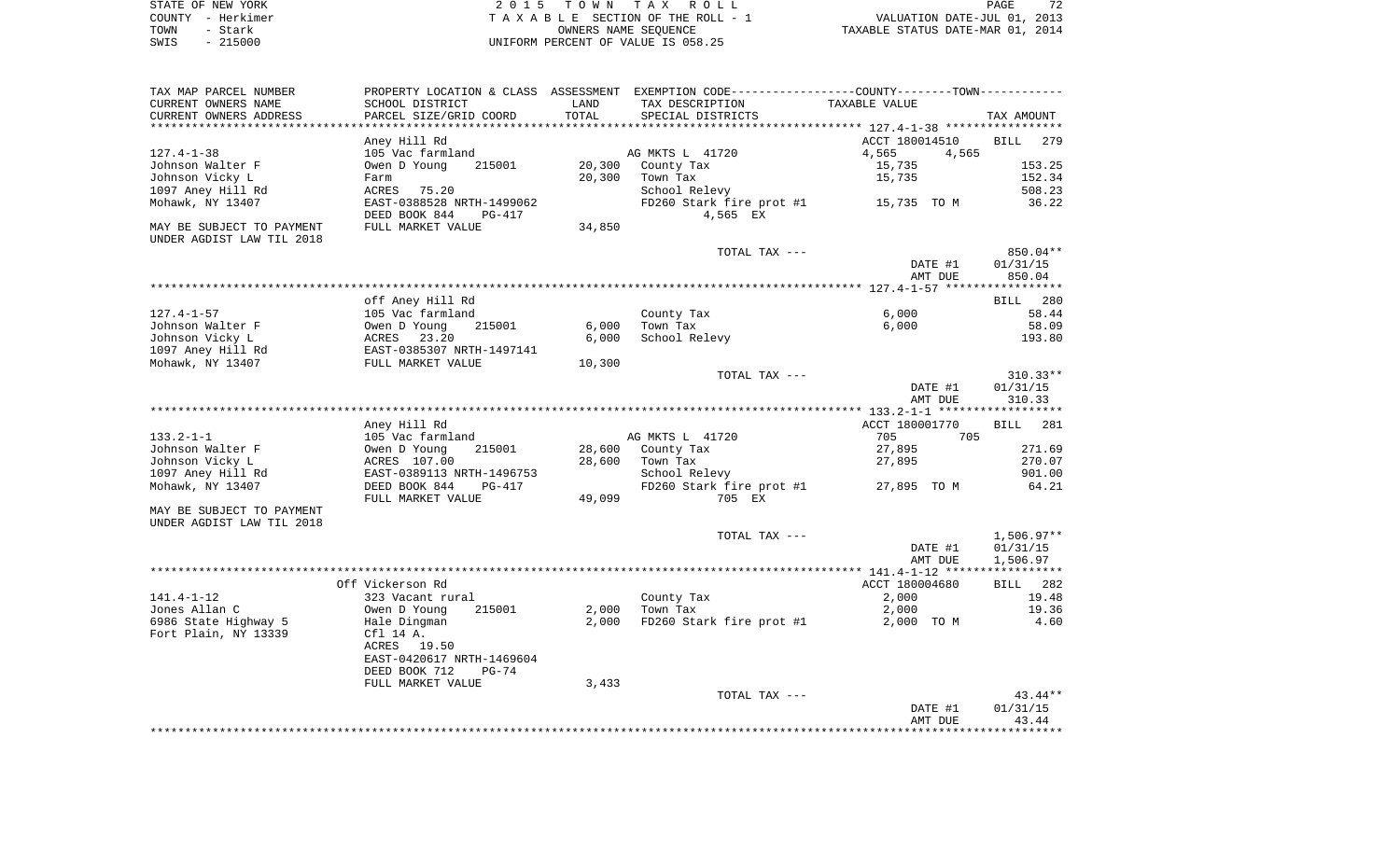STATE OF NEW YORK
COUNTY - Herkimer
TOWN - Stark
SWIS - 215000

2015 TOWN TAX ROLL
TAXABLE SECTION OF THE ROLL - 1
OWNERS NAME SEQUENCE
UNIFORM PERCENT OF VALUE IS 058.25

VALUATION DATE-JUL 01, 2013
TAXABLE STATUS DATE-MAR 01, 2014

| TAX MAP PARCEL NUMBER<br>CURRENT OWNERS NAME<br>CURRENT OWNERS ADDRESS | PROPERTY LOCATION & CLASS<br>SCHOOL DISTRICT<br>PARCEL SIZE/GRID COORD | ASSESSMENT<br>LAND<br>TOTAL | EXEMPTION CODE<br>TAX DESCRIPTION<br>SPECIAL DISTRICTS | COUNTY / TOWN<br>TAXABLE VALUE | TAX AMOUNT |
|---|---|---|---|---|---|
| | Aney Hill Rd | | | ACCT 180014510 | BILL 279 |
| 127.4-1-38 | 105 Vac farmland | | AG MKTS L 41720 | 4,565 4,565 | |
| Johnson Walter F | Owen D Young 215001 | 20,300 | County Tax | 15,735 | 153.25 |
| Johnson Vicky L | Farm | 20,300 | Town Tax | 15,735 | 152.34 |
| 1097 Aney Hill Rd | ACRES 75.20 | | School Relevy | | 508.23 |
| Mohawk, NY 13407 | EAST-0388528 NRTH-1499062 | | FD260 Stark fire prot #1 | 15,735 TO M | 36.22 |
| | DEED BOOK 844 PG-417 | | 4,565 EX | | |
| MAY BE SUBJECT TO PAYMENT | FULL MARKET VALUE | 34,850 | | | |
| UNDER AGDIST LAW TIL 2018 | | | | | |
| | | | TOTAL TAX --- | | 850.04** |
| | | | | DATE #1 | 01/31/15 |
| | | | | AMT DUE | 850.04 |
| | off Aney Hill Rd | | | | BILL 280 |
| 127.4-1-57 | 105 Vac farmland | | County Tax | 6,000 | 58.44 |
| Johnson Walter F | Owen D Young 215001 | 6,000 | Town Tax | 6,000 | 58.09 |
| Johnson Vicky L | ACRES 23.20 | 6,000 | School Relevy | | 193.80 |
| 1097 Aney Hill Rd | EAST-0385307 NRTH-1497141 | | | | |
| Mohawk, NY 13407 | FULL MARKET VALUE | 10,300 | | | |
| | | | TOTAL TAX --- | | 310.33** |
| | | | | DATE #1 | 01/31/15 |
| | | | | AMT DUE | 310.33 |
| | Aney Hill Rd | | | ACCT 180001770 | BILL 281 |
| 133.2-1-1 | 105 Vac farmland | | AG MKTS L 41720 | 705 705 | |
| Johnson Walter F | Owen D Young 215001 | 28,600 | County Tax | 27,895 | 271.69 |
| Johnson Vicky L | ACRES 107.00 | 28,600 | Town Tax | 27,895 | 270.07 |
| 1097 Aney Hill Rd | EAST-0389113 NRTH-1496753 | | School Relevy | | 901.00 |
| Mohawk, NY 13407 | DEED BOOK 844 PG-417 | | FD260 Stark fire prot #1 | 27,895 TO M | 64.21 |
| | FULL MARKET VALUE | 49,099 | 705 EX | | |
| MAY BE SUBJECT TO PAYMENT | | | | | |
| UNDER AGDIST LAW TIL 2018 | | | | | |
| | | | TOTAL TAX --- | | 1,506.97** |
| | | | | DATE #1 | 01/31/15 |
| | | | | AMT DUE | 1,506.97 |
| | Off Vickerson Rd | | | ACCT 180004680 | BILL 282 |
| 141.4-1-12 | 323 Vacant rural | | County Tax | 2,000 | 19.48 |
| Jones Allan C | Owen D Young 215001 | 2,000 | Town Tax | 2,000 | 19.36 |
| 6986 State Highway 5 | Hale Dingman | 2,000 | FD260 Stark fire prot #1 | 2,000 TO M | 4.60 |
| Fort Plain, NY 13339 | Cfl 14 A. | | | | |
| | ACRES 19.50 | | | | |
| | EAST-0420617 NRTH-1469604 | | | | |
| | DEED BOOK 712 PG-74 | | | | |
| | FULL MARKET VALUE | 3,433 | | | |
| | | | TOTAL TAX --- | | 43.44** |
| | | | | DATE #1 | 01/31/15 |
| | | | | AMT DUE | 43.44 |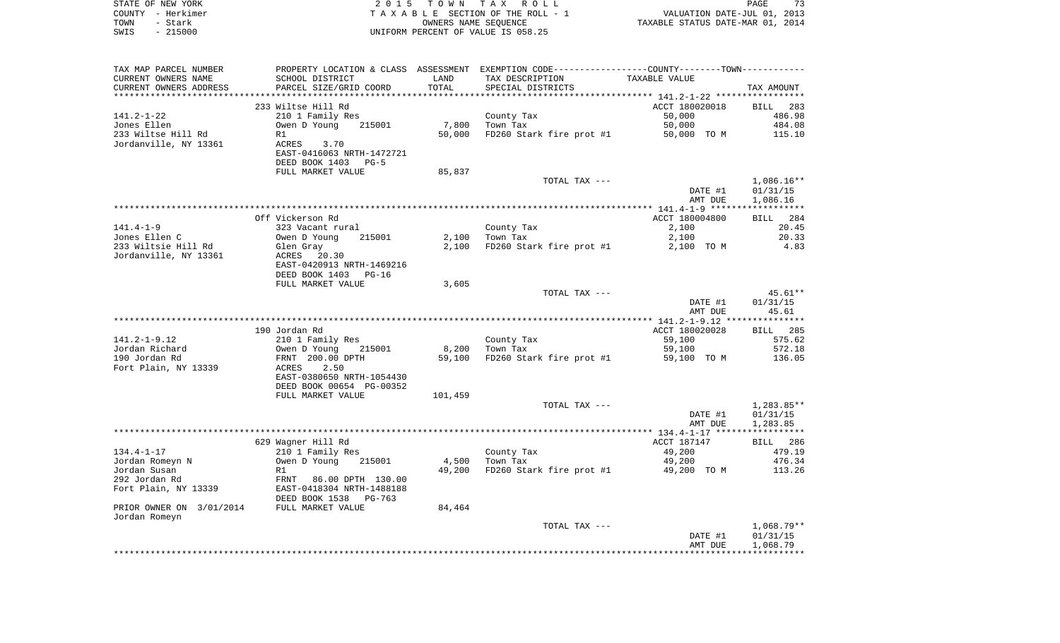STATE OF NEW YORK
COUNTY - Herkimer
TOWN - Stark
SWIS - 215000

2015 TOWN TAX ROLL
TAXABLE SECTION OF THE ROLL - 1
OWNERS NAME SEQUENCE
UNIFORM PERCENT OF VALUE IS 058.25

VALUATION DATE-JUL 01, 2013
TAXABLE STATUS DATE-MAR 01, 2014

| TAX MAP PARCEL NUMBER / CURRENT OWNERS NAME / CURRENT OWNERS ADDRESS | PROPERTY LOCATION & CLASS / SCHOOL DISTRICT / PARCEL SIZE/GRID COORD | ASSESSMENT LAND / TOTAL | EXEMPTION CODE / TAX DESCRIPTION / SPECIAL DISTRICTS | TAXABLE VALUE | TAX AMOUNT |
|---|---|---|---|---|---|
| | 233 Wiltse Hill Rd | | | ACCT 180020018 | BILL 283 |
| 141.2-1-22 | 210 1 Family Res | | County Tax | 50,000 | 486.98 |
| Jones Ellen | Owen D Young 215001 | 7,800 | Town Tax | 50,000 | 484.08 |
| 233 Wiltse Hill Rd | R1 | 50,000 | FD260 Stark fire prot #1 | 50,000 TO M | 115.10 |
| Jordanville, NY 13361 | ACRES 3.70 | | | | |
| | EAST-0416063 NRTH-1472721 | | | | |
| | DEED BOOK 1403 PG-5 | | | | |
| | FULL MARKET VALUE | 85,837 | | | |
| | | | TOTAL TAX --- | | 1,086.16** |
| | | | | DATE #1 | 01/31/15 |
| | | | | AMT DUE | 1,086.16 |
| | Off Vickerson Rd | | | ACCT 180004800 | BILL 284 |
| 141.4-1-9 | 323 Vacant rural | | County Tax | 2,100 | 20.45 |
| Jones Ellen C | Owen D Young 215001 | 2,100 | Town Tax | 2,100 | 20.33 |
| 233 Wiltsie Hill Rd | Glen Gray | 2,100 | FD260 Stark fire prot #1 | 2,100 TO M | 4.83 |
| Jordanville, NY 13361 | ACRES 20.30 | | | | |
| | EAST-0420913 NRTH-1469216 | | | | |
| | DEED BOOK 1403 PG-16 | | | | |
| | FULL MARKET VALUE | 3,605 | | | |
| | | | TOTAL TAX --- | | 45.61** |
| | | | | DATE #1 | 01/31/15 |
| | | | | AMT DUE | 45.61 |
| | 190 Jordan Rd | | | ACCT 180020028 | BILL 285 |
| 141.2-1-9.12 | 210 1 Family Res | | County Tax | 59,100 | 575.62 |
| Jordan Richard | Owen D Young 215001 | 8,200 | Town Tax | 59,100 | 572.18 |
| 190 Jordan Rd | FRNT 200.00 DPTH | 59,100 | FD260 Stark fire prot #1 | 59,100 TO M | 136.05 |
| Fort Plain, NY 13339 | ACRES 2.50 | | | | |
| | EAST-0380650 NRTH-1054430 | | | | |
| | DEED BOOK 00654 PG-00352 | | | | |
| | FULL MARKET VALUE | 101,459 | | | |
| | | | TOTAL TAX --- | | 1,283.85** |
| | | | | DATE #1 | 01/31/15 |
| | | | | AMT DUE | 1,283.85 |
| | 629 Wagner Hill Rd | | | ACCT 187147 | BILL 286 |
| 134.4-1-17 | 210 1 Family Res | | County Tax | 49,200 | 479.19 |
| Jordan Romeyn N | Owen D Young 215001 | 4,500 | Town Tax | 49,200 | 476.34 |
| Jordan Susan | R1 | 49,200 | FD260 Stark fire prot #1 | 49,200 TO M | 113.26 |
| 292 Jordan Rd | FRNT 86.00 DPTH 130.00 | | | | |
| Fort Plain, NY 13339 | EAST-0418304 NRTH-1488188 | | | | |
| | DEED BOOK 1538 PG-763 | | | | |
| PRIOR OWNER ON 3/01/2014 | FULL MARKET VALUE | 84,464 | | | |
| Jordan Romeyn | | | | | |
| | | | TOTAL TAX --- | | 1,068.79** |
| | | | | DATE #1 | 01/31/15 |
| | | | | AMT DUE | 1,068.79 |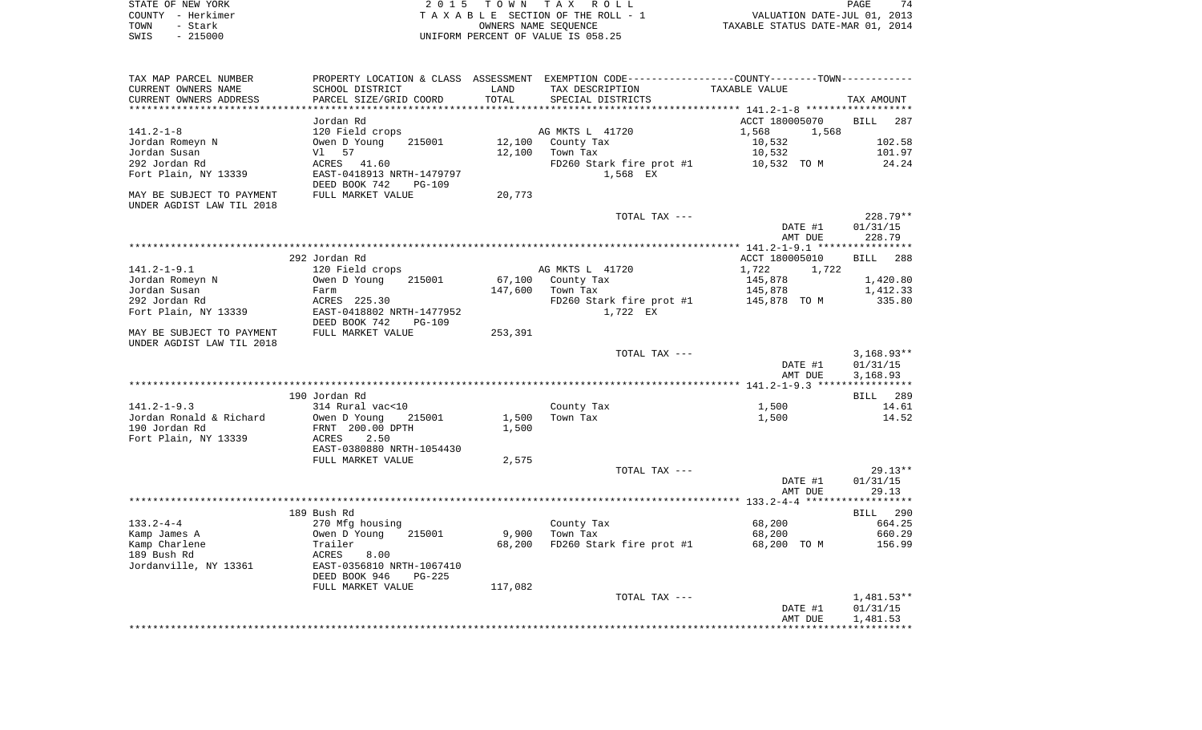STATE OF NEW YORK
COUNTY - Herkimer
TOWN - Stark
SWIS - 215000

2015 TOWN TAX ROLL
TAXABLE SECTION OF THE ROLL - 1
OWNERS NAME SEQUENCE
UNIFORM PERCENT OF VALUE IS 058.25

VALUATION DATE-JUL 01, 2013
TAXABLE STATUS DATE-MAR 01, 2014

```
TAX MAP PARCEL NUMBER     PROPERTY LOCATION & CLASS  ASSESSMENT  EXEMPTION CODE------------------COUNTY--------TOWN-----------
CURRENT OWNERS NAME       SCHOOL DISTRICT              LAND      TAX DESCRIPTION              TAXABLE VALUE
CURRENT OWNERS ADDRESS    PARCEL SIZE/GRID COORD       TOTAL     SPECIAL DISTRICTS                                          TAX AMOUNT
******************************************************************************************************* 141.2-1-8 ******************
                          Jordan Rd                                                             ACCT 180005070          BILL   287
141.2-1-8                 120 Field crops                        AG MKTS L  41720               1,568        1,568
Jordan Romeyn N           Owen D Young      215001      12,100   County Tax                     10,532                      102.58
Jordan Susan              Vl   57                       12,100   Town Tax                       10,532                      101.97
292 Jordan Rd             ACRES   41.60                          FD260 Stark fire prot #1       10,532  TO M                 24.24
Fort Plain, NY 13339      EAST-0418913 NRTH-1479797                        1,568 EX
                          DEED BOOK 742    PG-109
MAY BE SUBJECT TO PAYMENT FULL MARKET VALUE            20,773
UNDER AGDIST LAW TIL 2018
                                                                 TOTAL TAX ---                                              228.79**
                                                                                                DATE #1                   01/31/15
                                                                                                AMT DUE                     228.79
******************************************************************************************************* 141.2-1-9.1 ****************
                          292 Jordan Rd                                                         ACCT 180005010          BILL   288
141.2-1-9.1               120 Field crops                        AG MKTS L  41720               1,722        1,722
Jordan Romeyn N           Owen D Young      215001      67,100   County Tax                    145,878                    1,420.80
Jordan Susan              Farm                         147,600   Town Tax                      145,878                    1,412.33
292 Jordan Rd             ACRES  225.30                          FD260 Stark fire prot #1      145,878  TO M                335.80
Fort Plain, NY 13339      EAST-0418802 NRTH-1477952                        1,722 EX
                          DEED BOOK 742    PG-109
MAY BE SUBJECT TO PAYMENT FULL MARKET VALUE           253,391
UNDER AGDIST LAW TIL 2018
                                                                 TOTAL TAX ---                                            3,168.93**
                                                                                                DATE #1                   01/31/15
                                                                                                AMT DUE                   3,168.93
******************************************************************************************************* 141.2-1-9.3 ****************
                          190 Jordan Rd                                                                                 BILL   289
141.2-1-9.3               314 Rural vac<10                       County Tax                      1,500                       14.61
Jordan Ronald & Richard   Owen D Young      215001       1,500   Town Tax                        1,500                       14.52
190 Jordan Rd             FRNT 200.00 DPTH               1,500
Fort Plain, NY 13339      ACRES    2.50
                          EAST-0380880 NRTH-1054430
                          FULL MARKET VALUE             2,575
                                                                 TOTAL TAX ---                                               29.13**
                                                                                                DATE #1                   01/31/15
                                                                                                AMT DUE                      29.13
******************************************************************************************************* 133.2-4-4 ******************
                          189 Bush Rd                                                                                   BILL   290
133.2-4-4                 270 Mfg housing                        County Tax                     68,200                      664.25
Kamp James A              Owen D Young      215001       9,900   Town Tax                       68,200                      660.29
Kamp Charlene             Trailer                       68,200   FD260 Stark fire prot #1       68,200  TO M                156.99
189 Bush Rd               ACRES    8.00
Jordanville, NY 13361     EAST-0356810 NRTH-1067410
                          DEED BOOK 946    PG-225
                          FULL MARKET VALUE           117,082
                                                                 TOTAL TAX ---                                            1,481.53**
                                                                                                DATE #1                   01/31/15
                                                                                                AMT DUE                   1,481.53
************************************************************************************************************************************
```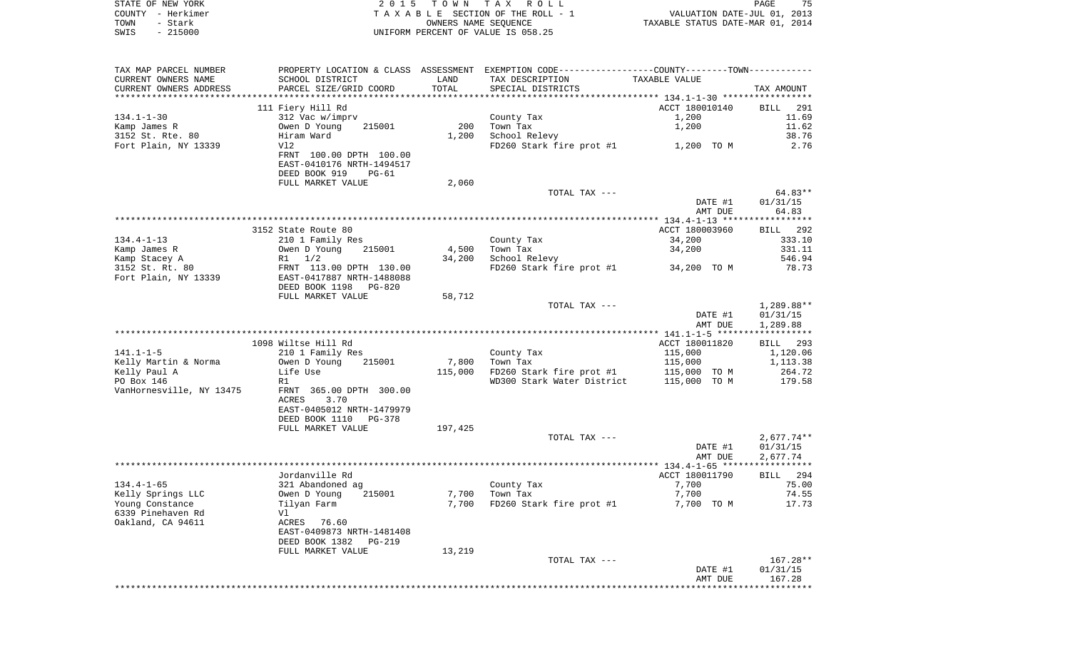STATE OF NEW YORK | 2 0 1 5 T O W N T A X R O L L | PAGE 75
COUNTY - Herkimer | T A X A B L E SECTION OF THE ROLL - 1 | VALUATION DATE-JUL 01, 2013
TOWN - Stark | OWNERS NAME SEQUENCE | TAXABLE STATUS DATE-MAR 01, 2014
SWIS - 215000 | UNIFORM PERCENT OF VALUE IS 058.25

| TAX MAP PARCEL NUMBER / CURRENT OWNERS NAME / CURRENT OWNERS ADDRESS | PROPERTY LOCATION & CLASS / SCHOOL DISTRICT / PARCEL SIZE/GRID COORD | ASSESSMENT LAND / TOTAL | EXEMPTION CODE / TAX DESCRIPTION / SPECIAL DISTRICTS | COUNTY--------TOWN / TAXABLE VALUE | TAX AMOUNT |
|---|---|---|---|---|---|
| | 111 Fiery Hill Rd | | | ACCT 180010140 | BILL 291 |
| 134.1-1-30 | 312 Vac w/imprv | | County Tax | 1,200 | 11.69 |
| Kamp James R | Owen D Young 215001 | 200 | Town Tax | 1,200 | 11.62 |
| 3152 St. Rte. 80 | Hiram Ward | 1,200 | School Relevy | | 38.76 |
| Fort Plain, NY 13339 | Vl2 | | FD260 Stark fire prot #1 | 1,200 TO M | 2.76 |
| | FRNT 100.00 DPTH 100.00 | | | | |
| | EAST-0410176 NRTH-1494517 | | | | |
| | DEED BOOK 919 PG-61 | | | | |
| | FULL MARKET VALUE | 2,060 | | | |
| | | | TOTAL TAX --- | | 64.83** |
| | | | | DATE #1 | 01/31/15 |
| | | | | AMT DUE | 64.83 |
| | 3152 State Route 80 | | | ACCT 180003960 | BILL 292 |
| 134.4-1-13 | 210 1 Family Res | | County Tax | 34,200 | 333.10 |
| Kamp James R | Owen D Young 215001 | 4,500 | Town Tax | 34,200 | 331.11 |
| Kamp Stacey A | R1 1/2 | 34,200 | School Relevy | | 546.94 |
| 3152 St. Rt. 80 | FRNT 113.00 DPTH 130.00 | | FD260 Stark fire prot #1 | 34,200 TO M | 78.73 |
| Fort Plain, NY 13339 | EAST-0417887 NRTH-1488088 | | | | |
| | DEED BOOK 1198 PG-820 | | | | |
| | FULL MARKET VALUE | 58,712 | | | |
| | | | TOTAL TAX --- | | 1,289.88** |
| | | | | DATE #1 | 01/31/15 |
| | | | | AMT DUE | 1,289.88 |
| | 1098 Wiltse Hill Rd | | | ACCT 180011820 | BILL 293 |
| 141.1-1-5 | 210 1 Family Res | | County Tax | 115,000 | 1,120.06 |
| Kelly Martin & Norma | Owen D Young 215001 | 7,800 | Town Tax | 115,000 | 1,113.38 |
| Kelly Paul A | Life Use | 115,000 | FD260 Stark fire prot #1 | 115,000 TO M | 264.72 |
| PO Box 146 | R1 | | WD300 Stark Water District | 115,000 TO M | 179.58 |
| VanHornesville, NY 13475 | FRNT 365.00 DPTH 300.00 | | | | |
| | ACRES 3.70 | | | | |
| | EAST-0405012 NRTH-1479979 | | | | |
| | DEED BOOK 1110 PG-378 | | | | |
| | FULL MARKET VALUE | 197,425 | | | |
| | | | TOTAL TAX --- | | 2,677.74** |
| | | | | DATE #1 | 01/31/15 |
| | | | | AMT DUE | 2,677.74 |
| | Jordanville Rd | | | ACCT 180011790 | BILL 294 |
| 134.4-1-65 | 321 Abandoned ag | | County Tax | 7,700 | 75.00 |
| Kelly Springs LLC | Owen D Young 215001 | 7,700 | Town Tax | 7,700 | 74.55 |
| Young Constance | Tilyan Farm | 7,700 | FD260 Stark fire prot #1 | 7,700 TO M | 17.73 |
| 6339 Pinehaven Rd | Vl | | | | |
| Oakland, CA 94611 | ACRES 76.60 | | | | |
| | EAST-0409873 NRTH-1481408 | | | | |
| | DEED BOOK 1382 PG-219 | | | | |
| | FULL MARKET VALUE | 13,219 | | | |
| | | | TOTAL TAX --- | | 167.28** |
| | | | | DATE #1 | 01/31/15 |
| | | | | AMT DUE | 167.28 |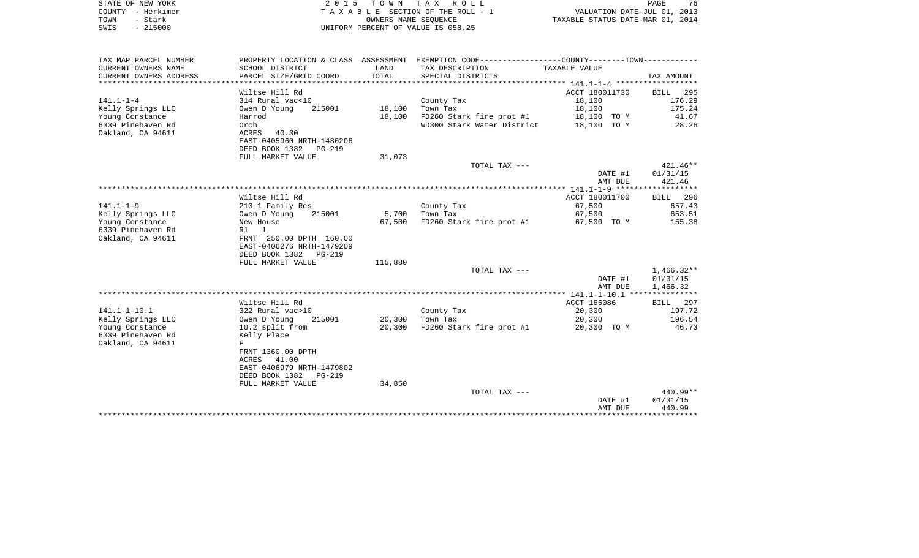STATE OF NEW YORK
COUNTY - Herkimer
TOWN - Stark
SWIS - 215000

2 0 1 5 T O W N T A X R O L L
T A X A B L E SECTION OF THE ROLL - 1
OWNERS NAME SEQUENCE
UNIFORM PERCENT OF VALUE IS 058.25

VALUATION DATE-JUL 01, 2013
TAXABLE STATUS DATE-MAR 01, 2014

| TAX MAP PARCEL NUMBER / CURRENT OWNERS NAME / CURRENT OWNERS ADDRESS | PROPERTY LOCATION & CLASS / SCHOOL DISTRICT / PARCEL SIZE/GRID COORD | ASSESSMENT LAND / TOTAL | EXEMPTION CODE / TAX DESCRIPTION / SPECIAL DISTRICTS | COUNTY--------TOWN / TAXABLE VALUE | TAX AMOUNT |
|---|---|---|---|---|---|
| **141.1-1-4** | Wiltse Hill Rd | | | ACCT 180011730 | BILL 295 |
| 141.1-1-4 | 314 Rural vac<10 | | County Tax | 18,100 | 176.29 |
| Kelly Springs LLC | Owen D Young 215001 | 18,100 | Town Tax | 18,100 | 175.24 |
| Young Constance | Harrod | 18,100 | FD260 Stark fire prot #1 | 18,100 TO M | 41.67 |
| 6339 Pinehaven Rd | Orch | | WD300 Stark Water District | 18,100 TO M | 28.26 |
| Oakland, CA 94611 | ACRES 40.30 | | | | |
| | EAST-0405960 NRTH-1480206 | | | | |
| | DEED BOOK 1382 PG-219 | | | | |
| | FULL MARKET VALUE | 31,073 | | | |
| | | | TOTAL TAX --- | | 421.46** |
| | | | | DATE #1 | 01/31/15 |
| | | | | AMT DUE | 421.46 |
| **141.1-1-9** | Wiltse Hill Rd | | | ACCT 180011700 | BILL 296 |
| 141.1-1-9 | 210 1 Family Res | | County Tax | 67,500 | 657.43 |
| Kelly Springs LLC | Owen D Young 215001 | 5,700 | Town Tax | 67,500 | 653.51 |
| Young Constance | New House | 67,500 | FD260 Stark fire prot #1 | 67,500 TO M | 155.38 |
| 6339 Pinehaven Rd | R1 1 | | | | |
| Oakland, CA 94611 | FRNT 250.00 DPTH 160.00 | | | | |
| | EAST-0406276 NRTH-1479209 | | | | |
| | DEED BOOK 1382 PG-219 | | | | |
| | FULL MARKET VALUE | 115,880 | | | |
| | | | TOTAL TAX --- | | 1,466.32** |
| | | | | DATE #1 | 01/31/15 |
| | | | | AMT DUE | 1,466.32 |
| **141.1-1-10.1** | Wiltse Hill Rd | | | ACCT 166086 | BILL 297 |
| 141.1-1-10.1 | 322 Rural vac>10 | | County Tax | 20,300 | 197.72 |
| Kelly Springs LLC | Owen D Young 215001 | 20,300 | Town Tax | 20,300 | 196.54 |
| Young Constance | 10.2 split from | 20,300 | FD260 Stark fire prot #1 | 20,300 TO M | 46.73 |
| 6339 Pinehaven Rd | Kelly Place | | | | |
| Oakland, CA 94611 | F | | | | |
| | FRNT 1360.00 DPTH | | | | |
| | ACRES 41.00 | | | | |
| | EAST-0406979 NRTH-1479802 | | | | |
| | DEED BOOK 1382 PG-219 | | | | |
| | FULL MARKET VALUE | 34,850 | | | |
| | | | TOTAL TAX --- | | 440.99** |
| | | | | DATE #1 | 01/31/15 |
| | | | | AMT DUE | 440.99 |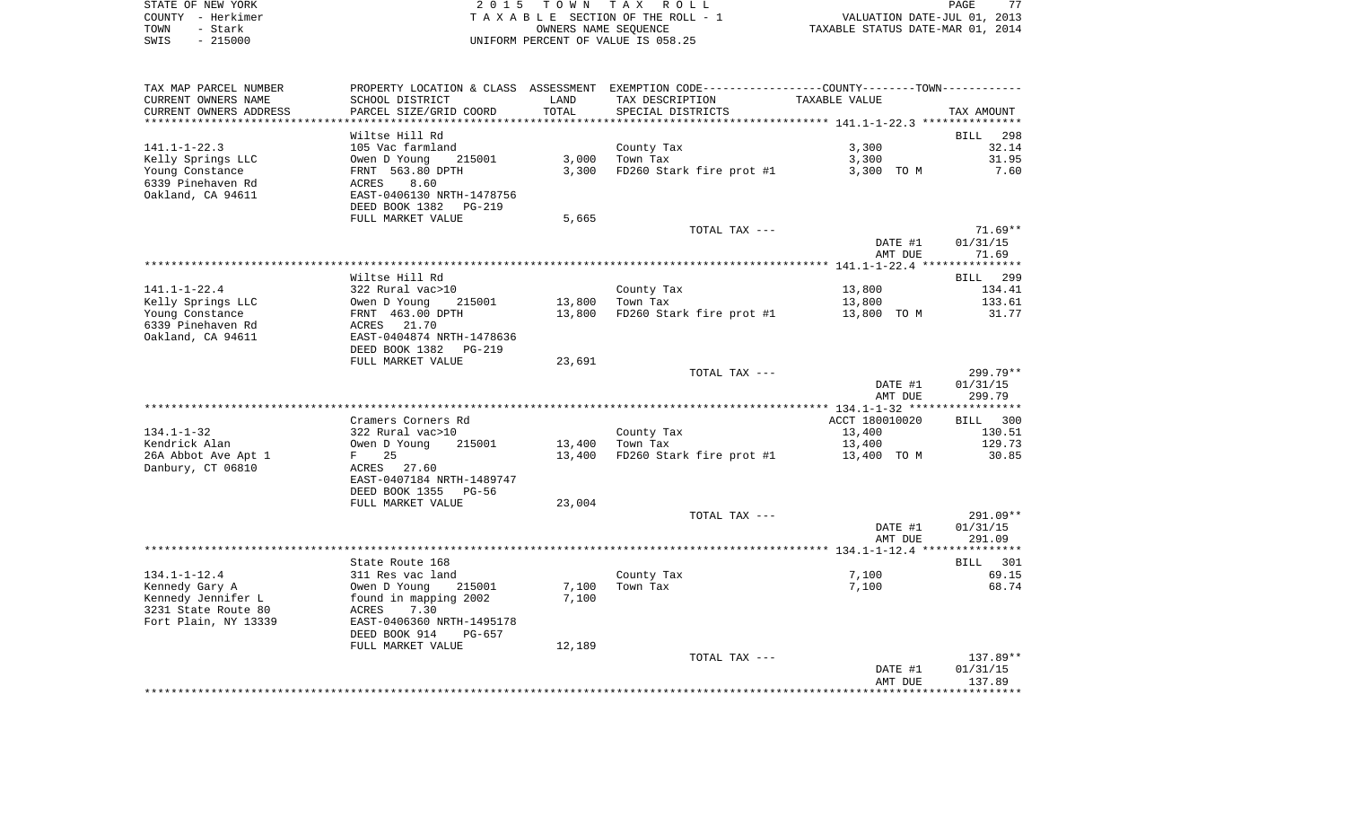STATE OF NEW YORK | COUNTY - Herkimer | TOWN - Stark | SWIS - 215000

**2015 TOWN TAX ROLL**
TAXABLE SECTION OF THE ROLL - 1
OWNERS NAME SEQUENCE
UNIFORM PERCENT OF VALUE IS 058.25

VALUATION DATE-JUL 01, 2013
TAXABLE STATUS DATE-MAR 01, 2014

| TAX MAP PARCEL NUMBER / CURRENT OWNERS NAME / CURRENT OWNERS ADDRESS | PROPERTY LOCATION & CLASS / SCHOOL DISTRICT / PARCEL SIZE/GRID COORD | ASSESSMENT LAND / TOTAL | EXEMPTION CODE / TAX DESCRIPTION / SPECIAL DISTRICTS | TAXABLE VALUE | TAX AMOUNT |
|---|---|---|---|---|---|
| **141.1-1-22.3** | Wiltse Hill Rd | | | | BILL 298 |
| 141.1-1-22.3 | 105 Vac farmland | | County Tax | 3,300 | 32.14 |
| Kelly Springs LLC | Owen D Young 215001 | 3,000 | Town Tax | 3,300 | 31.95 |
| Young Constance | FRNT 563.80 DPTH | 3,300 | FD260 Stark fire prot #1 | 3,300 TO M | 7.60 |
| 6339 Pinehaven Rd | ACRES 8.60 | | | | |
| Oakland, CA 94611 | EAST-0406130 NRTH-1478756 | | | | |
| | DEED BOOK 1382 PG-219 | | | | |
| | FULL MARKET VALUE | 5,665 | | | |
| | | | TOTAL TAX --- | | 71.69** |
| | | | | DATE #1 | 01/31/15 |
| | | | | AMT DUE | 71.69 |
| **141.1-1-22.4** | Wiltse Hill Rd | | | | BILL 299 |
| 141.1-1-22.4 | 322 Rural vac>10 | | County Tax | 13,800 | 134.41 |
| Kelly Springs LLC | Owen D Young 215001 | 13,800 | Town Tax | 13,800 | 133.61 |
| Young Constance | FRNT 463.00 DPTH | 13,800 | FD260 Stark fire prot #1 | 13,800 TO M | 31.77 |
| 6339 Pinehaven Rd | ACRES 21.70 | | | | |
| Oakland, CA 94611 | EAST-0404874 NRTH-1478636 | | | | |
| | DEED BOOK 1382 PG-219 | | | | |
| | FULL MARKET VALUE | 23,691 | | | |
| | | | TOTAL TAX --- | | 299.79** |
| | | | | DATE #1 | 01/31/15 |
| | | | | AMT DUE | 299.79 |
| **134.1-1-32** | Cramers Corners Rd | | | ACCT 180010020 | BILL 300 |
| 134.1-1-32 | 322 Rural vac>10 | | County Tax | 13,400 | 130.51 |
| Kendrick Alan | Owen D Young 215001 | 13,400 | Town Tax | 13,400 | 129.73 |
| 26A Abbot Ave Apt 1 | F 25 | 13,400 | FD260 Stark fire prot #1 | 13,400 TO M | 30.85 |
| Danbury, CT 06810 | ACRES 27.60 | | | | |
| | EAST-0407184 NRTH-1489747 | | | | |
| | DEED BOOK 1355 PG-56 | | | | |
| | FULL MARKET VALUE | 23,004 | | | |
| | | | TOTAL TAX --- | | 291.09** |
| | | | | DATE #1 | 01/31/15 |
| | | | | AMT DUE | 291.09 |
| **134.1-1-12.4** | State Route 168 | | | | BILL 301 |
| 134.1-1-12.4 | 311 Res vac land | | County Tax | 7,100 | 69.15 |
| Kennedy Gary A | Owen D Young 215001 | 7,100 | Town Tax | 7,100 | 68.74 |
| Kennedy Jennifer L | found in mapping 2002 | 7,100 | | | |
| 3231 State Route 80 | ACRES 7.30 | | | | |
| Fort Plain, NY 13339 | EAST-0406360 NRTH-1495178 | | | | |
| | DEED BOOK 914 PG-657 | | | | |
| | FULL MARKET VALUE | 12,189 | | | |
| | | | TOTAL TAX --- | | 137.89** |
| | | | | DATE #1 | 01/31/15 |
| | | | | AMT DUE | 137.89 |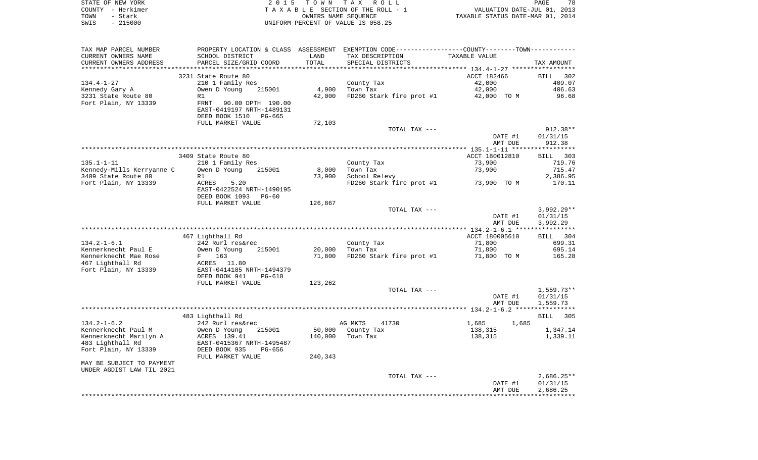STATE OF NEW YORK
COUNTY - Herkimer
TOWN - Stark
SWIS - 215000

2015 TOWN TAX ROLL
TAXABLE SECTION OF THE ROLL - 1
OWNERS NAME SEQUENCE
UNIFORM PERCENT OF VALUE IS 058.25

VALUATION DATE-JUL 01, 2013
TAXABLE STATUS DATE-MAR 01, 2014

| TAX MAP PARCEL NUMBER / CURRENT OWNERS NAME / CURRENT OWNERS ADDRESS | PROPERTY LOCATION & CLASS / SCHOOL DISTRICT / PARCEL SIZE/GRID COORD | ASSESSMENT LAND / TOTAL | EXEMPTION CODE / TAX DESCRIPTION / SPECIAL DISTRICTS | TAXABLE VALUE | TAX AMOUNT |
|---|---|---|---|---|---|
| | 3231 State Route 80 | | | ACCT 182466 | BILL 302 |
| 134.4-1-27 | 210 1 Family Res | | County Tax | 42,000 | 409.07 |
| Kennedy Gary A | Owen D Young 215001 | 4,900 | Town Tax | 42,000 | 406.63 |
| 3231 State Route 80 | R1 | 42,000 | FD260 Stark fire prot #1 | 42,000 TO M | 96.68 |
| Fort Plain, NY 13339 | FRNT 90.00 DPTH 190.00 | | | | |
| | EAST-0419197 NRTH-1489131 | | | | |
| | DEED BOOK 1510 PG-665 | | | | |
| | FULL MARKET VALUE | 72,103 | | | |
| | | | TOTAL TAX --- | | 912.38** |
| | | | | DATE #1 | 01/31/15 |
| | | | | AMT DUE | 912.38 |
| | 3409 State Route 80 | | | ACCT 180012810 | BILL 303 |
| 135.1-1-11 | 210 1 Family Res | | County Tax | 73,900 | 719.76 |
| Kennedy-Mills Kerryanne C | Owen D Young 215001 | 8,000 | Town Tax | 73,900 | 715.47 |
| 3409 State Route 80 | R1 | 73,900 | School Relevy | | 2,386.95 |
| Fort Plain, NY 13339 | ACRES 5.20 | | FD260 Stark fire prot #1 | 73,900 TO M | 170.11 |
| | EAST-0422524 NRTH-1490195 | | | | |
| | DEED BOOK 1093 PG-60 | | | | |
| | FULL MARKET VALUE | 126,867 | | | |
| | | | TOTAL TAX --- | | 3,992.29** |
| | | | | DATE #1 | 01/31/15 |
| | | | | AMT DUE | 3,992.29 |
| | 467 Lighthall Rd | | | ACCT 180005610 | BILL 304 |
| 134.2-1-6.1 | 242 Rurl res&rec | | County Tax | 71,800 | 699.31 |
| Kennerknecht Paul E | Owen D Young 215001 | 20,000 | Town Tax | 71,800 | 695.14 |
| Kennerknecht Mae Rose | F 163 | 71,800 | FD260 Stark fire prot #1 | 71,800 TO M | 165.28 |
| 467 Lighthall Rd | ACRES 11.80 | | | | |
| Fort Plain, NY 13339 | EAST-0414185 NRTH-1494379 | | | | |
| | DEED BOOK 941 PG-610 | | | | |
| | FULL MARKET VALUE | 123,262 | | | |
| | | | TOTAL TAX --- | | 1,559.73** |
| | | | | DATE #1 | 01/31/15 |
| | | | | AMT DUE | 1,559.73 |
| | 483 Lighthall Rd | | | | BILL 305 |
| 134.2-1-6.2 | 242 Rurl res&rec | | AG MKTS 41730 | 1,685 1,685 | |
| Kennerknecht Paul M | Owen D Young 215001 | 50,000 | County Tax | 138,315 | 1,347.14 |
| Kennerknecht Marilyn A | ACRES 139.41 | 140,000 | Town Tax | 138,315 | 1,339.11 |
| 483 Lighthall Rd | EAST-0415367 NRTH-1495487 | | | | |
| Fort Plain, NY 13339 | DEED BOOK 935 PG-656 | | | | |
| | FULL MARKET VALUE | 240,343 | | | |
| MAY BE SUBJECT TO PAYMENT UNDER AGDIST LAW TIL 2021 | | | | | |
| | | | TOTAL TAX --- | | 2,686.25** |
| | | | | DATE #1 | 01/31/15 |
| | | | | AMT DUE | 2,686.25 |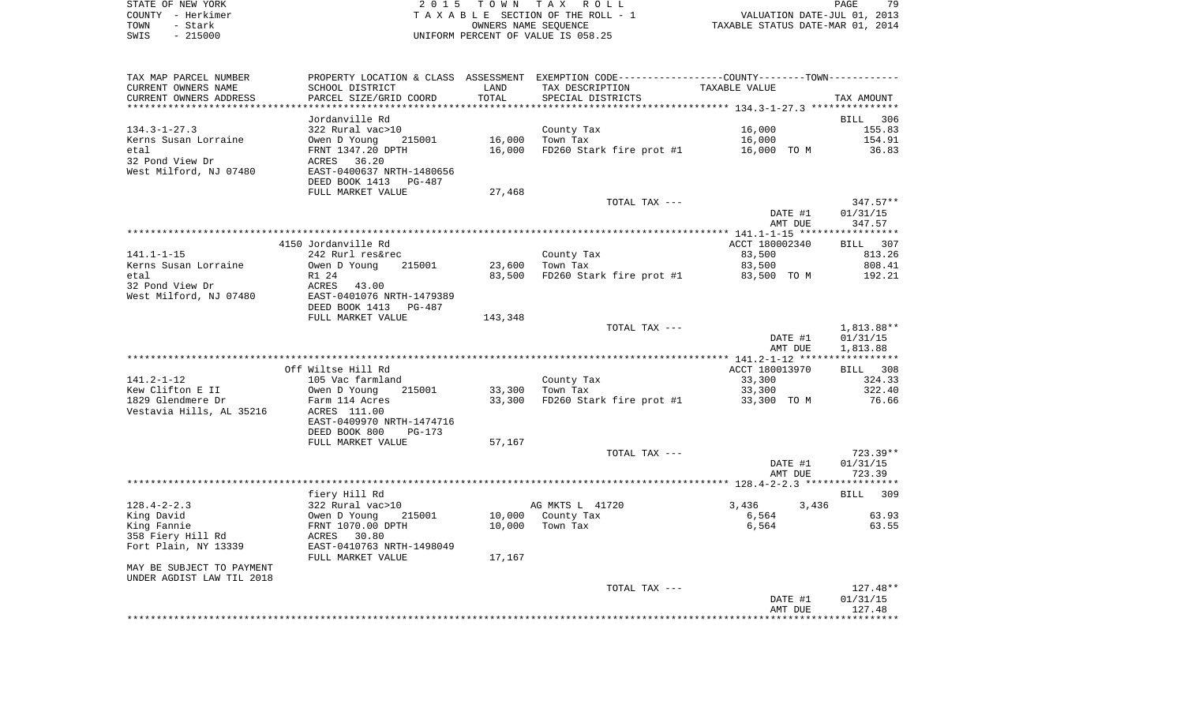STATE OF NEW YORK  
COUNTY - Herkimer  
TOWN - Stark  
SWIS - 215000

2 0 1 5 T O W N T A X R O L L  
T A X A B L E SECTION OF THE ROLL - 1  
OWNERS NAME SEQUENCE  
UNIFORM PERCENT OF VALUE IS 058.25

VALUATION DATE-JUL 01, 2013  
TAXABLE STATUS DATE-MAR 01, 2014

| TAX MAP PARCEL NUMBER<br>CURRENT OWNERS NAME<br>CURRENT OWNERS ADDRESS | PROPERTY LOCATION & CLASS<br>SCHOOL DISTRICT<br>PARCEL SIZE/GRID COORD | ASSESSMENT<br>LAND<br>TOTAL | EXEMPTION CODE<br>TAX DESCRIPTION<br>SPECIAL DISTRICTS | COUNTY--------TOWN<br>TAXABLE VALUE | TAX AMOUNT |
|---|---|---|---|---|---|
| 134.3-1-27.3 | Jordanville Rd | | | | BILL 306 |
| 134.3-1-27.3 | 322 Rural vac>10 | | County Tax | 16,000 | 155.83 |
| Kerns Susan Lorraine | Owen D Young 215001 | 16,000 | Town Tax | 16,000 | 154.91 |
| etal | FRNT 1347.20 DPTH | 16,000 | FD260 Stark fire prot #1 | 16,000 TO M | 36.83 |
| 32 Pond View Dr | ACRES 36.20 | | | | |
| West Milford, NJ 07480 | EAST-0400637 NRTH-1480656 | | | | |
| | DEED BOOK 1413 PG-487 | | | | |
| | FULL MARKET VALUE | 27,468 | | | |
| | | | TOTAL TAX --- | | 347.57** |
| | | | | DATE #1 | 01/31/15 |
| | | | | AMT DUE | 347.57 |
| 141.1-1-15 | 4150 Jordanville Rd | | | ACCT 180002340 | BILL 307 |
| 141.1-1-15 | 242 Rurl res&rec | | County Tax | 83,500 | 813.26 |
| Kerns Susan Lorraine | Owen D Young 215001 | 23,600 | Town Tax | 83,500 | 808.41 |
| etal | R1 24 | 83,500 | FD260 Stark fire prot #1 | 83,500 TO M | 192.21 |
| 32 Pond View Dr | ACRES 43.00 | | | | |
| West Milford, NJ 07480 | EAST-0401076 NRTH-1479389 | | | | |
| | DEED BOOK 1413 PG-487 | | | | |
| | FULL MARKET VALUE | 143,348 | | | |
| | | | TOTAL TAX --- | | 1,813.88** |
| | | | | DATE #1 | 01/31/15 |
| | | | | AMT DUE | 1,813.88 |
| 141.2-1-12 | Off Wiltse Hill Rd | | | ACCT 180013970 | BILL 308 |
| 141.2-1-12 | 105 Vac farmland | | County Tax | 33,300 | 324.33 |
| Kew Clifton E II | Owen D Young 215001 | 33,300 | Town Tax | 33,300 | 322.40 |
| 1829 Glendmere Dr | Farm 114 Acres | 33,300 | FD260 Stark fire prot #1 | 33,300 TO M | 76.66 |
| Vestavia Hills, AL 35216 | ACRES 111.00 | | | | |
| | EAST-0409970 NRTH-1474716 | | | | |
| | DEED BOOK 800 PG-173 | | | | |
| | FULL MARKET VALUE | 57,167 | | | |
| | | | TOTAL TAX --- | | 723.39** |
| | | | | DATE #1 | 01/31/15 |
| | | | | AMT DUE | 723.39 |
| 128.4-2-2.3 | fiery Hill Rd | | | | BILL 309 |
| 128.4-2-2.3 | 322 Rural vac>10 | | AG MKTS L 41720 | 3,436 3,436 | |
| King David | Owen D Young 215001 | 10,000 | County Tax | 6,564 | 63.93 |
| King Fannie | FRNT 1070.00 DPTH | 10,000 | Town Tax | 6,564 | 63.55 |
| 358 Fiery Hill Rd | ACRES 30.80 | | | | |
| Fort Plain, NY 13339 | EAST-0410763 NRTH-1498049 | | | | |
| | FULL MARKET VALUE | 17,167 | | | |
| MAY BE SUBJECT TO PAYMENT<br>UNDER AGDIST LAW TIL 2018 | | | | | |
| | | | TOTAL TAX --- | | 127.48** |
| | | | | DATE #1 | 01/31/15 |
| | | | | AMT DUE | 127.48 |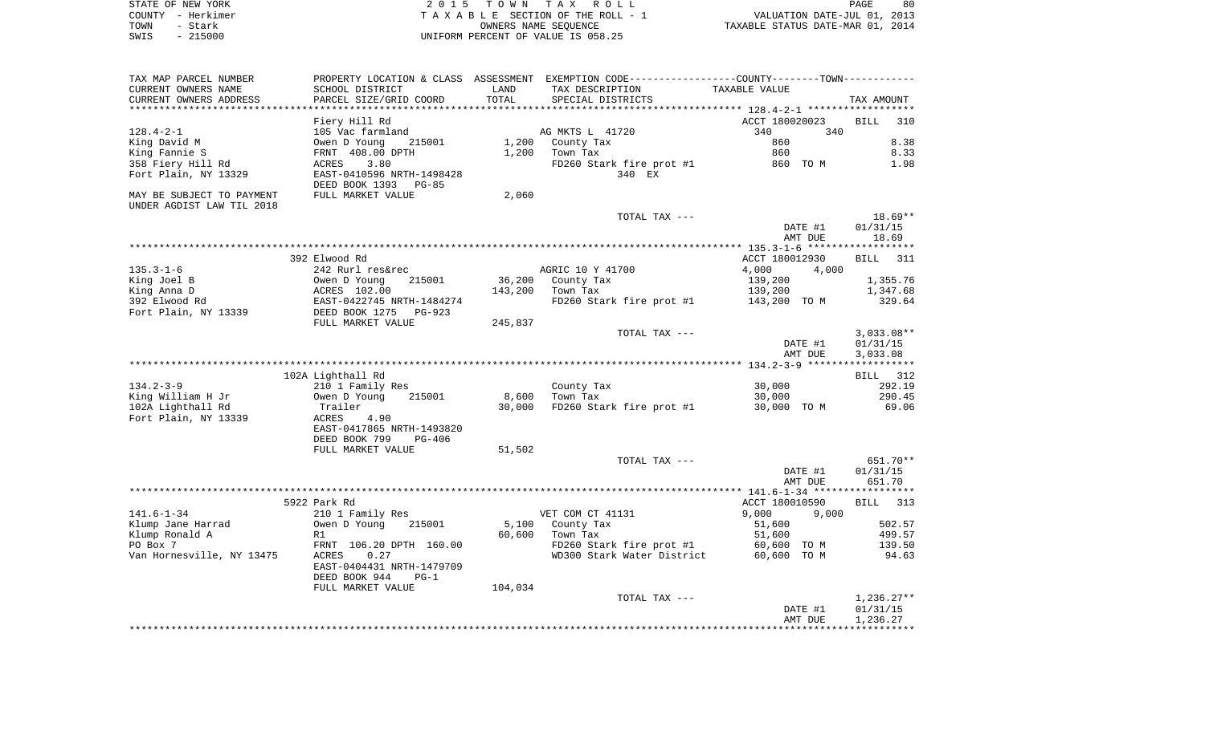STATE OF NEW YORK
COUNTY - Herkimer
TOWN - Stark
SWIS - 215000

2 0 1 5 T O W N T A X R O L L
T A X A B L E SECTION OF THE ROLL - 1
OWNERS NAME SEQUENCE
UNIFORM PERCENT OF VALUE IS 058.25

VALUATION DATE-JUL 01, 2013
TAXABLE STATUS DATE-MAR 01, 2014

| TAX MAP PARCEL NUMBER / CURRENT OWNERS NAME / CURRENT OWNERS ADDRESS | PROPERTY LOCATION & CLASS / SCHOOL DISTRICT / PARCEL SIZE/GRID COORD | ASSESSMENT LAND / TOTAL | EXEMPTION CODE / TAX DESCRIPTION / SPECIAL DISTRICTS | COUNTY / TOWN TAXABLE VALUE | TAX AMOUNT |
|---|---|---|---|---|---|
| 128.4-2-1 | Fiery Hill Rd | | | ACCT 180020023 | BILL 310 |
| | 105 Vac farmland | | AG MKTS L 41720 | 340 340 | |
| King David M | Owen D Young 215001 | 1,200 | County Tax | 860 | 8.38 |
| King Fannie S | FRNT 408.00 DPTH | 1,200 | Town Tax | 860 | 8.33 |
| 358 Fiery Hill Rd | ACRES 3.80 | | FD260 Stark fire prot #1 | 860 TO M | 1.98 |
| Fort Plain, NY 13329 | EAST-0410596 NRTH-1498428 | | 340 EX | | |
| | DEED BOOK 1393 PG-85 | | | | |
| MAY BE SUBJECT TO PAYMENT UNDER AGDIST LAW TIL 2018 | FULL MARKET VALUE | 2,060 | | | |
| | | | TOTAL TAX --- | | 18.69** |
| | | | | DATE #1 | 01/31/15 |
| | | | | AMT DUE | 18.69 |
| 135.3-1-6 | 392 Elwood Rd | | | ACCT 180012930 | BILL 311 |
| | 242 Rurl res&rec | | AGRIC 10 Y 41700 | 4,000 4,000 | |
| King Joel B | Owen D Young 215001 | 36,200 | County Tax | 139,200 | 1,355.76 |
| King Anna D | ACRES 102.00 | 143,200 | Town Tax | 139,200 | 1,347.68 |
| 392 Elwood Rd | EAST-0422745 NRTH-1484274 | | FD260 Stark fire prot #1 | 143,200 TO M | 329.64 |
| Fort Plain, NY 13339 | DEED BOOK 1275 PG-923 | | | | |
| | FULL MARKET VALUE | 245,837 | | | |
| | | | TOTAL TAX --- | | 3,033.08** |
| | | | | DATE #1 | 01/31/15 |
| | | | | AMT DUE | 3,033.08 |
| 134.2-3-9 | 102A Lighthall Rd | | | | BILL 312 |
| | 210 1 Family Res | | County Tax | 30,000 | 292.19 |
| King William H Jr | Owen D Young 215001 | 8,600 | Town Tax | 30,000 | 290.45 |
| 102A Lighthall Rd | Trailer | 30,000 | FD260 Stark fire prot #1 | 30,000 TO M | 69.06 |
| Fort Plain, NY 13339 | ACRES 4.90 | | | | |
| | EAST-0417865 NRTH-1493820 | | | | |
| | DEED BOOK 799 PG-406 | | | | |
| | FULL MARKET VALUE | 51,502 | | | |
| | | | TOTAL TAX --- | | 651.70** |
| | | | | DATE #1 | 01/31/15 |
| | | | | AMT DUE | 651.70 |
| 141.6-1-34 | 5922 Park Rd | | | ACCT 180010590 | BILL 313 |
| | 210 1 Family Res | | VET COM CT 41131 | 9,000 9,000 | |
| Klump Jane Harrad | Owen D Young 215001 | 5,100 | County Tax | 51,600 | 502.57 |
| Klump Ronald A | R1 | 60,600 | Town Tax | 51,600 | 499.57 |
| PO Box 7 | FRNT 106.20 DPTH 160.00 | | FD260 Stark fire prot #1 | 60,600 TO M | 139.50 |
| Van Hornesville, NY 13475 | ACRES 0.27 | | WD300 Stark Water District | 60,600 TO M | 94.63 |
| | EAST-0404431 NRTH-1479709 | | | | |
| | DEED BOOK 944 PG-1 | | | | |
| | FULL MARKET VALUE | 104,034 | | | |
| | | | TOTAL TAX --- | | 1,236.27** |
| | | | | DATE #1 | 01/31/15 |
| | | | | AMT DUE | 1,236.27 |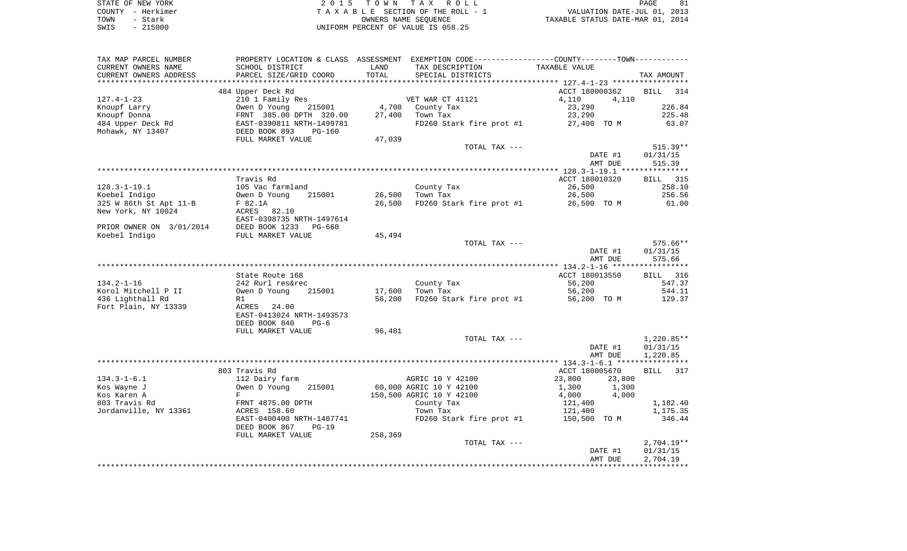STATE OF NEW YORK — 2 0 1 5 T O W N T A X R O L L
COUNTY - Herkimer — T A X A B L E SECTION OF THE ROLL - 1 — VALUATION DATE-JUL 01, 2013
TOWN - Stark — OWNERS NAME SEQUENCE — TAXABLE STATUS DATE-MAR 01, 2014
SWIS - 215000 — UNIFORM PERCENT OF VALUE IS 058.25

| TAX MAP PARCEL NUMBER / CURRENT OWNERS NAME / CURRENT OWNERS ADDRESS | PROPERTY LOCATION & CLASS / SCHOOL DISTRICT / PARCEL SIZE/GRID COORD | ASSESSMENT LAND / TOTAL | EXEMPTION CODE / TAX DESCRIPTION / SPECIAL DISTRICTS | COUNTY TAXABLE VALUE | TOWN TAXABLE VALUE | TAX AMOUNT |
|---|---|---|---|---|---|---|
| 127.4-1-23 | 484 Upper Deck Rd | | | ACCT 180000362 | | BILL 314 |
| Knoupf Larry | 210 1 Family Res | | VET WAR CT 41121 | 4,110 | 4,110 | |
| Knoupf Donna | Owen D Young 215001 | 4,700 | County Tax | 23,290 | | 226.84 |
| 484 Upper Deck Rd | FRNT 385.00 DPTH 320.00 | 27,400 | Town Tax | 23,290 | | 225.48 |
| Mohawk, NY 13407 | EAST-0390811 NRTH-1499781 | | FD260 Stark fire prot #1 | 27,400 TO M | | 63.07 |
| | DEED BOOK 893 PG-160 | | | | | |
| | FULL MARKET VALUE | 47,039 | | | | |
| | | | TOTAL TAX --- | | | 515.39** |
| | | | | DATE #1 | | 01/31/15 |
| | | | | AMT DUE | | 515.39 |
| 128.3-1-19.1 | Travis Rd | | | ACCT 180010320 | | BILL 315 |
| Koebel Indigo | 105 Vac farmland | | County Tax | 26,500 | | 258.10 |
| 325 W 86th St Apt 11-B | Owen D Young 215001 | 26,500 | Town Tax | 26,500 | | 256.56 |
| New York, NY 10024 | F 82.1A | 26,500 | FD260 Stark fire prot #1 | 26,500 TO M | | 61.00 |
| | ACRES 82.10 | | | | | |
| | EAST-0398735 NRTH-1497614 | | | | | |
| PRIOR OWNER ON 3/01/2014 | DEED BOOK 1233 PG-660 | | | | | |
| Koebel Indigo | FULL MARKET VALUE | 45,494 | | | | |
| | | | TOTAL TAX --- | | | 575.66** |
| | | | | DATE #1 | | 01/31/15 |
| | | | | AMT DUE | | 575.66 |
| 134.2-1-16 | State Route 168 | | | ACCT 180013550 | | BILL 316 |
| Korol Mitchell P II | 242 Rurl res&rec | | County Tax | 56,200 | | 547.37 |
| 436 Lighthall Rd | Owen D Young 215001 | 17,600 | Town Tax | 56,200 | | 544.11 |
| Fort Plain, NY 13339 | R1 | 56,200 | FD260 Stark fire prot #1 | 56,200 TO M | | 129.37 |
| | ACRES 24.00 | | | | | |
| | EAST-0413024 NRTH-1493573 | | | | | |
| | DEED BOOK 840 PG-6 | | | | | |
| | FULL MARKET VALUE | 96,481 | | | | |
| | | | TOTAL TAX --- | | | 1,220.85** |
| | | | | DATE #1 | | 01/31/15 |
| | | | | AMT DUE | | 1,220.85 |
| 134.3-1-6.1 | 803 Travis Rd | | | ACCT 180005670 | | BILL 317 |
| Kos Wayne J | 112 Dairy farm | | AGRIC 10 Y 42100 | 23,800 | 23,800 | |
| Kos Karen A | Owen D Young 215001 | 60,000 | AGRIC 10 Y 42100 | 1,300 | 1,300 | |
| 803 Travis Rd | F | 150,500 | AGRIC 10 Y 42100 | 4,000 | 4,000 | |
| Jordanville, NY 13361 | FRNT 4875.00 DPTH | | County Tax | 121,400 | | 1,182.40 |
| | ACRES 158.60 | | Town Tax | 121,400 | | 1,175.35 |
| | EAST-0400400 NRTH-1487741 | | FD260 Stark fire prot #1 | 150,500 TO M | | 346.44 |
| | DEED BOOK 867 PG-19 | | | | | |
| | FULL MARKET VALUE | 258,369 | | | | |
| | | | TOTAL TAX --- | | | 2,704.19** |
| | | | | DATE #1 | | 01/31/15 |
| | | | | AMT DUE | | 2,704.19 |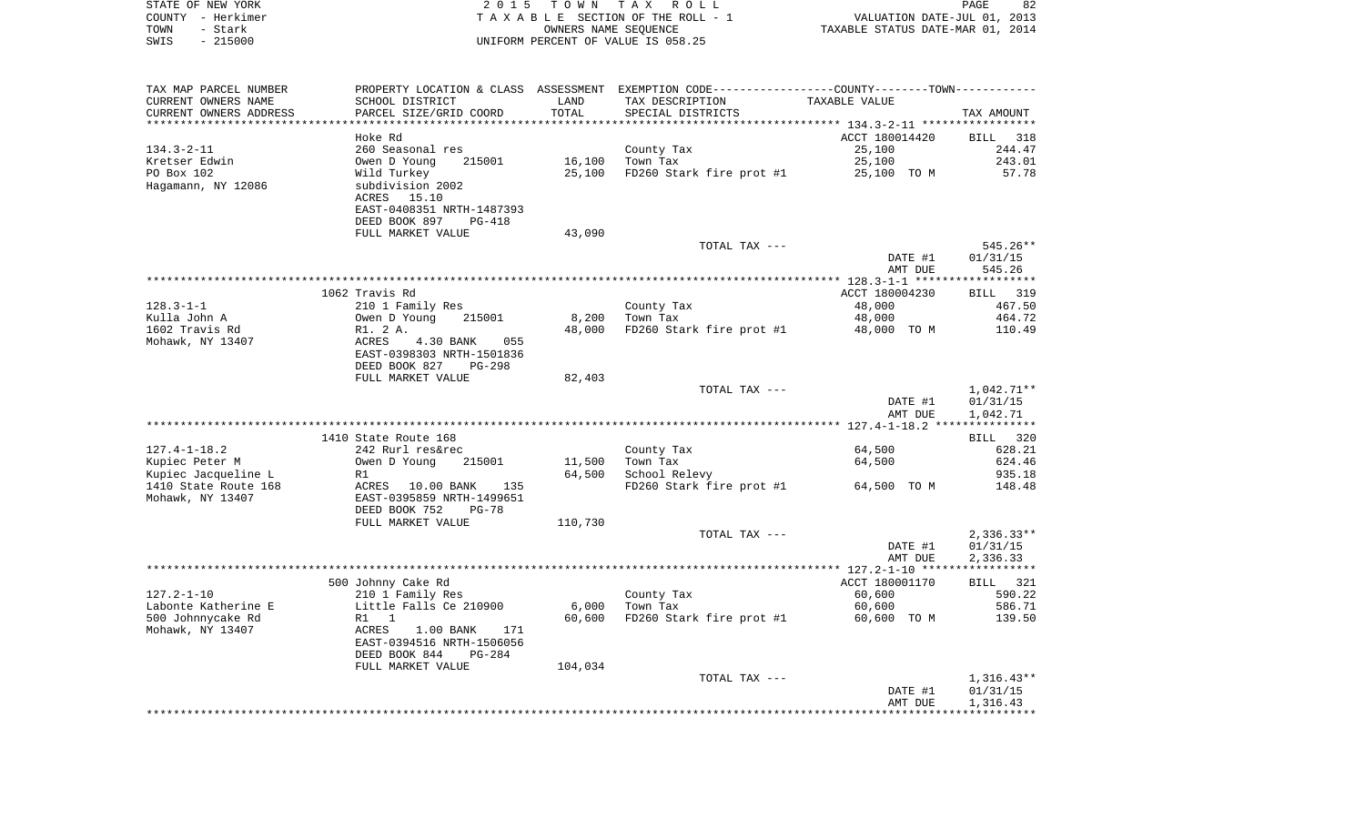STATE OF NEW YORK
COUNTY - Herkimer
TOWN - Stark
SWIS - 215000

2 0 1 5 T O W N T A X R O L L
T A X A B L E SECTION OF THE ROLL - 1
OWNERS NAME SEQUENCE
UNIFORM PERCENT OF VALUE IS 058.25

VALUATION DATE-JUL 01, 2013
TAXABLE STATUS DATE-MAR 01, 2014

| TAX MAP PARCEL NUMBER<br>CURRENT OWNERS NAME<br>CURRENT OWNERS ADDRESS | PROPERTY LOCATION & CLASS<br>SCHOOL DISTRICT<br>PARCEL SIZE/GRID COORD | ASSESSMENT<br>LAND<br>TOTAL | EXEMPTION CODE-----COUNTY-----TOWN-----<br>TAX DESCRIPTION<br>SPECIAL DISTRICTS | TAXABLE VALUE | TAX AMOUNT |
|---|---|---|---|---|---|
| **134.3-2-11** | Hoke Rd | | | ACCT 180014420 | BILL 318 |
| 134.3-2-11 | 260 Seasonal res | | County Tax | 25,100 | 244.47 |
| Kretser Edwin | Owen D Young 215001 | 16,100 | Town Tax | 25,100 | 243.01 |
| PO Box 102 | Wild Turkey | 25,100 | FD260 Stark fire prot #1 | 25,100 TO M | 57.78 |
| Hagamann, NY 12086 | subdivision 2002 | | | | |
| | ACRES 15.10 | | | | |
| | EAST-0408351 NRTH-1487393 | | | | |
| | DEED BOOK 897 PG-418 | | | | |
| | FULL MARKET VALUE | 43,090 | | | |
| | | | TOTAL TAX --- | | 545.26** |
| | | | | DATE #1 | 01/31/15 |
| | | | | AMT DUE | 545.26 |
| **128.3-1-1** | 1062 Travis Rd | | | ACCT 180004230 | BILL 319 |
| 128.3-1-1 | 210 1 Family Res | | County Tax | 48,000 | 467.50 |
| Kulla John A | Owen D Young 215001 | 8,200 | Town Tax | 48,000 | 464.72 |
| 1602 Travis Rd | R1. 2 A. | 48,000 | FD260 Stark fire prot #1 | 48,000 TO M | 110.49 |
| Mohawk, NY 13407 | ACRES 4.30 BANK 055 | | | | |
| | EAST-0398303 NRTH-1501836 | | | | |
| | DEED BOOK 827 PG-298 | | | | |
| | FULL MARKET VALUE | 82,403 | | | |
| | | | TOTAL TAX --- | | 1,042.71** |
| | | | | DATE #1 | 01/31/15 |
| | | | | AMT DUE | 1,042.71 |
| **127.4-1-18.2** | 1410 State Route 168 | | | | BILL 320 |
| 127.4-1-18.2 | 242 Rurl res&rec | | County Tax | 64,500 | 628.21 |
| Kupiec Peter M | Owen D Young 215001 | 11,500 | Town Tax | 64,500 | 624.46 |
| Kupiec Jacqueline L | R1 | 64,500 | School Relevy | | 935.18 |
| 1410 State Route 168 | ACRES 10.00 BANK 135 | | FD260 Stark fire prot #1 | 64,500 TO M | 148.48 |
| Mohawk, NY 13407 | EAST-0395859 NRTH-1499651 | | | | |
| | DEED BOOK 752 PG-78 | | | | |
| | FULL MARKET VALUE | 110,730 | | | |
| | | | TOTAL TAX --- | | 2,336.33** |
| | | | | DATE #1 | 01/31/15 |
| | | | | AMT DUE | 2,336.33 |
| **127.2-1-10** | 500 Johnny Cake Rd | | | ACCT 180001170 | BILL 321 |
| 127.2-1-10 | 210 1 Family Res | | County Tax | 60,600 | 590.22 |
| Labonte Katherine E | Little Falls Ce 210900 | 6,000 | Town Tax | 60,600 | 586.71 |
| 500 Johnnycake Rd | R1 1 | 60,600 | FD260 Stark fire prot #1 | 60,600 TO M | 139.50 |
| Mohawk, NY 13407 | ACRES 1.00 BANK 171 | | | | |
| | EAST-0394516 NRTH-1506056 | | | | |
| | DEED BOOK 844 PG-284 | | | | |
| | FULL MARKET VALUE | 104,034 | | | |
| | | | TOTAL TAX --- | | 1,316.43** |
| | | | | DATE #1 | 01/31/15 |
| | | | | AMT DUE | 1,316.43 |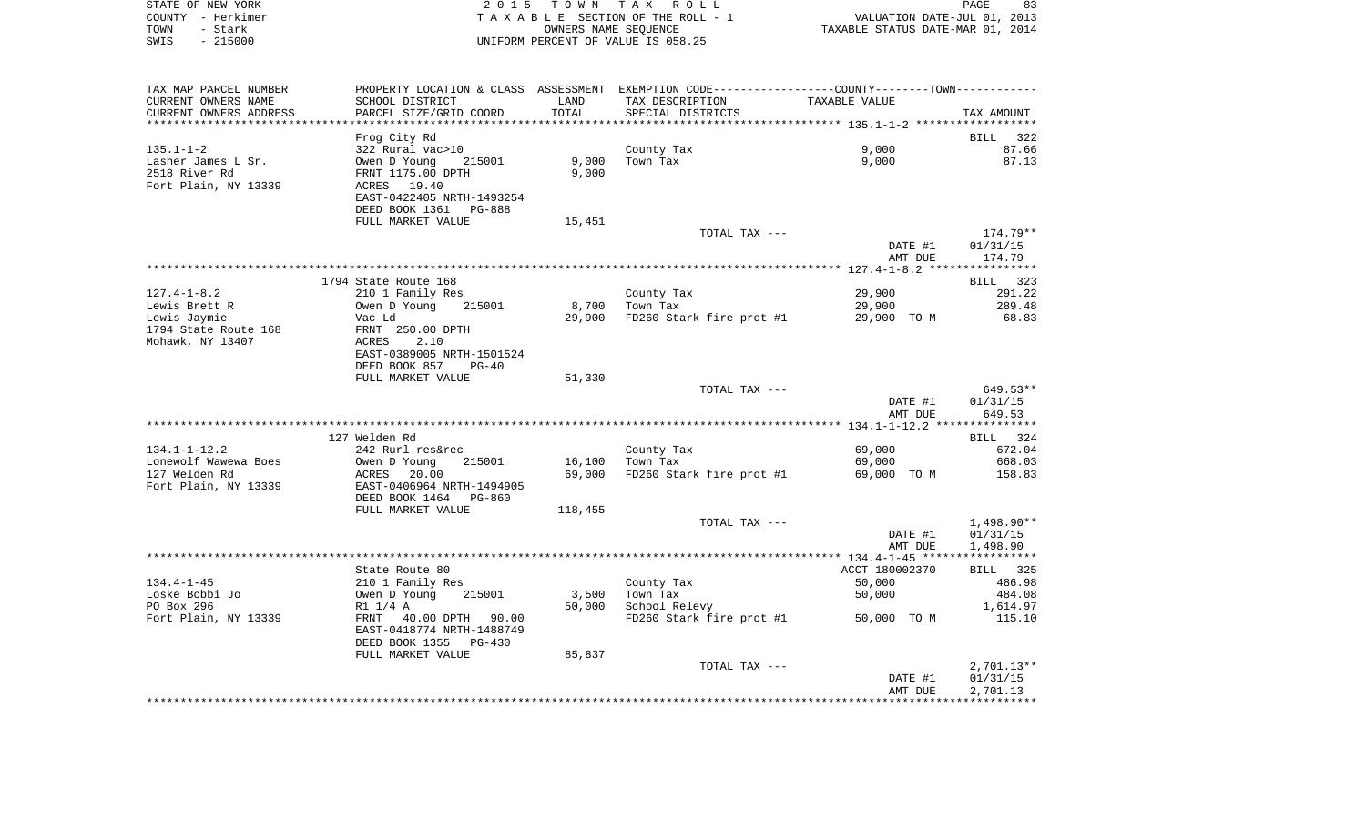STATE OF NEW YORK
COUNTY - Herkimer
TOWN - Stark
SWIS - 215000

2 0 1 5 T O W N T A X R O L L
T A X A B L E SECTION OF THE ROLL - 1
OWNERS NAME SEQUENCE
UNIFORM PERCENT OF VALUE IS 058.25

VALUATION DATE-JUL 01, 2013
TAXABLE STATUS DATE-MAR 01, 2014

| TAX MAP PARCEL NUMBER / CURRENT OWNERS NAME / CURRENT OWNERS ADDRESS | PROPERTY LOCATION & CLASS / SCHOOL DISTRICT / PARCEL SIZE/GRID COORD | ASSESSMENT LAND / TOTAL | EXEMPTION CODE / TAX DESCRIPTION / SPECIAL DISTRICTS | COUNTY / TOWN TAXABLE VALUE | TAX AMOUNT |
|---|---|---|---|---|---|
| | Frog City Rd | | | | BILL 322 |
| 135.1-1-2 | 322 Rural vac>10 | | County Tax | 9,000 | 87.66 |
| Lasher James L Sr. | Owen D Young 215001 | 9,000 | Town Tax | 9,000 | 87.13 |
| 2518 River Rd | FRNT 1175.00 DPTH | 9,000 | | | |
| Fort Plain, NY 13339 | ACRES 19.40 | | | | |
| | EAST-0422405 NRTH-1493254 | | | | |
| | DEED BOOK 1361 PG-888 | | | | |
| | FULL MARKET VALUE | 15,451 | | | |
| | | | TOTAL TAX --- | | 174.79** |
| | | | | DATE #1 | 01/31/15 |
| | | | | AMT DUE | 174.79 |
| | 1794 State Route 168 | | | | BILL 323 |
| 127.4-1-8.2 | 210 1 Family Res | | County Tax | 29,900 | 291.22 |
| Lewis Brett R | Owen D Young 215001 | 8,700 | Town Tax | 29,900 | 289.48 |
| Lewis Jaymie | Vac Ld | 29,900 | FD260 Stark fire prot #1 | 29,900 TO M | 68.83 |
| 1794 State Route 168 | FRNT 250.00 DPTH | | | | |
| Mohawk, NY 13407 | ACRES 2.10 | | | | |
| | EAST-0389005 NRTH-1501524 | | | | |
| | DEED BOOK 857 PG-40 | | | | |
| | FULL MARKET VALUE | 51,330 | | | |
| | | | TOTAL TAX --- | | 649.53** |
| | | | | DATE #1 | 01/31/15 |
| | | | | AMT DUE | 649.53 |
| | 127 Welden Rd | | | | BILL 324 |
| 134.1-1-12.2 | 242 Rurl res&rec | | County Tax | 69,000 | 672.04 |
| Lonewolf Wawewa Boes | Owen D Young 215001 | 16,100 | Town Tax | 69,000 | 668.03 |
| 127 Welden Rd | ACRES 20.00 | 69,000 | FD260 Stark fire prot #1 | 69,000 TO M | 158.83 |
| Fort Plain, NY 13339 | EAST-0406964 NRTH-1494905 | | | | |
| | DEED BOOK 1464 PG-860 | | | | |
| | FULL MARKET VALUE | 118,455 | | | |
| | | | TOTAL TAX --- | | 1,498.90** |
| | | | | DATE #1 | 01/31/15 |
| | | | | AMT DUE | 1,498.90 |
| | State Route 80 | | | ACCT 180002370 | BILL 325 |
| 134.4-1-45 | 210 1 Family Res | | County Tax | 50,000 | 486.98 |
| Loske Bobbi Jo | Owen D Young 215001 | 3,500 | Town Tax | 50,000 | 484.08 |
| PO Box 296 | R1 1/4 A | 50,000 | School Relevy | | 1,614.97 |
| Fort Plain, NY 13339 | FRNT 40.00 DPTH 90.00 | | FD260 Stark fire prot #1 | 50,000 TO M | 115.10 |
| | EAST-0418774 NRTH-1488749 | | | | |
| | DEED BOOK 1355 PG-430 | | | | |
| | FULL MARKET VALUE | 85,837 | | | |
| | | | TOTAL TAX --- | | 2,701.13** |
| | | | | DATE #1 | 01/31/15 |
| | | | | AMT DUE | 2,701.13 |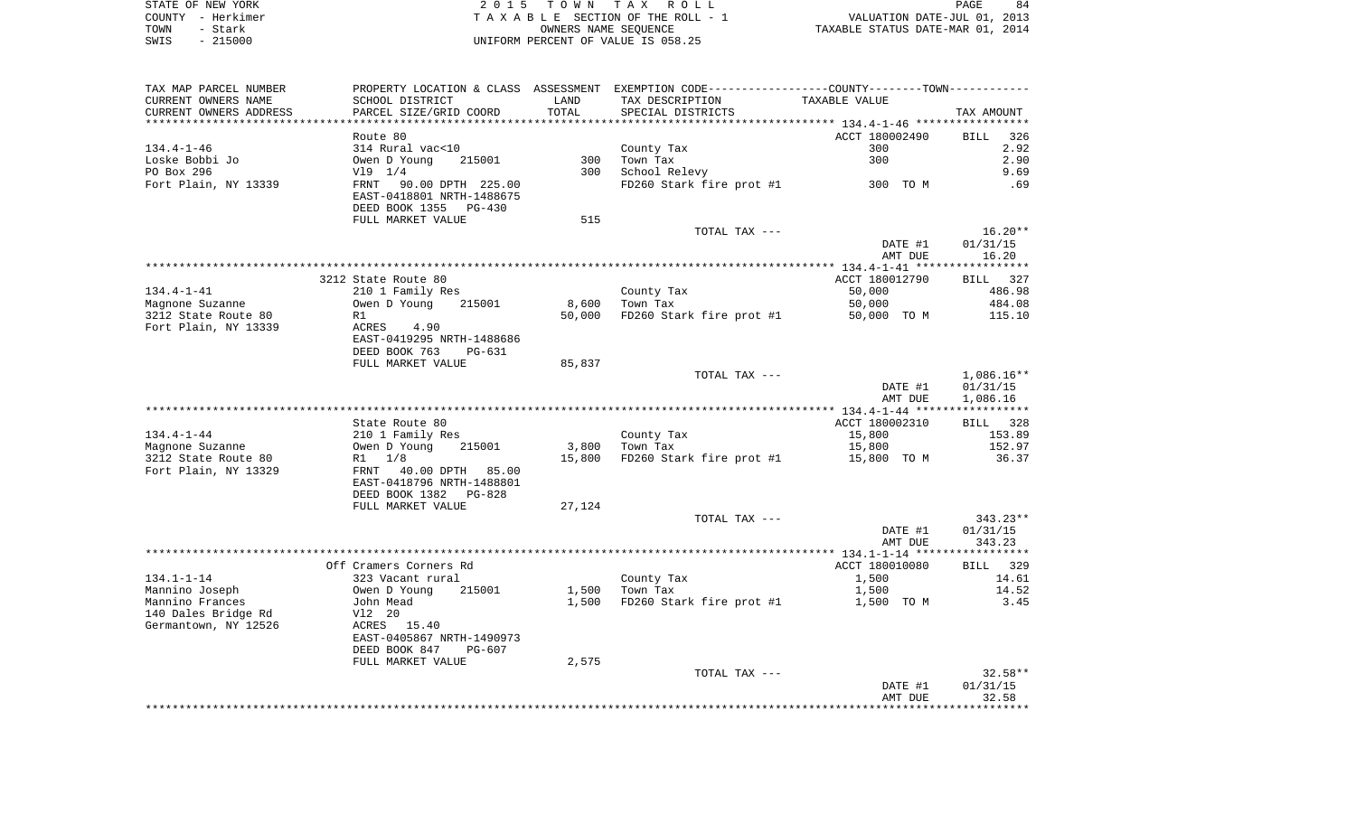STATE OF NEW YORK
COUNTY - Herkimer
TOWN - Stark
SWIS - 215000

2 0 1 5 T O W N T A X R O L L
T A X A B L E SECTION OF THE ROLL - 1
OWNERS NAME SEQUENCE
UNIFORM PERCENT OF VALUE IS 058.25

VALUATION DATE-JUL 01, 2013
TAXABLE STATUS DATE-MAR 01, 2014

| TAX MAP PARCEL NUMBER / CURRENT OWNERS NAME / CURRENT OWNERS ADDRESS | PROPERTY LOCATION & CLASS / SCHOOL DISTRICT / PARCEL SIZE/GRID COORD | ASSESSMENT LAND / TOTAL | EXEMPTION CODE / TAX DESCRIPTION / SPECIAL DISTRICTS | COUNTY--------TOWN / TAXABLE VALUE | TAX AMOUNT |
|---|---|---|---|---|---|
| 134.4-1-46 | Route 80 | | | ACCT 180002490 | BILL 326 |
| | 314 Rural vac<10 | | County Tax | 300 | 2.92 |
| Loske Bobbi Jo | Owen D Young 215001 | 300 | Town Tax | 300 | 2.90 |
| PO Box 296 | Vl9 1/4 | 300 | School Relevy | | 9.69 |
| Fort Plain, NY 13339 | FRNT 90.00 DPTH 225.00 | | FD260 Stark fire prot #1 | 300 TO M | .69 |
| | EAST-0418801 NRTH-1488675 | | | | |
| | DEED BOOK 1355 PG-430 | | | | |
| | FULL MARKET VALUE | 515 | | | |
| | | | TOTAL TAX --- | | 16.20** |
| | | | | DATE #1 | 01/31/15 |
| | | | | AMT DUE | 16.20 |
| 134.4-1-41 | 3212 State Route 80 | | | ACCT 180012790 | BILL 327 |
| | 210 1 Family Res | | County Tax | 50,000 | 486.98 |
| Magnone Suzanne | Owen D Young 215001 | 8,600 | Town Tax | 50,000 | 484.08 |
| 3212 State Route 80 | R1 | 50,000 | FD260 Stark fire prot #1 | 50,000 TO M | 115.10 |
| Fort Plain, NY 13339 | ACRES 4.90 | | | | |
| | EAST-0419295 NRTH-1488686 | | | | |
| | DEED BOOK 763 PG-631 | | | | |
| | FULL MARKET VALUE | 85,837 | | | |
| | | | TOTAL TAX --- | | 1,086.16** |
| | | | | DATE #1 | 01/31/15 |
| | | | | AMT DUE | 1,086.16 |
| 134.4-1-44 | State Route 80 | | | ACCT 180002310 | BILL 328 |
| | 210 1 Family Res | | County Tax | 15,800 | 153.89 |
| Magnone Suzanne | Owen D Young 215001 | 3,800 | Town Tax | 15,800 | 152.97 |
| 3212 State Route 80 | R1 1/8 | 15,800 | FD260 Stark fire prot #1 | 15,800 TO M | 36.37 |
| Fort Plain, NY 13329 | FRNT 40.00 DPTH 85.00 | | | | |
| | EAST-0418796 NRTH-1488801 | | | | |
| | DEED BOOK 1382 PG-828 | | | | |
| | FULL MARKET VALUE | 27,124 | | | |
| | | | TOTAL TAX --- | | 343.23** |
| | | | | DATE #1 | 01/31/15 |
| | | | | AMT DUE | 343.23 |
| 134.1-1-14 | Off Cramers Corners Rd | | | ACCT 180010080 | BILL 329 |
| | 323 Vacant rural | | County Tax | 1,500 | 14.61 |
| Mannino Joseph | Owen D Young 215001 | 1,500 | Town Tax | 1,500 | 14.52 |
| Mannino Frances | John Mead | 1,500 | FD260 Stark fire prot #1 | 1,500 TO M | 3.45 |
| 140 Dales Bridge Rd | Vl2 20 | | | | |
| Germantown, NY 12526 | ACRES 15.40 | | | | |
| | EAST-0405867 NRTH-1490973 | | | | |
| | DEED BOOK 847 PG-607 | | | | |
| | FULL MARKET VALUE | 2,575 | | | |
| | | | TOTAL TAX --- | | 32.58** |
| | | | | DATE #1 | 01/31/15 |
| | | | | AMT DUE | 32.58 |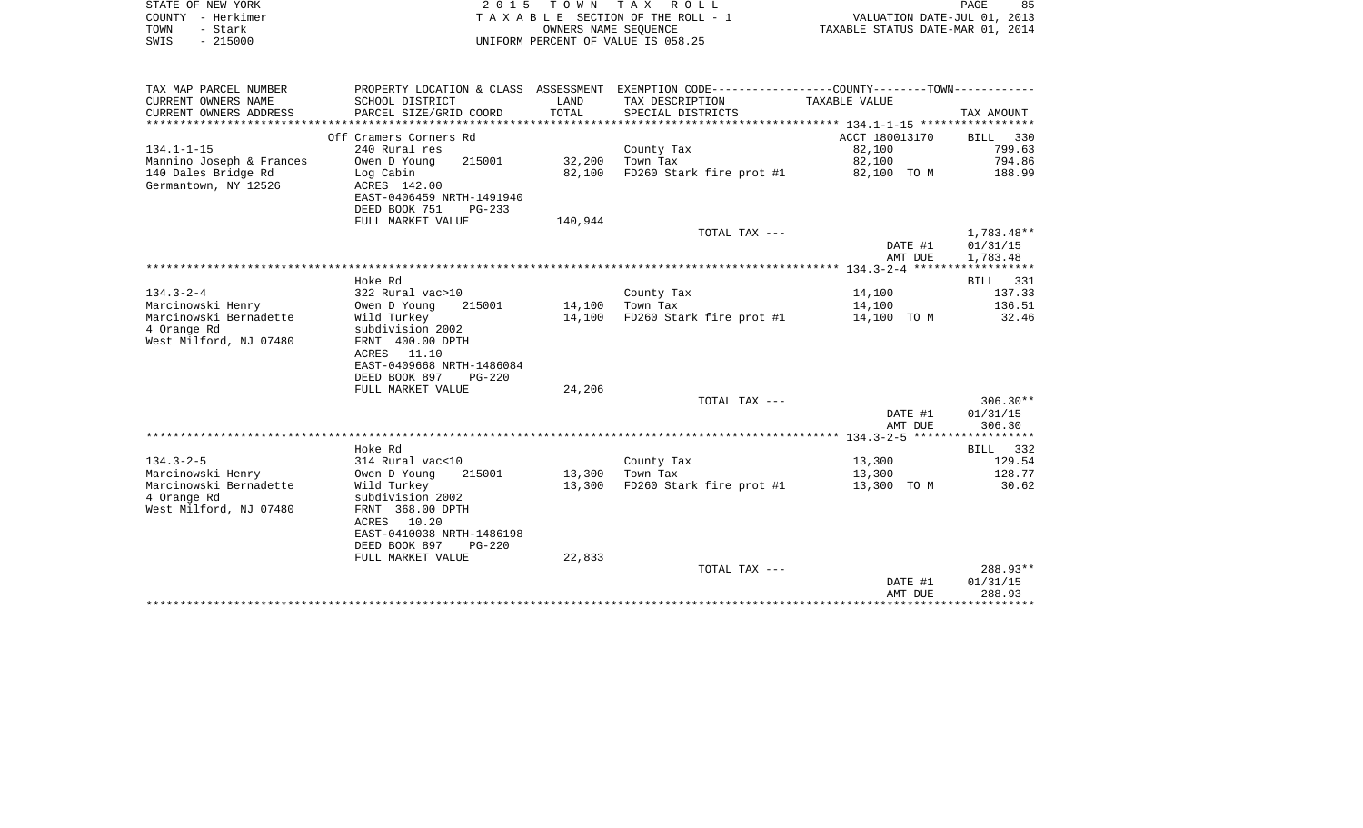STATE OF NEW YORK
COUNTY - Herkimer
TOWN - Stark
SWIS - 215000

2015 TOWN TAX ROLL
TAXABLE SECTION OF THE ROLL - 1
OWNERS NAME SEQUENCE
UNIFORM PERCENT OF VALUE IS 058.25

VALUATION DATE-JUL 01, 2013
TAXABLE STATUS DATE-MAR 01, 2014

| TAX MAP PARCEL NUMBER / CURRENT OWNERS NAME / CURRENT OWNERS ADDRESS | PROPERTY LOCATION & CLASS / SCHOOL DISTRICT / PARCEL SIZE/GRID COORD | ASSESSMENT LAND / TOTAL | EXEMPTION CODE / TAX DESCRIPTION / SPECIAL DISTRICTS | TAXABLE VALUE | TAX AMOUNT |
|---|---|---|---|---|---|
| | Off Cramers Corners Rd | | | ACCT 180013170 | BILL 330 |
| 134.1-1-15 | 240 Rural res | | County Tax | 82,100 | 799.63 |
| Mannino Joseph & Frances | Owen D Young 215001 | 32,200 | Town Tax | 82,100 | 794.86 |
| 140 Dales Bridge Rd | Log Cabin | 82,100 | FD260 Stark fire prot #1 | 82,100 TO M | 188.99 |
| Germantown, NY 12526 | ACRES 142.00 | | | | |
| | EAST-0406459 NRTH-1491940 | | | | |
| | DEED BOOK 751 PG-233 | | | | |
| | FULL MARKET VALUE | 140,944 | | | |
| | | | TOTAL TAX --- | | 1,783.48** |
| | | | | DATE #1 | 01/31/15 |
| | | | | AMT DUE | 1,783.48 |
| | Hoke Rd | | | | BILL 331 |
| 134.3-2-4 | 322 Rural vac>10 | | County Tax | 14,100 | 137.33 |
| Marcinowski Henry | Owen D Young 215001 | 14,100 | Town Tax | 14,100 | 136.51 |
| Marcinowski Bernadette | Wild Turkey | 14,100 | FD260 Stark fire prot #1 | 14,100 TO M | 32.46 |
| 4 Orange Rd | subdivision 2002 | | | | |
| West Milford, NJ 07480 | FRNT 400.00 DPTH | | | | |
| | ACRES 11.10 | | | | |
| | EAST-0409668 NRTH-1486084 | | | | |
| | DEED BOOK 897 PG-220 | | | | |
| | FULL MARKET VALUE | 24,206 | | | |
| | | | TOTAL TAX --- | | 306.30** |
| | | | | DATE #1 | 01/31/15 |
| | | | | AMT DUE | 306.30 |
| | Hoke Rd | | | | BILL 332 |
| 134.3-2-5 | 314 Rural vac<10 | | County Tax | 13,300 | 129.54 |
| Marcinowski Henry | Owen D Young 215001 | 13,300 | Town Tax | 13,300 | 128.77 |
| Marcinowski Bernadette | Wild Turkey | 13,300 | FD260 Stark fire prot #1 | 13,300 TO M | 30.62 |
| 4 Orange Rd | subdivision 2002 | | | | |
| West Milford, NJ 07480 | FRNT 368.00 DPTH | | | | |
| | ACRES 10.20 | | | | |
| | EAST-0410038 NRTH-1486198 | | | | |
| | DEED BOOK 897 PG-220 | | | | |
| | FULL MARKET VALUE | 22,833 | | | |
| | | | TOTAL TAX --- | | 288.93** |
| | | | | DATE #1 | 01/31/15 |
| | | | | AMT DUE | 288.93 |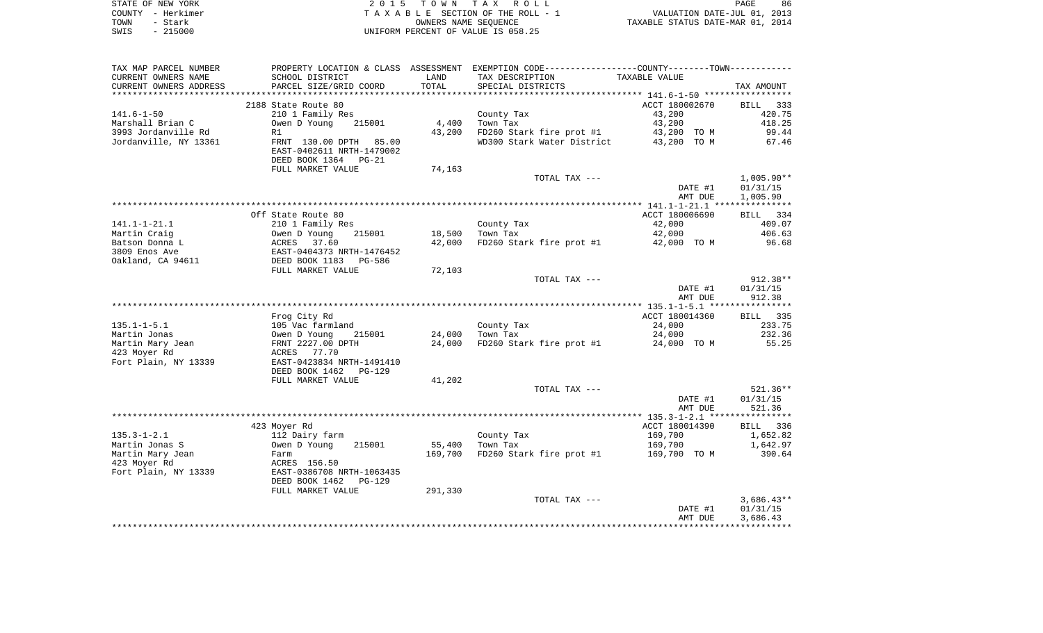STATE OF NEW YORK
COUNTY - Herkimer
TOWN - Stark
SWIS - 215000

2 0 1 5 T O W N T A X R O L L
T A X A B L E SECTION OF THE ROLL - 1
OWNERS NAME SEQUENCE
UNIFORM PERCENT OF VALUE IS 058.25

VALUATION DATE-JUL 01, 2013
TAXABLE STATUS DATE-MAR 01, 2014

| TAX MAP PARCEL NUMBER / CURRENT OWNERS NAME / CURRENT OWNERS ADDRESS | PROPERTY LOCATION & CLASS / SCHOOL DISTRICT / PARCEL SIZE/GRID COORD | ASSESSMENT LAND / TOTAL | EXEMPTION CODE / TAX DESCRIPTION / SPECIAL DISTRICTS | TAXABLE VALUE | TAX AMOUNT |
|---|---|---|---|---|---|
| **141.6-1-50** | 2188 State Route 80 | | | ACCT 180002670 | BILL 333 |
| 141.6-1-50 | 210 1 Family Res | | County Tax | 43,200 | 420.75 |
| Marshall Brian C | Owen D Young 215001 | 4,400 | Town Tax | 43,200 | 418.25 |
| 3993 Jordanville Rd | R1 | 43,200 | FD260 Stark fire prot #1 | 43,200 TO M | 99.44 |
| Jordanville, NY 13361 | FRNT 130.00 DPTH 85.00 | | WD300 Stark Water District | 43,200 TO M | 67.46 |
| | EAST-0402611 NRTH-1479002 | | | | |
| | DEED BOOK 1364 PG-21 | | | | |
| | FULL MARKET VALUE | 74,163 | | | |
| | | | TOTAL TAX --- | | 1,005.90** |
| | | | | DATE #1 | 01/31/15 |
| | | | | AMT DUE | 1,005.90 |
| **141.1-1-21.1** | Off State Route 80 | | | ACCT 180006690 | BILL 334 |
| 141.1-1-21.1 | 210 1 Family Res | | County Tax | 42,000 | 409.07 |
| Martin Craig | Owen D Young 215001 | 18,500 | Town Tax | 42,000 | 406.63 |
| Batson Donna L | ACRES 37.60 | 42,000 | FD260 Stark fire prot #1 | 42,000 TO M | 96.68 |
| 3809 Enos Ave | EAST-0404373 NRTH-1476452 | | | | |
| Oakland, CA 94611 | DEED BOOK 1183 PG-586 | | | | |
| | FULL MARKET VALUE | 72,103 | | | |
| | | | TOTAL TAX --- | | 912.38** |
| | | | | DATE #1 | 01/31/15 |
| | | | | AMT DUE | 912.38 |
| **135.1-1-5.1** | Frog City Rd | | | ACCT 180014360 | BILL 335 |
| 135.1-1-5.1 | 105 Vac farmland | | County Tax | 24,000 | 233.75 |
| Martin Jonas | Owen D Young 215001 | 24,000 | Town Tax | 24,000 | 232.36 |
| Martin Mary Jean | FRNT 2227.00 DPTH | 24,000 | FD260 Stark fire prot #1 | 24,000 TO M | 55.25 |
| 423 Moyer Rd | ACRES 77.70 | | | | |
| Fort Plain, NY 13339 | EAST-0423834 NRTH-1491410 | | | | |
| | DEED BOOK 1462 PG-129 | | | | |
| | FULL MARKET VALUE | 41,202 | | | |
| | | | TOTAL TAX --- | | 521.36** |
| | | | | DATE #1 | 01/31/15 |
| | | | | AMT DUE | 521.36 |
| **135.3-1-2.1** | 423 Moyer Rd | | | ACCT 180014390 | BILL 336 |
| 135.3-1-2.1 | 112 Dairy farm | | County Tax | 169,700 | 1,652.82 |
| Martin Jonas S | Owen D Young 215001 | 55,400 | Town Tax | 169,700 | 1,642.97 |
| Martin Mary Jean | Farm | 169,700 | FD260 Stark fire prot #1 | 169,700 TO M | 390.64 |
| 423 Moyer Rd | ACRES 156.50 | | | | |
| Fort Plain, NY 13339 | EAST-0386708 NRTH-1063435 | | | | |
| | DEED BOOK 1462 PG-129 | | | | |
| | FULL MARKET VALUE | 291,330 | | | |
| | | | TOTAL TAX --- | | 3,686.43** |
| | | | | DATE #1 | 01/31/15 |
| | | | | AMT DUE | 3,686.43 |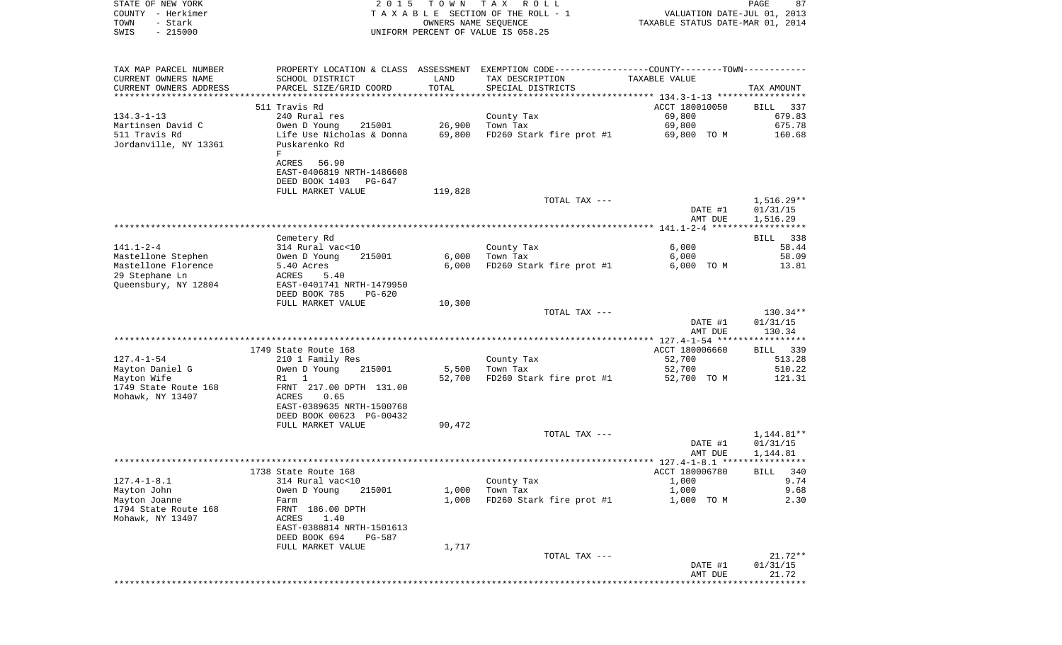STATE OF NEW YORK · COUNTY - Herkimer · TOWN - Stark · SWIS - 215000

**2015 TOWN TAX ROLL**
TAXABLE SECTION OF THE ROLL - 1
OWNERS NAME SEQUENCE
UNIFORM PERCENT OF VALUE IS 058.25

VALUATION DATE-JUL 01, 2013
TAXABLE STATUS DATE-MAR 01, 2014

| TAX MAP PARCEL NUMBER / CURRENT OWNERS NAME / CURRENT OWNERS ADDRESS | PROPERTY LOCATION & CLASS / SCHOOL DISTRICT / PARCEL SIZE/GRID COORD | ASSESSMENT LAND / TOTAL | EXEMPTION CODE / TAX DESCRIPTION / SPECIAL DISTRICTS | TAXABLE VALUE | TAX AMOUNT |
|---|---|---|---|---|---|
| **134.3-1-13** | 511 Travis Rd | | | ACCT 180010050 | BILL 337 |
| 134.3-1-13 | 240 Rural res | | County Tax | 69,800 | 679.83 |
| Martinsen David C | Owen D Young 215001 | 26,900 | Town Tax | 69,800 | 675.78 |
| 511 Travis Rd | Life Use Nicholas & Donna | 69,800 | FD260 Stark fire prot #1 | 69,800 TO M | 160.68 |
| Jordanville, NY 13361 | Puskarenko Rd | | | | |
| | F | | | | |
| | ACRES 56.90 | | | | |
| | EAST-0406819 NRTH-1486608 | | | | |
| | DEED BOOK 1403 PG-647 | | | | |
| | FULL MARKET VALUE | 119,828 | | | |
| | | | TOTAL TAX --- | | 1,516.29** |
| | | | | DATE #1 | 01/31/15 |
| | | | | AMT DUE | 1,516.29 |
| **141.1-2-4** | Cemetery Rd | | | | BILL 338 |
| 141.1-2-4 | 314 Rural vac<10 | | County Tax | 6,000 | 58.44 |
| Mastellone Stephen | Owen D Young 215001 | 6,000 | Town Tax | 6,000 | 58.09 |
| Mastellone Florence | 5.40 Acres | 6,000 | FD260 Stark fire prot #1 | 6,000 TO M | 13.81 |
| 29 Stephane Ln | ACRES 5.40 | | | | |
| Queensbury, NY 12804 | EAST-0401741 NRTH-1479950 | | | | |
| | DEED BOOK 785 PG-620 | | | | |
| | FULL MARKET VALUE | 10,300 | | | |
| | | | TOTAL TAX --- | | 130.34** |
| | | | | DATE #1 | 01/31/15 |
| | | | | AMT DUE | 130.34 |
| **127.4-1-54** | 1749 State Route 168 | | | ACCT 180006660 | BILL 339 |
| 127.4-1-54 | 210 1 Family Res | | County Tax | 52,700 | 513.28 |
| Mayton Daniel G | Owen D Young 215001 | 5,500 | Town Tax | 52,700 | 510.22 |
| Mayton Wife | R1 1 | 52,700 | FD260 Stark fire prot #1 | 52,700 TO M | 121.31 |
| 1749 State Route 168 | FRNT 217.00 DPTH 131.00 | | | | |
| Mohawk, NY 13407 | ACRES 0.65 | | | | |
| | EAST-0389635 NRTH-1500768 | | | | |
| | DEED BOOK 00623 PG-00432 | | | | |
| | FULL MARKET VALUE | 90,472 | | | |
| | | | TOTAL TAX --- | | 1,144.81** |
| | | | | DATE #1 | 01/31/15 |
| | | | | AMT DUE | 1,144.81 |
| **127.4-1-8.1** | 1738 State Route 168 | | | ACCT 180006780 | BILL 340 |
| 127.4-1-8.1 | 314 Rural vac<10 | | County Tax | 1,000 | 9.74 |
| Mayton John | Owen D Young 215001 | 1,000 | Town Tax | 1,000 | 9.68 |
| Mayton Joanne | Farm | 1,000 | FD260 Stark fire prot #1 | 1,000 TO M | 2.30 |
| 1794 State Route 168 | FRNT 186.00 DPTH | | | | |
| Mohawk, NY 13407 | ACRES 1.40 | | | | |
| | EAST-0388814 NRTH-1501613 | | | | |
| | DEED BOOK 694 PG-587 | | | | |
| | FULL MARKET VALUE | 1,717 | | | |
| | | | TOTAL TAX --- | | 21.72** |
| | | | | DATE #1 | 01/31/15 |
| | | | | AMT DUE | 21.72 |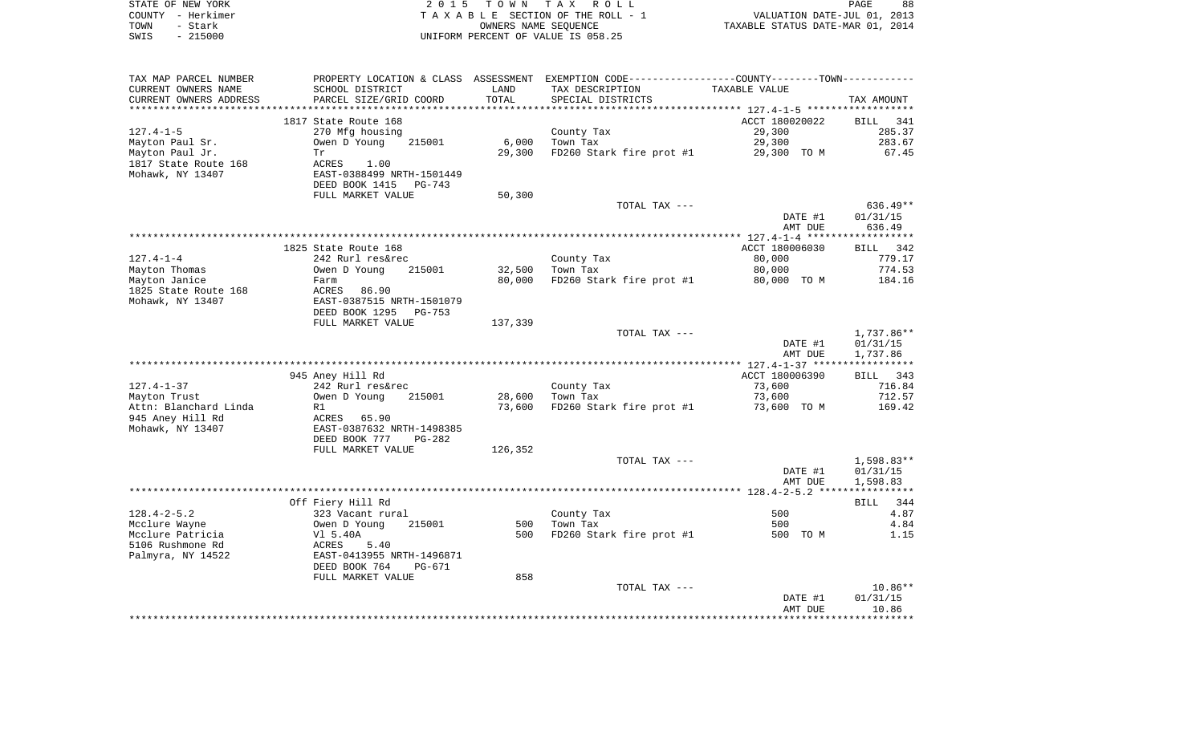STATE OF NEW YORK | COUNTY - Herkimer | TOWN - Stark | SWIS - 215000

**2015 TOWN TAX ROLL**
TAXABLE SECTION OF THE ROLL - 1
OWNERS NAME SEQUENCE
UNIFORM PERCENT OF VALUE IS 058.25

VALUATION DATE-JUL 01, 2013
TAXABLE STATUS DATE-MAR 01, 2014

| TAX MAP PARCEL NUMBER / CURRENT OWNERS NAME / CURRENT OWNERS ADDRESS | PROPERTY LOCATION & CLASS / SCHOOL DISTRICT / PARCEL SIZE/GRID COORD | ASSESSMENT LAND / TOTAL | EXEMPTION CODE / TAX DESCRIPTION / SPECIAL DISTRICTS | TAXABLE VALUE | TAX AMOUNT |
|---|---|---|---|---|---|
| | 1817 State Route 168 | | | ACCT 180020022 | BILL 341 |
| 127.4-1-5 | 270 Mfg housing | | County Tax | 29,300 | 285.37 |
| Mayton Paul Sr. | Owen D Young 215001 | 6,000 | Town Tax | 29,300 | 283.67 |
| Mayton Paul Jr. | Tr | 29,300 | FD260 Stark fire prot #1 | 29,300 TO M | 67.45 |
| 1817 State Route 168 | ACRES 1.00 | | | | |
| Mohawk, NY 13407 | EAST-0388499 NRTH-1501449 | | | | |
| | DEED BOOK 1415 PG-743 | | | | |
| | FULL MARKET VALUE | 50,300 | | | |
| | | | TOTAL TAX --- | | 636.49** |
| | | | | DATE #1 | 01/31/15 |
| | | | | AMT DUE | 636.49 |
| | 1825 State Route 168 | | | ACCT 180006030 | BILL 342 |
| 127.4-1-4 | 242 Rurl res&rec | | County Tax | 80,000 | 779.17 |
| Mayton Thomas | Owen D Young 215001 | 32,500 | Town Tax | 80,000 | 774.53 |
| Mayton Janice | Farm | 80,000 | FD260 Stark fire prot #1 | 80,000 TO M | 184.16 |
| 1825 State Route 168 | ACRES 86.90 | | | | |
| Mohawk, NY 13407 | EAST-0387515 NRTH-1501079 | | | | |
| | DEED BOOK 1295 PG-753 | | | | |
| | FULL MARKET VALUE | 137,339 | | | |
| | | | TOTAL TAX --- | | 1,737.86** |
| | | | | DATE #1 | 01/31/15 |
| | | | | AMT DUE | 1,737.86 |
| | 945 Aney Hill Rd | | | ACCT 180006390 | BILL 343 |
| 127.4-1-37 | 242 Rurl res&rec | | County Tax | 73,600 | 716.84 |
| Mayton Trust | Owen D Young 215001 | 28,600 | Town Tax | 73,600 | 712.57 |
| Attn: Blanchard Linda | R1 | 73,600 | FD260 Stark fire prot #1 | 73,600 TO M | 169.42 |
| 945 Aney Hill Rd | ACRES 65.90 | | | | |
| Mohawk, NY 13407 | EAST-0387632 NRTH-1498385 | | | | |
| | DEED BOOK 777 PG-282 | | | | |
| | FULL MARKET VALUE | 126,352 | | | |
| | | | TOTAL TAX --- | | 1,598.83** |
| | | | | DATE #1 | 01/31/15 |
| | | | | AMT DUE | 1,598.83 |
| | Off Fiery Hill Rd | | | | BILL 344 |
| 128.4-2-5.2 | 323 Vacant rural | | County Tax | 500 | 4.87 |
| Mcclure Wayne | Owen D Young 215001 | 500 | Town Tax | 500 | 4.84 |
| Mcclure Patricia | Vl 5.40A | 500 | FD260 Stark fire prot #1 | 500 TO M | 1.15 |
| 5106 Rushmone Rd | ACRES 5.40 | | | | |
| Palmyra, NY 14522 | EAST-0413955 NRTH-1496871 | | | | |
| | DEED BOOK 764 PG-671 | | | | |
| | FULL MARKET VALUE | 858 | | | |
| | | | TOTAL TAX --- | | 10.86** |
| | | | | DATE #1 | 01/31/15 |
| | | | | AMT DUE | 10.86 |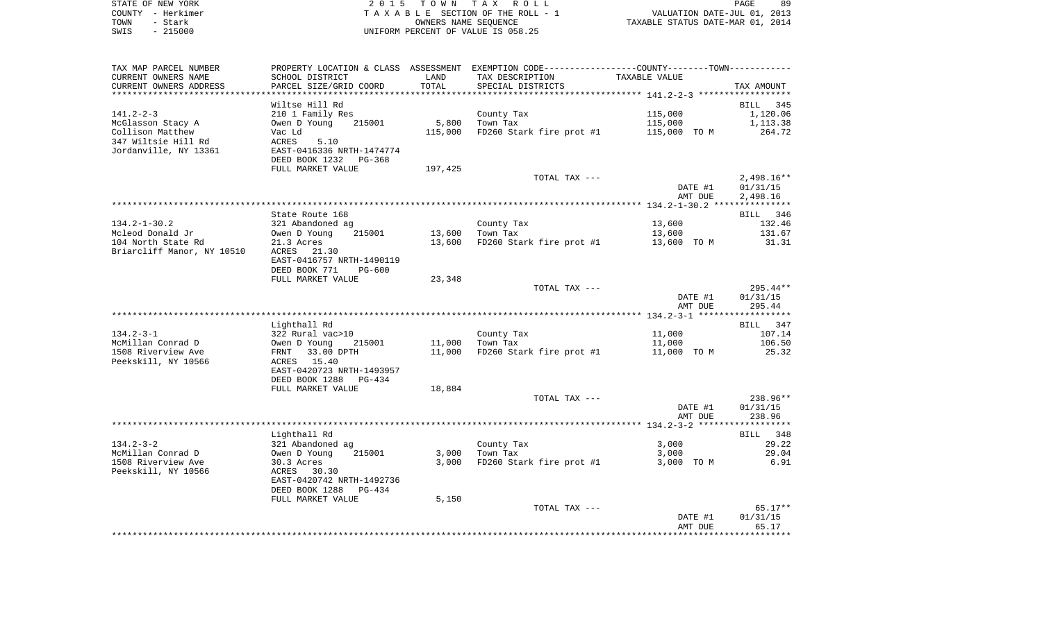STATE OF NEW YORK
COUNTY - Herkimer
TOWN - Stark
SWIS - 215000

2 0 1 5 T O W N T A X R O L L
T A X A B L E SECTION OF THE ROLL - 1
OWNERS NAME SEQUENCE
UNIFORM PERCENT OF VALUE IS 058.25

VALUATION DATE-JUL 01, 2013
TAXABLE STATUS DATE-MAR 01, 2014

| TAX MAP PARCEL NUMBER / CURRENT OWNERS NAME / CURRENT OWNERS ADDRESS | PROPERTY LOCATION & CLASS / SCHOOL DISTRICT / PARCEL SIZE/GRID COORD | ASSESSMENT LAND / TOTAL | EXEMPTION CODE / TAX DESCRIPTION / SPECIAL DISTRICTS | TAXABLE VALUE | TAX AMOUNT |
|---|---|---|---|---|---|
| **141.2-2-3** | Wiltse Hill Rd | | | | BILL 345 |
| 141.2-2-3 | 210 1 Family Res | | County Tax | 115,000 | 1,120.06 |
| McGlasson Stacy A | Owen D Young 215001 | 5,800 | Town Tax | 115,000 | 1,113.38 |
| Collison Matthew | Vac Ld | 115,000 | FD260 Stark fire prot #1 | 115,000 TO M | 264.72 |
| 347 Wiltsie Hill Rd | ACRES 5.10 | | | | |
| Jordanville, NY 13361 | EAST-0416336 NRTH-1474774 | | | | |
| | DEED BOOK 1232 PG-368 | | | | |
| | FULL MARKET VALUE | 197,425 | | | |
| | | | TOTAL TAX --- | | 2,498.16** |
| | | | | DATE #1 | 01/31/15 |
| | | | | AMT DUE | 2,498.16 |
| **134.2-1-30.2** | State Route 168 | | | | BILL 346 |
| 134.2-1-30.2 | 321 Abandoned ag | | County Tax | 13,600 | 132.46 |
| Mcleod Donald Jr | Owen D Young 215001 | 13,600 | Town Tax | 13,600 | 131.67 |
| 104 North State Rd | 21.3 Acres | 13,600 | FD260 Stark fire prot #1 | 13,600 TO M | 31.31 |
| Briarcliff Manor, NY 10510 | ACRES 21.30 | | | | |
| | EAST-0416757 NRTH-1490119 | | | | |
| | DEED BOOK 771 PG-600 | | | | |
| | FULL MARKET VALUE | 23,348 | | | |
| | | | TOTAL TAX --- | | 295.44** |
| | | | | DATE #1 | 01/31/15 |
| | | | | AMT DUE | 295.44 |
| **134.2-3-1** | Lighthall Rd | | | | BILL 347 |
| 134.2-3-1 | 322 Rural vac>10 | | County Tax | 11,000 | 107.14 |
| McMillan Conrad D | Owen D Young 215001 | 11,000 | Town Tax | 11,000 | 106.50 |
| 1508 Riverview Ave | FRNT 33.00 DPTH | 11,000 | FD260 Stark fire prot #1 | 11,000 TO M | 25.32 |
| Peekskill, NY 10566 | ACRES 15.40 | | | | |
| | EAST-0420723 NRTH-1493957 | | | | |
| | DEED BOOK 1288 PG-434 | | | | |
| | FULL MARKET VALUE | 18,884 | | | |
| | | | TOTAL TAX --- | | 238.96** |
| | | | | DATE #1 | 01/31/15 |
| | | | | AMT DUE | 238.96 |
| **134.2-3-2** | Lighthall Rd | | | | BILL 348 |
| 134.2-3-2 | 321 Abandoned ag | | County Tax | 3,000 | 29.22 |
| McMillan Conrad D | Owen D Young 215001 | 3,000 | Town Tax | 3,000 | 29.04 |
| 1508 Riverview Ave | 30.3 Acres | 3,000 | FD260 Stark fire prot #1 | 3,000 TO M | 6.91 |
| Peekskill, NY 10566 | ACRES 30.30 | | | | |
| | EAST-0420742 NRTH-1492736 | | | | |
| | DEED BOOK 1288 PG-434 | | | | |
| | FULL MARKET VALUE | 5,150 | | | |
| | | | TOTAL TAX --- | | 65.17** |
| | | | | DATE #1 | 01/31/15 |
| | | | | AMT DUE | 65.17 |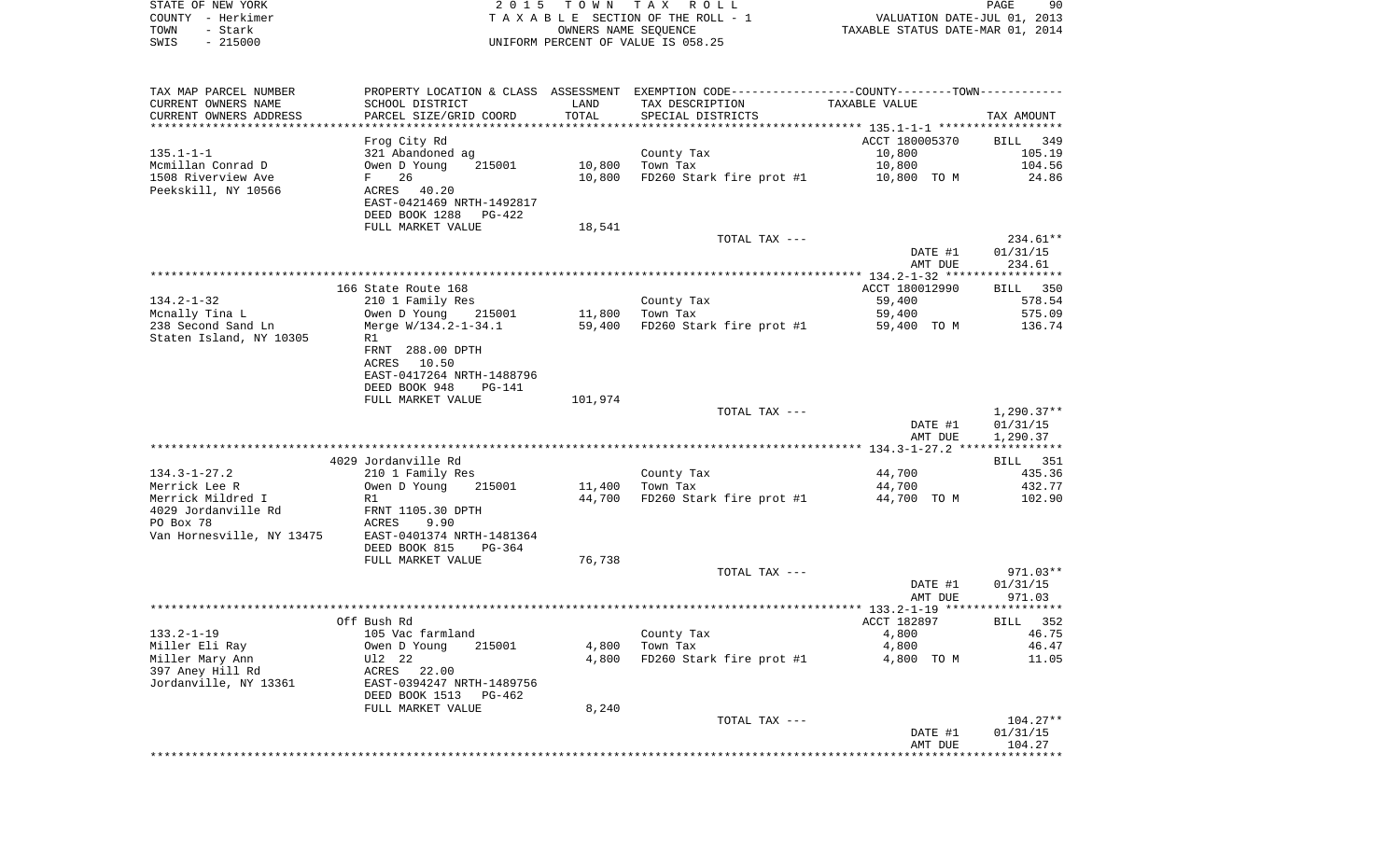STATE OF NEW YORK
COUNTY - Herkimer
TOWN - Stark
SWIS - 215000

2015 TOWN TAX ROLL
TAXABLE SECTION OF THE ROLL - 1
OWNERS NAME SEQUENCE
UNIFORM PERCENT OF VALUE IS 058.25

VALUATION DATE-JUL 01, 2013
TAXABLE STATUS DATE-MAR 01, 2014

| TAX MAP PARCEL NUMBER / CURRENT OWNERS NAME / CURRENT OWNERS ADDRESS | PROPERTY LOCATION & CLASS / SCHOOL DISTRICT / PARCEL SIZE/GRID COORD | ASSESSMENT LAND / TOTAL | EXEMPTION CODE / TAX DESCRIPTION / SPECIAL DISTRICTS | TAXABLE VALUE | TAX AMOUNT |
|---|---|---|---|---|---|
| 135.1-1-1 | Frog City Rd | | | ACCT 180005370 | BILL 349 |
| Mcmillan Conrad D | 321 Abandoned ag | | County Tax | 10,800 | 105.19 |
| 1508 Riverview Ave | Owen D Young 215001 | 10,800 | Town Tax | 10,800 | 104.56 |
| Peekskill, NY 10566 | F 26 | 10,800 | FD260 Stark fire prot #1 | 10,800 TO M | 24.86 |
| | ACRES 40.20 | | | | |
| | EAST-0421469 NRTH-1492817 | | | | |
| | DEED BOOK 1288 PG-422 | | | | |
| | FULL MARKET VALUE | 18,541 | | | |
| | | | TOTAL TAX --- | | 234.61** |
| | | | | DATE #1 | 01/31/15 |
| | | | | AMT DUE | 234.61 |
| 134.2-1-32 | 166 State Route 168 | | | ACCT 180012990 | BILL 350 |
| Mcnally Tina L | 210 1 Family Res | | County Tax | 59,400 | 578.54 |
| 238 Second Sand Ln | Owen D Young 215001 | 11,800 | Town Tax | 59,400 | 575.09 |
| Staten Island, NY 10305 | Merge W/134.2-1-34.1 | 59,400 | FD260 Stark fire prot #1 | 59,400 TO M | 136.74 |
| | R1 | | | | |
| | FRNT 288.00 DPTH | | | | |
| | ACRES 10.50 | | | | |
| | EAST-0417264 NRTH-1488796 | | | | |
| | DEED BOOK 948 PG-141 | | | | |
| | FULL MARKET VALUE | 101,974 | | | |
| | | | TOTAL TAX --- | | 1,290.37** |
| | | | | DATE #1 | 01/31/15 |
| | | | | AMT DUE | 1,290.37 |
| 134.3-1-27.2 | 4029 Jordanville Rd | | | | BILL 351 |
| Merrick Lee R | 210 1 Family Res | | County Tax | 44,700 | 435.36 |
| Merrick Mildred I | Owen D Young 215001 | 11,400 | Town Tax | 44,700 | 432.77 |
| 4029 Jordanville Rd | R1 | 44,700 | FD260 Stark fire prot #1 | 44,700 TO M | 102.90 |
| PO Box 78 | FRNT 1105.30 DPTH | | | | |
| Van Hornesville, NY 13475 | ACRES 9.90 | | | | |
| | EAST-0401374 NRTH-1481364 | | | | |
| | DEED BOOK 815 PG-364 | | | | |
| | FULL MARKET VALUE | 76,738 | | | |
| | | | TOTAL TAX --- | | 971.03** |
| | | | | DATE #1 | 01/31/15 |
| | | | | AMT DUE | 971.03 |
| 133.2-1-19 | Off Bush Rd | | | ACCT 182897 | BILL 352 |
| Miller Eli Ray | 105 Vac farmland | | County Tax | 4,800 | 46.75 |
| Miller Mary Ann | Owen D Young 215001 | 4,800 | Town Tax | 4,800 | 46.47 |
| 397 Aney Hill Rd | Ul2 22 | 4,800 | FD260 Stark fire prot #1 | 4,800 TO M | 11.05 |
| Jordanville, NY 13361 | ACRES 22.00 | | | | |
| | EAST-0394247 NRTH-1489756 | | | | |
| | DEED BOOK 1513 PG-462 | | | | |
| | FULL MARKET VALUE | 8,240 | | | |
| | | | TOTAL TAX --- | | 104.27** |
| | | | | DATE #1 | 01/31/15 |
| | | | | AMT DUE | 104.27 |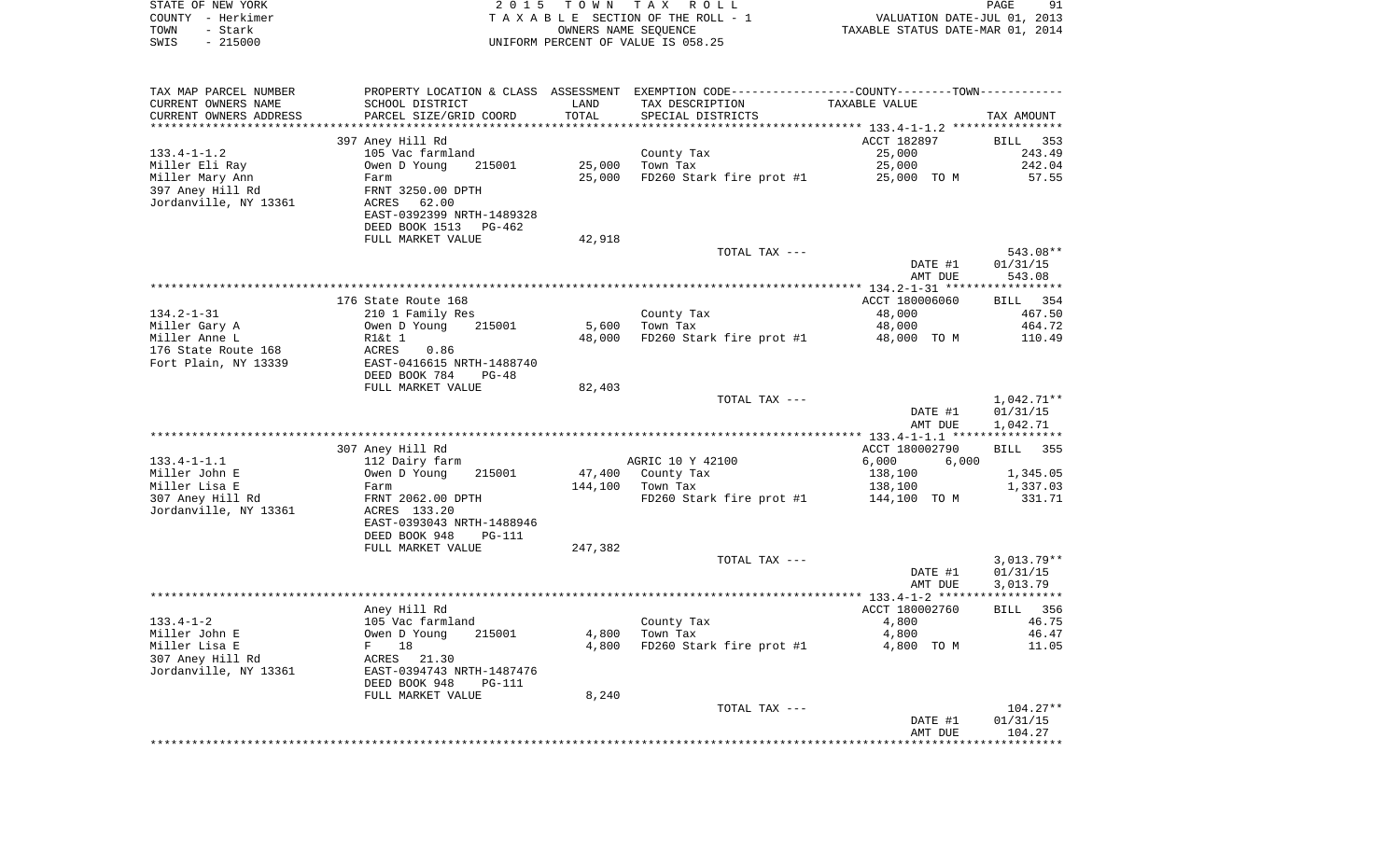STATE OF NEW YORK
COUNTY - Herkimer
TOWN - Stark
SWIS - 215000

2 0 1 5 T O W N T A X R O L L
T A X A B L E SECTION OF THE ROLL - 1
OWNERS NAME SEQUENCE
UNIFORM PERCENT OF VALUE IS 058.25

VALUATION DATE-JUL 01, 2013
TAXABLE STATUS DATE-MAR 01, 2014

| TAX MAP PARCEL NUMBER<br>CURRENT OWNERS NAME<br>CURRENT OWNERS ADDRESS | PROPERTY LOCATION & CLASS<br>SCHOOL DISTRICT<br>PARCEL SIZE/GRID COORD | ASSESSMENT<br>LAND<br>TOTAL | EXEMPTION CODE<br>TAX DESCRIPTION<br>SPECIAL DISTRICTS | COUNTY--------TOWN<br>TAXABLE VALUE | TAX AMOUNT |
|---|---|---|---|---|---|
| 133.4-1-1.2 | 397 Aney Hill Rd |  |  | ACCT 182897 | BILL 353 |
| 133.4-1-1.2 | 105 Vac farmland |  | County Tax | 25,000 | 243.49 |
| Miller Eli Ray | Owen D Young 215001 | 25,000 | Town Tax | 25,000 | 242.04 |
| Miller Mary Ann | Farm | 25,000 | FD260 Stark fire prot #1 | 25,000 TO M | 57.55 |
| 397 Aney Hill Rd | FRNT 3250.00 DPTH |  |  |  |  |
| Jordanville, NY 13361 | ACRES 62.00 |  |  |  |  |
|  | EAST-0392399 NRTH-1489328 |  |  |  |  |
|  | DEED BOOK 1513 PG-462 |  |  |  |  |
|  | FULL MARKET VALUE | 42,918 |  |  |  |
|  |  |  | TOTAL TAX --- |  | 543.08** |
|  |  |  |  | DATE #1 | 01/31/15 |
|  |  |  |  | AMT DUE | 543.08 |
| 134.2-1-31 | 176 State Route 168 |  |  | ACCT 180006060 | BILL 354 |
| 134.2-1-31 | 210 1 Family Res |  | County Tax | 48,000 | 467.50 |
| Miller Gary A | Owen D Young 215001 | 5,600 | Town Tax | 48,000 | 464.72 |
| Miller Anne L | R1&t 1 | 48,000 | FD260 Stark fire prot #1 | 48,000 TO M | 110.49 |
| 176 State Route 168 | ACRES 0.86 |  |  |  |  |
| Fort Plain, NY 13339 | EAST-0416615 NRTH-1488740 |  |  |  |  |
|  | DEED BOOK 784 PG-48 |  |  |  |  |
|  | FULL MARKET VALUE | 82,403 |  |  |  |
|  |  |  | TOTAL TAX --- |  | 1,042.71** |
|  |  |  |  | DATE #1 | 01/31/15 |
|  |  |  |  | AMT DUE | 1,042.71 |
| 133.4-1-1.1 | 307 Aney Hill Rd |  |  | ACCT 180002790 | BILL 355 |
| 133.4-1-1.1 | 112 Dairy farm |  | AGRIC 10 Y 42100 | 6,000 6,000 |  |
| Miller John E | Owen D Young 215001 | 47,400 | County Tax | 138,100 | 1,345.05 |
| Miller Lisa E | Farm | 144,100 | Town Tax | 138,100 | 1,337.03 |
| 307 Aney Hill Rd | FRNT 2062.00 DPTH |  | FD260 Stark fire prot #1 | 144,100 TO M | 331.71 |
| Jordanville, NY 13361 | ACRES 133.20 |  |  |  |  |
|  | EAST-0393043 NRTH-1488946 |  |  |  |  |
|  | DEED BOOK 948 PG-111 |  |  |  |  |
|  | FULL MARKET VALUE | 247,382 |  |  |  |
|  |  |  | TOTAL TAX --- |  | 3,013.79** |
|  |  |  |  | DATE #1 | 01/31/15 |
|  |  |  |  | AMT DUE | 3,013.79 |
| 133.4-1-2 | Aney Hill Rd |  |  | ACCT 180002760 | BILL 356 |
| 133.4-1-2 | 105 Vac farmland |  | County Tax | 4,800 | 46.75 |
| Miller John E | Owen D Young 215001 | 4,800 | Town Tax | 4,800 | 46.47 |
| Miller Lisa E | F 18 | 4,800 | FD260 Stark fire prot #1 | 4,800 TO M | 11.05 |
| 307 Aney Hill Rd | ACRES 21.30 |  |  |  |  |
| Jordanville, NY 13361 | EAST-0394743 NRTH-1487476 |  |  |  |  |
|  | DEED BOOK 948 PG-111 |  |  |  |  |
|  | FULL MARKET VALUE | 8,240 |  |  |  |
|  |  |  | TOTAL TAX --- |  | 104.27** |
|  |  |  |  | DATE #1 | 01/31/15 |
|  |  |  |  | AMT DUE | 104.27 |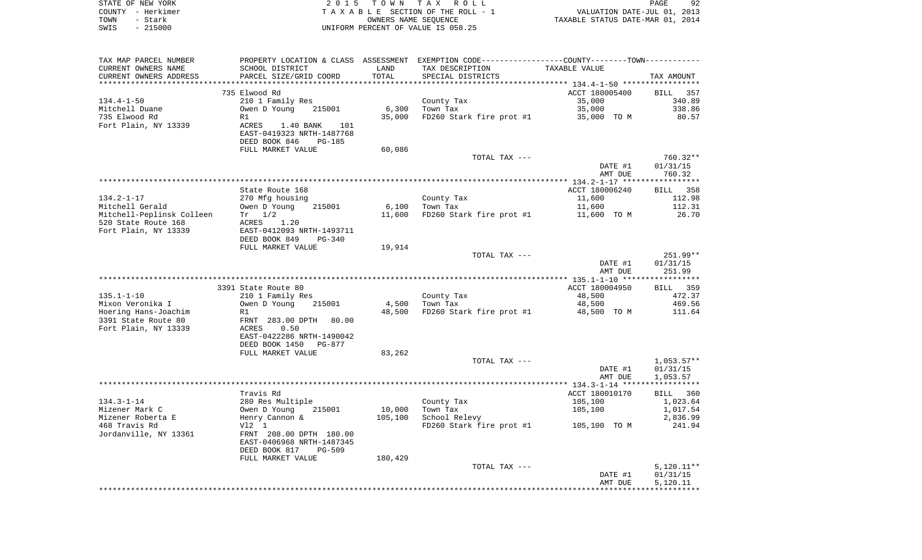STATE OF NEW YORK
COUNTY - Herkimer
TOWN - Stark
SWIS - 215000

2 0 1 5 T O W N T A X R O L L
T A X A B L E SECTION OF THE ROLL - 1
OWNERS NAME SEQUENCE
UNIFORM PERCENT OF VALUE IS 058.25

VALUATION DATE-JUL 01, 2013
TAXABLE STATUS DATE-MAR 01, 2014

| TAX MAP PARCEL NUMBER / CURRENT OWNERS NAME / CURRENT OWNERS ADDRESS | PROPERTY LOCATION & CLASS / SCHOOL DISTRICT / PARCEL SIZE/GRID COORD | ASSESSMENT LAND / TOTAL | EXEMPTION CODE / TAX DESCRIPTION / SPECIAL DISTRICTS | COUNTY--------TOWN TAXABLE VALUE | TAX AMOUNT |
|---|---|---|---|---|---|
| | 735 Elwood Rd | | | ACCT 180005400 | BILL 357 |
| 134.4-1-50 | 210 1 Family Res | | County Tax | 35,000 | 340.89 |
| Mitchell Duane | Owen D Young 215001 | 6,300 | Town Tax | 35,000 | 338.86 |
| 735 Elwood Rd | R1 | 35,000 | FD260 Stark fire prot #1 | 35,000 TO M | 80.57 |
| Fort Plain, NY 13339 | ACRES 1.40 BANK 101 | | | | |
| | EAST-0419323 NRTH-1487768 | | | | |
| | DEED BOOK 846 PG-185 | | | | |
| | FULL MARKET VALUE | 60,086 | | | |
| | | | TOTAL TAX --- | | 760.32** |
| | | | | DATE #1 | 01/31/15 |
| | | | | AMT DUE | 760.32 |
| | State Route 168 | | | ACCT 180006240 | BILL 358 |
| 134.2-1-17 | 270 Mfg housing | | County Tax | 11,600 | 112.98 |
| Mitchell Gerald | Owen D Young 215001 | 6,100 | Town Tax | 11,600 | 112.31 |
| Mitchell-Peplinsk Colleen | Tr 1/2 | 11,600 | FD260 Stark fire prot #1 | 11,600 TO M | 26.70 |
| 520 State Route 168 | ACRES 1.20 | | | | |
| Fort Plain, NY 13339 | EAST-0412093 NRTH-1493711 | | | | |
| | DEED BOOK 849 PG-340 | | | | |
| | FULL MARKET VALUE | 19,914 | | | |
| | | | TOTAL TAX --- | | 251.99** |
| | | | | DATE #1 | 01/31/15 |
| | | | | AMT DUE | 251.99 |
| | 3391 State Route 80 | | | ACCT 180004950 | BILL 359 |
| 135.1-1-10 | 210 1 Family Res | | County Tax | 48,500 | 472.37 |
| Mixon Veronika I | Owen D Young 215001 | 4,500 | Town Tax | 48,500 | 469.56 |
| Hoering Hans-Joachim | R1 | 48,500 | FD260 Stark fire prot #1 | 48,500 TO M | 111.64 |
| 3391 State Route 80 | FRNT 283.00 DPTH 80.00 | | | | |
| Fort Plain, NY 13339 | ACRES 0.50 | | | | |
| | EAST-0422286 NRTH-1490042 | | | | |
| | DEED BOOK 1450 PG-877 | | | | |
| | FULL MARKET VALUE | 83,262 | | | |
| | | | TOTAL TAX --- | | 1,053.57** |
| | | | | DATE #1 | 01/31/15 |
| | | | | AMT DUE | 1,053.57 |
| | Travis Rd | | | ACCT 180010170 | BILL 360 |
| 134.3-1-14 | 280 Res Multiple | | County Tax | 105,100 | 1,023.64 |
| Mizener Mark C | Owen D Young 215001 | 10,000 | Town Tax | 105,100 | 1,017.54 |
| Mizener Roberta E | Henry Cannon & | 105,100 | School Relevy | | 2,836.99 |
| 468 Travis Rd | Vl2 1 | | FD260 Stark fire prot #1 | 105,100 TO M | 241.94 |
| Jordanville, NY 13361 | FRNT 208.00 DPTH 180.00 | | | | |
| | EAST-0406968 NRTH-1487345 | | | | |
| | DEED BOOK 817 PG-509 | | | | |
| | FULL MARKET VALUE | 180,429 | | | |
| | | | TOTAL TAX --- | | 5,120.11** |
| | | | | DATE #1 | 01/31/15 |
| | | | | AMT DUE | 5,120.11 |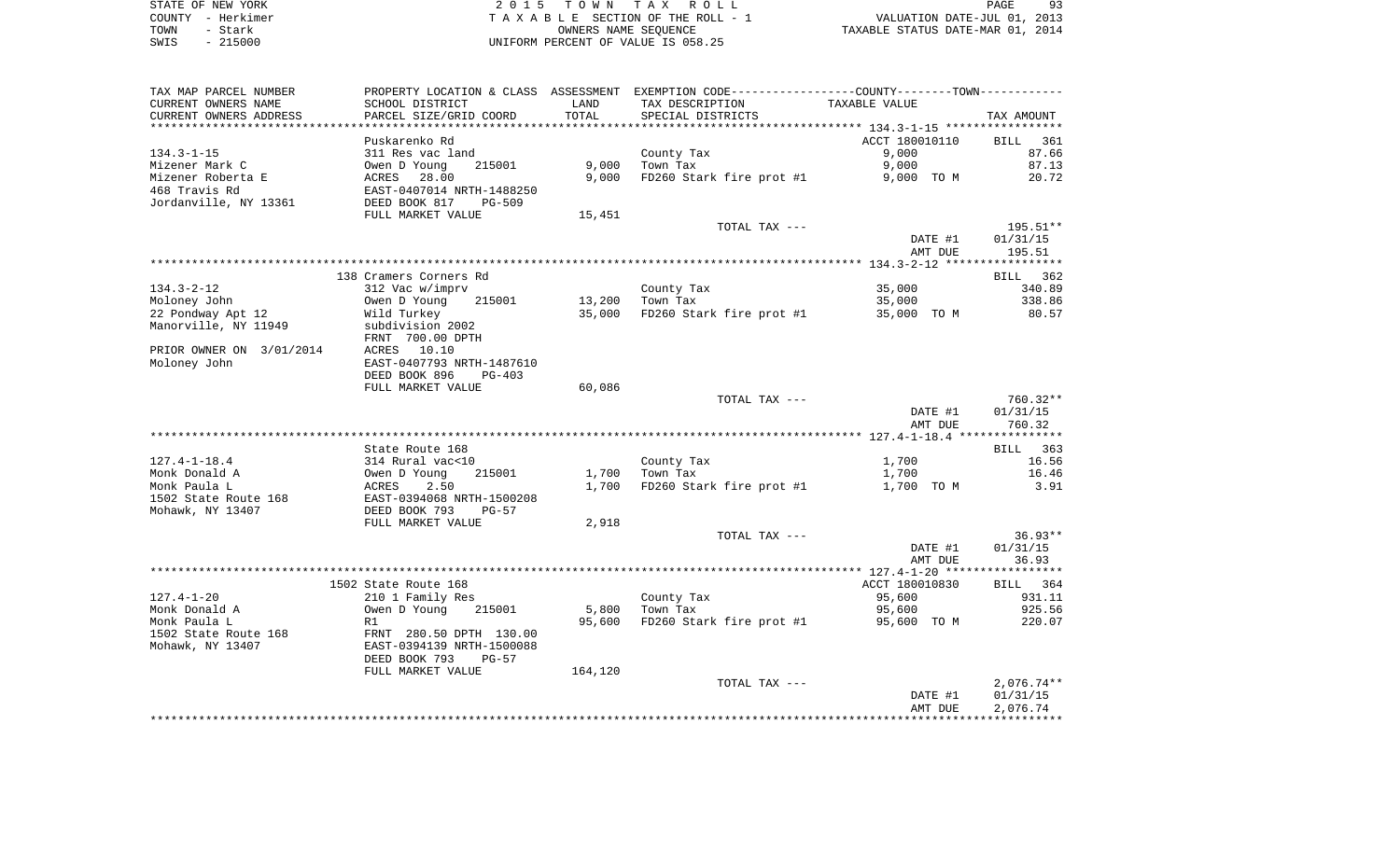STATE OF NEW YORK
COUNTY - Herkimer
TOWN - Stark
SWIS - 215000

2 0 1 5 T O W N T A X R O L L
T A X A B L E SECTION OF THE ROLL - 1
OWNERS NAME SEQUENCE
UNIFORM PERCENT OF VALUE IS 058.25

VALUATION DATE-JUL 01, 2013
TAXABLE STATUS DATE-MAR 01, 2014

| TAX MAP PARCEL NUMBER<br>CURRENT OWNERS NAME<br>CURRENT OWNERS ADDRESS | PROPERTY LOCATION & CLASS<br>SCHOOL DISTRICT<br>PARCEL SIZE/GRID COORD | ASSESSMENT LAND<br>TOTAL | EXEMPTION CODE-----COUNTY--------TOWN------<br>TAX DESCRIPTION<br>SPECIAL DISTRICTS | TAXABLE VALUE | TAX AMOUNT |
|---|---|---|---|---|---|
| | Puskarenko Rd | | | ACCT 180010110 | BILL 361 |
| 134.3-1-15 | 311 Res vac land | | County Tax | 9,000 | 87.66 |
| Mizener Mark C | Owen D Young 215001 | 9,000 | Town Tax | 9,000 | 87.13 |
| Mizener Roberta E | ACRES 28.00 | 9,000 | FD260 Stark fire prot #1 | 9,000 TO M | 20.72 |
| 468 Travis Rd | EAST-0407014 NRTH-1488250 | | | | |
| Jordanville, NY 13361 | DEED BOOK 817 PG-509 | | | | |
| | FULL MARKET VALUE | 15,451 | | | |
| | | | TOTAL TAX --- | | 195.51** |
| | | | | DATE #1 | 01/31/15 |
| | | | | AMT DUE | 195.51 |
| | 138 Cramers Corners Rd | | | | BILL 362 |
| 134.3-2-12 | 312 Vac w/imprv | | County Tax | 35,000 | 340.89 |
| Moloney John | Owen D Young 215001 | 13,200 | Town Tax | 35,000 | 338.86 |
| 22 Pondway Apt 12 | Wild Turkey | 35,000 | FD260 Stark fire prot #1 | 35,000 TO M | 80.57 |
| Manorville, NY 11949 | subdivision 2002 | | | | |
| | FRNT 700.00 DPTH | | | | |
| PRIOR OWNER ON 3/01/2014 | ACRES 10.10 | | | | |
| Moloney John | EAST-0407793 NRTH-1487610 | | | | |
| | DEED BOOK 896 PG-403 | | | | |
| | FULL MARKET VALUE | 60,086 | | | |
| | | | TOTAL TAX --- | | 760.32** |
| | | | | DATE #1 | 01/31/15 |
| | | | | AMT DUE | 760.32 |
| | State Route 168 | | | | BILL 363 |
| 127.4-1-18.4 | 314 Rural vac<10 | | County Tax | 1,700 | 16.56 |
| Monk Donald A | Owen D Young 215001 | 1,700 | Town Tax | 1,700 | 16.46 |
| Monk Paula L | ACRES 2.50 | 1,700 | FD260 Stark fire prot #1 | 1,700 TO M | 3.91 |
| 1502 State Route 168 | EAST-0394068 NRTH-1500208 | | | | |
| Mohawk, NY 13407 | DEED BOOK 793 PG-57 | | | | |
| | FULL MARKET VALUE | 2,918 | | | |
| | | | TOTAL TAX --- | | 36.93** |
| | | | | DATE #1 | 01/31/15 |
| | | | | AMT DUE | 36.93 |
| | 1502 State Route 168 | | | ACCT 180010830 | BILL 364 |
| 127.4-1-20 | 210 1 Family Res | | County Tax | 95,600 | 931.11 |
| Monk Donald A | Owen D Young 215001 | 5,800 | Town Tax | 95,600 | 925.56 |
| Monk Paula L | R1 | 95,600 | FD260 Stark fire prot #1 | 95,600 TO M | 220.07 |
| 1502 State Route 168 | FRNT 280.50 DPTH 130.00 | | | | |
| Mohawk, NY 13407 | EAST-0394139 NRTH-1500088 | | | | |
| | DEED BOOK 793 PG-57 | | | | |
| | FULL MARKET VALUE | 164,120 | | | |
| | | | TOTAL TAX --- | | 2,076.74** |
| | | | | DATE #1 | 01/31/15 |
| | | | | AMT DUE | 2,076.74 |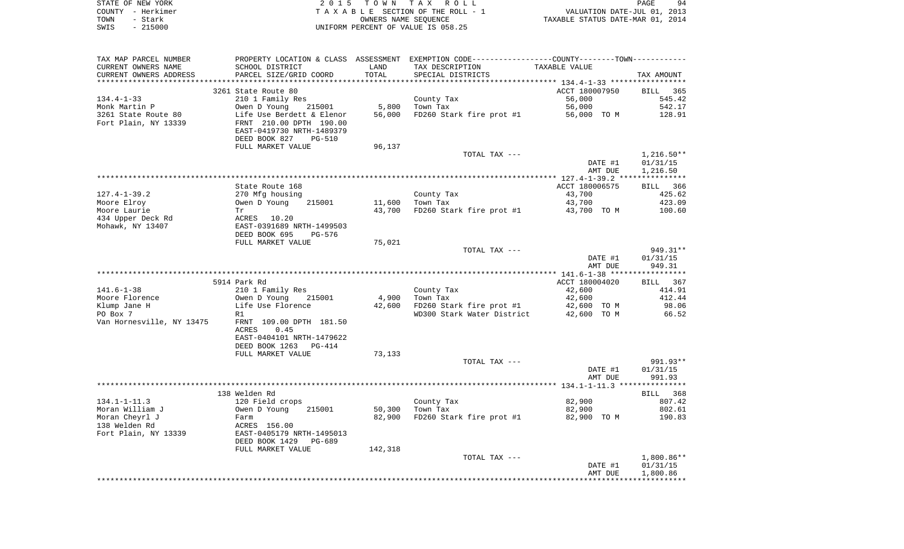STATE OF NEW YORK
COUNTY - Herkimer
TOWN - Stark
SWIS - 215000

2 0 1 5 T O W N T A X R O L L
T A X A B L E SECTION OF THE ROLL - 1
OWNERS NAME SEQUENCE
UNIFORM PERCENT OF VALUE IS 058.25

VALUATION DATE-JUL 01, 2013
TAXABLE STATUS DATE-MAR 01, 2014

| TAX MAP PARCEL NUMBER / CURRENT OWNERS NAME / CURRENT OWNERS ADDRESS | PROPERTY LOCATION & CLASS / SCHOOL DISTRICT / PARCEL SIZE/GRID COORD | ASSESSMENT LAND / TOTAL | EXEMPTION CODE / TAX DESCRIPTION / SPECIAL DISTRICTS | TAXABLE VALUE | TAX AMOUNT |
|---|---|---|---|---|---|
| 134.4-1-33 | 3261 State Route 80 | | | ACCT 180007950 | BILL 365 |
| Monk Martin P | 210 1 Family Res | | County Tax | 56,000 | 545.42 |
| 3261 State Route 80 | Owen D Young 215001 | 5,800 | Town Tax | 56,000 | 542.17 |
| Fort Plain, NY 13339 | Life Use Berdett & Elenor | 56,000 | FD260 Stark fire prot #1 | 56,000 TO M | 128.91 |
| | FRNT 210.00 DPTH 190.00 | | | | |
| | EAST-0419730 NRTH-1489379 | | | | |
| | DEED BOOK 827 PG-510 | | | | |
| | FULL MARKET VALUE | 96,137 | | | |
| | | | TOTAL TAX --- | | 1,216.50** |
| | | | | DATE #1 | 01/31/15 |
| | | | | AMT DUE | 1,216.50 |
| 127.4-1-39.2 | State Route 168 | | | ACCT 180006575 | BILL 366 |
| Moore Elroy | 270 Mfg housing | | County Tax | 43,700 | 425.62 |
| Moore Laurie | Owen D Young 215001 | 11,600 | Town Tax | 43,700 | 423.09 |
| 434 Upper Deck Rd | Tr | 43,700 | FD260 Stark fire prot #1 | 43,700 TO M | 100.60 |
| Mohawk, NY 13407 | ACRES 10.20 | | | | |
| | EAST-0391689 NRTH-1499503 | | | | |
| | DEED BOOK 695 PG-576 | | | | |
| | FULL MARKET VALUE | 75,021 | | | |
| | | | TOTAL TAX --- | | 949.31** |
| | | | | DATE #1 | 01/31/15 |
| | | | | AMT DUE | 949.31 |
| 141.6-1-38 | 5914 Park Rd | | | ACCT 180004020 | BILL 367 |
| Moore Florence | 210 1 Family Res | | County Tax | 42,600 | 414.91 |
| Klump Jane H | Owen D Young 215001 | 4,900 | Town Tax | 42,600 | 412.44 |
| PO Box 7 | Life Use Florence | 42,600 | FD260 Stark fire prot #1 | 42,600 TO M | 98.06 |
| Van Hornesville, NY 13475 | R1 | | WD300 Stark Water District | 42,600 TO M | 66.52 |
| | FRNT 109.00 DPTH 181.50 | | | | |
| | ACRES 0.45 | | | | |
| | EAST-0404101 NRTH-1479622 | | | | |
| | DEED BOOK 1263 PG-414 | | | | |
| | FULL MARKET VALUE | 73,133 | | | |
| | | | TOTAL TAX --- | | 991.93** |
| | | | | DATE #1 | 01/31/15 |
| | | | | AMT DUE | 991.93 |
| 134.1-1-11.3 | 138 Welden Rd | | | | BILL 368 |
| Moran William J | 120 Field crops | | County Tax | 82,900 | 807.42 |
| Moran Cheyrl J | Owen D Young 215001 | 50,300 | Town Tax | 82,900 | 802.61 |
| 138 Welden Rd | Farm | 82,900 | FD260 Stark fire prot #1 | 82,900 TO M | 190.83 |
| Fort Plain, NY 13339 | ACRES 156.00 | | | | |
| | EAST-0405179 NRTH-1495013 | | | | |
| | DEED BOOK 1429 PG-689 | | | | |
| | FULL MARKET VALUE | 142,318 | | | |
| | | | TOTAL TAX --- | | 1,800.86** |
| | | | | DATE #1 | 01/31/15 |
| | | | | AMT DUE | 1,800.86 |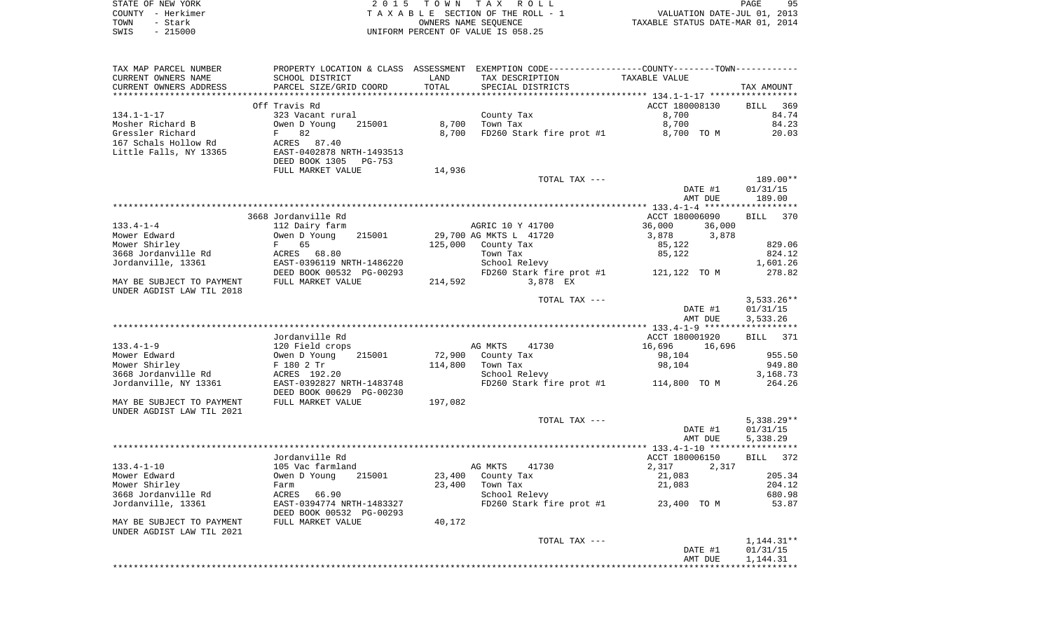STATE OF NEW YORK
COUNTY - Herkimer
TOWN - Stark
SWIS - 215000

2 0 1 5 T O W N T A X R O L L
T A X A B L E SECTION OF THE ROLL - 1
OWNERS NAME SEQUENCE
UNIFORM PERCENT OF VALUE IS 058.25

VALUATION DATE-JUL 01, 2013
TAXABLE STATUS DATE-MAR 01, 2014

| TAX MAP PARCEL NUMBER / CURRENT OWNERS NAME / CURRENT OWNERS ADDRESS | PROPERTY LOCATION & CLASS / SCHOOL DISTRICT / PARCEL SIZE/GRID COORD | ASSESSMENT LAND / TOTAL | EXEMPTION CODE / TAX DESCRIPTION / SPECIAL DISTRICTS | COUNTY / TOWN TAXABLE VALUE | TAX AMOUNT |
|---|---|---|---|---|---|
| | Off Travis Rd | | | ACCT 180008130 | BILL 369 |
| 134.1-1-17 | 323 Vacant rural | | County Tax | 8,700 | 84.74 |
| Mosher Richard B | Owen D Young 215001 | 8,700 | Town Tax | 8,700 | 84.23 |
| Gressler Richard | F 82 | 8,700 | FD260 Stark fire prot #1 | 8,700 TO M | 20.03 |
| 167 Schals Hollow Rd | ACRES 87.40 | | | | |
| Little Falls, NY 13365 | EAST-0402878 NRTH-1493513 | | | | |
| | DEED BOOK 1305 PG-753 | | | | |
| | FULL MARKET VALUE | 14,936 | | | |
| | | | TOTAL TAX --- | | 189.00** |
| | | | | DATE #1 | 01/31/15 |
| | | | | AMT DUE | 189.00 |
| | 3668 Jordanville Rd | | | ACCT 180006090 | BILL 370 |
| 133.4-1-4 | 112 Dairy farm | | AGRIC 10 Y 41700 | 36,000 36,000 | |
| Mower Edward | Owen D Young 215001 | 29,700 | AG MKTS L 41720 | 3,878 3,878 | |
| Mower Shirley | F 65 | 125,000 | County Tax | 85,122 | 829.06 |
| 3668 Jordanville Rd | ACRES 68.80 | | Town Tax | 85,122 | 824.12 |
| Jordanville, 13361 | EAST-0396119 NRTH-1486220 | | School Relevy | | 1,601.26 |
| | DEED BOOK 00532 PG-00293 | | FD260 Stark fire prot #1 | 121,122 TO M | 278.82 |
| MAY BE SUBJECT TO PAYMENT | FULL MARKET VALUE | 214,592 | 3,878 EX | | |
| UNDER AGDIST LAW TIL 2018 | | | | | |
| | | | TOTAL TAX --- | | 3,533.26** |
| | | | | DATE #1 | 01/31/15 |
| | | | | AMT DUE | 3,533.26 |
| | Jordanville Rd | | | ACCT 180001920 | BILL 371 |
| 133.4-1-9 | 120 Field crops | | AG MKTS 41730 | 16,696 16,696 | |
| Mower Edward | Owen D Young 215001 | 72,900 | County Tax | 98,104 | 955.50 |
| Mower Shirley | F 180 2 Tr | 114,800 | Town Tax | 98,104 | 949.80 |
| 3668 Jordanville Rd | ACRES 192.20 | | School Relevy | | 3,168.73 |
| Jordanville, NY 13361 | EAST-0392827 NRTH-1483748 | | FD260 Stark fire prot #1 | 114,800 TO M | 264.26 |
| | DEED BOOK 00629 PG-00230 | | | | |
| MAY BE SUBJECT TO PAYMENT | FULL MARKET VALUE | 197,082 | | | |
| UNDER AGDIST LAW TIL 2021 | | | | | |
| | | | TOTAL TAX --- | | 5,338.29** |
| | | | | DATE #1 | 01/31/15 |
| | | | | AMT DUE | 5,338.29 |
| | Jordanville Rd | | | ACCT 180006150 | BILL 372 |
| 133.4-1-10 | 105 Vac farmland | | AG MKTS 41730 | 2,317 2,317 | |
| Mower Edward | Owen D Young 215001 | 23,400 | County Tax | 21,083 | 205.34 |
| Mower Shirley | Farm | 23,400 | Town Tax | 21,083 | 204.12 |
| 3668 Jordanville Rd | ACRES 66.90 | | School Relevy | | 680.98 |
| Jordanville, 13361 | EAST-0394774 NRTH-1483327 | | FD260 Stark fire prot #1 | 23,400 TO M | 53.87 |
| | DEED BOOK 00532 PG-00293 | | | | |
| MAY BE SUBJECT TO PAYMENT | FULL MARKET VALUE | 40,172 | | | |
| UNDER AGDIST LAW TIL 2021 | | | | | |
| | | | TOTAL TAX --- | | 1,144.31** |
| | | | | DATE #1 | 01/31/15 |
| | | | | AMT DUE | 1,144.31 |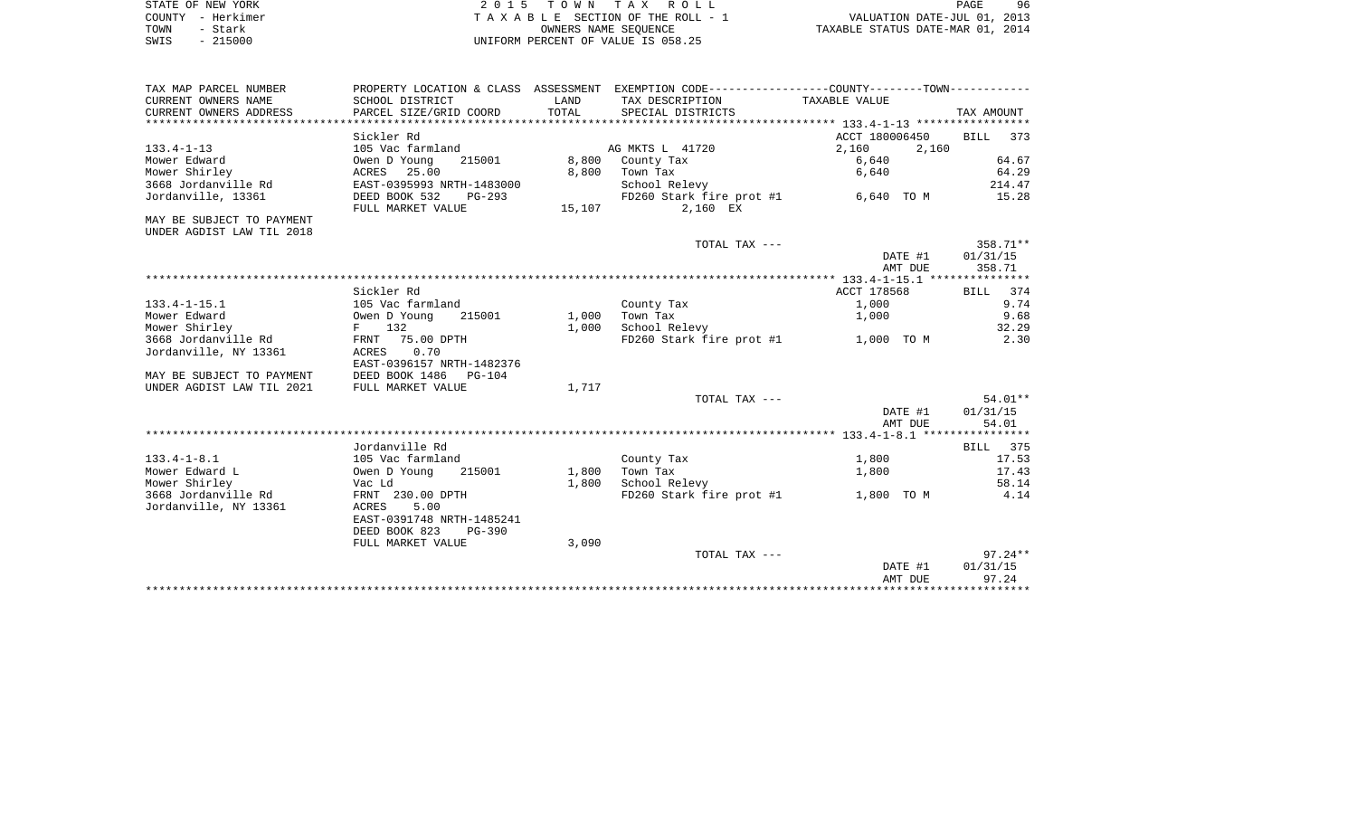STATE OF NEW YORK
COUNTY - Herkimer
TOWN - Stark
SWIS - 215000

2 0 1 5 T O W N T A X R O L L
T A X A B L E SECTION OF THE ROLL - 1
OWNERS NAME SEQUENCE
UNIFORM PERCENT OF VALUE IS 058.25

VALUATION DATE-JUL 01, 2013
TAXABLE STATUS DATE-MAR 01, 2014

| TAX MAP PARCEL NUMBER / CURRENT OWNERS NAME / CURRENT OWNERS ADDRESS | PROPERTY LOCATION & CLASS / SCHOOL DISTRICT / PARCEL SIZE/GRID COORD | ASSESSMENT LAND / TOTAL | EXEMPTION CODE / TAX DESCRIPTION / SPECIAL DISTRICTS | COUNTY / TOWN TAXABLE VALUE | TAX AMOUNT |
|---|---|---|---|---|---|
| **133.4-1-13** | Sickler Rd | | | ACCT 180006450 | BILL 373 |
| 133.4-1-13 | 105 Vac farmland | | AG MKTS L 41720 | 2,160 2,160 | |
| Mower Edward | Owen D Young 215001 | 8,800 | County Tax | 6,640 | 64.67 |
| Mower Shirley | ACRES 25.00 | 8,800 | Town Tax | 6,640 | 64.29 |
| 3668 Jordanville Rd | EAST-0395993 NRTH-1483000 | | School Relevy | | 214.47 |
| Jordanville, 13361 | DEED BOOK 532 PG-293 | | FD260 Stark fire prot #1 | 6,640 TO M | 15.28 |
| | FULL MARKET VALUE | 15,107 | 2,160 EX | | |
| MAY BE SUBJECT TO PAYMENT UNDER AGDIST LAW TIL 2018 | | | | | |
| | | | TOTAL TAX --- | | 358.71** |
| | | | | DATE #1 | 01/31/15 |
| | | | | AMT DUE | 358.71 |
| **133.4-1-15.1** | Sickler Rd | | | ACCT 178568 | BILL 374 |
| 133.4-1-15.1 | 105 Vac farmland | | County Tax | 1,000 | 9.74 |
| Mower Edward | Owen D Young 215001 | 1,000 | Town Tax | 1,000 | 9.68 |
| Mower Shirley | F 132 | 1,000 | School Relevy | | 32.29 |
| 3668 Jordanville Rd | FRNT 75.00 DPTH | | FD260 Stark fire prot #1 | 1,000 TO M | 2.30 |
| Jordanville, NY 13361 | ACRES 0.70 | | | | |
| | EAST-0396157 NRTH-1482376 | | | | |
| MAY BE SUBJECT TO PAYMENT | DEED BOOK 1486 PG-104 | | | | |
| UNDER AGDIST LAW TIL 2021 | FULL MARKET VALUE | 1,717 | | | |
| | | | TOTAL TAX --- | | 54.01** |
| | | | | DATE #1 | 01/31/15 |
| | | | | AMT DUE | 54.01 |
| **133.4-1-8.1** | Jordanville Rd | | | | BILL 375 |
| 133.4-1-8.1 | 105 Vac farmland | | County Tax | 1,800 | 17.53 |
| Mower Edward L | Owen D Young 215001 | 1,800 | Town Tax | 1,800 | 17.43 |
| Mower Shirley | Vac Ld | 1,800 | School Relevy | | 58.14 |
| 3668 Jordanville Rd | FRNT 230.00 DPTH | | FD260 Stark fire prot #1 | 1,800 TO M | 4.14 |
| Jordanville, NY 13361 | ACRES 5.00 | | | | |
| | EAST-0391748 NRTH-1485241 | | | | |
| | DEED BOOK 823 PG-390 | | | | |
| | FULL MARKET VALUE | 3,090 | | | |
| | | | TOTAL TAX --- | | 97.24** |
| | | | | DATE #1 | 01/31/15 |
| | | | | AMT DUE | 97.24 |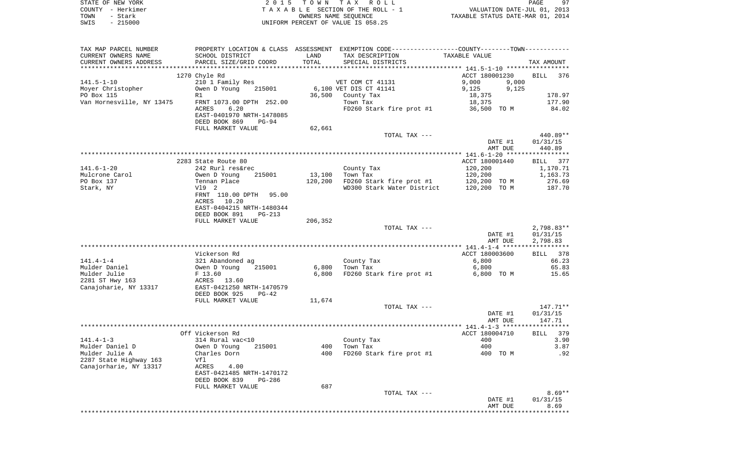STATE OF NEW YORK
COUNTY - Herkimer
TOWN - Stark
SWIS - 215000

2 0 1 5 T O W N T A X R O L L
T A X A B L E SECTION OF THE ROLL - 1
OWNERS NAME SEQUENCE
UNIFORM PERCENT OF VALUE IS 058.25

VALUATION DATE-JUL 01, 2013
TAXABLE STATUS DATE-MAR 01, 2014

| TAX MAP PARCEL NUMBER / CURRENT OWNERS NAME / CURRENT OWNERS ADDRESS | PROPERTY LOCATION & CLASS / SCHOOL DISTRICT / PARCEL SIZE/GRID COORD | ASSESSMENT LAND / TOTAL | EXEMPTION CODE / TAX DESCRIPTION / SPECIAL DISTRICTS | COUNTY / TOWN TAXABLE VALUE | TAX AMOUNT |
|---|---|---|---|---|---|
| | 1270 Chyle Rd | | | ACCT 180001230 | BILL 376 |
| 141.5-1-10 | 210 1 Family Res | | VET COM CT 41131 | 9,000 9,000 | |
| Moyer Christopher | Owen D Young 215001 | 6,100 | VET DIS CT 41141 | 9,125 9,125 | |
| PO Box 115 | R1 | 36,500 | County Tax | 18,375 | 178.97 |
| Van Hornesville, NY 13475 | FRNT 1073.00 DPTH 252.00 | | Town Tax | 18,375 | 177.90 |
| | ACRES 6.20 | | FD260 Stark fire prot #1 | 36,500 TO M | 84.02 |
| | EAST-0401970 NRTH-1478085 | | | | |
| | DEED BOOK 869 PG-94 | | | | |
| | FULL MARKET VALUE | 62,661 | | | |
| | | | TOTAL TAX --- | | 440.89** |
| | | | | DATE #1 | 01/31/15 |
| | | | | AMT DUE | 440.89 |
| | 2283 State Route 80 | | | ACCT 180001440 | BILL 377 |
| 141.6-1-20 | 242 Rurl res&rec | | County Tax | 120,200 | 1,170.71 |
| Mulcrone Carol | Owen D Young 215001 | 13,100 | Town Tax | 120,200 | 1,163.73 |
| PO Box 137 | Tennan Place | 120,200 | FD260 Stark fire prot #1 | 120,200 TO M | 276.69 |
| Stark, NY | Vl9 2 | | WD300 Stark Water District | 120,200 TO M | 187.70 |
| | FRNT 110.00 DPTH 95.00 | | | | |
| | ACRES 10.20 | | | | |
| | EAST-0404215 NRTH-1480344 | | | | |
| | DEED BOOK 891 PG-213 | | | | |
| | FULL MARKET VALUE | 206,352 | | | |
| | | | TOTAL TAX --- | | 2,798.83** |
| | | | | DATE #1 | 01/31/15 |
| | | | | AMT DUE | 2,798.83 |
| | Vickerson Rd | | | ACCT 180003600 | BILL 378 |
| 141.4-1-4 | 321 Abandoned ag | | County Tax | 6,800 | 66.23 |
| Mulder Daniel | Owen D Young 215001 | 6,800 | Town Tax | 6,800 | 65.83 |
| Mulder Julie | F 13.60 | 6,800 | FD260 Stark fire prot #1 | 6,800 TO M | 15.65 |
| 2281 ST Hwy 163 | ACRES 13.60 | | | | |
| Canajoharie, NY 13317 | EAST-0421250 NRTH-1470579 | | | | |
| | DEED BOOK 925 PG-42 | | | | |
| | FULL MARKET VALUE | 11,674 | | | |
| | | | TOTAL TAX --- | | 147.71** |
| | | | | DATE #1 | 01/31/15 |
| | | | | AMT DUE | 147.71 |
| | Off Vickerson Rd | | | ACCT 180004710 | BILL 379 |
| 141.4-1-3 | 314 Rural vac<10 | | County Tax | 400 | 3.90 |
| Mulder Daniel D | Owen D Young 215001 | 400 | Town Tax | 400 | 3.87 |
| Mulder Julie A | Charles Dorn | 400 | FD260 Stark fire prot #1 | 400 TO M | .92 |
| 2287 State Highway 163 | Vfl | | | | |
| Canajorharie, NY 13317 | ACRES 4.00 | | | | |
| | EAST-0421485 NRTH-1470172 | | | | |
| | DEED BOOK 839 PG-286 | | | | |
| | FULL MARKET VALUE | 687 | | | |
| | | | TOTAL TAX --- | | 8.69** |
| | | | | DATE #1 | 01/31/15 |
| | | | | AMT DUE | 8.69 |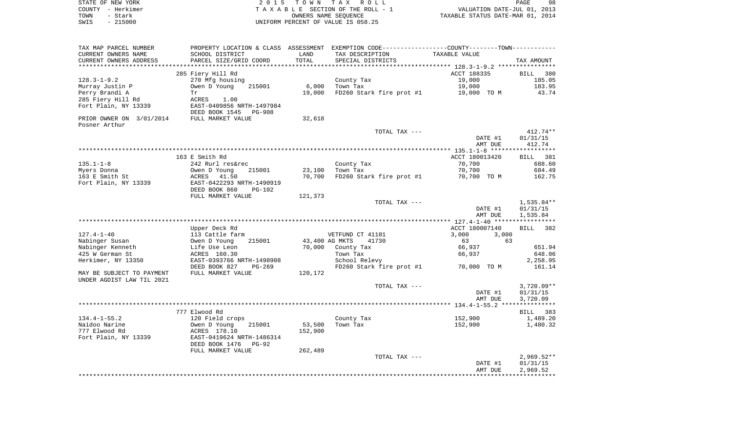STATE OF NEW YORK                    2 0 1 5   T O W N   T A X   R O L L
COUNTY - Herkimer                    T A X A B L E  SECTION OF THE ROLL - 1          VALUATION DATE-JUL 01, 2013
TOWN   - Stark                        OWNERS NAME SEQUENCE                          TAXABLE STATUS DATE-MAR 01, 2014
SWIS   - 215000                      UNIFORM PERCENT OF VALUE IS 058.25

| TAX MAP PARCEL NUMBER / CURRENT OWNERS NAME / CURRENT OWNERS ADDRESS | PROPERTY LOCATION & CLASS / SCHOOL DISTRICT / PARCEL SIZE/GRID COORD | ASSESSMENT LAND / TOTAL | EXEMPTION CODE / TAX DESCRIPTION / SPECIAL DISTRICTS | COUNTY--------TOWN TAXABLE VALUE | TAX AMOUNT |
|---|---|---|---|---|---|
| **128.3-1-9.2** | 285 Fiery Hill Rd | | | ACCT 188335 | BILL 380 |
| 128.3-1-9.2 | 270 Mfg housing | | County Tax | 19,000 | 185.05 |
| Murray Justin P | Owen D Young 215001 | 6,000 | Town Tax | 19,000 | 183.95 |
| Perry Brandi A | Tr | 19,000 | FD260 Stark fire prot #1 | 19,000 TO M | 43.74 |
| 285 Fiery Hill Rd | ACRES 1.00 | | | | |
| Fort Plain, NY 13339 | EAST-0409856 NRTH-1497984 | | | | |
| | DEED BOOK 1545 PG-908 | | | | |
| PRIOR OWNER ON 3/01/2014 | FULL MARKET VALUE | 32,618 | | | |
| Posner Arthur | | | | | |
| | | | TOTAL TAX --- | | 412.74** |
| | | | | DATE #1 | 01/31/15 |
| | | | | AMT DUE | 412.74 |
| **135.1-1-8** | 163 E Smith Rd | | | ACCT 180013420 | BILL 381 |
| 135.1-1-8 | 242 Rurl res&rec | | County Tax | 70,700 | 688.60 |
| Myers Donna | Owen D Young 215001 | 23,100 | Town Tax | 70,700 | 684.49 |
| 163 E Smith St | ACRES 41.50 | 70,700 | FD260 Stark fire prot #1 | 70,700 TO M | 162.75 |
| Fort Plain, NY 13339 | EAST-0422293 NRTH-1490919 | | | | |
| | DEED BOOK 860 PG-102 | | | | |
| | FULL MARKET VALUE | 121,373 | | | |
| | | | TOTAL TAX --- | | 1,535.84** |
| | | | | DATE #1 | 01/31/15 |
| | | | | AMT DUE | 1,535.84 |
| **127.4-1-40** | Upper Deck Rd | | | ACCT 180007140 | BILL 382 |
| 127.4-1-40 | 113 Cattle farm | | VETFUND CT 41101 | 3,000 3,000 | |
| Nabinger Susan | Owen D Young 215001 | 43,400 | AG MKTS 41730 | 63 63 | |
| Nabinger Kenneth | Life Use Leon | 70,000 | County Tax | 66,937 | 651.94 |
| 425 W German St | ACRES 160.30 | | Town Tax | 66,937 | 648.06 |
| Herkimer, NY 13350 | EAST-0393766 NRTH-1498908 | | School Relevy | | 2,258.95 |
| | DEED BOOK 827 PG-269 | | FD260 Stark fire prot #1 | 70,000 TO M | 161.14 |
| MAY BE SUBJECT TO PAYMENT | FULL MARKET VALUE | 120,172 | | | |
| UNDER AGDIST LAW TIL 2021 | | | | | |
| | | | TOTAL TAX --- | | 3,720.09** |
| | | | | DATE #1 | 01/31/15 |
| | | | | AMT DUE | 3,720.09 |
| **134.4-1-55.2** | 777 Elwood Rd | | | | BILL 383 |
| 134.4-1-55.2 | 120 Field crops | | County Tax | 152,900 | 1,489.20 |
| Naidoo Narine | Owen D Young 215001 | 53,500 | Town Tax | 152,900 | 1,480.32 |
| 777 Elwood Rd | ACRES 178.10 | 152,900 | | | |
| Fort Plain, NY 13339 | EAST-0419624 NRTH-1486314 | | | | |
| | DEED BOOK 1476 PG-92 | | | | |
| | FULL MARKET VALUE | 262,489 | | | |
| | | | TOTAL TAX --- | | 2,969.52** |
| | | | | DATE #1 | 01/31/15 |
| | | | | AMT DUE | 2,969.52 |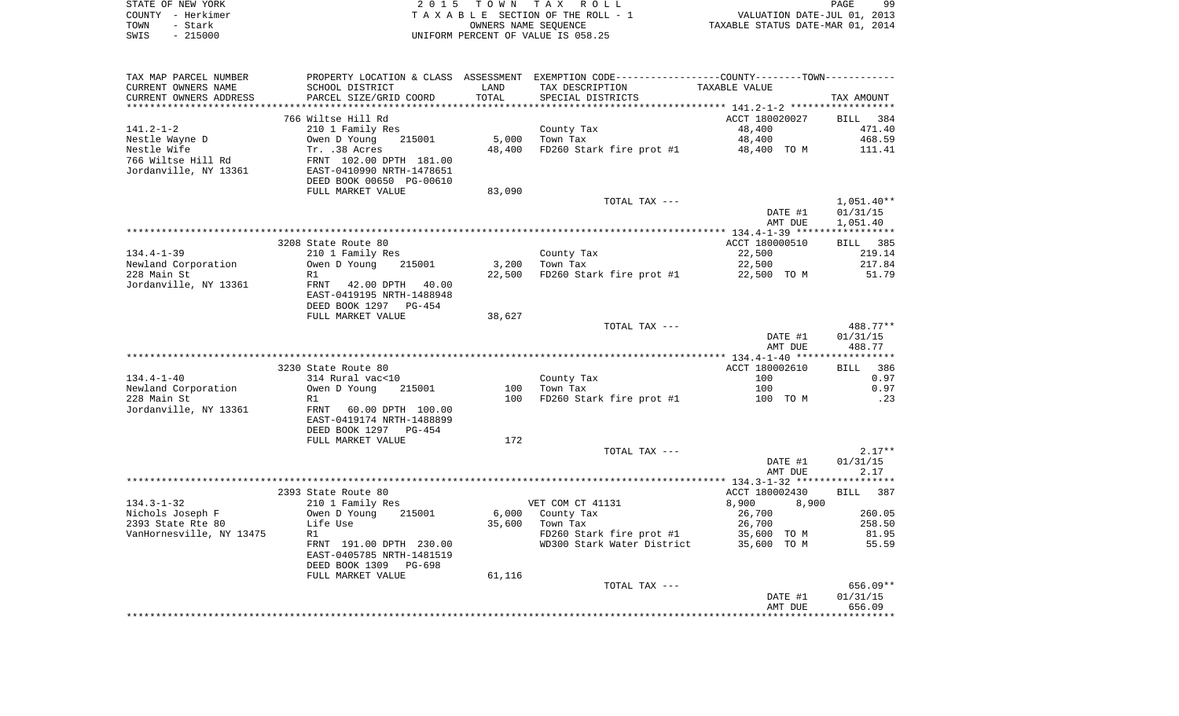STATE OF NEW YORK
COUNTY - Herkimer
TOWN - Stark
SWIS - 215000

2 0 1 5 T O W N T A X R O L L
T A X A B L E SECTION OF THE ROLL - 1
OWNERS NAME SEQUENCE
UNIFORM PERCENT OF VALUE IS 058.25

VALUATION DATE-JUL 01, 2013
TAXABLE STATUS DATE-MAR 01, 2014

| TAX MAP PARCEL NUMBER / CURRENT OWNERS NAME / CURRENT OWNERS ADDRESS | PROPERTY LOCATION & CLASS / SCHOOL DISTRICT / PARCEL SIZE/GRID COORD | ASSESSMENT LAND / TOTAL | EXEMPTION CODE / TAX DESCRIPTION / SPECIAL DISTRICTS | COUNTY--------TOWN TAXABLE VALUE | TAX AMOUNT |
|---|---|---|---|---|---|
| **141.2-1-2** | 766 Wiltse Hill Rd | | | ACCT 180020027 | BILL 384 |
| 141.2-1-2 | 210 1 Family Res | | County Tax | 48,400 | 471.40 |
| Nestle Wayne D | Owen D Young 215001 | 5,000 | Town Tax | 48,400 | 468.59 |
| Nestle Wife | Tr. .38 Acres | 48,400 | FD260 Stark fire prot #1 | 48,400 TO M | 111.41 |
| 766 Wiltse Hill Rd | FRNT 102.00 DPTH 181.00 | | | | |
| Jordanville, NY 13361 | EAST-0410990 NRTH-1478651 | | | | |
| | DEED BOOK 00650 PG-00610 | | | | |
| | FULL MARKET VALUE | 83,090 | | | |
| | | | TOTAL TAX --- | | 1,051.40** |
| | | | | DATE #1 | 01/31/15 |
| | | | | AMT DUE | 1,051.40 |
| **134.4-1-39** | 3208 State Route 80 | | | ACCT 180000510 | BILL 385 |
| 134.4-1-39 | 210 1 Family Res | | County Tax | 22,500 | 219.14 |
| Newland Corporation | Owen D Young 215001 | 3,200 | Town Tax | 22,500 | 217.84 |
| 228 Main St | R1 | 22,500 | FD260 Stark fire prot #1 | 22,500 TO M | 51.79 |
| Jordanville, NY 13361 | FRNT 42.00 DPTH 40.00 | | | | |
| | EAST-0419195 NRTH-1488948 | | | | |
| | DEED BOOK 1297 PG-454 | | | | |
| | FULL MARKET VALUE | 38,627 | | | |
| | | | TOTAL TAX --- | | 488.77** |
| | | | | DATE #1 | 01/31/15 |
| | | | | AMT DUE | 488.77 |
| **134.4-1-40** | 3230 State Route 80 | | | ACCT 180002610 | BILL 386 |
| 134.4-1-40 | 314 Rural vac<10 | | County Tax | 100 | 0.97 |
| Newland Corporation | Owen D Young 215001 | 100 | Town Tax | 100 | 0.97 |
| 228 Main St | R1 | 100 | FD260 Stark fire prot #1 | 100 TO M | .23 |
| Jordanville, NY 13361 | FRNT 60.00 DPTH 100.00 | | | | |
| | EAST-0419174 NRTH-1488899 | | | | |
| | DEED BOOK 1297 PG-454 | | | | |
| | FULL MARKET VALUE | 172 | | | |
| | | | TOTAL TAX --- | | 2.17** |
| | | | | DATE #1 | 01/31/15 |
| | | | | AMT DUE | 2.17 |
| **134.3-1-32** | 2393 State Route 80 | | | ACCT 180002430 | BILL 387 |
| 134.3-1-32 | 210 1 Family Res | | VET COM CT 41131 | 8,900 8,900 | |
| Nichols Joseph F | Owen D Young 215001 | 6,000 | County Tax | 26,700 | 260.05 |
| 2393 State Rte 80 | Life Use | 35,600 | Town Tax | 26,700 | 258.50 |
| VanHornesville, NY 13475 | R1 | | FD260 Stark fire prot #1 | 35,600 TO M | 81.95 |
| | FRNT 191.00 DPTH 230.00 | | WD300 Stark Water District | 35,600 TO M | 55.59 |
| | EAST-0405785 NRTH-1481519 | | | | |
| | DEED BOOK 1309 PG-698 | | | | |
| | FULL MARKET VALUE | 61,116 | | | |
| | | | TOTAL TAX --- | | 656.09** |
| | | | | DATE #1 | 01/31/15 |
| | | | | AMT DUE | 656.09 |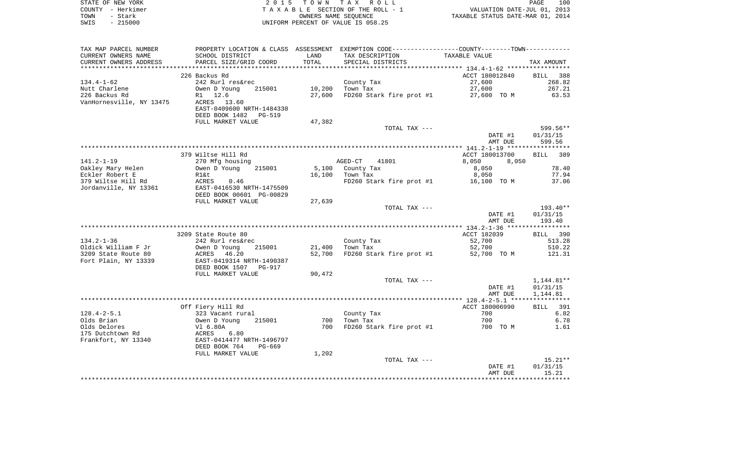STATE OF NEW YORK
COUNTY - Herkimer
TOWN - Stark
SWIS - 215000

2 0 1 5 T O W N T A X R O L L
T A X A B L E SECTION OF THE ROLL - 1
OWNERS NAME SEQUENCE
UNIFORM PERCENT OF VALUE IS 058.25

VALUATION DATE-JUL 01, 2013
TAXABLE STATUS DATE-MAR 01, 2014

| TAX MAP PARCEL NUMBER / CURRENT OWNERS NAME / CURRENT OWNERS ADDRESS | PROPERTY LOCATION & CLASS / SCHOOL DISTRICT / PARCEL SIZE/GRID COORD | ASSESSMENT LAND / TOTAL | EXEMPTION CODE / TAX DESCRIPTION / SPECIAL DISTRICTS | TAXABLE VALUE | TAX AMOUNT |
|---|---|---|---|---|---|
| 134.4-1-62 | 226 Backus Rd | | | ACCT 180012840 | BILL 388 |
| | 242 Rurl res&rec | | County Tax | 27,600 | 268.82 |
| Nutt Charlene | Owen D Young 215001 | 10,200 | Town Tax | 27,600 | 267.21 |
| 226 Backus Rd | R1 12.6 | 27,600 | FD260 Stark fire prot #1 | 27,600 TO M | 63.53 |
| VanHornesville, NY 13475 | ACRES 13.60 | | | | |
| | EAST-0409600 NRTH-1484330 | | | | |
| | DEED BOOK 1482 PG-519 | | | | |
| | FULL MARKET VALUE | 47,382 | | | |
| | | | TOTAL TAX --- | | 599.56** |
| | | | | DATE #1 | 01/31/15 |
| | | | | AMT DUE | 599.56 |
| 141.2-1-19 | 379 Wiltse Hill Rd | | | ACCT 180013700 | BILL 389 |
| | 270 Mfg housing | | AGED-CT 41801 | 8,050 8,050 | |
| Oakley Mary Helen | Owen D Young 215001 | 5,100 | County Tax | 8,050 | 78.40 |
| Eckler Robert E | R1&t | 16,100 | Town Tax | 8,050 | 77.94 |
| 379 Wiltse Hill Rd | ACRES 0.46 | | FD260 Stark fire prot #1 | 16,100 TO M | 37.06 |
| Jordanville, NY 13361 | EAST-0416530 NRTH-1475509 | | | | |
| | DEED BOOK 00601 PG-00829 | | | | |
| | FULL MARKET VALUE | 27,639 | | | |
| | | | TOTAL TAX --- | | 193.40** |
| | | | | DATE #1 | 01/31/15 |
| | | | | AMT DUE | 193.40 |
| 134.2-1-36 | 3209 State Route 80 | | | ACCT 182039 | BILL 390 |
| | 242 Rurl res&rec | | County Tax | 52,700 | 513.28 |
| Oldick William F Jr | Owen D Young 215001 | 21,400 | Town Tax | 52,700 | 510.22 |
| 3209 State Route 80 | ACRES 46.20 | 52,700 | FD260 Stark fire prot #1 | 52,700 TO M | 121.31 |
| Fort Plain, NY 13339 | EAST-0419314 NRTH-1490387 | | | | |
| | DEED BOOK 1507 PG-917 | | | | |
| | FULL MARKET VALUE | 90,472 | | | |
| | | | TOTAL TAX --- | | 1,144.81** |
| | | | | DATE #1 | 01/31/15 |
| | | | | AMT DUE | 1,144.81 |
| 128.4-2-5.1 | Off Fiery Hill Rd | | | ACCT 180006990 | BILL 391 |
| | 323 Vacant rural | | County Tax | 700 | 6.82 |
| Olds Brian | Owen D Young 215001 | 700 | Town Tax | 700 | 6.78 |
| Olds Delores | Vl 6.80A | 700 | FD260 Stark fire prot #1 | 700 TO M | 1.61 |
| 175 Dutchtown Rd | ACRES 6.80 | | | | |
| Frankfort, NY 13340 | EAST-0414477 NRTH-1496797 | | | | |
| | DEED BOOK 764 PG-669 | | | | |
| | FULL MARKET VALUE | 1,202 | | | |
| | | | TOTAL TAX --- | | 15.21** |
| | | | | DATE #1 | 01/31/15 |
| | | | | AMT DUE | 15.21 |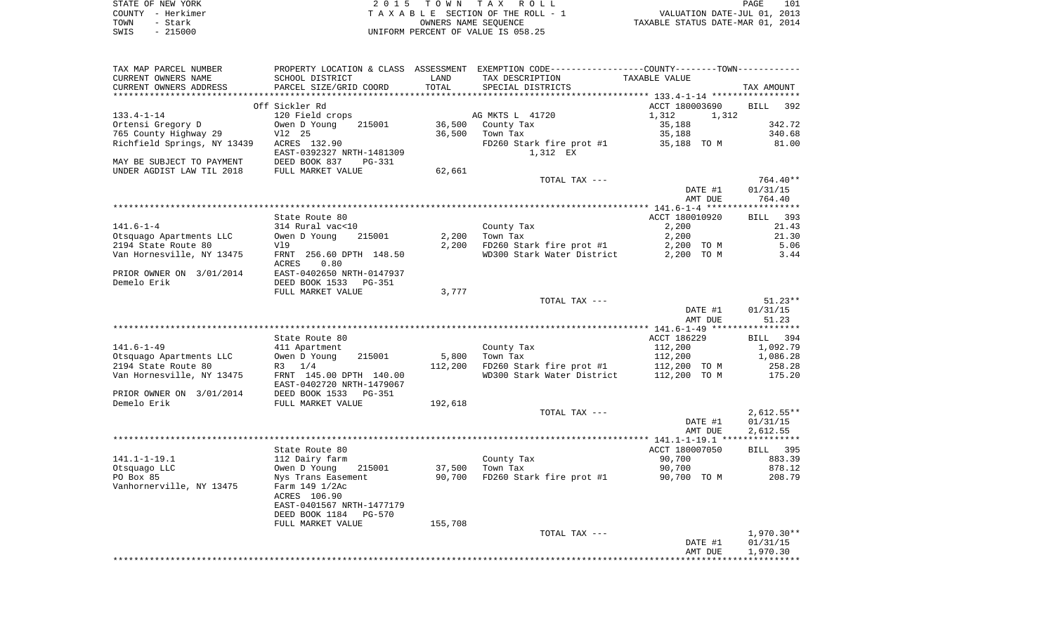STATE OF NEW YORK
COUNTY - Herkimer
TOWN - Stark
SWIS - 215000

2 0 1 5 T O W N T A X R O L L
T A X A B L E SECTION OF THE ROLL - 1
OWNERS NAME SEQUENCE
UNIFORM PERCENT OF VALUE IS 058.25

VALUATION DATE-JUL 01, 2013
TAXABLE STATUS DATE-MAR 01, 2014

| TAX MAP PARCEL NUMBER / CURRENT OWNERS NAME / CURRENT OWNERS ADDRESS | PROPERTY LOCATION & CLASS / SCHOOL DISTRICT / PARCEL SIZE/GRID COORD | ASSESSMENT LAND / TOTAL | EXEMPTION CODE / TAX DESCRIPTION / SPECIAL DISTRICTS | COUNTY--------TOWN / TAXABLE VALUE | TAX AMOUNT |
|---|---|---|---|---|---|
| | Off Sickler Rd | | | ACCT 180003690 | BILL 392 |
| 133.4-1-14 | 120 Field crops | | AG MKTS L 41720 | 1,312 1,312 | |
| Ortensi Gregory D | Owen D Young 215001 | 36,500 | County Tax | 35,188 | 342.72 |
| 765 County Highway 29 | Vl2 25 | 36,500 | Town Tax | 35,188 | 340.68 |
| Richfield Springs, NY 13439 | ACRES 132.90 | | FD260 Stark fire prot #1 | 35,188 TO M | 81.00 |
| | EAST-0392327 NRTH-1481309 | | 1,312 EX | | |
| MAY BE SUBJECT TO PAYMENT | DEED BOOK 837 PG-331 | | | | |
| UNDER AGDIST LAW TIL 2018 | FULL MARKET VALUE | 62,661 | | | |
| | | | TOTAL TAX --- | | 764.40** |
| | | | | DATE #1 | 01/31/15 |
| | | | | AMT DUE | 764.40 |
| | State Route 80 | | | ACCT 180010920 | BILL 393 |
| 141.6-1-4 | 314 Rural vac<10 | | County Tax | 2,200 | 21.43 |
| Otsquago Apartments LLC | Owen D Young 215001 | 2,200 | Town Tax | 2,200 | 21.30 |
| 2194 State Route 80 | Vl9 | 2,200 | FD260 Stark fire prot #1 | 2,200 TO M | 5.06 |
| Van Hornesville, NY 13475 | FRNT 256.60 DPTH 148.50 | | WD300 Stark Water District | 2,200 TO M | 3.44 |
| | ACRES 0.80 | | | | |
| PRIOR OWNER ON 3/01/2014 | EAST-0402650 NRTH-0147937 | | | | |
| Demelo Erik | DEED BOOK 1533 PG-351 | | | | |
| | FULL MARKET VALUE | 3,777 | | | |
| | | | TOTAL TAX --- | | 51.23** |
| | | | | DATE #1 | 01/31/15 |
| | | | | AMT DUE | 51.23 |
| | State Route 80 | | | ACCT 186229 | BILL 394 |
| 141.6-1-49 | 411 Apartment | | County Tax | 112,200 | 1,092.79 |
| Otsquago Apartments LLC | Owen D Young 215001 | 5,800 | Town Tax | 112,200 | 1,086.28 |
| 2194 State Route 80 | R3 1/4 | 112,200 | FD260 Stark fire prot #1 | 112,200 TO M | 258.28 |
| Van Hornesville, NY 13475 | FRNT 145.00 DPTH 140.00 | | WD300 Stark Water District | 112,200 TO M | 175.20 |
| | EAST-0402720 NRTH-1479067 | | | | |
| PRIOR OWNER ON 3/01/2014 | DEED BOOK 1533 PG-351 | | | | |
| Demelo Erik | FULL MARKET VALUE | 192,618 | | | |
| | | | TOTAL TAX --- | | 2,612.55** |
| | | | | DATE #1 | 01/31/15 |
| | | | | AMT DUE | 2,612.55 |
| | State Route 80 | | | ACCT 180007050 | BILL 395 |
| 141.1-1-19.1 | 112 Dairy farm | | County Tax | 90,700 | 883.39 |
| Otsquago LLC | Owen D Young 215001 | 37,500 | Town Tax | 90,700 | 878.12 |
| PO Box 85 | Nys Trans Easement | 90,700 | FD260 Stark fire prot #1 | 90,700 TO M | 208.79 |
| Vanhornerville, NY 13475 | Farm 149 1/2Ac | | | | |
| | ACRES 106.90 | | | | |
| | EAST-0401567 NRTH-1477179 | | | | |
| | DEED BOOK 1184 PG-570 | | | | |
| | FULL MARKET VALUE | 155,708 | | | |
| | | | TOTAL TAX --- | | 1,970.30** |
| | | | | DATE #1 | 01/31/15 |
| | | | | AMT DUE | 1,970.30 |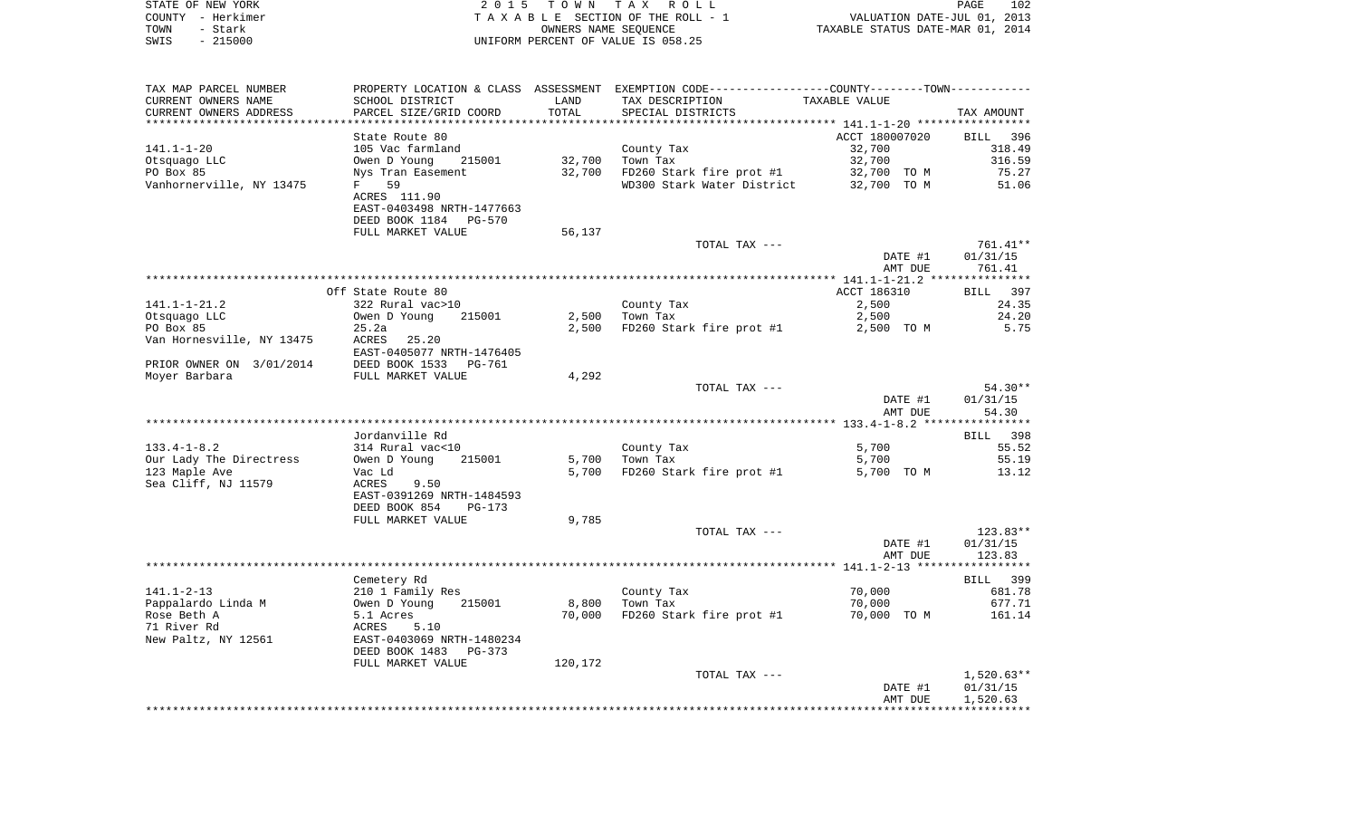STATE OF NEW YORK — 2015 TOWN TAX ROLL — PAGE 102
COUNTY - Herkimer — TAXABLE SECTION OF THE ROLL - 1 — VALUATION DATE-JUL 01, 2013
TOWN - Stark — OWNERS NAME SEQUENCE — TAXABLE STATUS DATE-MAR 01, 2014
SWIS - 215000 — UNIFORM PERCENT OF VALUE IS 058.25

| TAX MAP PARCEL NUMBER / CURRENT OWNERS NAME / CURRENT OWNERS ADDRESS | PROPERTY LOCATION & CLASS / SCHOOL DISTRICT / PARCEL SIZE/GRID COORD | ASSESSMENT LAND / TOTAL | EXEMPTION CODE / TAX DESCRIPTION / SPECIAL DISTRICTS | TAXABLE VALUE | TAX AMOUNT |
|---|---|---|---|---|---|
| **141.1-1-20** | State Route 80 | | | ACCT 180007020 | BILL 396 |
| 141.1-1-20 | 105 Vac farmland | | County Tax | 32,700 | 318.49 |
| Otsquago LLC | Owen D Young 215001 | 32,700 | Town Tax | 32,700 | 316.59 |
| PO Box 85 | Nys Tran Easement | 32,700 | FD260 Stark fire prot #1 | 32,700 TO M | 75.27 |
| Vanhornerville, NY 13475 | F 59 | | WD300 Stark Water District | 32,700 TO M | 51.06 |
| | ACRES 111.90 | | | | |
| | EAST-0403498 NRTH-1477663 | | | | |
| | DEED BOOK 1184 PG-570 | | | | |
| | FULL MARKET VALUE | 56,137 | | | |
| | | | TOTAL TAX --- | | 761.41** |
| | | | | DATE #1 | 01/31/15 |
| | | | | AMT DUE | 761.41 |
| **141.1-1-21.2** | Off State Route 80 | | | ACCT 186310 | BILL 397 |
| 141.1-1-21.2 | 322 Rural vac>10 | | County Tax | 2,500 | 24.35 |
| Otsquago LLC | Owen D Young 215001 | 2,500 | Town Tax | 2,500 | 24.20 |
| PO Box 85 | 25.2a | 2,500 | FD260 Stark fire prot #1 | 2,500 TO M | 5.75 |
| Van Hornesville, NY 13475 | ACRES 25.20 | | | | |
| | EAST-0405077 NRTH-1476405 | | | | |
| PRIOR OWNER ON 3/01/2014 | DEED BOOK 1533 PG-761 | | | | |
| Moyer Barbara | FULL MARKET VALUE | 4,292 | | | |
| | | | TOTAL TAX --- | | 54.30** |
| | | | | DATE #1 | 01/31/15 |
| | | | | AMT DUE | 54.30 |
| **133.4-1-8.2** | Jordanville Rd | | | | BILL 398 |
| 133.4-1-8.2 | 314 Rural vac<10 | | County Tax | 5,700 | 55.52 |
| Our Lady The Directress | Owen D Young 215001 | 5,700 | Town Tax | 5,700 | 55.19 |
| 123 Maple Ave | Vac Ld | 5,700 | FD260 Stark fire prot #1 | 5,700 TO M | 13.12 |
| Sea Cliff, NJ 11579 | ACRES 9.50 | | | | |
| | EAST-0391269 NRTH-1484593 | | | | |
| | DEED BOOK 854 PG-173 | | | | |
| | FULL MARKET VALUE | 9,785 | | | |
| | | | TOTAL TAX --- | | 123.83** |
| | | | | DATE #1 | 01/31/15 |
| | | | | AMT DUE | 123.83 |
| **141.1-2-13** | Cemetery Rd | | | | BILL 399 |
| 141.1-2-13 | 210 1 Family Res | | County Tax | 70,000 | 681.78 |
| Pappalardo Linda M | Owen D Young 215001 | 8,800 | Town Tax | 70,000 | 677.71 |
| Rose Beth A | 5.1 Acres | 70,000 | FD260 Stark fire prot #1 | 70,000 TO M | 161.14 |
| 71 River Rd | ACRES 5.10 | | | | |
| New Paltz, NY 12561 | EAST-0403069 NRTH-1480234 | | | | |
| | DEED BOOK 1483 PG-373 | | | | |
| | FULL MARKET VALUE | 120,172 | | | |
| | | | TOTAL TAX --- | | 1,520.63** |
| | | | | DATE #1 | 01/31/15 |
| | | | | AMT DUE | 1,520.63 |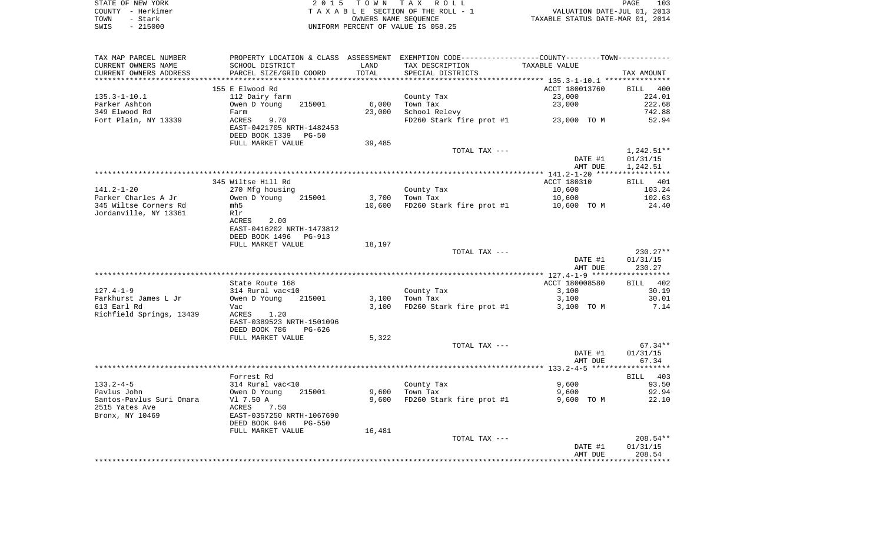STATE OF NEW YORK — 2015 TOWN TAX ROLL — PAGE 103
COUNTY - Herkimer — TAXABLE SECTION OF THE ROLL - 1 — VALUATION DATE-JUL 01, 2013
TOWN - Stark — OWNERS NAME SEQUENCE — TAXABLE STATUS DATE-MAR 01, 2014
SWIS - 215000 — UNIFORM PERCENT OF VALUE IS 058.25

| TAX MAP PARCEL NUMBER / CURRENT OWNERS NAME / CURRENT OWNERS ADDRESS | PROPERTY LOCATION & CLASS / SCHOOL DISTRICT / PARCEL SIZE/GRID COORD | ASSESSMENT LAND / TOTAL | EXEMPTION CODE / TAX DESCRIPTION / SPECIAL DISTRICTS | TAXABLE VALUE | TAX AMOUNT |
|---|---|---|---|---|---|
| 135.3-1-10.1 | 155 E Elwood Rd | | | ACCT 180013760 | BILL 400 |
| 135.3-1-10.1 | 112 Dairy farm | | County Tax | 23,000 | 224.01 |
| Parker Ashton | Owen D Young 215001 | 6,000 | Town Tax | 23,000 | 222.68 |
| 349 Elwood Rd | Farm | 23,000 | School Relevy | | 742.88 |
| Fort Plain, NY 13339 | ACRES 9.70 | | FD260 Stark fire prot #1 | 23,000 TO M | 52.94 |
| | EAST-0421705 NRTH-1482453 | | | | |
| | DEED BOOK 1339 PG-50 | | | | |
| | FULL MARKET VALUE | 39,485 | | | |
| | | | TOTAL TAX --- | | 1,242.51** |
| | | | | DATE #1 | 01/31/15 |
| | | | | AMT DUE | 1,242.51 |
| 141.2-1-20 | 345 Wiltse Hill Rd | | | ACCT 180310 | BILL 401 |
| 141.2-1-20 | 270 Mfg housing | | County Tax | 10,600 | 103.24 |
| Parker Charles A Jr | Owen D Young 215001 | 3,700 | Town Tax | 10,600 | 102.63 |
| 345 Wiltse Corners Rd | mh5 | 10,600 | FD260 Stark fire prot #1 | 10,600 TO M | 24.40 |
| Jordanville, NY 13361 | Rlr | | | | |
| | ACRES 2.00 | | | | |
| | EAST-0416202 NRTH-1473812 | | | | |
| | DEED BOOK 1496 PG-913 | | | | |
| | FULL MARKET VALUE | 18,197 | | | |
| | | | TOTAL TAX --- | | 230.27** |
| | | | | DATE #1 | 01/31/15 |
| | | | | AMT DUE | 230.27 |
| 127.4-1-9 | State Route 168 | | | ACCT 180008580 | BILL 402 |
| 127.4-1-9 | 314 Rural vac<10 | | County Tax | 3,100 | 30.19 |
| Parkhurst James L Jr | Owen D Young 215001 | 3,100 | Town Tax | 3,100 | 30.01 |
| 613 Earl Rd | Vac | 3,100 | FD260 Stark fire prot #1 | 3,100 TO M | 7.14 |
| Richfield Springs, 13439 | ACRES 1.20 | | | | |
| | EAST-0389523 NRTH-1501096 | | | | |
| | DEED BOOK 786 PG-626 | | | | |
| | FULL MARKET VALUE | 5,322 | | | |
| | | | TOTAL TAX --- | | 67.34** |
| | | | | DATE #1 | 01/31/15 |
| | | | | AMT DUE | 67.34 |
| 133.2-4-5 | Forrest Rd | | | | BILL 403 |
| 133.2-4-5 | 314 Rural vac<10 | | County Tax | 9,600 | 93.50 |
| Pavlus John | Owen D Young 215001 | 9,600 | Town Tax | 9,600 | 92.94 |
| Santos-Pavlus Suri Omara | Vl 7.50 A | 9,600 | FD260 Stark fire prot #1 | 9,600 TO M | 22.10 |
| 2515 Yates Ave | ACRES 7.50 | | | | |
| Bronx, NY 10469 | EAST-0357250 NRTH-1067690 | | | | |
| | DEED BOOK 946 PG-550 | | | | |
| | FULL MARKET VALUE | 16,481 | | | |
| | | | TOTAL TAX --- | | 208.54** |
| | | | | DATE #1 | 01/31/15 |
| | | | | AMT DUE | 208.54 |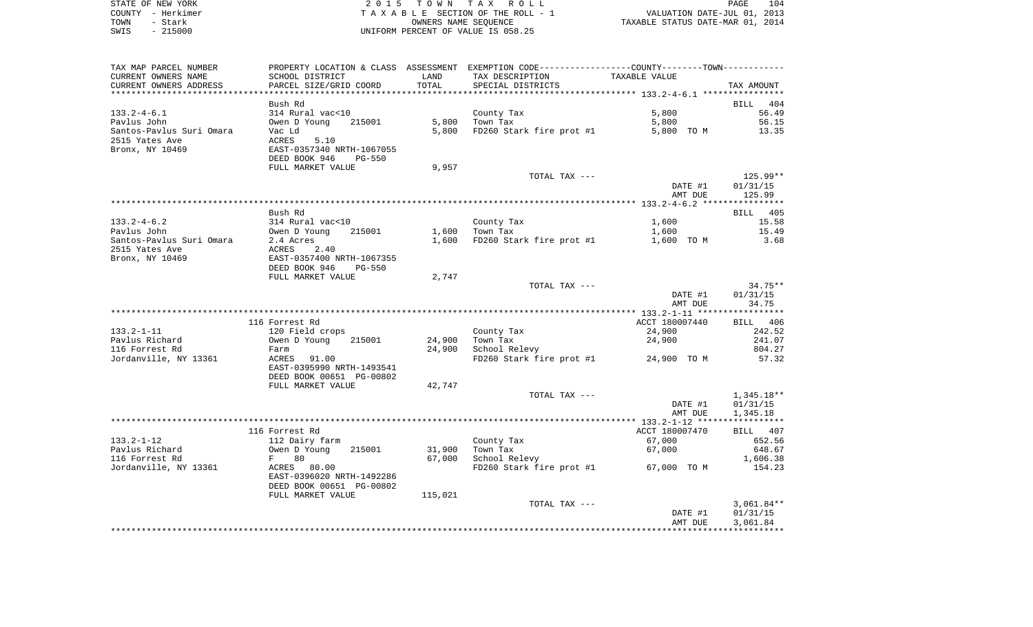STATE OF NEW YORK
COUNTY - Herkimer
TOWN - Stark
SWIS - 215000

2 0 1 5 T O W N T A X R O L L
T A X A B L E SECTION OF THE ROLL - 1
OWNERS NAME SEQUENCE
UNIFORM PERCENT OF VALUE IS 058.25

VALUATION DATE-JUL 01, 2013
TAXABLE STATUS DATE-MAR 01, 2014

| TAX MAP PARCEL NUMBER / CURRENT OWNERS NAME / CURRENT OWNERS ADDRESS | PROPERTY LOCATION & CLASS / SCHOOL DISTRICT / PARCEL SIZE/GRID COORD | ASSESSMENT LAND / TOTAL | EXEMPTION CODE / TAX DESCRIPTION / SPECIAL DISTRICTS | COUNTY / TOWN TAXABLE VALUE | TAX AMOUNT |
|---|---|---|---|---|---|
| **133.2-4-6.1** | Bush Rd | | | | BILL 404 |
| 133.2-4-6.1 | 314 Rural vac<10 | | County Tax | 5,800 | 56.49 |
| Pavlus John | Owen D Young 215001 | 5,800 | Town Tax | 5,800 | 56.15 |
| Santos-Pavlus Suri Omara | Vac Ld | 5,800 | FD260 Stark fire prot #1 | 5,800 TO M | 13.35 |
| 2515 Yates Ave | ACRES 5.10 | | | | |
| Bronx, NY 10469 | EAST-0357340 NRTH-1067055 | | | | |
| | DEED BOOK 946 PG-550 | | | | |
| | FULL MARKET VALUE | 9,957 | | | |
| | | | TOTAL TAX --- | | 125.99** |
| | | | | DATE #1 | 01/31/15 |
| | | | | AMT DUE | 125.99 |
| **133.2-4-6.2** | Bush Rd | | | | BILL 405 |
| 133.2-4-6.2 | 314 Rural vac<10 | | County Tax | 1,600 | 15.58 |
| Pavlus John | Owen D Young 215001 | 1,600 | Town Tax | 1,600 | 15.49 |
| Santos-Pavlus Suri Omara | 2.4 Acres | 1,600 | FD260 Stark fire prot #1 | 1,600 TO M | 3.68 |
| 2515 Yates Ave | ACRES 2.40 | | | | |
| Bronx, NY 10469 | EAST-0357400 NRTH-1067355 | | | | |
| | DEED BOOK 946 PG-550 | | | | |
| | FULL MARKET VALUE | 2,747 | | | |
| | | | TOTAL TAX --- | | 34.75** |
| | | | | DATE #1 | 01/31/15 |
| | | | | AMT DUE | 34.75 |
| **133.2-1-11** | 116 Forrest Rd | | | ACCT 180007440 | BILL 406 |
| 133.2-1-11 | 120 Field crops | | County Tax | 24,900 | 242.52 |
| Pavlus Richard | Owen D Young 215001 | 24,900 | Town Tax | 24,900 | 241.07 |
| 116 Forrest Rd | Farm | 24,900 | School Relevy | | 804.27 |
| Jordanville, NY 13361 | ACRES 91.00 | | FD260 Stark fire prot #1 | 24,900 TO M | 57.32 |
| | EAST-0395990 NRTH-1493541 | | | | |
| | DEED BOOK 00651 PG-00802 | | | | |
| | FULL MARKET VALUE | 42,747 | | | |
| | | | TOTAL TAX --- | | 1,345.18** |
| | | | | DATE #1 | 01/31/15 |
| | | | | AMT DUE | 1,345.18 |
| **133.2-1-12** | 116 Forrest Rd | | | ACCT 180007470 | BILL 407 |
| 133.2-1-12 | 112 Dairy farm | | County Tax | 67,000 | 652.56 |
| Pavlus Richard | Owen D Young 215001 | 31,900 | Town Tax | 67,000 | 648.67 |
| 116 Forrest Rd | F 80 | 67,000 | School Relevy | | 1,606.38 |
| Jordanville, NY 13361 | ACRES 80.00 | | FD260 Stark fire prot #1 | 67,000 TO M | 154.23 |
| | EAST-0396020 NRTH-1492286 | | | | |
| | DEED BOOK 00651 PG-00802 | | | | |
| | FULL MARKET VALUE | 115,021 | | | |
| | | | TOTAL TAX --- | | 3,061.84** |
| | | | | DATE #1 | 01/31/15 |
| | | | | AMT DUE | 3,061.84 |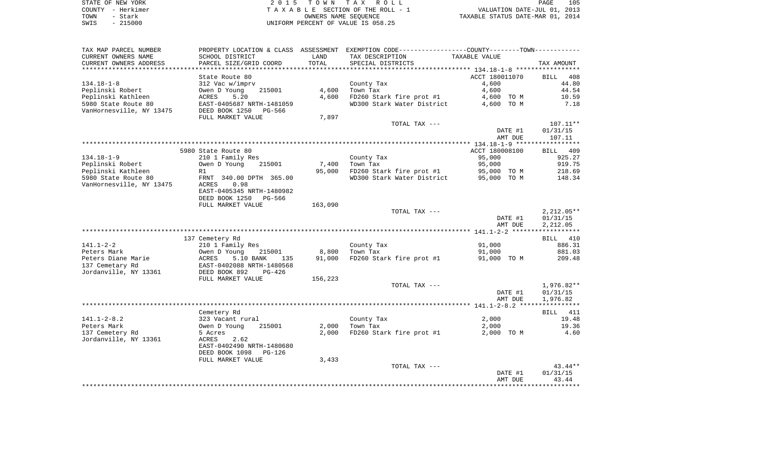STATE OF NEW YORK — 2015 TOWN TAX ROLL
COUNTY - Herkimer — TAXABLE SECTION OF THE ROLL - 1 — VALUATION DATE-JUL 01, 2013
TOWN - Stark — OWNERS NAME SEQUENCE — TAXABLE STATUS DATE-MAR 01, 2014
SWIS - 215000 — UNIFORM PERCENT OF VALUE IS 058.25

| TAX MAP PARCEL NUMBER / CURRENT OWNERS NAME / CURRENT OWNERS ADDRESS | PROPERTY LOCATION & CLASS / SCHOOL DISTRICT / PARCEL SIZE/GRID COORD | ASSESSMENT LAND / TOTAL | EXEMPTION CODE / TAX DESCRIPTION / SPECIAL DISTRICTS | TAXABLE VALUE | TAX AMOUNT |
|---|---|---|---|---|---|
| **134.18-1-8** | State Route 80 | | | ACCT 180011070 | BILL 408 |
| 134.18-1-8 | 312 Vac w/imprv | | County Tax | 4,600 | 44.80 |
| Peplinski Robert | Owen D Young 215001 | 4,600 | Town Tax | 4,600 | 44.54 |
| Peplinski Kathleen | ACRES 5.20 | 4,600 | FD260 Stark fire prot #1 | 4,600 TO M | 10.59 |
| 5980 State Route 80 | EAST-0405687 NRTH-1481059 | | WD300 Stark Water District | 4,600 TO M | 7.18 |
| VanHornesville, NY 13475 | DEED BOOK 1250 PG-566 | | | | |
| | FULL MARKET VALUE | 7,897 | | | |
| | | | TOTAL TAX --- | | 107.11** |
| | | | | DATE #1 | 01/31/15 |
| | | | | AMT DUE | 107.11 |
| **134.18-1-9** | 5980 State Route 80 | | | ACCT 180008100 | BILL 409 |
| 134.18-1-9 | 210 1 Family Res | | County Tax | 95,000 | 925.27 |
| Peplinski Robert | Owen D Young 215001 | 7,400 | Town Tax | 95,000 | 919.75 |
| Peplinski Kathleen | R1 | 95,000 | FD260 Stark fire prot #1 | 95,000 TO M | 218.69 |
| 5980 State Route 80 | FRNT 340.00 DPTH 365.00 | | WD300 Stark Water District | 95,000 TO M | 148.34 |
| VanHornesville, NY 13475 | ACRES 0.98 | | | | |
| | EAST-0405345 NRTH-1480982 | | | | |
| | DEED BOOK 1250 PG-566 | | | | |
| | FULL MARKET VALUE | 163,090 | | | |
| | | | TOTAL TAX --- | | 2,212.05** |
| | | | | DATE #1 | 01/31/15 |
| | | | | AMT DUE | 2,212.05 |
| **141.1-2-2** | 137 Cemetery Rd | | | | BILL 410 |
| 141.1-2-2 | 210 1 Family Res | | County Tax | 91,000 | 886.31 |
| Peters Mark | Owen D Young 215001 | 8,800 | Town Tax | 91,000 | 881.03 |
| Peters Diane Marie | ACRES 5.10 BANK 135 | 91,000 | FD260 Stark fire prot #1 | 91,000 TO M | 209.48 |
| 137 Cemetary Rd | EAST-0402088 NRTH-1480568 | | | | |
| Jordanville, NY 13361 | DEED BOOK 892 PG-426 | | | | |
| | FULL MARKET VALUE | 156,223 | | | |
| | | | TOTAL TAX --- | | 1,976.82** |
| | | | | DATE #1 | 01/31/15 |
| | | | | AMT DUE | 1,976.82 |
| **141.1-2-8.2** | Cemetery Rd | | | | BILL 411 |
| 141.1-2-8.2 | 323 Vacant rural | | County Tax | 2,000 | 19.48 |
| Peters Mark | Owen D Young 215001 | 2,000 | Town Tax | 2,000 | 19.36 |
| 137 Cemetery Rd | 5 Acres | 2,000 | FD260 Stark fire prot #1 | 2,000 TO M | 4.60 |
| Jordanville, NY 13361 | ACRES 2.62 | | | | |
| | EAST-0402490 NRTH-1480680 | | | | |
| | DEED BOOK 1098 PG-126 | | | | |
| | FULL MARKET VALUE | 3,433 | | | |
| | | | TOTAL TAX --- | | 43.44** |
| | | | | DATE #1 | 01/31/15 |
| | | | | AMT DUE | 43.44 |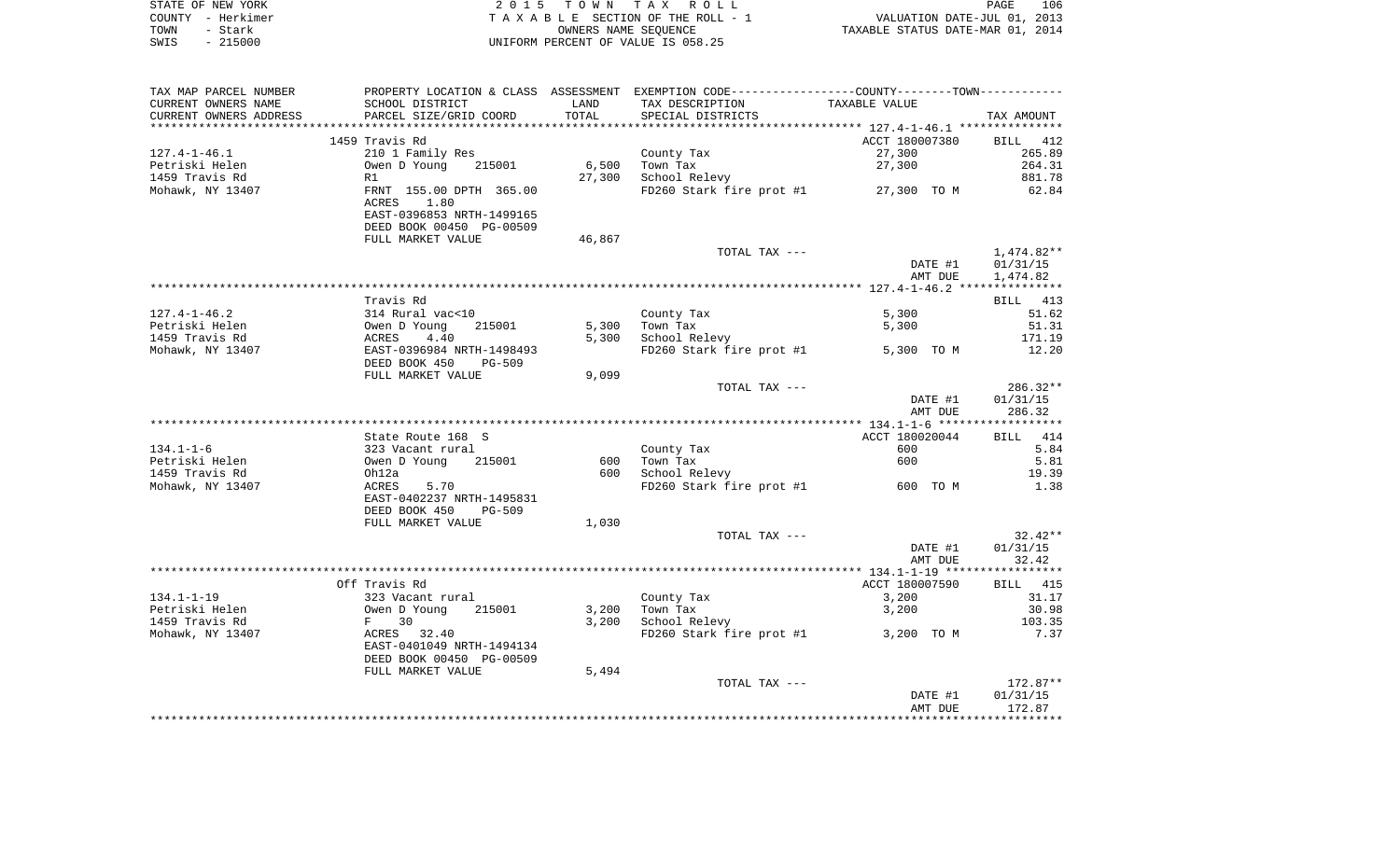STATE OF NEW YORK | 2 0 1 5 T O W N T A X R O L L | PAGE 106
COUNTY - Herkimer | T A X A B L E SECTION OF THE ROLL - 1 | VALUATION DATE-JUL 01, 2013
TOWN - Stark | OWNERS NAME SEQUENCE | TAXABLE STATUS DATE-MAR 01, 2014
SWIS - 215000 | UNIFORM PERCENT OF VALUE IS 058.25

| TAX MAP PARCEL NUMBER / CURRENT OWNERS NAME / CURRENT OWNERS ADDRESS | PROPERTY LOCATION & CLASS / SCHOOL DISTRICT / PARCEL SIZE/GRID COORD | ASSESSMENT LAND / TOTAL | EXEMPTION CODE / TAX DESCRIPTION / SPECIAL DISTRICTS | TAXABLE VALUE | TAX AMOUNT |
|---|---|---|---|---|---|
| | 1459 Travis Rd | | | ACCT 180007380 | BILL 412 |
| 127.4-1-46.1 | 210 1 Family Res | | County Tax | 27,300 | 265.89 |
| Petriski Helen | Owen D Young 215001 | 6,500 | Town Tax | 27,300 | 264.31 |
| 1459 Travis Rd | R1 | 27,300 | School Relevy | | 881.78 |
| Mohawk, NY 13407 | FRNT 155.00 DPTH 365.00 | | FD260 Stark fire prot #1 | 27,300 TO M | 62.84 |
| | ACRES 1.80 | | | | |
| | EAST-0396853 NRTH-1499165 | | | | |
| | DEED BOOK 00450 PG-00509 | | | | |
| | FULL MARKET VALUE | 46,867 | | | |
| | | | TOTAL TAX --- | | 1,474.82** |
| | | | | DATE #1 | 01/31/15 |
| | | | | AMT DUE | 1,474.82 |
| | Travis Rd | | | | BILL 413 |
| 127.4-1-46.2 | 314 Rural vac<10 | | County Tax | 5,300 | 51.62 |
| Petriski Helen | Owen D Young 215001 | 5,300 | Town Tax | 5,300 | 51.31 |
| 1459 Travis Rd | ACRES 4.40 | 5,300 | School Relevy | | 171.19 |
| Mohawk, NY 13407 | EAST-0396984 NRTH-1498493 | | FD260 Stark fire prot #1 | 5,300 TO M | 12.20 |
| | DEED BOOK 450 PG-509 | | | | |
| | FULL MARKET VALUE | 9,099 | | | |
| | | | TOTAL TAX --- | | 286.32** |
| | | | | DATE #1 | 01/31/15 |
| | | | | AMT DUE | 286.32 |
| | State Route 168 S | | | ACCT 180020044 | BILL 414 |
| 134.1-1-6 | 323 Vacant rural | | County Tax | 600 | 5.84 |
| Petriski Helen | Owen D Young 215001 | 600 | Town Tax | 600 | 5.81 |
| 1459 Travis Rd | Oh12a | 600 | School Relevy | | 19.39 |
| Mohawk, NY 13407 | ACRES 5.70 | | FD260 Stark fire prot #1 | 600 TO M | 1.38 |
| | EAST-0402237 NRTH-1495831 | | | | |
| | DEED BOOK 450 PG-509 | | | | |
| | FULL MARKET VALUE | 1,030 | | | |
| | | | TOTAL TAX --- | | 32.42** |
| | | | | DATE #1 | 01/31/15 |
| | | | | AMT DUE | 32.42 |
| | Off Travis Rd | | | ACCT 180007590 | BILL 415 |
| 134.1-1-19 | 323 Vacant rural | | County Tax | 3,200 | 31.17 |
| Petriski Helen | Owen D Young 215001 | 3,200 | Town Tax | 3,200 | 30.98 |
| 1459 Travis Rd | F 30 | 3,200 | School Relevy | | 103.35 |
| Mohawk, NY 13407 | ACRES 32.40 | | FD260 Stark fire prot #1 | 3,200 TO M | 7.37 |
| | EAST-0401049 NRTH-1494134 | | | | |
| | DEED BOOK 00450 PG-00509 | | | | |
| | FULL MARKET VALUE | 5,494 | | | |
| | | | TOTAL TAX --- | | 172.87** |
| | | | | DATE #1 | 01/31/15 |
| | | | | AMT DUE | 172.87 |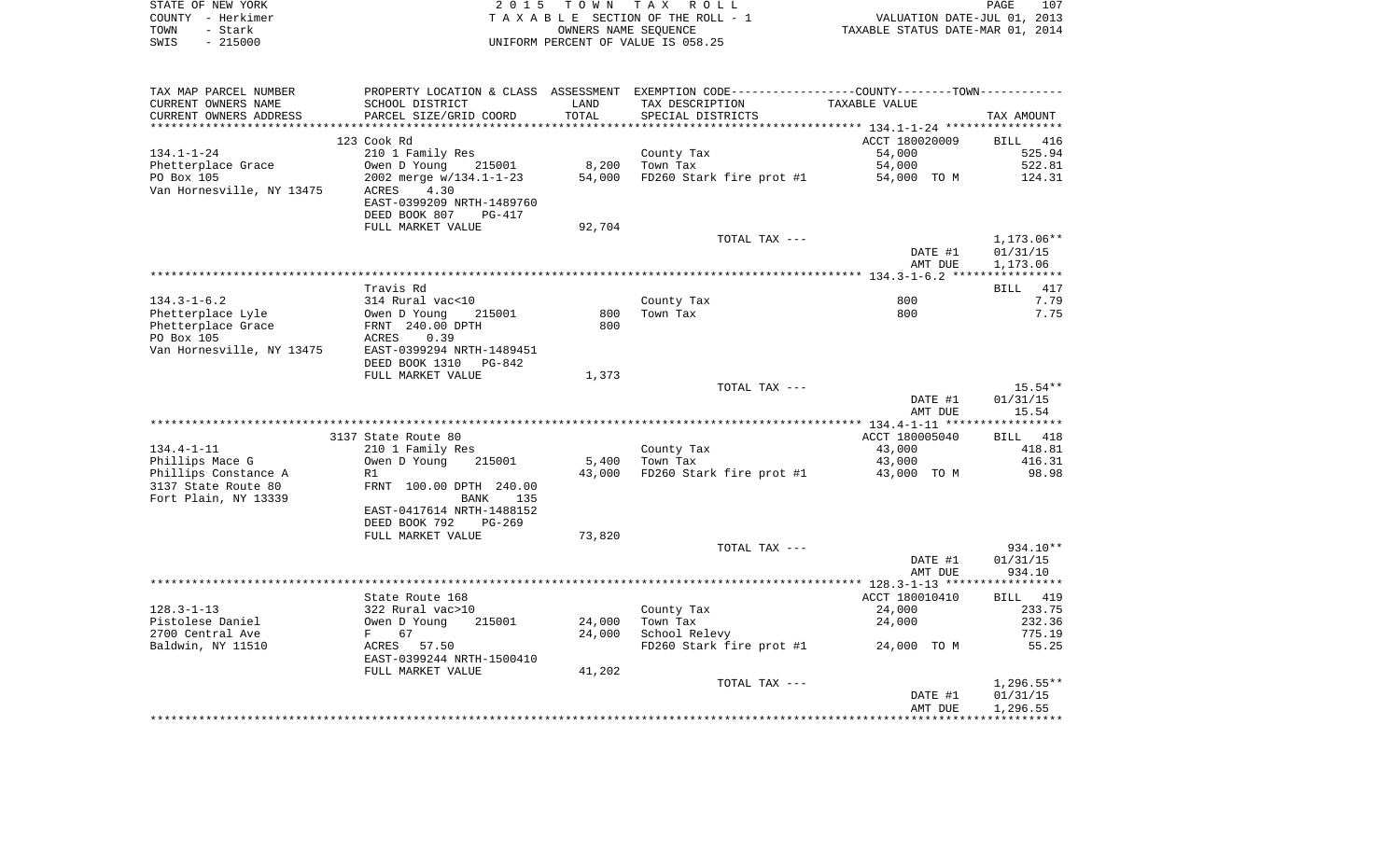STATE OF NEW YORK
COUNTY - Herkimer
TOWN - Stark
SWIS - 215000

2015 TOWN TAX ROLL
TAXABLE SECTION OF THE ROLL - 1
OWNERS NAME SEQUENCE
UNIFORM PERCENT OF VALUE IS 058.25

VALUATION DATE-JUL 01, 2013
TAXABLE STATUS DATE-MAR 01, 2014

| TAX MAP PARCEL NUMBER / CURRENT OWNERS NAME / CURRENT OWNERS ADDRESS | PROPERTY LOCATION & CLASS / SCHOOL DISTRICT / PARCEL SIZE/GRID COORD | ASSESSMENT LAND / TOTAL | EXEMPTION CODE / TAX DESCRIPTION / SPECIAL DISTRICTS | TAXABLE VALUE | TAX AMOUNT |
|---|---|---|---|---|---|
| **134.1-1-24** | 123 Cook Rd | | | ACCT 180020009 | BILL 416 |
| 134.1-1-24 | 210 1 Family Res | | County Tax | 54,000 | 525.94 |
| Phetterplace Grace | Owen D Young 215001 | 8,200 | Town Tax | 54,000 | 522.81 |
| PO Box 105 | 2002 merge w/134.1-1-23 | 54,000 | FD260 Stark fire prot #1 | 54,000 TO M | 124.31 |
| Van Hornesville, NY 13475 | ACRES 4.30 | | | | |
| | EAST-0399209 NRTH-1489760 | | | | |
| | DEED BOOK 807 PG-417 | | | | |
| | FULL MARKET VALUE | 92,704 | | | |
| | | | TOTAL TAX --- | | 1,173.06** |
| | | | | DATE #1 | 01/31/15 |
| | | | | AMT DUE | 1,173.06 |
| **134.3-1-6.2** | Travis Rd | | | | BILL 417 |
| 134.3-1-6.2 | 314 Rural vac<10 | | County Tax | 800 | 7.79 |
| Phetterplace Lyle | Owen D Young 215001 | 800 | Town Tax | 800 | 7.75 |
| Phetterplace Grace | FRNT 240.00 DPTH | 800 | | | |
| PO Box 105 | ACRES 0.39 | | | | |
| Van Hornesville, NY 13475 | EAST-0399294 NRTH-1489451 | | | | |
| | DEED BOOK 1310 PG-842 | | | | |
| | FULL MARKET VALUE | 1,373 | | | |
| | | | TOTAL TAX --- | | 15.54** |
| | | | | DATE #1 | 01/31/15 |
| | | | | AMT DUE | 15.54 |
| **134.4-1-11** | 3137 State Route 80 | | | ACCT 180005040 | BILL 418 |
| 134.4-1-11 | 210 1 Family Res | | County Tax | 43,000 | 418.81 |
| Phillips Mace G | Owen D Young 215001 | 5,400 | Town Tax | 43,000 | 416.31 |
| Phillips Constance A | R1 | 43,000 | FD260 Stark fire prot #1 | 43,000 TO M | 98.98 |
| 3137 State Route 80 | FRNT 100.00 DPTH 240.00 | | | | |
| Fort Plain, NY 13339 | BANK 135 | | | | |
| | EAST-0417614 NRTH-1488152 | | | | |
| | DEED BOOK 792 PG-269 | | | | |
| | FULL MARKET VALUE | 73,820 | | | |
| | | | TOTAL TAX --- | | 934.10** |
| | | | | DATE #1 | 01/31/15 |
| | | | | AMT DUE | 934.10 |
| **128.3-1-13** | State Route 168 | | | ACCT 180010410 | BILL 419 |
| 128.3-1-13 | 322 Rural vac>10 | | County Tax | 24,000 | 233.75 |
| Pistolese Daniel | Owen D Young 215001 | 24,000 | Town Tax | 24,000 | 232.36 |
| 2700 Central Ave | F 67 | 24,000 | School Relevy | | 775.19 |
| Baldwin, NY 11510 | ACRES 57.50 | | FD260 Stark fire prot #1 | 24,000 TO M | 55.25 |
| | EAST-0399244 NRTH-1500410 | | | | |
| | FULL MARKET VALUE | 41,202 | | | |
| | | | TOTAL TAX --- | | 1,296.55** |
| | | | | DATE #1 | 01/31/15 |
| | | | | AMT DUE | 1,296.55 |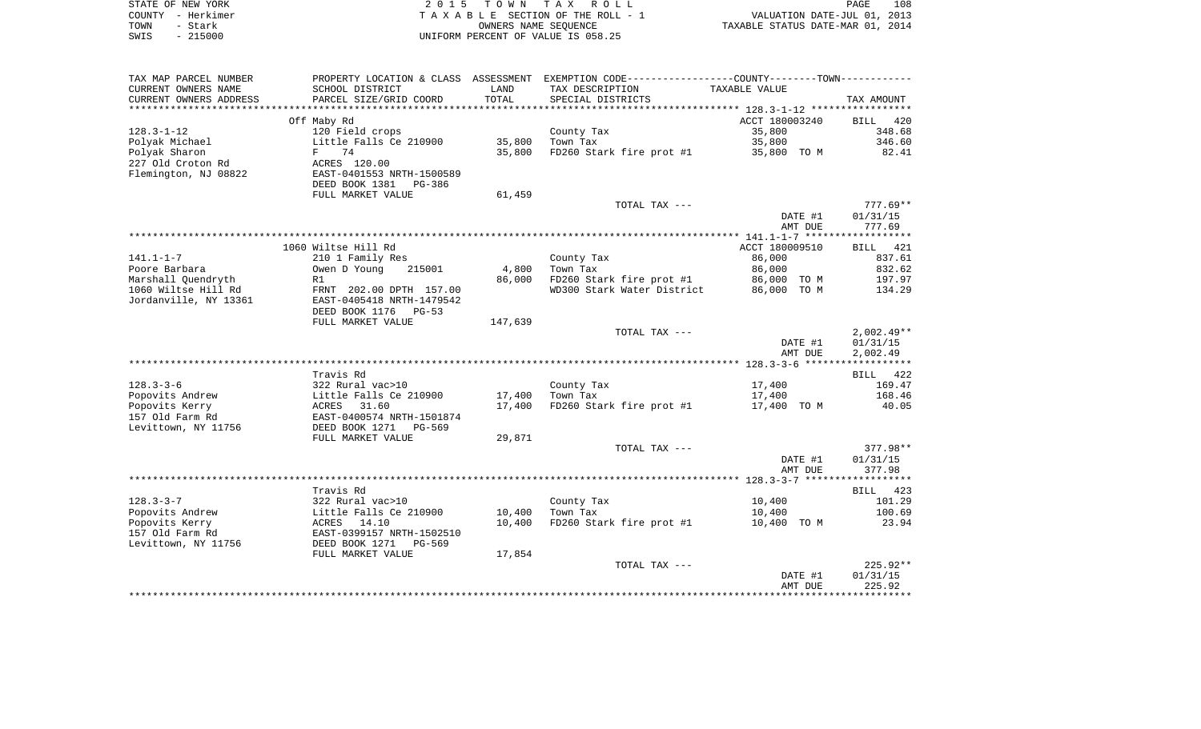STATE OF NEW YORK
COUNTY - Herkimer
TOWN - Stark
SWIS - 215000

2 0 1 5 T O W N T A X R O L L
T A X A B L E SECTION OF THE ROLL - 1
OWNERS NAME SEQUENCE
UNIFORM PERCENT OF VALUE IS 058.25

VALUATION DATE-JUL 01, 2013
TAXABLE STATUS DATE-MAR 01, 2014

| TAX MAP PARCEL NUMBER / CURRENT OWNERS NAME / CURRENT OWNERS ADDRESS | PROPERTY LOCATION & CLASS / SCHOOL DISTRICT / PARCEL SIZE/GRID COORD | ASSESSMENT LAND / TOTAL | EXEMPTION CODE / TAX DESCRIPTION / SPECIAL DISTRICTS | TAXABLE VALUE | TAX AMOUNT |
|---|---|---|---|---|---|
| **128.3-1-12** | Off Maby Rd | | | ACCT 180003240 | BILL 420 |
| 128.3-1-12 | 120 Field crops | | County Tax | 35,800 | 348.68 |
| Polyak Michael | Little Falls Ce 210900 | 35,800 | Town Tax | 35,800 | 346.60 |
| Polyak Sharon | F 74 | 35,800 | FD260 Stark fire prot #1 | 35,800 TO M | 82.41 |
| 227 Old Croton Rd | ACRES 120.00 | | | | |
| Flemington, NJ 08822 | EAST-0401553 NRTH-1500589 | | | | |
| | DEED BOOK 1381 PG-386 | | | | |
| | FULL MARKET VALUE | 61,459 | | | |
| | | | TOTAL TAX --- | | 777.69** |
| | | | | DATE #1 | 01/31/15 |
| | | | | AMT DUE | 777.69 |
| **141.1-1-7** | 1060 Wiltse Hill Rd | | | ACCT 180009510 | BILL 421 |
| 141.1-1-7 | 210 1 Family Res | | County Tax | 86,000 | 837.61 |
| Poore Barbara | Owen D Young 215001 | 4,800 | Town Tax | 86,000 | 832.62 |
| Marshall Quendryth | R1 | 86,000 | FD260 Stark fire prot #1 | 86,000 TO M | 197.97 |
| 1060 Wiltse Hill Rd | FRNT 202.00 DPTH 157.00 | | WD300 Stark Water District | 86,000 TO M | 134.29 |
| Jordanville, NY 13361 | EAST-0405418 NRTH-1479542 | | | | |
| | DEED BOOK 1176 PG-53 | | | | |
| | FULL MARKET VALUE | 147,639 | | | |
| | | | TOTAL TAX --- | | 2,002.49** |
| | | | | DATE #1 | 01/31/15 |
| | | | | AMT DUE | 2,002.49 |
| **128.3-3-6** | Travis Rd | | | | BILL 422 |
| 128.3-3-6 | 322 Rural vac>10 | | County Tax | 17,400 | 169.47 |
| Popovits Andrew | Little Falls Ce 210900 | 17,400 | Town Tax | 17,400 | 168.46 |
| Popovits Kerry | ACRES 31.60 | 17,400 | FD260 Stark fire prot #1 | 17,400 TO M | 40.05 |
| 157 Old Farm Rd | EAST-0400574 NRTH-1501874 | | | | |
| Levittown, NY 11756 | DEED BOOK 1271 PG-569 | | | | |
| | FULL MARKET VALUE | 29,871 | | | |
| | | | TOTAL TAX --- | | 377.98** |
| | | | | DATE #1 | 01/31/15 |
| | | | | AMT DUE | 377.98 |
| **128.3-3-7** | Travis Rd | | | | BILL 423 |
| 128.3-3-7 | 322 Rural vac>10 | | County Tax | 10,400 | 101.29 |
| Popovits Andrew | Little Falls Ce 210900 | 10,400 | Town Tax | 10,400 | 100.69 |
| Popovits Kerry | ACRES 14.10 | 10,400 | FD260 Stark fire prot #1 | 10,400 TO M | 23.94 |
| 157 Old Farm Rd | EAST-0399157 NRTH-1502510 | | | | |
| Levittown, NY 11756 | DEED BOOK 1271 PG-569 | | | | |
| | FULL MARKET VALUE | 17,854 | | | |
| | | | TOTAL TAX --- | | 225.92** |
| | | | | DATE #1 | 01/31/15 |
| | | | | AMT DUE | 225.92 |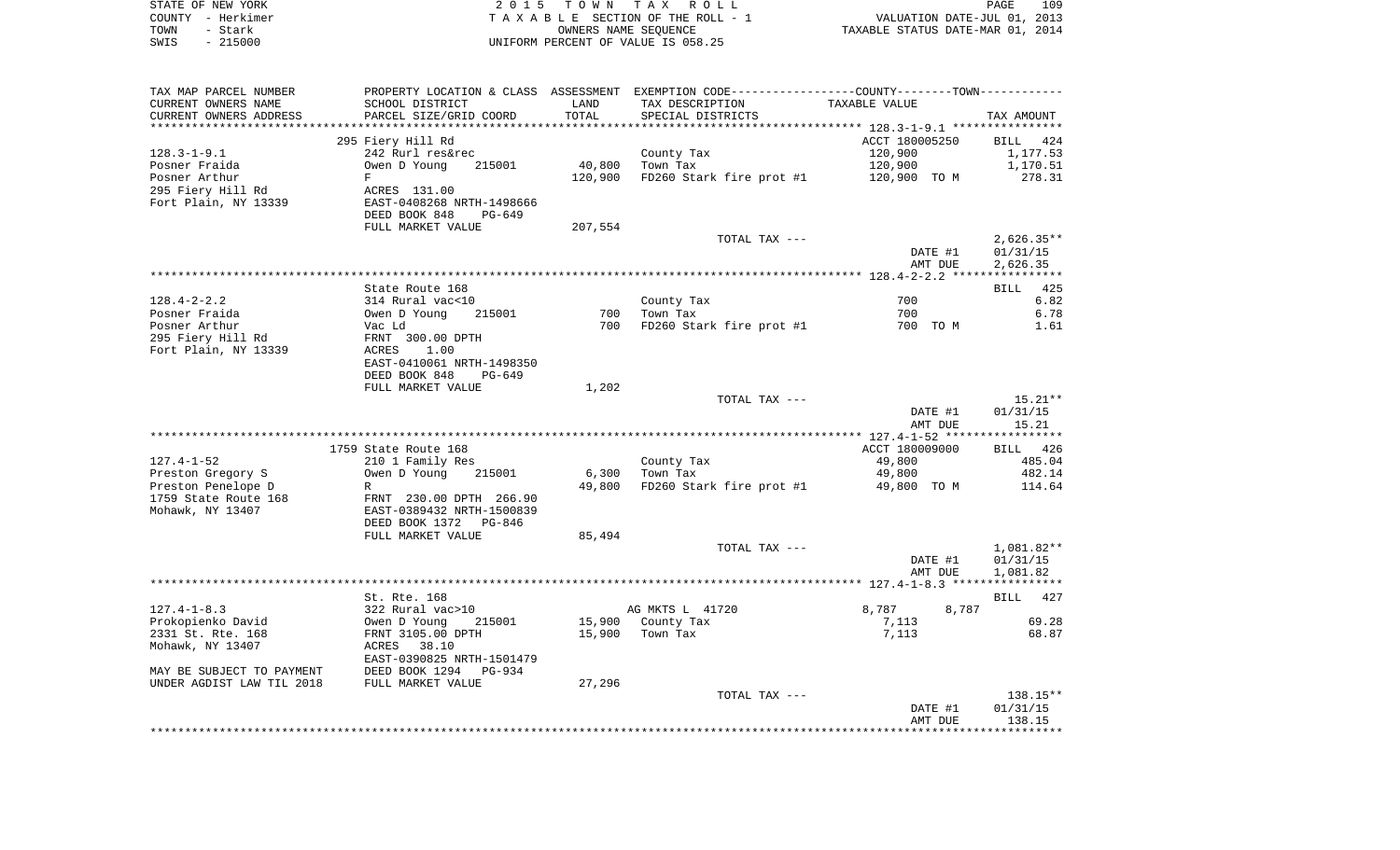STATE OF NEW YORK
COUNTY - Herkimer
TOWN - Stark
SWIS - 215000

2 0 1 5 T O W N T A X R O L L
T A X A B L E SECTION OF THE ROLL - 1
OWNERS NAME SEQUENCE
UNIFORM PERCENT OF VALUE IS 058.25

VALUATION DATE-JUL 01, 2013
TAXABLE STATUS DATE-MAR 01, 2014

| TAX MAP PARCEL NUMBER / CURRENT OWNERS NAME / CURRENT OWNERS ADDRESS | PROPERTY LOCATION & CLASS / SCHOOL DISTRICT / PARCEL SIZE/GRID COORD | ASSESSMENT LAND / TOTAL | EXEMPTION CODE / TAX DESCRIPTION / SPECIAL DISTRICTS | COUNTY--------TOWN / TAXABLE VALUE | TAX AMOUNT |
|---|---|---|---|---|---|
| ******* 128.3-1-9.1 ******* | | | | | |
| | 295 Fiery Hill Rd | | | ACCT 180005250 | BILL 424 |
| 128.3-1-9.1 | 242 Rurl res&rec | | County Tax | 120,900 | 1,177.53 |
| Posner Fraida | Owen D Young 215001 | 40,800 | Town Tax | 120,900 | 1,170.51 |
| Posner Arthur | F | 120,900 | FD260 Stark fire prot #1 | 120,900 TO M | 278.31 |
| 295 Fiery Hill Rd | ACRES 131.00 | | | | |
| Fort Plain, NY 13339 | EAST-0408268 NRTH-1498666 | | | | |
| | DEED BOOK 848 PG-649 | | | | |
| | FULL MARKET VALUE | 207,554 | | | |
| | | | TOTAL TAX --- | | 2,626.35** |
| | | | | DATE #1 | 01/31/15 |
| | | | | AMT DUE | 2,626.35 |
| ******* 128.4-2-2.2 ******* | | | | | |
| | State Route 168 | | | | BILL 425 |
| 128.4-2-2.2 | 314 Rural vac<10 | | County Tax | 700 | 6.82 |
| Posner Fraida | Owen D Young 215001 | 700 | Town Tax | 700 | 6.78 |
| Posner Arthur | Vac Ld | 700 | FD260 Stark fire prot #1 | 700 TO M | 1.61 |
| 295 Fiery Hill Rd | FRNT 300.00 DPTH | | | | |
| Fort Plain, NY 13339 | ACRES 1.00 | | | | |
| | EAST-0410061 NRTH-1498350 | | | | |
| | DEED BOOK 848 PG-649 | | | | |
| | FULL MARKET VALUE | 1,202 | | | |
| | | | TOTAL TAX --- | | 15.21** |
| | | | | DATE #1 | 01/31/15 |
| | | | | AMT DUE | 15.21 |
| ******* 127.4-1-52 ******* | | | | | |
| | 1759 State Route 168 | | | ACCT 180009000 | BILL 426 |
| 127.4-1-52 | 210 1 Family Res | | County Tax | 49,800 | 485.04 |
| Preston Gregory S | Owen D Young 215001 | 6,300 | Town Tax | 49,800 | 482.14 |
| Preston Penelope D | R | 49,800 | FD260 Stark fire prot #1 | 49,800 TO M | 114.64 |
| 1759 State Route 168 | FRNT 230.00 DPTH 266.90 | | | | |
| Mohawk, NY 13407 | EAST-0389432 NRTH-1500839 | | | | |
| | DEED BOOK 1372 PG-846 | | | | |
| | FULL MARKET VALUE | 85,494 | | | |
| | | | TOTAL TAX --- | | 1,081.82** |
| | | | | DATE #1 | 01/31/15 |
| | | | | AMT DUE | 1,081.82 |
| ******* 127.4-1-8.3 ******* | | | | | |
| | St. Rte. 168 | | | | BILL 427 |
| 127.4-1-8.3 | 322 Rural vac>10 | | AG MKTS L 41720 | 8,787 8,787 | |
| Prokopienko David | Owen D Young 215001 | 15,900 | County Tax | 7,113 | 69.28 |
| 2331 St. Rte. 168 | FRNT 3105.00 DPTH | 15,900 | Town Tax | 7,113 | 68.87 |
| Mohawk, NY 13407 | ACRES 38.10 | | | | |
| | EAST-0390825 NRTH-1501479 | | | | |
| MAY BE SUBJECT TO PAYMENT | DEED BOOK 1294 PG-934 | | | | |
| UNDER AGDIST LAW TIL 2018 | FULL MARKET VALUE | 27,296 | | | |
| | | | TOTAL TAX --- | | 138.15** |
| | | | | DATE #1 | 01/31/15 |
| | | | | AMT DUE | 138.15 |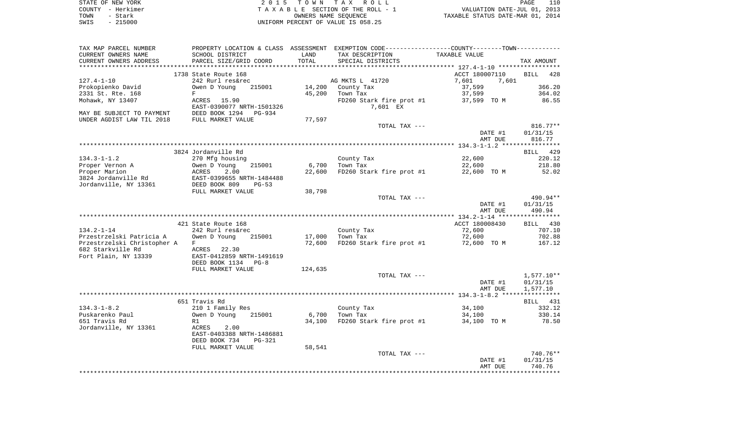STATE OF NEW YORK · COUNTY - Herkimer · TOWN - Stark · SWIS - 215000

**2015 TOWN TAX ROLL**
TAXABLE SECTION OF THE ROLL - 1
OWNERS NAME SEQUENCE
UNIFORM PERCENT OF VALUE IS 058.25

VALUATION DATE-JUL 01, 2013
TAXABLE STATUS DATE-MAR 01, 2014

| TAX MAP PARCEL NUMBER / CURRENT OWNERS NAME / CURRENT OWNERS ADDRESS | PROPERTY LOCATION & CLASS / SCHOOL DISTRICT / PARCEL SIZE/GRID COORD | ASSESSMENT LAND | ASSESSMENT TOTAL | EXEMPTION CODE / TAX DESCRIPTION / SPECIAL DISTRICTS | COUNTY TAXABLE VALUE | TOWN TAXABLE VALUE | TAX AMOUNT |
|---|---|---|---|---|---|---|---|
| **127.4-1-10** | 1738 State Route 168 | | | | ACCT 180007110 | | BILL 428 |
| | 242 Rurl res&rec | | | AG MKTS L 41720 | 7,601 | 7,601 | |
| Prokopienko David | Owen D Young 215001 | 14,200 | | County Tax | 37,599 | | 366.20 |
| 2331 St. Rte. 168 | F | | 45,200 | Town Tax | | 37,599 | 364.02 |
| Mohawk, NY 13407 | ACRES 15.90 | | | FD260 Stark fire prot #1 | 37,599 TO M | | 86.55 |
| | EAST-0390077 NRTH-1501326 | | | 7,601 EX | | | |
| MAY BE SUBJECT TO PAYMENT | DEED BOOK 1294 PG-934 | | | | | | |
| UNDER AGDIST LAW TIL 2018 | FULL MARKET VALUE | | 77,597 | | | | |
| | | | | TOTAL TAX --- | | | 816.77** |
| | | | | | DATE #1 | | 01/31/15 |
| | | | | | AMT DUE | | 816.77 |
| **134.3-1-1.2** | 3824 Jordanville Rd | | | | | | BILL 429 |
| | 270 Mfg housing | | | County Tax | 22,600 | | 220.12 |
| Proper Vernon A | Owen D Young 215001 | 6,700 | | Town Tax | | 22,600 | 218.80 |
| Proper Marion | ACRES 2.00 | | 22,600 | FD260 Stark fire prot #1 | 22,600 TO M | | 52.02 |
| 3824 Jordanville Rd | EAST-0399655 NRTH-1484488 | | | | | | |
| Jordanville, NY 13361 | DEED BOOK 809 PG-53 | | | | | | |
| | FULL MARKET VALUE | | 38,798 | | | | |
| | | | | TOTAL TAX --- | | | 490.94** |
| | | | | | DATE #1 | | 01/31/15 |
| | | | | | AMT DUE | | 490.94 |
| **134.2-1-14** | 421 State Route 168 | | | | ACCT 180008430 | | BILL 430 |
| | 242 Rurl res&rec | | | County Tax | 72,600 | | 707.10 |
| Przestrzelski Patricia A | Owen D Young 215001 | 17,000 | | Town Tax | | 72,600 | 702.88 |
| Przestrzelski Christopher A | F | | 72,600 | FD260 Stark fire prot #1 | 72,600 TO M | | 167.12 |
| 682 Starkville Rd | ACRES 22.30 | | | | | | |
| Fort Plain, NY 13339 | EAST-0412859 NRTH-1491619 | | | | | | |
| | DEED BOOK 1134 PG-8 | | | | | | |
| | FULL MARKET VALUE | | 124,635 | | | | |
| | | | | TOTAL TAX --- | | | 1,577.10** |
| | | | | | DATE #1 | | 01/31/15 |
| | | | | | AMT DUE | | 1,577.10 |
| **134.3-1-8.2** | 651 Travis Rd | | | | | | BILL 431 |
| | 210 1 Family Res | | | County Tax | 34,100 | | 332.12 |
| Puskarenko Paul | Owen D Young 215001 | 6,700 | | Town Tax | | 34,100 | 330.14 |
| 651 Travis Rd | R1 | | 34,100 | FD260 Stark fire prot #1 | 34,100 TO M | | 78.50 |
| Jordanville, NY 13361 | ACRES 2.00 | | | | | | |
| | EAST-0403388 NRTH-1486881 | | | | | | |
| | DEED BOOK 734 PG-321 | | | | | | |
| | FULL MARKET VALUE | | 58,541 | | | | |
| | | | | TOTAL TAX --- | | | 740.76** |
| | | | | | DATE #1 | | 01/31/15 |
| | | | | | AMT DUE | | 740.76 |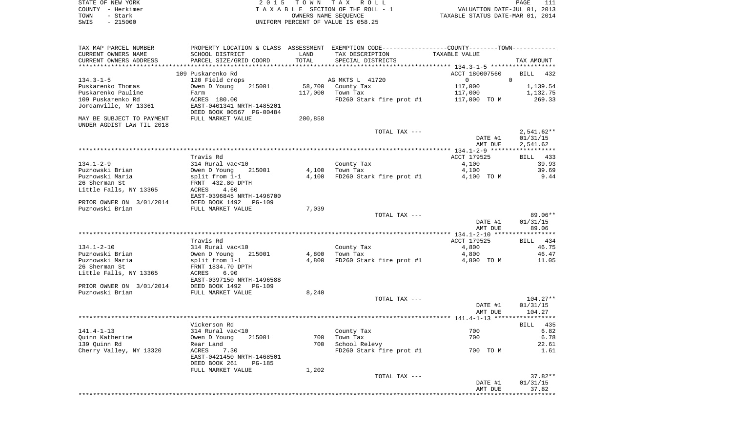STATE OF NEW YORK — COUNTY - Herkimer — TOWN - Stark — SWIS - 215000

2015 TOWN TAX ROLL
TAXABLE SECTION OF THE ROLL - 1
OWNERS NAME SEQUENCE
UNIFORM PERCENT OF VALUE IS 058.25

VALUATION DATE-JUL 01, 2013
TAXABLE STATUS DATE-MAR 01, 2014

| TAX MAP PARCEL NUMBER / CURRENT OWNERS NAME / CURRENT OWNERS ADDRESS | PROPERTY LOCATION & CLASS / SCHOOL DISTRICT / PARCEL SIZE/GRID COORD | ASSESSMENT LAND | TOTAL | EXEMPTION CODE / TAX DESCRIPTION / SPECIAL DISTRICTS | COUNTY--------TOWN TAXABLE VALUE | TAX AMOUNT |
|---|---|---|---|---|---|---|
| **134.3-1-5** | 109 Puskarenko Rd | | | | ACCT 180007560 | BILL 432 |
| 134.3-1-5 | 120 Field crops | | | AG MKTS L 41720 | 0 0 | |
| Puskarenko Thomas | Owen D Young 215001 | 58,700 | | County Tax | 117,000 | 1,139.54 |
| Puskarenko Pauline | Farm | | 117,000 | Town Tax | 117,000 | 1,132.75 |
| 109 Puskarenko Rd | ACRES 180.00 | | | FD260 Stark fire prot #1 | 117,000 TO M | 269.33 |
| Jordanville, NY 13361 | EAST-0401341 NRTH-1485201 | | | | | |
| | DEED BOOK 00567 PG-00484 | | | | | |
| MAY BE SUBJECT TO PAYMENT | FULL MARKET VALUE | | 200,858 | | | |
| UNDER AGDIST LAW TIL 2018 | | | | | | |
| | | | | TOTAL TAX --- | | 2,541.62** |
| | | | | | DATE #1 | 01/31/15 |
| | | | | | AMT DUE | 2,541.62 |
| **134.1-2-9** | Travis Rd | | | | ACCT 179525 | BILL 433 |
| 134.1-2-9 | 314 Rural vac<10 | | | County Tax | 4,100 | 39.93 |
| Puznowski Brian | Owen D Young 215001 | 4,100 | | Town Tax | 4,100 | 39.69 |
| Puznowski Maria | split from 1-1 | | 4,100 | FD260 Stark fire prot #1 | 4,100 TO M | 9.44 |
| 26 Sherman St | FRNT 432.80 DPTH | | | | | |
| Little Falls, NY 13365 | ACRES 4.60 | | | | | |
| | EAST-0396845 NRTH-1496700 | | | | | |
| PRIOR OWNER ON 3/01/2014 | DEED BOOK 1492 PG-109 | | | | | |
| Puznowski Brian | FULL MARKET VALUE | | 7,039 | | | |
| | | | | TOTAL TAX --- | | 89.06** |
| | | | | | DATE #1 | 01/31/15 |
| | | | | | AMT DUE | 89.06 |
| **134.1-2-10** | Travis Rd | | | | ACCT 179525 | BILL 434 |
| 134.1-2-10 | 314 Rural vac<10 | | | County Tax | 4,800 | 46.75 |
| Puznowski Brian | Owen D Young 215001 | 4,800 | | Town Tax | 4,800 | 46.47 |
| Puznowski Maria | split from 1-1 | | 4,800 | FD260 Stark fire prot #1 | 4,800 TO M | 11.05 |
| 26 Sherman St | FRNT 1834.70 DPTH | | | | | |
| Little Falls, NY 13365 | ACRES 6.90 | | | | | |
| | EAST-0397150 NRTH-1496588 | | | | | |
| PRIOR OWNER ON 3/01/2014 | DEED BOOK 1492 PG-109 | | | | | |
| Puznowski Brian | FULL MARKET VALUE | | 8,240 | | | |
| | | | | TOTAL TAX --- | | 104.27** |
| | | | | | DATE #1 | 01/31/15 |
| | | | | | AMT DUE | 104.27 |
| **141.4-1-13** | Vickerson Rd | | | | | BILL 435 |
| 141.4-1-13 | 314 Rural vac<10 | | | County Tax | 700 | 6.82 |
| Quinn Katherine | Owen D Young 215001 | 700 | | Town Tax | 700 | 6.78 |
| 139 Quinn Rd | Rear Land | | 700 | School Relevy | | 22.61 |
| Cherry Valley, NY 13320 | ACRES 7.30 | | | FD260 Stark fire prot #1 | 700 TO M | 1.61 |
| | EAST-0421450 NRTH-1468501 | | | | | |
| | DEED BOOK 261 PG-185 | | | | | |
| | FULL MARKET VALUE | | 1,202 | | | |
| | | | | TOTAL TAX --- | | 37.82** |
| | | | | | DATE #1 | 01/31/15 |
| | | | | | AMT DUE | 37.82 |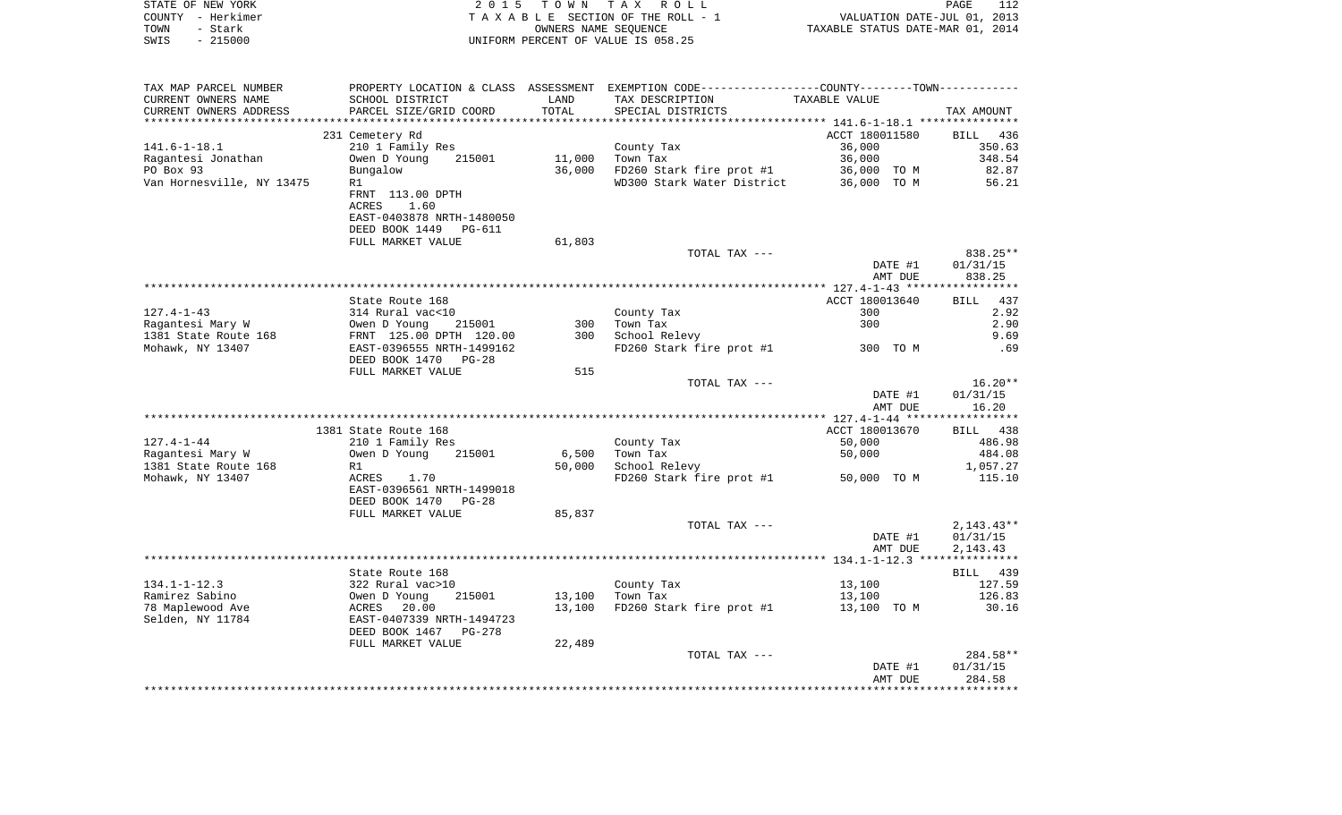STATE OF NEW YORK
COUNTY - Herkimer
TOWN - Stark
SWIS - 215000

2015 TOWN TAX ROLL
TAXABLE SECTION OF THE ROLL - 1
OWNERS NAME SEQUENCE
UNIFORM PERCENT OF VALUE IS 058.25

VALUATION DATE-JUL 01, 2013
TAXABLE STATUS DATE-MAR 01, 2014

| TAX MAP PARCEL NUMBER / CURRENT OWNERS NAME / CURRENT OWNERS ADDRESS | PROPERTY LOCATION & CLASS / SCHOOL DISTRICT / PARCEL SIZE/GRID COORD | ASSESSMENT LAND / TOTAL | EXEMPTION CODE / TAX DESCRIPTION / SPECIAL DISTRICTS | COUNTY-TOWN TAXABLE VALUE | TAX AMOUNT |
|---|---|---|---|---|---|
| **141.6-1-18.1** | 231 Cemetery Rd | | | ACCT 180011580 | BILL 436 |
| 141.6-1-18.1 | 210 1 Family Res | | County Tax | 36,000 | 350.63 |
| Ragantesi Jonathan | Owen D Young 215001 | 11,000 | Town Tax | 36,000 | 348.54 |
| PO Box 93 | Bungalow | 36,000 | FD260 Stark fire prot #1 | 36,000 TO M | 82.87 |
| Van Hornesville, NY 13475 | R1 | | WD300 Stark Water District | 36,000 TO M | 56.21 |
| | FRNT 113.00 DPTH | | | | |
| | ACRES 1.60 | | | | |
| | EAST-0403878 NRTH-1480050 | | | | |
| | DEED BOOK 1449 PG-611 | | | | |
| | FULL MARKET VALUE | 61,803 | | | |
| | | | TOTAL TAX --- | | 838.25** |
| | | | | DATE #1 | 01/31/15 |
| | | | | AMT DUE | 838.25 |
| **127.4-1-43** | State Route 168 | | | ACCT 180013640 | BILL 437 |
| 127.4-1-43 | 314 Rural vac<10 | | County Tax | 300 | 2.92 |
| Ragantesi Mary W | Owen D Young 215001 | 300 | Town Tax | 300 | 2.90 |
| 1381 State Route 168 | FRNT 125.00 DPTH 120.00 | 300 | School Relevy | | 9.69 |
| Mohawk, NY 13407 | EAST-0396555 NRTH-1499162 | | FD260 Stark fire prot #1 | 300 TO M | .69 |
| | DEED BOOK 1470 PG-28 | | | | |
| | FULL MARKET VALUE | 515 | | | |
| | | | TOTAL TAX --- | | 16.20** |
| | | | | DATE #1 | 01/31/15 |
| | | | | AMT DUE | 16.20 |
| **127.4-1-44** | 1381 State Route 168 | | | ACCT 180013670 | BILL 438 |
| 127.4-1-44 | 210 1 Family Res | | County Tax | 50,000 | 486.98 |
| Ragantesi Mary W | Owen D Young 215001 | 6,500 | Town Tax | 50,000 | 484.08 |
| 1381 State Route 168 | R1 | 50,000 | School Relevy | | 1,057.27 |
| Mohawk, NY 13407 | ACRES 1.70 | | FD260 Stark fire prot #1 | 50,000 TO M | 115.10 |
| | EAST-0396561 NRTH-1499018 | | | | |
| | DEED BOOK 1470 PG-28 | | | | |
| | FULL MARKET VALUE | 85,837 | | | |
| | | | TOTAL TAX --- | | 2,143.43** |
| | | | | DATE #1 | 01/31/15 |
| | | | | AMT DUE | 2,143.43 |
| **134.1-1-12.3** | State Route 168 | | | | BILL 439 |
| 134.1-1-12.3 | 322 Rural vac>10 | | County Tax | 13,100 | 127.59 |
| Ramirez Sabino | Owen D Young 215001 | 13,100 | Town Tax | 13,100 | 126.83 |
| 78 Maplewood Ave | ACRES 20.00 | 13,100 | FD260 Stark fire prot #1 | 13,100 TO M | 30.16 |
| Selden, NY 11784 | EAST-0407339 NRTH-1494723 | | | | |
| | DEED BOOK 1467 PG-278 | | | | |
| | FULL MARKET VALUE | 22,489 | | | |
| | | | TOTAL TAX --- | | 284.58** |
| | | | | DATE #1 | 01/31/15 |
| | | | | AMT DUE | 284.58 |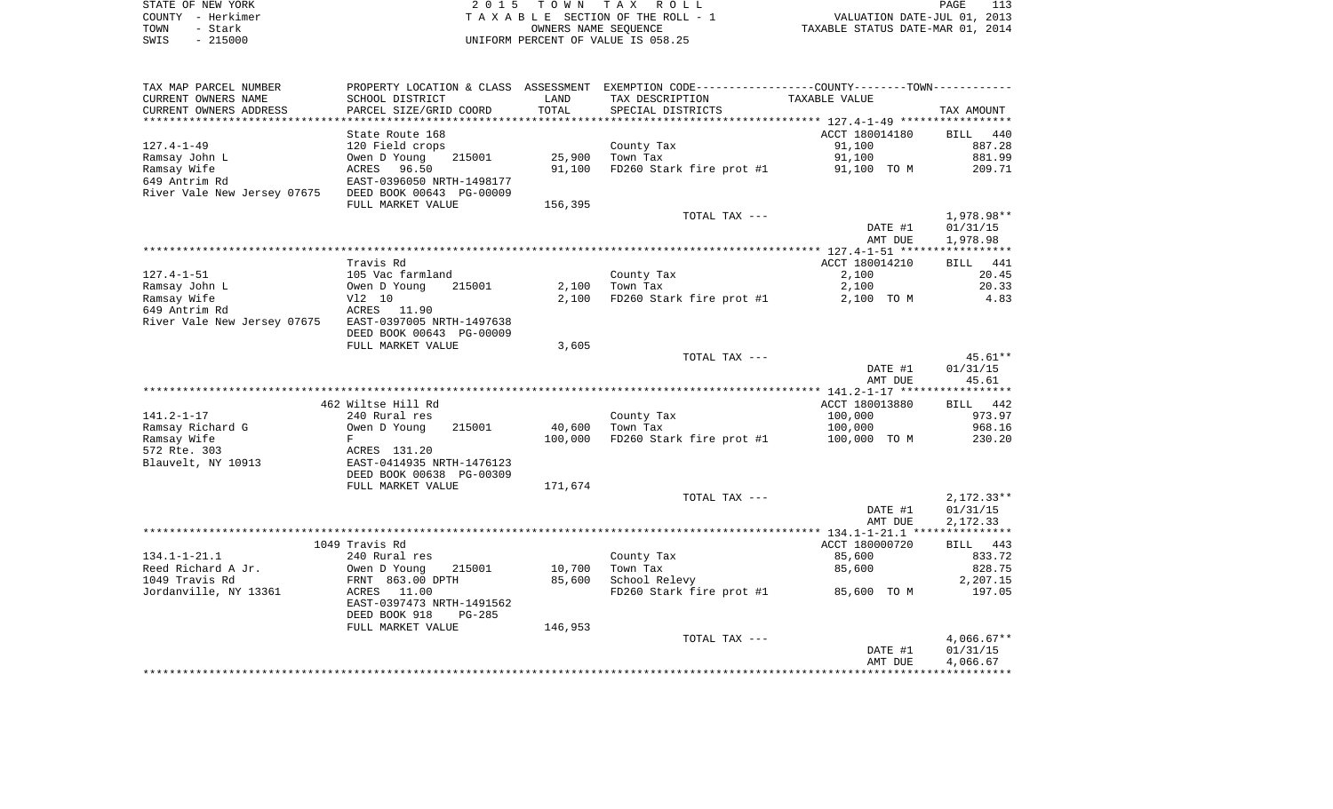STATE OF NEW YORK
COUNTY - Herkimer
TOWN - Stark
SWIS - 215000

2 0 1 5 T O W N T A X R O L L
T A X A B L E SECTION OF THE ROLL - 1
OWNERS NAME SEQUENCE
UNIFORM PERCENT OF VALUE IS 058.25

VALUATION DATE-JUL 01, 2013
TAXABLE STATUS DATE-MAR 01, 2014

| TAX MAP PARCEL NUMBER / CURRENT OWNERS NAME / CURRENT OWNERS ADDRESS | PROPERTY LOCATION & CLASS / SCHOOL DISTRICT / PARCEL SIZE/GRID COORD | ASSESSMENT LAND / TOTAL | EXEMPTION CODE / TAX DESCRIPTION / SPECIAL DISTRICTS | COUNTY--------TOWN / TAXABLE VALUE | TAX AMOUNT |
|---|---|---|---|---|---|
| 127.4-1-49 | State Route 168 | | | ACCT 180014180 | BILL 440 |
| | 120 Field crops | | County Tax | 91,100 | 887.28 |
| Ramsay John L | Owen D Young 215001 | 25,900 | Town Tax | 91,100 | 881.99 |
| Ramsay Wife | ACRES 96.50 | 91,100 | FD260 Stark fire prot #1 | 91,100 TO M | 209.71 |
| 649 Antrim Rd | EAST-0396050 NRTH-1498177 | | | | |
| River Vale New Jersey 07675 | DEED BOOK 00643 PG-00009 | | | | |
| | FULL MARKET VALUE | 156,395 | | | |
| | | | TOTAL TAX --- | | 1,978.98** |
| | | | | DATE #1 | 01/31/15 |
| | | | | AMT DUE | 1,978.98 |
| 127.4-1-51 | Travis Rd | | | ACCT 180014210 | BILL 441 |
| | 105 Vac farmland | | County Tax | 2,100 | 20.45 |
| Ramsay John L | Owen D Young 215001 | 2,100 | Town Tax | 2,100 | 20.33 |
| Ramsay Wife | Vl2 10 | 2,100 | FD260 Stark fire prot #1 | 2,100 TO M | 4.83 |
| 649 Antrim Rd | ACRES 11.90 | | | | |
| River Vale New Jersey 07675 | EAST-0397005 NRTH-1497638 | | | | |
| | DEED BOOK 00643 PG-00009 | | | | |
| | FULL MARKET VALUE | 3,605 | | | |
| | | | TOTAL TAX --- | | 45.61** |
| | | | | DATE #1 | 01/31/15 |
| | | | | AMT DUE | 45.61 |
| 141.2-1-17 | 462 Wiltse Hill Rd | | | ACCT 180013880 | BILL 442 |
| | 240 Rural res | | County Tax | 100,000 | 973.97 |
| Ramsay Richard G | Owen D Young 215001 | 40,600 | Town Tax | 100,000 | 968.16 |
| Ramsay Wife | F | 100,000 | FD260 Stark fire prot #1 | 100,000 TO M | 230.20 |
| 572 Rte. 303 | ACRES 131.20 | | | | |
| Blauvelt, NY 10913 | EAST-0414935 NRTH-1476123 | | | | |
| | DEED BOOK 00638 PG-00309 | | | | |
| | FULL MARKET VALUE | 171,674 | | | |
| | | | TOTAL TAX --- | | 2,172.33** |
| | | | | DATE #1 | 01/31/15 |
| | | | | AMT DUE | 2,172.33 |
| 134.1-1-21.1 | 1049 Travis Rd | | | ACCT 180000720 | BILL 443 |
| | 240 Rural res | | County Tax | 85,600 | 833.72 |
| Reed Richard A Jr. | Owen D Young 215001 | 10,700 | Town Tax | 85,600 | 828.75 |
| 1049 Travis Rd | FRNT 863.00 DPTH | 85,600 | School Relevy | | 2,207.15 |
| Jordanville, NY 13361 | ACRES 11.00 | | FD260 Stark fire prot #1 | 85,600 TO M | 197.05 |
| | EAST-0397473 NRTH-1491562 | | | | |
| | DEED BOOK 918 PG-285 | | | | |
| | FULL MARKET VALUE | 146,953 | | | |
| | | | TOTAL TAX --- | | 4,066.67** |
| | | | | DATE #1 | 01/31/15 |
| | | | | AMT DUE | 4,066.67 |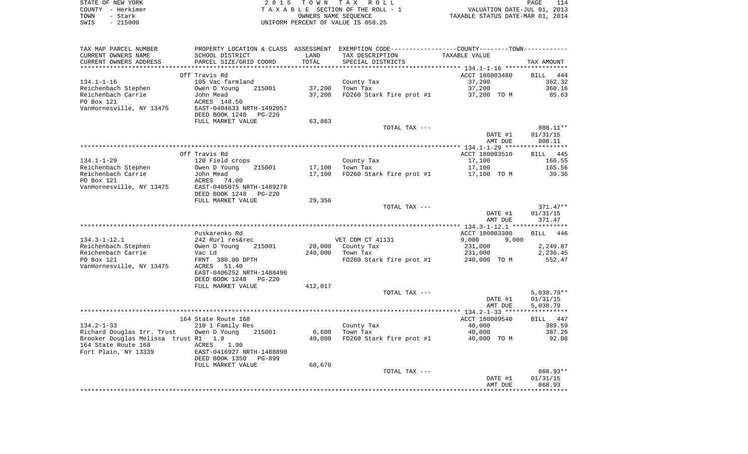STATE OF NEW YORK
COUNTY - Herkimer
TOWN - Stark
SWIS - 215000

2 0 1 5 T O W N T A X R O L L
T A X A B L E SECTION OF THE ROLL - 1
OWNERS NAME SEQUENCE
UNIFORM PERCENT OF VALUE IS 058.25

VALUATION DATE-JUL 01, 2013
TAXABLE STATUS DATE-MAR 01, 2014

| TAX MAP PARCEL NUMBER / CURRENT OWNERS NAME / CURRENT OWNERS ADDRESS | PROPERTY LOCATION & CLASS / SCHOOL DISTRICT / PARCEL SIZE/GRID COORD | ASSESSMENT LAND / TOTAL | EXEMPTION CODE / TAX DESCRIPTION / SPECIAL DISTRICTS | COUNTY--------TOWN / TAXABLE VALUE | TAX AMOUNT |
|---|---|---|---|---|---|
| | Off Travis Rd | | | ACCT 180003480 | BILL 444 |
| 134.1-1-16 | 105 Vac farmland | | County Tax | 37,200 | 362.32 |
| Reichenbach Stephen | Owen D Young 215001 | 37,200 | Town Tax | 37,200 | 360.16 |
| Reichenbach Carrie | John Mead | 37,200 | FD260 Stark fire prot #1 | 37,200 TO M | 85.63 |
| PO Box 121 | ACRES 148.50 | | | | |
| VanHornesville, NY 13475 | EAST-0404633 NRTH-1492057 | | | | |
| | DEED BOOK 1248 PG-220 | | | | |
| | FULL MARKET VALUE | 63,863 | | | |
| | | | TOTAL TAX --- | | 808.11** |
| | | | | DATE #1 | 01/31/15 |
| | | | | AMT DUE | 808.11 |
| | Off Travis Rd | | | ACCT 180003510 | BILL 445 |
| 134.1-1-29 | 120 Field crops | | County Tax | 17,100 | 166.55 |
| Reichenbach Stephen | Owen D Young 215001 | 17,100 | Town Tax | 17,100 | 165.56 |
| Reichenbach Carrie | John Mead | 17,100 | FD260 Stark fire prot #1 | 17,100 TO M | 39.36 |
| PO Box 121 | ACRES 74.00 | | | | |
| VanHornesville, NY 13475 | EAST-0405075 NRTH-1489278 | | | | |
| | DEED BOOK 1248 PG-220 | | | | |
| | FULL MARKET VALUE | 29,356 | | | |
| | | | TOTAL TAX --- | | 371.47** |
| | | | | DATE #1 | 01/31/15 |
| | | | | AMT DUE | 371.47 |
| | Puskarenko Rd | | | ACCT 180003300 | BILL 446 |
| 134.3-1-12.1 | 242 Rurl res&rec | | VET COM CT 41131 | 9,000 9,000 | |
| Reichenbach Stephen | Owen D Young 215001 | 20,000 | County Tax | 231,000 | 2,249.87 |
| Reichenbach Carrie | Vac Ld | 240,000 | Town Tax | 231,000 | 2,236.45 |
| PO Box 121 | FRNT 380.00 DPTH | | FD260 Stark fire prot #1 | 240,000 TO M | 552.47 |
| VanHornesville, NY 13475 | ACRES 51.40 | | | | |
| | EAST-0406252 NRTH-1488496 | | | | |
| | DEED BOOK 1248 PG-220 | | | | |
| | FULL MARKET VALUE | 412,017 | | | |
| | | | TOTAL TAX --- | | 5,038.79** |
| | | | | DATE #1 | 01/31/15 |
| | | | | AMT DUE | 5,038.79 |
| | 164 State Route 168 | | | ACCT 180009540 | BILL 447 |
| 134.2-1-33 | 210 1 Family Res | | County Tax | 40,000 | 389.59 |
| Richard Douglas Irr. Trust | Owen D Young 215001 | 6,600 | Town Tax | 40,000 | 387.26 |
| Brooker Douglas Melissa trust | R1 1.9 | 40,000 | FD260 Stark fire prot #1 | 40,000 TO M | 92.08 |
| 164 State Route 168 | ACRES 1.90 | | | | |
| Fort Plain, NY 13339 | EAST-0416927 NRTH-1488890 | | | | |
| | DEED BOOK 1350 PG-899 | | | | |
| | FULL MARKET VALUE | 68,670 | | | |
| | | | TOTAL TAX --- | | 868.93** |
| | | | | DATE #1 | 01/31/15 |
| | | | | AMT DUE | 868.93 |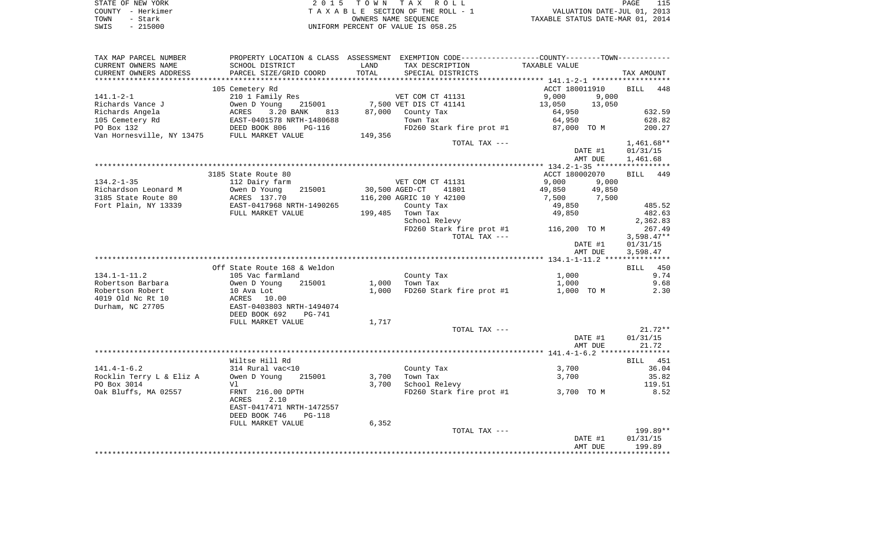STATE OF NEW YORK — 2 0 1 5 T O W N T A X R O L L
COUNTY - Herkimer — T A X A B L E SECTION OF THE ROLL - 1 — VALUATION DATE-JUL 01, 2013
TOWN - Stark — OWNERS NAME SEQUENCE — TAXABLE STATUS DATE-MAR 01, 2014
SWIS - 215000 — UNIFORM PERCENT OF VALUE IS 058.25

| TAX MAP PARCEL NUMBER<br>CURRENT OWNERS NAME<br>CURRENT OWNERS ADDRESS | PROPERTY LOCATION & CLASS<br>SCHOOL DISTRICT<br>PARCEL SIZE/GRID COORD | ASSESSMENT<br>LAND<br>TOTAL | EXEMPTION CODE<br>TAX DESCRIPTION<br>SPECIAL DISTRICTS | COUNTY--------TOWN<br>TAXABLE VALUE | TAX AMOUNT |
|---|---|---|---|---|---|
| **141.1-2-1** | 105 Cemetery Rd | | | ACCT 180011910 | BILL 448 |
| 141.1-2-1 | 210 1 Family Res | | VET COM CT 41131 | 9,000 9,000 | |
| Richards Vance J | Owen D Young 215001 | 7,500 | VET DIS CT 41141 | 13,050 13,050 | |
| Richards Angela | ACRES 3.20 BANK 813 | 87,000 | County Tax | 64,950 | 632.59 |
| 105 Cemetery Rd | EAST-0401578 NRTH-1480688 | | Town Tax | 64,950 | 628.82 |
| PO Box 132 | DEED BOOK 806 PG-116 | | FD260 Stark fire prot #1 | 87,000 TO M | 200.27 |
| Van Hornesville, NY 13475 | FULL MARKET VALUE | 149,356 | | | |
| | | | TOTAL TAX --- | | 1,461.68** |
| | | | | DATE #1 | 01/31/15 |
| | | | | AMT DUE | 1,461.68 |
| **134.2-1-35** | 3185 State Route 80 | | | ACCT 180002070 | BILL 449 |
| 134.2-1-35 | 112 Dairy farm | | VET COM CT 41131 | 9,000 9,000 | |
| Richardson Leonard M | Owen D Young 215001 | 30,500 | AGED-CT 41801 | 49,850 49,850 | |
| 3185 State Route 80 | ACRES 137.70 | 116,200 | AGRIC 10 Y 42100 | 7,500 7,500 | |
| Fort Plain, NY 13339 | EAST-0417968 NRTH-1490265 | | County Tax | 49,850 | 485.52 |
| | FULL MARKET VALUE | 199,485 | Town Tax | 49,850 | 482.63 |
| | | | School Relevy | | 2,362.83 |
| | | | FD260 Stark fire prot #1 | 116,200 TO M | 267.49 |
| | | | TOTAL TAX --- | | 3,598.47** |
| | | | | DATE #1 | 01/31/15 |
| | | | | AMT DUE | 3,598.47 |
| **134.1-1-11.2** | Off State Route 168 & Weldon | | | | BILL 450 |
| 134.1-1-11.2 | 105 Vac farmland | | County Tax | 1,000 | 9.74 |
| Robertson Barbara | Owen D Young 215001 | 1,000 | Town Tax | 1,000 | 9.68 |
| Robertson Robert | 10 Ava Lot | 1,000 | FD260 Stark fire prot #1 | 1,000 TO M | 2.30 |
| 4019 Old Nc Rt 10 | ACRES 10.00 | | | | |
| Durham, NC 27705 | EAST-0403803 NRTH-1494074 | | | | |
| | DEED BOOK 692 PG-741 | | | | |
| | FULL MARKET VALUE | 1,717 | | | |
| | | | TOTAL TAX --- | | 21.72** |
| | | | | DATE #1 | 01/31/15 |
| | | | | AMT DUE | 21.72 |
| **141.4-1-6.2** | Wiltse Hill Rd | | | | BILL 451 |
| 141.4-1-6.2 | 314 Rural vac<10 | | County Tax | 3,700 | 36.04 |
| Rocklin Terry L & Eliz A | Owen D Young 215001 | 3,700 | Town Tax | 3,700 | 35.82 |
| PO Box 3014 | Vl | 3,700 | School Relevy | | 119.51 |
| Oak Bluffs, MA 02557 | FRNT 216.00 DPTH | | FD260 Stark fire prot #1 | 3,700 TO M | 8.52 |
| | ACRES 2.10 | | | | |
| | EAST-0417471 NRTH-1472557 | | | | |
| | DEED BOOK 746 PG-118 | | | | |
| | FULL MARKET VALUE | 6,352 | | | |
| | | | TOTAL TAX --- | | 199.89** |
| | | | | DATE #1 | 01/31/15 |
| | | | | AMT DUE | 199.89 |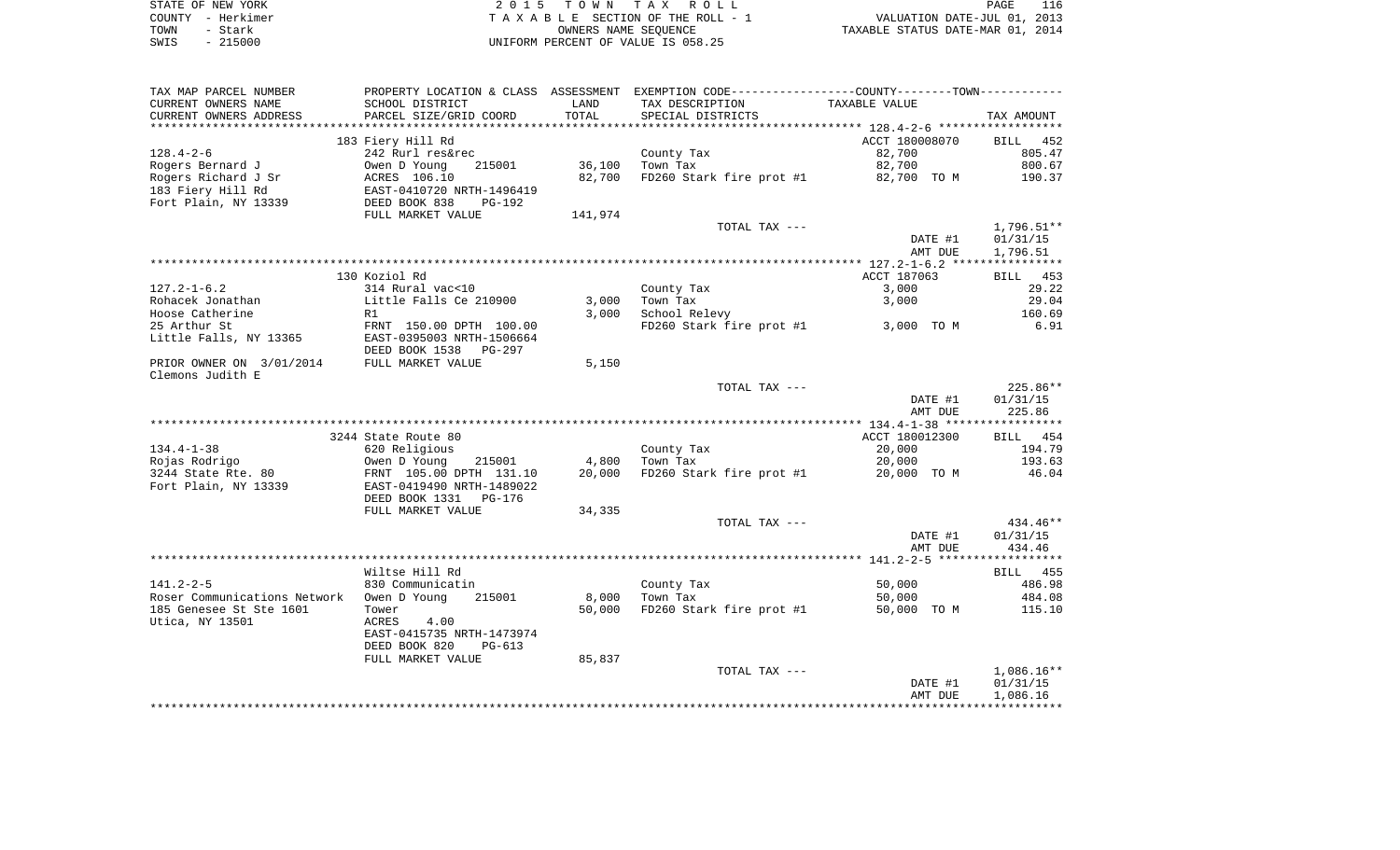STATE OF NEW YORK — COUNTY - Herkimer — TOWN - Stark — SWIS - 215000

2015 TOWN TAX ROLL
TAXABLE SECTION OF THE ROLL - 1
OWNERS NAME SEQUENCE
UNIFORM PERCENT OF VALUE IS 058.25

VALUATION DATE-JUL 01, 2013
TAXABLE STATUS DATE-MAR 01, 2014

| TAX MAP PARCEL NUMBER / CURRENT OWNERS NAME / CURRENT OWNERS ADDRESS | PROPERTY LOCATION & CLASS / SCHOOL DISTRICT / PARCEL SIZE/GRID COORD | ASSESSMENT LAND / TOTAL | EXEMPTION CODE / TAX DESCRIPTION / SPECIAL DISTRICTS | COUNTY/TOWN TAXABLE VALUE | TAX AMOUNT |
|---|---|---|---|---|---|
| 128.4-2-6 | 183 Fiery Hill Rd | | | ACCT 180008070 | BILL 452 |
| | 242 Rurl res&rec | | County Tax | 82,700 | 805.47 |
| Rogers Bernard J | Owen D Young 215001 | 36,100 | Town Tax | 82,700 | 800.67 |
| Rogers Richard J Sr | ACRES 106.10 | 82,700 | FD260 Stark fire prot #1 | 82,700 TO M | 190.37 |
| 183 Fiery Hill Rd | EAST-0410720 NRTH-1496419 | | | | |
| Fort Plain, NY 13339 | DEED BOOK 838 PG-192 | | | | |
| | FULL MARKET VALUE | 141,974 | | | |
| | | | TOTAL TAX --- | | 1,796.51** |
| | | | | DATE #1 | 01/31/15 |
| | | | | AMT DUE | 1,796.51 |
| 127.2-1-6.2 | 130 Koziol Rd | | | ACCT 187063 | BILL 453 |
| | 314 Rural vac<10 | | County Tax | 3,000 | 29.22 |
| Rohacek Jonathan | Little Falls Ce 210900 | 3,000 | Town Tax | 3,000 | 29.04 |
| Hoose Catherine | R1 | 3,000 | School Relevy | | 160.69 |
| 25 Arthur St | FRNT 150.00 DPTH 100.00 | | FD260 Stark fire prot #1 | 3,000 TO M | 6.91 |
| Little Falls, NY 13365 | EAST-0395003 NRTH-1506664 | | | | |
| | DEED BOOK 1538 PG-297 | | | | |
| PRIOR OWNER ON 3/01/2014 | FULL MARKET VALUE | 5,150 | | | |
| Clemons Judith E | | | | | |
| | | | TOTAL TAX --- | | 225.86** |
| | | | | DATE #1 | 01/31/15 |
| | | | | AMT DUE | 225.86 |
| 134.4-1-38 | 3244 State Route 80 | | | ACCT 180012300 | BILL 454 |
| | 620 Religious | | County Tax | 20,000 | 194.79 |
| Rojas Rodrigo | Owen D Young 215001 | 4,800 | Town Tax | 20,000 | 193.63 |
| 3244 State Rte. 80 | FRNT 105.00 DPTH 131.10 | 20,000 | FD260 Stark fire prot #1 | 20,000 TO M | 46.04 |
| Fort Plain, NY 13339 | EAST-0419490 NRTH-1489022 | | | | |
| | DEED BOOK 1331 PG-176 | | | | |
| | FULL MARKET VALUE | 34,335 | | | |
| | | | TOTAL TAX --- | | 434.46** |
| | | | | DATE #1 | 01/31/15 |
| | | | | AMT DUE | 434.46 |
| 141.2-2-5 | Wiltse Hill Rd | | | | BILL 455 |
| | 830 Communicatin | | County Tax | 50,000 | 486.98 |
| Roser Communications Network | Owen D Young 215001 | 8,000 | Town Tax | 50,000 | 484.08 |
| 185 Genesee St Ste 1601 | Tower | 50,000 | FD260 Stark fire prot #1 | 50,000 TO M | 115.10 |
| Utica, NY 13501 | ACRES 4.00 | | | | |
| | EAST-0415735 NRTH-1473974 | | | | |
| | DEED BOOK 820 PG-613 | | | | |
| | FULL MARKET VALUE | 85,837 | | | |
| | | | TOTAL TAX --- | | 1,086.16** |
| | | | | DATE #1 | 01/31/15 |
| | | | | AMT DUE | 1,086.16 |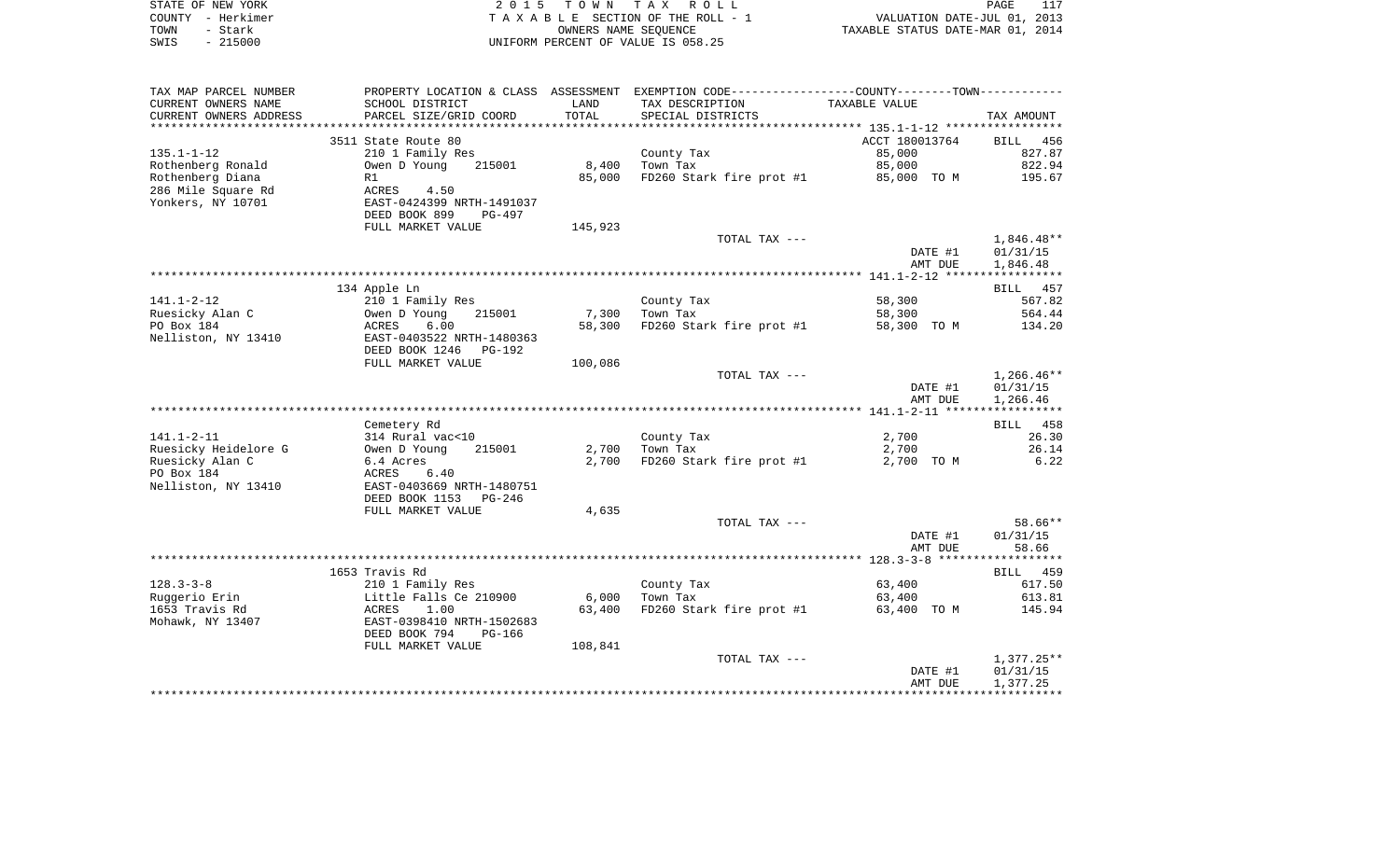STATE OF NEW YORK
COUNTY - Herkimer
TOWN - Stark
SWIS - 215000

2 0 1 5 T O W N T A X R O L L
T A X A B L E SECTION OF THE ROLL - 1
OWNERS NAME SEQUENCE
UNIFORM PERCENT OF VALUE IS 058.25

VALUATION DATE-JUL 01, 2013
TAXABLE STATUS DATE-MAR 01, 2014

| TAX MAP PARCEL NUMBER<br>CURRENT OWNERS NAME<br>CURRENT OWNERS ADDRESS | PROPERTY LOCATION & CLASS<br>SCHOOL DISTRICT<br>PARCEL SIZE/GRID COORD | ASSESSMENT<br>LAND<br>TOTAL | EXEMPTION CODE<br>TAX DESCRIPTION<br>SPECIAL DISTRICTS | COUNTY / TOWN<br>TAXABLE VALUE | TAX AMOUNT |
|---|---|---|---|---|---|
| | 3511 State Route 80 | | | ACCT 180013764 | BILL 456 |
| 135.1-1-12 | 210 1 Family Res | | County Tax | 85,000 | 827.87 |
| Rothenberg Ronald | Owen D Young 215001 | 8,400 | Town Tax | 85,000 | 822.94 |
| Rothenberg Diana | R1 | 85,000 | FD260 Stark fire prot #1 | 85,000 TO M | 195.67 |
| 286 Mile Square Rd | ACRES 4.50 | | | | |
| Yonkers, NY 10701 | EAST-0424399 NRTH-1491037 | | | | |
| | DEED BOOK 899 PG-497 | | | | |
| | FULL MARKET VALUE | 145,923 | | | |
| | | | TOTAL TAX --- | | 1,846.48** |
| | | | | DATE #1 | 01/31/15 |
| | | | | AMT DUE | 1,846.48 |
| | 134 Apple Ln | | | | BILL 457 |
| 141.1-2-12 | 210 1 Family Res | | County Tax | 58,300 | 567.82 |
| Ruesicky Alan C | Owen D Young 215001 | 7,300 | Town Tax | 58,300 | 564.44 |
| PO Box 184 | ACRES 6.00 | 58,300 | FD260 Stark fire prot #1 | 58,300 TO M | 134.20 |
| Nelliston, NY 13410 | EAST-0403522 NRTH-1480363 | | | | |
| | DEED BOOK 1246 PG-192 | | | | |
| | FULL MARKET VALUE | 100,086 | | | |
| | | | TOTAL TAX --- | | 1,266.46** |
| | | | | DATE #1 | 01/31/15 |
| | | | | AMT DUE | 1,266.46 |
| | Cemetery Rd | | | | BILL 458 |
| 141.1-2-11 | 314 Rural vac<10 | | County Tax | 2,700 | 26.30 |
| Ruesicky Heidelore G | Owen D Young 215001 | 2,700 | Town Tax | 2,700 | 26.14 |
| Ruesicky Alan C | 6.4 Acres | 2,700 | FD260 Stark fire prot #1 | 2,700 TO M | 6.22 |
| PO Box 184 | ACRES 6.40 | | | | |
| Nelliston, NY 13410 | EAST-0403669 NRTH-1480751 | | | | |
| | DEED BOOK 1153 PG-246 | | | | |
| | FULL MARKET VALUE | 4,635 | | | |
| | | | TOTAL TAX --- | | 58.66** |
| | | | | DATE #1 | 01/31/15 |
| | | | | AMT DUE | 58.66 |
| | 1653 Travis Rd | | | | BILL 459 |
| 128.3-3-8 | 210 1 Family Res | | County Tax | 63,400 | 617.50 |
| Ruggerio Erin | Little Falls Ce 210900 | 6,000 | Town Tax | 63,400 | 613.81 |
| 1653 Travis Rd | ACRES 1.00 | 63,400 | FD260 Stark fire prot #1 | 63,400 TO M | 145.94 |
| Mohawk, NY 13407 | EAST-0398410 NRTH-1502683 | | | | |
| | DEED BOOK 794 PG-166 | | | | |
| | FULL MARKET VALUE | 108,841 | | | |
| | | | TOTAL TAX --- | | 1,377.25** |
| | | | | DATE #1 | 01/31/15 |
| | | | | AMT DUE | 1,377.25 |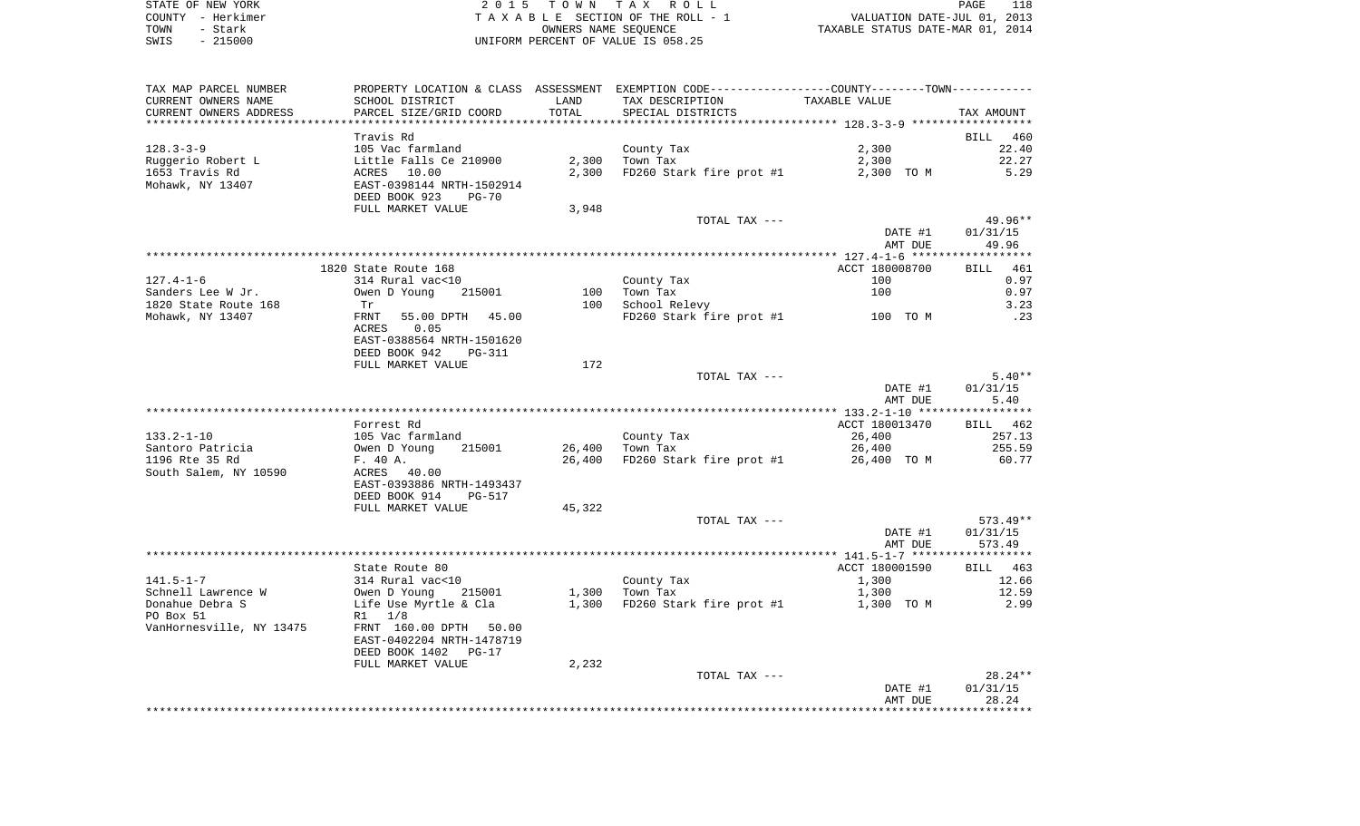STATE OF NEW YORK | 2015 TOWN TAX ROLL | VALUATION DATE-JUL 01, 2013
COUNTY - Herkimer | TAXABLE SECTION OF THE ROLL - 1 | TAXABLE STATUS DATE-MAR 01, 2014
TOWN - Stark | OWNERS NAME SEQUENCE
SWIS - 215000 | UNIFORM PERCENT OF VALUE IS 058.25

| TAX MAP PARCEL NUMBER / CURRENT OWNERS NAME / CURRENT OWNERS ADDRESS | PROPERTY LOCATION & CLASS / SCHOOL DISTRICT / PARCEL SIZE/GRID COORD | ASSESSMENT LAND / TOTAL | EXEMPTION CODE / TAX DESCRIPTION / SPECIAL DISTRICTS | TAXABLE VALUE | TAX AMOUNT |
|---|---|---|---|---|---|
| | Travis Rd | | | | BILL 460 |
| 128.3-3-9 | 105 Vac farmland | | County Tax | 2,300 | 22.40 |
| Ruggerio Robert L | Little Falls Ce 210900 | 2,300 | Town Tax | 2,300 | 22.27 |
| 1653 Travis Rd | ACRES 10.00 | 2,300 | FD260 Stark fire prot #1 | 2,300 TO M | 5.29 |
| Mohawk, NY 13407 | EAST-0398144 NRTH-1502914 | | | | |
| | DEED BOOK 923 PG-70 | | | | |
| | FULL MARKET VALUE | 3,948 | | | |
| | | | TOTAL TAX --- | | 49.96** |
| | | | | DATE #1 | 01/31/15 |
| | | | | AMT DUE | 49.96 |
| | 1820 State Route 168 | | | ACCT 180008700 | BILL 461 |
| 127.4-1-6 | 314 Rural vac<10 | | County Tax | 100 | 0.97 |
| Sanders Lee W Jr. | Owen D Young 215001 | 100 | Town Tax | 100 | 0.97 |
| 1820 State Route 168 | Tr | 100 | School Relevy | | 3.23 |
| Mohawk, NY 13407 | FRNT 55.00 DPTH 45.00 | | FD260 Stark fire prot #1 | 100 TO M | .23 |
| | ACRES 0.05 | | | | |
| | EAST-0388564 NRTH-1501620 | | | | |
| | DEED BOOK 942 PG-311 | | | | |
| | FULL MARKET VALUE | 172 | | | |
| | | | TOTAL TAX --- | | 5.40** |
| | | | | DATE #1 | 01/31/15 |
| | | | | AMT DUE | 5.40 |
| | Forrest Rd | | | ACCT 180013470 | BILL 462 |
| 133.2-1-10 | 105 Vac farmland | | County Tax | 26,400 | 257.13 |
| Santoro Patricia | Owen D Young 215001 | 26,400 | Town Tax | 26,400 | 255.59 |
| 1196 Rte 35 Rd | F. 40 A. | 26,400 | FD260 Stark fire prot #1 | 26,400 TO M | 60.77 |
| South Salem, NY 10590 | ACRES 40.00 | | | | |
| | EAST-0393886 NRTH-1493437 | | | | |
| | DEED BOOK 914 PG-517 | | | | |
| | FULL MARKET VALUE | 45,322 | | | |
| | | | TOTAL TAX --- | | 573.49** |
| | | | | DATE #1 | 01/31/15 |
| | | | | AMT DUE | 573.49 |
| | State Route 80 | | | ACCT 180001590 | BILL 463 |
| 141.5-1-7 | 314 Rural vac<10 | | County Tax | 1,300 | 12.66 |
| Schnell Lawrence W | Owen D Young 215001 | 1,300 | Town Tax | 1,300 | 12.59 |
| Donahue Debra S | Life Use Myrtle & Cla | 1,300 | FD260 Stark fire prot #1 | 1,300 TO M | 2.99 |
| PO Box 51 | R1 1/8 | | | | |
| VanHornesville, NY 13475 | FRNT 160.00 DPTH 50.00 | | | | |
| | EAST-0402204 NRTH-1478719 | | | | |
| | DEED BOOK 1402 PG-17 | | | | |
| | FULL MARKET VALUE | 2,232 | | | |
| | | | TOTAL TAX --- | | 28.24** |
| | | | | DATE #1 | 01/31/15 |
| | | | | AMT DUE | 28.24 |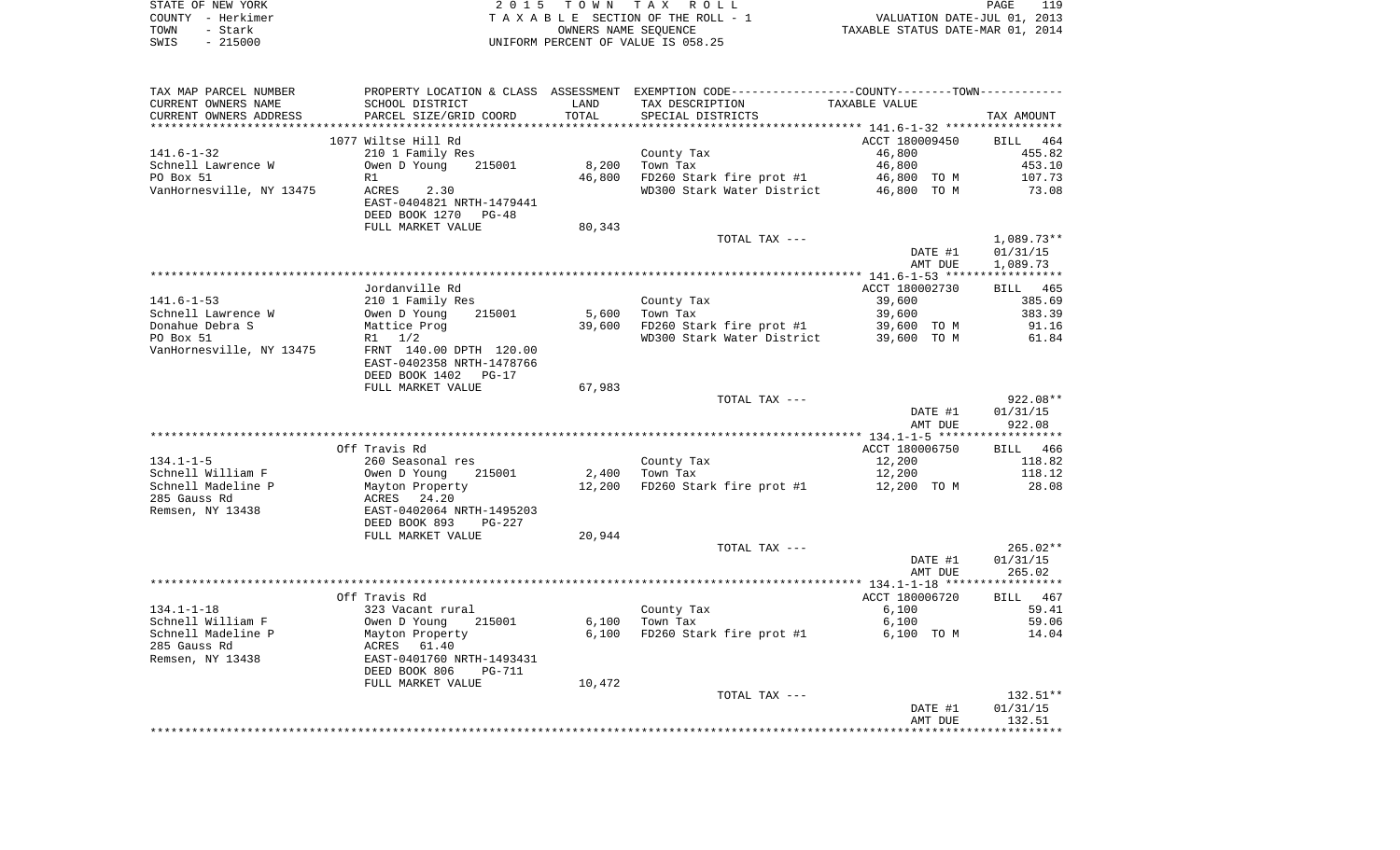STATE OF NEW YORK
COUNTY - Herkimer
TOWN - Stark
SWIS - 215000

2015 TOWN TAX ROLL
TAXABLE SECTION OF THE ROLL - 1
OWNERS NAME SEQUENCE
UNIFORM PERCENT OF VALUE IS 058.25

VALUATION DATE-JUL 01, 2013
TAXABLE STATUS DATE-MAR 01, 2014

| TAX MAP PARCEL NUMBER / CURRENT OWNERS NAME / CURRENT OWNERS ADDRESS | PROPERTY LOCATION & CLASS / SCHOOL DISTRICT / PARCEL SIZE/GRID COORD | ASSESSMENT LAND / TOTAL | EXEMPTION CODE / TAX DESCRIPTION / SPECIAL DISTRICTS | TAXABLE VALUE | TAX AMOUNT |
|---|---|---|---|---|---|
| **141.6-1-32** | 1077 Wiltse Hill Rd | | | ACCT 180009450 | BILL 464 |
| 141.6-1-32 | 210 1 Family Res | | County Tax | 46,800 | 455.82 |
| Schnell Lawrence W | Owen D Young 215001 | 8,200 | Town Tax | 46,800 | 453.10 |
| PO Box 51 | R1 | 46,800 | FD260 Stark fire prot #1 | 46,800 TO M | 107.73 |
| VanHornesville, NY 13475 | ACRES 2.30 | | WD300 Stark Water District | 46,800 TO M | 73.08 |
| | EAST-0404821 NRTH-1479441 | | | | |
| | DEED BOOK 1270 PG-48 | | | | |
| | FULL MARKET VALUE | 80,343 | | | |
| | | | TOTAL TAX --- | | 1,089.73** |
| | | | | DATE #1 | 01/31/15 |
| | | | | AMT DUE | 1,089.73 |
| **141.6-1-53** | Jordanville Rd | | | ACCT 180002730 | BILL 465 |
| 141.6-1-53 | 210 1 Family Res | | County Tax | 39,600 | 385.69 |
| Schnell Lawrence W | Owen D Young 215001 | 5,600 | Town Tax | 39,600 | 383.39 |
| Donahue Debra S | Mattice Prog | 39,600 | FD260 Stark fire prot #1 | 39,600 TO M | 91.16 |
| PO Box 51 | R1 1/2 | | WD300 Stark Water District | 39,600 TO M | 61.84 |
| VanHornesville, NY 13475 | FRNT 140.00 DPTH 120.00 | | | | |
| | EAST-0402358 NRTH-1478766 | | | | |
| | DEED BOOK 1402 PG-17 | | | | |
| | FULL MARKET VALUE | 67,983 | | | |
| | | | TOTAL TAX --- | | 922.08** |
| | | | | DATE #1 | 01/31/15 |
| | | | | AMT DUE | 922.08 |
| **134.1-1-5** | Off Travis Rd | | | ACCT 180006750 | BILL 466 |
| 134.1-1-5 | 260 Seasonal res | | County Tax | 12,200 | 118.82 |
| Schnell William F | Owen D Young 215001 | 2,400 | Town Tax | 12,200 | 118.12 |
| Schnell Madeline P | Mayton Property | 12,200 | FD260 Stark fire prot #1 | 12,200 TO M | 28.08 |
| 285 Gauss Rd | ACRES 24.20 | | | | |
| Remsen, NY 13438 | EAST-0402064 NRTH-1495203 | | | | |
| | DEED BOOK 893 PG-227 | | | | |
| | FULL MARKET VALUE | 20,944 | | | |
| | | | TOTAL TAX --- | | 265.02** |
| | | | | DATE #1 | 01/31/15 |
| | | | | AMT DUE | 265.02 |
| **134.1-1-18** | Off Travis Rd | | | ACCT 180006720 | BILL 467 |
| 134.1-1-18 | 323 Vacant rural | | County Tax | 6,100 | 59.41 |
| Schnell William F | Owen D Young 215001 | 6,100 | Town Tax | 6,100 | 59.06 |
| Schnell Madeline P | Mayton Property | 6,100 | FD260 Stark fire prot #1 | 6,100 TO M | 14.04 |
| 285 Gauss Rd | ACRES 61.40 | | | | |
| Remsen, NY 13438 | EAST-0401760 NRTH-1493431 | | | | |
| | DEED BOOK 806 PG-711 | | | | |
| | FULL MARKET VALUE | 10,472 | | | |
| | | | TOTAL TAX --- | | 132.51** |
| | | | | DATE #1 | 01/31/15 |
| | | | | AMT DUE | 132.51 |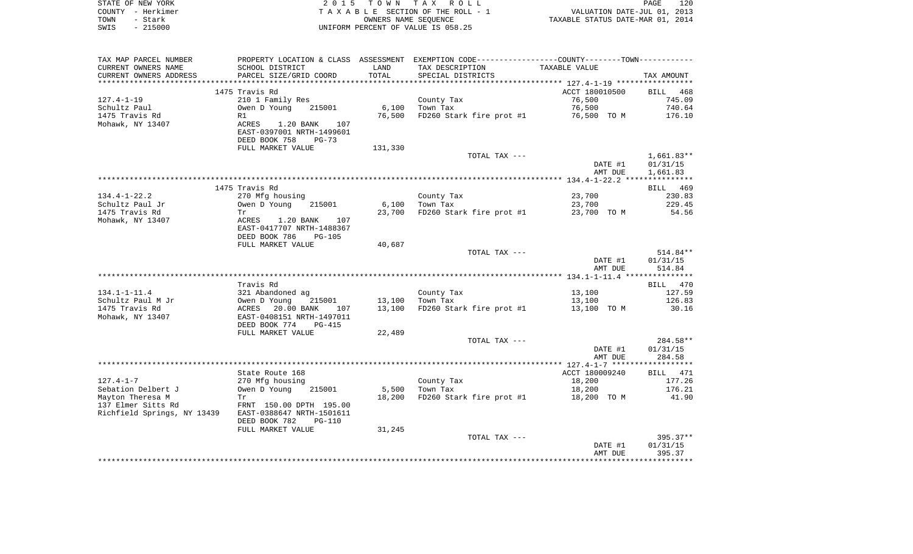STATE OF NEW YORK
COUNTY - Herkimer
TOWN - Stark
SWIS - 215000

2 0 1 5 T O W N T A X R O L L
T A X A B L E SECTION OF THE ROLL - 1
OWNERS NAME SEQUENCE
UNIFORM PERCENT OF VALUE IS 058.25

VALUATION DATE-JUL 01, 2013
TAXABLE STATUS DATE-MAR 01, 2014

| TAX MAP PARCEL NUMBER / CURRENT OWNERS NAME / CURRENT OWNERS ADDRESS | PROPERTY LOCATION & CLASS / SCHOOL DISTRICT / PARCEL SIZE/GRID COORD | ASSESSMENT LAND | TOTAL | EXEMPTION CODE / TAX DESCRIPTION / SPECIAL DISTRICTS | COUNTY / TOWN TAXABLE VALUE | TAX AMOUNT |
|---|---|---|---|---|---|---|
| | 1475 Travis Rd | | | | ACCT 180010500 | BILL 468 |
| 127.4-1-19 | 210 1 Family Res | | | County Tax | 76,500 | 745.09 |
| Schultz Paul | Owen D Young 215001 | 6,100 | | Town Tax | 76,500 | 740.64 |
| 1475 Travis Rd | R1 | | 76,500 | FD260 Stark fire prot #1 | 76,500 TO M | 176.10 |
| Mohawk, NY 13407 | ACRES 1.20 BANK 107 | | | | | |
| | EAST-0397001 NRTH-1499601 | | | | | |
| | DEED BOOK 758 PG-73 | | | | | |
| | FULL MARKET VALUE | 131,330 | | | | |
| | | | | TOTAL TAX --- | | 1,661.83** |
| | | | | | DATE #1 | 01/31/15 |
| | | | | | AMT DUE | 1,661.83 |
| | 1475 Travis Rd | | | | | BILL 469 |
| 134.4-1-22.2 | 270 Mfg housing | | | County Tax | 23,700 | 230.83 |
| Schultz Paul Jr | Owen D Young 215001 | 6,100 | | Town Tax | 23,700 | 229.45 |
| 1475 Travis Rd | Tr | | 23,700 | FD260 Stark fire prot #1 | 23,700 TO M | 54.56 |
| Mohawk, NY 13407 | ACRES 1.20 BANK 107 | | | | | |
| | EAST-0417707 NRTH-1488367 | | | | | |
| | DEED BOOK 786 PG-105 | | | | | |
| | FULL MARKET VALUE | 40,687 | | | | |
| | | | | TOTAL TAX --- | | 514.84** |
| | | | | | DATE #1 | 01/31/15 |
| | | | | | AMT DUE | 514.84 |
| | Travis Rd | | | | | BILL 470 |
| 134.1-1-11.4 | 321 Abandoned ag | | | County Tax | 13,100 | 127.59 |
| Schultz Paul M Jr | Owen D Young 215001 | 13,100 | | Town Tax | 13,100 | 126.83 |
| 1475 Travis Rd | ACRES 20.00 BANK 107 | | 13,100 | FD260 Stark fire prot #1 | 13,100 TO M | 30.16 |
| Mohawk, NY 13407 | EAST-0408151 NRTH-1497011 | | | | | |
| | DEED BOOK 774 PG-415 | | | | | |
| | FULL MARKET VALUE | 22,489 | | | | |
| | | | | TOTAL TAX --- | | 284.58** |
| | | | | | DATE #1 | 01/31/15 |
| | | | | | AMT DUE | 284.58 |
| | State Route 168 | | | | ACCT 180009240 | BILL 471 |
| 127.4-1-7 | 270 Mfg housing | | | County Tax | 18,200 | 177.26 |
| Sebation Delbert J | Owen D Young 215001 | 5,500 | | Town Tax | 18,200 | 176.21 |
| Mayton Theresa M | Tr | | 18,200 | FD260 Stark fire prot #1 | 18,200 TO M | 41.90 |
| 137 Elmer Sitts Rd | FRNT 150.00 DPTH 195.00 | | | | | |
| Richfield Springs, NY 13439 | EAST-0388647 NRTH-1501611 | | | | | |
| | DEED BOOK 782 PG-110 | | | | | |
| | FULL MARKET VALUE | 31,245 | | | | |
| | | | | TOTAL TAX --- | | 395.37** |
| | | | | | DATE #1 | 01/31/15 |
| | | | | | AMT DUE | 395.37 |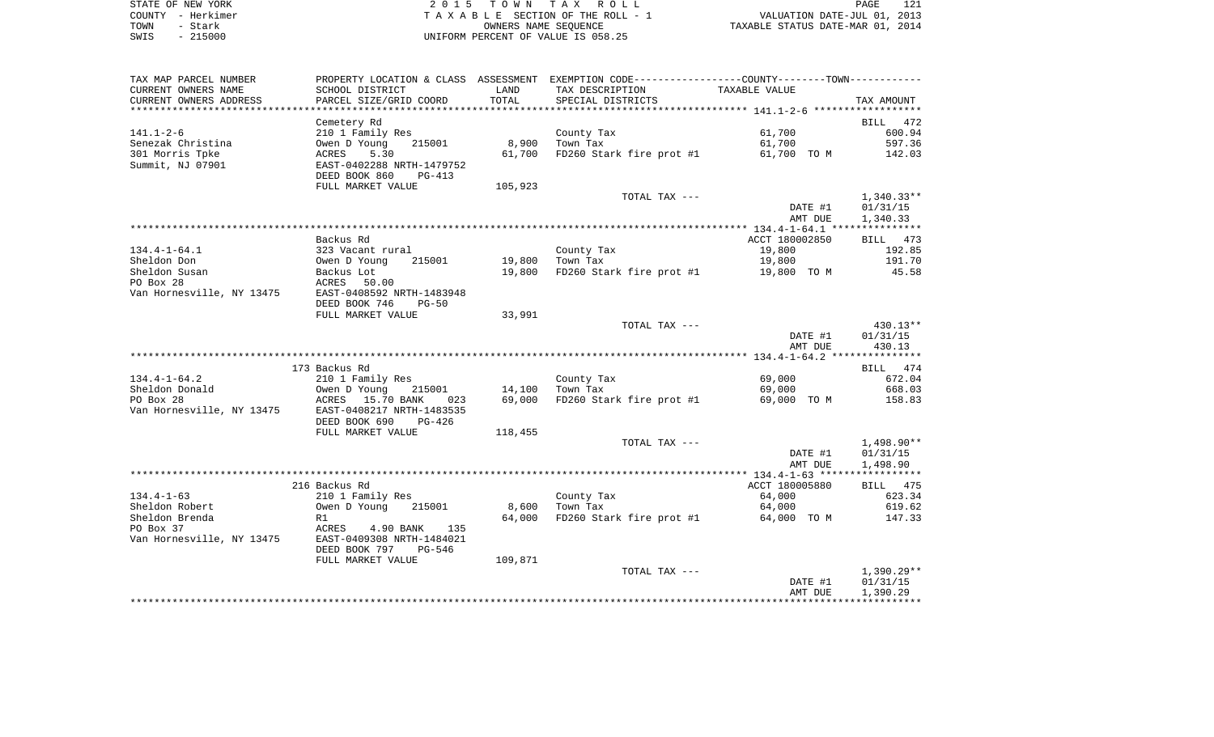STATE OF NEW YORK | 2015 TOWN TAX ROLL
COUNTY - Herkimer | TAXABLE SECTION OF THE ROLL - 1 | VALUATION DATE-JUL 01, 2013
TOWN - Stark | OWNERS NAME SEQUENCE | TAXABLE STATUS DATE-MAR 01, 2014
SWIS - 215000 | UNIFORM PERCENT OF VALUE IS 058.25

| TAX MAP PARCEL NUMBER<br>CURRENT OWNERS NAME<br>CURRENT OWNERS ADDRESS | PROPERTY LOCATION & CLASS<br>SCHOOL DISTRICT<br>PARCEL SIZE/GRID COORD | ASSESSMENT<br>LAND<br>TOTAL | EXEMPTION CODE-----COUNTY-----TOWN-----<br>TAX DESCRIPTION<br>SPECIAL DISTRICTS | TAXABLE VALUE | TAX AMOUNT |
|---|---|---|---|---|---|
| | Cemetery Rd | | | | BILL 472 |
| 141.1-2-6 | 210 1 Family Res | | County Tax | 61,700 | 600.94 |
| Senezak Christina | Owen D Young 215001 | 8,900 | Town Tax | 61,700 | 597.36 |
| 301 Morris Tpke | ACRES 5.30 | 61,700 | FD260 Stark fire prot #1 | 61,700 TO M | 142.03 |
| Summit, NJ 07901 | EAST-0402288 NRTH-1479752 | | | | |
| | DEED BOOK 860 PG-413 | | | | |
| | FULL MARKET VALUE | 105,923 | | | |
| | | | TOTAL TAX --- | | 1,340.33** |
| | | | | DATE #1 | 01/31/15 |
| | | | | AMT DUE | 1,340.33 |
| | Backus Rd | | | ACCT 180002850 | BILL 473 |
| 134.4-1-64.1 | 323 Vacant rural | | County Tax | 19,800 | 192.85 |
| Sheldon Don | Owen D Young 215001 | 19,800 | Town Tax | 19,800 | 191.70 |
| Sheldon Susan | Backus Lot | 19,800 | FD260 Stark fire prot #1 | 19,800 TO M | 45.58 |
| PO Box 28 | ACRES 50.00 | | | | |
| Van Hornesville, NY 13475 | EAST-0408592 NRTH-1483948 | | | | |
| | DEED BOOK 746 PG-50 | | | | |
| | FULL MARKET VALUE | 33,991 | | | |
| | | | TOTAL TAX --- | | 430.13** |
| | | | | DATE #1 | 01/31/15 |
| | | | | AMT DUE | 430.13 |
| | 173 Backus Rd | | | | BILL 474 |
| 134.4-1-64.2 | 210 1 Family Res | | County Tax | 69,000 | 672.04 |
| Sheldon Donald | Owen D Young 215001 | 14,100 | Town Tax | 69,000 | 668.03 |
| PO Box 28 | ACRES 15.70 BANK 023 | 69,000 | FD260 Stark fire prot #1 | 69,000 TO M | 158.83 |
| Van Hornesville, NY 13475 | EAST-0408217 NRTH-1483535 | | | | |
| | DEED BOOK 690 PG-426 | | | | |
| | FULL MARKET VALUE | 118,455 | | | |
| | | | TOTAL TAX --- | | 1,498.90** |
| | | | | DATE #1 | 01/31/15 |
| | | | | AMT DUE | 1,498.90 |
| | 216 Backus Rd | | | ACCT 180005880 | BILL 475 |
| 134.4-1-63 | 210 1 Family Res | | County Tax | 64,000 | 623.34 |
| Sheldon Robert | Owen D Young 215001 | 8,600 | Town Tax | 64,000 | 619.62 |
| Sheldon Brenda | R1 | 64,000 | FD260 Stark fire prot #1 | 64,000 TO M | 147.33 |
| PO Box 37 | ACRES 4.90 BANK 135 | | | | |
| Van Hornesville, NY 13475 | EAST-0409308 NRTH-1484021 | | | | |
| | DEED BOOK 797 PG-546 | | | | |
| | FULL MARKET VALUE | 109,871 | | | |
| | | | TOTAL TAX --- | | 1,390.29** |
| | | | | DATE #1 | 01/31/15 |
| | | | | AMT DUE | 1,390.29 |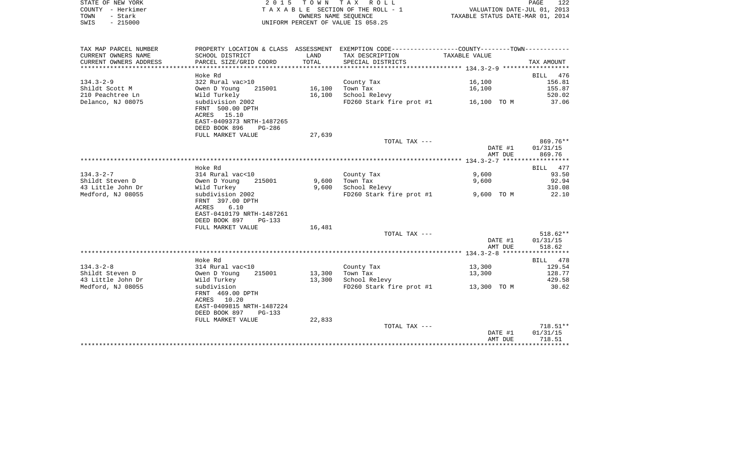STATE OF NEW YORK | 2 0 1 5 T O W N T A X R O L L
COUNTY - Herkimer | T A X A B L E SECTION OF THE ROLL - 1 | VALUATION DATE-JUL 01, 2013
TOWN - Stark | OWNERS NAME SEQUENCE | TAXABLE STATUS DATE-MAR 01, 2014
SWIS - 215000 | UNIFORM PERCENT OF VALUE IS 058.25

| TAX MAP PARCEL NUMBER / CURRENT OWNERS NAME / CURRENT OWNERS ADDRESS | PROPERTY LOCATION & CLASS / SCHOOL DISTRICT / PARCEL SIZE/GRID COORD | ASSESSMENT LAND / TOTAL | EXEMPTION CODE / TAX DESCRIPTION / SPECIAL DISTRICTS | COUNTY--------TOWN TAXABLE VALUE | TAX AMOUNT |
|---|---|---|---|---|---|
| **134.3-2-9** | Hoke Rd | | | | BILL 476 |
| | 322 Rural vac>10 | | | | |
| Shildt Scott M | Owen D Young 215001 | 16,100 | County Tax | 16,100 | 156.81 |
| 210 Peachtree Ln | Wild Turkely | 16,100 | Town Tax | 16,100 | 155.87 |
| Delanco, NJ 08075 | subdivision 2002 | | School Relevy | | 520.02 |
| | FRNT 500.00 DPTH | | FD260 Stark fire prot #1 | 16,100 TO M | 37.06 |
| | ACRES 15.10 | | | | |
| | EAST-0409373 NRTH-1487265 | | | | |
| | DEED BOOK 896 PG-286 | | | | |
| | FULL MARKET VALUE | 27,639 | | | |
| | | | TOTAL TAX --- | | 869.76** |
| | | | | DATE #1 | 01/31/15 |
| | | | | AMT DUE | 869.76 |
| **134.3-2-7** | Hoke Rd | | | | BILL 477 |
| | 314 Rural vac<10 | | | | |
| Shildt Steven D | Owen D Young 215001 | 9,600 | County Tax | 9,600 | 93.50 |
| 43 Little John Dr | Wild Turkey | 9,600 | Town Tax | 9,600 | 92.94 |
| Medford, NJ 08055 | subdivision 2002 | | School Relevy | | 310.08 |
| | FRNT 397.00 DPTH | | FD260 Stark fire prot #1 | 9,600 TO M | 22.10 |
| | ACRES 6.10 | | | | |
| | EAST-0410179 NRTH-1487261 | | | | |
| | DEED BOOK 897 PG-133 | | | | |
| | FULL MARKET VALUE | 16,481 | | | |
| | | | TOTAL TAX --- | | 518.62** |
| | | | | DATE #1 | 01/31/15 |
| | | | | AMT DUE | 518.62 |
| **134.3-2-8** | Hoke Rd | | | | BILL 478 |
| | 314 Rural vac<10 | | | | |
| Shildt Steven D | Owen D Young 215001 | 13,300 | County Tax | 13,300 | 129.54 |
| 43 Little John Dr | Wild Turkey | 13,300 | Town Tax | 13,300 | 128.77 |
| Medford, NJ 08055 | subdivision | | School Relevy | | 429.58 |
| | FRNT 469.00 DPTH | | FD260 Stark fire prot #1 | 13,300 TO M | 30.62 |
| | ACRES 10.20 | | | | |
| | EAST-0409815 NRTH-1487224 | | | | |
| | DEED BOOK 897 PG-133 | | | | |
| | FULL MARKET VALUE | 22,833 | | | |
| | | | TOTAL TAX --- | | 718.51** |
| | | | | DATE #1 | 01/31/15 |
| | | | | AMT DUE | 718.51 |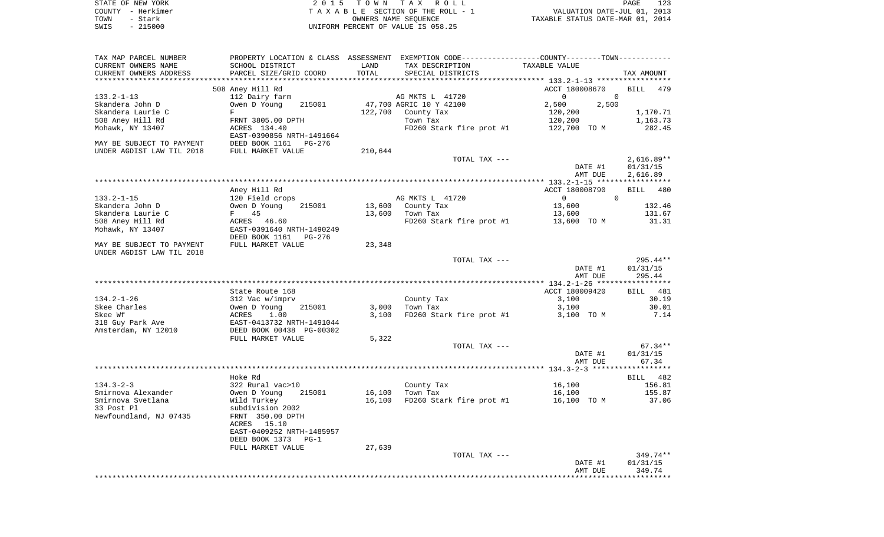STATE OF NEW YORK
COUNTY - Herkimer
TOWN - Stark
SWIS - 215000

2 0 1 5 T O W N T A X R O L L
T A X A B L E SECTION OF THE ROLL - 1
OWNERS NAME SEQUENCE
UNIFORM PERCENT OF VALUE IS 058.25

VALUATION DATE-JUL 01, 2013
TAXABLE STATUS DATE-MAR 01, 2014

```
TAX MAP PARCEL NUMBER     PROPERTY LOCATION & CLASS  ASSESSMENT  EXEMPTION CODE-----------------COUNTY--------TOWN-----------
CURRENT OWNERS NAME       SCHOOL DISTRICT              LAND      TAX DESCRIPTION            TAXABLE VALUE
CURRENT OWNERS ADDRESS    PARCEL SIZE/GRID COORD       TOTAL     SPECIAL DISTRICTS                                         TAX AMOUNT
****************************************************************************************************** 133.2-1-13 *****************
                          508 Aney Hill Rd                                                  ACCT 180008670          BILL   479
133.2-1-13                112 Dairy farm                         AG MKTS L  41720                  0            0
Skandera John D           Owen D Young      215001     47,700 AGRIC 10 Y 42100              2,500        2,500
Skandera Laurie C         F                           122,700   County Tax                   120,200                  1,170.71
508 Aney Hill Rd          FRNT 3805.00 DPTH                      Town Tax                     120,200                  1,163.73
Mohawk, NY 13407          ACRES  134.40                          FD260 Stark fire prot #1      122,700 TO M               282.45
                          EAST-0390856 NRTH-1491664
MAY BE SUBJECT TO PAYMENT DEED BOOK 1161   PG-276
UNDER AGDIST LAW TIL 2018 FULL MARKET VALUE           210,644
                                                                 TOTAL TAX ---                                          2,616.89**
                                                                                                  DATE #1              01/31/15
                                                                                                  AMT DUE              2,616.89
****************************************************************************************************** 133.2-1-15 *****************
                          Aney Hill Rd                                                      ACCT 180008790          BILL   480
133.2-1-15                120 Field crops                        AG MKTS L  41720                  0            0
Skandera John D           Owen D Young      215001     13,600   County Tax                    13,600                    132.46
Skandera Laurie C         F    45                      13,600   Town Tax                      13,600                    131.67
508 Aney Hill Rd          ACRES   46.60                          FD260 Stark fire prot #1       13,600 TO M                31.31
Mohawk, NY 13407          EAST-0391640 NRTH-1490249
                          DEED BOOK 1161   PG-276
MAY BE SUBJECT TO PAYMENT FULL MARKET VALUE            23,348
UNDER AGDIST LAW TIL 2018
                                                                 TOTAL TAX ---                                            295.44**
                                                                                                  DATE #1              01/31/15
                                                                                                  AMT DUE                295.44
****************************************************************************************************** 134.2-1-26 *****************
                          State Route 168                                                   ACCT 180009420          BILL   481
134.2-1-26                312 Vac w/imprv                        County Tax                     3,100                     30.19
Skee Charles              Owen D Young      215001      3,000   Town Tax                       3,100                     30.01
Skee Wf                   ACRES    1.00                  3,100   FD260 Stark fire prot #1        3,100 TO M                 7.14
318 Guy Park Ave          EAST-0413732 NRTH-1491044
Amsterdam, NY 12010       DEED BOOK 00438 PG-00302
                          FULL MARKET VALUE             5,322
                                                                 TOTAL TAX ---                                             67.34**
                                                                                                  DATE #1              01/31/15
                                                                                                  AMT DUE                 67.34
****************************************************************************************************** 134.3-2-3 ******************
                          Hoke Rd                                                                                   BILL   482
134.3-2-3                 322 Rural vac>10                       County Tax                    16,100                    156.81
Smirnova Alexander        Owen D Young      215001     16,100   Town Tax                      16,100                    155.87
Smirnova Svetlana         Wild Turkey                  16,100   FD260 Stark fire prot #1       16,100 TO M                37.06
33 Post Pl                subdivision 2002
Newfoundland, NJ 07435    FRNT 350.00 DPTH
                          ACRES   15.10
                          EAST-0409252 NRTH-1485957
                          DEED BOOK 1373   PG-1
                          FULL MARKET VALUE            27,639
                                                                 TOTAL TAX ---                                            349.74**
                                                                                                  DATE #1              01/31/15
                                                                                                  AMT DUE                349.74
************************************************************************************************************************************
```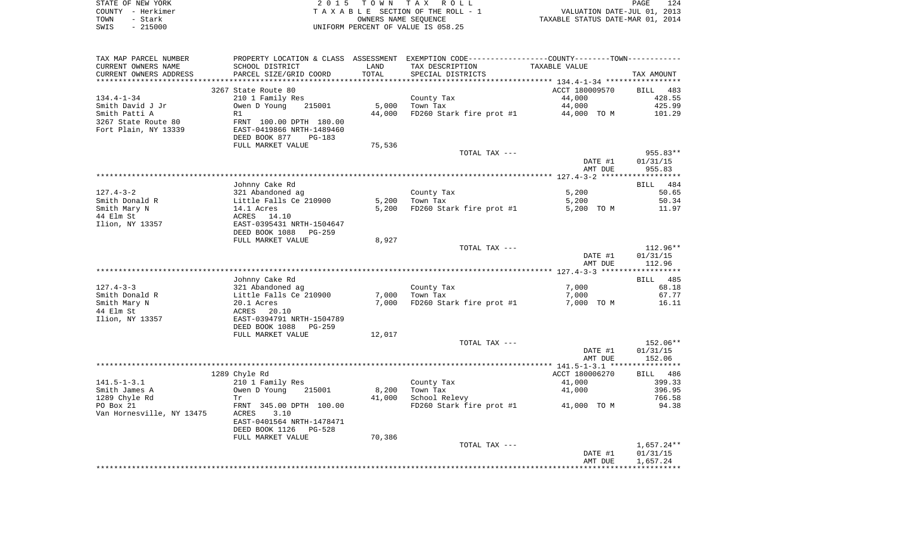STATE OF NEW YORK | COUNTY - Herkimer | TOWN - Stark | SWIS - 215000

2015 TOWN TAX ROLL
TAXABLE SECTION OF THE ROLL - 1
OWNERS NAME SEQUENCE
UNIFORM PERCENT OF VALUE IS 058.25

VALUATION DATE-JUL 01, 2013
TAXABLE STATUS DATE-MAR 01, 2014

| TAX MAP PARCEL NUMBER / CURRENT OWNERS NAME / CURRENT OWNERS ADDRESS | PROPERTY LOCATION & CLASS / SCHOOL DISTRICT / PARCEL SIZE/GRID COORD | ASSESSMENT LAND | TOTAL | EXEMPTION CODE / TAX DESCRIPTION / SPECIAL DISTRICTS | COUNTY/TOWN TAXABLE VALUE | TAX AMOUNT |
|---|---|---|---|---|---|---|
| **134.4-1-34** | 3267 State Route 80 | | | | ACCT 180009570 | BILL 483 |
| Smith David J Jr | 210 1 Family Res | | | County Tax | 44,000 | 428.55 |
| Smith Patti A | Owen D Young 215001 | 5,000 | | Town Tax | 44,000 | 425.99 |
| 3267 State Route 80 | R1 | | 44,000 | FD260 Stark fire prot #1 | 44,000 TO M | 101.29 |
| Fort Plain, NY 13339 | FRNT 100.00 DPTH 180.00 | | | | | |
| | EAST-0419866 NRTH-1489460 | | | | | |
| | DEED BOOK 877 PG-183 | | | | | |
| | FULL MARKET VALUE | | 75,536 | | | |
| | | | | TOTAL TAX --- | | 955.83** |
| | | | | | DATE #1 | 01/31/15 |
| | | | | | AMT DUE | 955.83 |
| **127.4-3-2** | Johnny Cake Rd | | | | | BILL 484 |
| Smith Donald R | 321 Abandoned ag | | | County Tax | 5,200 | 50.65 |
| Smith Mary N | Little Falls Ce 210900 | 5,200 | | Town Tax | 5,200 | 50.34 |
| 44 Elm St | 14.1 Acres | | 5,200 | FD260 Stark fire prot #1 | 5,200 TO M | 11.97 |
| Ilion, NY 13357 | ACRES 14.10 | | | | | |
| | EAST-0395431 NRTH-1504647 | | | | | |
| | DEED BOOK 1088 PG-259 | | | | | |
| | FULL MARKET VALUE | | 8,927 | | | |
| | | | | TOTAL TAX --- | | 112.96** |
| | | | | | DATE #1 | 01/31/15 |
| | | | | | AMT DUE | 112.96 |
| **127.4-3-3** | Johnny Cake Rd | | | | | BILL 485 |
| Smith Donald R | 321 Abandoned ag | | | County Tax | 7,000 | 68.18 |
| Smith Mary N | Little Falls Ce 210900 | 7,000 | | Town Tax | 7,000 | 67.77 |
| 44 Elm St | 20.1 Acres | | 7,000 | FD260 Stark fire prot #1 | 7,000 TO M | 16.11 |
| Ilion, NY 13357 | ACRES 20.10 | | | | | |
| | EAST-0394791 NRTH-1504789 | | | | | |
| | DEED BOOK 1088 PG-259 | | | | | |
| | FULL MARKET VALUE | | 12,017 | | | |
| | | | | TOTAL TAX --- | | 152.06** |
| | | | | | DATE #1 | 01/31/15 |
| | | | | | AMT DUE | 152.06 |
| **141.5-1-3.1** | 1289 Chyle Rd | | | | ACCT 180006270 | BILL 486 |
| Smith James A | 210 1 Family Res | | | County Tax | 41,000 | 399.33 |
| 1289 Chyle Rd | Owen D Young 215001 | 8,200 | | Town Tax | 41,000 | 396.95 |
| PO Box 21 | Tr | | 41,000 | School Relevy | | 766.58 |
| Van Hornesville, NY 13475 | FRNT 345.00 DPTH 100.00 | | | FD260 Stark fire prot #1 | 41,000 TO M | 94.38 |
| | ACRES 3.10 | | | | | |
| | EAST-0401564 NRTH-1478471 | | | | | |
| | DEED BOOK 1126 PG-528 | | | | | |
| | FULL MARKET VALUE | | 70,386 | | | |
| | | | | TOTAL TAX --- | | 1,657.24** |
| | | | | | DATE #1 | 01/31/15 |
| | | | | | AMT DUE | 1,657.24 |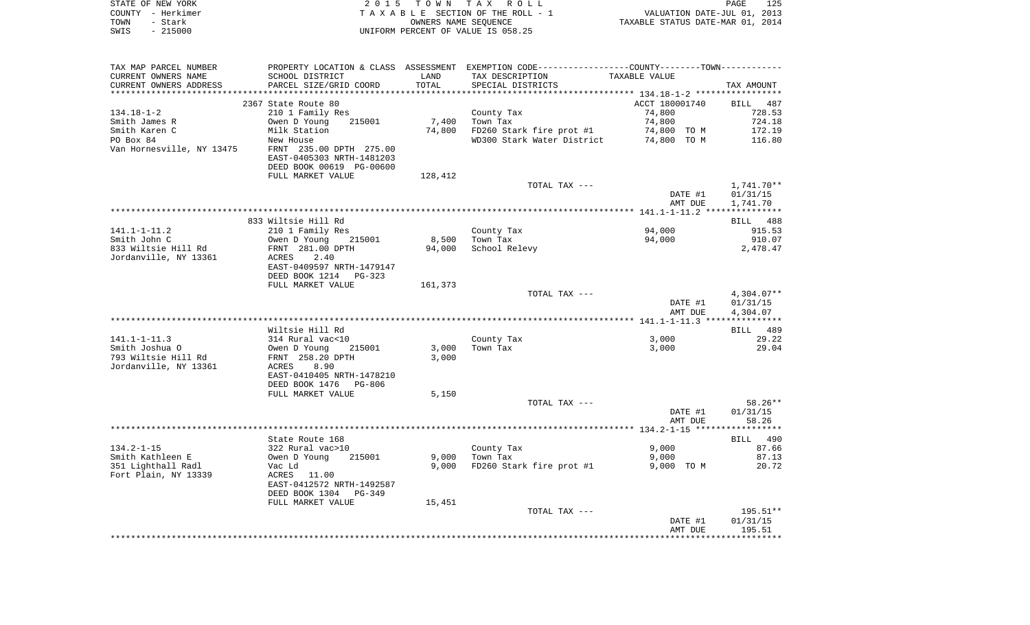STATE OF NEW YORK | 2 0 1 5 T O W N T A X R O L L
COUNTY - Herkimer | T A X A B L E SECTION OF THE ROLL - 1 | VALUATION DATE-JUL 01, 2013
TOWN - Stark | OWNERS NAME SEQUENCE | TAXABLE STATUS DATE-MAR 01, 2014
SWIS - 215000 | UNIFORM PERCENT OF VALUE IS 058.25

| TAX MAP PARCEL NUMBER<br>CURRENT OWNERS NAME<br>CURRENT OWNERS ADDRESS | PROPERTY LOCATION & CLASS<br>SCHOOL DISTRICT<br>PARCEL SIZE/GRID COORD | ASSESSMENT<br>LAND<br>TOTAL | EXEMPTION CODE----COUNTY----TOWN----<br>TAX DESCRIPTION<br>SPECIAL DISTRICTS | TAXABLE VALUE | TAX AMOUNT |
|---|---|---|---|---|---|
| ******** 134.18-1-2 ******** | | | | | |
| | 2367 State Route 80 | | | ACCT 180001740 | BILL 487 |
| 134.18-1-2 | 210 1 Family Res | | County Tax | 74,800 | 728.53 |
| Smith James R | Owen D Young 215001 | 7,400 | Town Tax | 74,800 | 724.18 |
| Smith Karen C | Milk Station | 74,800 | FD260 Stark fire prot #1 | 74,800 TO M | 172.19 |
| PO Box 84 | New House | | WD300 Stark Water District | 74,800 TO M | 116.80 |
| Van Hornesville, NY 13475 | FRNT 235.00 DPTH 275.00 | | | | |
| | EAST-0405303 NRTH-1481203 | | | | |
| | DEED BOOK 00619 PG-00600 | | | | |
| | FULL MARKET VALUE | 128,412 | | | |
| | | | TOTAL TAX --- | | 1,741.70** |
| | | | | DATE #1 | 01/31/15 |
| | | | | AMT DUE | 1,741.70 |
| ******** 141.1-1-11.2 ******** | | | | | |
| | 833 Wiltsie Hill Rd | | | | BILL 488 |
| 141.1-1-11.2 | 210 1 Family Res | | County Tax | 94,000 | 915.53 |
| Smith John C | Owen D Young 215001 | 8,500 | Town Tax | 94,000 | 910.07 |
| 833 Wiltsie Hill Rd | FRNT 281.00 DPTH | 94,000 | School Relevy | | 2,478.47 |
| Jordanville, NY 13361 | ACRES 2.40 | | | | |
| | EAST-0409597 NRTH-1479147 | | | | |
| | DEED BOOK 1214 PG-323 | | | | |
| | FULL MARKET VALUE | 161,373 | | | |
| | | | TOTAL TAX --- | | 4,304.07** |
| | | | | DATE #1 | 01/31/15 |
| | | | | AMT DUE | 4,304.07 |
| ******** 141.1-1-11.3 ******** | | | | | |
| | Wiltsie Hill Rd | | | | BILL 489 |
| 141.1-1-11.3 | 314 Rural vac<10 | | County Tax | 3,000 | 29.22 |
| Smith Joshua O | Owen D Young 215001 | 3,000 | Town Tax | 3,000 | 29.04 |
| 793 Wiltsie Hill Rd | FRNT 258.20 DPTH | 3,000 | | | |
| Jordanville, NY 13361 | ACRES 8.90 | | | | |
| | EAST-0410405 NRTH-1478210 | | | | |
| | DEED BOOK 1476 PG-806 | | | | |
| | FULL MARKET VALUE | 5,150 | | | |
| | | | TOTAL TAX --- | | 58.26** |
| | | | | DATE #1 | 01/31/15 |
| | | | | AMT DUE | 58.26 |
| ******** 134.2-1-15 ******** | | | | | |
| | State Route 168 | | | | BILL 490 |
| 134.2-1-15 | 322 Rural vac>10 | | County Tax | 9,000 | 87.66 |
| Smith Kathleen E | Owen D Young 215001 | 9,000 | Town Tax | 9,000 | 87.13 |
| 351 Lighthall Radl | Vac Ld | 9,000 | FD260 Stark fire prot #1 | 9,000 TO M | 20.72 |
| Fort Plain, NY 13339 | ACRES 11.00 | | | | |
| | EAST-0412572 NRTH-1492587 | | | | |
| | DEED BOOK 1304 PG-349 | | | | |
| | FULL MARKET VALUE | 15,451 | | | |
| | | | TOTAL TAX --- | | 195.51** |
| | | | | DATE #1 | 01/31/15 |
| | | | | AMT DUE | 195.51 |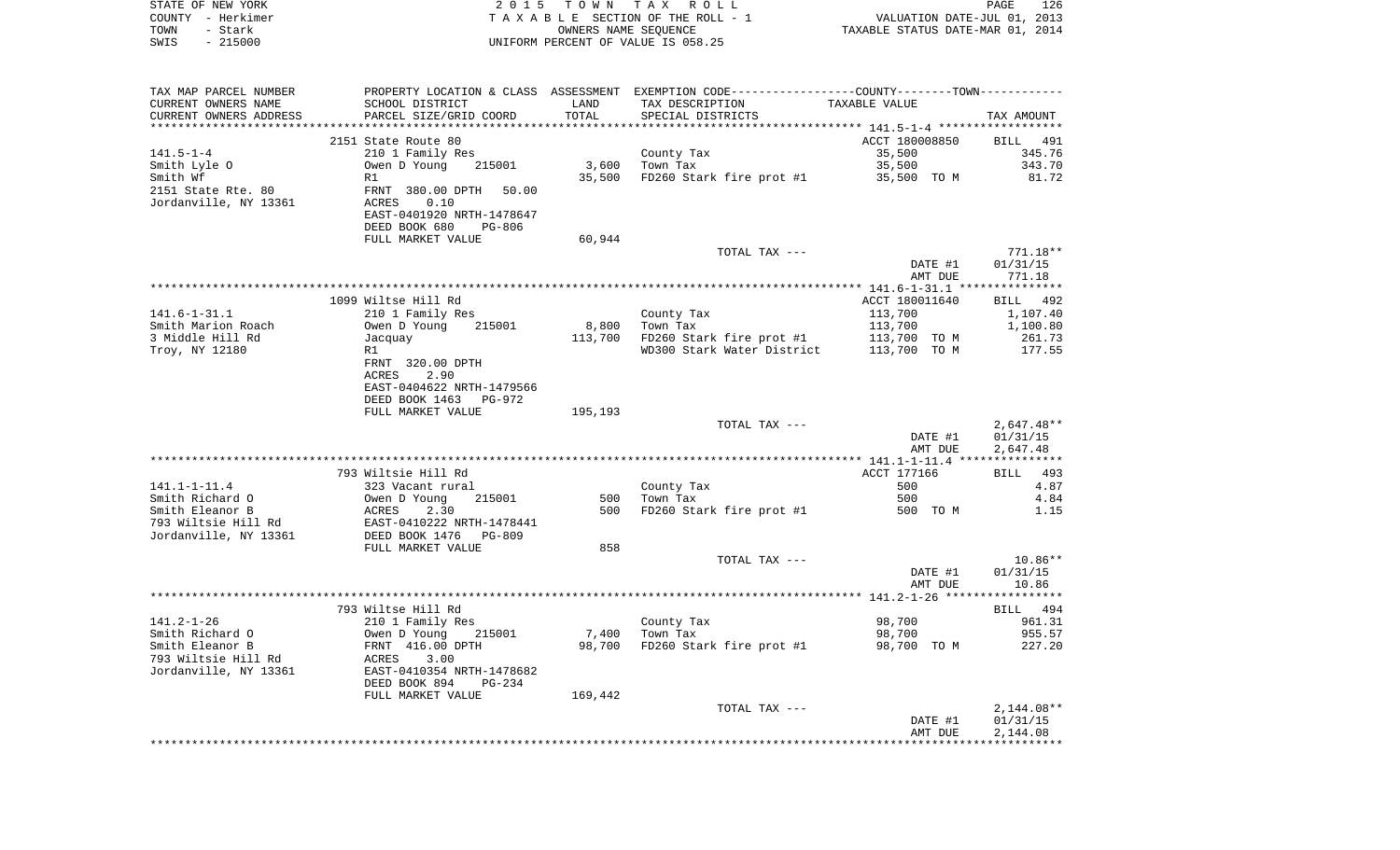STATE OF NEW YORK — 2015 TOWN TAX ROLL
COUNTY - Herkimer — TAXABLE SECTION OF THE ROLL - 1 — VALUATION DATE-JUL 01, 2013
TOWN - Stark — OWNERS NAME SEQUENCE — TAXABLE STATUS DATE-MAR 01, 2014
SWIS - 215000 — UNIFORM PERCENT OF VALUE IS 058.25

| TAX MAP PARCEL NUMBER / CURRENT OWNERS NAME / CURRENT OWNERS ADDRESS | PROPERTY LOCATION & CLASS / SCHOOL DISTRICT / PARCEL SIZE/GRID COORD | ASSESSMENT LAND / TOTAL | EXEMPTION CODE / TAX DESCRIPTION / SPECIAL DISTRICTS | TAXABLE VALUE | TAX AMOUNT |
|---|---|---|---|---|---|
| **141.5-1-4** | 2151 State Route 80 | | | ACCT 180008850 | BILL 491 |
| 141.5-1-4 | 210 1 Family Res | | County Tax | 35,500 | 345.76 |
| Smith Lyle O | Owen D Young 215001 | 3,600 | Town Tax | 35,500 | 343.70 |
| Smith Wf | R1 | 35,500 | FD260 Stark fire prot #1 | 35,500 TO M | 81.72 |
| 2151 State Rte. 80 | FRNT 380.00 DPTH 50.00 | | | | |
| Jordanville, NY 13361 | ACRES 0.10 | | | | |
| | EAST-0401920 NRTH-1478647 | | | | |
| | DEED BOOK 680 PG-806 | | | | |
| | FULL MARKET VALUE | 60,944 | | | |
| | | | TOTAL TAX --- | | 771.18** |
| | | | | DATE #1 | 01/31/15 |
| | | | | AMT DUE | 771.18 |
| **141.6-1-31.1** | 1099 Wiltsie Hill Rd | | | ACCT 180011640 | BILL 492 |
| 141.6-1-31.1 | 210 1 Family Res | | County Tax | 113,700 | 1,107.40 |
| Smith Marion Roach | Owen D Young 215001 | 8,800 | Town Tax | 113,700 | 1,100.80 |
| 3 Middle Hill Rd | Jacquay | 113,700 | FD260 Stark fire prot #1 | 113,700 TO M | 261.73 |
| Troy, NY 12180 | R1 | | WD300 Stark Water District | 113,700 TO M | 177.55 |
| | FRNT 320.00 DPTH | | | | |
| | ACRES 2.90 | | | | |
| | EAST-0404622 NRTH-1479566 | | | | |
| | DEED BOOK 1463 PG-972 | | | | |
| | FULL MARKET VALUE | 195,193 | | | |
| | | | TOTAL TAX --- | | 2,647.48** |
| | | | | DATE #1 | 01/31/15 |
| | | | | AMT DUE | 2,647.48 |
| **141.1-1-11.4** | 793 Wiltsie Hill Rd | | | ACCT 177166 | BILL 493 |
| 141.1-1-11.4 | 323 Vacant rural | | County Tax | 500 | 4.87 |
| Smith Richard O | Owen D Young 215001 | 500 | Town Tax | 500 | 4.84 |
| Smith Eleanor B | ACRES 2.30 | 500 | FD260 Stark fire prot #1 | 500 TO M | 1.15 |
| 793 Wiltsie Hill Rd | EAST-0410222 NRTH-1478441 | | | | |
| Jordanville, NY 13361 | DEED BOOK 1476 PG-809 | | | | |
| | FULL MARKET VALUE | 858 | | | |
| | | | TOTAL TAX --- | | 10.86** |
| | | | | DATE #1 | 01/31/15 |
| | | | | AMT DUE | 10.86 |
| **141.2-1-26** | 793 Wiltse Hill Rd | | | | BILL 494 |
| 141.2-1-26 | 210 1 Family Res | | County Tax | 98,700 | 961.31 |
| Smith Richard O | Owen D Young 215001 | 7,400 | Town Tax | 98,700 | 955.57 |
| Smith Eleanor B | FRNT 416.00 DPTH | 98,700 | FD260 Stark fire prot #1 | 98,700 TO M | 227.20 |
| 793 Wiltsie Hill Rd | ACRES 3.00 | | | | |
| Jordanville, NY 13361 | EAST-0410354 NRTH-1478682 | | | | |
| | DEED BOOK 894 PG-234 | | | | |
| | FULL MARKET VALUE | 169,442 | | | |
| | | | TOTAL TAX --- | | 2,144.08** |
| | | | | DATE #1 | 01/31/15 |
| | | | | AMT DUE | 2,144.08 |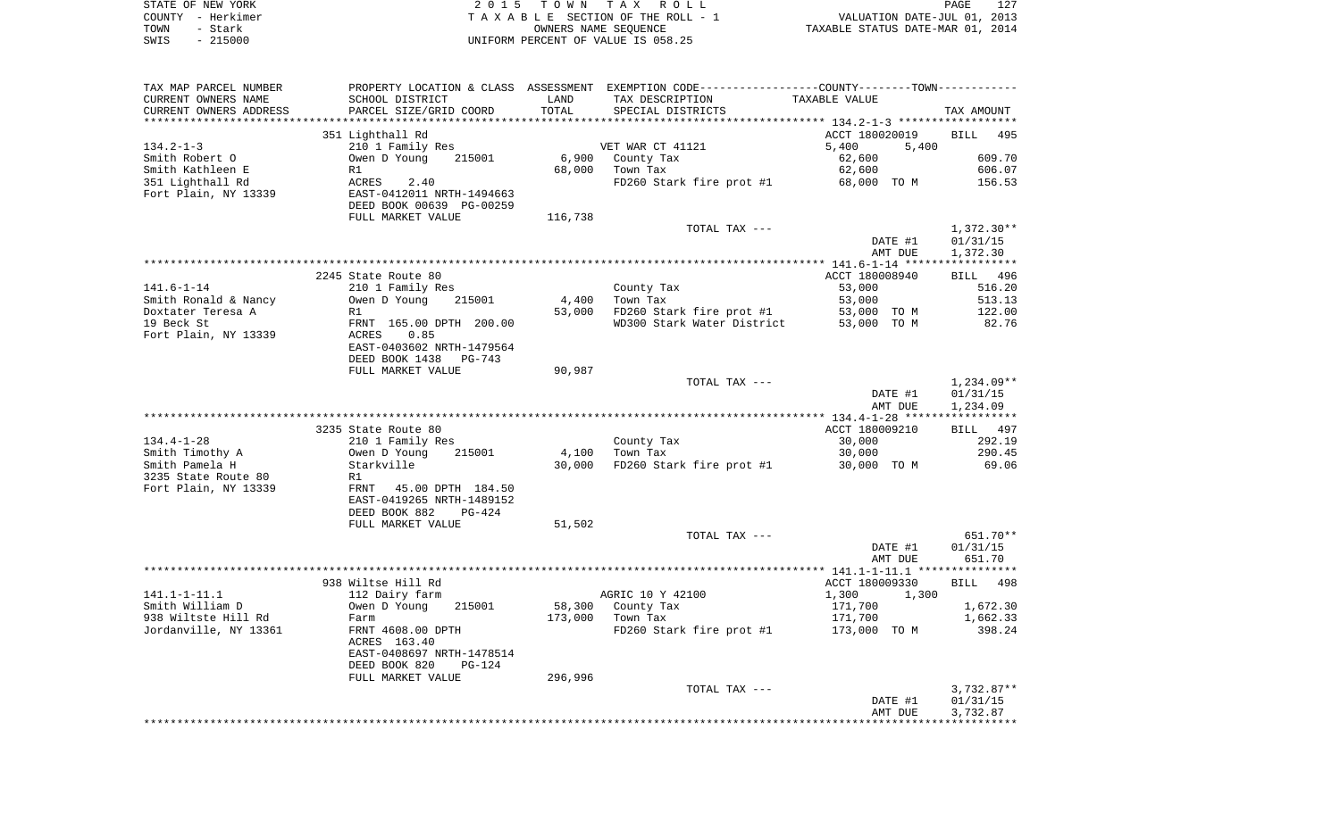STATE OF NEW YORK · COUNTY - Herkimer · TOWN - Stark · SWIS - 215000

2015 TOWN TAX ROLL
TAXABLE SECTION OF THE ROLL - 1
OWNERS NAME SEQUENCE
UNIFORM PERCENT OF VALUE IS 058.25

VALUATION DATE-JUL 01, 2013
TAXABLE STATUS DATE-MAR 01, 2014

| TAX MAP PARCEL NUMBER / CURRENT OWNERS NAME / CURRENT OWNERS ADDRESS | PROPERTY LOCATION & CLASS / SCHOOL DISTRICT / PARCEL SIZE/GRID COORD | ASSESSMENT LAND | TOTAL | EXEMPTION CODE / TAX DESCRIPTION / SPECIAL DISTRICTS | COUNTY / TOWN TAXABLE VALUE | TAX AMOUNT |
|---|---|---|---|---|---|---|
| | 351 Lighthall Rd | | | | ACCT 180020019 | BILL 495 |
| 134.2-1-3 | 210 1 Family Res | | | VET WAR CT 41121 | 5,400 5,400 | |
| Smith Robert O | Owen D Young 215001 | 6,900 | | County Tax | 62,600 | 609.70 |
| Smith Kathleen E | R1 | | 68,000 | Town Tax | 62,600 | 606.07 |
| 351 Lighthall Rd | ACRES 2.40 | | | FD260 Stark fire prot #1 | 68,000 TO M | 156.53 |
| Fort Plain, NY 13339 | EAST-0412011 NRTH-1494663 | | | | | |
| | DEED BOOK 00639 PG-00259 | | | | | |
| | FULL MARKET VALUE | 116,738 | | | | |
| | | | | TOTAL TAX --- | | 1,372.30** |
| | | | | | DATE #1 | 01/31/15 |
| | | | | | AMT DUE | 1,372.30 |
| | 2245 State Route 80 | | | | ACCT 180008940 | BILL 496 |
| 141.6-1-14 | 210 1 Family Res | | | County Tax | 53,000 | 516.20 |
| Smith Ronald & Nancy | Owen D Young 215001 | 4,400 | | Town Tax | 53,000 | 513.13 |
| Doxtater Teresa A | R1 | | 53,000 | FD260 Stark fire prot #1 | 53,000 TO M | 122.00 |
| 19 Beck St | FRNT 165.00 DPTH 200.00 | | | WD300 Stark Water District | 53,000 TO M | 82.76 |
| Fort Plain, NY 13339 | ACRES 0.85 | | | | | |
| | EAST-0403602 NRTH-1479564 | | | | | |
| | DEED BOOK 1438 PG-743 | | | | | |
| | FULL MARKET VALUE | 90,987 | | | | |
| | | | | TOTAL TAX --- | | 1,234.09** |
| | | | | | DATE #1 | 01/31/15 |
| | | | | | AMT DUE | 1,234.09 |
| | 3235 State Route 80 | | | | ACCT 180009210 | BILL 497 |
| 134.4-1-28 | 210 1 Family Res | | | County Tax | 30,000 | 292.19 |
| Smith Timothy A | Owen D Young 215001 | 4,100 | | Town Tax | 30,000 | 290.45 |
| Smith Pamela H | Starkville | | 30,000 | FD260 Stark fire prot #1 | 30,000 TO M | 69.06 |
| 3235 State Route 80 | R1 | | | | | |
| Fort Plain, NY 13339 | FRNT 45.00 DPTH 184.50 | | | | | |
| | EAST-0419265 NRTH-1489152 | | | | | |
| | DEED BOOK 882 PG-424 | | | | | |
| | FULL MARKET VALUE | 51,502 | | | | |
| | | | | TOTAL TAX --- | | 651.70** |
| | | | | | DATE #1 | 01/31/15 |
| | | | | | AMT DUE | 651.70 |
| | 938 Wiltse Hill Rd | | | | ACCT 180009330 | BILL 498 |
| 141.1-1-11.1 | 112 Dairy farm | | | AGRIC 10 Y 42100 | 1,300 1,300 | |
| Smith William D | Owen D Young 215001 | 58,300 | | County Tax | 171,700 | 1,672.30 |
| 938 Wiltse Hill Rd | Farm | | 173,000 | Town Tax | 171,700 | 1,662.33 |
| Jordanville, NY 13361 | FRNT 4608.00 DPTH | | | FD260 Stark fire prot #1 | 173,000 TO M | 398.24 |
| | ACRES 163.40 | | | | | |
| | EAST-0408697 NRTH-1478514 | | | | | |
| | DEED BOOK 820 PG-124 | | | | | |
| | FULL MARKET VALUE | 296,996 | | | | |
| | | | | TOTAL TAX --- | | 3,732.87** |
| | | | | | DATE #1 | 01/31/15 |
| | | | | | AMT DUE | 3,732.87 |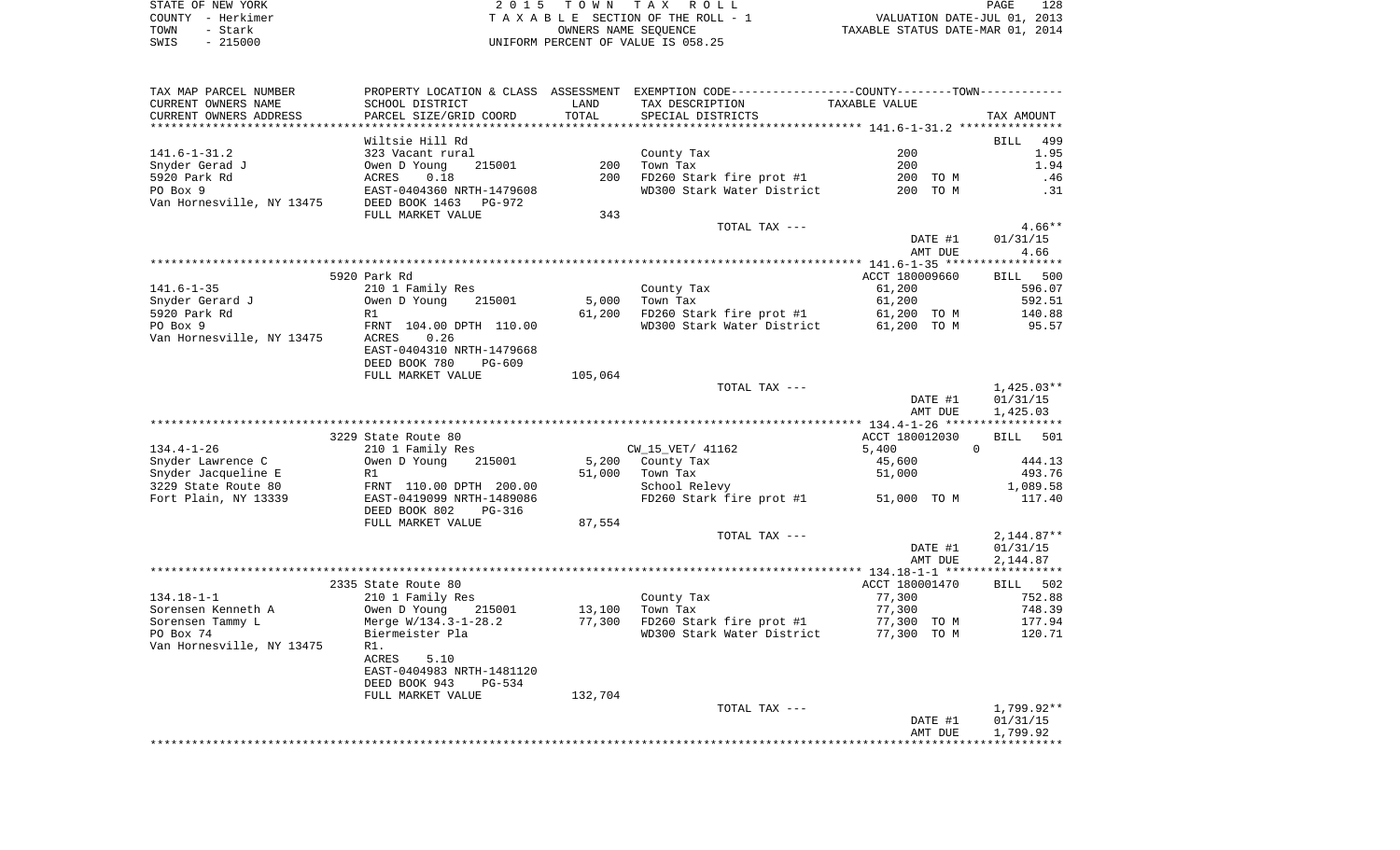STATE OF NEW YORK | 2 0 1 5 T O W N T A X R O L L | PAGE 128
COUNTY - Herkimer | T A X A B L E SECTION OF THE ROLL - 1 | VALUATION DATE-JUL 01, 2013
TOWN - Stark | OWNERS NAME SEQUENCE | TAXABLE STATUS DATE-MAR 01, 2014
SWIS - 215000 | UNIFORM PERCENT OF VALUE IS 058.25

| TAX MAP PARCEL NUMBER / CURRENT OWNERS NAME / CURRENT OWNERS ADDRESS | PROPERTY LOCATION & CLASS / SCHOOL DISTRICT / PARCEL SIZE/GRID COORD | ASSESSMENT LAND / TOTAL | EXEMPTION CODE / TAX DESCRIPTION / SPECIAL DISTRICTS | TAXABLE VALUE | TAX AMOUNT |
|---|---|---|---|---|---|
| **141.6-1-31.2** | Wiltsie Hill Rd | | | | BILL 499 |
| 141.6-1-31.2 | 323 Vacant rural | | County Tax | 200 | 1.95 |
| Snyder Gerad J | Owen D Young 215001 | 200 | Town Tax | 200 | 1.94 |
| 5920 Park Rd | ACRES 0.18 | 200 | FD260 Stark fire prot #1 | 200 TO M | .46 |
| PO Box 9 | EAST-0404360 NRTH-1479608 | | WD300 Stark Water District | 200 TO M | .31 |
| Van Hornesville, NY 13475 | DEED BOOK 1463 PG-972 | | | | |
| | FULL MARKET VALUE | 343 | | | |
| | | | TOTAL TAX --- | | 4.66** |
| | | | | DATE #1 | 01/31/15 |
| | | | | AMT DUE | 4.66 |
| **141.6-1-35** | 5920 Park Rd | | | ACCT 180009660 | BILL 500 |
| 141.6-1-35 | 210 1 Family Res | | County Tax | 61,200 | 596.07 |
| Snyder Gerard J | Owen D Young 215001 | 5,000 | Town Tax | 61,200 | 592.51 |
| 5920 Park Rd | R1 | 61,200 | FD260 Stark fire prot #1 | 61,200 TO M | 140.88 |
| PO Box 9 | FRNT 104.00 DPTH 110.00 | | WD300 Stark Water District | 61,200 TO M | 95.57 |
| Van Hornesville, NY 13475 | ACRES 0.26 | | | | |
| | EAST-0404310 NRTH-1479668 | | | | |
| | DEED BOOK 780 PG-609 | | | | |
| | FULL MARKET VALUE | 105,064 | | | |
| | | | TOTAL TAX --- | | 1,425.03** |
| | | | | DATE #1 | 01/31/15 |
| | | | | AMT DUE | 1,425.03 |
| **134.4-1-26** | 3229 State Route 80 | | | ACCT 180012030 | BILL 501 |
| 134.4-1-26 | 210 1 Family Res | | CW_15_VET/ 41162 | 5,400 0 | |
| Snyder Lawrence C | Owen D Young 215001 | 5,200 | County Tax | 45,600 | 444.13 |
| Snyder Jacqueline E | R1 | 51,000 | Town Tax | 51,000 | 493.76 |
| 3229 State Route 80 | FRNT 110.00 DPTH 200.00 | | School Relevy | | 1,089.58 |
| Fort Plain, NY 13339 | EAST-0419099 NRTH-1489086 | | FD260 Stark fire prot #1 | 51,000 TO M | 117.40 |
| | DEED BOOK 802 PG-316 | | | | |
| | FULL MARKET VALUE | 87,554 | | | |
| | | | TOTAL TAX --- | | 2,144.87** |
| | | | | DATE #1 | 01/31/15 |
| | | | | AMT DUE | 2,144.87 |
| **134.18-1-1** | 2335 State Route 80 | | | ACCT 180001470 | BILL 502 |
| 134.18-1-1 | 210 1 Family Res | | County Tax | 77,300 | 752.88 |
| Sorensen Kenneth A | Owen D Young 215001 | 13,100 | Town Tax | 77,300 | 748.39 |
| Sorensen Tammy L | Merge W/134.3-1-28.2 | 77,300 | FD260 Stark fire prot #1 | 77,300 TO M | 177.94 |
| PO Box 74 | Biermeister Pla | | WD300 Stark Water District | 77,300 TO M | 120.71 |
| Van Hornesville, NY 13475 | R1. | | | | |
| | ACRES 5.10 | | | | |
| | EAST-0404983 NRTH-1481120 | | | | |
| | DEED BOOK 943 PG-534 | | | | |
| | FULL MARKET VALUE | 132,704 | | | |
| | | | TOTAL TAX --- | | 1,799.92** |
| | | | | DATE #1 | 01/31/15 |
| | | | | AMT DUE | 1,799.92 |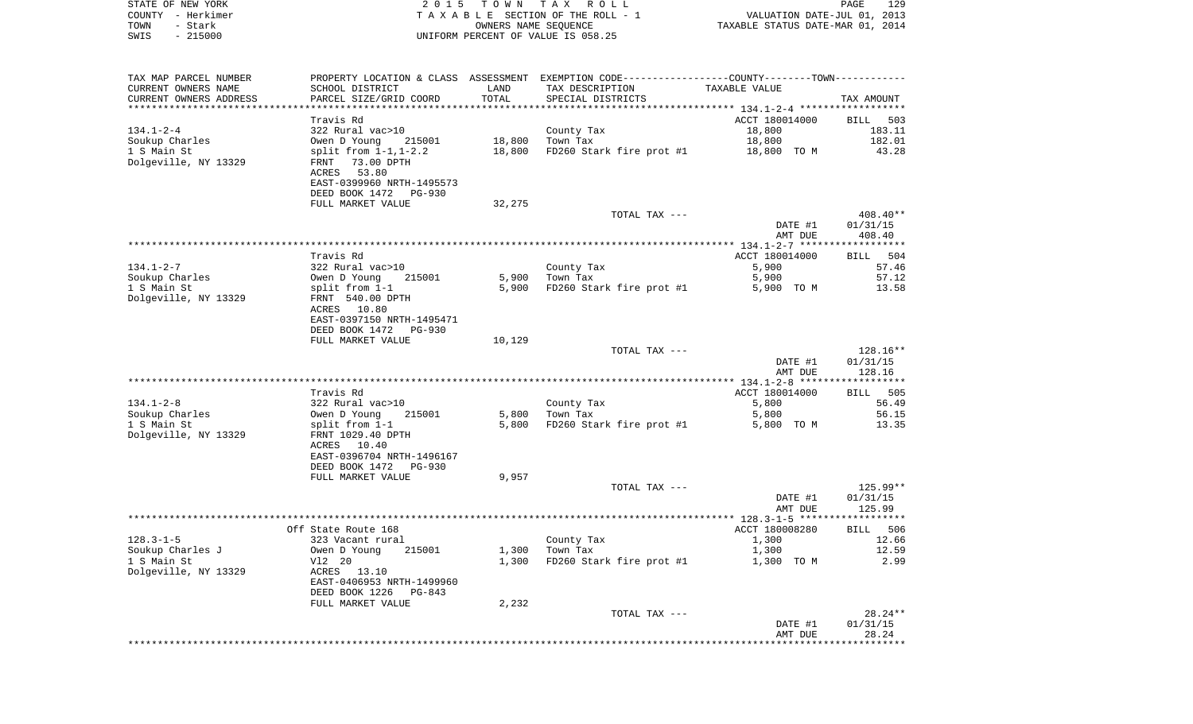STATE OF NEW YORK
COUNTY - Herkimer
TOWN - Stark
SWIS - 215000

2 0 1 5 T O W N T A X R O L L
T A X A B L E SECTION OF THE ROLL - 1
OWNERS NAME SEQUENCE
UNIFORM PERCENT OF VALUE IS 058.25

VALUATION DATE-JUL 01, 2013
TAXABLE STATUS DATE-MAR 01, 2014

| TAX MAP PARCEL NUMBER<br>CURRENT OWNERS NAME<br>CURRENT OWNERS ADDRESS | PROPERTY LOCATION & CLASS<br>SCHOOL DISTRICT<br>PARCEL SIZE/GRID COORD | ASSESSMENT<br>LAND<br>TOTAL | EXEMPTION CODE-----COUNTY-----TOWN-----<br>TAX DESCRIPTION<br>SPECIAL DISTRICTS | TAXABLE VALUE | TAX AMOUNT |
|---|---|---|---|---|---|
| | Travis Rd | | | ACCT 180014000 | BILL 503 |
| 134.1-2-4 | 322 Rural vac>10 | | County Tax | 18,800 | 183.11 |
| Soukup Charles | Owen D Young 215001 | 18,800 | Town Tax | 18,800 | 182.01 |
| 1 S Main St | split from 1-1,1-2.2 | 18,800 | FD260 Stark fire prot #1 | 18,800 TO M | 43.28 |
| Dolgeville, NY 13329 | FRNT 73.00 DPTH | | | | |
| | ACRES 53.80 | | | | |
| | EAST-0399960 NRTH-1495573 | | | | |
| | DEED BOOK 1472 PG-930 | | | | |
| | FULL MARKET VALUE | 32,275 | | | |
| | | | TOTAL TAX --- | | 408.40** |
| | | | | DATE #1 | 01/31/15 |
| | | | | AMT DUE | 408.40 |
| | Travis Rd | | | ACCT 180014000 | BILL 504 |
| 134.1-2-7 | 322 Rural vac>10 | | County Tax | 5,900 | 57.46 |
| Soukup Charles | Owen D Young 215001 | 5,900 | Town Tax | 5,900 | 57.12 |
| 1 S Main St | split from 1-1 | 5,900 | FD260 Stark fire prot #1 | 5,900 TO M | 13.58 |
| Dolgeville, NY 13329 | FRNT 540.00 DPTH | | | | |
| | ACRES 10.80 | | | | |
| | EAST-0397150 NRTH-1495471 | | | | |
| | DEED BOOK 1472 PG-930 | | | | |
| | FULL MARKET VALUE | 10,129 | | | |
| | | | TOTAL TAX --- | | 128.16** |
| | | | | DATE #1 | 01/31/15 |
| | | | | AMT DUE | 128.16 |
| | Travis Rd | | | ACCT 180014000 | BILL 505 |
| 134.1-2-8 | 322 Rural vac>10 | | County Tax | 5,800 | 56.49 |
| Soukup Charles | Owen D Young 215001 | 5,800 | Town Tax | 5,800 | 56.15 |
| 1 S Main St | split from 1-1 | 5,800 | FD260 Stark fire prot #1 | 5,800 TO M | 13.35 |
| Dolgeville, NY 13329 | FRNT 1029.40 DPTH | | | | |
| | ACRES 10.40 | | | | |
| | EAST-0396704 NRTH-1496167 | | | | |
| | DEED BOOK 1472 PG-930 | | | | |
| | FULL MARKET VALUE | 9,957 | | | |
| | | | TOTAL TAX --- | | 125.99** |
| | | | | DATE #1 | 01/31/15 |
| | | | | AMT DUE | 125.99 |
| | Off State Route 168 | | | ACCT 180008280 | BILL 506 |
| 128.3-1-5 | 323 Vacant rural | | County Tax | 1,300 | 12.66 |
| Soukup Charles J | Owen D Young 215001 | 1,300 | Town Tax | 1,300 | 12.59 |
| 1 S Main St | Vl2 20 | 1,300 | FD260 Stark fire prot #1 | 1,300 TO M | 2.99 |
| Dolgeville, NY 13329 | ACRES 13.10 | | | | |
| | EAST-0406953 NRTH-1499960 | | | | |
| | DEED BOOK 1226 PG-843 | | | | |
| | FULL MARKET VALUE | 2,232 | | | |
| | | | TOTAL TAX --- | | 28.24** |
| | | | | DATE #1 | 01/31/15 |
| | | | | AMT DUE | 28.24 |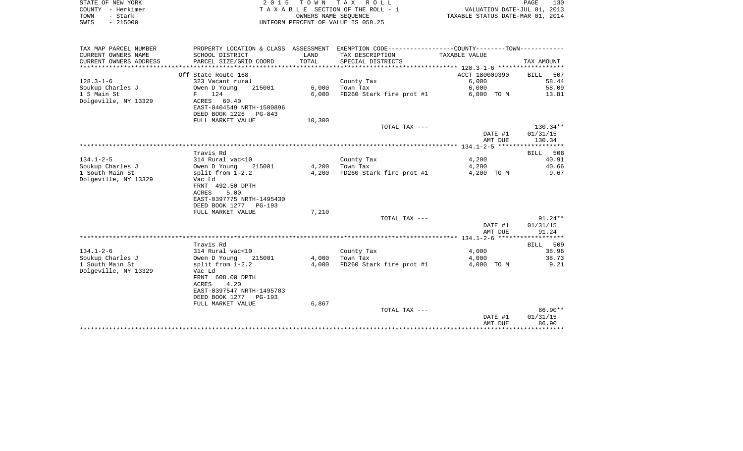STATE OF NEW YORK | 2 0 1 5 T O W N T A X R O L L | PAGE 130
COUNTY - Herkimer | T A X A B L E SECTION OF THE ROLL - 1 | VALUATION DATE-JUL 01, 2013
TOWN - Stark | OWNERS NAME SEQUENCE | TAXABLE STATUS DATE-MAR 01, 2014
SWIS - 215000 | UNIFORM PERCENT OF VALUE IS 058.25

| TAX MAP PARCEL NUMBER / CURRENT OWNERS NAME / CURRENT OWNERS ADDRESS | PROPERTY LOCATION & CLASS / SCHOOL DISTRICT / PARCEL SIZE/GRID COORD | ASSESSMENT LAND / TOTAL | EXEMPTION CODE / TAX DESCRIPTION / SPECIAL DISTRICTS | TAXABLE VALUE | TAX AMOUNT |
|---|---|---|---|---|---|
| | Off State Route 168 | | | ACCT 180009390 | BILL 507 |
| 128.3-1-6 | 323 Vacant rural | | County Tax | 6,000 | 58.44 |
| Soukup Charles J | Owen D Young 215001 | 6,000 | Town Tax | 6,000 | 58.09 |
| 1 S Main St | F 124 | 6,000 | FD260 Stark fire prot #1 | 6,000 TO M | 13.81 |
| Dolgeville, NY 13329 | ACRES 60.40 | | | | |
| | EAST-0404549 NRTH-1500896 | | | | |
| | DEED BOOK 1226 PG-843 | | | | |
| | FULL MARKET VALUE | 10,300 | | | |
| | | | TOTAL TAX --- | | 130.34** |
| | | | | DATE #1 | 01/31/15 |
| | | | | AMT DUE | 130.34 |
| | Travis Rd | | | | BILL 508 |
| 134.1-2-5 | 314 Rural vac<10 | | County Tax | 4,200 | 40.91 |
| Soukup Charles J | Owen D Young 215001 | 4,200 | Town Tax | 4,200 | 40.66 |
| 1 South Main St | split from 1-2.2 | 4,200 | FD260 Stark fire prot #1 | 4,200 TO M | 9.67 |
| Dolgeville, NY 13329 | Vac Ld | | | | |
| | FRNT 492.50 DPTH | | | | |
| | ACRES 5.00 | | | | |
| | EAST-0397775 NRTH-1495430 | | | | |
| | DEED BOOK 1277 PG-193 | | | | |
| | FULL MARKET VALUE | 7,210 | | | |
| | | | TOTAL TAX --- | | 91.24** |
| | | | | DATE #1 | 01/31/15 |
| | | | | AMT DUE | 91.24 |
| | Travis Rd | | | | BILL 509 |
| 134.1-2-6 | 314 Rural vac<10 | | County Tax | 4,000 | 38.96 |
| Soukup Charles J | Owen D Young 215001 | 4,000 | Town Tax | 4,000 | 38.73 |
| 1 South Main St | split from 1-2.2 | 4,000 | FD260 Stark fire prot #1 | 4,000 TO M | 9.21 |
| Dolgeville, NY 13329 | Vac Ld | | | | |
| | FRNT 608.00 DPTH | | | | |
| | ACRES 4.20 | | | | |
| | EAST-0397547 NRTH-1495783 | | | | |
| | DEED BOOK 1277 PG-193 | | | | |
| | FULL MARKET VALUE | 6,867 | | | |
| | | | TOTAL TAX --- | | 86.90** |
| | | | | DATE #1 | 01/31/15 |
| | | | | AMT DUE | 86.90 |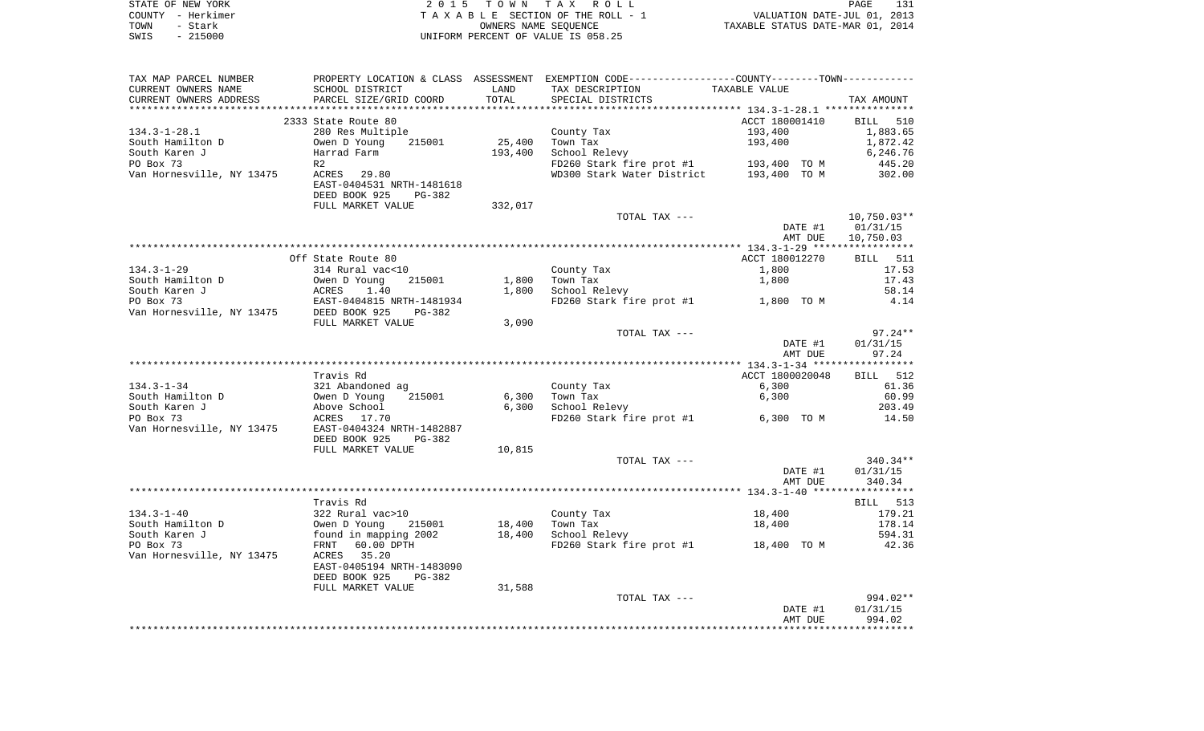STATE OF NEW YORK                2 0 1 5   T O W N   T A X   R O L L
COUNTY - Herkimer                T A X A B L E  SECTION OF THE ROLL - 1          VALUATION DATE-JUL 01, 2013
TOWN - Stark                     OWNERS NAME SEQUENCE                            TAXABLE STATUS DATE-MAR 01, 2014
SWIS - 215000                    UNIFORM PERCENT OF VALUE IS 058.25

| TAX MAP PARCEL NUMBER / CURRENT OWNERS NAME / CURRENT OWNERS ADDRESS | PROPERTY LOCATION & CLASS / SCHOOL DISTRICT / PARCEL SIZE/GRID COORD | ASSESSMENT LAND / TOTAL | EXEMPTION CODE / TAX DESCRIPTION / SPECIAL DISTRICTS | COUNTY--------TOWN / TAXABLE VALUE | TAX AMOUNT |
|---|---|---|---|---|---|
| 134.3-1-28.1 | 2333 State Route 80 | | | ACCT 180001410 | BILL 510 |
| South Hamilton D | 280 Res Multiple | | County Tax | 193,400 | 1,883.65 |
| South Karen J | Owen D Young 215001 | 25,400 | Town Tax | 193,400 | 1,872.42 |
| PO Box 73 | Harrad Farm | 193,400 | School Relevy | | 6,246.76 |
| Van Hornesville, NY 13475 | R2 | | FD260 Stark fire prot #1 | 193,400 TO M | 445.20 |
| | ACRES 29.80 | | WD300 Stark Water District | 193,400 TO M | 302.00 |
| | EAST-0404531 NRTH-1481618 | | | | |
| | DEED BOOK 925 PG-382 | | | | |
| | FULL MARKET VALUE | 332,017 | | | |
| | | | TOTAL TAX --- | | 10,750.03** |
| | | | | DATE #1 | 01/31/15 |
| | | | | AMT DUE | 10,750.03 |
| 134.3-1-29 | Off State Route 80 | | | ACCT 180012270 | BILL 511 |
| South Hamilton D | 314 Rural vac<10 | | County Tax | 1,800 | 17.53 |
| South Karen J | Owen D Young 215001 | 1,800 | Town Tax | 1,800 | 17.43 |
| PO Box 73 | ACRES 1.40 | 1,800 | School Relevy | | 58.14 |
| Van Hornesville, NY 13475 | EAST-0404815 NRTH-1481934 | | FD260 Stark fire prot #1 | 1,800 TO M | 4.14 |
| | DEED BOOK 925 PG-382 | | | | |
| | FULL MARKET VALUE | 3,090 | | | |
| | | | TOTAL TAX --- | | 97.24** |
| | | | | DATE #1 | 01/31/15 |
| | | | | AMT DUE | 97.24 |
| 134.3-1-34 | Travis Rd | | | ACCT 1800020048 | BILL 512 |
| South Hamilton D | 321 Abandoned ag | | County Tax | 6,300 | 61.36 |
| South Karen J | Owen D Young 215001 | 6,300 | Town Tax | 6,300 | 60.99 |
| PO Box 73 | Above School | 6,300 | School Relevy | | 203.49 |
| Van Hornesville, NY 13475 | ACRES 17.70 | | FD260 Stark fire prot #1 | 6,300 TO M | 14.50 |
| | EAST-0404324 NRTH-1482887 | | | | |
| | DEED BOOK 925 PG-382 | | | | |
| | FULL MARKET VALUE | 10,815 | | | |
| | | | TOTAL TAX --- | | 340.34** |
| | | | | DATE #1 | 01/31/15 |
| | | | | AMT DUE | 340.34 |
| 134.3-1-40 | Travis Rd | | | | BILL 513 |
| South Hamilton D | 322 Rural vac>10 | | County Tax | 18,400 | 179.21 |
| South Karen J | Owen D Young 215001 | 18,400 | Town Tax | 18,400 | 178.14 |
| PO Box 73 | found in mapping 2002 | 18,400 | School Relevy | | 594.31 |
| Van Hornesville, NY 13475 | FRNT 60.00 DPTH | | FD260 Stark fire prot #1 | 18,400 TO M | 42.36 |
| | ACRES 35.20 | | | | |
| | EAST-0405194 NRTH-1483090 | | | | |
| | DEED BOOK 925 PG-382 | | | | |
| | FULL MARKET VALUE | 31,588 | | | |
| | | | TOTAL TAX --- | | 994.02** |
| | | | | DATE #1 | 01/31/15 |
| | | | | AMT DUE | 994.02 |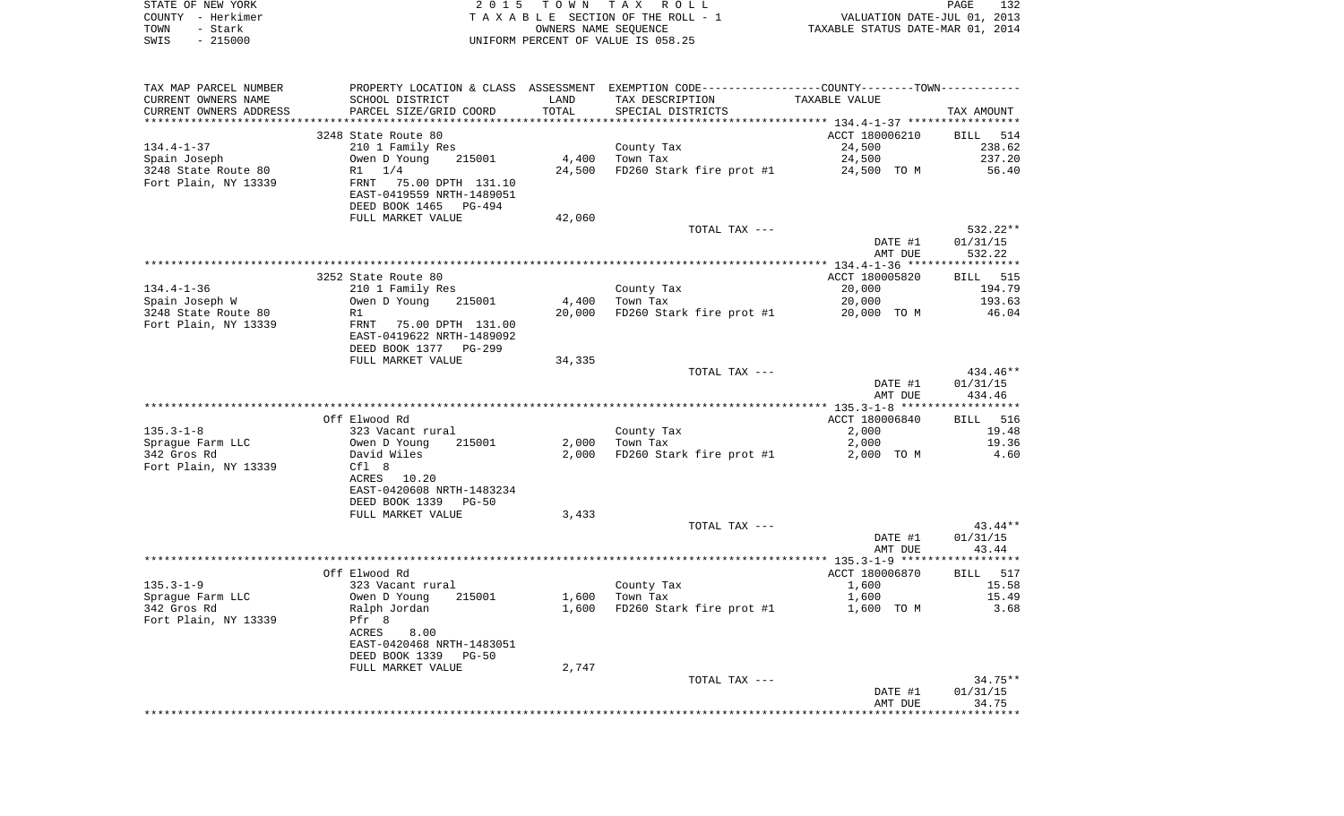STATE OF NEW YORK
COUNTY - Herkimer
TOWN - Stark
SWIS - 215000

2 0 1 5 T O W N T A X R O L L
T A X A B L E SECTION OF THE ROLL - 1
OWNERS NAME SEQUENCE
UNIFORM PERCENT OF VALUE IS 058.25

VALUATION DATE-JUL 01, 2013
TAXABLE STATUS DATE-MAR 01, 2014

| TAX MAP PARCEL NUMBER / CURRENT OWNERS NAME / CURRENT OWNERS ADDRESS | PROPERTY LOCATION & CLASS / SCHOOL DISTRICT / PARCEL SIZE/GRID COORD | ASSESSMENT LAND / TOTAL | EXEMPTION CODE / TAX DESCRIPTION / SPECIAL DISTRICTS | COUNTY--------TOWN TAXABLE VALUE | TAX AMOUNT |
|---|---|---|---|---|---|
| 134.4-1-37 | 3248 State Route 80 | | | ACCT 180006210 | BILL 514 |
| Spain Joseph | 210 1 Family Res | | County Tax | 24,500 | 238.62 |
| 3248 State Route 80 | Owen D Young 215001 | 4,400 | Town Tax | 24,500 | 237.20 |
| Fort Plain, NY 13339 | R1 1/4 | 24,500 | FD260 Stark fire prot #1 | 24,500 TO M | 56.40 |
| | FRNT 75.00 DPTH 131.10 | | | | |
| | EAST-0419559 NRTH-1489051 | | | | |
| | DEED BOOK 1465 PG-494 | | | | |
| | FULL MARKET VALUE | 42,060 | | | |
| | | | TOTAL TAX --- | | 532.22** |
| | | | | DATE #1 | 01/31/15 |
| | | | | AMT DUE | 532.22 |
| 134.4-1-36 | 3252 State Route 80 | | | ACCT 180005820 | BILL 515 |
| Spain Joseph W | 210 1 Family Res | | County Tax | 20,000 | 194.79 |
| 3248 State Route 80 | Owen D Young 215001 | 4,400 | Town Tax | 20,000 | 193.63 |
| Fort Plain, NY 13339 | R1 | 20,000 | FD260 Stark fire prot #1 | 20,000 TO M | 46.04 |
| | FRNT 75.00 DPTH 131.00 | | | | |
| | EAST-0419622 NRTH-1489092 | | | | |
| | DEED BOOK 1377 PG-299 | | | | |
| | FULL MARKET VALUE | 34,335 | | | |
| | | | TOTAL TAX --- | | 434.46** |
| | | | | DATE #1 | 01/31/15 |
| | | | | AMT DUE | 434.46 |
| 135.3-1-8 | Off Elwood Rd | | | ACCT 180006840 | BILL 516 |
| Sprague Farm LLC | 323 Vacant rural | | County Tax | 2,000 | 19.48 |
| 342 Gros Rd | Owen D Young 215001 | 2,000 | Town Tax | 2,000 | 19.36 |
| Fort Plain, NY 13339 | David Wiles | 2,000 | FD260 Stark fire prot #1 | 2,000 TO M | 4.60 |
| | Cfl 8 | | | | |
| | ACRES 10.20 | | | | |
| | EAST-0420608 NRTH-1483234 | | | | |
| | DEED BOOK 1339 PG-50 | | | | |
| | FULL MARKET VALUE | 3,433 | | | |
| | | | TOTAL TAX --- | | 43.44** |
| | | | | DATE #1 | 01/31/15 |
| | | | | AMT DUE | 43.44 |
| 135.3-1-9 | Off Elwood Rd | | | ACCT 180006870 | BILL 517 |
| Sprague Farm LLC | 323 Vacant rural | | County Tax | 1,600 | 15.58 |
| 342 Gros Rd | Owen D Young 215001 | 1,600 | Town Tax | 1,600 | 15.49 |
| Fort Plain, NY 13339 | Ralph Jordan | 1,600 | FD260 Stark fire prot #1 | 1,600 TO M | 3.68 |
| | Pfr 8 | | | | |
| | ACRES 8.00 | | | | |
| | EAST-0420468 NRTH-1483051 | | | | |
| | DEED BOOK 1339 PG-50 | | | | |
| | FULL MARKET VALUE | 2,747 | | | |
| | | | TOTAL TAX --- | | 34.75** |
| | | | | DATE #1 | 01/31/15 |
| | | | | AMT DUE | 34.75 |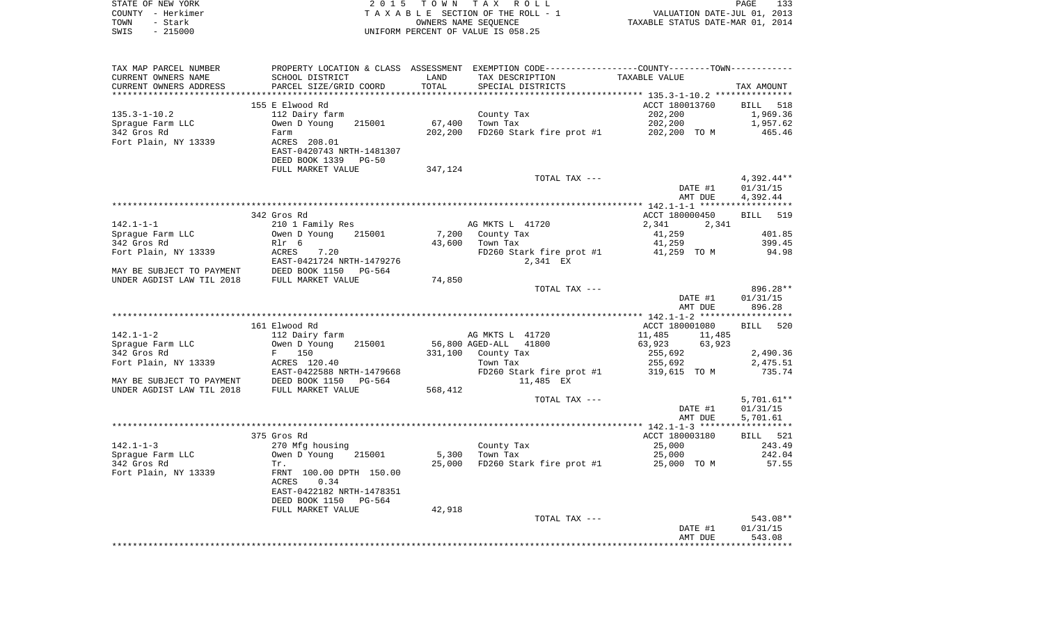STATE OF NEW YORK | 2 0 1 5 T O W N T A X R O L L
COUNTY - Herkimer | T A X A B L E SECTION OF THE ROLL - 1 | VALUATION DATE-JUL 01, 2013
TOWN - Stark | OWNERS NAME SEQUENCE | TAXABLE STATUS DATE-MAR 01, 2014
SWIS - 215000 | UNIFORM PERCENT OF VALUE IS 058.25

| TAX MAP PARCEL NUMBER<br>CURRENT OWNERS NAME<br>CURRENT OWNERS ADDRESS | PROPERTY LOCATION & CLASS<br>SCHOOL DISTRICT<br>PARCEL SIZE/GRID COORD | ASSESSMENT<br>LAND<br>TOTAL | EXEMPTION CODE-----COUNTY--------TOWN------<br>TAX DESCRIPTION<br>SPECIAL DISTRICTS | TAXABLE VALUE | TAX AMOUNT |
|---|---|---|---|---|---|
| **135.3-1-10.2** | 155 E Elwood Rd | | | ACCT 180013760 | BILL 518 |
| 135.3-1-10.2 | 112 Dairy farm | | County Tax | 202,200 | 1,969.36 |
| Sprague Farm LLC | Owen D Young 215001 | 67,400 | Town Tax | 202,200 | 1,957.62 |
| 342 Gros Rd | Farm | 202,200 | FD260 Stark fire prot #1 | 202,200 TO M | 465.46 |
| Fort Plain, NY 13339 | ACRES 208.01 | | | | |
| | EAST-0420743 NRTH-1481307 | | | | |
| | DEED BOOK 1339 PG-50 | | | | |
| | FULL MARKET VALUE | 347,124 | | | |
| | | | TOTAL TAX --- | | 4,392.44** |
| | | | | DATE #1 | 01/31/15 |
| | | | | AMT DUE | 4,392.44 |
| **142.1-1-1** | 342 Gros Rd | | | ACCT 180000450 | BILL 519 |
| 142.1-1-1 | 210 1 Family Res | | AG MKTS L 41720 | 2,341 2,341 | |
| Sprague Farm LLC | Owen D Young 215001 | 7,200 | County Tax | 41,259 | 401.85 |
| 342 Gros Rd | Rlr 6 | 43,600 | Town Tax | 41,259 | 399.45 |
| Fort Plain, NY 13339 | ACRES 7.20 | | FD260 Stark fire prot #1 | 41,259 TO M | 94.98 |
| | EAST-0421724 NRTH-1479276 | | 2,341 EX | | |
| MAY BE SUBJECT TO PAYMENT | DEED BOOK 1150 PG-564 | | | | |
| UNDER AGDIST LAW TIL 2018 | FULL MARKET VALUE | 74,850 | | | |
| | | | TOTAL TAX --- | | 896.28** |
| | | | | DATE #1 | 01/31/15 |
| | | | | AMT DUE | 896.28 |
| **142.1-1-2** | 161 Elwood Rd | | | ACCT 180001080 | BILL 520 |
| 142.1-1-2 | 112 Dairy farm | | AG MKTS L 41720 | 11,485 11,485 | |
| Sprague Farm LLC | Owen D Young 215001 | 56,800 | AGED-ALL 41800 | 63,923 63,923 | |
| 342 Gros Rd | F 150 | 331,100 | County Tax | 255,692 | 2,490.36 |
| Fort Plain, NY 13339 | ACRES 120.40 | | Town Tax | 255,692 | 2,475.51 |
| | EAST-0422588 NRTH-1479668 | | FD260 Stark fire prot #1 | 319,615 TO M | 735.74 |
| MAY BE SUBJECT TO PAYMENT | DEED BOOK 1150 PG-564 | | 11,485 EX | | |
| UNDER AGDIST LAW TIL 2018 | FULL MARKET VALUE | 568,412 | | | |
| | | | TOTAL TAX --- | | 5,701.61** |
| | | | | DATE #1 | 01/31/15 |
| | | | | AMT DUE | 5,701.61 |
| **142.1-1-3** | 375 Gros Rd | | | ACCT 180003180 | BILL 521 |
| 142.1-1-3 | 270 Mfg housing | | County Tax | 25,000 | 243.49 |
| Sprague Farm LLC | Owen D Young 215001 | 5,300 | Town Tax | 25,000 | 242.04 |
| 342 Gros Rd | Tr. | 25,000 | FD260 Stark fire prot #1 | 25,000 TO M | 57.55 |
| Fort Plain, NY 13339 | FRNT 100.00 DPTH 150.00 | | | | |
| | ACRES 0.34 | | | | |
| | EAST-0422182 NRTH-1478351 | | | | |
| | DEED BOOK 1150 PG-564 | | | | |
| | FULL MARKET VALUE | 42,918 | | | |
| | | | TOTAL TAX --- | | 543.08** |
| | | | | DATE #1 | 01/31/15 |
| | | | | AMT DUE | 543.08 |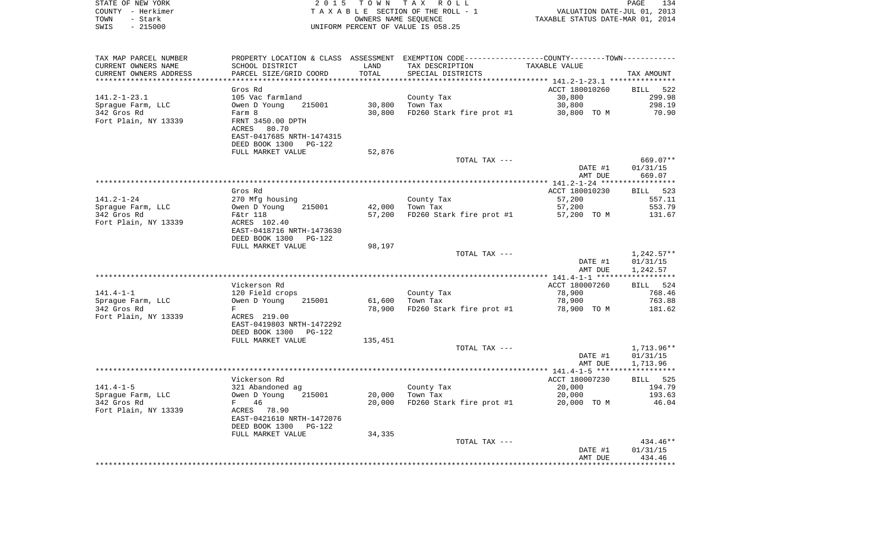STATE OF NEW YORK
COUNTY - Herkimer
TOWN - Stark
SWIS - 215000

2 0 1 5 T O W N T A X R O L L
T A X A B L E SECTION OF THE ROLL - 1
OWNERS NAME SEQUENCE
UNIFORM PERCENT OF VALUE IS 058.25

VALUATION DATE-JUL 01, 2013
TAXABLE STATUS DATE-MAR 01, 2014

| TAX MAP PARCEL NUMBER / CURRENT OWNERS NAME / CURRENT OWNERS ADDRESS | PROPERTY LOCATION & CLASS / SCHOOL DISTRICT / PARCEL SIZE/GRID COORD | ASSESSMENT LAND / TOTAL | EXEMPTION CODE / TAX DESCRIPTION / SPECIAL DISTRICTS | TAXABLE VALUE | TAX AMOUNT |
|---|---|---|---|---|---|
| 141.2-1-23.1 | Gros Rd | | | ACCT 180010260 | BILL 522 |
| | 105 Vac farmland | | County Tax | 30,800 | 299.98 |
| Sprague Farm, LLC | Owen D Young 215001 | 30,800 | Town Tax | 30,800 | 298.19 |
| 342 Gros Rd | Farm 8 | 30,800 | FD260 Stark fire prot #1 | 30,800 TO M | 70.90 |
| Fort Plain, NY 13339 | FRNT 3450.00 DPTH | | | | |
| | ACRES 80.70 | | | | |
| | EAST-0417685 NRTH-1474315 | | | | |
| | DEED BOOK 1300 PG-122 | | | | |
| | FULL MARKET VALUE | 52,876 | | | |
| | | | TOTAL TAX --- | | 669.07** |
| | | | | DATE #1 | 01/31/15 |
| | | | | AMT DUE | 669.07 |
| 141.2-1-24 | Gros Rd | | | ACCT 180010230 | BILL 523 |
| | 270 Mfg housing | | County Tax | 57,200 | 557.11 |
| Sprague Farm, LLC | Owen D Young 215001 | 42,000 | Town Tax | 57,200 | 553.79 |
| 342 Gros Rd | F&tr 118 | 57,200 | FD260 Stark fire prot #1 | 57,200 TO M | 131.67 |
| Fort Plain, NY 13339 | ACRES 102.40 | | | | |
| | EAST-0418716 NRTH-1473630 | | | | |
| | DEED BOOK 1300 PG-122 | | | | |
| | FULL MARKET VALUE | 98,197 | | | |
| | | | TOTAL TAX --- | | 1,242.57** |
| | | | | DATE #1 | 01/31/15 |
| | | | | AMT DUE | 1,242.57 |
| 141.4-1-1 | Vickerson Rd | | | ACCT 180007260 | BILL 524 |
| | 120 Field crops | | County Tax | 78,900 | 768.46 |
| Sprague Farm, LLC | Owen D Young 215001 | 61,600 | Town Tax | 78,900 | 763.88 |
| 342 Gros Rd | F | 78,900 | FD260 Stark fire prot #1 | 78,900 TO M | 181.62 |
| Fort Plain, NY 13339 | ACRES 219.00 | | | | |
| | EAST-0419803 NRTH-1472292 | | | | |
| | DEED BOOK 1300 PG-122 | | | | |
| | FULL MARKET VALUE | 135,451 | | | |
| | | | TOTAL TAX --- | | 1,713.96** |
| | | | | DATE #1 | 01/31/15 |
| | | | | AMT DUE | 1,713.96 |
| 141.4-1-5 | Vickerson Rd | | | ACCT 180007230 | BILL 525 |
| | 321 Abandoned ag | | County Tax | 20,000 | 194.79 |
| Sprague Farm, LLC | Owen D Young 215001 | 20,000 | Town Tax | 20,000 | 193.63 |
| 342 Gros Rd | F 46 | 20,000 | FD260 Stark fire prot #1 | 20,000 TO M | 46.04 |
| Fort Plain, NY 13339 | ACRES 78.90 | | | | |
| | EAST-0421610 NRTH-1472076 | | | | |
| | DEED BOOK 1300 PG-122 | | | | |
| | FULL MARKET VALUE | 34,335 | | | |
| | | | TOTAL TAX --- | | 434.46** |
| | | | | DATE #1 | 01/31/15 |
| | | | | AMT DUE | 434.46 |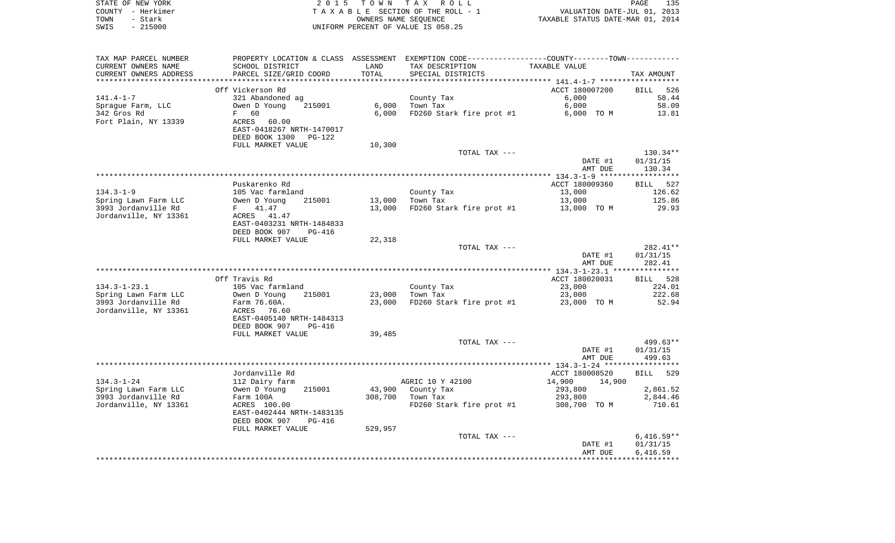STATE OF NEW YORK | 2 0 1 5 T O W N T A X R O L L
COUNTY - Herkimer | T A X A B L E SECTION OF THE ROLL - 1 | VALUATION DATE-JUL 01, 2013
TOWN - Stark | OWNERS NAME SEQUENCE | TAXABLE STATUS DATE-MAR 01, 2014
SWIS - 215000 | UNIFORM PERCENT OF VALUE IS 058.25

| TAX MAP PARCEL NUMBER / CURRENT OWNERS NAME / CURRENT OWNERS ADDRESS | PROPERTY LOCATION & CLASS / SCHOOL DISTRICT / PARCEL SIZE/GRID COORD | ASSESSMENT LAND / TOTAL | EXEMPTION CODE / TAX DESCRIPTION / SPECIAL DISTRICTS | COUNTY / TOWN TAXABLE VALUE | TAX AMOUNT |
|---|---|---|---|---|---|
| 141.4-1-7 | Off Vickerson Rd | | | ACCT 180007200 | BILL 526 |
| | 321 Abandoned ag | | County Tax | 6,000 | 58.44 |
| Sprague Farm, LLC | Owen D Young 215001 | 6,000 | Town Tax | 6,000 | 58.09 |
| 342 Gros Rd | F 60 | 6,000 | FD260 Stark fire prot #1 | 6,000 TO M | 13.81 |
| Fort Plain, NY 13339 | ACRES 60.00 | | | | |
| | EAST-0418267 NRTH-1470017 | | | | |
| | DEED BOOK 1300 PG-122 | | | | |
| | FULL MARKET VALUE | 10,300 | | | |
| | | | TOTAL TAX --- | | 130.34** |
| | | | | DATE #1 | 01/31/15 |
| | | | | AMT DUE | 130.34 |
| 134.3-1-9 | Puskarenko Rd | | | ACCT 180009360 | BILL 527 |
| | 105 Vac farmland | | County Tax | 13,000 | 126.62 |
| Spring Lawn Farm LLC | Owen D Young 215001 | 13,000 | Town Tax | 13,000 | 125.86 |
| 3993 Jordanville Rd | F 41.47 | 13,000 | FD260 Stark fire prot #1 | 13,000 TO M | 29.93 |
| Jordanville, NY 13361 | ACRES 41.47 | | | | |
| | EAST-0403231 NRTH-1484833 | | | | |
| | DEED BOOK 907 PG-416 | | | | |
| | FULL MARKET VALUE | 22,318 | | | |
| | | | TOTAL TAX --- | | 282.41** |
| | | | | DATE #1 | 01/31/15 |
| | | | | AMT DUE | 282.41 |
| 134.3-1-23.1 | Off Travis Rd | | | ACCT 180020031 | BILL 528 |
| | 105 Vac farmland | | County Tax | 23,000 | 224.01 |
| Spring Lawn Farm LLC | Owen D Young 215001 | 23,000 | Town Tax | 23,000 | 222.68 |
| 3993 Jordanville Rd | Farm 76.60A. | 23,000 | FD260 Stark fire prot #1 | 23,000 TO M | 52.94 |
| Jordanville, NY 13361 | ACRES 76.60 | | | | |
| | EAST-0405140 NRTH-1484313 | | | | |
| | DEED BOOK 907 PG-416 | | | | |
| | FULL MARKET VALUE | 39,485 | | | |
| | | | TOTAL TAX --- | | 499.63** |
| | | | | DATE #1 | 01/31/15 |
| | | | | AMT DUE | 499.63 |
| 134.3-1-24 | Jordanville Rd | | | ACCT 180008520 | BILL 529 |
| | 112 Dairy farm | | AGRIC 10 Y 42100 | 14,900 14,900 | |
| Spring Lawn Farm LLC | Owen D Young 215001 | 43,900 | County Tax | 293,800 | 2,861.52 |
| 3993 Jordanville Rd | Farm 100A | 308,700 | Town Tax | 293,800 | 2,844.46 |
| Jordanville, NY 13361 | ACRES 100.00 | | FD260 Stark fire prot #1 | 308,700 TO M | 710.61 |
| | EAST-0402444 NRTH-1483135 | | | | |
| | DEED BOOK 907 PG-416 | | | | |
| | FULL MARKET VALUE | 529,957 | | | |
| | | | TOTAL TAX --- | | 6,416.59** |
| | | | | DATE #1 | 01/31/15 |
| | | | | AMT DUE | 6,416.59 |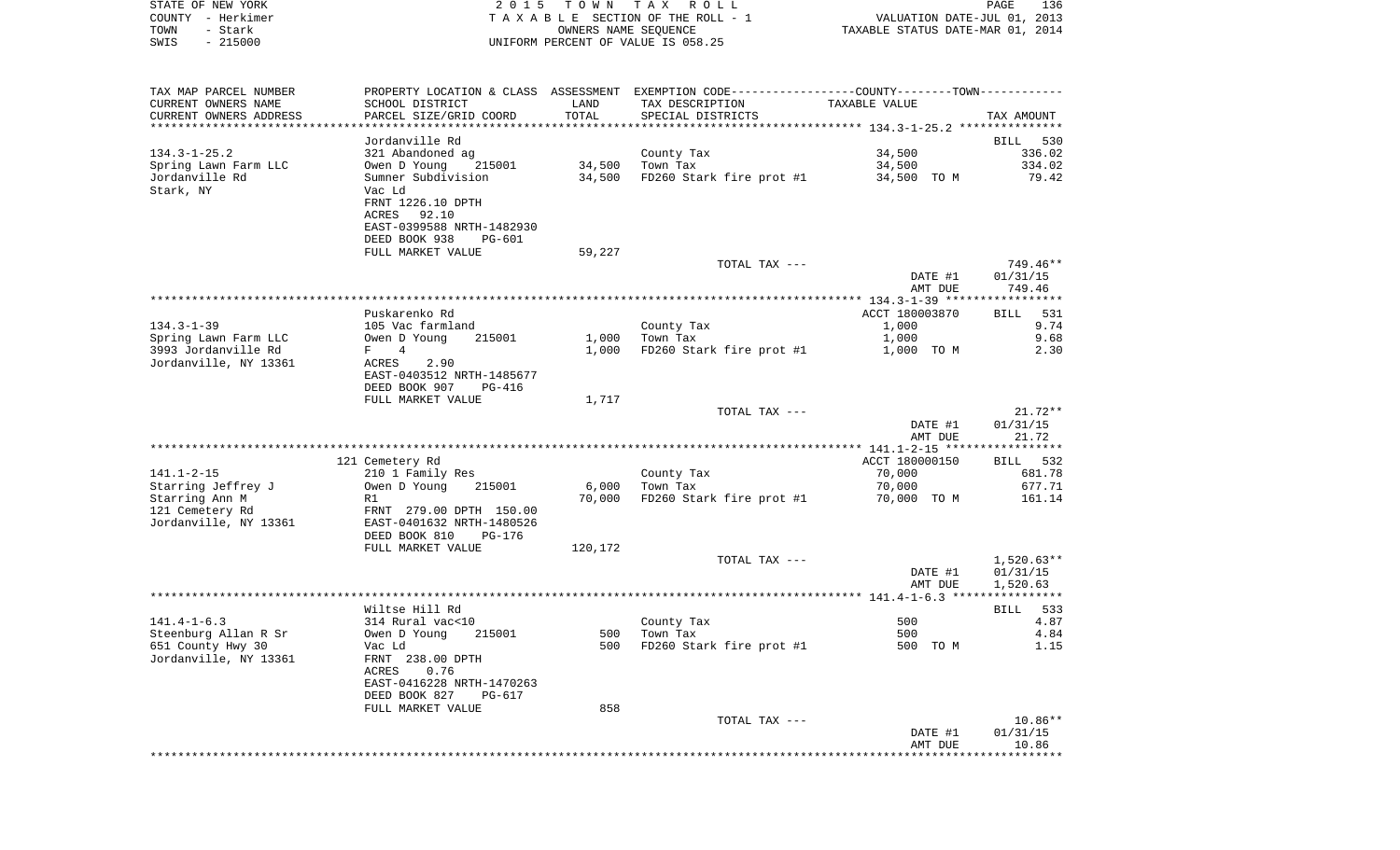STATE OF NEW YORK
COUNTY - Herkimer
TOWN - Stark
SWIS - 215000

2 0 1 5 T O W N T A X R O L L
T A X A B L E SECTION OF THE ROLL - 1
OWNERS NAME SEQUENCE
UNIFORM PERCENT OF VALUE IS 058.25

VALUATION DATE-JUL 01, 2013
TAXABLE STATUS DATE-MAR 01, 2014

| TAX MAP PARCEL NUMBER / CURRENT OWNERS NAME / CURRENT OWNERS ADDRESS | PROPERTY LOCATION & CLASS / SCHOOL DISTRICT / PARCEL SIZE/GRID COORD | ASSESSMENT LAND / TOTAL | EXEMPTION CODE / TAX DESCRIPTION / SPECIAL DISTRICTS | TAXABLE VALUE | TAX AMOUNT |
|---|---|---|---|---|---|
| | Jordanville Rd | | | | BILL 530 |
| 134.3-1-25.2 | 321 Abandoned ag | | County Tax | 34,500 | 336.02 |
| Spring Lawn Farm LLC | Owen D Young 215001 | 34,500 | Town Tax | 34,500 | 334.02 |
| Jordanville Rd | Sumner Subdivision | 34,500 | FD260 Stark fire prot #1 | 34,500 TO M | 79.42 |
| Stark, NY | Vac Ld | | | | |
| | FRNT 1226.10 DPTH | | | | |
| | ACRES 92.10 | | | | |
| | EAST-0399588 NRTH-1482930 | | | | |
| | DEED BOOK 938 PG-601 | | | | |
| | FULL MARKET VALUE | 59,227 | | | |
| | | | TOTAL TAX --- | | 749.46** |
| | | | | DATE #1 | 01/31/15 |
| | | | | AMT DUE | 749.46 |
| | Puskarenko Rd | | | ACCT 180003870 | BILL 531 |
| 134.3-1-39 | 105 Vac farmland | | County Tax | 1,000 | 9.74 |
| Spring Lawn Farm LLC | Owen D Young 215001 | 1,000 | Town Tax | 1,000 | 9.68 |
| 3993 Jordanville Rd | F 4 | 1,000 | FD260 Stark fire prot #1 | 1,000 TO M | 2.30 |
| Jordanville, NY 13361 | ACRES 2.90 | | | | |
| | EAST-0403512 NRTH-1485677 | | | | |
| | DEED BOOK 907 PG-416 | | | | |
| | FULL MARKET VALUE | 1,717 | | | |
| | | | TOTAL TAX --- | | 21.72** |
| | | | | DATE #1 | 01/31/15 |
| | | | | AMT DUE | 21.72 |
| | 121 Cemetery Rd | | | ACCT 180000150 | BILL 532 |
| 141.1-2-15 | 210 1 Family Res | | County Tax | 70,000 | 681.78 |
| Starring Jeffrey J | Owen D Young 215001 | 6,000 | Town Tax | 70,000 | 677.71 |
| Starring Ann M | R1 | 70,000 | FD260 Stark fire prot #1 | 70,000 TO M | 161.14 |
| 121 Cemetery Rd | FRNT 279.00 DPTH 150.00 | | | | |
| Jordanville, NY 13361 | EAST-0401632 NRTH-1480526 | | | | |
| | DEED BOOK 810 PG-176 | | | | |
| | FULL MARKET VALUE | 120,172 | | | |
| | | | TOTAL TAX --- | | 1,520.63** |
| | | | | DATE #1 | 01/31/15 |
| | | | | AMT DUE | 1,520.63 |
| | Wiltse Hill Rd | | | | BILL 533 |
| 141.4-1-6.3 | 314 Rural vac<10 | | County Tax | 500 | 4.87 |
| Steenburg Allan R Sr | Owen D Young 215001 | 500 | Town Tax | 500 | 4.84 |
| 651 County Hwy 30 | Vac Ld | 500 | FD260 Stark fire prot #1 | 500 TO M | 1.15 |
| Jordanville, NY 13361 | FRNT 238.00 DPTH | | | | |
| | ACRES 0.76 | | | | |
| | EAST-0416228 NRTH-1470263 | | | | |
| | DEED BOOK 827 PG-617 | | | | |
| | FULL MARKET VALUE | 858 | | | |
| | | | TOTAL TAX --- | | 10.86** |
| | | | | DATE #1 | 01/31/15 |
| | | | | AMT DUE | 10.86 |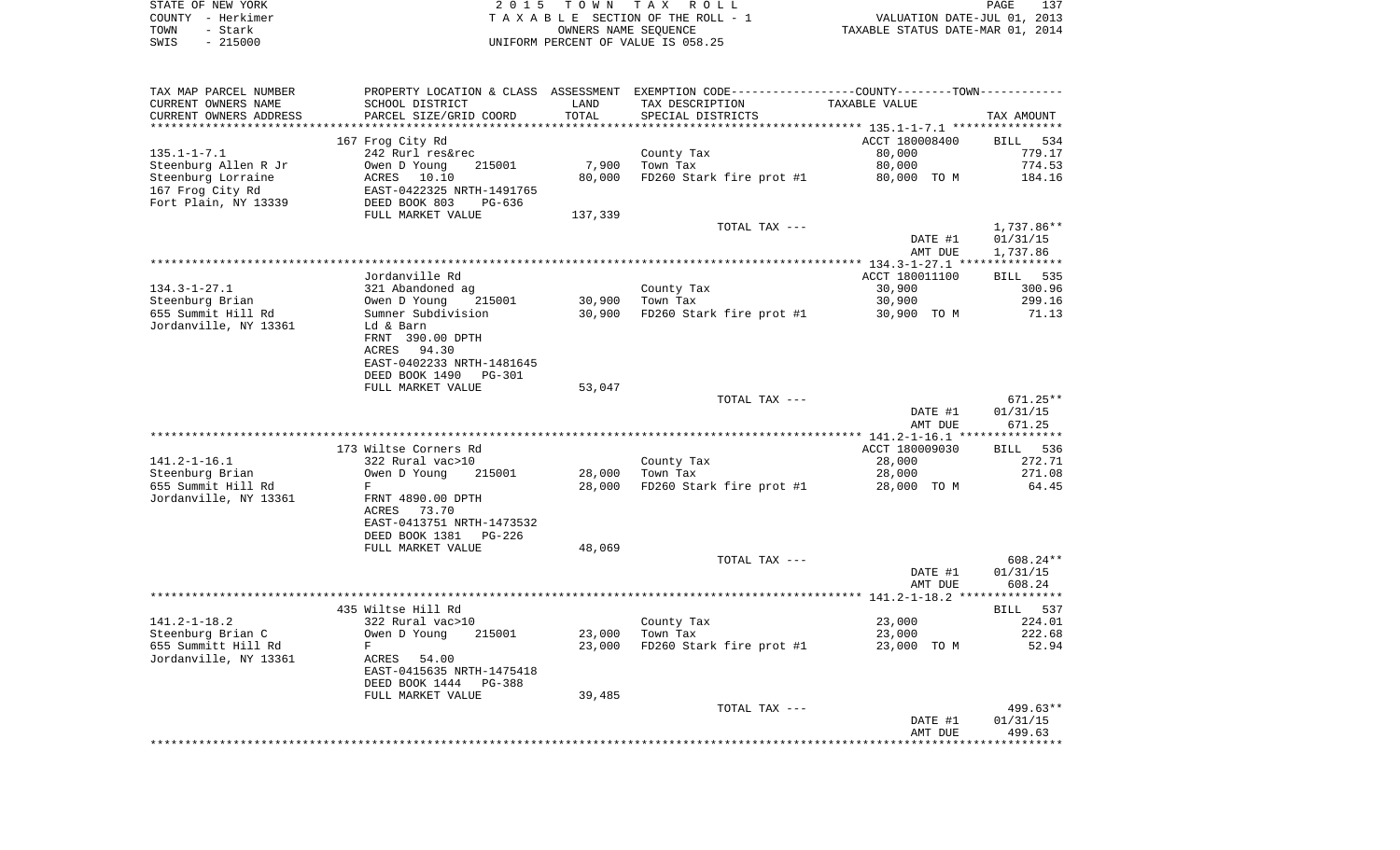STATE OF NEW YORK                    2015 TOWN TAX ROLL
COUNTY - Herkimer                    TAXABLE SECTION OF THE ROLL - 1                    VALUATION DATE-JUL 01, 2013
TOWN - Stark                         OWNERS NAME SEQUENCE                               TAXABLE STATUS DATE-MAR 01, 2014
SWIS - 215000                        UNIFORM PERCENT OF VALUE IS 058.25

| TAX MAP PARCEL NUMBER<br>CURRENT OWNERS NAME<br>CURRENT OWNERS ADDRESS | PROPERTY LOCATION & CLASS<br>SCHOOL DISTRICT<br>PARCEL SIZE/GRID COORD | ASSESSMENT<br>LAND<br>TOTAL | EXEMPTION CODE<br>TAX DESCRIPTION<br>SPECIAL DISTRICTS | COUNTY--------TOWN<br>TAXABLE VALUE | TAX AMOUNT |
|---|---|---|---|---|---|
| **135.1-1-7.1** | 167 Frog City Rd | | | ACCT 180008400 | BILL 534 |
| 135.1-1-7.1 | 242 Rurl res&rec | | County Tax | 80,000 | 779.17 |
| Steenburg Allen R Jr | Owen D Young 215001 | 7,900 | Town Tax | 80,000 | 774.53 |
| Steenburg Lorraine | ACRES 10.10 | 80,000 | FD260 Stark fire prot #1 | 80,000 TO M | 184.16 |
| 167 Frog City Rd | EAST-0422325 NRTH-1491765 | | | | |
| Fort Plain, NY 13339 | DEED BOOK 803 PG-636 | | | | |
| | FULL MARKET VALUE | 137,339 | | | |
| | | | TOTAL TAX --- | | 1,737.86** |
| | | | | DATE #1 | 01/31/15 |
| | | | | AMT DUE | 1,737.86 |
| **134.3-1-27.1** | Jordanville Rd | | | ACCT 180011100 | BILL 535 |
| 134.3-1-27.1 | 321 Abandoned ag | | County Tax | 30,900 | 300.96 |
| Steenburg Brian | Owen D Young 215001 | 30,900 | Town Tax | 30,900 | 299.16 |
| 655 Summit Hill Rd | Sumner Subdivision | 30,900 | FD260 Stark fire prot #1 | 30,900 TO M | 71.13 |
| Jordanville, NY 13361 | Ld & Barn | | | | |
| | FRNT 390.00 DPTH | | | | |
| | ACRES 94.30 | | | | |
| | EAST-0402233 NRTH-1481645 | | | | |
| | DEED BOOK 1490 PG-301 | | | | |
| | FULL MARKET VALUE | 53,047 | | | |
| | | | TOTAL TAX --- | | 671.25** |
| | | | | DATE #1 | 01/31/15 |
| | | | | AMT DUE | 671.25 |
| **141.2-1-16.1** | 173 Wiltse Corners Rd | | | ACCT 180009030 | BILL 536 |
| 141.2-1-16.1 | 322 Rural vac>10 | | County Tax | 28,000 | 272.71 |
| Steenburg Brian | Owen D Young 215001 | 28,000 | Town Tax | 28,000 | 271.08 |
| 655 Summit Hill Rd | F | 28,000 | FD260 Stark fire prot #1 | 28,000 TO M | 64.45 |
| Jordanville, NY 13361 | FRNT 4890.00 DPTH | | | | |
| | ACRES 73.70 | | | | |
| | EAST-0413751 NRTH-1473532 | | | | |
| | DEED BOOK 1381 PG-226 | | | | |
| | FULL MARKET VALUE | 48,069 | | | |
| | | | TOTAL TAX --- | | 608.24** |
| | | | | DATE #1 | 01/31/15 |
| | | | | AMT DUE | 608.24 |
| **141.2-1-18.2** | 435 Wiltse Hill Rd | | | | BILL 537 |
| 141.2-1-18.2 | 322 Rural vac>10 | | County Tax | 23,000 | 224.01 |
| Steenburg Brian C | Owen D Young 215001 | 23,000 | Town Tax | 23,000 | 222.68 |
| 655 Summitt Hill Rd | F | 23,000 | FD260 Stark fire prot #1 | 23,000 TO M | 52.94 |
| Jordanville, NY 13361 | ACRES 54.00 | | | | |
| | EAST-0415635 NRTH-1475418 | | | | |
| | DEED BOOK 1444 PG-388 | | | | |
| | FULL MARKET VALUE | 39,485 | | | |
| | | | TOTAL TAX --- | | 499.63** |
| | | | | DATE #1 | 01/31/15 |
| | | | | AMT DUE | 499.63 |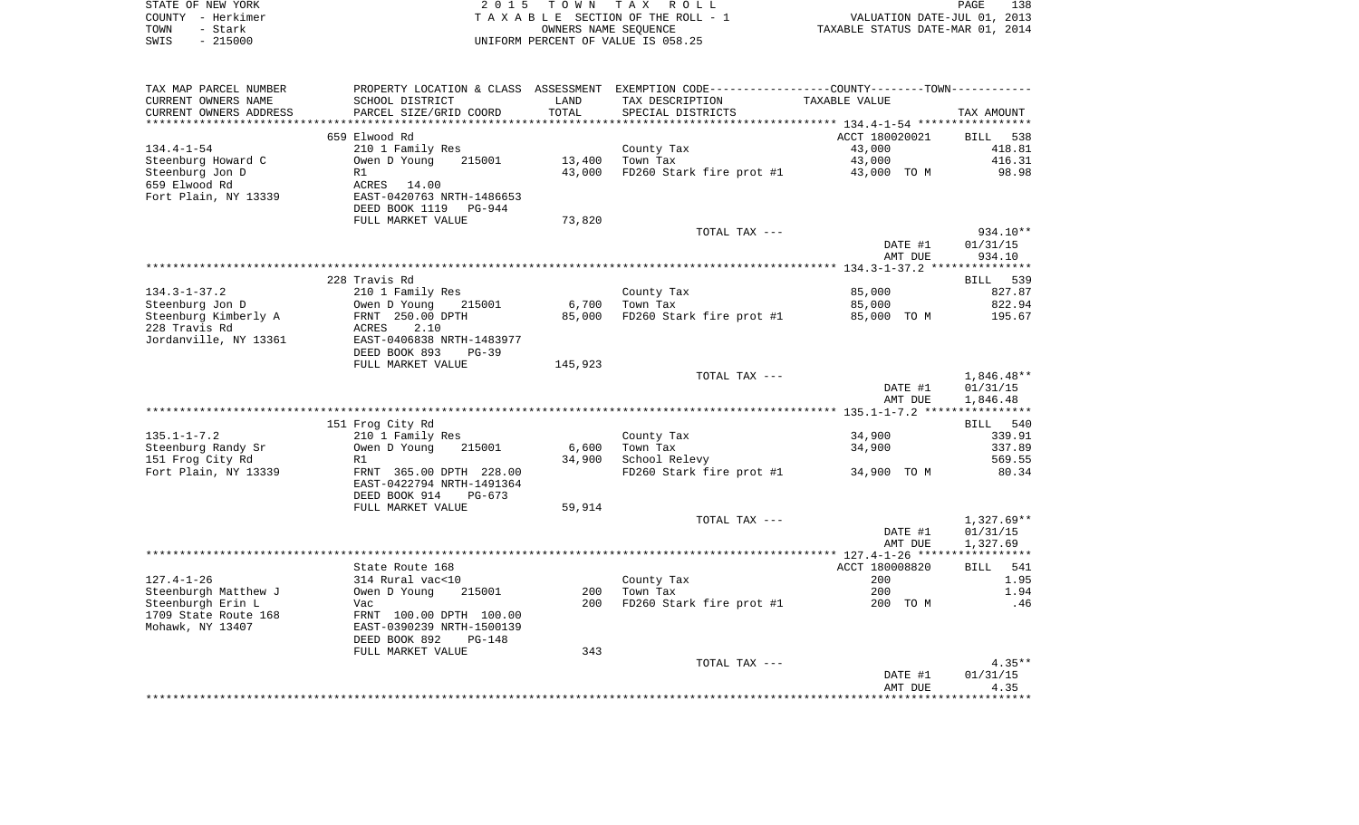STATE OF NEW YORK
COUNTY - Herkimer
TOWN - Stark
SWIS - 215000

2 0 1 5 T O W N T A X R O L L
T A X A B L E SECTION OF THE ROLL - 1
OWNERS NAME SEQUENCE
UNIFORM PERCENT OF VALUE IS 058.25

VALUATION DATE-JUL 01, 2013
TAXABLE STATUS DATE-MAR 01, 2014

| TAX MAP PARCEL NUMBER / CURRENT OWNERS NAME / CURRENT OWNERS ADDRESS | PROPERTY LOCATION & CLASS / SCHOOL DISTRICT / PARCEL SIZE/GRID COORD | ASSESSMENT LAND / TOTAL | EXEMPTION CODE / TAX DESCRIPTION / SPECIAL DISTRICTS | COUNTY--------TOWN / TAXABLE VALUE | TAX AMOUNT |
|---|---|---|---|---|---|
| 134.4-1-54 | 659 Elwood Rd | | | ACCT 180020021 | BILL 538 |
| | 210 1 Family Res | | County Tax | 43,000 | 418.81 |
| Steenburg Howard C | Owen D Young 215001 | 13,400 | Town Tax | 43,000 | 416.31 |
| Steenburg Jon D | R1 | 43,000 | FD260 Stark fire prot #1 | 43,000 TO M | 98.98 |
| 659 Elwood Rd | ACRES 14.00 | | | | |
| Fort Plain, NY 13339 | EAST-0420763 NRTH-1486653 | | | | |
| | DEED BOOK 1119 PG-944 | | | | |
| | FULL MARKET VALUE | 73,820 | | | |
| | | | TOTAL TAX --- | | 934.10** |
| | | | | DATE #1 | 01/31/15 |
| | | | | AMT DUE | 934.10 |
| 134.3-1-37.2 | 228 Travis Rd | | | | BILL 539 |
| | 210 1 Family Res | | County Tax | 85,000 | 827.87 |
| Steenburg Jon D | Owen D Young 215001 | 6,700 | Town Tax | 85,000 | 822.94 |
| Steenburg Kimberly A | FRNT 250.00 DPTH | 85,000 | FD260 Stark fire prot #1 | 85,000 TO M | 195.67 |
| 228 Travis Rd | ACRES 2.10 | | | | |
| Jordanville, NY 13361 | EAST-0406838 NRTH-1483977 | | | | |
| | DEED BOOK 893 PG-39 | | | | |
| | FULL MARKET VALUE | 145,923 | | | |
| | | | TOTAL TAX --- | | 1,846.48** |
| | | | | DATE #1 | 01/31/15 |
| | | | | AMT DUE | 1,846.48 |
| 135.1-1-7.2 | 151 Frog City Rd | | | | BILL 540 |
| | 210 1 Family Res | | County Tax | 34,900 | 339.91 |
| Steenburg Randy Sr | Owen D Young 215001 | 6,600 | Town Tax | 34,900 | 337.89 |
| 151 Frog City Rd | R1 | 34,900 | School Relevy | | 569.55 |
| Fort Plain, NY 13339 | FRNT 365.00 DPTH 228.00 | | FD260 Stark fire prot #1 | 34,900 TO M | 80.34 |
| | EAST-0422794 NRTH-1491364 | | | | |
| | DEED BOOK 914 PG-673 | | | | |
| | FULL MARKET VALUE | 59,914 | | | |
| | | | TOTAL TAX --- | | 1,327.69** |
| | | | | DATE #1 | 01/31/15 |
| | | | | AMT DUE | 1,327.69 |
| 127.4-1-26 | State Route 168 | | | ACCT 180008820 | BILL 541 |
| | 314 Rural vac<10 | | County Tax | 200 | 1.95 |
| Steenburgh Matthew J | Owen D Young 215001 | 200 | Town Tax | 200 | 1.94 |
| Steenburgh Erin L | Vac | 200 | FD260 Stark fire prot #1 | 200 TO M | .46 |
| 1709 State Route 168 | FRNT 100.00 DPTH 100.00 | | | | |
| Mohawk, NY 13407 | EAST-0390239 NRTH-1500139 | | | | |
| | DEED BOOK 892 PG-148 | | | | |
| | FULL MARKET VALUE | 343 | | | |
| | | | TOTAL TAX --- | | 4.35** |
| | | | | DATE #1 | 01/31/15 |
| | | | | AMT DUE | 4.35 |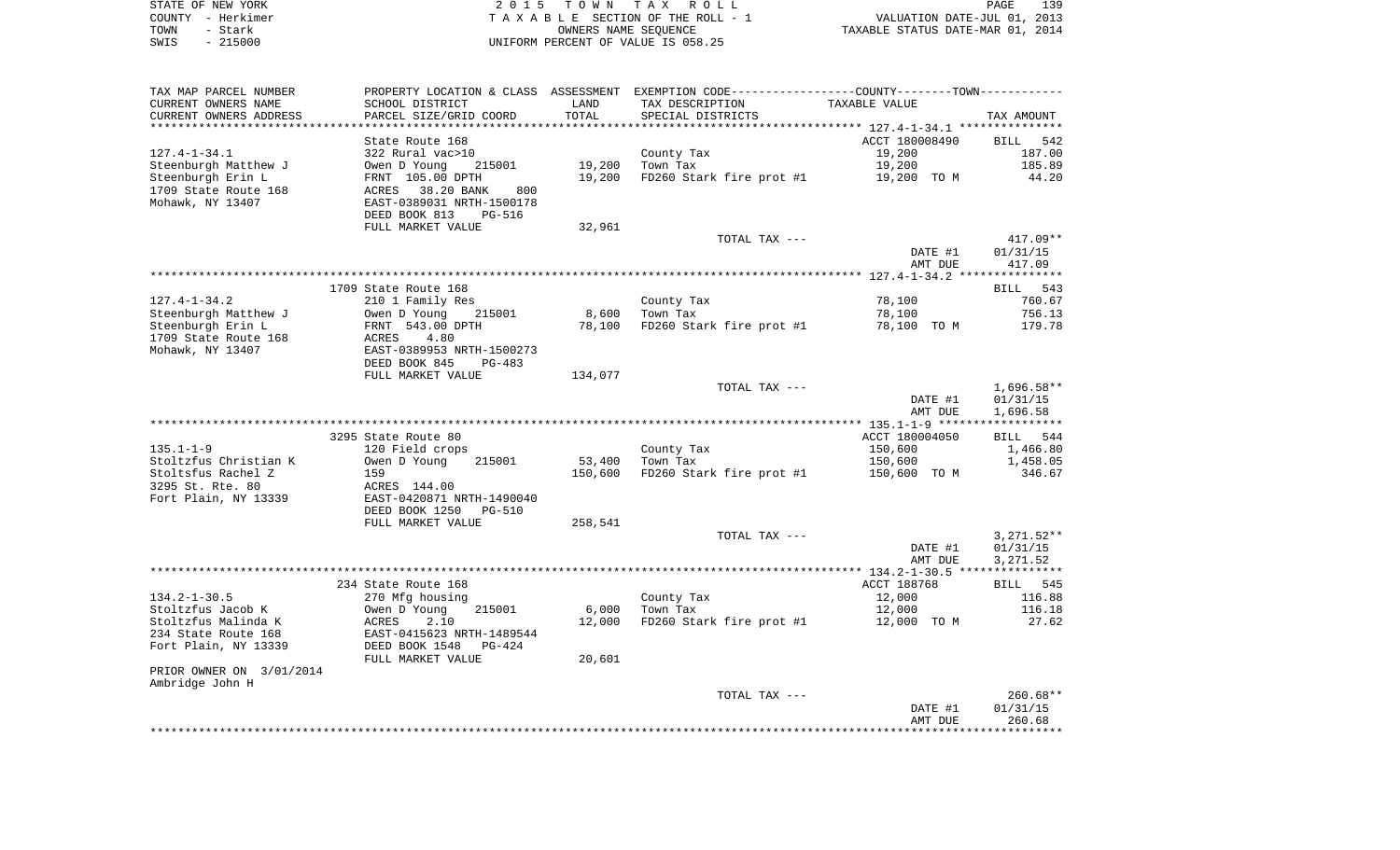STATE OF NEW YORK — COUNTY - Herkimer — TOWN - Stark — SWIS - 215000

2015 TOWN TAX ROLL
TAXABLE SECTION OF THE ROLL - 1
OWNERS NAME SEQUENCE
UNIFORM PERCENT OF VALUE IS 058.25

VALUATION DATE-JUL 01, 2013
TAXABLE STATUS DATE-MAR 01, 2014

| TAX MAP PARCEL NUMBER / CURRENT OWNERS NAME / CURRENT OWNERS ADDRESS | PROPERTY LOCATION & CLASS / SCHOOL DISTRICT / PARCEL SIZE/GRID COORD | ASSESSMENT LAND / TOTAL | EXEMPTION CODE / TAX DESCRIPTION / SPECIAL DISTRICTS | COUNTY--------TOWN TAXABLE VALUE | TAX AMOUNT |
|---|---|---|---|---|---|
| **127.4-1-34.1** | State Route 168 | | | ACCT 180008490 | BILL 542 |
| 127.4-1-34.1 | 322 Rural vac>10 | | County Tax | 19,200 | 187.00 |
| Steenburgh Matthew J | Owen D Young 215001 | 19,200 | Town Tax | 19,200 | 185.89 |
| Steenburgh Erin L | FRNT 105.00 DPTH | 19,200 | FD260 Stark fire prot #1 | 19,200 TO M | 44.20 |
| 1709 State Route 168 | ACRES 38.20 BANK 800 | | | | |
| Mohawk, NY 13407 | EAST-0389031 NRTH-1500178 | | | | |
| | DEED BOOK 813 PG-516 | | | | |
| | FULL MARKET VALUE | 32,961 | | | |
| | | | TOTAL TAX --- | | 417.09** |
| | | | | DATE #1 | 01/31/15 |
| | | | | AMT DUE | 417.09 |
| **127.4-1-34.2** | 1709 State Route 168 | | | | BILL 543 |
| 127.4-1-34.2 | 210 1 Family Res | | County Tax | 78,100 | 760.67 |
| Steenburgh Matthew J | Owen D Young 215001 | 8,600 | Town Tax | 78,100 | 756.13 |
| Steenburgh Erin L | FRNT 543.00 DPTH | 78,100 | FD260 Stark fire prot #1 | 78,100 TO M | 179.78 |
| 1709 State Route 168 | ACRES 4.80 | | | | |
| Mohawk, NY 13407 | EAST-0389953 NRTH-1500273 | | | | |
| | DEED BOOK 845 PG-483 | | | | |
| | FULL MARKET VALUE | 134,077 | | | |
| | | | TOTAL TAX --- | | 1,696.58** |
| | | | | DATE #1 | 01/31/15 |
| | | | | AMT DUE | 1,696.58 |
| **135.1-1-9** | 3295 State Route 80 | | | ACCT 180004050 | BILL 544 |
| 135.1-1-9 | 120 Field crops | | County Tax | 150,600 | 1,466.80 |
| Stoltzfus Christian K | Owen D Young 215001 | 53,400 | Town Tax | 150,600 | 1,458.05 |
| Stoltsfus Rachel Z | 159 | 150,600 | FD260 Stark fire prot #1 | 150,600 TO M | 346.67 |
| 3295 St. Rte. 80 | ACRES 144.00 | | | | |
| Fort Plain, NY 13339 | EAST-0420871 NRTH-1490040 | | | | |
| | DEED BOOK 1250 PG-510 | | | | |
| | FULL MARKET VALUE | 258,541 | | | |
| | | | TOTAL TAX --- | | 3,271.52** |
| | | | | DATE #1 | 01/31/15 |
| | | | | AMT DUE | 3,271.52 |
| **134.2-1-30.5** | 234 State Route 168 | | | ACCT 188768 | BILL 545 |
| 134.2-1-30.5 | 270 Mfg housing | | County Tax | 12,000 | 116.88 |
| Stoltzfus Jacob K | Owen D Young 215001 | 6,000 | Town Tax | 12,000 | 116.18 |
| Stoltzfus Malinda K | ACRES 2.10 | 12,000 | FD260 Stark fire prot #1 | 12,000 TO M | 27.62 |
| 234 State Route 168 | EAST-0415623 NRTH-1489544 | | | | |
| Fort Plain, NY 13339 | DEED BOOK 1548 PG-424 | | | | |
| | FULL MARKET VALUE | 20,601 | | | |
| PRIOR OWNER ON 3/01/2014 | | | | | |
| Ambridge John H | | | | | |
| | | | TOTAL TAX --- | | 260.68** |
| | | | | DATE #1 | 01/31/15 |
| | | | | AMT DUE | 260.68 |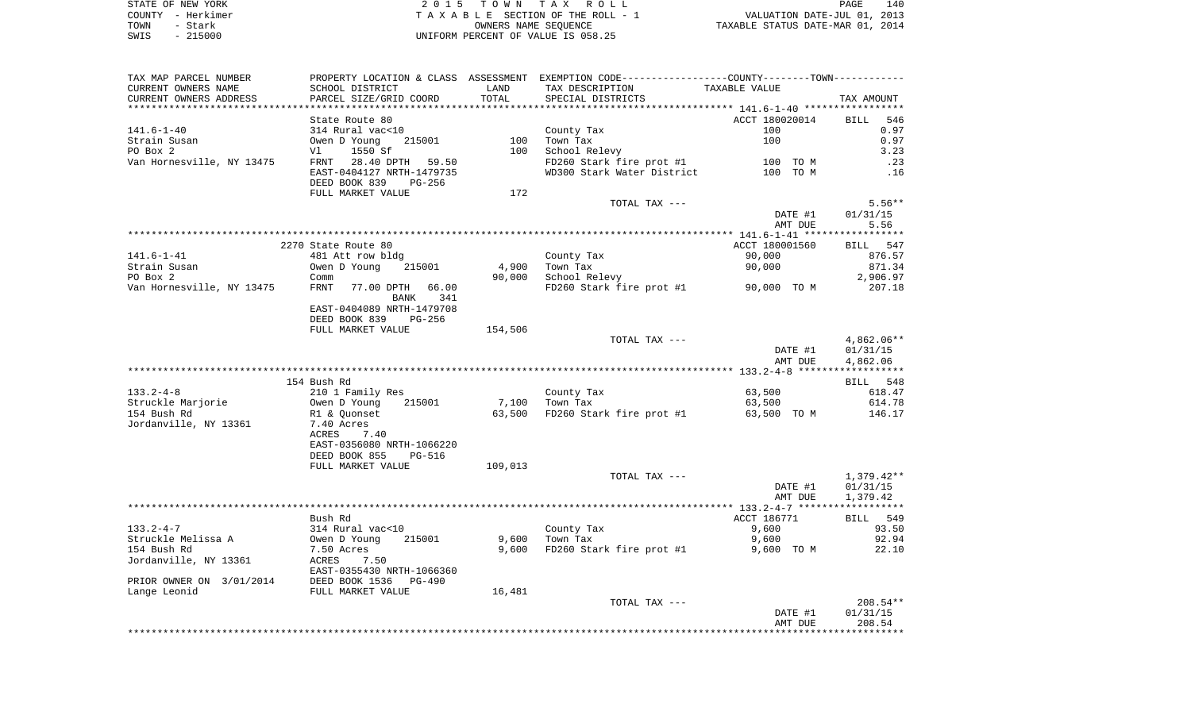STATE OF NEW YORK
COUNTY - Herkimer
TOWN - Stark
SWIS - 215000

2 0 1 5   T O W N   T A X   R O L L
T A X A B L E  SECTION OF THE ROLL - 1
OWNERS NAME SEQUENCE
UNIFORM PERCENT OF VALUE IS 058.25

VALUATION DATE-JUL 01, 2013
TAXABLE STATUS DATE-MAR 01, 2014

| TAX MAP PARCEL NUMBER / CURRENT OWNERS NAME / CURRENT OWNERS ADDRESS | PROPERTY LOCATION & CLASS / SCHOOL DISTRICT / PARCEL SIZE/GRID COORD | ASSESSMENT LAND / TOTAL | EXEMPTION CODE / TAX DESCRIPTION / SPECIAL DISTRICTS | COUNTY--------TOWN TAXABLE VALUE | TAX AMOUNT |
|---|---|---|---|---|---|
| | State Route 80 | | | ACCT 180020014 | BILL 546 |
| 141.6-1-40 | 314 Rural vac<10 | | County Tax | 100 | 0.97 |
| Strain Susan | Owen D Young 215001 | 100 | Town Tax | 100 | 0.97 |
| PO Box 2 | Vl 1550 Sf | 100 | School Relevy | | 3.23 |
| Van Hornesville, NY 13475 | FRNT 28.40 DPTH 59.50 | | FD260 Stark fire prot #1 | 100 TO M | .23 |
| | EAST-0404127 NRTH-1479735 | | WD300 Stark Water District | 100 TO M | .16 |
| | DEED BOOK 839 PG-256 | | | | |
| | FULL MARKET VALUE | 172 | | | |
| | | | TOTAL TAX --- | | 5.56** |
| | | | | DATE #1 | 01/31/15 |
| | | | | AMT DUE | 5.56 |
| | 2270 State Route 80 | | | ACCT 180001560 | BILL 547 |
| 141.6-1-41 | 481 Att row bldg | | County Tax | 90,000 | 876.57 |
| Strain Susan | Owen D Young 215001 | 4,900 | Town Tax | 90,000 | 871.34 |
| PO Box 2 | Comm | 90,000 | School Relevy | | 2,906.97 |
| Van Hornesville, NY 13475 | FRNT 77.00 DPTH 66.00 | | FD260 Stark fire prot #1 | 90,000 TO M | 207.18 |
| | BANK 341 | | | | |
| | EAST-0404089 NRTH-1479708 | | | | |
| | DEED BOOK 839 PG-256 | | | | |
| | FULL MARKET VALUE | 154,506 | | | |
| | | | TOTAL TAX --- | | 4,862.06** |
| | | | | DATE #1 | 01/31/15 |
| | | | | AMT DUE | 4,862.06 |
| | 154 Bush Rd | | | | BILL 548 |
| 133.2-4-8 | 210 1 Family Res | | County Tax | 63,500 | 618.47 |
| Struckle Marjorie | Owen D Young 215001 | 7,100 | Town Tax | 63,500 | 614.78 |
| 154 Bush Rd | R1 & Quonset | 63,500 | FD260 Stark fire prot #1 | 63,500 TO M | 146.17 |
| Jordanville, NY 13361 | 7.40 Acres | | | | |
| | ACRES 7.40 | | | | |
| | EAST-0356080 NRTH-1066220 | | | | |
| | DEED BOOK 855 PG-516 | | | | |
| | FULL MARKET VALUE | 109,013 | | | |
| | | | TOTAL TAX --- | | 1,379.42** |
| | | | | DATE #1 | 01/31/15 |
| | | | | AMT DUE | 1,379.42 |
| | Bush Rd | | | ACCT 186771 | BILL 549 |
| 133.2-4-7 | 314 Rural vac<10 | | County Tax | 9,600 | 93.50 |
| Struckle Melissa A | Owen D Young 215001 | 9,600 | Town Tax | 9,600 | 92.94 |
| 154 Bush Rd | 7.50 Acres | 9,600 | FD260 Stark fire prot #1 | 9,600 TO M | 22.10 |
| Jordanville, NY 13361 | ACRES 7.50 | | | | |
| | EAST-0355430 NRTH-1066360 | | | | |
| PRIOR OWNER ON 3/01/2014 | DEED BOOK 1536 PG-490 | | | | |
| Lange Leonid | FULL MARKET VALUE | 16,481 | | | |
| | | | TOTAL TAX --- | | 208.54** |
| | | | | DATE #1 | 01/31/15 |
| | | | | AMT DUE | 208.54 |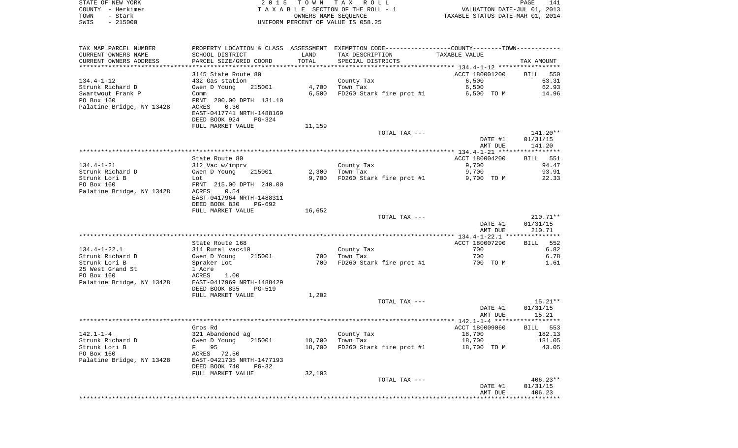STATE OF NEW YORK — 2015 TOWN TAX ROLL — PAGE 141
COUNTY - Herkimer — TAXABLE SECTION OF THE ROLL - 1 — VALUATION DATE-JUL 01, 2013
TOWN - Stark — OWNERS NAME SEQUENCE — TAXABLE STATUS DATE-MAR 01, 2014
SWIS - 215000 — UNIFORM PERCENT OF VALUE IS 058.25

| TAX MAP PARCEL NUMBER / CURRENT OWNERS NAME / CURRENT OWNERS ADDRESS | PROPERTY LOCATION & CLASS / SCHOOL DISTRICT / PARCEL SIZE/GRID COORD | ASSESSMENT LAND / TOTAL | EXEMPTION CODE / TAX DESCRIPTION / SPECIAL DISTRICTS | COUNTY/TOWN TAXABLE VALUE | TAX AMOUNT |
|---|---|---|---|---|---|
| **134.4-1-12** | 3145 State Route 80 | | | ACCT 180001200 | BILL 550 |
| Strunk Richard D | 432 Gas station | | County Tax | 6,500 | 63.31 |
| Swartwout Frank P | Owen D Young 215001 | 4,700 | Town Tax | 6,500 | 62.93 |
| PO Box 160 | Comm | 6,500 | FD260 Stark fire prot #1 | 6,500 TO M | 14.96 |
| Palatine Bridge, NY 13428 | FRNT 200.00 DPTH 131.10 | | | | |
| | ACRES 0.30 | | | | |
| | EAST-0417741 NRTH-1488169 | | | | |
| | DEED BOOK 924 PG-324 | | | | |
| | FULL MARKET VALUE | 11,159 | | | |
| | | | TOTAL TAX --- | | 141.20** |
| | | | | DATE #1 | 01/31/15 |
| | | | | AMT DUE | 141.20 |
| **134.4-1-21** | State Route 80 | | | ACCT 180004200 | BILL 551 |
| Strunk Richard D | 312 Vac w/imprv | | County Tax | 9,700 | 94.47 |
| Strunk Lori B | Owen D Young 215001 | 2,300 | Town Tax | 9,700 | 93.91 |
| PO Box 160 | Lot | 9,700 | FD260 Stark fire prot #1 | 9,700 TO M | 22.33 |
| Palatine Bridge, NY 13428 | FRNT 215.00 DPTH 240.00 | | | | |
| | ACRES 0.54 | | | | |
| | EAST-0417964 NRTH-1488311 | | | | |
| | DEED BOOK 830 PG-692 | | | | |
| | FULL MARKET VALUE | 16,652 | | | |
| | | | TOTAL TAX --- | | 210.71** |
| | | | | DATE #1 | 01/31/15 |
| | | | | AMT DUE | 210.71 |
| **134.4-1-22.1** | State Route 168 | | | ACCT 180007290 | BILL 552 |
| Strunk Richard D | 314 Rural vac<10 | | County Tax | 700 | 6.82 |
| Strunk Lori B | Owen D Young 215001 | 700 | Town Tax | 700 | 6.78 |
| 25 West Grand St | Spraker Lot | 700 | FD260 Stark fire prot #1 | 700 TO M | 1.61 |
| PO Box 160 | 1 Acre | | | | |
| Palatine Bridge, NY 13428 | ACRES 1.00 | | | | |
| | EAST-0417969 NRTH-1488429 | | | | |
| | DEED BOOK 835 PG-519 | | | | |
| | FULL MARKET VALUE | 1,202 | | | |
| | | | TOTAL TAX --- | | 15.21** |
| | | | | DATE #1 | 01/31/15 |
| | | | | AMT DUE | 15.21 |
| **142.1-1-4** | Gros Rd | | | ACCT 180009060 | BILL 553 |
| Strunk Richard D | 321 Abandoned ag | | County Tax | 18,700 | 182.13 |
| Strunk Lori B | Owen D Young 215001 | 18,700 | Town Tax | 18,700 | 181.05 |
| PO Box 160 | F 95 | 18,700 | FD260 Stark fire prot #1 | 18,700 TO M | 43.05 |
| Palatine Bridge, NY 13428 | ACRES 72.50 | | | | |
| | EAST-0421735 NRTH-1477193 | | | | |
| | DEED BOOK 740 PG-32 | | | | |
| | FULL MARKET VALUE | 32,103 | | | |
| | | | TOTAL TAX --- | | 406.23** |
| | | | | DATE #1 | 01/31/15 |
| | | | | AMT DUE | 406.23 |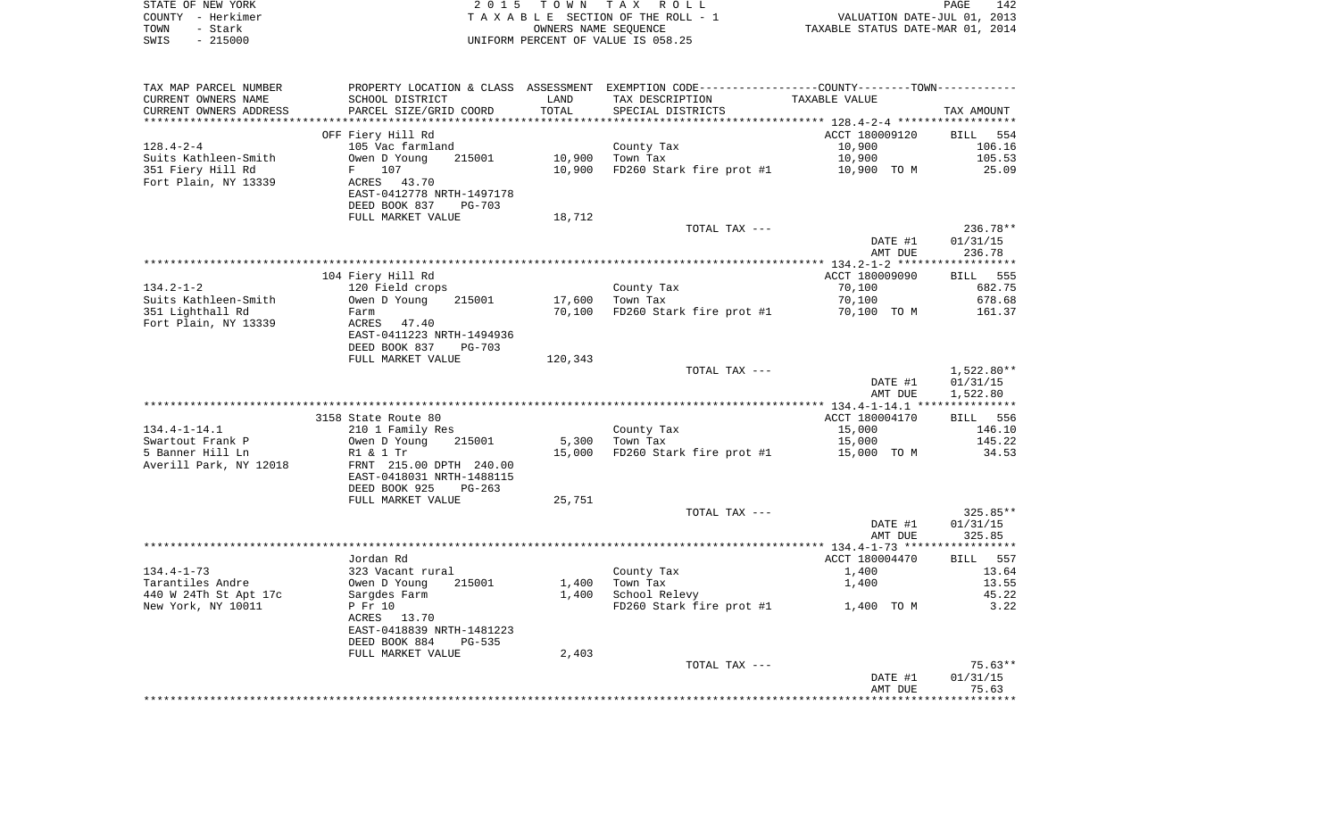STATE OF NEW YORK
COUNTY - Herkimer
TOWN - Stark
SWIS - 215000

2015 TOWN TAX ROLL
TAXABLE SECTION OF THE ROLL - 1
OWNERS NAME SEQUENCE
UNIFORM PERCENT OF VALUE IS 058.25

VALUATION DATE-JUL 01, 2013
TAXABLE STATUS DATE-MAR 01, 2014

| TAX MAP PARCEL NUMBER<br>CURRENT OWNERS NAME<br>CURRENT OWNERS ADDRESS | PROPERTY LOCATION & CLASS<br>SCHOOL DISTRICT<br>PARCEL SIZE/GRID COORD | ASSESSMENT<br>LAND<br>TOTAL | EXEMPTION CODE<br>TAX DESCRIPTION<br>SPECIAL DISTRICTS | COUNTY--------TOWN<br>TAXABLE VALUE | TAX AMOUNT |
|---|---|---|---|---|---|
| 128.4-2-4 | OFF Fiery Hill Rd | | | ACCT 180009120 | BILL 554 |
| 128.4-2-4 | 105 Vac farmland | | County Tax | 10,900 | 106.16 |
| Suits Kathleen-Smith | Owen D Young 215001 | 10,900 | Town Tax | 10,900 | 105.53 |
| 351 Fiery Hill Rd | F 107 | 10,900 | FD260 Stark fire prot #1 | 10,900 TO M | 25.09 |
| Fort Plain, NY 13339 | ACRES 43.70 | | | | |
| | EAST-0412778 NRTH-1497178 | | | | |
| | DEED BOOK 837 PG-703 | | | | |
| | FULL MARKET VALUE | 18,712 | | | |
| | | | TOTAL TAX --- | | 236.78** |
| | | | | DATE #1 | 01/31/15 |
| | | | | AMT DUE | 236.78 |
| 134.2-1-2 | 104 Fiery Hill Rd | | | ACCT 180009090 | BILL 555 |
| 134.2-1-2 | 120 Field crops | | County Tax | 70,100 | 682.75 |
| Suits Kathleen-Smith | Owen D Young 215001 | 17,600 | Town Tax | 70,100 | 678.68 |
| 351 Lighthall Rd | Farm | 70,100 | FD260 Stark fire prot #1 | 70,100 TO M | 161.37 |
| Fort Plain, NY 13339 | ACRES 47.40 | | | | |
| | EAST-0411223 NRTH-1494936 | | | | |
| | DEED BOOK 837 PG-703 | | | | |
| | FULL MARKET VALUE | 120,343 | | | |
| | | | TOTAL TAX --- | | 1,522.80** |
| | | | | DATE #1 | 01/31/15 |
| | | | | AMT DUE | 1,522.80 |
| 134.4-1-14.1 | 3158 State Route 80 | | | ACCT 180004170 | BILL 556 |
| 134.4-1-14.1 | 210 1 Family Res | | County Tax | 15,000 | 146.10 |
| Swartout Frank P | Owen D Young 215001 | 5,300 | Town Tax | 15,000 | 145.22 |
| 5 Banner Hill Ln | R1 & 1 Tr | 15,000 | FD260 Stark fire prot #1 | 15,000 TO M | 34.53 |
| Averill Park, NY 12018 | FRNT 215.00 DPTH 240.00 | | | | |
| | EAST-0418031 NRTH-1488115 | | | | |
| | DEED BOOK 925 PG-263 | | | | |
| | FULL MARKET VALUE | 25,751 | | | |
| | | | TOTAL TAX --- | | 325.85** |
| | | | | DATE #1 | 01/31/15 |
| | | | | AMT DUE | 325.85 |
| 134.4-1-73 | Jordan Rd | | | ACCT 180004470 | BILL 557 |
| 134.4-1-73 | 323 Vacant rural | | County Tax | 1,400 | 13.64 |
| Tarantiles Andre | Owen D Young 215001 | 1,400 | Town Tax | 1,400 | 13.55 |
| 440 W 24Th St Apt 17c | Sargdes Farm | 1,400 | School Relevy | | 45.22 |
| New York, NY 10011 | P Fr 10 | | FD260 Stark fire prot #1 | 1,400 TO M | 3.22 |
| | ACRES 13.70 | | | | |
| | EAST-0418839 NRTH-1481223 | | | | |
| | DEED BOOK 884 PG-535 | | | | |
| | FULL MARKET VALUE | 2,403 | | | |
| | | | TOTAL TAX --- | | 75.63** |
| | | | | DATE #1 | 01/31/15 |
| | | | | AMT DUE | 75.63 |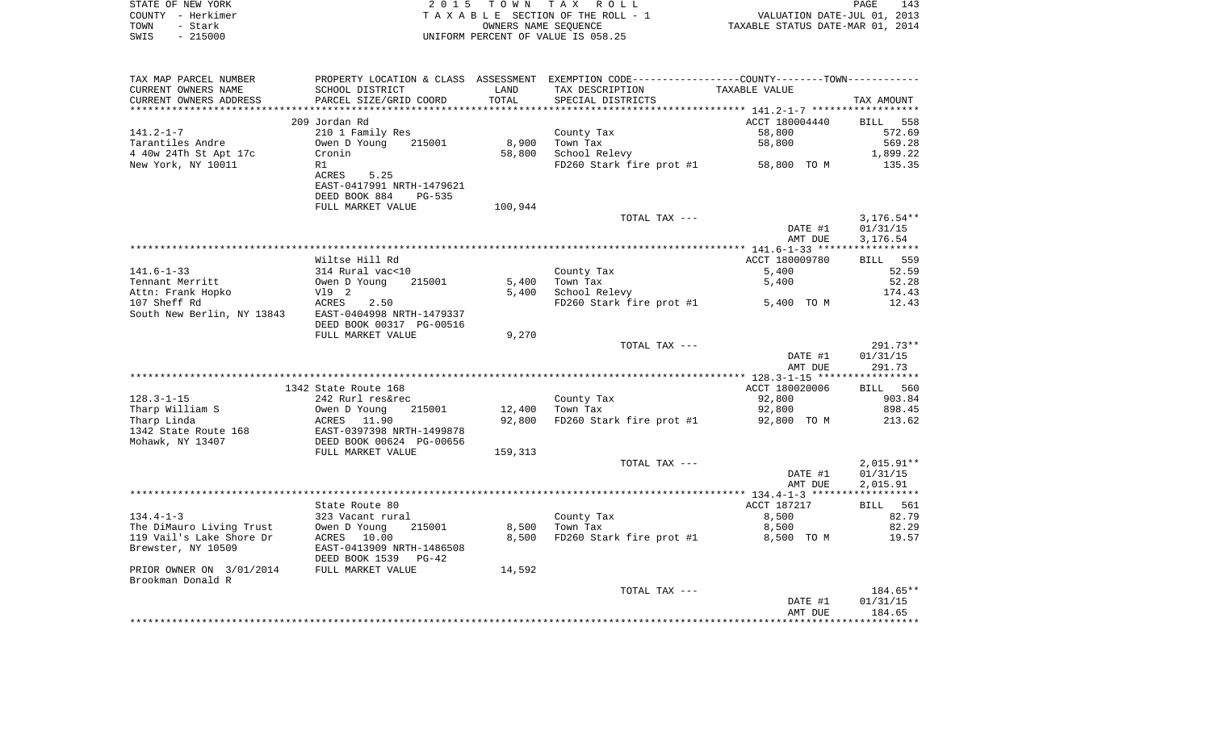STATE OF NEW YORK
COUNTY - Herkimer
TOWN - Stark
SWIS - 215000

2 0 1 5 T O W N T A X R O L L
T A X A B L E SECTION OF THE ROLL - 1
OWNERS NAME SEQUENCE
UNIFORM PERCENT OF VALUE IS 058.25

VALUATION DATE-JUL 01, 2013
TAXABLE STATUS DATE-MAR 01, 2014

| TAX MAP PARCEL NUMBER / CURRENT OWNERS NAME / CURRENT OWNERS ADDRESS | PROPERTY LOCATION & CLASS / SCHOOL DISTRICT / PARCEL SIZE/GRID COORD | ASSESSMENT LAND / TOTAL | EXEMPTION CODE / TAX DESCRIPTION / SPECIAL DISTRICTS | TAXABLE VALUE | TAX AMOUNT |
|---|---|---|---|---|---|
| ******* 141.2-1-7 ******* | | | | | |
| | 209 Jordan Rd | | | ACCT 180004440 | BILL 558 |
| 141.2-1-7 | 210 1 Family Res | | County Tax | 58,800 | 572.69 |
| Tarantiles Andre | Owen D Young 215001 | 8,900 | Town Tax | 58,800 | 569.28 |
| 4 40w 24Th St Apt 17c | Cronin | 58,800 | School Relevy | | 1,899.22 |
| New York, NY 10011 | R1 | | FD260 Stark fire prot #1 | 58,800 TO M | 135.35 |
| | ACRES 5.25 | | | | |
| | EAST-0417991 NRTH-1479621 | | | | |
| | DEED BOOK 884 PG-535 | | | | |
| | FULL MARKET VALUE | 100,944 | | | |
| | | | TOTAL TAX --- | | 3,176.54** |
| | | | | DATE #1 | 01/31/15 |
| | | | | AMT DUE | 3,176.54 |
| ******* 141.6-1-33 ******* | | | | | |
| | Wiltse Hill Rd | | | ACCT 180009780 | BILL 559 |
| 141.6-1-33 | 314 Rural vac<10 | | County Tax | 5,400 | 52.59 |
| Tennant Merritt | Owen D Young 215001 | 5,400 | Town Tax | 5,400 | 52.28 |
| Attn: Frank Hopko | Vl9 2 | 5,400 | School Relevy | | 174.43 |
| 107 Sheff Rd | ACRES 2.50 | | FD260 Stark fire prot #1 | 5,400 TO M | 12.43 |
| South New Berlin, NY 13843 | EAST-0404998 NRTH-1479337 | | | | |
| | DEED BOOK 00317 PG-00516 | | | | |
| | FULL MARKET VALUE | 9,270 | | | |
| | | | TOTAL TAX --- | | 291.73** |
| | | | | DATE #1 | 01/31/15 |
| | | | | AMT DUE | 291.73 |
| ******* 128.3-1-15 ******* | | | | | |
| | 1342 State Route 168 | | | ACCT 180020006 | BILL 560 |
| 128.3-1-15 | 242 Rurl res&rec | | County Tax | 92,800 | 903.84 |
| Tharp William S | Owen D Young 215001 | 12,400 | Town Tax | 92,800 | 898.45 |
| Tharp Linda | ACRES 11.90 | 92,800 | FD260 Stark fire prot #1 | 92,800 TO M | 213.62 |
| 1342 State Route 168 | EAST-0397398 NRTH-1499878 | | | | |
| Mohawk, NY 13407 | DEED BOOK 00624 PG-00656 | | | | |
| | FULL MARKET VALUE | 159,313 | | | |
| | | | TOTAL TAX --- | | 2,015.91** |
| | | | | DATE #1 | 01/31/15 |
| | | | | AMT DUE | 2,015.91 |
| ******* 134.4-1-3 ******* | | | | | |
| | State Route 80 | | | ACCT 187217 | BILL 561 |
| 134.4-1-3 | 323 Vacant rural | | County Tax | 8,500 | 82.79 |
| The DiMauro Living Trust | Owen D Young 215001 | 8,500 | Town Tax | 8,500 | 82.29 |
| 119 Vail's Lake Shore Dr | ACRES 10.00 | 8,500 | FD260 Stark fire prot #1 | 8,500 TO M | 19.57 |
| Brewster, NY 10509 | EAST-0413909 NRTH-1486508 | | | | |
| | DEED BOOK 1539 PG-42 | | | | |
| PRIOR OWNER ON 3/01/2014 | FULL MARKET VALUE | 14,592 | | | |
| Brookman Donald R | | | | | |
| | | | TOTAL TAX --- | | 184.65** |
| | | | | DATE #1 | 01/31/15 |
| | | | | AMT DUE | 184.65 |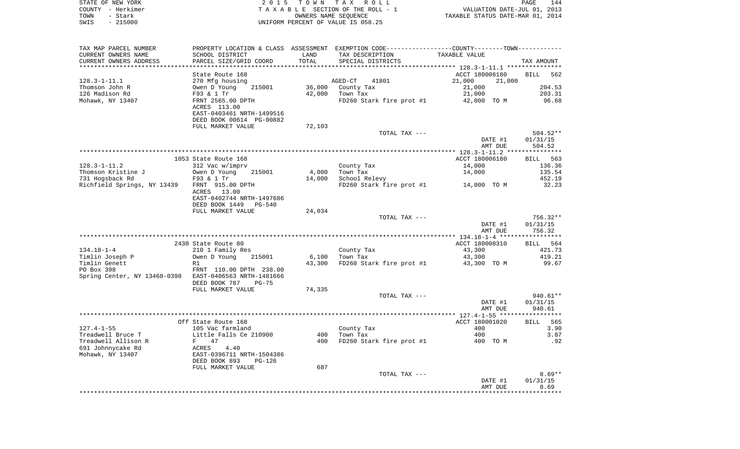STATE OF NEW YORK · COUNTY - Herkimer · TOWN - Stark · SWIS - 215000

2015 TOWN TAX ROLL
TAXABLE SECTION OF THE ROLL - 1
OWNERS NAME SEQUENCE
UNIFORM PERCENT OF VALUE IS 058.25

VALUATION DATE-JUL 01, 2013
TAXABLE STATUS DATE-MAR 01, 2014

| TAX MAP PARCEL NUMBER / CURRENT OWNERS NAME / CURRENT OWNERS ADDRESS | PROPERTY LOCATION & CLASS / SCHOOL DISTRICT / PARCEL SIZE/GRID COORD | ASSESSMENT LAND / TOTAL | EXEMPTION CODE / TAX DESCRIPTION / SPECIAL DISTRICTS | COUNTY / TOWN TAXABLE VALUE | TAX AMOUNT |
|---|---|---|---|---|---|
| | State Route 168 | | | ACCT 180006180 | BILL 562 |
| 128.3-1-11.1 | 270 Mfg housing | | AGED-CT 41801 | 21,000 21,000 | |
| Thomson John R | Owen D Young 215001 | 36,000 | County Tax | 21,000 | 204.53 |
| 126 Madison Rd | F93 & 1 Tr | 42,000 | Town Tax | 21,000 | 203.31 |
| Mohawk, NY 13407 | FRNT 2565.00 DPTH | | FD260 Stark fire prot #1 | 42,000 TO M | 96.68 |
| | ACRES 113.00 | | | | |
| | EAST-0403461 NRTH-1499516 | | | | |
| | DEED BOOK 00614 PG-00882 | | | | |
| | FULL MARKET VALUE | 72,103 | | | |
| | | | TOTAL TAX --- | | 504.52** |
| | | | | DATE #1 | 01/31/15 |
| | | | | AMT DUE | 504.52 |
| | 1053 State Route 168 | | | ACCT 180006180 | BILL 563 |
| 128.3-1-11.2 | 312 Vac w/imprv | | County Tax | 14,000 | 136.36 |
| Thomson Kristine J | Owen D Young 215001 | 4,000 | Town Tax | 14,000 | 135.54 |
| 731 Hogsback Rd | F93 & 1 Tr | 14,000 | School Relevy | | 452.19 |
| Richfield Springs, NY 13439 | FRNT 915.00 DPTH | | FD260 Stark fire prot #1 | 14,000 TO M | 32.23 |
| | ACRES 13.00 | | | | |
| | EAST-0402744 NRTH-1497686 | | | | |
| | DEED BOOK 1449 PG-540 | | | | |
| | FULL MARKET VALUE | 24,034 | | | |
| | | | TOTAL TAX --- | | 756.32** |
| | | | | DATE #1 | 01/31/15 |
| | | | | AMT DUE | 756.32 |
| | 2430 State Route 80 | | | ACCT 180008310 | BILL 564 |
| 134.18-1-4 | 210 1 Family Res | | County Tax | 43,300 | 421.73 |
| Timlin Joseph P | Owen D Young 215001 | 6,100 | Town Tax | 43,300 | 419.21 |
| Timlin Genett | R1 | 43,300 | FD260 Stark fire prot #1 | 43,300 TO M | 99.67 |
| PO Box 398 | FRNT 110.00 DPTH 238.00 | | | | |
| Spring Center, NY 13468-0398 | EAST-0406563 NRTH-1481666 | | | | |
| | DEED BOOK 787 PG-75 | | | | |
| | FULL MARKET VALUE | 74,335 | | | |
| | | | TOTAL TAX --- | | 940.61** |
| | | | | DATE #1 | 01/31/15 |
| | | | | AMT DUE | 940.61 |
| | Off State Route 168 | | | ACCT 180001020 | BILL 565 |
| 127.4-1-55 | 105 Vac farmland | | County Tax | 400 | 3.90 |
| Treadwell Bruce T | Little Falls Ce 210900 | 400 | Town Tax | 400 | 3.87 |
| Treadwell Allison R | F 47 | 400 | FD260 Stark fire prot #1 | 400 TO M | .92 |
| 691 Johnnycake Rd | ACRES 4.40 | | | | |
| Mohawk, NY 13407 | EAST-0396711 NRTH-1504386 | | | | |
| | DEED BOOK 893 PG-126 | | | | |
| | FULL MARKET VALUE | 687 | | | |
| | | | TOTAL TAX --- | | 8.69** |
| | | | | DATE #1 | 01/31/15 |
| | | | | AMT DUE | 8.69 |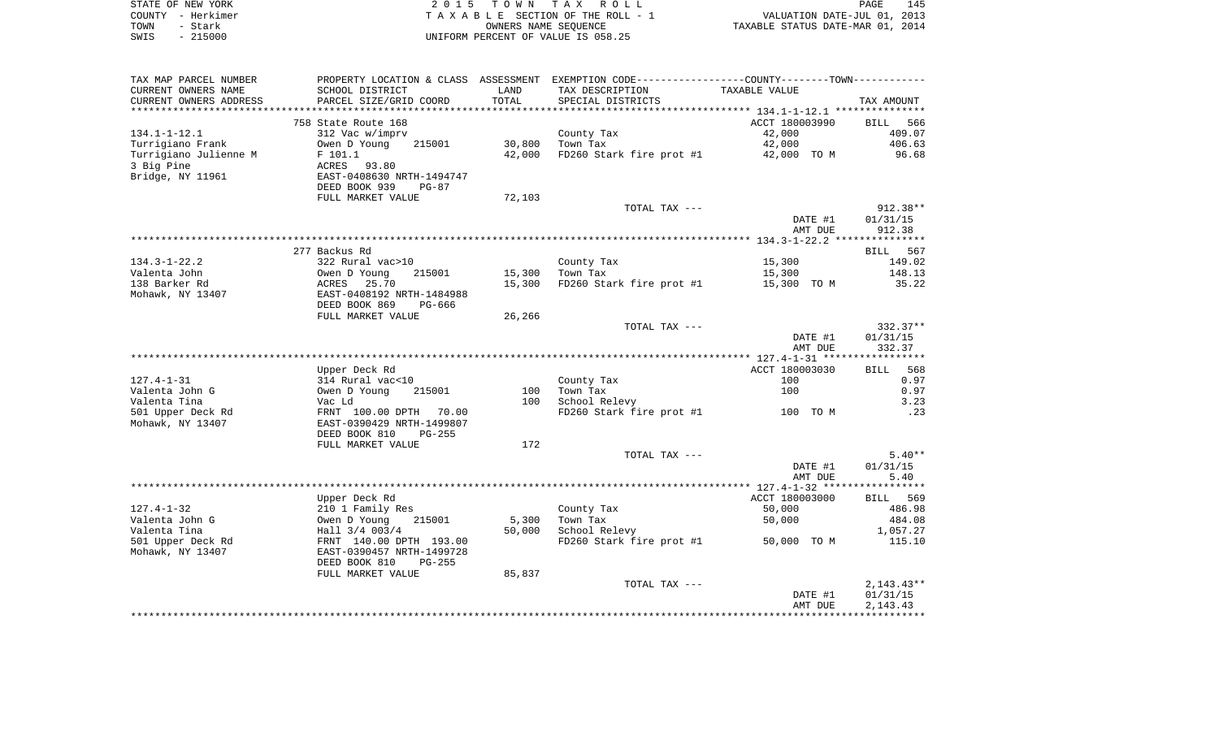STATE OF NEW YORK — COUNTY - Herkimer — TOWN - Stark — SWIS - 215000

2 0 1 5 T O W N T A X R O L L
T A X A B L E SECTION OF THE ROLL - 1
OWNERS NAME SEQUENCE
UNIFORM PERCENT OF VALUE IS 058.25

VALUATION DATE-JUL 01, 2013
TAXABLE STATUS DATE-MAR 01, 2014

| TAX MAP PARCEL NUMBER / CURRENT OWNERS NAME / CURRENT OWNERS ADDRESS | PROPERTY LOCATION & CLASS / SCHOOL DISTRICT / PARCEL SIZE/GRID COORD | ASSESSMENT LAND | TOTAL | EXEMPTION CODE / TAX DESCRIPTION / SPECIAL DISTRICTS | TAXABLE VALUE | TAX AMOUNT |
|---|---|---|---|---|---|---|
| **134.1-1-12.1** | 758 State Route 168 | | | | ACCT 180003990 | BILL 566 |
| Turrigiano Frank | 312 Vac w/imprv | | | County Tax | 42,000 | 409.07 |
| Turrigiano Julienne M | Owen D Young 215001 | 30,800 | | Town Tax | 42,000 | 406.63 |
| 3 Big Pine | F 101.1 | | 42,000 | FD260 Stark fire prot #1 | 42,000 TO M | 96.68 |
| Bridge, NY 11961 | ACRES 93.80 | | | | | |
| | EAST-0408630 NRTH-1494747 | | | | | |
| | DEED BOOK 939 PG-87 | | | | | |
| | FULL MARKET VALUE | 72,103 | | | | |
| | | | | TOTAL TAX --- | | 912.38** |
| | | | | | DATE #1 | 01/31/15 |
| | | | | | AMT DUE | 912.38 |
| **134.3-1-22.2** | 277 Backus Rd | | | | | BILL 567 |
| Valenta John | 322 Rural vac>10 | | | County Tax | 15,300 | 149.02 |
| 138 Barker Rd | Owen D Young 215001 | 15,300 | | Town Tax | 15,300 | 148.13 |
| Mohawk, NY 13407 | ACRES 25.70 | | 15,300 | FD260 Stark fire prot #1 | 15,300 TO M | 35.22 |
| | EAST-0408192 NRTH-1484988 | | | | | |
| | DEED BOOK 869 PG-666 | | | | | |
| | FULL MARKET VALUE | 26,266 | | | | |
| | | | | TOTAL TAX --- | | 332.37** |
| | | | | | DATE #1 | 01/31/15 |
| | | | | | AMT DUE | 332.37 |
| **127.4-1-31** | Upper Deck Rd | | | | ACCT 180003030 | BILL 568 |
| Valenta John G | 314 Rural vac<10 | | | County Tax | 100 | 0.97 |
| Valenta Tina | Owen D Young 215001 | 100 | | Town Tax | 100 | 0.97 |
| 501 Upper Deck Rd | Vac Ld | | 100 | School Relevy | | 3.23 |
| Mohawk, NY 13407 | FRNT 100.00 DPTH 70.00 | | | FD260 Stark fire prot #1 | 100 TO M | .23 |
| | EAST-0390429 NRTH-1499807 | | | | | |
| | DEED BOOK 810 PG-255 | | | | | |
| | FULL MARKET VALUE | 172 | | | | |
| | | | | TOTAL TAX --- | | 5.40** |
| | | | | | DATE #1 | 01/31/15 |
| | | | | | AMT DUE | 5.40 |
| **127.4-1-32** | Upper Deck Rd | | | | ACCT 180003000 | BILL 569 |
| Valenta John G | 210 1 Family Res | | | County Tax | 50,000 | 486.98 |
| Valenta Tina | Owen D Young 215001 | 5,300 | | Town Tax | 50,000 | 484.08 |
| 501 Upper Deck Rd | Hall 3/4 003/4 | | 50,000 | School Relevy | | 1,057.27 |
| Mohawk, NY 13407 | FRNT 140.00 DPTH 193.00 | | | FD260 Stark fire prot #1 | 50,000 TO M | 115.10 |
| | EAST-0390457 NRTH-1499728 | | | | | |
| | DEED BOOK 810 PG-255 | | | | | |
| | FULL MARKET VALUE | 85,837 | | | | |
| | | | | TOTAL TAX --- | | 2,143.43** |
| | | | | | DATE #1 | 01/31/15 |
| | | | | | AMT DUE | 2,143.43 |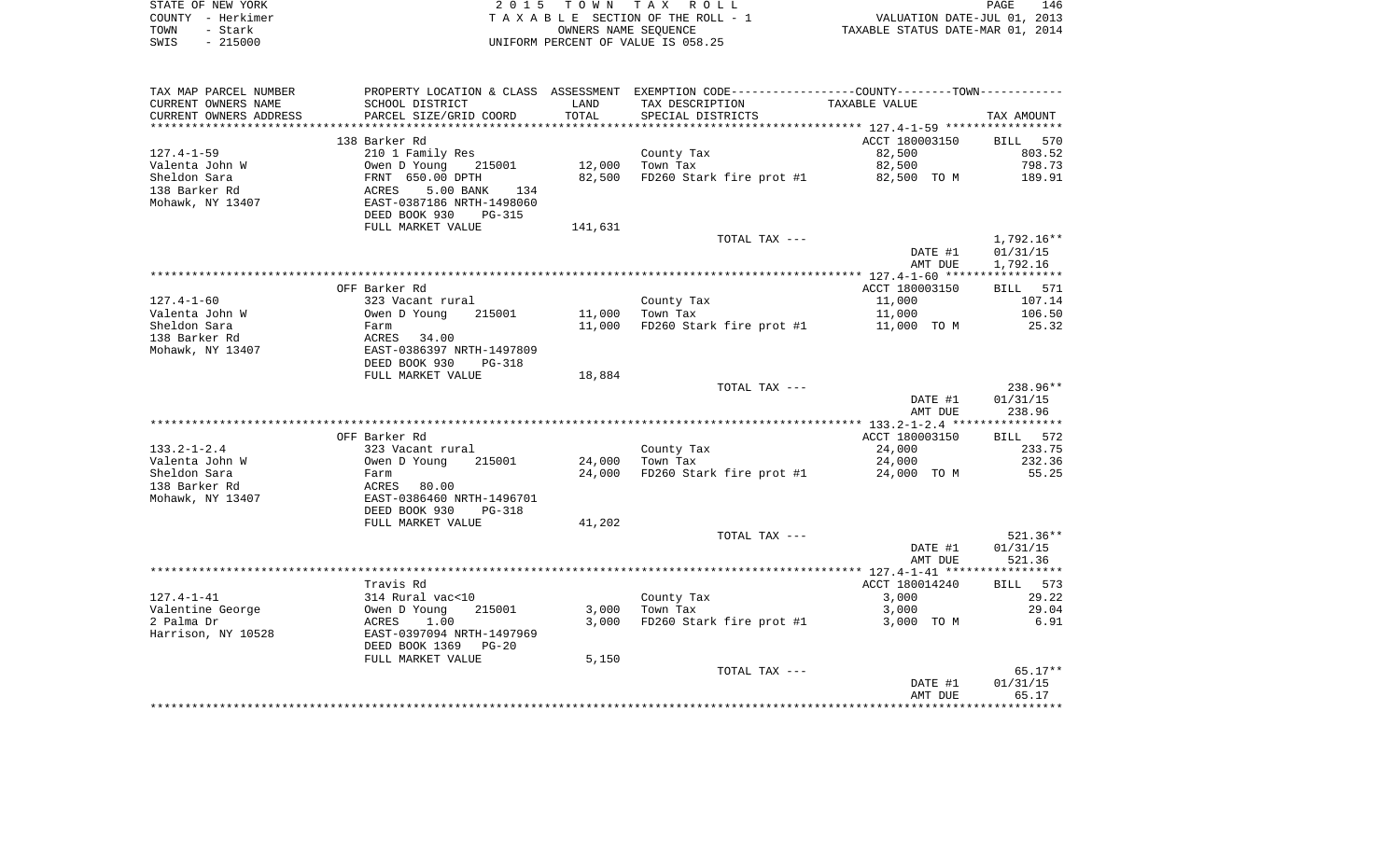STATE OF NEW YORK
COUNTY - Herkimer
TOWN - Stark
SWIS - 215000

2 0 1 5 T O W N T A X R O L L
T A X A B L E SECTION OF THE ROLL - 1
OWNERS NAME SEQUENCE
UNIFORM PERCENT OF VALUE IS 058.25

VALUATION DATE-JUL 01, 2013
TAXABLE STATUS DATE-MAR 01, 2014

| TAX MAP PARCEL NUMBER<br>CURRENT OWNERS NAME<br>CURRENT OWNERS ADDRESS | PROPERTY LOCATION & CLASS<br>SCHOOL DISTRICT<br>PARCEL SIZE/GRID COORD | ASSESSMENT<br>LAND<br>TOTAL | EXEMPTION CODE<br>TAX DESCRIPTION<br>SPECIAL DISTRICTS | COUNTY--------TOWN<br>TAXABLE VALUE | TAX AMOUNT |
|---|---|---|---|---|---|
| 127.4-1-59 | 138 Barker Rd | | | ACCT 180003150 | BILL 570 |
| 127.4-1-59 | 210 1 Family Res | | County Tax | 82,500 | 803.52 |
| Valenta John W | Owen D Young 215001 | 12,000 | Town Tax | 82,500 | 798.73 |
| Sheldon Sara | FRNT 650.00 DPTH | 82,500 | FD260 Stark fire prot #1 | 82,500 TO M | 189.91 |
| 138 Barker Rd | ACRES 5.00 BANK 134 | | | | |
| Mohawk, NY 13407 | EAST-0387186 NRTH-1498060 | | | | |
| | DEED BOOK 930 PG-315 | | | | |
| | FULL MARKET VALUE | 141,631 | | | |
| | | | TOTAL TAX --- | | 1,792.16** |
| | | | | DATE #1 | 01/31/15 |
| | | | | AMT DUE | 1,792.16 |
| 127.4-1-60 | OFF Barker Rd | | | ACCT 180003150 | BILL 571 |
| 127.4-1-60 | 323 Vacant rural | | County Tax | 11,000 | 107.14 |
| Valenta John W | Owen D Young 215001 | 11,000 | Town Tax | 11,000 | 106.50 |
| Sheldon Sara | Farm | 11,000 | FD260 Stark fire prot #1 | 11,000 TO M | 25.32 |
| 138 Barker Rd | ACRES 34.00 | | | | |
| Mohawk, NY 13407 | EAST-0386397 NRTH-1497809 | | | | |
| | DEED BOOK 930 PG-318 | | | | |
| | FULL MARKET VALUE | 18,884 | | | |
| | | | TOTAL TAX --- | | 238.96** |
| | | | | DATE #1 | 01/31/15 |
| | | | | AMT DUE | 238.96 |
| 133.2-1-2.4 | OFF Barker Rd | | | ACCT 180003150 | BILL 572 |
| 133.2-1-2.4 | 323 Vacant rural | | County Tax | 24,000 | 233.75 |
| Valenta John W | Owen D Young 215001 | 24,000 | Town Tax | 24,000 | 232.36 |
| Sheldon Sara | Farm | 24,000 | FD260 Stark fire prot #1 | 24,000 TO M | 55.25 |
| 138 Barker Rd | ACRES 80.00 | | | | |
| Mohawk, NY 13407 | EAST-0386460 NRTH-1496701 | | | | |
| | DEED BOOK 930 PG-318 | | | | |
| | FULL MARKET VALUE | 41,202 | | | |
| | | | TOTAL TAX --- | | 521.36** |
| | | | | DATE #1 | 01/31/15 |
| | | | | AMT DUE | 521.36 |
| 127.4-1-41 | Travis Rd | | | ACCT 180014240 | BILL 573 |
| 127.4-1-41 | 314 Rural vac<10 | | County Tax | 3,000 | 29.22 |
| Valentine George | Owen D Young 215001 | 3,000 | Town Tax | 3,000 | 29.04 |
| 2 Palma Dr | ACRES 1.00 | 3,000 | FD260 Stark fire prot #1 | 3,000 TO M | 6.91 |
| Harrison, NY 10528 | EAST-0397094 NRTH-1497969 | | | | |
| | DEED BOOK 1369 PG-20 | | | | |
| | FULL MARKET VALUE | 5,150 | | | |
| | | | TOTAL TAX --- | | 65.17** |
| | | | | DATE #1 | 01/31/15 |
| | | | | AMT DUE | 65.17 |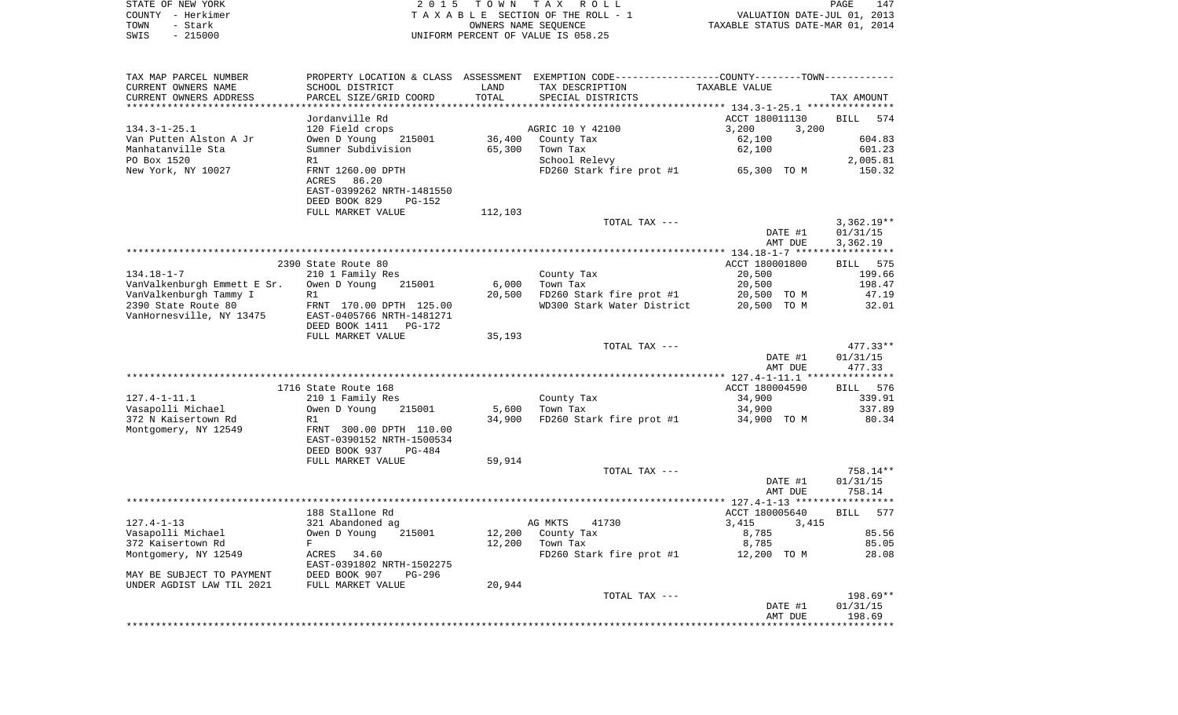STATE OF NEW YORK — 2015 TOWN TAX ROLL — PAGE 147
COUNTY - Herkimer — TAXABLE SECTION OF THE ROLL - 1 — VALUATION DATE-JUL 01, 2013
TOWN - Stark — OWNERS NAME SEQUENCE — TAXABLE STATUS DATE-MAR 01, 2014
SWIS - 215000 — UNIFORM PERCENT OF VALUE IS 058.25

| TAX MAP PARCEL NUMBER / CURRENT OWNERS NAME / CURRENT OWNERS ADDRESS | PROPERTY LOCATION & CLASS / SCHOOL DISTRICT / PARCEL SIZE/GRID COORD | ASSESSMENT LAND / TOTAL | EXEMPTION CODE / TAX DESCRIPTION / SPECIAL DISTRICTS | COUNTY / TOWN TAXABLE VALUE | TAX AMOUNT |
|---|---|---|---|---|---|
| 134.3-1-25.1 | Jordanville Rd | | | ACCT 180011130 | BILL 574 |
| | 120 Field crops | | AGRIC 10 Y 42100 | 3,200 3,200 | |
| Van Putten Alston A Jr | Owen D Young 215001 | 36,400 | County Tax | 62,100 | 604.83 |
| Manhatanville Sta | Sumner Subdivision | 65,300 | Town Tax | 62,100 | 601.23 |
| PO Box 1520 | R1 | | School Relevy | | 2,005.81 |
| New York, NY 10027 | FRNT 1260.00 DPTH | | FD260 Stark fire prot #1 | 65,300 TO M | 150.32 |
| | ACRES 86.20 | | | | |
| | EAST-0399262 NRTH-1481550 | | | | |
| | DEED BOOK 829 PG-152 | | | | |
| | FULL MARKET VALUE | 112,103 | | | |
| | | | TOTAL TAX --- | | 3,362.19** |
| | | | | DATE #1 | 01/31/15 |
| | | | | AMT DUE | 3,362.19 |
| 134.18-1-7 | 2390 State Route 80 | | | ACCT 180001800 | BILL 575 |
| | 210 1 Family Res | | County Tax | 20,500 | 199.66 |
| VanValkenburgh Emmett E Sr. | Owen D Young 215001 | 6,000 | Town Tax | 20,500 | 198.47 |
| VanValkenburgh Tammy I | R1 | 20,500 | FD260 Stark fire prot #1 | 20,500 TO M | 47.19 |
| 2390 State Route 80 | FRNT 170.00 DPTH 125.00 | | WD300 Stark Water District | 20,500 TO M | 32.01 |
| VanHornesville, NY 13475 | EAST-0405766 NRTH-1481271 | | | | |
| | DEED BOOK 1411 PG-172 | | | | |
| | FULL MARKET VALUE | 35,193 | | | |
| | | | TOTAL TAX --- | | 477.33** |
| | | | | DATE #1 | 01/31/15 |
| | | | | AMT DUE | 477.33 |
| 127.4-1-11.1 | 1716 State Route 168 | | | ACCT 180004590 | BILL 576 |
| | 210 1 Family Res | | County Tax | 34,900 | 339.91 |
| Vasapolli Michael | Owen D Young 215001 | 5,600 | Town Tax | 34,900 | 337.89 |
| 372 N Kaisertown Rd | R1 | 34,900 | FD260 Stark fire prot #1 | 34,900 TO M | 80.34 |
| Montgomery, NY 12549 | FRNT 300.00 DPTH 110.00 | | | | |
| | EAST-0390152 NRTH-1500534 | | | | |
| | DEED BOOK 937 PG-484 | | | | |
| | FULL MARKET VALUE | 59,914 | | | |
| | | | TOTAL TAX --- | | 758.14** |
| | | | | DATE #1 | 01/31/15 |
| | | | | AMT DUE | 758.14 |
| 127.4-1-13 | 188 Stallone Rd | | | ACCT 180005640 | BILL 577 |
| | 321 Abandoned ag | | AG MKTS 41730 | 3,415 3,415 | |
| Vasapolli Michael | Owen D Young 215001 | 12,200 | County Tax | 8,785 | 85.56 |
| 372 Kaisertown Rd | F | 12,200 | Town Tax | 8,785 | 85.05 |
| Montgomery, NY 12549 | ACRES 34.60 | | FD260 Stark fire prot #1 | 12,200 TO M | 28.08 |
| | EAST-0391802 NRTH-1502275 | | | | |
| MAY BE SUBJECT TO PAYMENT | DEED BOOK 907 PG-296 | | | | |
| UNDER AGDIST LAW TIL 2021 | FULL MARKET VALUE | 20,944 | | | |
| | | | TOTAL TAX --- | | 198.69** |
| | | | | DATE #1 | 01/31/15 |
| | | | | AMT DUE | 198.69 |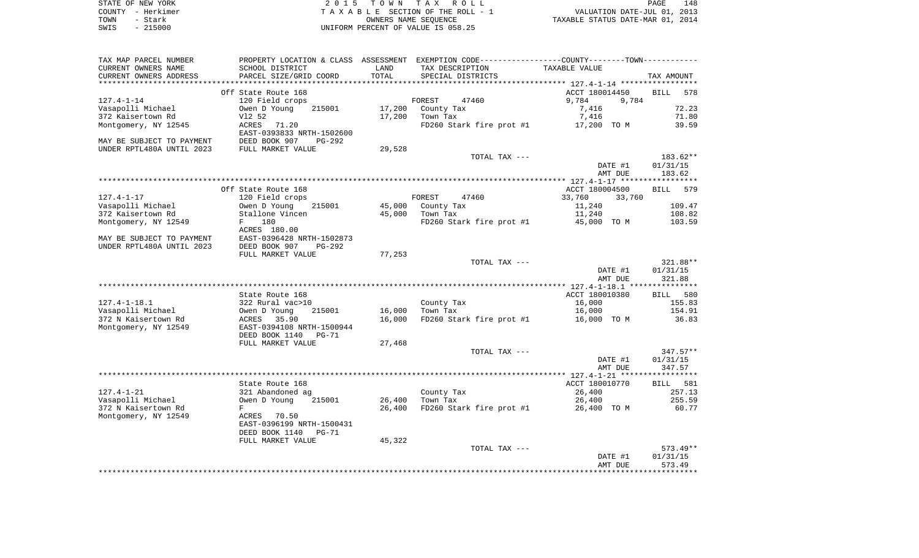STATE OF NEW YORK
COUNTY - Herkimer
TOWN - Stark
SWIS - 215000

2 0 1 5 T O W N T A X R O L L
T A X A B L E SECTION OF THE ROLL - 1
OWNERS NAME SEQUENCE
UNIFORM PERCENT OF VALUE IS 058.25

VALUATION DATE-JUL 01, 2013
TAXABLE STATUS DATE-MAR 01, 2014

```
TAX MAP PARCEL NUMBER      PROPERTY LOCATION & CLASS  ASSESSMENT  EXEMPTION CODE-----------------COUNTY--------TOWN-----------
CURRENT OWNERS NAME        SCHOOL DISTRICT             LAND       TAX DESCRIPTION               TAXABLE VALUE
CURRENT OWNERS ADDRESS     PARCEL SIZE/GRID COORD      TOTAL      SPECIAL DISTRICTS                                      TAX AMOUNT
****************************************************************************************************** 127.4-1-14 *****************
                           Off State Route 168                                                ACCT 180014450     BILL   578
127.4-1-14                 120 Field crops                        FOREST      47460            9,784        9,784
Vasapolli Michael          Owen D Young    215001      17,200     County Tax                   7,416                   72.23
372 Kaisertown Rd          Vl2 52                      17,200     Town Tax                     7,416                   71.80
Montgomery, NY 12545       ACRES   71.20                          FD260 Stark fire prot #1     17,200 TO M             39.59
                           EAST-0393833 NRTH-1502600
MAY BE SUBJECT TO PAYMENT  DEED BOOK 907    PG-292
UNDER RPTL480A UNTIL 2023  FULL MARKET VALUE           29,528
                                                                  TOTAL TAX ---                                       183.62**
                                                                                               DATE #1           01/31/15
                                                                                               AMT DUE             183.62
****************************************************************************************************** 127.4-1-17 *****************
                           Off State Route 168                                                ACCT 180004500     BILL   579
127.4-1-17                 120 Field crops                        FOREST      47460            33,760       33,760
Vasapolli Michael          Owen D Young    215001      45,000     County Tax                   11,240                 109.47
372 Kaisertown Rd          Stallone Vincen             45,000     Town Tax                     11,240                 108.82
Montgomery, NY 12549       F     180                              FD260 Stark fire prot #1     45,000 TO M            103.59
                           ACRES 180.00
MAY BE SUBJECT TO PAYMENT  EAST-0396428 NRTH-1502873
UNDER RPTL480A UNTIL 2023  DEED BOOK 907    PG-292
                           FULL MARKET VALUE           77,253
                                                                  TOTAL TAX ---                                       321.88**
                                                                                               DATE #1           01/31/15
                                                                                               AMT DUE             321.88
****************************************************************************************************** 127.4-1-18.1 ***************
                           State Route 168                                                    ACCT 180010380     BILL   580
127.4-1-18.1               322 Rural vac>10                       County Tax                   16,000                 155.83
Vasapolli Michael          Owen D Young    215001      16,000     Town Tax                     16,000                 154.91
372 N Kaisertown Rd        ACRES   35.90               16,000     FD260 Stark fire prot #1     16,000 TO M             36.83
Montgomery, NY 12549       EAST-0394108 NRTH-1500944
                           DEED BOOK 1140   PG-71
                           FULL MARKET VALUE           27,468
                                                                  TOTAL TAX ---                                       347.57**
                                                                                               DATE #1           01/31/15
                                                                                               AMT DUE             347.57
****************************************************************************************************** 127.4-1-21 *****************
                           State Route 168                                                    ACCT 180010770     BILL   581
127.4-1-21                 321 Abandoned ag                       County Tax                   26,400                 257.13
Vasapolli Michael          Owen D Young    215001      26,400     Town Tax                     26,400                 255.59
372 N Kaisertown Rd        F                           26,400     FD260 Stark fire prot #1     26,400 TO M             60.77
Montgomery, NY 12549       ACRES   70.50
                           EAST-0396199 NRTH-1500431
                           DEED BOOK 1140   PG-71
                           FULL MARKET VALUE           45,322
                                                                  TOTAL TAX ---                                       573.49**
                                                                                               DATE #1           01/31/15
                                                                                               AMT DUE             573.49
************************************************************************************************************************************
```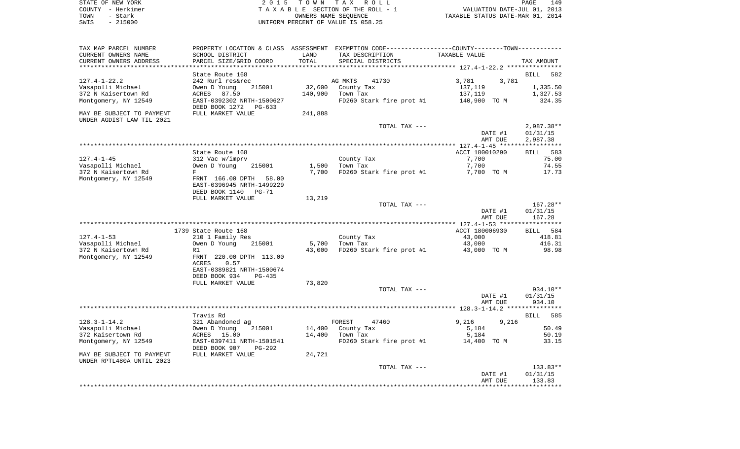STATE OF NEW YORK | 2 0 1 5 T O W N T A X R O L L | VALUATION DATE-JUL 01, 2013
COUNTY - Herkimer | T A X A B L E SECTION OF THE ROLL - 1 | TAXABLE STATUS DATE-MAR 01, 2014
TOWN - Stark | OWNERS NAME SEQUENCE
SWIS - 215000 | UNIFORM PERCENT OF VALUE IS 058.25

| TAX MAP PARCEL NUMBER<br>CURRENT OWNERS NAME<br>CURRENT OWNERS ADDRESS | PROPERTY LOCATION & CLASS<br>SCHOOL DISTRICT<br>PARCEL SIZE/GRID COORD | ASSESSMENT LAND | ASSESSMENT TOTAL | EXEMPTION CODE / TAX DESCRIPTION / SPECIAL DISTRICTS | COUNTY TAXABLE VALUE | TOWN | TAX AMOUNT |
|---|---|---|---|---|---|---|---|
| **127.4-1-22.2** | State Route 168 | | | | | | BILL 582 |
| 127.4-1-22.2 | 242 Rurl res&rec | | | AG MKTS 41730 | 3,781 | 3,781 | |
| Vasapolli Michael | Owen D Young 215001 | 32,600 | | County Tax | 137,119 | | 1,335.50 |
| 372 N Kaisertown Rd | ACRES 87.50 | | 140,900 | Town Tax | 137,119 | | 1,327.53 |
| Montgomery, NY 12549 | EAST-0392302 NRTH-1500627 | | | FD260 Stark fire prot #1 | 140,900 TO M | | 324.35 |
| | DEED BOOK 1272 PG-633 | | | | | | |
| MAY BE SUBJECT TO PAYMENT | FULL MARKET VALUE | 241,888 | | | | | |
| UNDER AGDIST LAW TIL 2021 | | | | | | | |
| | | | | TOTAL TAX --- | | | 2,987.38** |
| | | | | | DATE #1 | | 01/31/15 |
| | | | | | AMT DUE | | 2,987.38 |
| **127.4-1-45** | State Route 168 | | | | ACCT 180010290 | | BILL 583 |
| 127.4-1-45 | 312 Vac w/imprv | | | County Tax | 7,700 | | 75.00 |
| Vasapolli Michael | Owen D Young 215001 | 1,500 | | Town Tax | 7,700 | | 74.55 |
| 372 N Kaisertown Rd | F | | 7,700 | FD260 Stark fire prot #1 | 7,700 TO M | | 17.73 |
| Montgomery, NY 12549 | FRNT 166.00 DPTH 58.00 | | | | | | |
| | EAST-0396945 NRTH-1499229 | | | | | | |
| | DEED BOOK 1140 PG-71 | | | | | | |
| | FULL MARKET VALUE | 13,219 | | | | | |
| | | | | TOTAL TAX --- | | | 167.28** |
| | | | | | DATE #1 | | 01/31/15 |
| | | | | | AMT DUE | | 167.28 |
| **127.4-1-53** | 1739 State Route 168 | | | | ACCT 180006930 | | BILL 584 |
| 127.4-1-53 | 210 1 Family Res | | | County Tax | 43,000 | | 418.81 |
| Vasapolli Michael | Owen D Young 215001 | 5,700 | | Town Tax | 43,000 | | 416.31 |
| 372 N Kaisertown Rd | R1 | | 43,000 | FD260 Stark fire prot #1 | 43,000 TO M | | 98.98 |
| Montgomery, NY 12549 | FRNT 220.00 DPTH 113.00 | | | | | | |
| | ACRES 0.57 | | | | | | |
| | EAST-0389821 NRTH-1500674 | | | | | | |
| | DEED BOOK 934 PG-435 | | | | | | |
| | FULL MARKET VALUE | 73,820 | | | | | |
| | | | | TOTAL TAX --- | | | 934.10** |
| | | | | | DATE #1 | | 01/31/15 |
| | | | | | AMT DUE | | 934.10 |
| **128.3-1-14.2** | Travis Rd | | | | | | BILL 585 |
| 128.3-1-14.2 | 321 Abandoned ag | | | FOREST 47460 | 9,216 | 9,216 | |
| Vasapolli Michael | Owen D Young 215001 | 14,400 | | County Tax | 5,184 | | 50.49 |
| 372 Kaisertown Rd | ACRES 15.00 | | 14,400 | Town Tax | 5,184 | | 50.19 |
| Montgomery, NY 12549 | EAST-0397411 NRTH-1501541 | | | FD260 Stark fire prot #1 | 14,400 TO M | | 33.15 |
| | DEED BOOK 907 PG-292 | | | | | | |
| MAY BE SUBJECT TO PAYMENT | FULL MARKET VALUE | 24,721 | | | | | |
| UNDER RPTL480A UNTIL 2023 | | | | | | | |
| | | | | TOTAL TAX --- | | | 133.83** |
| | | | | | DATE #1 | | 01/31/15 |
| | | | | | AMT DUE | | 133.83 |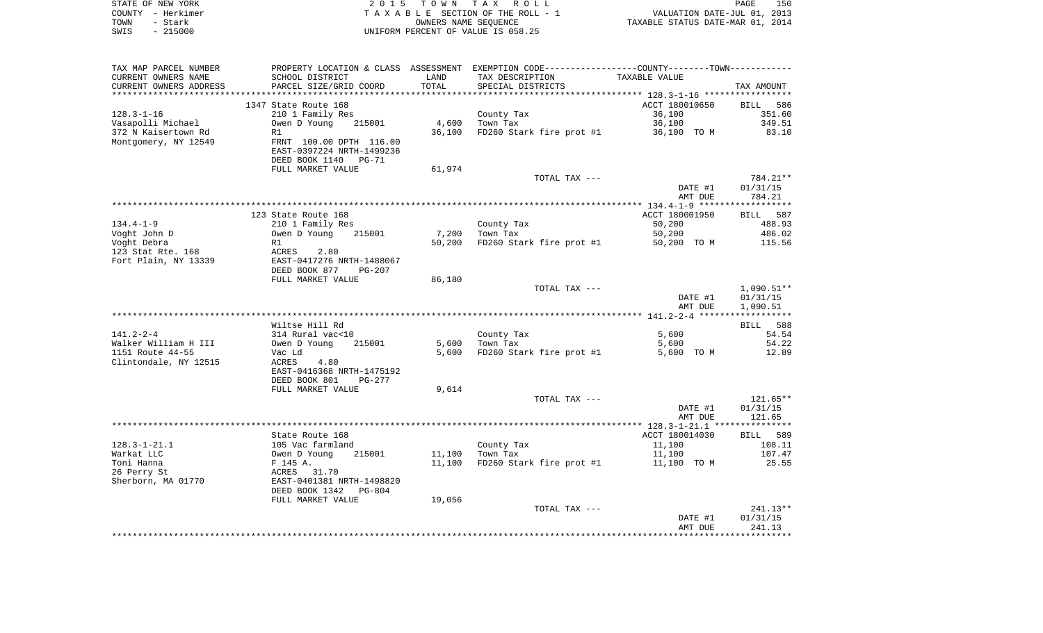STATE OF NEW YORK
COUNTY - Herkimer
TOWN - Stark
SWIS - 215000

2 0 1 5 T O W N T A X R O L L
T A X A B L E SECTION OF THE ROLL - 1
OWNERS NAME SEQUENCE
UNIFORM PERCENT OF VALUE IS 058.25

VALUATION DATE-JUL 01, 2013
TAXABLE STATUS DATE-MAR 01, 2014

| TAX MAP PARCEL NUMBER / CURRENT OWNERS NAME / CURRENT OWNERS ADDRESS | PROPERTY LOCATION & CLASS / SCHOOL DISTRICT / PARCEL SIZE/GRID COORD | ASSESSMENT LAND / TOTAL | EXEMPTION CODE / TAX DESCRIPTION / SPECIAL DISTRICTS | COUNTY--TOWN TAXABLE VALUE | TAX AMOUNT |
|---|---|---|---|---|---|
| 128.3-1-16 | 1347 State Route 168 | | | ACCT 180010650 | BILL 586 |
| 128.3-1-16 | 210 1 Family Res | | County Tax | 36,100 | 351.60 |
| Vasapolli Michael | Owen D Young 215001 | 4,600 | Town Tax | 36,100 | 349.51 |
| 372 N Kaisertown Rd | R1 | 36,100 | FD260 Stark fire prot #1 | 36,100 TO M | 83.10 |
| Montgomery, NY 12549 | FRNT 100.00 DPTH 116.00 | | | | |
| | EAST-0397224 NRTH-1499236 | | | | |
| | DEED BOOK 1140 PG-71 | | | | |
| | FULL MARKET VALUE | 61,974 | | | |
| | | | TOTAL TAX --- | | 784.21** |
| | | | | DATE #1 | 01/31/15 |
| | | | | AMT DUE | 784.21 |
| 134.4-1-9 | 123 State Route 168 | | | ACCT 180001950 | BILL 587 |
| 134.4-1-9 | 210 1 Family Res | | County Tax | 50,200 | 488.93 |
| Voght John D | Owen D Young 215001 | 7,200 | Town Tax | 50,200 | 486.02 |
| Voght Debra | R1 | 50,200 | FD260 Stark fire prot #1 | 50,200 TO M | 115.56 |
| 123 Stat Rte. 168 | ACRES 2.80 | | | | |
| Fort Plain, NY 13339 | EAST-0417276 NRTH-1488067 | | | | |
| | DEED BOOK 877 PG-207 | | | | |
| | FULL MARKET VALUE | 86,180 | | | |
| | | | TOTAL TAX --- | | 1,090.51** |
| | | | | DATE #1 | 01/31/15 |
| | | | | AMT DUE | 1,090.51 |
| 141.2-2-4 | Wiltse Hill Rd | | | | BILL 588 |
| 141.2-2-4 | 314 Rural vac<10 | | County Tax | 5,600 | 54.54 |
| Walker William H III | Owen D Young 215001 | 5,600 | Town Tax | 5,600 | 54.22 |
| 1151 Route 44-55 | Vac Ld | 5,600 | FD260 Stark fire prot #1 | 5,600 TO M | 12.89 |
| Clintondale, NY 12515 | ACRES 4.80 | | | | |
| | EAST-0416368 NRTH-1475192 | | | | |
| | DEED BOOK 801 PG-277 | | | | |
| | FULL MARKET VALUE | 9,614 | | | |
| | | | TOTAL TAX --- | | 121.65** |
| | | | | DATE #1 | 01/31/15 |
| | | | | AMT DUE | 121.65 |
| 128.3-1-21.1 | State Route 168 | | | ACCT 180014030 | BILL 589 |
| 128.3-1-21.1 | 105 Vac farmland | | County Tax | 11,100 | 108.11 |
| Warkat LLC | Owen D Young 215001 | 11,100 | Town Tax | 11,100 | 107.47 |
| Toni Hanna | F 145 A. | 11,100 | FD260 Stark fire prot #1 | 11,100 TO M | 25.55 |
| 26 Perry St | ACRES 31.70 | | | | |
| Sherborn, MA 01770 | EAST-0401381 NRTH-1498820 | | | | |
| | DEED BOOK 1342 PG-804 | | | | |
| | FULL MARKET VALUE | 19,056 | | | |
| | | | TOTAL TAX --- | | 241.13** |
| | | | | DATE #1 | 01/31/15 |
| | | | | AMT DUE | 241.13 |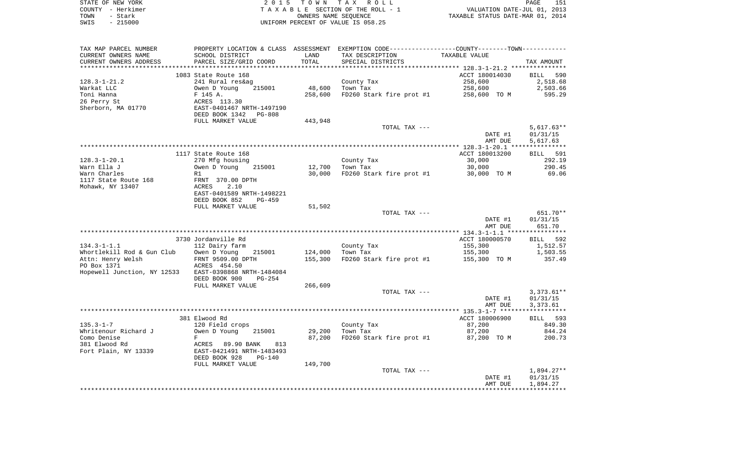STATE OF NEW YORK
COUNTY - Herkimer
TOWN - Stark
SWIS - 215000

2015 TOWN TAX ROLL
TAXABLE SECTION OF THE ROLL - 1
OWNERS NAME SEQUENCE
UNIFORM PERCENT OF VALUE IS 058.25

VALUATION DATE-JUL 01, 2013
TAXABLE STATUS DATE-MAR 01, 2014

| TAX MAP PARCEL NUMBER / CURRENT OWNERS NAME / CURRENT OWNERS ADDRESS | PROPERTY LOCATION & CLASS / SCHOOL DISTRICT / PARCEL SIZE/GRID COORD | ASSESSMENT LAND / TOTAL | EXEMPTION CODE / TAX DESCRIPTION / SPECIAL DISTRICTS | COUNTY--TOWN TAXABLE VALUE | TAX AMOUNT |
|---|---|---|---|---|---|
| **128.3-1-21.2** | 1083 State Route 168 | | | ACCT 180014030 | BILL 590 |
| 128.3-1-21.2 | 241 Rural res&ag | | County Tax | 258,600 | 2,518.68 |
| Warkat LLC | Owen D Young 215001 | 48,600 | Town Tax | 258,600 | 2,503.66 |
| Toni Hanna | F 145 A. | 258,600 | FD260 Stark fire prot #1 | 258,600 TO M | 595.29 |
| 26 Perry St | ACRES 113.30 | | | | |
| Sherborn, MA 01770 | EAST-0401467 NRTH-1497190 | | | | |
| | DEED BOOK 1342 PG-808 | | | | |
| | FULL MARKET VALUE | 443,948 | | | |
| | | | TOTAL TAX --- | | 5,617.63** |
| | | | | DATE #1 | 01/31/15 |
| | | | | AMT DUE | 5,617.63 |
| **128.3-1-20.1** | 1117 State Route 168 | | | ACCT 180013200 | BILL 591 |
| 128.3-1-20.1 | 270 Mfg housing | | County Tax | 30,000 | 292.19 |
| Warn Ella J | Owen D Young 215001 | 12,700 | Town Tax | 30,000 | 290.45 |
| Warn Charles | R1 | 30,000 | FD260 Stark fire prot #1 | 30,000 TO M | 69.06 |
| 1117 State Route 168 | FRNT 370.00 DPTH | | | | |
| Mohawk, NY 13407 | ACRES 2.10 | | | | |
| | EAST-0401589 NRTH-1498221 | | | | |
| | DEED BOOK 852 PG-459 | | | | |
| | FULL MARKET VALUE | 51,502 | | | |
| | | | TOTAL TAX --- | | 651.70** |
| | | | | DATE #1 | 01/31/15 |
| | | | | AMT DUE | 651.70 |
| **134.3-1-1.1** | 3730 Jordanville Rd | | | ACCT 180000570 | BILL 592 |
| 134.3-1-1.1 | 112 Dairy farm | | County Tax | 155,300 | 1,512.57 |
| Whortlekill Rod & Gun Club | Owen D Young 215001 | 124,000 | Town Tax | 155,300 | 1,503.55 |
| Attn: Henry Welsh | FRNT 9509.00 DPTH | 155,300 | FD260 Stark fire prot #1 | 155,300 TO M | 357.49 |
| PO Box 1371 | ACRES 454.50 | | | | |
| Hopewell Junction, NY 12533 | EAST-0398868 NRTH-1484084 | | | | |
| | DEED BOOK 900 PG-254 | | | | |
| | FULL MARKET VALUE | 266,609 | | | |
| | | | TOTAL TAX --- | | 3,373.61** |
| | | | | DATE #1 | 01/31/15 |
| | | | | AMT DUE | 3,373.61 |
| **135.3-1-7** | 381 Elwood Rd | | | ACCT 180006900 | BILL 593 |
| 135.3-1-7 | 120 Field crops | | County Tax | 87,200 | 849.30 |
| Whritenour Richard J | Owen D Young 215001 | 29,200 | Town Tax | 87,200 | 844.24 |
| Como Denise | F | 87,200 | FD260 Stark fire prot #1 | 87,200 TO M | 200.73 |
| 381 Elwood Rd | ACRES 89.90 BANK 813 | | | | |
| Fort Plain, NY 13339 | EAST-0421491 NRTH-1483493 | | | | |
| | DEED BOOK 928 PG-140 | | | | |
| | FULL MARKET VALUE | 149,700 | | | |
| | | | TOTAL TAX --- | | 1,894.27** |
| | | | | DATE #1 | 01/31/15 |
| | | | | AMT DUE | 1,894.27 |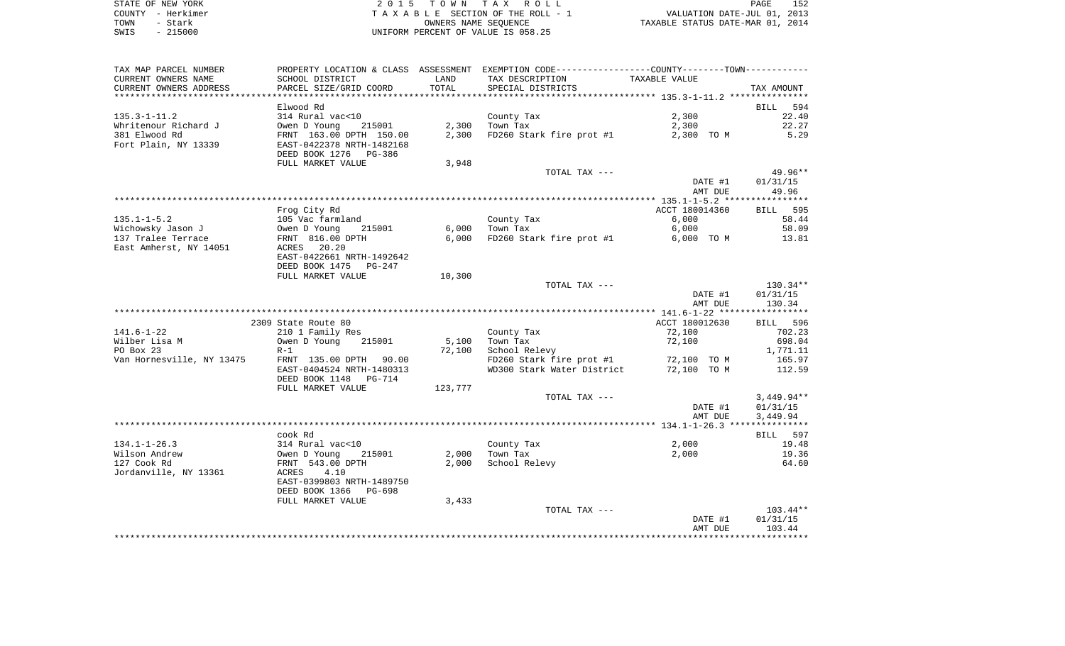STATE OF NEW YORK
COUNTY - Herkimer
TOWN - Stark
SWIS - 215000

2 0 1 5 T O W N T A X R O L L
T A X A B L E SECTION OF THE ROLL - 1
OWNERS NAME SEQUENCE
UNIFORM PERCENT OF VALUE IS 058.25

VALUATION DATE-JUL 01, 2013
TAXABLE STATUS DATE-MAR 01, 2014

| TAX MAP PARCEL NUMBER<br>CURRENT OWNERS NAME<br>CURRENT OWNERS ADDRESS | PROPERTY LOCATION & CLASS<br>SCHOOL DISTRICT<br>PARCEL SIZE/GRID COORD | ASSESSMENT<br>LAND<br>TOTAL | EXEMPTION CODE-----COUNTY-----TOWN-----<br>TAX DESCRIPTION<br>SPECIAL DISTRICTS | TAXABLE VALUE | TAX AMOUNT |
|---|---|---|---|---|---|
| ******* 135.3-1-11.2 ******* | | | | | |
| | Elwood Rd | | | | BILL 594 |
| 135.3-1-11.2 | 314 Rural vac<10 | | County Tax | 2,300 | 22.40 |
| Whritenour Richard J | Owen D Young 215001 | 2,300 | Town Tax | 2,300 | 22.27 |
| 381 Elwood Rd | FRNT 163.00 DPTH 150.00 | 2,300 | FD260 Stark fire prot #1 | 2,300 TO M | 5.29 |
| Fort Plain, NY 13339 | EAST-0422378 NRTH-1482168 | | | | |
| | DEED BOOK 1276 PG-386 | | | | |
| | FULL MARKET VALUE | 3,948 | | | |
| | | | TOTAL TAX --- | | 49.96** |
| | | | | DATE #1 | 01/31/15 |
| | | | | AMT DUE | 49.96 |
| ******* 135.1-1-5.2 ******* | | | | | |
| | Frog City Rd | | | ACCT 180014360 | BILL 595 |
| 135.1-1-5.2 | 105 Vac farmland | | County Tax | 6,000 | 58.44 |
| Wichowsky Jason J | Owen D Young 215001 | 6,000 | Town Tax | 6,000 | 58.09 |
| 137 Tralee Terrace | FRNT 816.00 DPTH | 6,000 | FD260 Stark fire prot #1 | 6,000 TO M | 13.81 |
| East Amherst, NY 14051 | ACRES 20.20 | | | | |
| | EAST-0422661 NRTH-1492642 | | | | |
| | DEED BOOK 1475 PG-247 | | | | |
| | FULL MARKET VALUE | 10,300 | | | |
| | | | TOTAL TAX --- | | 130.34** |
| | | | | DATE #1 | 01/31/15 |
| | | | | AMT DUE | 130.34 |
| ******* 141.6-1-22 ******* | | | | | |
| | 2309 State Route 80 | | | ACCT 180012630 | BILL 596 |
| 141.6-1-22 | 210 1 Family Res | | County Tax | 72,100 | 702.23 |
| Wilber Lisa M | Owen D Young 215001 | 5,100 | Town Tax | 72,100 | 698.04 |
| PO Box 23 | R-1 | 72,100 | School Relevy | | 1,771.11 |
| Van Hornesville, NY 13475 | FRNT 135.00 DPTH 90.00 | | FD260 Stark fire prot #1 | 72,100 TO M | 165.97 |
| | EAST-0404524 NRTH-1480313 | | WD300 Stark Water District | 72,100 TO M | 112.59 |
| | DEED BOOK 1148 PG-714 | | | | |
| | FULL MARKET VALUE | 123,777 | | | |
| | | | TOTAL TAX --- | | 3,449.94** |
| | | | | DATE #1 | 01/31/15 |
| | | | | AMT DUE | 3,449.94 |
| ******* 134.1-1-26.3 ******* | | | | | |
| | cook Rd | | | | BILL 597 |
| 134.1-1-26.3 | 314 Rural vac<10 | | County Tax | 2,000 | 19.48 |
| Wilson Andrew | Owen D Young 215001 | 2,000 | Town Tax | 2,000 | 19.36 |
| 127 Cook Rd | FRNT 543.00 DPTH | 2,000 | School Relevy | | 64.60 |
| Jordanville, NY 13361 | ACRES 4.10 | | | | |
| | EAST-0399803 NRTH-1489750 | | | | |
| | DEED BOOK 1366 PG-698 | | | | |
| | FULL MARKET VALUE | 3,433 | | | |
| | | | TOTAL TAX --- | | 103.44** |
| | | | | DATE #1 | 01/31/15 |
| | | | | AMT DUE | 103.44 |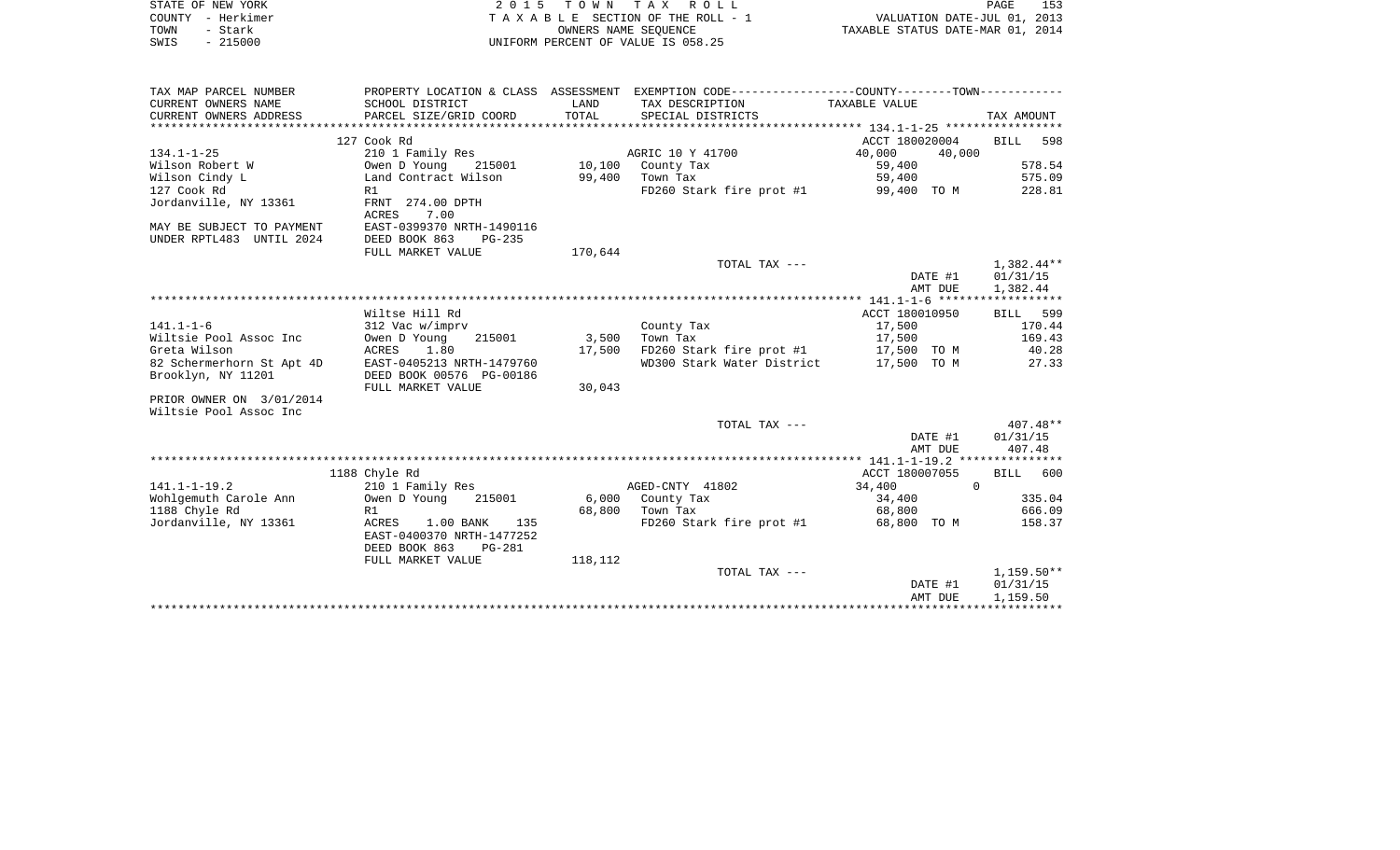STATE OF NEW YORK | 2 0 1 5 T O W N T A X R O L L | VALUATION DATE-JUL 01, 2013
COUNTY - Herkimer | T A X A B L E SECTION OF THE ROLL - 1 | TAXABLE STATUS DATE-MAR 01, 2014
TOWN - Stark | OWNERS NAME SEQUENCE
SWIS - 215000 | UNIFORM PERCENT OF VALUE IS 058.25

| TAX MAP PARCEL NUMBER / CURRENT OWNERS NAME / CURRENT OWNERS ADDRESS | PROPERTY LOCATION & CLASS / SCHOOL DISTRICT / PARCEL SIZE/GRID COORD | ASSESSMENT LAND / TOTAL | EXEMPTION CODE / TAX DESCRIPTION / SPECIAL DISTRICTS | COUNTY / TOWN TAXABLE VALUE | TAX AMOUNT |
|---|---|---|---|---|---|
| **134.1-1-25** | 127 Cook Rd | | | ACCT 180020004 | BILL 598 |
| 134.1-1-25 | 210 1 Family Res | | AGRIC 10 Y 41700 | 40,000 40,000 | |
| Wilson Robert W | Owen D Young 215001 | 10,100 | County Tax | 59,400 | 578.54 |
| Wilson Cindy L | Land Contract Wilson | 99,400 | Town Tax | 59,400 | 575.09 |
| 127 Cook Rd | R1 | | FD260 Stark fire prot #1 | 99,400 TO M | 228.81 |
| Jordanville, NY 13361 | FRNT 274.00 DPTH | | | | |
| | ACRES 7.00 | | | | |
| MAY BE SUBJECT TO PAYMENT | EAST-0399370 NRTH-1490116 | | | | |
| UNDER RPTL483 UNTIL 2024 | DEED BOOK 863 PG-235 | | | | |
| | FULL MARKET VALUE | 170,644 | | | |
| | | | TOTAL TAX --- | | 1,382.44** |
| | | | | DATE #1 | 01/31/15 |
| | | | | AMT DUE | 1,382.44 |
| **141.1-1-6** | Wiltse Hill Rd | | | ACCT 180010950 | BILL 599 |
| 141.1-1-6 | 312 Vac w/imprv | | County Tax | 17,500 | 170.44 |
| Wiltsie Pool Assoc Inc | Owen D Young 215001 | 3,500 | Town Tax | 17,500 | 169.43 |
| Greta Wilson | ACRES 1.80 | 17,500 | FD260 Stark fire prot #1 | 17,500 TO M | 40.28 |
| 82 Schermerhorn St Apt 4D | EAST-0405213 NRTH-1479760 | | WD300 Stark Water District | 17,500 TO M | 27.33 |
| Brooklyn, NY 11201 | DEED BOOK 00576 PG-00186 | | | | |
| | FULL MARKET VALUE | 30,043 | | | |
| PRIOR OWNER ON 3/01/2014 | | | | | |
| Wiltsie Pool Assoc Inc | | | | | |
| | | | TOTAL TAX --- | | 407.48** |
| | | | | DATE #1 | 01/31/15 |
| | | | | AMT DUE | 407.48 |
| **141.1-1-19.2** | 1188 Chyle Rd | | | ACCT 180007055 | BILL 600 |
| 141.1-1-19.2 | 210 1 Family Res | | AGED-CNTY 41802 | 34,400 0 | |
| Wohlgemuth Carole Ann | Owen D Young 215001 | 6,000 | County Tax | 34,400 | 335.04 |
| 1188 Chyle Rd | R1 | 68,800 | Town Tax | 68,800 | 666.09 |
| Jordanville, NY 13361 | ACRES 1.00 BANK 135 | | FD260 Stark fire prot #1 | 68,800 TO M | 158.37 |
| | EAST-0400370 NRTH-1477252 | | | | |
| | DEED BOOK 863 PG-281 | | | | |
| | FULL MARKET VALUE | 118,112 | | | |
| | | | TOTAL TAX --- | | 1,159.50** |
| | | | | DATE #1 | 01/31/15 |
| | | | | AMT DUE | 1,159.50 |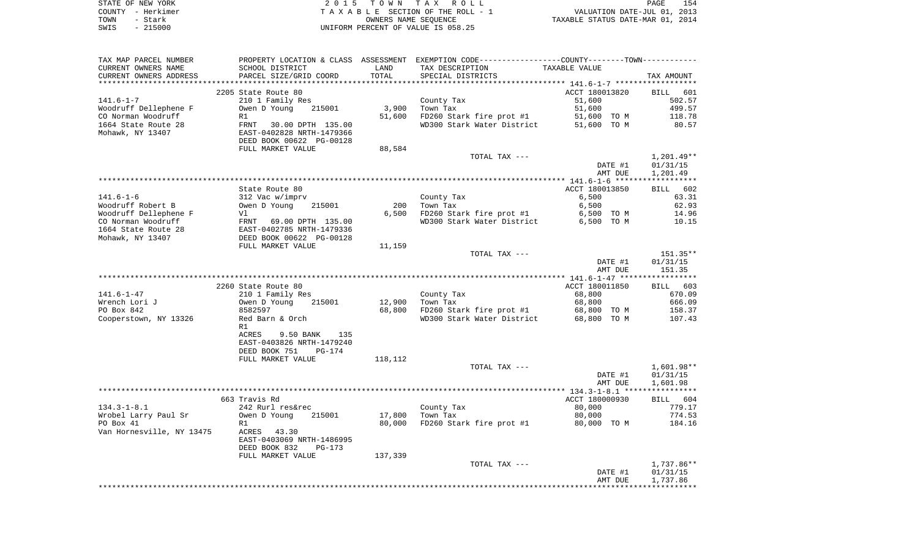STATE OF NEW YORK | COUNTY - Herkimer | TOWN - Stark | SWIS - 215000

**2015 TOWN TAX ROLL**
TAXABLE SECTION OF THE ROLL - 1
OWNERS NAME SEQUENCE
UNIFORM PERCENT OF VALUE IS 058.25

VALUATION DATE-JUL 01, 2013
TAXABLE STATUS DATE-MAR 01, 2014

| TAX MAP PARCEL NUMBER / CURRENT OWNERS NAME / CURRENT OWNERS ADDRESS | PROPERTY LOCATION & CLASS / SCHOOL DISTRICT / PARCEL SIZE/GRID COORD | ASSESSMENT LAND | TOTAL | EXEMPTION CODE / TAX DESCRIPTION / SPECIAL DISTRICTS | TAXABLE VALUE | TAX AMOUNT |
|---|---|---|---|---|---|---|
| **141.6-1-7** | 2205 State Route 80 | | | | ACCT 180013820 | BILL 601 |
| Woodruff Dellephene F | 210 1 Family Res | | | County Tax | 51,600 | 502.57 |
| CO Norman Woodruff | Owen D Young 215001 | 3,900 | | Town Tax | 51,600 | 499.57 |
| 1664 State Route 28 | R1 | | 51,600 | FD260 Stark fire prot #1 | 51,600 TO M | 118.78 |
| Mohawk, NY 13407 | FRNT 30.00 DPTH 135.00 | | | WD300 Stark Water District | 51,600 TO M | 80.57 |
| | EAST-0402828 NRTH-1479366 | | | | | |
| | DEED BOOK 00622 PG-00128 | | | | | |
| | FULL MARKET VALUE | | 88,584 | | | |
| | | | | TOTAL TAX --- | | 1,201.49** |
| | | | | | DATE #1 | 01/31/15 |
| | | | | | AMT DUE | 1,201.49 |
| **141.6-1-6** | State Route 80 | | | | ACCT 180013850 | BILL 602 |
| Woodruff Robert B | 312 Vac w/imprv | | | County Tax | 6,500 | 63.31 |
| Woodruff Dellephene F | Owen D Young 215001 | 200 | | Town Tax | 6,500 | 62.93 |
| CO Norman Woodruff | Vl | | 6,500 | FD260 Stark fire prot #1 | 6,500 TO M | 14.96 |
| 1664 State Route 28 | FRNT 69.00 DPTH 135.00 | | | WD300 Stark Water District | 6,500 TO M | 10.15 |
| Mohawk, NY 13407 | EAST-0402785 NRTH-1479336 | | | | | |
| | DEED BOOK 00622 PG-00128 | | | | | |
| | FULL MARKET VALUE | | 11,159 | | | |
| | | | | TOTAL TAX --- | | 151.35** |
| | | | | | DATE #1 | 01/31/15 |
| | | | | | AMT DUE | 151.35 |
| **141.6-1-47** | 2260 State Route 80 | | | | ACCT 180011850 | BILL 603 |
| Wrench Lori J | 210 1 Family Res | | | County Tax | 68,800 | 670.09 |
| PO Box 842 | Owen D Young 215001 | 12,900 | | Town Tax | 68,800 | 666.09 |
| Cooperstown, NY 13326 | 8582597 | | 68,800 | FD260 Stark fire prot #1 | 68,800 TO M | 158.37 |
| | Red Barn & Orch | | | WD300 Stark Water District | 68,800 TO M | 107.43 |
| | R1 | | | | | |
| | ACRES 9.50 BANK 135 | | | | | |
| | EAST-0403826 NRTH-1479240 | | | | | |
| | DEED BOOK 751 PG-174 | | | | | |
| | FULL MARKET VALUE | | 118,112 | | | |
| | | | | TOTAL TAX --- | | 1,601.98** |
| | | | | | DATE #1 | 01/31/15 |
| | | | | | AMT DUE | 1,601.98 |
| **134.3-1-8.1** | 663 Travis Rd | | | | ACCT 180000930 | BILL 604 |
| Wrobel Larry Paul Sr | 242 Rurl res&rec | | | County Tax | 80,000 | 779.17 |
| PO Box 41 | Owen D Young 215001 | 17,800 | | Town Tax | 80,000 | 774.53 |
| Van Hornesville, NY 13475 | R1 | | 80,000 | FD260 Stark fire prot #1 | 80,000 TO M | 184.16 |
| | ACRES 43.30 | | | | | |
| | EAST-0403069 NRTH-1486995 | | | | | |
| | DEED BOOK 832 PG-173 | | | | | |
| | FULL MARKET VALUE | | 137,339 | | | |
| | | | | TOTAL TAX --- | | 1,737.86** |
| | | | | | DATE #1 | 01/31/15 |
| | | | | | AMT DUE | 1,737.86 |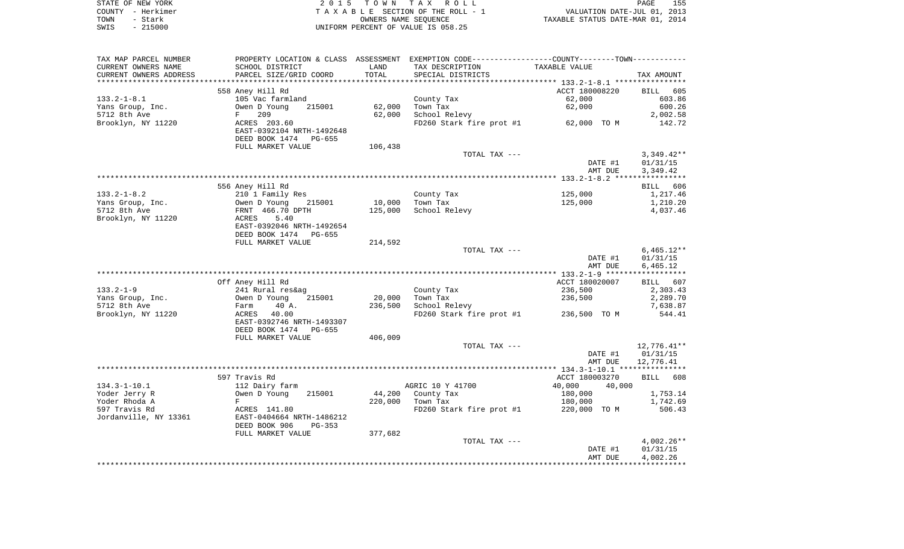STATE OF NEW YORK
COUNTY - Herkimer
TOWN - Stark
SWIS - 215000

2 0 1 5 T O W N T A X R O L L
T A X A B L E SECTION OF THE ROLL - 1
OWNERS NAME SEQUENCE
UNIFORM PERCENT OF VALUE IS 058.25

VALUATION DATE-JUL 01, 2013
TAXABLE STATUS DATE-MAR 01, 2014

| TAX MAP PARCEL NUMBER / CURRENT OWNERS NAME / CURRENT OWNERS ADDRESS | PROPERTY LOCATION & CLASS / SCHOOL DISTRICT / PARCEL SIZE/GRID COORD | ASSESSMENT LAND | TOTAL | EXEMPTION CODE / TAX DESCRIPTION / SPECIAL DISTRICTS | TAXABLE VALUE | TAX AMOUNT |
|---|---|---|---|---|---|---|
| **133.2-1-8.1** | 558 Aney Hill Rd | | | | ACCT 180008220 | BILL 605 |
| Yans Group, Inc. | 105 Vac farmland | | | County Tax | 62,000 | 603.86 |
| 5712 8th Ave | Owen D Young 215001 | 62,000 | | Town Tax | 62,000 | 600.26 |
| Brooklyn, NY 11220 | F 209 | | 62,000 | School Relevy | | 2,002.58 |
| | ACRES 203.60 | | | FD260 Stark fire prot #1 | 62,000 TO M | 142.72 |
| | EAST-0392104 NRTH-1492648 | | | | | |
| | DEED BOOK 1474 PG-655 | | | | | |
| | FULL MARKET VALUE | 106,438 | | | | |
| | | | | TOTAL TAX --- | | 3,349.42** |
| | | | | | DATE #1 | 01/31/15 |
| | | | | | AMT DUE | 3,349.42 |
| **133.2-1-8.2** | 556 Aney Hill Rd | | | | | BILL 606 |
| Yans Group, Inc. | 210 1 Family Res | | | County Tax | 125,000 | 1,217.46 |
| 5712 8th Ave | Owen D Young 215001 | 10,000 | | Town Tax | 125,000 | 1,210.20 |
| Brooklyn, NY 11220 | FRNT 466.70 DPTH | | 125,000 | School Relevy | | 4,037.46 |
| | ACRES 5.40 | | | | | |
| | EAST-0392046 NRTH-1492654 | | | | | |
| | DEED BOOK 1474 PG-655 | | | | | |
| | FULL MARKET VALUE | 214,592 | | | | |
| | | | | TOTAL TAX --- | | 6,465.12** |
| | | | | | DATE #1 | 01/31/15 |
| | | | | | AMT DUE | 6,465.12 |
| **133.2-1-9** | Off Aney Hill Rd | | | | ACCT 180020007 | BILL 607 |
| Yans Group, Inc. | 241 Rural res&ag | | | County Tax | 236,500 | 2,303.43 |
| 5712 8th Ave | Owen D Young 215001 | 20,000 | | Town Tax | 236,500 | 2,289.70 |
| Brooklyn, NY 11220 | Farm 40 A. | | 236,500 | School Relevy | | 7,638.87 |
| | ACRES 40.00 | | | FD260 Stark fire prot #1 | 236,500 TO M | 544.41 |
| | EAST-0392746 NRTH-1493307 | | | | | |
| | DEED BOOK 1474 PG-655 | | | | | |
| | FULL MARKET VALUE | 406,009 | | | | |
| | | | | TOTAL TAX --- | | 12,776.41** |
| | | | | | DATE #1 | 01/31/15 |
| | | | | | AMT DUE | 12,776.41 |
| **134.3-1-10.1** | 597 Travis Rd | | | | ACCT 180003270 | BILL 608 |
| Yoder Jerry R | 112 Dairy farm | | | AGRIC 10 Y 41700 | 40,000 40,000 | |
| Yoder Rhoda A | Owen D Young 215001 | 44,200 | | County Tax | 180,000 | 1,753.14 |
| 597 Travis Rd | F | | 220,000 | Town Tax | 180,000 | 1,742.69 |
| Jordanville, NY 13361 | ACRES 141.80 | | | FD260 Stark fire prot #1 | 220,000 TO M | 506.43 |
| | EAST-0404664 NRTH-1486212 | | | | | |
| | DEED BOOK 906 PG-353 | | | | | |
| | FULL MARKET VALUE | 377,682 | | | | |
| | | | | TOTAL TAX --- | | 4,002.26** |
| | | | | | DATE #1 | 01/31/15 |
| | | | | | AMT DUE | 4,002.26 |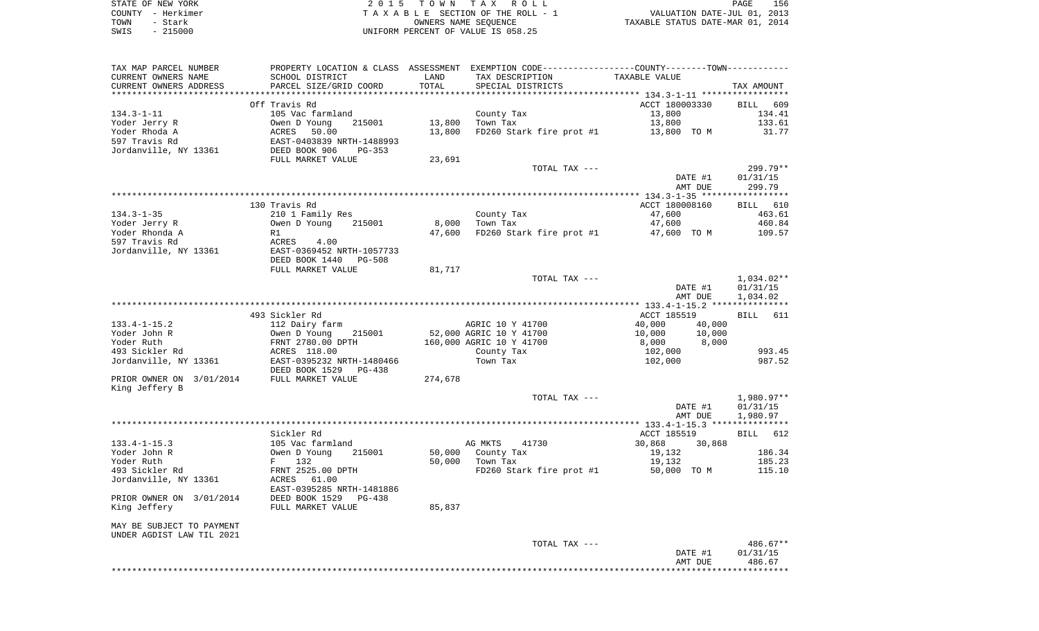TAX MAP PARCEL NUMBER | PROPERTY LOCATION & CLASS ASSESSMENT EXEMPTION CODE-----------------COUNTY--------TOWN-----------
CURRENT OWNERS NAME | SCHOOL DISTRICT | LAND | TAX DESCRIPTION | TAXABLE VALUE
CURRENT OWNERS ADDRESS | PARCEL SIZE/GRID COORD | TOTAL | SPECIAL DISTRICTS | TAX AMOUNT

```
******************************************************************************************************* 134.3-1-11 *****************
                         Off Travis Rd                                                        ACCT 180003330     BILL   609
134.3-1-11               105 Vac farmland                         County Tax                   13,800              134.41
Yoder Jerry R            Owen D Young     215001       13,800     Town Tax                     13,800              133.61
Yoder Rhoda A            ACRES   50.00                 13,800     FD260 Stark fire prot #1     13,800 TO M          31.77
597 Travis Rd            EAST-0403839 NRTH-1488993
Jordanville, NY 13361    DEED BOOK 906     PG-353
                         FULL MARKET VALUE             23,691
                                                                   TOTAL TAX ---                                  299.79**
                                                                                              DATE #1          01/31/15
                                                                                              AMT DUE            299.79
******************************************************************************************************* 134.3-1-35 *****************
                         130 Travis Rd                                                        ACCT 180008160     BILL   610
134.3-1-35               210 1 Family Res                         County Tax                   47,600              463.61
Yoder Jerry R            Owen D Young     215001        8,000     Town Tax                     47,600              460.84
Yoder Rhonda A           R1                            47,600     FD260 Stark fire prot #1     47,600 TO M         109.57
597 Travis Rd            ACRES    4.00
Jordanville, NY 13361    EAST-0369452 NRTH-1057733
                         DEED BOOK 1440   PG-508
                         FULL MARKET VALUE             81,717
                                                                   TOTAL TAX ---                                1,034.02**
                                                                                              DATE #1          01/31/15
                                                                                              AMT DUE          1,034.02
******************************************************************************************************* 133.4-1-15.2 ***************
                         493 Sickler Rd                                                       ACCT 185519        BILL   611
133.4-1-15.2             112 Dairy farm                           AGRIC 10 Y 41700             40,000     40,000
Yoder John R             Owen D Young     215001       52,000 AGRIC 10 Y 41700                 10,000     10,000
Yoder Ruth               FRNT 2780.00 DPTH            160,000 AGRIC 10 Y 41700                  8,000      8,000
493 Sickler Rd           ACRES  118.00                            County Tax                  102,000              993.45
Jordanville, NY 13361    EAST-0395232 NRTH-1480466                Town Tax                    102,000              987.52
                         DEED BOOK 1529   PG-438
PRIOR OWNER ON 3/01/2014 FULL MARKET VALUE            274,678
King Jeffery B
                                                                   TOTAL TAX ---                                1,980.97**
                                                                                              DATE #1          01/31/15
                                                                                              AMT DUE          1,980.97
******************************************************************************************************* 133.4-1-15.3 ***************
                         Sickler Rd                                                           ACCT 185519        BILL   612
133.4-1-15.3             105 Vac farmland                         AG MKTS     41730            30,868     30,868
Yoder John R             Owen D Young     215001       50,000     County Tax                   19,132              186.34
Yoder Ruth               F    132                      50,000     Town Tax                     19,132              185.23
493 Sickler Rd           FRNT 2525.00 DPTH                        FD260 Stark fire prot #1     50,000 TO M         115.10
Jordanville, NY 13361    ACRES   61.00
                         EAST-0395285 NRTH-1481886
PRIOR OWNER ON 3/01/2014 DEED BOOK 1529   PG-438
King Jeffery             FULL MARKET VALUE             85,837

MAY BE SUBJECT TO PAYMENT
UNDER AGDIST LAW TIL 2021
                                                                   TOTAL TAX ---                                  486.67**
                                                                                              DATE #1          01/31/15
                                                                                              AMT DUE            486.67
************************************************************************************************************************************
```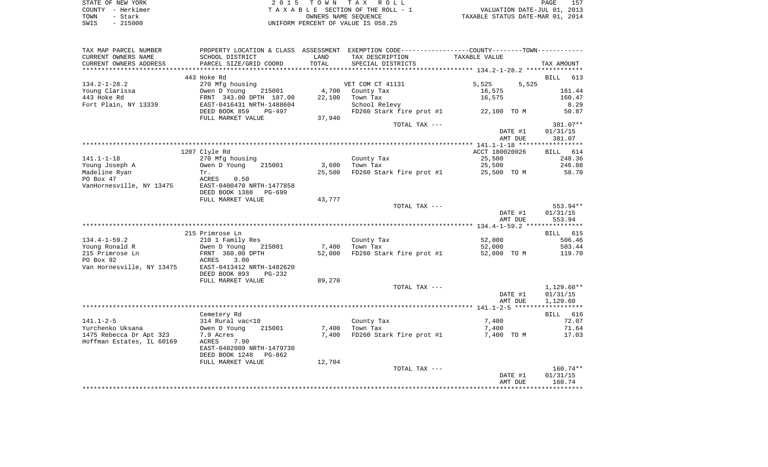STATE OF NEW YORK — 2015 TOWN TAX ROLL
COUNTY - Herkimer — TAXABLE SECTION OF THE ROLL - 1 — VALUATION DATE-JUL 01, 2013
TOWN - Stark — OWNERS NAME SEQUENCE — TAXABLE STATUS DATE-MAR 01, 2014
SWIS - 215000 — UNIFORM PERCENT OF VALUE IS 058.25

| TAX MAP PARCEL NUMBER / CURRENT OWNERS NAME / CURRENT OWNERS ADDRESS | PROPERTY LOCATION & CLASS / SCHOOL DISTRICT / PARCEL SIZE/GRID COORD | ASSESSMENT LAND / TOTAL | EXEMPTION CODE / TAX DESCRIPTION / SPECIAL DISTRICTS | COUNTY / TOWN TAXABLE VALUE | TAX AMOUNT |
|---|---|---|---|---|---|
| **134.2-1-28.2** | 443 Hoke Rd | | | | BILL 613 |
| 134.2-1-28.2 | 270 Mfg housing | | VET COM CT 41131 | 5,525 5,525 | |
| Young Clarissa | Owen D Young 215001 | 4,700 | County Tax | 16,575 | 161.44 |
| 443 Hoke Rd | FRNT 343.00 DPTH 187.00 | 22,100 | Town Tax | 16,575 | 160.47 |
| Fort Plain, NY 13339 | EAST-0416431 NRTH-1488604 | | School Relevy | | 8.29 |
| | DEED BOOK 859 PG-497 | | FD260 Stark fire prot #1 | 22,100 TO M | 50.87 |
| | FULL MARKET VALUE | 37,940 | | | |
| | | | TOTAL TAX --- | | 381.07** |
| | | | | DATE #1 | 01/31/15 |
| | | | | AMT DUE | 381.07 |
| **141.1-1-18** | 1207 Clyle Rd | | | ACCT 180020026 | BILL 614 |
| 141.1-1-18 | 270 Mfg housing | | County Tax | 25,500 | 248.36 |
| Young Joseph A | Owen D Young 215001 | 3,600 | Town Tax | 25,500 | 246.88 |
| Madeline Ryan | Tr. | 25,500 | FD260 Stark fire prot #1 | 25,500 TO M | 58.70 |
| PO Box 47 | ACRES 0.50 | | | | |
| VanHornesville, NY 13475 | EAST-0400470 NRTH-1477858 | | | | |
| | DEED BOOK 1388 PG-699 | | | | |
| | FULL MARKET VALUE | 43,777 | | | |
| | | | TOTAL TAX --- | | 553.94** |
| | | | | DATE #1 | 01/31/15 |
| | | | | AMT DUE | 553.94 |
| **134.4-1-59.2** | 215 Primrose Ln | | | | BILL 615 |
| 134.4-1-59.2 | 210 1 Family Res | | County Tax | 52,000 | 506.46 |
| Young Ronald R | Owen D Young 215001 | 7,400 | Town Tax | 52,000 | 503.44 |
| 215 Primrose Ln | FRNT 360.00 DPTH | 52,000 | FD260 Stark fire prot #1 | 52,000 TO M | 119.70 |
| PO Box 92 | ACRES 3.00 | | | | |
| Van Hornesville, NY 13475 | EAST-0413412 NRTH-1482620 | | | | |
| | DEED BOOK 893 PG-232 | | | | |
| | FULL MARKET VALUE | 89,270 | | | |
| | | | TOTAL TAX --- | | 1,129.60** |
| | | | | DATE #1 | 01/31/15 |
| | | | | AMT DUE | 1,129.60 |
| **141.1-2-5** | Cemetery Rd | | | | BILL 616 |
| 141.1-2-5 | 314 Rural vac<10 | | County Tax | 7,400 | 72.07 |
| Yurchenko Uksana | Owen D Young 215001 | 7,400 | Town Tax | 7,400 | 71.64 |
| 1475 Rebecca Dr Apt 323 | 7.9 Acres | 7,400 | FD260 Stark fire prot #1 | 7,400 TO M | 17.03 |
| Hoffman Estates, IL 60169 | ACRES 7.90 | | | | |
| | EAST-0402009 NRTH-1479730 | | | | |
| | DEED BOOK 1248 PG-862 | | | | |
| | FULL MARKET VALUE | 12,704 | | | |
| | | | TOTAL TAX --- | | 160.74** |
| | | | | DATE #1 | 01/31/15 |
| | | | | AMT DUE | 160.74 |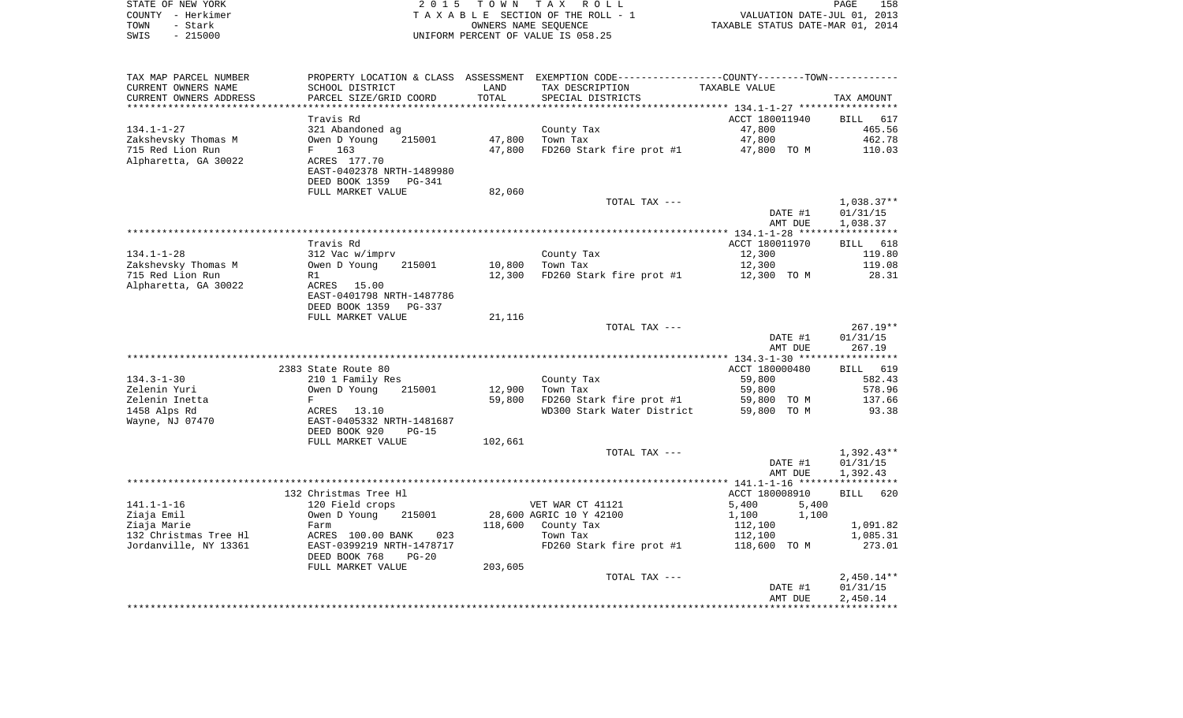STATE OF NEW YORK
COUNTY - Herkimer
TOWN - Stark
SWIS - 215000

2 0 1 5 T O W N T A X R O L L
T A X A B L E SECTION OF THE ROLL - 1
OWNERS NAME SEQUENCE
UNIFORM PERCENT OF VALUE IS 058.25

VALUATION DATE-JUL 01, 2013
TAXABLE STATUS DATE-MAR 01, 2014

| TAX MAP PARCEL NUMBER<br>CURRENT OWNERS NAME<br>CURRENT OWNERS ADDRESS | PROPERTY LOCATION & CLASS<br>SCHOOL DISTRICT<br>PARCEL SIZE/GRID COORD | ASSESSMENT<br>LAND<br>TOTAL | EXEMPTION CODE<br>TAX DESCRIPTION<br>SPECIAL DISTRICTS | COUNTY / TOWN<br>TAXABLE VALUE | TAX AMOUNT |
|---|---|---|---|---|---|
| | Travis Rd | | | ACCT 180011940 | BILL 617 |
| 134.1-1-27 | 321 Abandoned ag | | County Tax | 47,800 | 465.56 |
| Zakshevsky Thomas M | Owen D Young 215001 | 47,800 | Town Tax | 47,800 | 462.78 |
| 715 Red Lion Run | F 163 | 47,800 | FD260 Stark fire prot #1 | 47,800 TO M | 110.03 |
| Alpharetta, GA 30022 | ACRES 177.70 | | | | |
| | EAST-0402378 NRTH-1489980 | | | | |
| | DEED BOOK 1359 PG-341 | | | | |
| | FULL MARKET VALUE | 82,060 | | | |
| | | | TOTAL TAX --- | | 1,038.37** |
| | | | | DATE #1 | 01/31/15 |
| | | | | AMT DUE | 1,038.37 |
| | Travis Rd | | | ACCT 180011970 | BILL 618 |
| 134.1-1-28 | 312 Vac w/imprv | | County Tax | 12,300 | 119.80 |
| Zakshevsky Thomas M | Owen D Young 215001 | 10,800 | Town Tax | 12,300 | 119.08 |
| 715 Red Lion Run | R1 | 12,300 | FD260 Stark fire prot #1 | 12,300 TO M | 28.31 |
| Alpharetta, GA 30022 | ACRES 15.00 | | | | |
| | EAST-0401798 NRTH-1487786 | | | | |
| | DEED BOOK 1359 PG-337 | | | | |
| | FULL MARKET VALUE | 21,116 | | | |
| | | | TOTAL TAX --- | | 267.19** |
| | | | | DATE #1 | 01/31/15 |
| | | | | AMT DUE | 267.19 |
| | 2383 State Route 80 | | | ACCT 180000480 | BILL 619 |
| 134.3-1-30 | 210 1 Family Res | | County Tax | 59,800 | 582.43 |
| Zelenin Yuri | Owen D Young 215001 | 12,900 | Town Tax | 59,800 | 578.96 |
| Zelenin Inetta | F | 59,800 | FD260 Stark fire prot #1 | 59,800 TO M | 137.66 |
| 1458 Alps Rd | ACRES 13.10 | | WD300 Stark Water District | 59,800 TO M | 93.38 |
| Wayne, NJ 07470 | EAST-0405332 NRTH-1481687 | | | | |
| | DEED BOOK 920 PG-15 | | | | |
| | FULL MARKET VALUE | 102,661 | | | |
| | | | TOTAL TAX --- | | 1,392.43** |
| | | | | DATE #1 | 01/31/15 |
| | | | | AMT DUE | 1,392.43 |
| | 132 Christmas Tree Hl | | | ACCT 180008910 | BILL 620 |
| 141.1-1-16 | 120 Field crops | | VET WAR CT 41121 | 5,400 5,400 | |
| Ziaja Emil | Owen D Young 215001 | 28,600 | AGRIC 10 Y 42100 | 1,100 1,100 | |
| Ziaja Marie | Farm | 118,600 | County Tax | 112,100 | 1,091.82 |
| 132 Christmas Tree Hl | ACRES 100.00 BANK 023 | | Town Tax | 112,100 | 1,085.31 |
| Jordanville, NY 13361 | EAST-0399219 NRTH-1478717 | | FD260 Stark fire prot #1 | 118,600 TO M | 273.01 |
| | DEED BOOK 768 PG-20 | | | | |
| | FULL MARKET VALUE | 203,605 | | | |
| | | | TOTAL TAX --- | | 2,450.14** |
| | | | | DATE #1 | 01/31/15 |
| | | | | AMT DUE | 2,450.14 |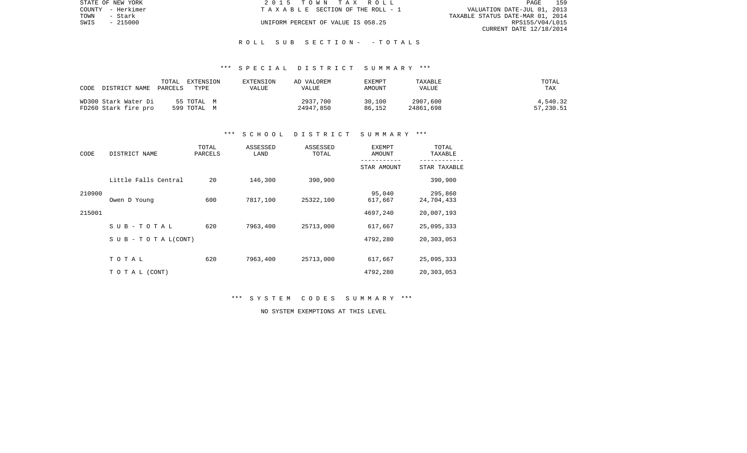STATE OF NEW YORK
COUNTY - Herkimer
TOWN - Stark
SWIS - 215000

2 0 1 5 T O W N T A X R O L L
T A X A B L E SECTION OF THE ROLL - 1
UNIFORM PERCENT OF VALUE IS 058.25

VALUATION DATE-JUL 01, 2013
TAXABLE STATUS DATE-MAR 01, 2014
RPS155/V04/L015
CURRENT DATE 12/18/2014

R O L L S U B S E C T I O N - - T O T A L S

\*\*\* S P E C I A L D I S T R I C T S U M M A R Y \*\*\*

| CODE | DISTRICT NAME | TOTAL PARCELS | EXTENSION TYPE | EXTENSION VALUE | AD VALOREM VALUE | EXEMPT AMOUNT | TAXABLE VALUE | TOTAL TAX |
|---|---|---|---|---|---|---|---|---|
| WD300 | Stark Water Di | 55 | TOTAL M | | 2937,700 | 30,100 | 2907,600 | 4,540.32 |
| FD260 | Stark fire pro | 599 | TOTAL M | | 24947,850 | 86,152 | 24861,698 | 57,230.51 |

\*\*\* S C H O O L D I S T R I C T S U M M A R Y \*\*\*

| CODE | DISTRICT NAME | TOTAL PARCELS | ASSESSED LAND | ASSESSED TOTAL | EXEMPT AMOUNT / STAR AMOUNT | TOTAL TAXABLE / STAR TAXABLE |
|---|---|---|---|---|---|---|
| | Little Falls Central | 20 | 146,300 | 390,900 | | 390,900 |
| 210900 | | | | | 95,040 | 295,860 |
| | Owen D Young | 600 | 7817,100 | 25322,100 | 617,667 | 24,704,433 |
| 215001 | | | | | 4697,240 | 20,007,193 |
| | S U B - T O T A L | 620 | 7963,400 | 25713,000 | 617,667 | 25,095,333 |
| | S U B - T O T A L(CONT) | | | | 4792,280 | 20,303,053 |
| | T O T A L | 620 | 7963,400 | 25713,000 | 617,667 | 25,095,333 |
| | T O T A L (CONT) | | | | 4792,280 | 20,303,053 |

\*\*\* S Y S T E M C O D E S S U M M A R Y \*\*\*

NO SYSTEM EXEMPTIONS AT THIS LEVEL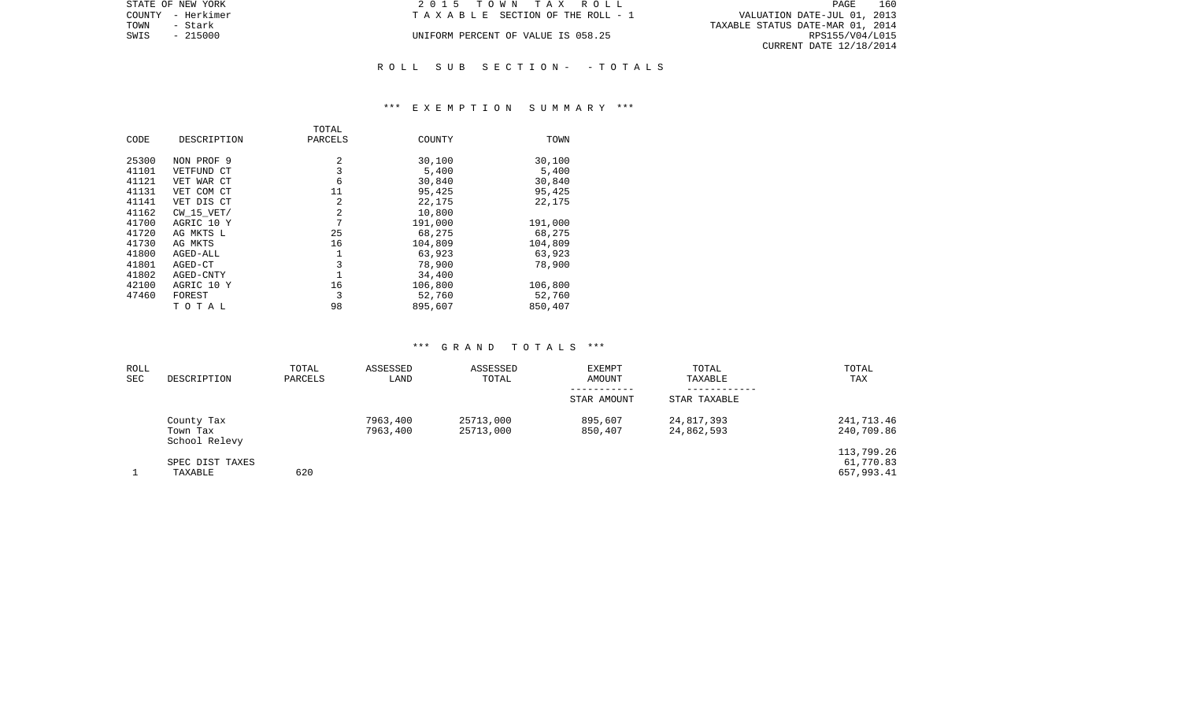STATE OF NEW YORK
COUNTY - Herkimer
TOWN - Stark
SWIS - 215000

2 0 1 5 T O W N T A X R O L L
T A X A B L E SECTION OF THE ROLL - 1
UNIFORM PERCENT OF VALUE IS 058.25

VALUATION DATE-JUL 01, 2013
TAXABLE STATUS DATE-MAR 01, 2014
RPS155/V04/L015
CURRENT DATE 12/18/2014

R O L L S U B S E C T I O N - - T O T A L S

*** E X E M P T I O N S U M M A R Y ***

| CODE | DESCRIPTION | TOTAL PARCELS | COUNTY | TOWN |
|---|---|---|---|---|
| 25300 | NON PROF 9 | 2 | 30,100 | 30,100 |
| 41101 | VETFUND CT | 3 | 5,400 | 5,400 |
| 41121 | VET WAR CT | 6 | 30,840 | 30,840 |
| 41131 | VET COM CT | 11 | 95,425 | 95,425 |
| 41141 | VET DIS CT | 2 | 22,175 | 22,175 |
| 41162 | CW_15_VET/ | 2 | 10,800 | |
| 41700 | AGRIC 10 Y | 7 | 191,000 | 191,000 |
| 41720 | AG MKTS L | 25 | 68,275 | 68,275 |
| 41730 | AG MKTS | 16 | 104,809 | 104,809 |
| 41800 | AGED-ALL | 1 | 63,923 | 63,923 |
| 41801 | AGED-CT | 3 | 78,900 | 78,900 |
| 41802 | AGED-CNTY | 1 | 34,400 | |
| 42100 | AGRIC 10 Y | 16 | 106,800 | 106,800 |
| 47460 | FOREST | 3 | 52,760 | 52,760 |
| | T O T A L | 98 | 895,607 | 850,407 |

*** G R A N D T O T A L S ***

| ROLL SEC | DESCRIPTION | TOTAL PARCELS | ASSESSED LAND | ASSESSED TOTAL | EXEMPT AMOUNT / STAR AMOUNT | TOTAL TAXABLE / STAR TAXABLE | TOTAL TAX |
|---|---|---|---|---|---|---|---|
| | County Tax | | 7963,400 | 25713,000 | 895,607 | 24,817,393 | 241,713.46 |
| | Town Tax | | 7963,400 | 25713,000 | 850,407 | 24,862,593 | 240,709.86 |
| | School Relevy | | | | | | 113,799.26 |
| | SPEC DIST TAXES | | | | | | 61,770.83 |
| 1 | TAXABLE | 620 | | | | | 657,993.41 |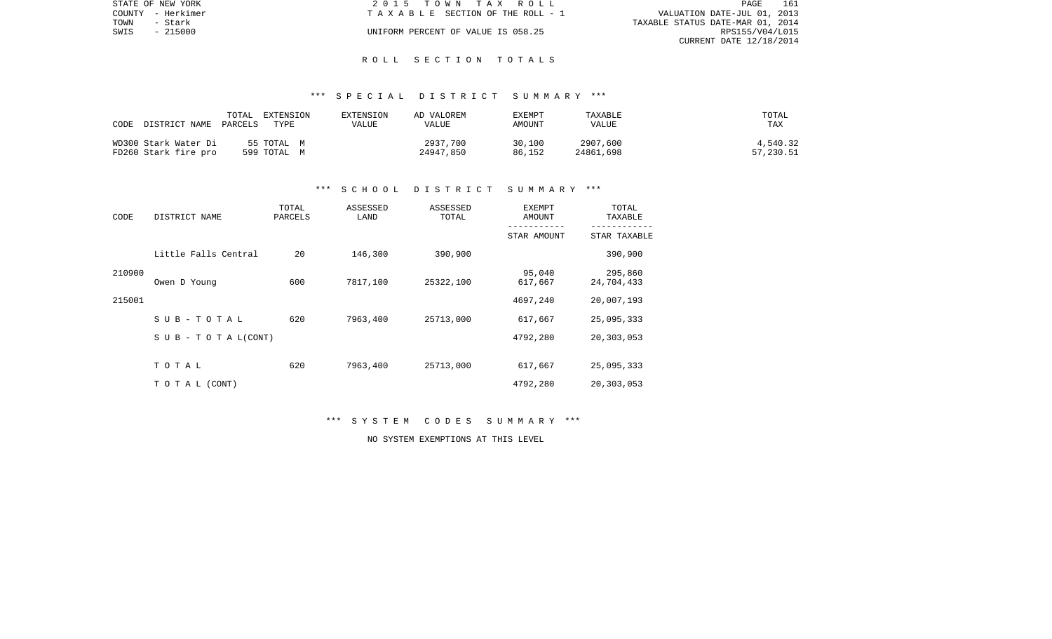STATE OF NEW YORK
COUNTY - Herkimer
TOWN - Stark
SWIS - 215000

2 0 1 5 T O W N T A X R O L L
T A X A B L E SECTION OF THE ROLL - 1
UNIFORM PERCENT OF VALUE IS 058.25

VALUATION DATE-JUL 01, 2013
TAXABLE STATUS DATE-MAR 01, 2014
RPS155/V04/L015
CURRENT DATE 12/18/2014

## R O L L S E C T I O N T O T A L S

### \*\*\* S P E C I A L D I S T R I C T S U M M A R Y \*\*\*

| CODE | DISTRICT NAME | TOTAL PARCELS | EXTENSION TYPE | EXTENSION VALUE | AD VALOREM VALUE | EXEMPT AMOUNT | TAXABLE VALUE | TOTAL TAX |
|---|---|---|---|---|---|---|---|---|
| WD300 | Stark Water Di | 55 | TOTAL M | | 2937,700 | 30,100 | 2907,600 | 4,540.32 |
| FD260 | Stark fire pro | 599 | TOTAL M | | 24947,850 | 86,152 | 24861,698 | 57,230.51 |

### \*\*\* S C H O O L D I S T R I C T S U M M A R Y \*\*\*

| CODE | DISTRICT NAME | TOTAL PARCELS | ASSESSED LAND | ASSESSED TOTAL | EXEMPT AMOUNT / STAR AMOUNT | TOTAL TAXABLE / STAR TAXABLE |
|---|---|---|---|---|---|---|
| | Little Falls Central | 20 | 146,300 | 390,900 | | 390,900 |
| 210900 | | | | | 95,040 | 295,860 |
| | Owen D Young | 600 | 7817,100 | 25322,100 | 617,667 | 24,704,433 |
| 215001 | | | | | 4697,240 | 20,007,193 |
| | S U B - T O T A L | 620 | 7963,400 | 25713,000 | 617,667 | 25,095,333 |
| | S U B - T O T A L (CONT) | | | | 4792,280 | 20,303,053 |
| | T O T A L | 620 | 7963,400 | 25713,000 | 617,667 | 25,095,333 |
| | T O T A L (CONT) | | | | 4792,280 | 20,303,053 |

### \*\*\* S Y S T E M C O D E S S U M M A R Y \*\*\*

NO SYSTEM EXEMPTIONS AT THIS LEVEL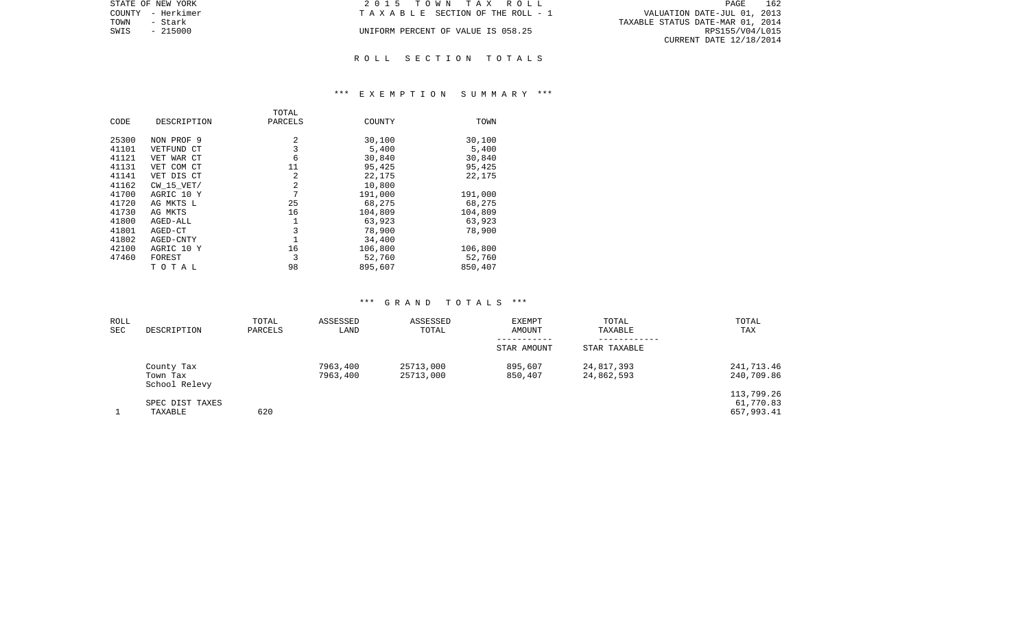STATE OF NEW YORK
COUNTY - Herkimer
TOWN - Stark
SWIS - 215000

2015 TOWN TAX ROLL
TAXABLE SECTION OF THE ROLL - 1
UNIFORM PERCENT OF VALUE IS 058.25

VALUATION DATE-JUL 01, 2013
TAXABLE STATUS DATE-MAR 01, 2014
RPS155/V04/L015
CURRENT DATE 12/18/2014

## ROLL SECTION TOTALS

### *** EXEMPTION SUMMARY ***

| CODE | DESCRIPTION | TOTAL PARCELS | COUNTY | TOWN |
|---|---|---|---|---|
| 25300 | NON PROF 9 | 2 | 30,100 | 30,100 |
| 41101 | VETFUND CT | 3 | 5,400 | 5,400 |
| 41121 | VET WAR CT | 6 | 30,840 | 30,840 |
| 41131 | VET COM CT | 11 | 95,425 | 95,425 |
| 41141 | VET DIS CT | 2 | 22,175 | 22,175 |
| 41162 | CW_15_VET/ | 2 | 10,800 | |
| 41700 | AGRIC 10 Y | 7 | 191,000 | 191,000 |
| 41720 | AG MKTS L | 25 | 68,275 | 68,275 |
| 41730 | AG MKTS | 16 | 104,809 | 104,809 |
| 41800 | AGED-ALL | 1 | 63,923 | 63,923 |
| 41801 | AGED-CT | 3 | 78,900 | 78,900 |
| 41802 | AGED-CNTY | 1 | 34,400 | |
| 42100 | AGRIC 10 Y | 16 | 106,800 | 106,800 |
| 47460 | FOREST | 3 | 52,760 | 52,760 |
| | TOTAL | 98 | 895,607 | 850,407 |

### *** GRAND TOTALS ***

| ROLL SEC | DESCRIPTION | TOTAL PARCELS | ASSESSED LAND | ASSESSED TOTAL | EXEMPT AMOUNT / STAR AMOUNT | TOTAL TAXABLE / STAR TAXABLE | TOTAL TAX |
|---|---|---|---|---|---|---|---|
| | County Tax | | 7963,400 | 25713,000 | 895,607 | 24,817,393 | 241,713.46 |
| | Town Tax | | 7963,400 | 25713,000 | 850,407 | 24,862,593 | 240,709.86 |
| | School Relevy | | | | | | 113,799.26 |
| | SPEC DIST TAXES | | | | | | 61,770.83 |
| 1 | TAXABLE | 620 | | | | | 657,993.41 |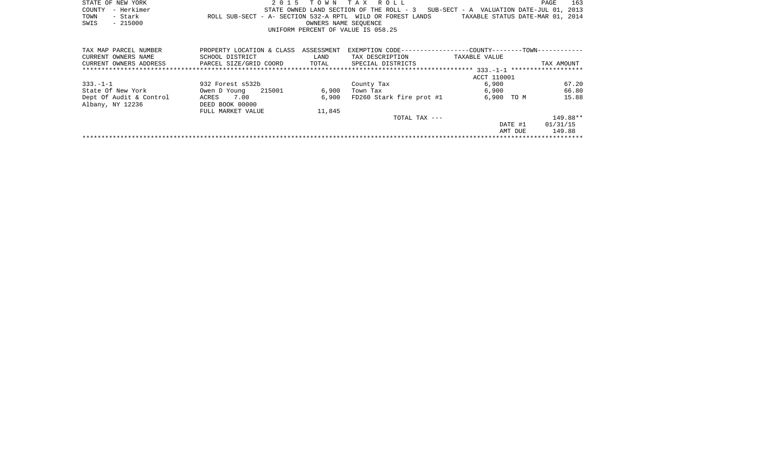STATE OF NEW YORK
COUNTY - Herkimer
TOWN - Stark
SWIS - 215000

2 0 1 5 T O W N T A X R O L L
STATE OWNED LAND SECTION OF THE ROLL - 3 SUB-SECT - A VALUATION DATE-JUL 01, 2013
ROLL SUB-SECT - A- SECTION 532-A RPTL WILD OR FOREST LANDS TAXABLE STATUS DATE-MAR 01, 2014
OWNERS NAME SEQUENCE
UNIFORM PERCENT OF VALUE IS 058.25

| TAX MAP PARCEL NUMBER / CURRENT OWNERS NAME / CURRENT OWNERS ADDRESS | PROPERTY LOCATION & CLASS / SCHOOL DISTRICT / PARCEL SIZE/GRID COORD | ASSESSMENT LAND / TOTAL | EXEMPTION CODE / TAX DESCRIPTION / SPECIAL DISTRICTS | COUNTY--------TOWN TAXABLE VALUE | TAX AMOUNT |
|---|---|---|---|---|---|
| | | | | ACCT 110001 | |
| 333.-1-1 | 932 Forest s532b | | County Tax | 6,900 | 67.20 |
| State Of New York | Owen D Young 215001 | 6,900 | Town Tax | 6,900 | 66.80 |
| Dept Of Audit & Control | ACRES 7.00 | 6,900 | FD260 Stark fire prot #1 | 6,900 TO M | 15.88 |
| Albany, NY 12236 | DEED BOOK 00000 | | | | |
| | FULL MARKET VALUE | 11,845 | | | |
| | | | TOTAL TAX --- | | 149.88** |
| | | | | DATE #1 | 01/31/15 |
| | | | | AMT DUE | 149.88 |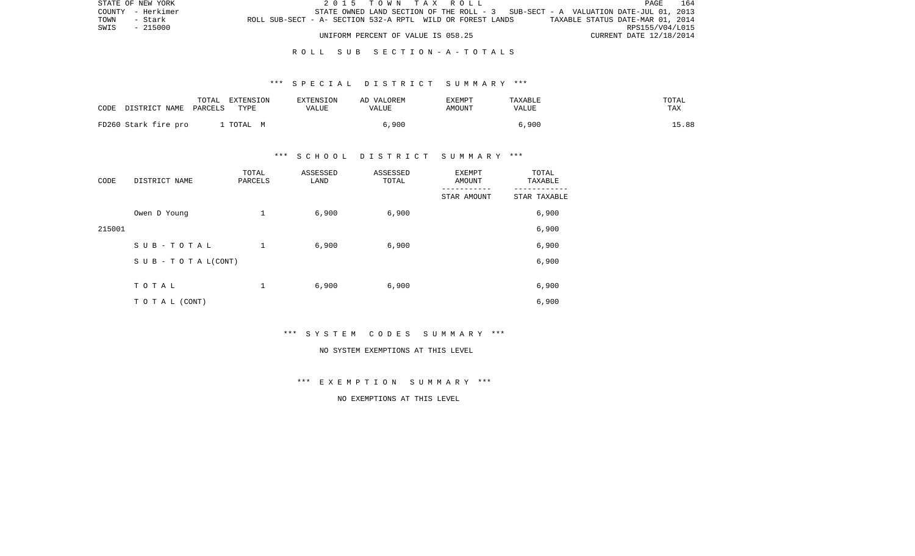STATE OF NEW YORK
COUNTY - Herkimer
TOWN - Stark
SWIS - 215000

2 0 1 5 T O W N T A X R O L L

STATE OWNED LAND SECTION OF THE ROLL - 3 SUB-SECT - A VALUATION DATE-JUL 01, 2013

ROLL SUB-SECT - A- SECTION 532-A RPTL WILD OR FOREST LANDS TAXABLE STATUS DATE-MAR 01, 2014

RPS155/V04/L015

UNIFORM PERCENT OF VALUE IS 058.25 CURRENT DATE 12/18/2014

## R O L L S U B S E C T I O N - A - T O T A L S

### *** S P E C I A L D I S T R I C T S U M M A R Y ***

| CODE DISTRICT NAME | TOTAL PARCELS | EXTENSION TYPE | EXTENSION VALUE | AD VALOREM VALUE | EXEMPT AMOUNT | TAXABLE VALUE | TOTAL TAX |
|---|---|---|---|---|---|---|---|
| FD260 Stark fire pro | 1 | TOTAL M | | 6,900 | | 6,900 | 15.88 |

### *** S C H O O L D I S T R I C T S U M M A R Y ***

| CODE | DISTRICT NAME | TOTAL PARCELS | ASSESSED LAND | ASSESSED TOTAL | EXEMPT AMOUNT / STAR AMOUNT | TOTAL TAXABLE / STAR TAXABLE |
|---|---|---|---|---|---|---|
| | Owen D Young | 1 | 6,900 | 6,900 | | 6,900 |
| 215001 | | | | | | 6,900 |
| | S U B - T O T A L | 1 | 6,900 | 6,900 | | 6,900 |
| | S U B - T O T A L(CONT) | | | | | 6,900 |
| | T O T A L | 1 | 6,900 | 6,900 | | 6,900 |
| | T O T A L (CONT) | | | | | 6,900 |

### *** S Y S T E M C O D E S S U M M A R Y ***

NO SYSTEM EXEMPTIONS AT THIS LEVEL

### *** E X E M P T I O N S U M M A R Y ***

NO EXEMPTIONS AT THIS LEVEL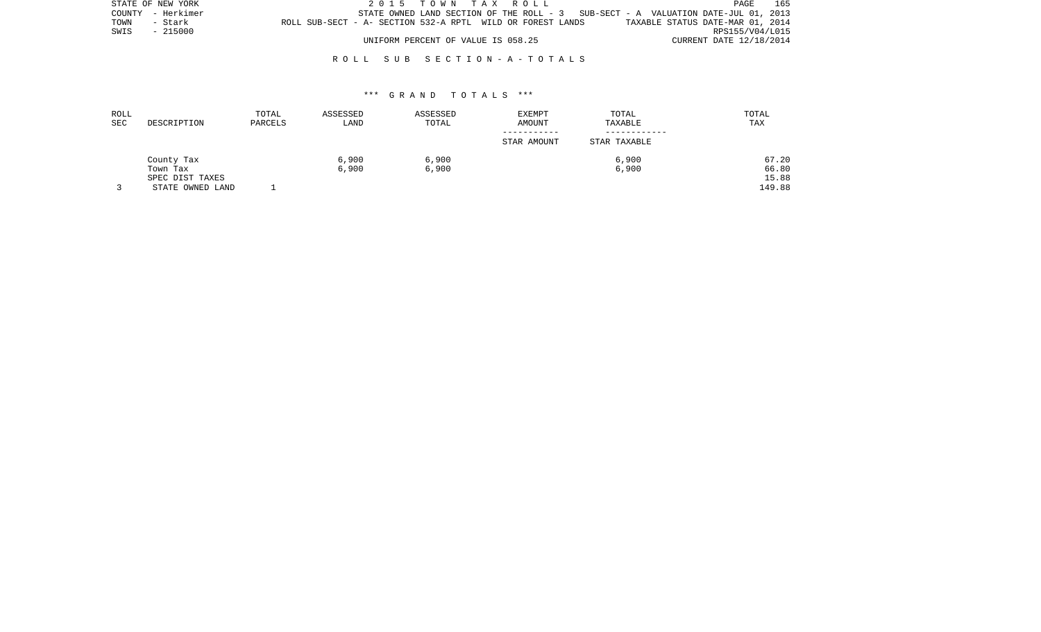STATE OF NEW YORK
COUNTY - Herkimer
TOWN - Stark
SWIS - 215000

2 0 1 5 T O W N T A X R O L L

STATE OWNED LAND SECTION OF THE ROLL - 3 SUB-SECT - A VALUATION DATE-JUL 01, 2013
ROLL SUB-SECT - A- SECTION 532-A RPTL WILD OR FOREST LANDS TAXABLE STATUS DATE-MAR 01, 2014
RPS155/V04/L015
UNIFORM PERCENT OF VALUE IS 058.25 CURRENT DATE 12/18/2014

R O L L S U B S E C T I O N - A - T O T A L S

\*\*\* G R A N D T O T A L S \*\*\*

| ROLL SEC | DESCRIPTION | TOTAL PARCELS | ASSESSED LAND | ASSESSED TOTAL | EXEMPT AMOUNT / STAR AMOUNT | TOTAL TAXABLE / STAR TAXABLE | TOTAL TAX |
|---|---|---|---|---|---|---|---|
| | County Tax | | 6,900 | 6,900 | | 6,900 | 67.20 |
| | Town Tax | | 6,900 | 6,900 | | 6,900 | 66.80 |
| | SPEC DIST TAXES | | | | | | 15.88 |
| 3 | STATE OWNED LAND | 1 | | | | | 149.88 |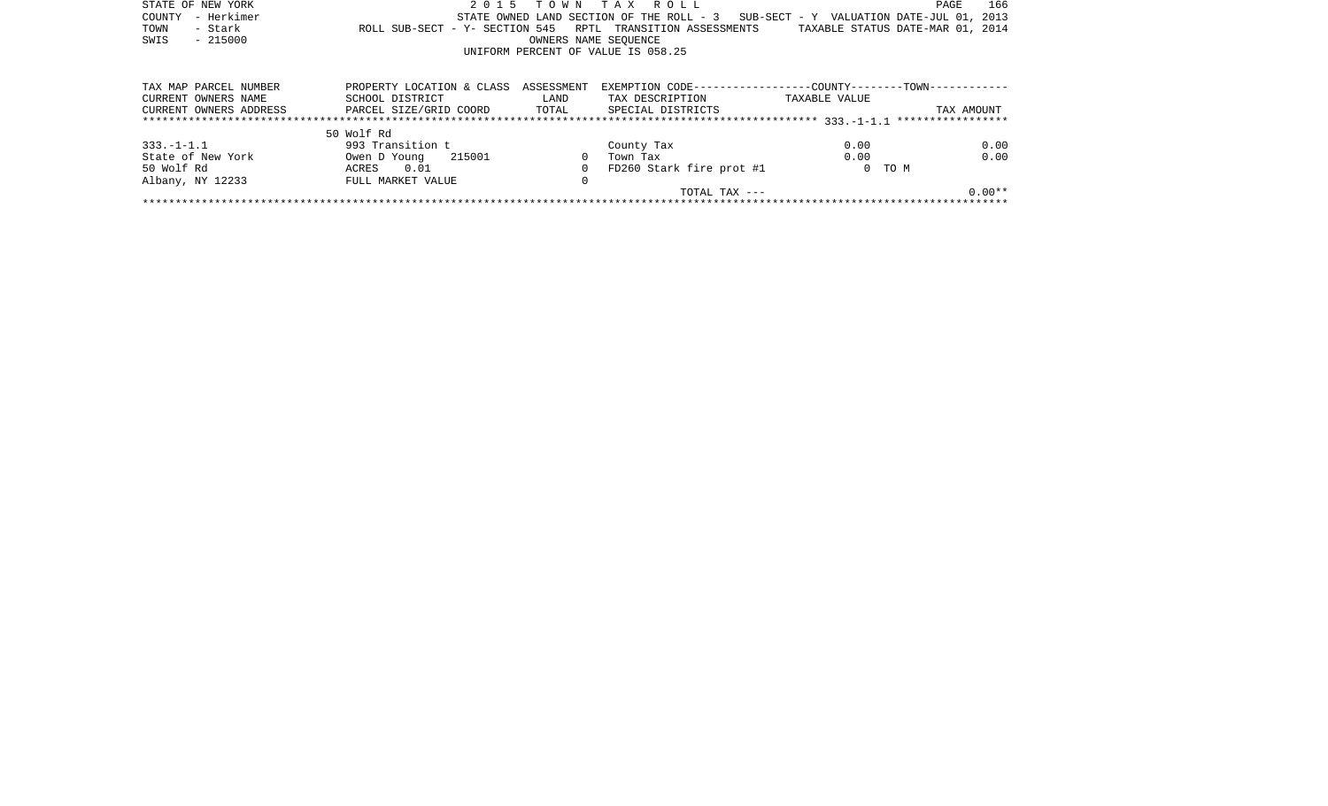STATE OF NEW YORK
COUNTY - Herkimer
TOWN - Stark
SWIS - 215000

2 0 1 5 T O W N T A X R O L L

STATE OWNED LAND SECTION OF THE ROLL - 3 SUB-SECT - Y VALUATION DATE-JUL 01, 2013
ROLL SUB-SECT - Y- SECTION 545 RPTL TRANSITION ASSESSMENTS TAXABLE STATUS DATE-MAR 01, 2014
OWNERS NAME SEQUENCE
UNIFORM PERCENT OF VALUE IS 058.25

| TAX MAP PARCEL NUMBER<br>CURRENT OWNERS NAME<br>CURRENT OWNERS ADDRESS | PROPERTY LOCATION & CLASS<br>SCHOOL DISTRICT<br>PARCEL SIZE/GRID COORD | ASSESSMENT<br>LAND<br>TOTAL | EXEMPTION CODE------------------COUNTY--------TOWN-----------<br>TAX DESCRIPTION<br>SPECIAL DISTRICTS | TAXABLE VALUE | TAX AMOUNT |
|---|---|---|---|---|---|
| ************************************ 333.-1-1.1 ***************** | | | | | |
| | 50 Wolf Rd | | | | |
| 333.-1-1.1 | 993 Transition t | | County Tax | 0.00 | 0.00 |
| State of New York | Owen D Young 215001 | 0 | Town Tax | 0.00 | 0.00 |
| 50 Wolf Rd | ACRES 0.01 | 0 | FD260 Stark fire prot #1 | 0 TO M | |
| Albany, NY 12233 | FULL MARKET VALUE | 0 | | | |
| | | | TOTAL TAX --- | | 0.00** |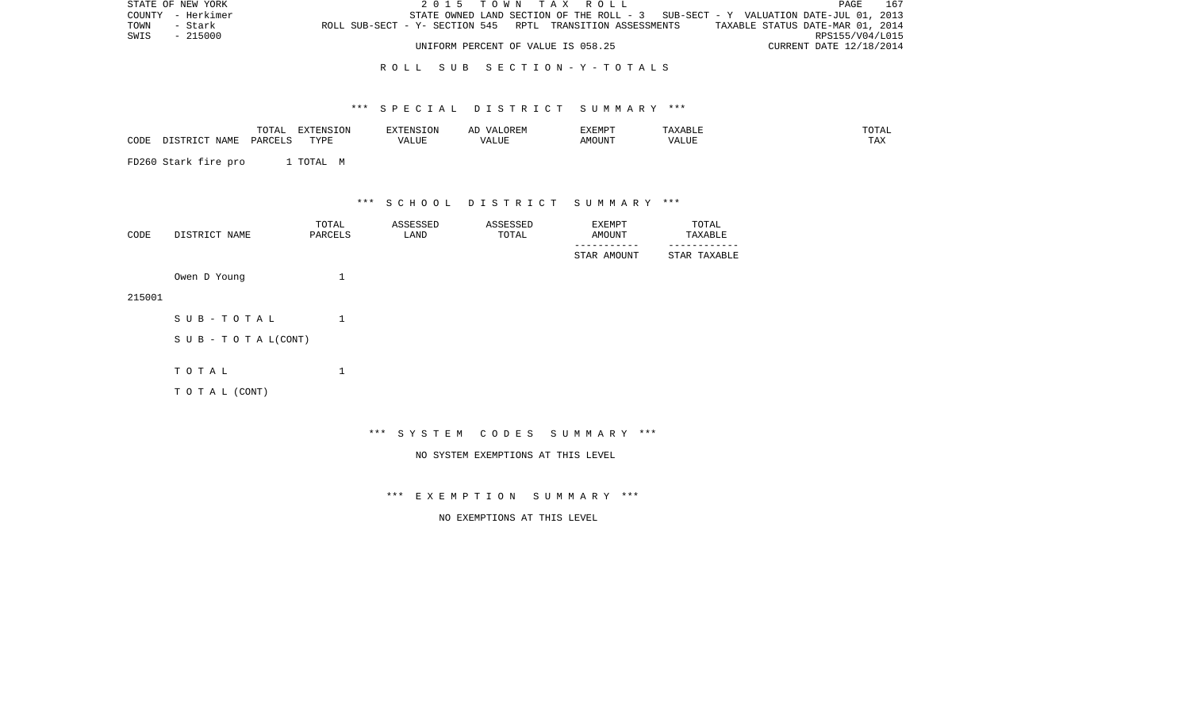ROLL SUB SECTION - Y - TOTALS

*** SPECIAL DISTRICT SUMMARY ***

| CODE | DISTRICT NAME | TOTAL PARCELS | EXTENSION TYPE | EXTENSION VALUE | AD VALOREM VALUE | EXEMPT AMOUNT | TAXABLE VALUE | TOTAL TAX |
|---|---|---|---|---|---|---|---|---|
| FD260 | Stark fire pro | 1 | TOTAL M | | | | | |

*** SCHOOL DISTRICT SUMMARY ***

| CODE | DISTRICT NAME | TOTAL PARCELS | ASSESSED LAND | ASSESSED TOTAL | EXEMPT AMOUNT / STAR AMOUNT | TOTAL TAXABLE / STAR TAXABLE |
|---|---|---|---|---|---|---|
| 215001 | Owen D Young | 1 | | | | |
| | SUB-TOTAL | 1 | | | | |
| | SUB-TOTAL(CONT) | | | | | |
| | TOTAL | 1 | | | | |
| | TOTAL (CONT) | | | | | |

*** SYSTEM CODES SUMMARY ***

NO SYSTEM EXEMPTIONS AT THIS LEVEL

*** EXEMPTION SUMMARY ***

NO EXEMPTIONS AT THIS LEVEL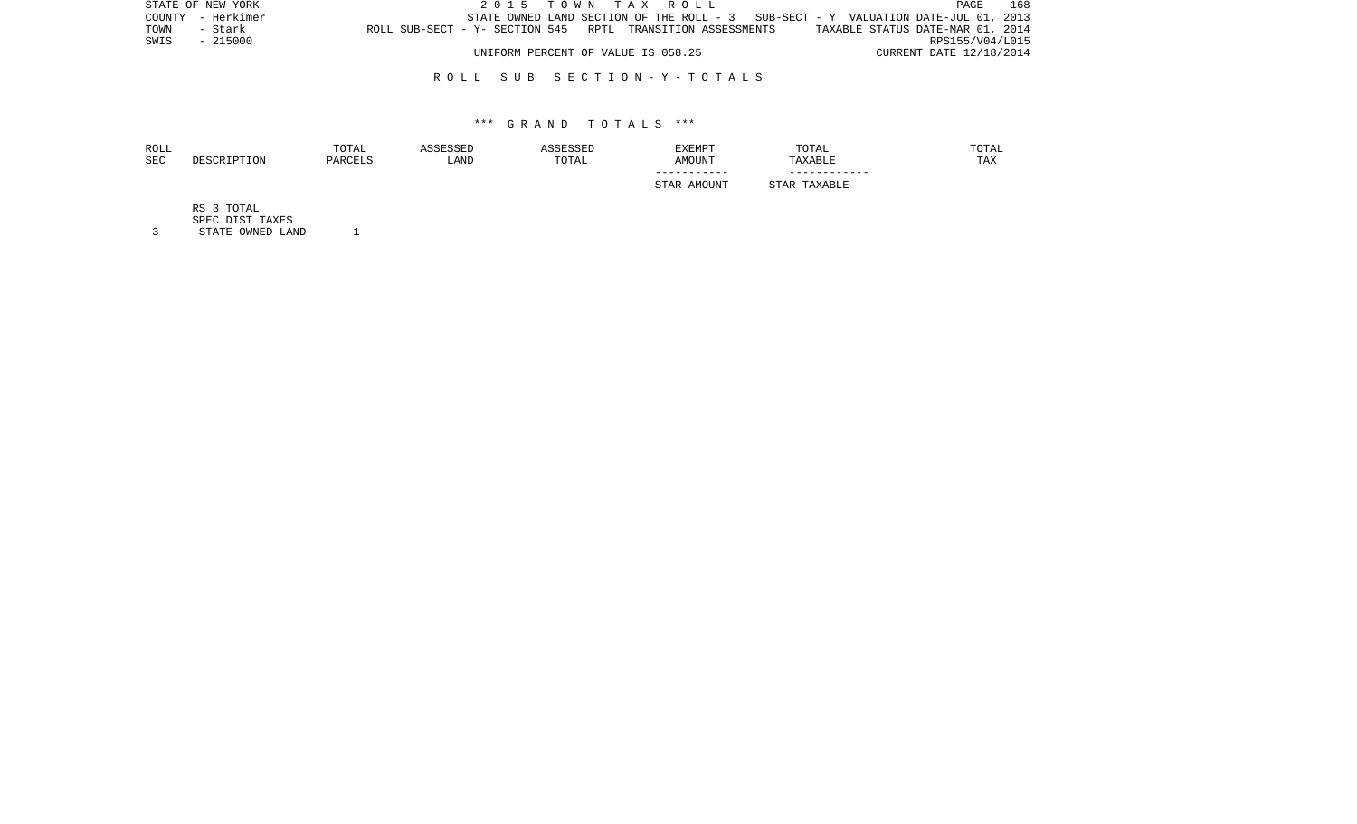## ROLL SUB SECTION - Y - TOTALS

### *** GRAND TOTALS ***

| ROLL SEC | DESCRIPTION | TOTAL PARCELS | ASSESSED LAND | ASSESSED TOTAL | EXEMPT AMOUNT / STAR AMOUNT | TOTAL TAXABLE / STAR TAXABLE | TOTAL TAX |
|---|---|---|---|---|---|---|---|
| | RS 3 TOTAL | | | | | | |
| | SPEC DIST TAXES | | | | | | |
| 3 | STATE OWNED LAND | 1 | | | | | |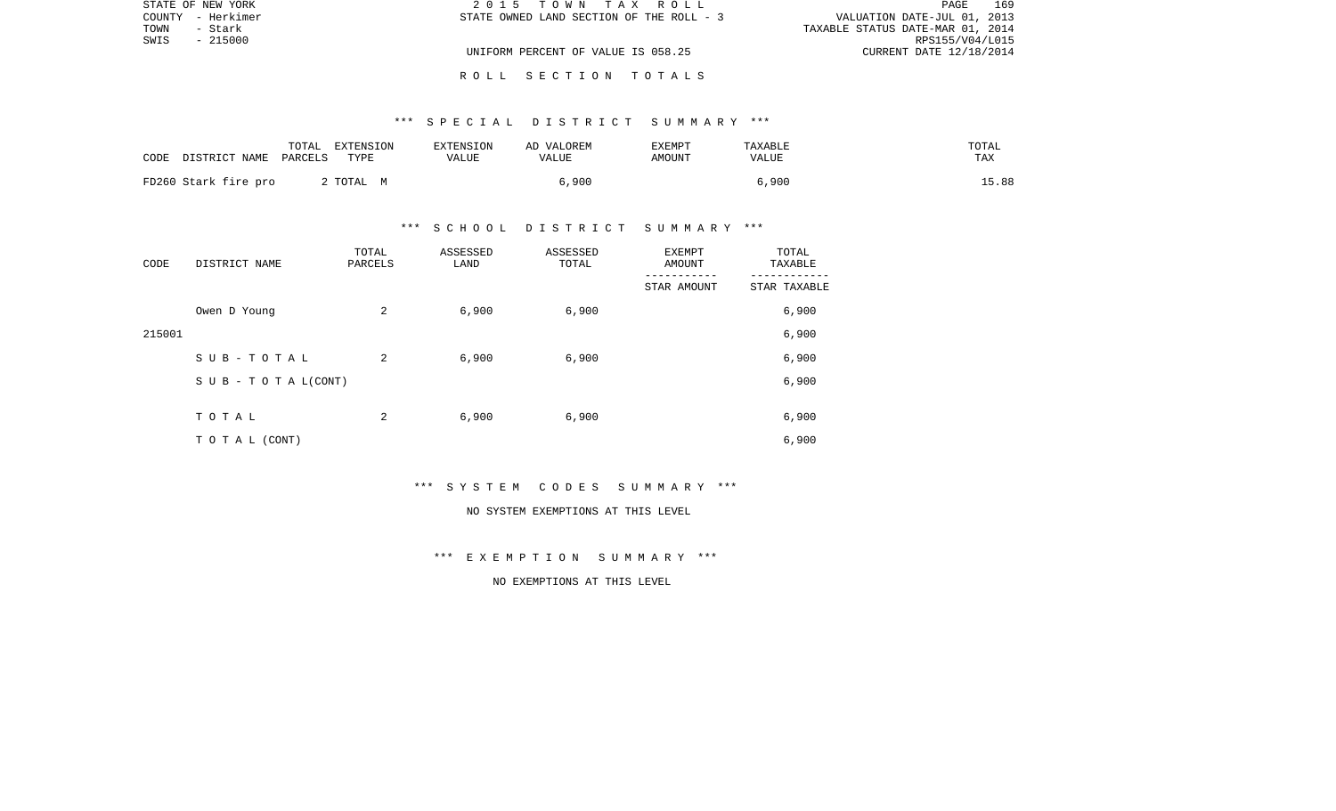STATE OF NEW YORK
COUNTY - Herkimer
TOWN - Stark
SWIS - 215000

2 0 1 5 T O W N T A X R O L L
STATE OWNED LAND SECTION OF THE ROLL - 3

VALUATION DATE-JUL 01, 2013
TAXABLE STATUS DATE-MAR 01, 2014
RPS155/V04/L015
CURRENT DATE 12/18/2014

UNIFORM PERCENT OF VALUE IS 058.25

R O L L S E C T I O N T O T A L S

*** S P E C I A L D I S T R I C T S U M M A R Y ***

| CODE DISTRICT NAME | TOTAL PARCELS | EXTENSION TYPE | EXTENSION VALUE | AD VALOREM VALUE | EXEMPT AMOUNT | TAXABLE VALUE | TOTAL TAX |
|---|---|---|---|---|---|---|---|
| FD260 Stark fire pro | 2 | TOTAL M | | 6,900 | | 6,900 | 15.88 |

*** S C H O O L D I S T R I C T S U M M A R Y ***

| CODE | DISTRICT NAME | TOTAL PARCELS | ASSESSED LAND | ASSESSED TOTAL | EXEMPT AMOUNT / STAR AMOUNT | TOTAL TAXABLE / STAR TAXABLE |
|---|---|---|---|---|---|---|
| | Owen D Young | 2 | 6,900 | 6,900 | | 6,900 |
| 215001 | | | | | | 6,900 |
| | S U B - T O T A L | 2 | 6,900 | 6,900 | | 6,900 |
| | S U B - T O T A L(CONT) | | | | | 6,900 |
| | T O T A L | 2 | 6,900 | 6,900 | | 6,900 |
| | T O T A L (CONT) | | | | | 6,900 |

*** S Y S T E M C O D E S S U M M A R Y ***

NO SYSTEM EXEMPTIONS AT THIS LEVEL

*** E X E M P T I O N S U M M A R Y ***

NO EXEMPTIONS AT THIS LEVEL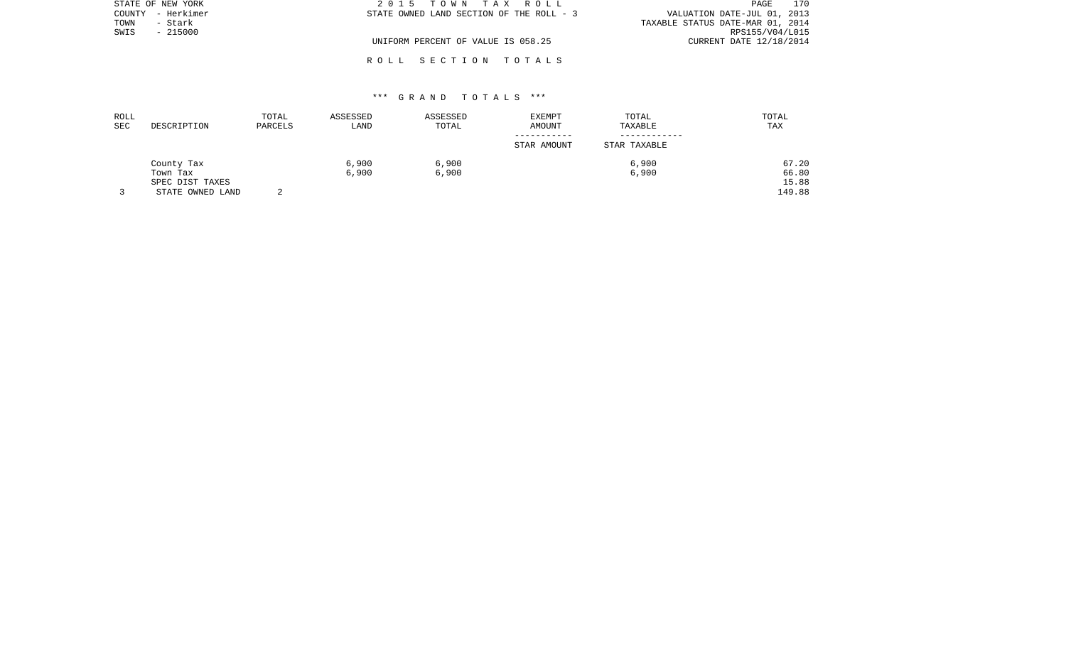STATE OF NEW YORK
COUNTY - Herkimer
TOWN - Stark
SWIS - 215000

2 0 1 5 T O W N T A X R O L L
STATE OWNED LAND SECTION OF THE ROLL - 3

VALUATION DATE-JUL 01, 2013
TAXABLE STATUS DATE-MAR 01, 2014
RPS155/V04/L015
CURRENT DATE 12/18/2014

UNIFORM PERCENT OF VALUE IS 058.25

R O L L S E C T I O N T O T A L S

*** G R A N D T O T A L S ***

| ROLL SEC | DESCRIPTION | TOTAL PARCELS | ASSESSED LAND | ASSESSED TOTAL | EXEMPT AMOUNT / STAR AMOUNT | TOTAL TAXABLE / STAR TAXABLE | TOTAL TAX |
|---|---|---|---|---|---|---|---|
| | County Tax | | 6,900 | 6,900 | | 6,900 | 67.20 |
| | Town Tax | | 6,900 | 6,900 | | 6,900 | 66.80 |
| | SPEC DIST TAXES | | | | | | 15.88 |
| 3 | STATE OWNED LAND | 2 | | | | | 149.88 |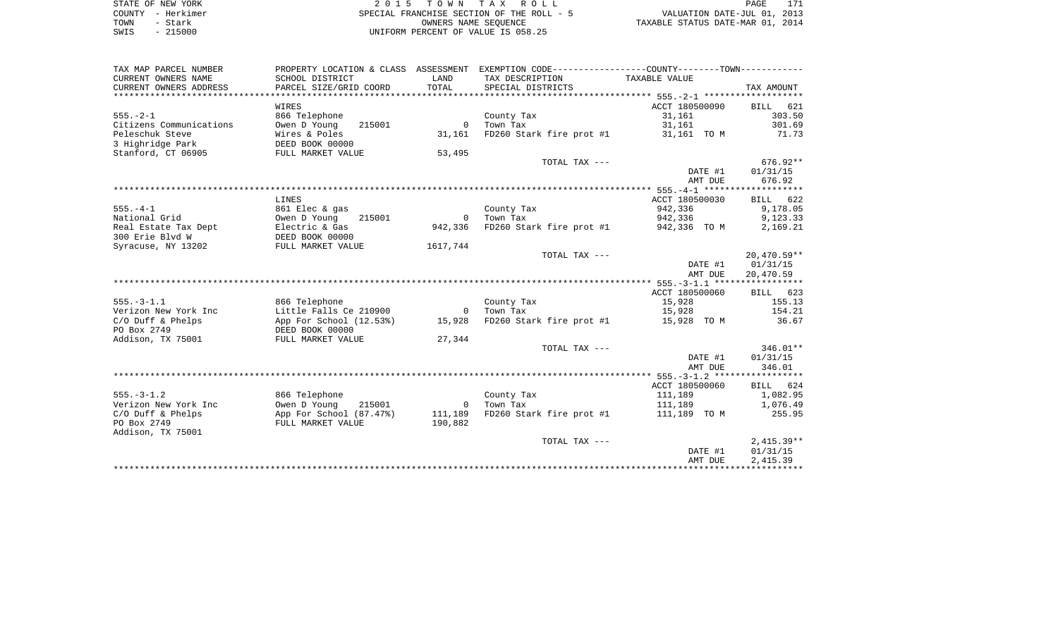STATE OF NEW YORK
COUNTY - Herkimer
TOWN - Stark
SWIS - 215000

2015 TOWN TAX ROLL
SPECIAL FRANCHISE SECTION OF THE ROLL - 5
OWNERS NAME SEQUENCE
UNIFORM PERCENT OF VALUE IS 058.25

VALUATION DATE-JUL 01, 2013
TAXABLE STATUS DATE-MAR 01, 2014

| TAX MAP PARCEL NUMBER / CURRENT OWNERS NAME / CURRENT OWNERS ADDRESS | PROPERTY LOCATION & CLASS / SCHOOL DISTRICT / PARCEL SIZE/GRID COORD | ASSESSMENT LAND / TOTAL | EXEMPTION CODE / TAX DESCRIPTION / SPECIAL DISTRICTS | COUNTY--------TOWN TAXABLE VALUE | TAX AMOUNT |
|---|---|---|---|---|---|
| **555.-2-1** | WIRES | | | ACCT 180500090 | BILL 621 |
| 555.-2-1 | 866 Telephone | | County Tax | 31,161 | 303.50 |
| Citizens Communications | Owen D Young 215001 | 0 | Town Tax | 31,161 | 301.69 |
| Peleschuk Steve | Wires & Poles | 31,161 | FD260 Stark fire prot #1 | 31,161 TO M | 71.73 |
| 3 Highridge Park | DEED BOOK 00000 | | | | |
| Stanford, CT 06905 | FULL MARKET VALUE | 53,495 | | | |
| | | | TOTAL TAX --- | | 676.92** |
| | | | | DATE #1 | 01/31/15 |
| | | | | AMT DUE | 676.92 |
| **555.-4-1** | LINES | | | ACCT 180500030 | BILL 622 |
| 555.-4-1 | 861 Elec & gas | | County Tax | 942,336 | 9,178.05 |
| National Grid | Owen D Young 215001 | 0 | Town Tax | 942,336 | 9,123.33 |
| Real Estate Tax Dept | Electric & Gas | 942,336 | FD260 Stark fire prot #1 | 942,336 TO M | 2,169.21 |
| 300 Erie Blvd W | DEED BOOK 00000 | | | | |
| Syracuse, NY 13202 | FULL MARKET VALUE | 1617,744 | | | |
| | | | TOTAL TAX --- | | 20,470.59** |
| | | | | DATE #1 | 01/31/15 |
| | | | | AMT DUE | 20,470.59 |
| **555.-3-1.1** | | | | ACCT 180500060 | BILL 623 |
| 555.-3-1.1 | 866 Telephone | | County Tax | 15,928 | 155.13 |
| Verizon New York Inc | Little Falls Ce 210900 | 0 | Town Tax | 15,928 | 154.21 |
| C/O Duff & Phelps | App For School (12.53%) | 15,928 | FD260 Stark fire prot #1 | 15,928 TO M | 36.67 |
| PO Box 2749 | DEED BOOK 00000 | | | | |
| Addison, TX 75001 | FULL MARKET VALUE | 27,344 | | | |
| | | | TOTAL TAX --- | | 346.01** |
| | | | | DATE #1 | 01/31/15 |
| | | | | AMT DUE | 346.01 |
| **555.-3-1.2** | | | | ACCT 180500060 | BILL 624 |
| 555.-3-1.2 | 866 Telephone | | County Tax | 111,189 | 1,082.95 |
| Verizon New York Inc | Owen D Young 215001 | 0 | Town Tax | 111,189 | 1,076.49 |
| C/O Duff & Phelps | App For School (87.47%) | 111,189 | FD260 Stark fire prot #1 | 111,189 TO M | 255.95 |
| PO Box 2749 | FULL MARKET VALUE | 190,882 | | | |
| Addison, TX 75001 | | | | | |
| | | | TOTAL TAX --- | | 2,415.39** |
| | | | | DATE #1 | 01/31/15 |
| | | | | AMT DUE | 2,415.39 |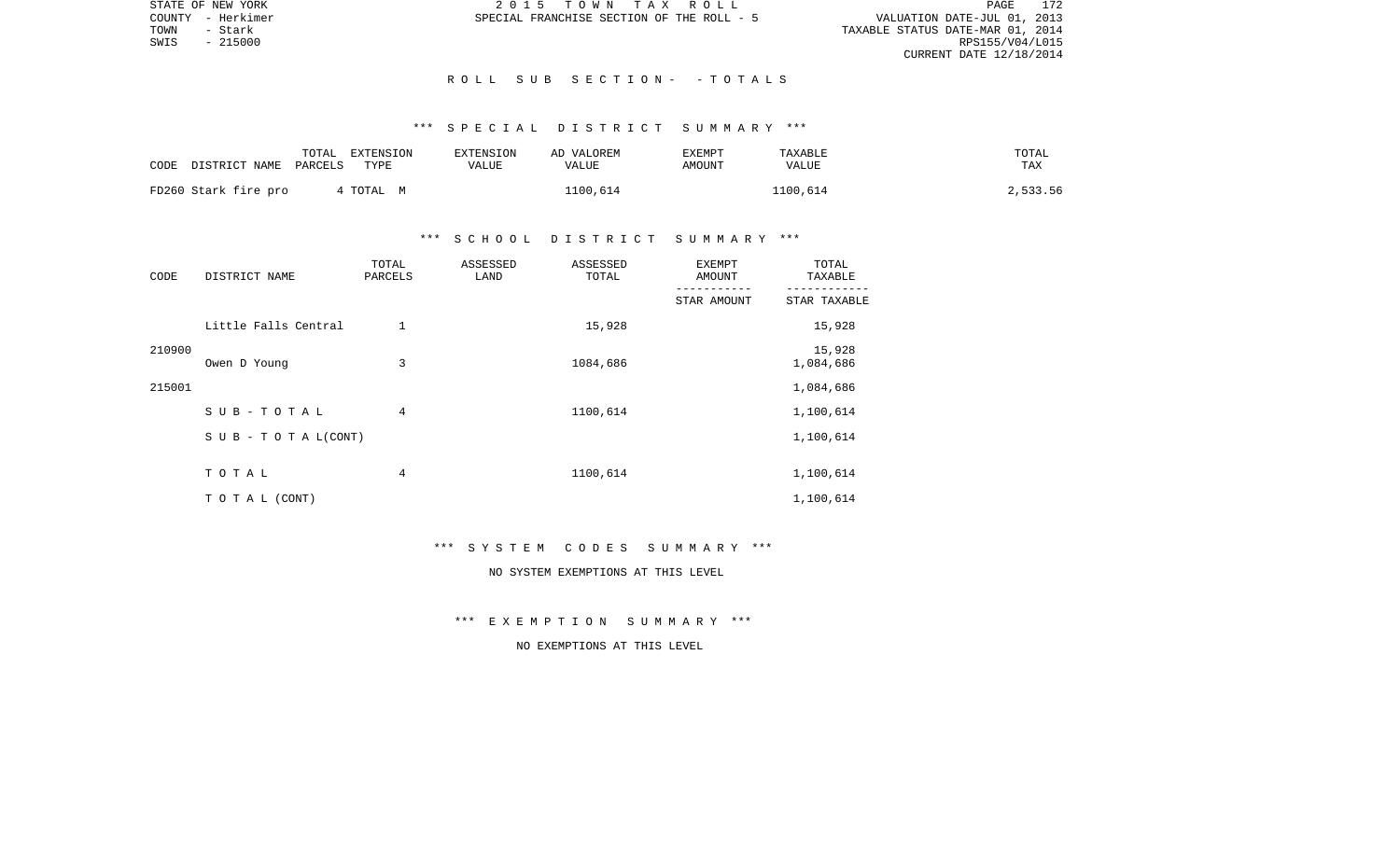STATE OF NEW YORK | 2015 TOWN TAX ROLL | VALUATION DATE-JUL 01, 2013
COUNTY - Herkimer | SPECIAL FRANCHISE SECTION OF THE ROLL - 5 | TAXABLE STATUS DATE-MAR 01, 2014
TOWN - Stark | | RPS155/V04/L015
SWIS - 215000 | | CURRENT DATE 12/18/2014

## ROLL SUB SECTION- - TOTALS

### *** SPECIAL DISTRICT SUMMARY ***

| CODE DISTRICT NAME | TOTAL PARCELS | EXTENSION TYPE | EXTENSION VALUE | AD VALOREM VALUE | EXEMPT AMOUNT | TAXABLE VALUE | TOTAL TAX |
|---|---|---|---|---|---|---|---|
| FD260 Stark fire pro | 4 | TOTAL M | | 1100,614 | | 1100,614 | 2,533.56 |

### *** SCHOOL DISTRICT SUMMARY ***

| CODE | DISTRICT NAME | TOTAL PARCELS | ASSESSED LAND | ASSESSED TOTAL | EXEMPT AMOUNT / STAR AMOUNT | TOTAL TAXABLE / STAR TAXABLE |
|---|---|---|---|---|---|---|
| 210900 | Little Falls Central | 1 | | 15,928 | | 15,928 |
| | | | | | | 15,928 |
| 215001 | Owen D Young | 3 | | 1084,686 | | 1,084,686 |
| | | | | | | 1,084,686 |
| | SUB-TOTAL | 4 | | 1100,614 | | 1,100,614 |
| | SUB-TOTAL(CONT) | | | | | 1,100,614 |
| | TOTAL | 4 | | 1100,614 | | 1,100,614 |
| | TOTAL (CONT) | | | | | 1,100,614 |

### *** SYSTEM CODES SUMMARY ***

NO SYSTEM EXEMPTIONS AT THIS LEVEL

### *** EXEMPTION SUMMARY ***

NO EXEMPTIONS AT THIS LEVEL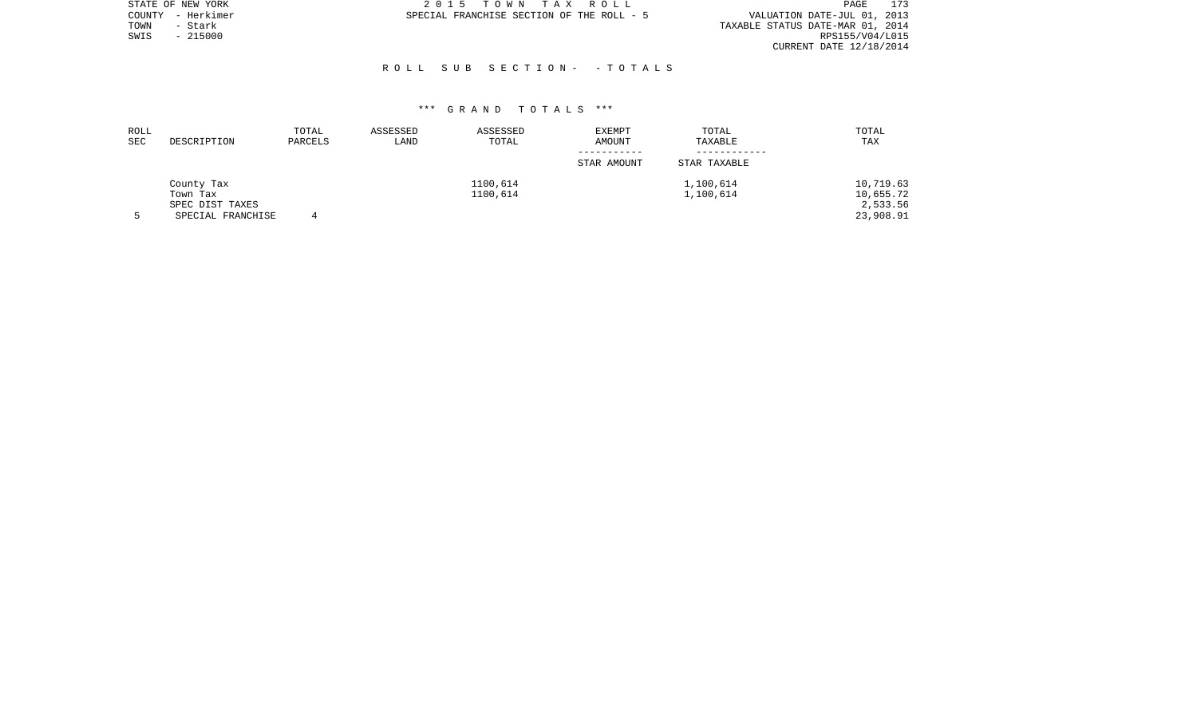STATE OF NEW YORK
COUNTY - Herkimer
TOWN - Stark
SWIS - 215000

2 0 1 5 T O W N T A X R O L L
SPECIAL FRANCHISE SECTION OF THE ROLL - 5

VALUATION DATE-JUL 01, 2013
TAXABLE STATUS DATE-MAR 01, 2014
RPS155/V04/L015
CURRENT DATE 12/18/2014

## R O L L S U B S E C T I O N - - T O T A L S

### *** G R A N D T O T A L S ***

| ROLL SEC | DESCRIPTION | TOTAL PARCELS | ASSESSED LAND | ASSESSED TOTAL | EXEMPT AMOUNT / STAR AMOUNT | TOTAL TAXABLE / STAR TAXABLE | TOTAL TAX |
|---|---|---|---|---|---|---|---|
| | County Tax | | | 1100,614 | | 1,100,614 | 10,719.63 |
| | Town Tax | | | 1100,614 | | 1,100,614 | 10,655.72 |
| | SPEC DIST TAXES | | | | | | 2,533.56 |
| 5 | SPECIAL FRANCHISE | 4 | | | | | 23,908.91 |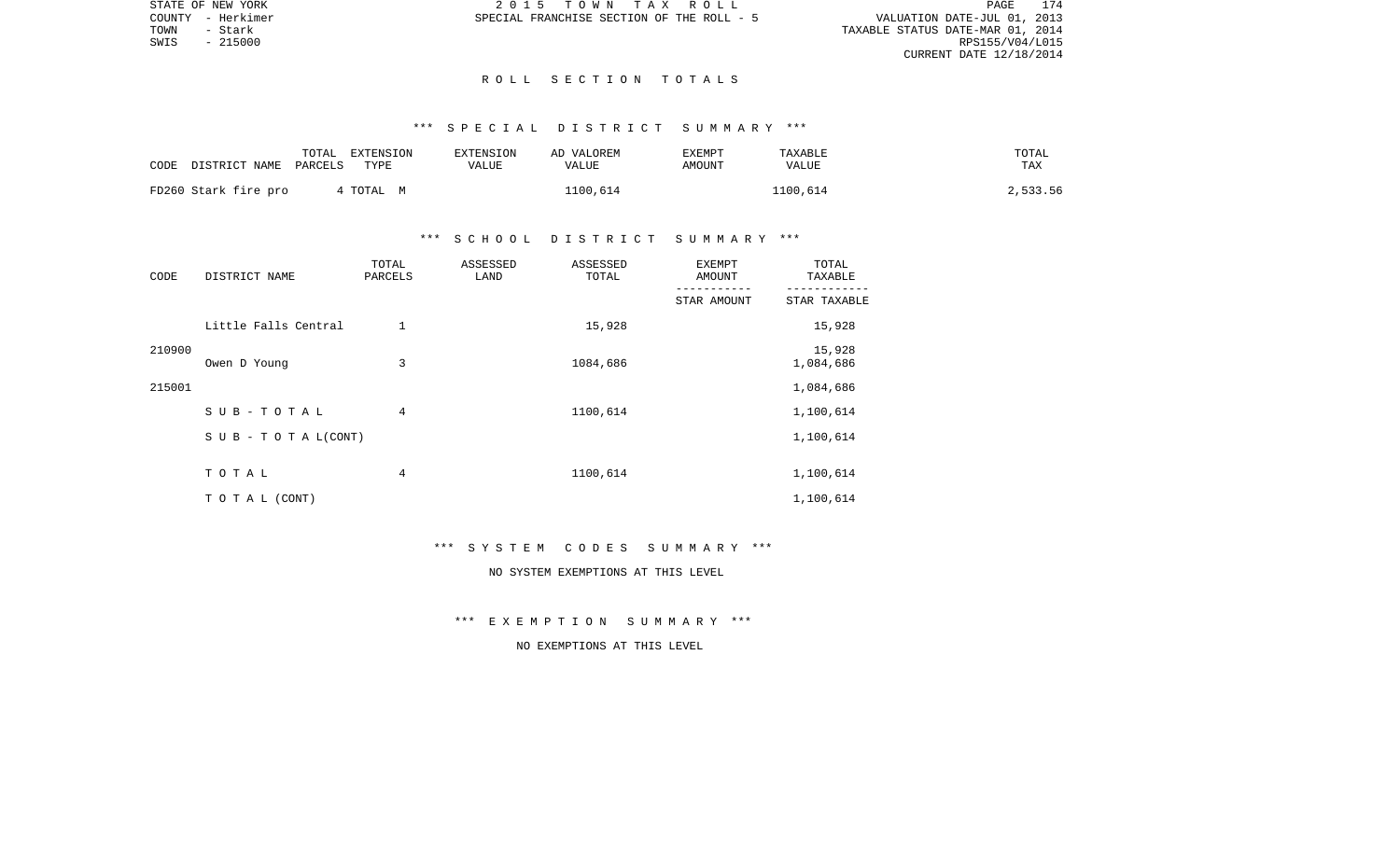# ROLL SECTION TOTALS

## *** SPECIAL DISTRICT SUMMARY ***

| CODE DISTRICT NAME | TOTAL PARCELS | EXTENSION TYPE | EXTENSION VALUE | AD VALOREM VALUE | EXEMPT AMOUNT | TAXABLE VALUE | TOTAL TAX |
|---|---|---|---|---|---|---|---|
| FD260 Stark fire pro | 4 | TOTAL M | | 1100,614 | | 1100,614 | 2,533.56 |

## *** SCHOOL DISTRICT SUMMARY ***

| CODE | DISTRICT NAME | TOTAL PARCELS | ASSESSED LAND | ASSESSED TOTAL | EXEMPT AMOUNT / STAR AMOUNT | TOTAL TAXABLE / STAR TAXABLE |
|---|---|---|---|---|---|---|
| 210900 | Little Falls Central | 1 | | 15,928 | | 15,928 |
| | | | | | | 15,928 |
| 215001 | Owen D Young | 3 | | 1084,686 | | 1,084,686 |
| | | | | | | 1,084,686 |
| | SUB-TOTAL | 4 | | 1100,614 | | 1,100,614 |
| | SUB-TOTAL(CONT) | | | | | 1,100,614 |
| | TOTAL | 4 | | 1100,614 | | 1,100,614 |
| | TOTAL (CONT) | | | | | 1,100,614 |

## *** SYSTEM CODES SUMMARY ***

NO SYSTEM EXEMPTIONS AT THIS LEVEL

## *** EXEMPTION SUMMARY ***

NO EXEMPTIONS AT THIS LEVEL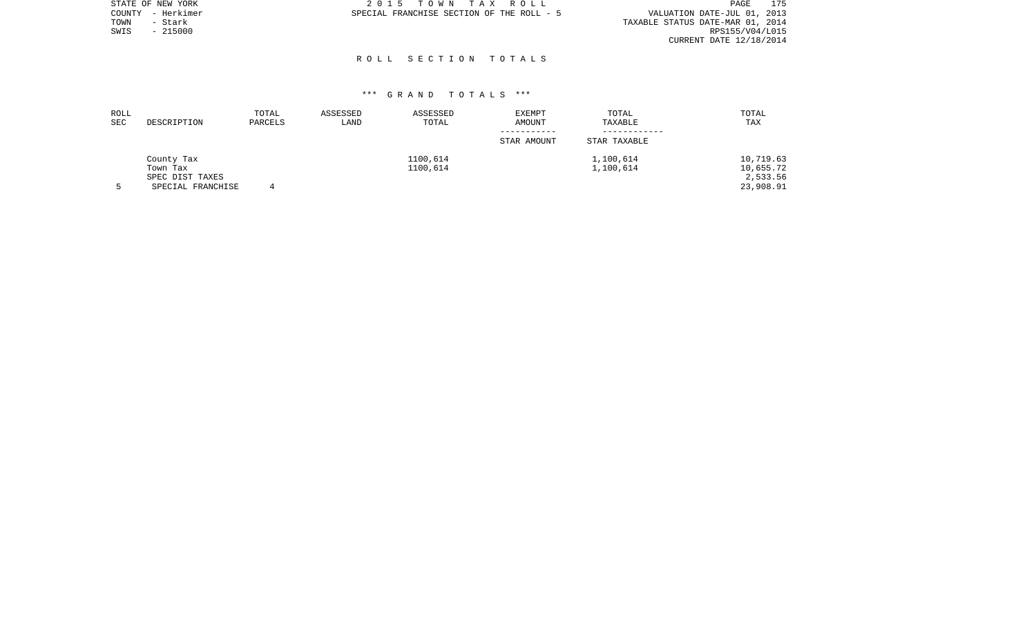STATE OF NEW YORK
COUNTY - Herkimer
TOWN - Stark
SWIS - 215000

2 0 1 5 T O W N T A X R O L L
SPECIAL FRANCHISE SECTION OF THE ROLL - 5

VALUATION DATE-JUL 01, 2013
TAXABLE STATUS DATE-MAR 01, 2014
RPS155/V04/L015
CURRENT DATE 12/18/2014

## R O L L S E C T I O N T O T A L S

### *** G R A N D T O T A L S ***

| ROLL SEC | DESCRIPTION | TOTAL PARCELS | ASSESSED LAND | ASSESSED TOTAL | EXEMPT AMOUNT / STAR AMOUNT | TOTAL TAXABLE / STAR TAXABLE | TOTAL TAX |
|---|---|---|---|---|---|---|---|
| | County Tax | | | 1100,614 | | 1,100,614 | 10,719.63 |
| | Town Tax | | | 1100,614 | | 1,100,614 | 10,655.72 |
| | SPEC DIST TAXES | | | | | | 2,533.56 |
| 5 | SPECIAL FRANCHISE | 4 | | | | | 23,908.91 |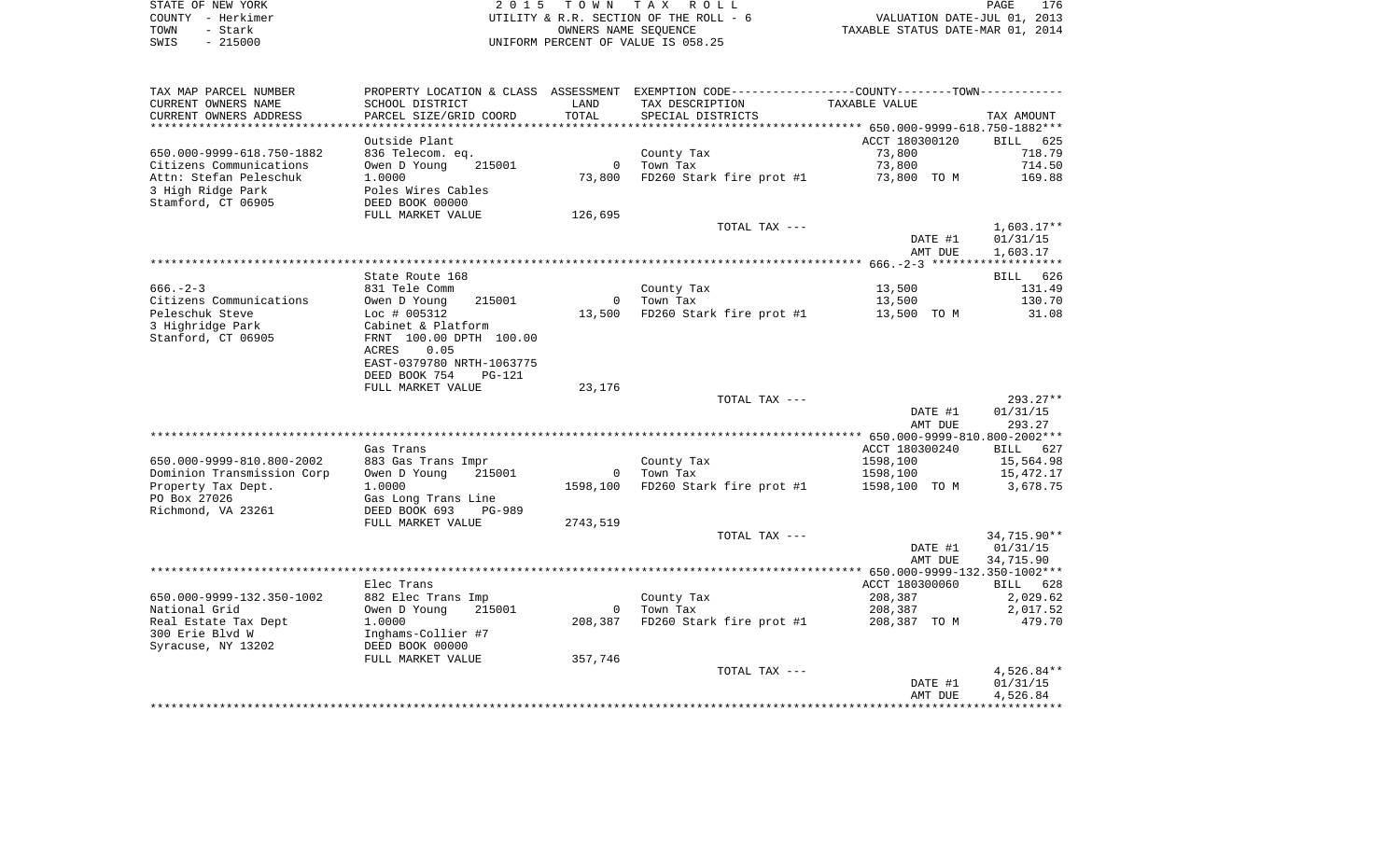STATE OF NEW YORK | 2015 TOWN TAX ROLL | VALUATION DATE-JUL 01, 2013
COUNTY - Herkimer | UTILITY & R.R. SECTION OF THE ROLL - 6 | TAXABLE STATUS DATE-MAR 01, 2014
TOWN - Stark | OWNERS NAME SEQUENCE
SWIS - 215000 | UNIFORM PERCENT OF VALUE IS 058.25

| TAX MAP PARCEL NUMBER<br>CURRENT OWNERS NAME<br>CURRENT OWNERS ADDRESS | PROPERTY LOCATION & CLASS<br>SCHOOL DISTRICT<br>PARCEL SIZE/GRID COORD | ASSESSMENT<br>LAND<br>TOTAL | EXEMPTION CODE-----COUNTY-----TOWN-----<br>TAX DESCRIPTION<br>SPECIAL DISTRICTS | TAXABLE VALUE | TAX AMOUNT |
|---|---|---|---|---|---|
| ******* 650.000-9999-618.750-1882 *** | | | | | |
| | Outside Plant | | | ACCT 180300120 | BILL 625 |
| 650.000-9999-618.750-1882 | 836 Telecom. eq. | | County Tax | 73,800 | 718.79 |
| Citizens Communications | Owen D Young 215001 | 0 | Town Tax | 73,800 | 714.50 |
| Attn: Stefan Peleschuk | 1.0000 | 73,800 | FD260 Stark fire prot #1 | 73,800 TO M | 169.88 |
| 3 High Ridge Park | Poles Wires Cables | | | | |
| Stamford, CT 06905 | DEED BOOK 00000 | | | | |
| | FULL MARKET VALUE | 126,695 | | | |
| | | | TOTAL TAX --- | | 1,603.17** |
| | | | | DATE #1 | 01/31/15 |
| | | | | AMT DUE | 1,603.17 |
| ******* 666.-2-3 ******* | | | | | |
| | State Route 168 | | | | BILL 626 |
| 666.-2-3 | 831 Tele Comm | | County Tax | 13,500 | 131.49 |
| Citizens Communications | Owen D Young 215001 | 0 | Town Tax | 13,500 | 130.70 |
| Peleschuk Steve | Loc # 005312 | 13,500 | FD260 Stark fire prot #1 | 13,500 TO M | 31.08 |
| 3 Highridge Park | Cabinet & Platform | | | | |
| Stanford, CT 06905 | FRNT 100.00 DPTH 100.00 | | | | |
| | ACRES 0.05 | | | | |
| | EAST-0379780 NRTH-1063775 | | | | |
| | DEED BOOK 754 PG-121 | | | | |
| | FULL MARKET VALUE | 23,176 | | | |
| | | | TOTAL TAX --- | | 293.27** |
| | | | | DATE #1 | 01/31/15 |
| | | | | AMT DUE | 293.27 |
| ******* 650.000-9999-810.800-2002 *** | | | | | |
| | Gas Trans | | | ACCT 180300240 | BILL 627 |
| 650.000-9999-810.800-2002 | 883 Gas Trans Impr | | County Tax | 1598,100 | 15,564.98 |
| Dominion Transmission Corp | Owen D Young 215001 | 0 | Town Tax | 1598,100 | 15,472.17 |
| Property Tax Dept. | 1.0000 | 1598,100 | FD260 Stark fire prot #1 | 1598,100 TO M | 3,678.75 |
| PO Box 27026 | Gas Long Trans Line | | | | |
| Richmond, VA 23261 | DEED BOOK 693 PG-989 | | | | |
| | FULL MARKET VALUE | 2743,519 | | | |
| | | | TOTAL TAX --- | | 34,715.90** |
| | | | | DATE #1 | 01/31/15 |
| | | | | AMT DUE | 34,715.90 |
| ******* 650.000-9999-132.350-1002 *** | | | | | |
| | Elec Trans | | | ACCT 180300060 | BILL 628 |
| 650.000-9999-132.350-1002 | 882 Elec Trans Imp | | County Tax | 208,387 | 2,029.62 |
| National Grid | Owen D Young 215001 | 0 | Town Tax | 208,387 | 2,017.52 |
| Real Estate Tax Dept | 1.0000 | 208,387 | FD260 Stark fire prot #1 | 208,387 TO M | 479.70 |
| 300 Erie Blvd W | Inghams-Collier #7 | | | | |
| Syracuse, NY 13202 | DEED BOOK 00000 | | | | |
| | FULL MARKET VALUE | 357,746 | | | |
| | | | TOTAL TAX --- | | 4,526.84** |
| | | | | DATE #1 | 01/31/15 |
| | | | | AMT DUE | 4,526.84 |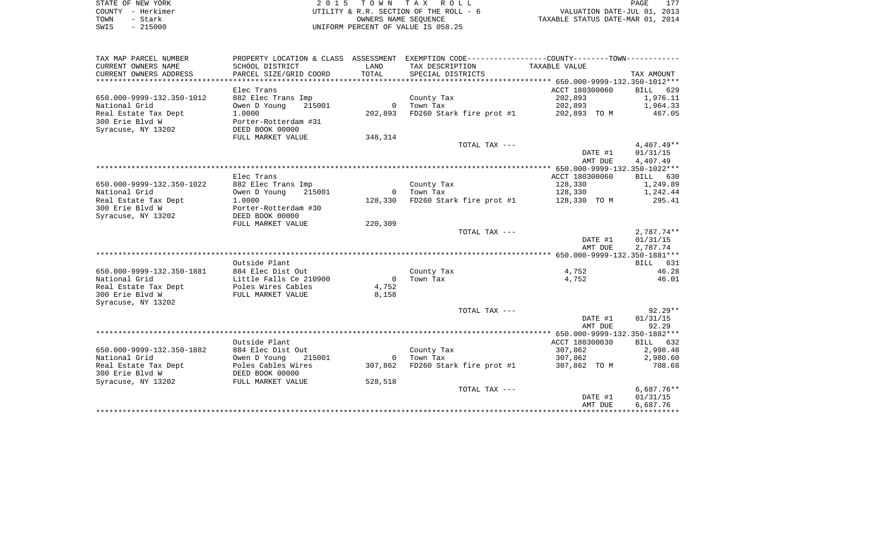STATE OF NEW YORK
COUNTY - Herkimer
TOWN - Stark
SWIS - 215000

2 0 1 5 T O W N T A X R O L L
UTILITY & R.R. SECTION OF THE ROLL - 6
OWNERS NAME SEQUENCE
UNIFORM PERCENT OF VALUE IS 058.25

VALUATION DATE-JUL 01, 2013
TAXABLE STATUS DATE-MAR 01, 2014

| TAX MAP PARCEL NUMBER / CURRENT OWNERS NAME / CURRENT OWNERS ADDRESS | PROPERTY LOCATION & CLASS / SCHOOL DISTRICT / PARCEL SIZE/GRID COORD | ASSESSMENT LAND / TOTAL | EXEMPTION CODE / TAX DESCRIPTION / SPECIAL DISTRICTS | COUNTY--------TOWN TAXABLE VALUE | TAX AMOUNT |
|---|---|---|---|---|---|
| **650.000-9999-132.350-1012** | Elec Trans | | | ACCT 180300060 | BILL 629 |
| 650.000-9999-132.350-1012 | 882 Elec Trans Imp | | County Tax | 202,893 | 1,976.11 |
| National Grid | Owen D Young 215001 | 0 | Town Tax | 202,893 | 1,964.33 |
| Real Estate Tax Dept | 1.0000 | 202,893 | FD260 Stark fire prot #1 | 202,893 TO M | 467.05 |
| 300 Erie Blvd W | Porter-Rotterdam #31 | | | | |
| Syracuse, NY 13202 | DEED BOOK 00000 | | | | |
| | FULL MARKET VALUE | 348,314 | | | |
| | | | TOTAL TAX --- | | 4,407.49** |
| | | | | DATE #1 | 01/31/15 |
| | | | | AMT DUE | 4,407.49 |
| **650.000-9999-132.350-1022** | Elec Trans | | | ACCT 180300060 | BILL 630 |
| 650.000-9999-132.350-1022 | 882 Elec Trans Imp | | County Tax | 128,330 | 1,249.89 |
| National Grid | Owen D Young 215001 | 0 | Town Tax | 128,330 | 1,242.44 |
| Real Estate Tax Dept | 1.0000 | 128,330 | FD260 Stark fire prot #1 | 128,330 TO M | 295.41 |
| 300 Erie Blvd W | Porter-Rotterdam #30 | | | | |
| Syracuse, NY 13202 | DEED BOOK 00000 | | | | |
| | FULL MARKET VALUE | 220,309 | | | |
| | | | TOTAL TAX --- | | 2,787.74** |
| | | | | DATE #1 | 01/31/15 |
| | | | | AMT DUE | 2,787.74 |
| **650.000-9999-132.350-1881** | Outside Plant | | | | BILL 631 |
| 650.000-9999-132.350-1881 | 884 Elec Dist Out | | County Tax | 4,752 | 46.28 |
| National Grid | Little Falls Ce 210900 | 0 | Town Tax | 4,752 | 46.01 |
| Real Estate Tax Dept | Poles Wires Cables | 4,752 | | | |
| 300 Erie Blvd W | FULL MARKET VALUE | 8,158 | | | |
| Syracuse, NY 13202 | | | | | |
| | | | TOTAL TAX --- | | 92.29** |
| | | | | DATE #1 | 01/31/15 |
| | | | | AMT DUE | 92.29 |
| **650.000-9999-132.350-1882** | Outside Plant | | | ACCT 180300030 | BILL 632 |
| 650.000-9999-132.350-1882 | 884 Elec Dist Out | | County Tax | 307,862 | 2,998.48 |
| National Grid | Owen D Young 215001 | 0 | Town Tax | 307,862 | 2,980.60 |
| Real Estate Tax Dept | Poles Cables Wires | 307,862 | FD260 Stark fire prot #1 | 307,862 TO M | 708.68 |
| 300 Erie Blvd W | DEED BOOK 00000 | | | | |
| Syracuse, NY 13202 | FULL MARKET VALUE | 528,518 | | | |
| | | | TOTAL TAX --- | | 6,687.76** |
| | | | | DATE #1 | 01/31/15 |
| | | | | AMT DUE | 6,687.76 |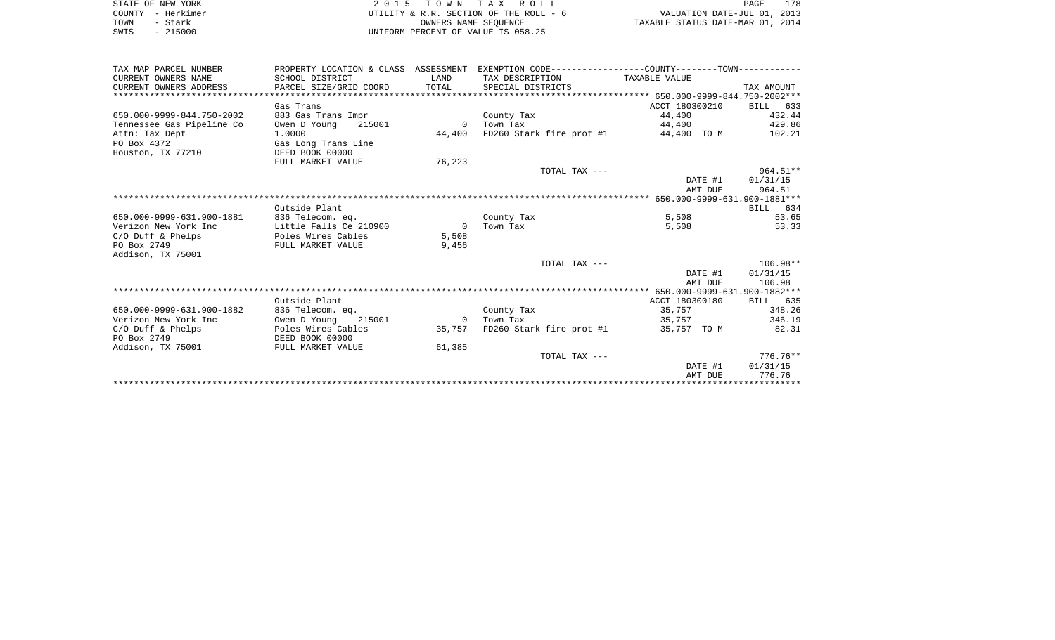STATE OF NEW YORK
COUNTY - Herkimer
TOWN - Stark
SWIS - 215000

2 0 1 5 T O W N T A X R O L L
UTILITY & R.R. SECTION OF THE ROLL - 6
OWNERS NAME SEQUENCE
UNIFORM PERCENT OF VALUE IS 058.25

VALUATION DATE-JUL 01, 2013
TAXABLE STATUS DATE-MAR 01, 2014

| TAX MAP PARCEL NUMBER<br>CURRENT OWNERS NAME<br>CURRENT OWNERS ADDRESS | PROPERTY LOCATION & CLASS<br>SCHOOL DISTRICT<br>PARCEL SIZE/GRID COORD | ASSESSMENT<br>LAND<br>TOTAL | EXEMPTION CODE<br>TAX DESCRIPTION<br>SPECIAL DISTRICTS | COUNTY--------TOWN<br>TAXABLE VALUE | TAX AMOUNT |
|---|---|---|---|---|---|
| **650.000-9999-844.750-2002** | | | | | |
| | Gas Trans | | | ACCT 180300210 | BILL 633 |
| 650.000-9999-844.750-2002 | 883 Gas Trans Impr | | County Tax | 44,400 | 432.44 |
| Tennessee Gas Pipeline Co | Owen D Young 215001 | 0 | Town Tax | 44,400 | 429.86 |
| Attn: Tax Dept | 1.0000 | 44,400 | FD260 Stark fire prot #1 | 44,400 TO M | 102.21 |
| PO Box 4372 | Gas Long Trans Line | | | | |
| Houston, TX 77210 | DEED BOOK 00000 | | | | |
| | FULL MARKET VALUE | 76,223 | | | |
| | | | TOTAL TAX --- | | 964.51** |
| | | | | DATE #1 | 01/31/15 |
| | | | | AMT DUE | 964.51 |
| **650.000-9999-631.900-1881** | | | | | |
| | Outside Plant | | | | BILL 634 |
| 650.000-9999-631.900-1881 | 836 Telecom. eq. | | County Tax | 5,508 | 53.65 |
| Verizon New York Inc | Little Falls Ce 210900 | 0 | Town Tax | 5,508 | 53.33 |
| C/O Duff & Phelps | Poles Wires Cables | 5,508 | | | |
| PO Box 2749 | FULL MARKET VALUE | 9,456 | | | |
| Addison, TX 75001 | | | | | |
| | | | TOTAL TAX --- | | 106.98** |
| | | | | DATE #1 | 01/31/15 |
| | | | | AMT DUE | 106.98 |
| **650.000-9999-631.900-1882** | | | | | |
| | Outside Plant | | | ACCT 180300180 | BILL 635 |
| 650.000-9999-631.900-1882 | 836 Telecom. eq. | | County Tax | 35,757 | 348.26 |
| Verizon New York Inc | Owen D Young 215001 | 0 | Town Tax | 35,757 | 346.19 |
| C/O Duff & Phelps | Poles Wires Cables | 35,757 | FD260 Stark fire prot #1 | 35,757 TO M | 82.31 |
| PO Box 2749 | DEED BOOK 00000 | | | | |
| Addison, TX 75001 | FULL MARKET VALUE | 61,385 | | | |
| | | | TOTAL TAX --- | | 776.76** |
| | | | | DATE #1 | 01/31/15 |
| | | | | AMT DUE | 776.76 |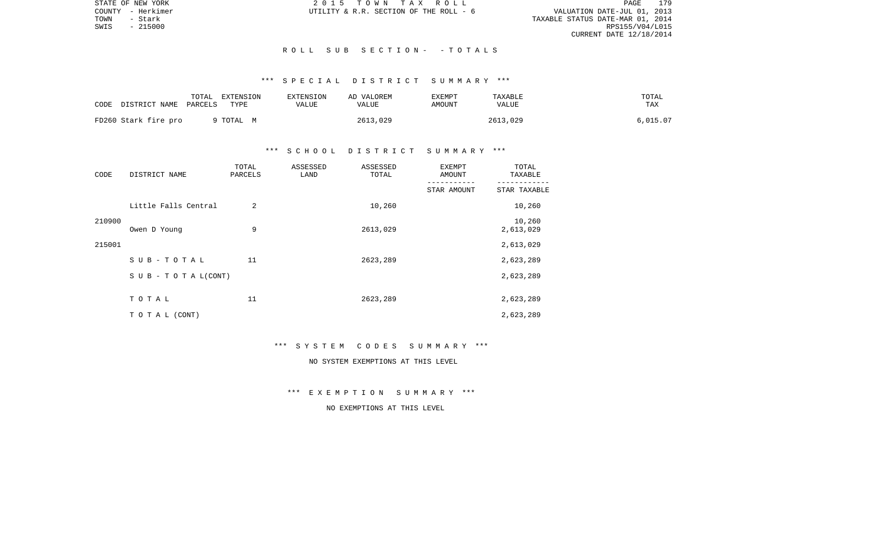STATE OF NEW YORK | 2 0 1 5 T O W N T A X R O L L | PAGE 179
COUNTY - Herkimer | UTILITY & R.R. SECTION OF THE ROLL - 6 | VALUATION DATE-JUL 01, 2013
TOWN - Stark | | TAXABLE STATUS DATE-MAR 01, 2014
SWIS - 215000 | | RPS155/V04/L015
CURRENT DATE 12/18/2014

## R O L L S U B S E C T I O N - - T O T A L S

### *** S P E C I A L D I S T R I C T S U M M A R Y ***

| CODE DISTRICT NAME | TOTAL PARCELS | EXTENSION TYPE | EXTENSION VALUE | AD VALOREM VALUE | EXEMPT AMOUNT | TAXABLE VALUE | TOTAL TAX |
|---|---|---|---|---|---|---|---|
| FD260 Stark fire pro | 9 | TOTAL M | | 2613,029 | | 2613,029 | 6,015.07 |

### *** S C H O O L D I S T R I C T S U M M A R Y ***

| CODE | DISTRICT NAME | TOTAL PARCELS | ASSESSED LAND | ASSESSED TOTAL | EXEMPT AMOUNT / STAR AMOUNT | TOTAL TAXABLE / STAR TAXABLE |
|---|---|---|---|---|---|---|
| | Little Falls Central | 2 | | 10,260 | | 10,260 |
| 210900 | | | | | | 10,260 |
| | Owen D Young | 9 | | 2613,029 | | 2,613,029 |
| 215001 | | | | | | 2,613,029 |
| | S U B - T O T A L | 11 | | 2623,289 | | 2,623,289 |
| | S U B - T O T A L(CONT) | | | | | 2,623,289 |
| | T O T A L | 11 | | 2623,289 | | 2,623,289 |
| | T O T A L (CONT) | | | | | 2,623,289 |

### *** S Y S T E M C O D E S S U M M A R Y ***

NO SYSTEM EXEMPTIONS AT THIS LEVEL

### *** E X E M P T I O N S U M M A R Y ***

NO EXEMPTIONS AT THIS LEVEL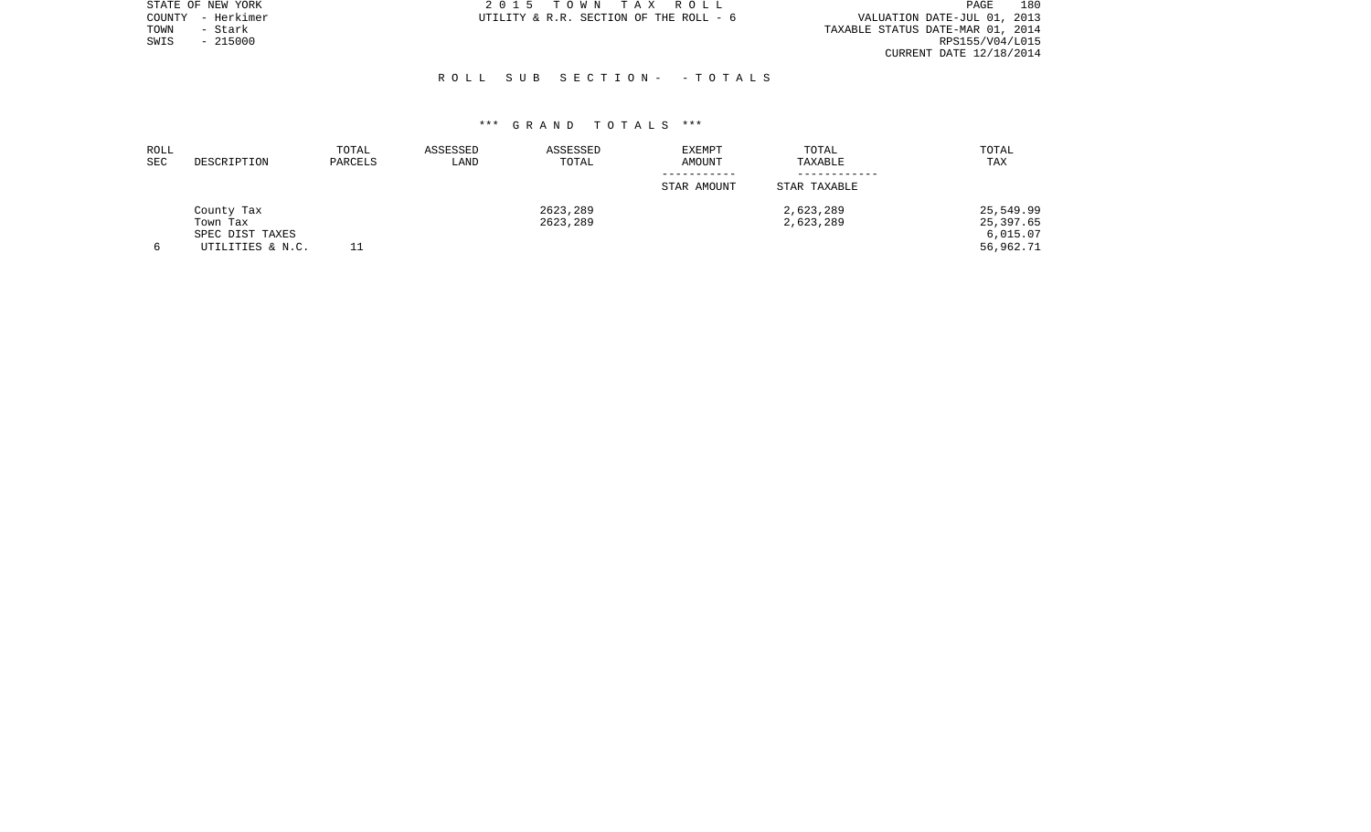STATE OF NEW YORK
COUNTY - Herkimer
TOWN - Stark
SWIS - 215000

2 0 1 5 T O W N T A X R O L L
UTILITY & R.R. SECTION OF THE ROLL - 6

VALUATION DATE-JUL 01, 2013
TAXABLE STATUS DATE-MAR 01, 2014
RPS155/V04/L015
CURRENT DATE 12/18/2014

## R O L L S U B S E C T I O N - - T O T A L S

### \*\*\* G R A N D T O T A L S \*\*\*

| ROLL SEC | DESCRIPTION | TOTAL PARCELS | ASSESSED LAND | ASSESSED TOTAL | EXEMPT AMOUNT / STAR AMOUNT | TOTAL TAXABLE / STAR TAXABLE | TOTAL TAX |
|---|---|---|---|---|---|---|---|
| | County Tax | | | 2623,289 | | 2,623,289 | 25,549.99 |
| | Town Tax | | | 2623,289 | | 2,623,289 | 25,397.65 |
| | SPEC DIST TAXES | | | | | | 6,015.07 |
| 6 | UTILITIES & N.C. | 11 | | | | | 56,962.71 |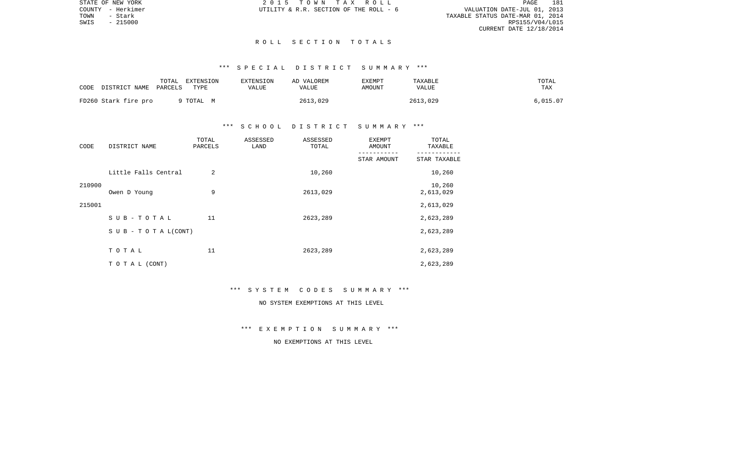# R O L L   S E C T I O N   T O T A L S

### *** S P E C I A L   D I S T R I C T   S U M M A R Y ***

| CODE DISTRICT NAME | TOTAL PARCELS | EXTENSION TYPE | EXTENSION VALUE | AD VALOREM VALUE | EXEMPT AMOUNT | TAXABLE VALUE | TOTAL TAX |
|---|---|---|---|---|---|---|---|
| FD260 Stark fire pro | 9 | TOTAL M | | 2613,029 | | 2613,029 | 6,015.07 |

### *** S C H O O L   D I S T R I C T   S U M M A R Y ***

| CODE | DISTRICT NAME | TOTAL PARCELS | ASSESSED LAND | ASSESSED TOTAL | EXEMPT AMOUNT / STAR AMOUNT | TOTAL TAXABLE / STAR TAXABLE |
|---|---|---|---|---|---|---|
| 210900 | Little Falls Central | 2 | | 10,260 | | 10,260 |
| | | | | | | 10,260 |
| 215001 | Owen D Young | 9 | | 2613,029 | | 2,613,029 |
| | | | | | | 2,613,029 |
| | S U B - T O T A L | 11 | | 2623,289 | | 2,623,289 |
| | S U B - T O T A L(CONT) | | | | | 2,623,289 |
| | T O T A L | 11 | | 2623,289 | | 2,623,289 |
| | T O T A L (CONT) | | | | | 2,623,289 |

### *** S Y S T E M   C O D E S   S U M M A R Y ***

NO SYSTEM EXEMPTIONS AT THIS LEVEL

### *** E X E M P T I O N   S U M M A R Y ***

NO EXEMPTIONS AT THIS LEVEL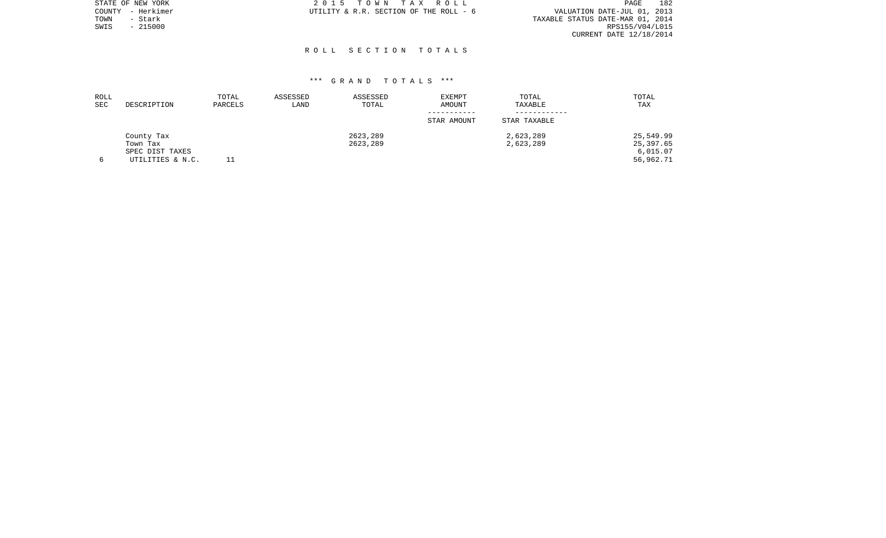STATE OF NEW YORK
COUNTY - Herkimer
TOWN - Stark
SWIS - 215000

2 0 1 5 T O W N T A X R O L L
UTILITY & R.R. SECTION OF THE ROLL - 6

VALUATION DATE-JUL 01, 2013
TAXABLE STATUS DATE-MAR 01, 2014
RPS155/V04/L015
CURRENT DATE 12/18/2014

R O L L S E C T I O N T O T A L S

*** G R A N D T O T A L S ***

| ROLL SEC | DESCRIPTION | TOTAL PARCELS | ASSESSED LAND | ASSESSED TOTAL | EXEMPT AMOUNT<br>-----------<br>STAR AMOUNT | TOTAL TAXABLE<br>------------<br>STAR TAXABLE | TOTAL TAX |
|---|---|---|---|---|---|---|---|
| | County Tax | | | 2623,289 | | 2,623,289 | 25,549.99 |
| | Town Tax | | | 2623,289 | | 2,623,289 | 25,397.65 |
| | SPEC DIST TAXES | | | | | | 6,015.07 |
| 6 | UTILITIES & N.C. | 11 | | | | | 56,962.71 |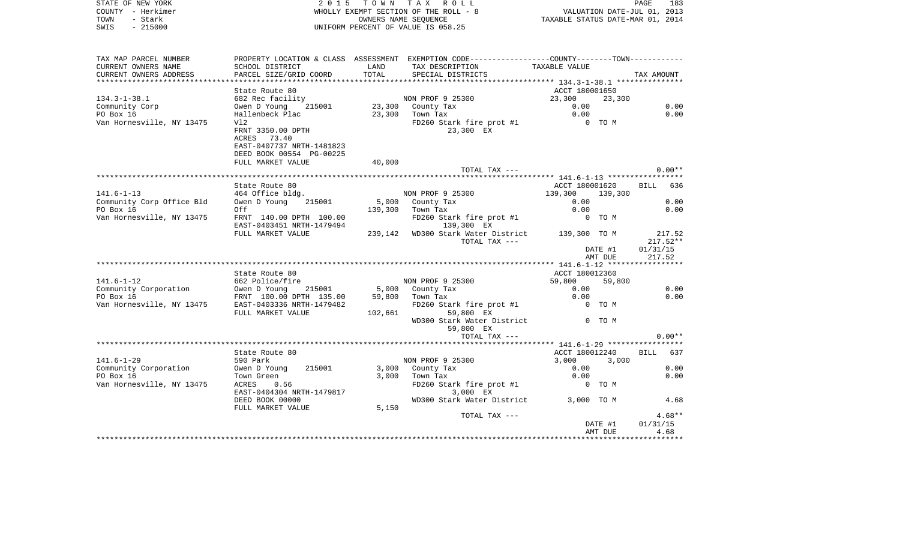STATE OF NEW YORK
COUNTY - Herkimer
TOWN - Stark
SWIS - 215000

2015 TOWN TAX ROLL
WHOLLY EXEMPT SECTION OF THE ROLL - 8
OWNERS NAME SEQUENCE
UNIFORM PERCENT OF VALUE IS 058.25

VALUATION DATE-JUL 01, 2013
TAXABLE STATUS DATE-MAR 01, 2014

| TAX MAP PARCEL NUMBER / CURRENT OWNERS NAME / CURRENT OWNERS ADDRESS | PROPERTY LOCATION & CLASS / SCHOOL DISTRICT / PARCEL SIZE/GRID COORD | ASSESSMENT LAND / TOTAL | EXEMPTION CODE / TAX DESCRIPTION / SPECIAL DISTRICTS | COUNTY / TOWN TAXABLE VALUE | TAX AMOUNT |
|---|---|---|---|---|---|
| 134.3-1-38.1 | State Route 80 | | | ACCT 180001650 | |
| | 682 Rec facility | | NON PROF 9 25300 | 23,300 23,300 | |
| Community Corp | Owen D Young 215001 | 23,300 | County Tax | 0.00 | 0.00 |
| PO Box 16 | Hallenbeck Plac | 23,300 | Town Tax | 0.00 | 0.00 |
| Van Hornesville, NY 13475 | Vl2 | | FD260 Stark fire prot #1 | 0 TO M | |
| | FRNT 3350.00 DPTH | | 23,300 EX | | |
| | ACRES 73.40 | | | | |
| | EAST-0407737 NRTH-1481823 | | | | |
| | DEED BOOK 00554 PG-00225 | | | | |
| | FULL MARKET VALUE | 40,000 | | | |
| | | | TOTAL TAX --- | | 0.00** |
| 141.6-1-13 | State Route 80 | | | ACCT 180001620 | BILL 636 |
| | 464 Office bldg. | | NON PROF 9 25300 | 139,300 139,300 | |
| Community Corp Office Bld | Owen D Young 215001 | 5,000 | County Tax | 0.00 | 0.00 |
| PO Box 16 | Off | 139,300 | Town Tax | 0.00 | 0.00 |
| Van Hornesville, NY 13475 | FRNT 140.00 DPTH 100.00 | | FD260 Stark fire prot #1 | 0 TO M | |
| | EAST-0403451 NRTH-1479494 | | 139,300 EX | | |
| | FULL MARKET VALUE | 239,142 | WD300 Stark Water District | 139,300 TO M | 217.52 |
| | | | TOTAL TAX --- | | 217.52** |
| | | | | DATE #1 | 01/31/15 |
| | | | | AMT DUE | 217.52 |
| 141.6-1-12 | State Route 80 | | | ACCT 180012360 | |
| | 662 Police/fire | | NON PROF 9 25300 | 59,800 59,800 | |
| Community Corporation | Owen D Young 215001 | 5,000 | County Tax | 0.00 | 0.00 |
| PO Box 16 | FRNT 100.00 DPTH 135.00 | 59,800 | Town Tax | 0.00 | 0.00 |
| Van Hornesville, NY 13475 | EAST-0403336 NRTH-1479482 | | FD260 Stark fire prot #1 | 0 TO M | |
| | FULL MARKET VALUE | 102,661 | 59,800 EX | | |
| | | | WD300 Stark Water District | 0 TO M | |
| | | | 59,800 EX | | |
| | | | TOTAL TAX --- | | 0.00** |
| 141.6-1-29 | State Route 80 | | | ACCT 180012240 | BILL 637 |
| | 590 Park | | NON PROF 9 25300 | 3,000 3,000 | |
| Community Corporation | Owen D Young 215001 | 3,000 | County Tax | 0.00 | 0.00 |
| PO Box 16 | Town Green | 3,000 | Town Tax | 0.00 | 0.00 |
| Van Hornesville, NY 13475 | ACRES 0.56 | | FD260 Stark fire prot #1 | 0 TO M | |
| | EAST-0404304 NRTH-1479817 | | 3,000 EX | | |
| | DEED BOOK 00000 | | WD300 Stark Water District | 3,000 TO M | 4.68 |
| | FULL MARKET VALUE | 5,150 | | | |
| | | | TOTAL TAX --- | | 4.68** |
| | | | | DATE #1 | 01/31/15 |
| | | | | AMT DUE | 4.68 |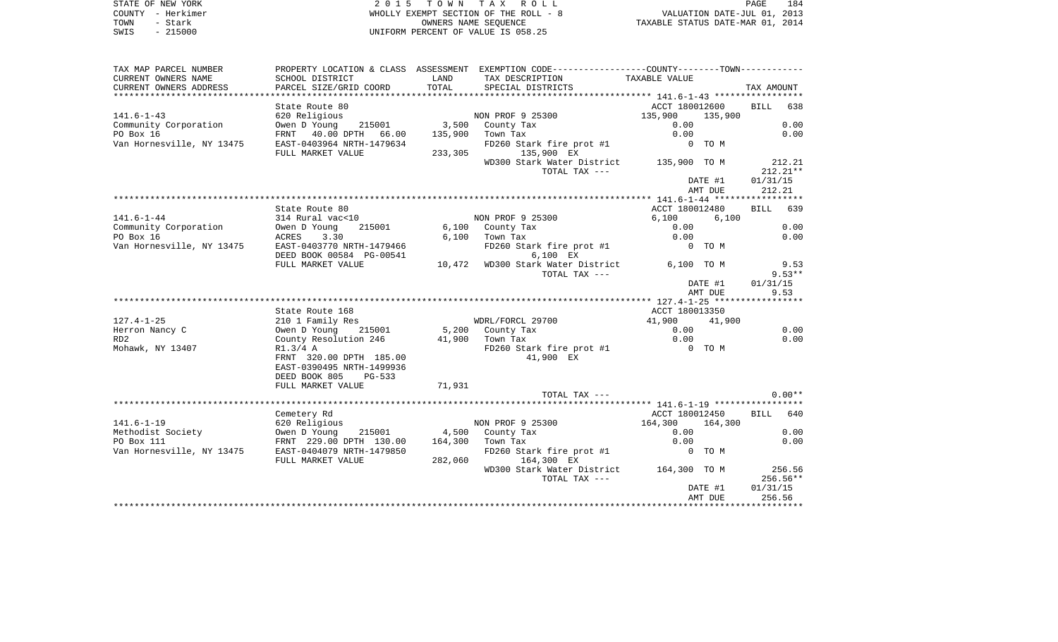STATE OF NEW YORK  
COUNTY - Herkimer  
TOWN - Stark  
SWIS - 215000

**2015 TOWN TAX ROLL**  
WHOLLY EXEMPT SECTION OF THE ROLL - 8  
OWNERS NAME SEQUENCE  
UNIFORM PERCENT OF VALUE IS 058.25

VALUATION DATE-JUL 01, 2013  
TAXABLE STATUS DATE-MAR 01, 2014

| TAX MAP PARCEL NUMBER / CURRENT OWNERS NAME / CURRENT OWNERS ADDRESS | PROPERTY LOCATION & CLASS / SCHOOL DISTRICT / PARCEL SIZE/GRID COORD | ASSESSMENT LAND / TOTAL | EXEMPTION CODE / TAX DESCRIPTION / SPECIAL DISTRICTS | COUNTY / TOWN TAXABLE VALUE | TAX AMOUNT |
|---|---|---|---|---|---|
| **141.6-1-43** | State Route 80 | | | ACCT 180012600 | BILL 638 |
| | 620 Religious | | NON PROF 9 25300 | 135,900 135,900 | |
| Community Corporation | Owen D Young 215001 | 3,500 | County Tax | 0.00 | 0.00 |
| PO Box 16 | FRNT 40.00 DPTH 66.00 | 135,900 | Town Tax | 0.00 | 0.00 |
| Van Hornesville, NY 13475 | EAST-0403964 NRTH-1479634 | | FD260 Stark fire prot #1 | 0 TO M | |
| | FULL MARKET VALUE | 233,305 | 135,900 EX | | |
| | | | WD300 Stark Water District | 135,900 TO M | 212.21 |
| | | | TOTAL TAX --- | | 212.21** |
| | | | | DATE #1 | 01/31/15 |
| | | | | AMT DUE | 212.21 |
| **141.6-1-44** | State Route 80 | | | ACCT 180012480 | BILL 639 |
| | 314 Rural vac<10 | | NON PROF 9 25300 | 6,100 6,100 | |
| Community Corporation | Owen D Young 215001 | 6,100 | County Tax | 0.00 | 0.00 |
| PO Box 16 | ACRES 3.30 | 6,100 | Town Tax | 0.00 | 0.00 |
| Van Hornesville, NY 13475 | EAST-0403770 NRTH-1479466 | | FD260 Stark fire prot #1 | 0 TO M | |
| | DEED BOOK 00584 PG-00541 | | 6,100 EX | | |
| | FULL MARKET VALUE | 10,472 | WD300 Stark Water District | 6,100 TO M | 9.53 |
| | | | TOTAL TAX --- | | 9.53** |
| | | | | DATE #1 | 01/31/15 |
| | | | | AMT DUE | 9.53 |
| **127.4-1-25** | State Route 168 | | | ACCT 180013350 | |
| | 210 1 Family Res | | WDRL/FORCL 29700 | 41,900 41,900 | |
| Herron Nancy C | Owen D Young 215001 | 5,200 | County Tax | 0.00 | 0.00 |
| RD2 | County Resolution 246 | 41,900 | Town Tax | 0.00 | 0.00 |
| Mohawk, NY 13407 | R1.3/4 A | | FD260 Stark fire prot #1 | 0 TO M | |
| | FRNT 320.00 DPTH 185.00 | | 41,900 EX | | |
| | EAST-0390495 NRTH-1499936 | | | | |
| | DEED BOOK 805 PG-533 | | | | |
| | FULL MARKET VALUE | 71,931 | | | |
| | | | TOTAL TAX --- | | 0.00** |
| **141.6-1-19** | Cemetery Rd | | | ACCT 180012450 | BILL 640 |
| | 620 Religious | | NON PROF 9 25300 | 164,300 164,300 | |
| Methodist Society | Owen D Young 215001 | 4,500 | County Tax | 0.00 | 0.00 |
| PO Box 111 | FRNT 229.00 DPTH 130.00 | 164,300 | Town Tax | 0.00 | 0.00 |
| Van Hornesville, NY 13475 | EAST-0404079 NRTH-1479850 | | FD260 Stark fire prot #1 | 0 TO M | |
| | FULL MARKET VALUE | 282,060 | 164,300 EX | | |
| | | | WD300 Stark Water District | 164,300 TO M | 256.56 |
| | | | TOTAL TAX --- | | 256.56** |
| | | | | DATE #1 | 01/31/15 |
| | | | | AMT DUE | 256.56 |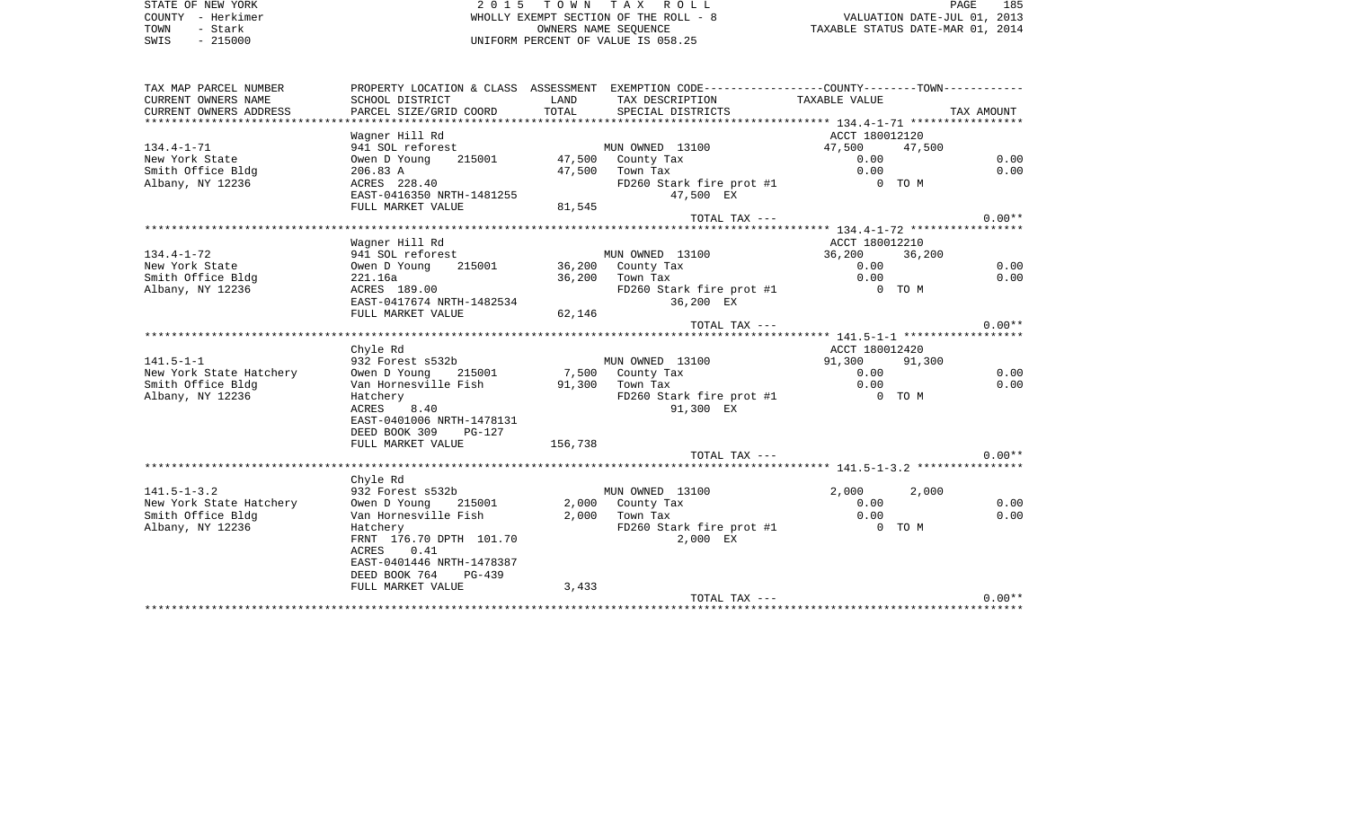STATE OF NEW YORK
COUNTY - Herkimer
TOWN - Stark
SWIS - 215000

2 0 1 5 T O W N T A X R O L L
WHOLLY EXEMPT SECTION OF THE ROLL - 8
OWNERS NAME SEQUENCE
UNIFORM PERCENT OF VALUE IS 058.25

VALUATION DATE-JUL 01, 2013
TAXABLE STATUS DATE-MAR 01, 2014

| TAX MAP PARCEL NUMBER / CURRENT OWNERS NAME / CURRENT OWNERS ADDRESS | PROPERTY LOCATION & CLASS / SCHOOL DISTRICT / PARCEL SIZE/GRID COORD | ASSESSMENT LAND / TOTAL | EXEMPTION CODE / TAX DESCRIPTION / SPECIAL DISTRICTS | COUNTY TAXABLE VALUE | TOWN TAXABLE VALUE | TAX AMOUNT |
|---|---|---|---|---|---|---|
| **134.4-1-71** | Wagner Hill Rd | | | ACCT 180012120 | | |
| 134.4-1-71 | 941 SOL reforest | | MUN OWNED 13100 | 47,500 | 47,500 | |
| New York State | Owen D Young 215001 | 47,500 | County Tax | 0.00 | | 0.00 |
| Smith Office Bldg | 206.83 A | 47,500 | Town Tax | 0.00 | | 0.00 |
| Albany, NY 12236 | ACRES 228.40 | | FD260 Stark fire prot #1 | 0 TO M | | |
| | EAST-0416350 NRTH-1481255 | | 47,500 EX | | | |
| | FULL MARKET VALUE | 81,545 | | | | |
| | | | TOTAL TAX --- | | | 0.00** |
| **134.4-1-72** | Wagner Hill Rd | | | ACCT 180012210 | | |
| 134.4-1-72 | 941 SOL reforest | | MUN OWNED 13100 | 36,200 | 36,200 | |
| New York State | Owen D Young 215001 | 36,200 | County Tax | 0.00 | | 0.00 |
| Smith Office Bldg | 221.16a | 36,200 | Town Tax | 0.00 | | 0.00 |
| Albany, NY 12236 | ACRES 189.00 | | FD260 Stark fire prot #1 | 0 TO M | | |
| | EAST-0417674 NRTH-1482534 | | 36,200 EX | | | |
| | FULL MARKET VALUE | 62,146 | | | | |
| | | | TOTAL TAX --- | | | 0.00** |
| **141.5-1-1** | Chyle Rd | | | ACCT 180012420 | | |
| 141.5-1-1 | 932 Forest s532b | | MUN OWNED 13100 | 91,300 | 91,300 | |
| New York State Hatchery | Owen D Young 215001 | 7,500 | County Tax | 0.00 | | 0.00 |
| Smith Office Bldg | Van Hornesville Fish | 91,300 | Town Tax | 0.00 | | 0.00 |
| Albany, NY 12236 | Hatchery | | FD260 Stark fire prot #1 | 0 TO M | | |
| | ACRES 8.40 | | 91,300 EX | | | |
| | EAST-0401006 NRTH-1478131 | | | | | |
| | DEED BOOK 309 PG-127 | | | | | |
| | FULL MARKET VALUE | 156,738 | | | | |
| | | | TOTAL TAX --- | | | 0.00** |
| **141.5-1-3.2** | Chyle Rd | | | | | |
| 141.5-1-3.2 | 932 Forest s532b | | MUN OWNED 13100 | 2,000 | 2,000 | |
| New York State Hatchery | Owen D Young 215001 | 2,000 | County Tax | 0.00 | | 0.00 |
| Smith Office Bldg | Van Hornesville Fish | 2,000 | Town Tax | 0.00 | | 0.00 |
| Albany, NY 12236 | Hatchery | | FD260 Stark fire prot #1 | 0 TO M | | |
| | FRNT 176.70 DPTH 101.70 | | 2,000 EX | | | |
| | ACRES 0.41 | | | | | |
| | EAST-0401446 NRTH-1478387 | | | | | |
| | DEED BOOK 764 PG-439 | | | | | |
| | FULL MARKET VALUE | 3,433 | | | | |
| | | | TOTAL TAX --- | | | 0.00** |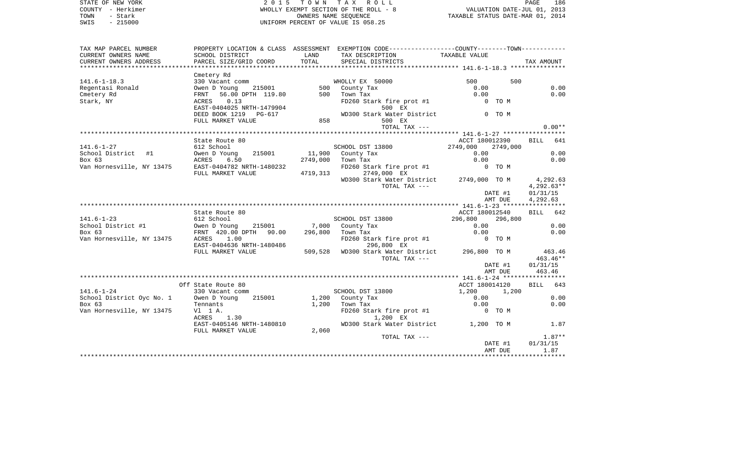STATE OF NEW YORK | 2015 TOWN TAX ROLL | VALUATION DATE-JUL 01, 2013
COUNTY - Herkimer | WHOLLY EXEMPT SECTION OF THE ROLL - 8 | TAXABLE STATUS DATE-MAR 01, 2014
TOWN - Stark | OWNERS NAME SEQUENCE
SWIS - 215000 | UNIFORM PERCENT OF VALUE IS 058.25

| TAX MAP PARCEL NUMBER / CURRENT OWNERS NAME / CURRENT OWNERS ADDRESS | PROPERTY LOCATION & CLASS / SCHOOL DISTRICT / PARCEL SIZE/GRID COORD | ASSESSMENT LAND / TOTAL | EXEMPTION CODE / TAX DESCRIPTION / SPECIAL DISTRICTS | COUNTY / TOWN TAXABLE VALUE | TAX AMOUNT |
|---|---|---|---|---|---|
| 141.6-1-18.3 | Cmetery Rd | | | | |
| | 330 Vacant comm | | WHOLLY EX 50000 | 500 500 | |
| Regentasi Ronald | Owen D Young 215001 | 500 | County Tax | 0.00 | 0.00 |
| Cmetery Rd | FRNT 56.00 DPTH 119.80 | 500 | Town Tax | 0.00 | 0.00 |
| Stark, NY | ACRES 0.13 | | FD260 Stark fire prot #1 | 0 TO M | |
| | EAST-0404025 NRTH-1479904 | | 500 EX | | |
| | DEED BOOK 1219 PG-617 | | WD300 Stark Water District | 0 TO M | |
| | FULL MARKET VALUE | 858 | 500 EX | | |
| | | | TOTAL TAX --- | | 0.00** |
| 141.6-1-27 | State Route 80 | | | ACCT 180012390 | BILL 641 |
| | 612 School | | SCHOOL DST 13800 | 2749,000 2749,000 | |
| School District #1 | Owen D Young 215001 | 11,900 | County Tax | 0.00 | 0.00 |
| Box 63 | ACRES 6.50 | 2749,000 | Town Tax | 0.00 | 0.00 |
| Van Hornesville, NY 13475 | EAST-0404782 NRTH-1480232 | | FD260 Stark fire prot #1 | 0 TO M | |
| | FULL MARKET VALUE | 4719,313 | 2749,000 EX | | |
| | | | WD300 Stark Water District | 2749,000 TO M | 4,292.63 |
| | | | TOTAL TAX --- | | 4,292.63** |
| | | | | DATE #1 | 01/31/15 |
| | | | | AMT DUE | 4,292.63 |
| 141.6-1-23 | State Route 80 | | | ACCT 180012540 | BILL 642 |
| | 612 School | | SCHOOL DST 13800 | 296,800 296,800 | |
| School District #1 | Owen D Young 215001 | 7,000 | County Tax | 0.00 | 0.00 |
| Box 63 | FRNT 420.00 DPTH 90.00 | 296,800 | Town Tax | 0.00 | 0.00 |
| Van Hornesville, NY 13475 | ACRES 1.00 | | FD260 Stark fire prot #1 | 0 TO M | |
| | EAST-0404636 NRTH-1480486 | | 296,800 EX | | |
| | FULL MARKET VALUE | 509,528 | WD300 Stark Water District | 296,800 TO M | 463.46 |
| | | | TOTAL TAX --- | | 463.46** |
| | | | | DATE #1 | 01/31/15 |
| | | | | AMT DUE | 463.46 |
| 141.6-1-24 | Off State Route 80 | | | ACCT 180014120 | BILL 643 |
| | 330 Vacant comm | | SCHOOL DST 13800 | 1,200 1,200 | |
| School District Oyc No. 1 | Owen D Young 215001 | 1,200 | County Tax | 0.00 | 0.00 |
| Box 63 | Tennants | 1,200 | Town Tax | 0.00 | 0.00 |
| Van Hornesville, NY 13475 | Vl 1 A. | | FD260 Stark fire prot #1 | 0 TO M | |
| | ACRES 1.30 | | 1,200 EX | | |
| | EAST-0405146 NRTH-1480810 | | WD300 Stark Water District | 1,200 TO M | 1.87 |
| | FULL MARKET VALUE | 2,060 | | | |
| | | | TOTAL TAX --- | | 1.87** |
| | | | | DATE #1 | 01/31/15 |
| | | | | AMT DUE | 1.87 |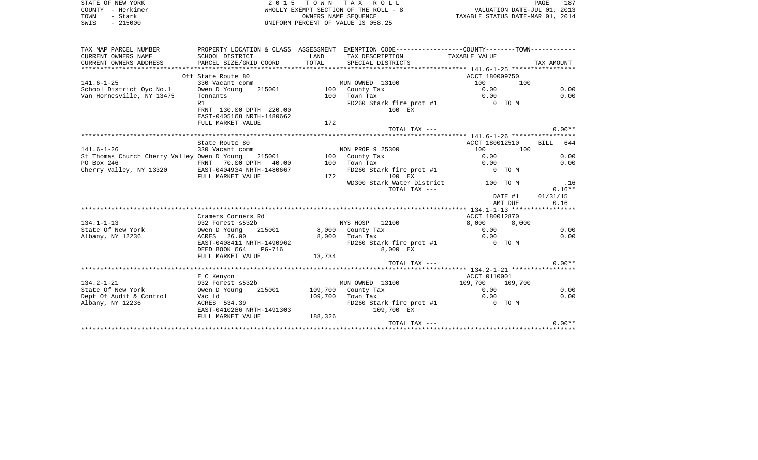STATE OF NEW YORK | 2 0 1 5 T O W N T A X R O L L | PAGE 187
COUNTY - Herkimer | WHOLLY EXEMPT SECTION OF THE ROLL - 8 | VALUATION DATE-JUL 01, 2013
TOWN - Stark | OWNERS NAME SEQUENCE | TAXABLE STATUS DATE-MAR 01, 2014
SWIS - 215000 | UNIFORM PERCENT OF VALUE IS 058.25

```
TAX MAP PARCEL NUMBER          PROPERTY LOCATION & CLASS  ASSESSMENT  EXEMPTION CODE-----------------COUNTY--------TOWN-----------
CURRENT OWNERS NAME            SCHOOL DISTRICT             LAND       TAX DESCRIPTION               TAXABLE VALUE
CURRENT OWNERS ADDRESS         PARCEL SIZE/GRID COORD      TOTAL      SPECIAL DISTRICTS                                    TAX AMOUNT
*********************************************************************************************** 141.6-1-25 *****************
                               Off State Route 80                                                ACCT 180009750
141.6-1-25                     330 Vacant comm                        MUN OWNED  13100              100          100
School District Oyc No.1       Owen D Young     215001          100   County Tax                    0.00                  0.00
Van Hornesville, NY 13475      Tennants                         100   Town Tax                      0.00                  0.00
                               R1                                     FD260 Stark fire prot #1         0 TO M
                               FRNT 130.00 DPTH 220.00                        100 EX
                               EAST-0405168 NRTH-1480662
                               FULL MARKET VALUE                172
                                                                      TOTAL TAX ---                                        0.00**
*********************************************************************************************** 141.6-1-26 *****************
                               State Route 80                                                    ACCT 180012510      BILL  644
141.6-1-26                     330 Vacant comm                        NON PROF 9 25300              100          100
St Thomas Church Cherry Valley Owen D Young     215001          100   County Tax                    0.00                  0.00
PO Box 246                     FRNT  70.00 DPTH  40.00          100   Town Tax                      0.00                  0.00
Cherry Valley, NY 13320        EAST-0404934 NRTH-1480667              FD260 Stark fire prot #1         0 TO M
                               FULL MARKET VALUE                172           100 EX
                                                                      WD300 Stark Water District     100 TO M               .16
                                                                      TOTAL TAX ---                                        0.16**
                                                                                                   DATE #1          01/31/15
                                                                                                   AMT DUE              0.16
*********************************************************************************************** 134.1-1-13 *****************
                               Cramers Corners Rd                                                ACCT 180012870
134.1-1-13                     932 Forest s532b                       NYS HOSP   12100            8,000        8,000
State Of New York              Owen D Young     215001        8,000   County Tax                    0.00                  0.00
Albany, NY 12236               ACRES  26.00                   8,000   Town Tax                      0.00                  0.00
                               EAST-0408411 NRTH-1490962              FD260 Stark fire prot #1         0 TO M
                               DEED BOOK 664    PG-716                      8,000 EX
                               FULL MARKET VALUE             13,734
                                                                      TOTAL TAX ---                                        0.00**
*********************************************************************************************** 134.2-1-21 *****************
                               E C Kenyon                                                        ACCT 0110001
134.2-1-21                     932 Forest s532b                       MUN OWNED  13100          109,700      109,700
State Of New York              Owen D Young     215001      109,700   County Tax                    0.00                  0.00
Dept Of Audit & Control        Vac Ld                       109,700   Town Tax                      0.00                  0.00
Albany, NY 12236               ACRES 534.39                           FD260 Stark fire prot #1         0 TO M
                               EAST-0410286 NRTH-1491303                  109,700 EX
                               FULL MARKET VALUE            188,326
                                                                      TOTAL TAX ---                                        0.00**
************************************************************************************************************************************
```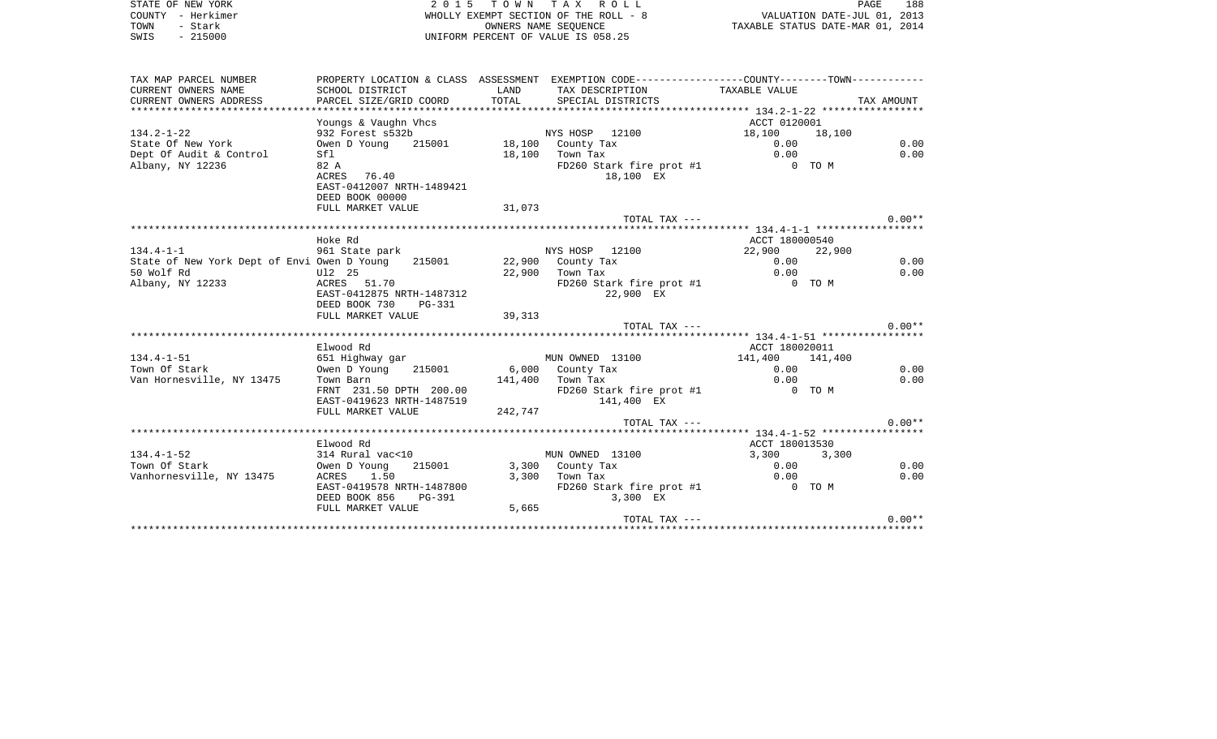STATE OF NEW YORK — 2015 TOWN TAX ROLL
COUNTY - Herkimer — WHOLLY EXEMPT SECTION OF THE ROLL - 8 — VALUATION DATE-JUL 01, 2013
TOWN - Stark — OWNERS NAME SEQUENCE — TAXABLE STATUS DATE-MAR 01, 2014
SWIS - 215000 — UNIFORM PERCENT OF VALUE IS 058.25

| TAX MAP PARCEL NUMBER / CURRENT OWNERS NAME / CURRENT OWNERS ADDRESS | PROPERTY LOCATION & CLASS / SCHOOL DISTRICT / PARCEL SIZE/GRID COORD | ASSESSMENT LAND / TOTAL | EXEMPTION CODE / TAX DESCRIPTION / SPECIAL DISTRICTS | COUNTY / TOWN TAXABLE VALUE | TAX AMOUNT |
|---|---|---|---|---|---|
| **134.2-1-22** | Youngs & Vaughn Vhcs | | | ACCT 0120001 | |
| 134.2-1-22 | 932 Forest s532b | | NYS HOSP 12100 | 18,100 18,100 | |
| State Of New York | Owen D Young 215001 | 18,100 | County Tax | 0.00 | 0.00 |
| Dept Of Audit & Control | Sfl | 18,100 | Town Tax | 0.00 | 0.00 |
| Albany, NY 12236 | 82 A | | FD260 Stark fire prot #1 | 0 TO M | |
| | ACRES 76.40 | | 18,100 EX | | |
| | EAST-0412007 NRTH-1489421 | | | | |
| | DEED BOOK 00000 | | | | |
| | FULL MARKET VALUE | 31,073 | | | |
| | | | TOTAL TAX --- | | 0.00** |
| **134.4-1-1** | Hoke Rd | | | ACCT 180000540 | |
| 134.4-1-1 | 961 State park | | NYS HOSP 12100 | 22,900 22,900 | |
| State of New York Dept of Envi | Owen D Young 215001 | 22,900 | County Tax | 0.00 | 0.00 |
| 50 Wolf Rd | Ul2 25 | 22,900 | Town Tax | 0.00 | 0.00 |
| Albany, NY 12233 | ACRES 51.70 | | FD260 Stark fire prot #1 | 0 TO M | |
| | EAST-0412875 NRTH-1487312 | | 22,900 EX | | |
| | DEED BOOK 730 PG-331 | | | | |
| | FULL MARKET VALUE | 39,313 | | | |
| | | | TOTAL TAX --- | | 0.00** |
| **134.4-1-51** | Elwood Rd | | | ACCT 180020011 | |
| 134.4-1-51 | 651 Highway gar | | MUN OWNED 13100 | 141,400 141,400 | |
| Town Of Stark | Owen D Young 215001 | 6,000 | County Tax | 0.00 | 0.00 |
| Van Hornesville, NY 13475 | Town Barn | 141,400 | Town Tax | 0.00 | 0.00 |
| | FRNT 231.50 DPTH 200.00 | | FD260 Stark fire prot #1 | 0 TO M | |
| | EAST-0419623 NRTH-1487519 | | 141,400 EX | | |
| | FULL MARKET VALUE | 242,747 | | | |
| | | | TOTAL TAX --- | | 0.00** |
| **134.4-1-52** | Elwood Rd | | | ACCT 180013530 | |
| 134.4-1-52 | 314 Rural vac<10 | | MUN OWNED 13100 | 3,300 3,300 | |
| Town Of Stark | Owen D Young 215001 | 3,300 | County Tax | 0.00 | 0.00 |
| Vanhornesville, NY 13475 | ACRES 1.50 | 3,300 | Town Tax | 0.00 | 0.00 |
| | EAST-0419578 NRTH-1487800 | | FD260 Stark fire prot #1 | 0 TO M | |
| | DEED BOOK 856 PG-391 | | 3,300 EX | | |
| | FULL MARKET VALUE | 5,665 | | | |
| | | | TOTAL TAX --- | | 0.00** |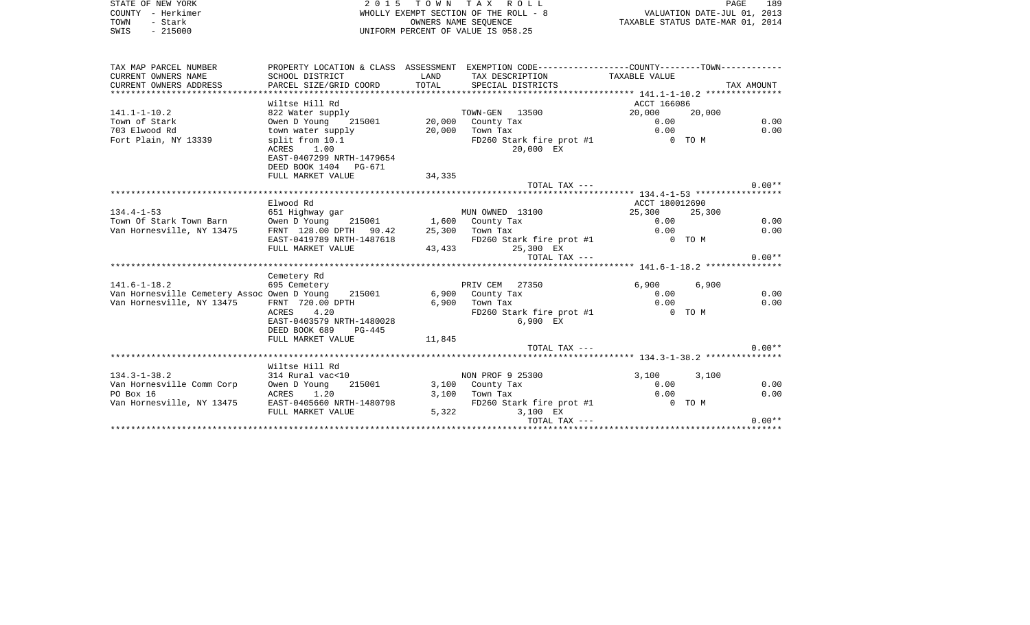STATE OF NEW YORK
COUNTY - Herkimer
TOWN - Stark
SWIS - 215000

2 0 1 5 T O W N T A X R O L L
WHOLLY EXEMPT SECTION OF THE ROLL - 8
OWNERS NAME SEQUENCE
UNIFORM PERCENT OF VALUE IS 058.25

VALUATION DATE-JUL 01, 2013
TAXABLE STATUS DATE-MAR 01, 2014

| TAX MAP PARCEL NUMBER<br>CURRENT OWNERS NAME<br>CURRENT OWNERS ADDRESS | PROPERTY LOCATION & CLASS<br>SCHOOL DISTRICT<br>PARCEL SIZE/GRID COORD | ASSESSMENT<br>LAND<br>TOTAL | EXEMPTION CODE------COUNTY-----TOWN------<br>TAX DESCRIPTION<br>SPECIAL DISTRICTS | TAXABLE VALUE | | TAX AMOUNT |
|---|---|---|---|---|---|---|
| ****** 141.1-1-10.2 ****** | | | | | | |
| | Wiltse Hill Rd | | | ACCT 166086 | | |
| 141.1-1-10.2 | 822 Water supply | | TOWN-GEN 13500 | 20,000 | 20,000 | |
| Town of Stark | Owen D Young 215001 | 20,000 | County Tax | 0.00 | | 0.00 |
| 703 Elwood Rd | town water supply | 20,000 | Town Tax | 0.00 | | 0.00 |
| Fort Plain, NY 13339 | split from 10.1 | | FD260 Stark fire prot #1 | 0 TO M | | |
| | ACRES 1.00 | | 20,000 EX | | | |
| | EAST-0407299 NRTH-1479654 | | | | | |
| | DEED BOOK 1404 PG-671 | | | | | |
| | FULL MARKET VALUE | 34,335 | | | | |
| | | | TOTAL TAX --- | | | 0.00** |
| ****** 134.4-1-53 ****** | | | | | | |
| | Elwood Rd | | | ACCT 180012690 | | |
| 134.4-1-53 | 651 Highway gar | | MUN OWNED 13100 | 25,300 | 25,300 | |
| Town Of Stark Town Barn | Owen D Young 215001 | 1,600 | County Tax | 0.00 | | 0.00 |
| Van Hornesville, NY 13475 | FRNT 128.00 DPTH 90.42 | 25,300 | Town Tax | 0.00 | | 0.00 |
| | EAST-0419789 NRTH-1487618 | | FD260 Stark fire prot #1 | 0 TO M | | |
| | FULL MARKET VALUE | 43,433 | 25,300 EX | | | |
| | | | TOTAL TAX --- | | | 0.00** |
| ****** 141.6-1-18.2 ****** | | | | | | |
| | Cemetery Rd | | | | | |
| 141.6-1-18.2 | 695 Cemetery | | PRIV CEM 27350 | 6,900 | 6,900 | |
| Van Hornesville Cemetery Assoc | Owen D Young 215001 | 6,900 | County Tax | 0.00 | | 0.00 |
| Van Hornesville, NY 13475 | FRNT 720.00 DPTH | 6,900 | Town Tax | 0.00 | | 0.00 |
| | ACRES 4.20 | | FD260 Stark fire prot #1 | 0 TO M | | |
| | EAST-0403579 NRTH-1480028 | | 6,900 EX | | | |
| | DEED BOOK 689 PG-445 | | | | | |
| | FULL MARKET VALUE | 11,845 | | | | |
| | | | TOTAL TAX --- | | | 0.00** |
| ****** 134.3-1-38.2 ****** | | | | | | |
| | Wiltse Hill Rd | | | | | |
| 134.3-1-38.2 | 314 Rural vac<10 | | NON PROF 9 25300 | 3,100 | 3,100 | |
| Van Hornesville Comm Corp | Owen D Young 215001 | 3,100 | County Tax | 0.00 | | 0.00 |
| PO Box 16 | ACRES 1.20 | 3,100 | Town Tax | 0.00 | | 0.00 |
| Van Hornesville, NY 13475 | EAST-0405660 NRTH-1480798 | | FD260 Stark fire prot #1 | 0 TO M | | |
| | FULL MARKET VALUE | 5,322 | 3,100 EX | | | |
| | | | TOTAL TAX --- | | | 0.00** |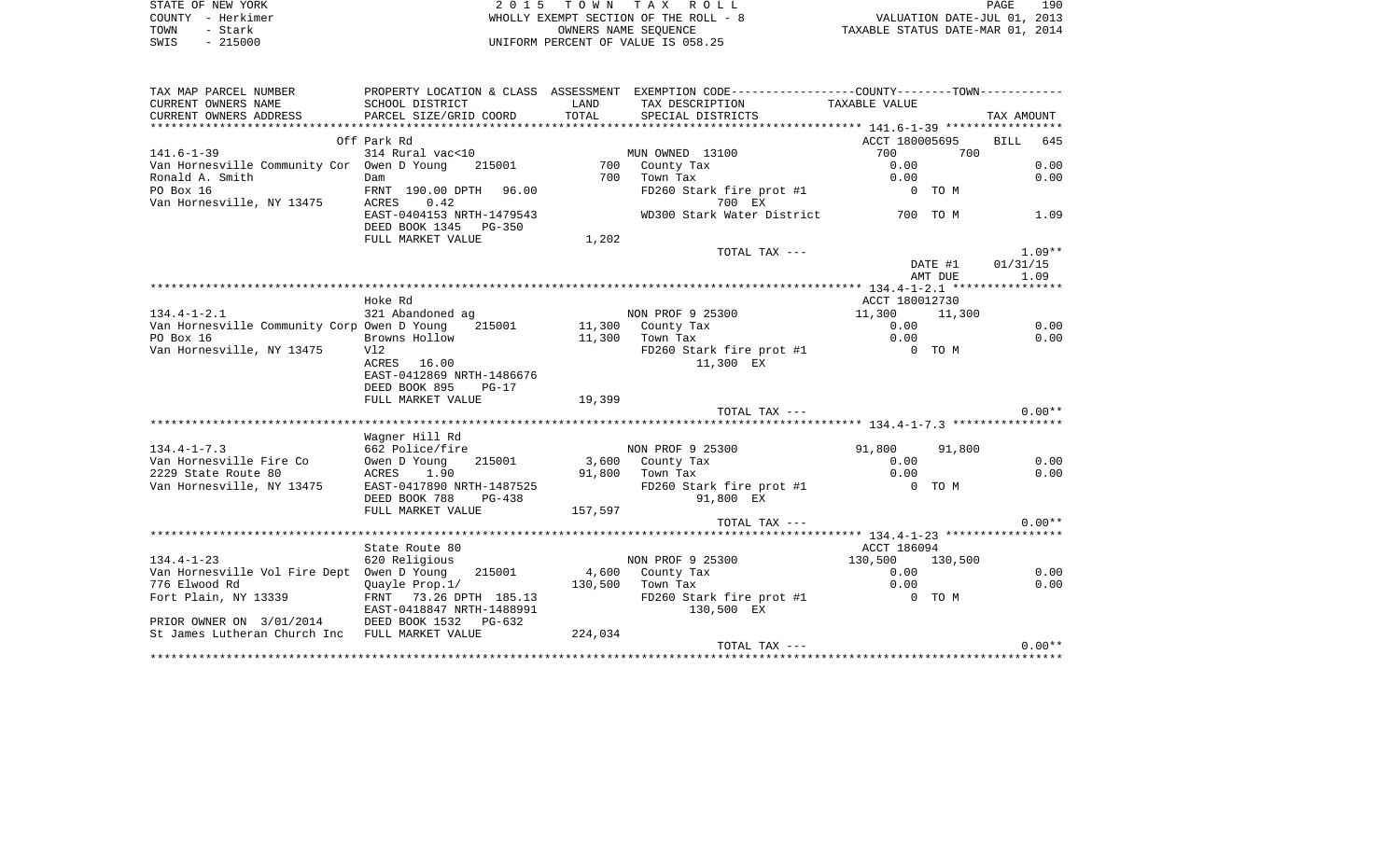STATE OF NEW YORK
COUNTY - Herkimer
TOWN - Stark
SWIS - 215000

2015 TOWN TAX ROLL
WHOLLY EXEMPT SECTION OF THE ROLL - 8
OWNERS NAME SEQUENCE
UNIFORM PERCENT OF VALUE IS 058.25

VALUATION DATE-JUL 01, 2013
TAXABLE STATUS DATE-MAR 01, 2014

| TAX MAP PARCEL NUMBER / CURRENT OWNERS NAME / CURRENT OWNERS ADDRESS | PROPERTY LOCATION & CLASS / SCHOOL DISTRICT / PARCEL SIZE/GRID COORD | ASSESSMENT LAND / TOTAL | EXEMPTION CODE / TAX DESCRIPTION / SPECIAL DISTRICTS | COUNTY / TOWN TAXABLE VALUE | TAX AMOUNT |
|---|---|---|---|---|---|
| **141.6-1-39** | Off Park Rd | | | ACCT 180005695 | BILL 645 |
| 141.6-1-39 | 314 Rural vac<10 | | MUN OWNED 13100 | 700 700 | |
| Van Hornesville Community Cor | Owen D Young 215001 | 700 | County Tax | 0.00 | 0.00 |
| Ronald A. Smith | Dam | 700 | Town Tax | 0.00 | 0.00 |
| PO Box 16 | FRNT 190.00 DPTH 96.00 | | FD260 Stark fire prot #1 | 0 TO M | |
| Van Hornesville, NY 13475 | ACRES 0.42 | | 700 EX | | |
| | EAST-0404153 NRTH-1479543 | | WD300 Stark Water District | 700 TO M | 1.09 |
| | DEED BOOK 1345 PG-350 | | | | |
| | FULL MARKET VALUE | 1,202 | | | |
| | | | TOTAL TAX --- | | 1.09** |
| | | | | DATE #1 | 01/31/15 |
| | | | | AMT DUE | 1.09 |
| **134.4-1-2.1** | Hoke Rd | | | ACCT 180012730 | |
| 134.4-1-2.1 | 321 Abandoned ag | | NON PROF 9 25300 | 11,300 11,300 | |
| Van Hornesville Community Corp | Owen D Young 215001 | 11,300 | County Tax | 0.00 | 0.00 |
| PO Box 16 | Browns Hollow | 11,300 | Town Tax | 0.00 | 0.00 |
| Van Hornesville, NY 13475 | Vl2 | | FD260 Stark fire prot #1 | 0 TO M | |
| | ACRES 16.00 | | 11,300 EX | | |
| | EAST-0412869 NRTH-1486676 | | | | |
| | DEED BOOK 895 PG-17 | | | | |
| | FULL MARKET VALUE | 19,399 | | | |
| | | | TOTAL TAX --- | | 0.00** |
| **134.4-1-7.3** | Wagner Hill Rd | | | | |
| 134.4-1-7.3 | 662 Police/fire | | NON PROF 9 25300 | 91,800 91,800 | |
| Van Hornesville Fire Co | Owen D Young 215001 | 3,600 | County Tax | 0.00 | 0.00 |
| 2229 State Route 80 | ACRES 1.90 | 91,800 | Town Tax | 0.00 | 0.00 |
| Van Hornesville, NY 13475 | EAST-0417890 NRTH-1487525 | | FD260 Stark fire prot #1 | 0 TO M | |
| | DEED BOOK 788 PG-438 | | 91,800 EX | | |
| | FULL MARKET VALUE | 157,597 | | | |
| | | | TOTAL TAX --- | | 0.00** |
| **134.4-1-23** | State Route 80 | | | ACCT 186094 | |
| 134.4-1-23 | 620 Religious | | NON PROF 9 25300 | 130,500 130,500 | |
| Van Hornesville Vol Fire Dept | Owen D Young 215001 | 4,600 | County Tax | 0.00 | 0.00 |
| 776 Elwood Rd | Quayle Prop.1/ | 130,500 | Town Tax | 0.00 | 0.00 |
| Fort Plain, NY 13339 | FRNT 73.26 DPTH 185.13 | | FD260 Stark fire prot #1 | 0 TO M | |
| | EAST-0418847 NRTH-1488991 | | 130,500 EX | | |
| PRIOR OWNER ON 3/01/2014 | DEED BOOK 1532 PG-632 | | | | |
| St James Lutheran Church Inc | FULL MARKET VALUE | 224,034 | | | |
| | | | TOTAL TAX --- | | 0.00** |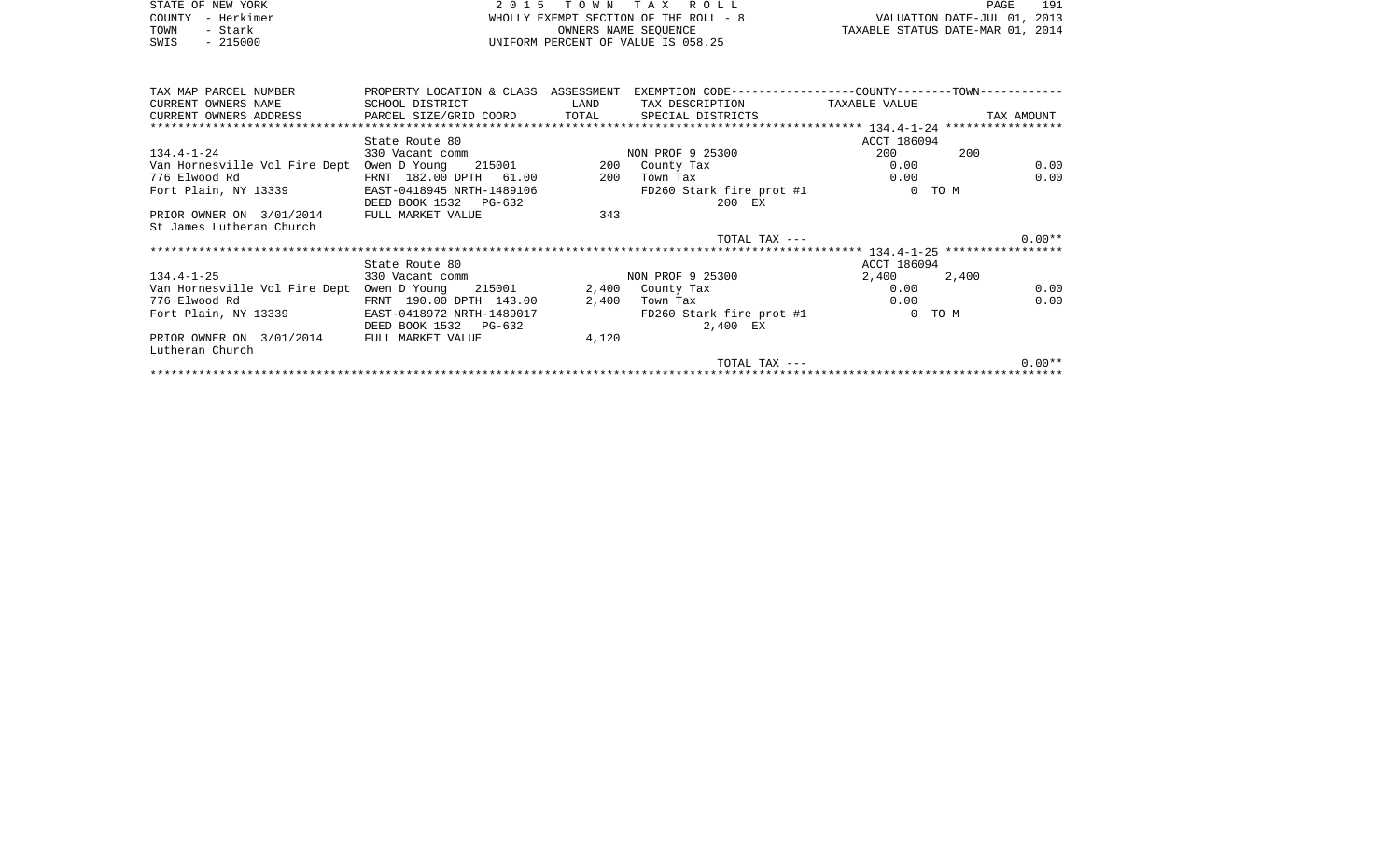STATE OF NEW YORK
COUNTY - Herkimer
TOWN - Stark
SWIS - 215000

2 0 1 5 T O W N T A X R O L L
WHOLLY EXEMPT SECTION OF THE ROLL - 8
OWNERS NAME SEQUENCE
UNIFORM PERCENT OF VALUE IS 058.25

VALUATION DATE-JUL 01, 2013
TAXABLE STATUS DATE-MAR 01, 2014

| TAX MAP PARCEL NUMBER / CURRENT OWNERS NAME / CURRENT OWNERS ADDRESS | PROPERTY LOCATION & CLASS / SCHOOL DISTRICT / PARCEL SIZE/GRID COORD | ASSESSMENT LAND / TOTAL | EXEMPTION CODE / TAX DESCRIPTION / SPECIAL DISTRICTS | COUNTY TAXABLE VALUE | TOWN | TAX AMOUNT |
|---|---|---|---|---|---|---|
| ******** 134.4-1-24 ******** | | | | | | |
| | State Route 80 | | | ACCT 186094 | | |
| 134.4-1-24 | 330 Vacant comm | | NON PROF 9 25300 | 200 | 200 | |
| Van Hornesville Vol Fire Dept | Owen D Young 215001 | 200 | County Tax | 0.00 | | 0.00 |
| 776 Elwood Rd | FRNT 182.00 DPTH 61.00 | 200 | Town Tax | 0.00 | | 0.00 |
| Fort Plain, NY 13339 | EAST-0418945 NRTH-1489106 | | FD260 Stark fire prot #1 | 0 TO M | | |
| | DEED BOOK 1532 PG-632 | | 200 EX | | | |
| PRIOR OWNER ON 3/01/2014 | FULL MARKET VALUE | 343 | | | | |
| St James Lutheran Church | | | | | | |
| | | | TOTAL TAX --- | | | 0.00** |
| ******** 134.4-1-25 ******** | | | | | | |
| | State Route 80 | | | ACCT 186094 | | |
| 134.4-1-25 | 330 Vacant comm | | NON PROF 9 25300 | 2,400 | 2,400 | |
| Van Hornesville Vol Fire Dept | Owen D Young 215001 | 2,400 | County Tax | 0.00 | | 0.00 |
| 776 Elwood Rd | FRNT 190.00 DPTH 143.00 | 2,400 | Town Tax | 0.00 | | 0.00 |
| Fort Plain, NY 13339 | EAST-0418972 NRTH-1489017 | | FD260 Stark fire prot #1 | 0 TO M | | |
| | DEED BOOK 1532 PG-632 | | 2,400 EX | | | |
| PRIOR OWNER ON 3/01/2014 | FULL MARKET VALUE | 4,120 | | | | |
| Lutheran Church | | | | | | |
| | | | TOTAL TAX --- | | | 0.00** |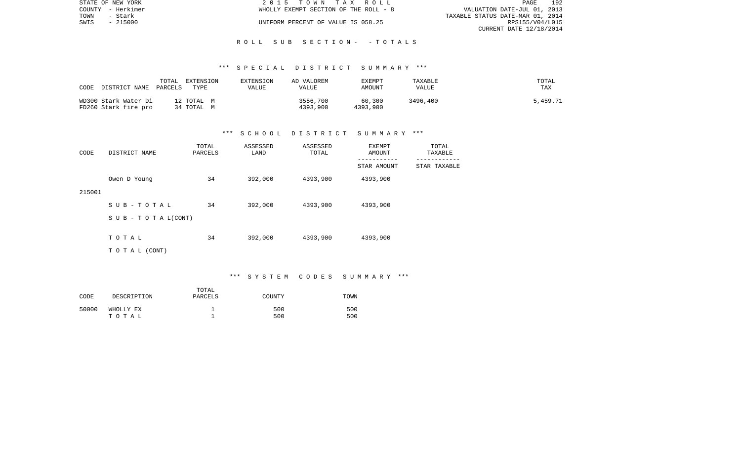## ROLL SUB SECTION - - TOTALS

### *** SPECIAL DISTRICT SUMMARY ***

| CODE | DISTRICT NAME | TOTAL PARCELS | EXTENSION TYPE | EXTENSION VALUE | AD VALOREM VALUE | EXEMPT AMOUNT | TAXABLE VALUE | TOTAL TAX |
|---|---|---|---|---|---|---|---|---|
| WD300 | Stark Water Di | 12 | TOTAL M | | 3556,700 | 60,300 | 3496,400 | 5,459.71 |
| FD260 | Stark fire pro | 34 | TOTAL M | | 4393,900 | 4393,900 | | |

### *** SCHOOL DISTRICT SUMMARY ***

| CODE | DISTRICT NAME | TOTAL PARCELS | ASSESSED LAND | ASSESSED TOTAL | EXEMPT AMOUNT / STAR AMOUNT | TOTAL TAXABLE / STAR TAXABLE |
|---|---|---|---|---|---|---|
| 215001 | Owen D Young | 34 | 392,000 | 4393,900 | 4393,900 | |
| | SUB-TOTAL | 34 | 392,000 | 4393,900 | 4393,900 | |
| | SUB-TOTAL(CONT) | | | | | |
| | TOTAL | 34 | 392,000 | 4393,900 | 4393,900 | |
| | TOTAL (CONT) | | | | | |

### *** SYSTEM CODES SUMMARY ***

| CODE | DESCRIPTION | TOTAL PARCELS | COUNTY | TOWN |
|---|---|---|---|---|
| 50000 | WHOLLY EX | 1 | 500 | 500 |
| | TOTAL | 1 | 500 | 500 |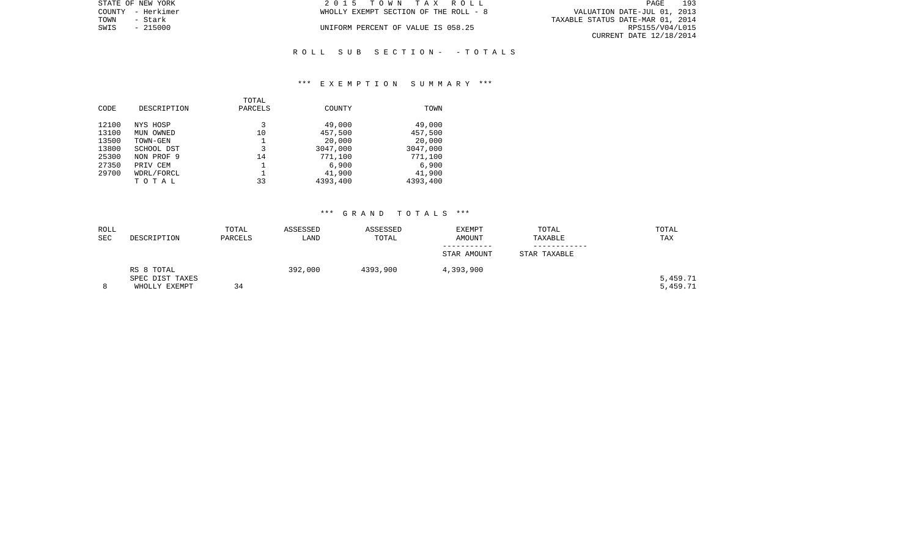STATE OF NEW YORK
COUNTY - Herkimer
TOWN - Stark
SWIS - 215000

2 0 1 5 T O W N T A X R O L L
WHOLLY EXEMPT SECTION OF THE ROLL - 8
UNIFORM PERCENT OF VALUE IS 058.25

VALUATION DATE-JUL 01, 2013
TAXABLE STATUS DATE-MAR 01, 2014
RPS155/V04/L015
CURRENT DATE 12/18/2014

## R O L L S U B S E C T I O N - - T O T A L S

### *** E X E M P T I O N S U M M A R Y ***

| CODE | DESCRIPTION | TOTAL PARCELS | COUNTY | TOWN |
|---|---|---|---|---|
| 12100 | NYS HOSP | 3 | 49,000 | 49,000 |
| 13100 | MUN OWNED | 10 | 457,500 | 457,500 |
| 13500 | TOWN-GEN | 1 | 20,000 | 20,000 |
| 13800 | SCHOOL DST | 3 | 3047,000 | 3047,000 |
| 25300 | NON PROF 9 | 14 | 771,100 | 771,100 |
| 27350 | PRIV CEM | 1 | 6,900 | 6,900 |
| 29700 | WDRL/FORCL | 1 | 41,900 | 41,900 |
| | T O T A L | 33 | 4393,400 | 4393,400 |

### *** G R A N D T O T A L S ***

| ROLL SEC | DESCRIPTION | TOTAL PARCELS | ASSESSED LAND | ASSESSED TOTAL | EXEMPT AMOUNT / STAR AMOUNT | TOTAL TAXABLE / STAR TAXABLE | TOTAL TAX |
|---|---|---|---|---|---|---|---|
| | RS 8 TOTAL | | 392,000 | 4393,900 | 4,393,900 | | |
| | SPEC DIST TAXES | | | | | | 5,459.71 |
| 8 | WHOLLY EXEMPT | 34 | | | | | 5,459.71 |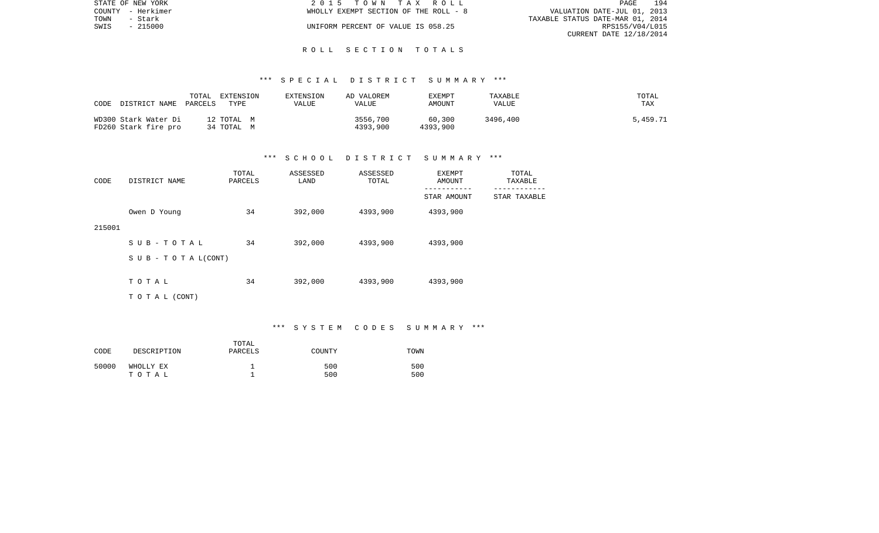## ROLL SECTION TOTALS

### *** SPECIAL DISTRICT SUMMARY ***

| CODE | DISTRICT NAME | TOTAL PARCELS | EXTENSION TYPE | EXTENSION VALUE | AD VALOREM VALUE | EXEMPT AMOUNT | TAXABLE VALUE | TOTAL TAX |
|---|---|---|---|---|---|---|---|---|
| WD300 | Stark Water Di | 12 | TOTAL M | | 3556,700 | 60,300 | 3496,400 | 5,459.71 |
| FD260 | Stark fire pro | 34 | TOTAL M | | 4393,900 | 4393,900 | | |

### *** SCHOOL DISTRICT SUMMARY ***

| CODE | DISTRICT NAME | TOTAL PARCELS | ASSESSED LAND | ASSESSED TOTAL | EXEMPT AMOUNT / STAR AMOUNT | TOTAL TAXABLE / STAR TAXABLE |
|---|---|---|---|---|---|---|
| 215001 | Owen D Young | 34 | 392,000 | 4393,900 | 4393,900 | |
| | S U B - T O T A L | 34 | 392,000 | 4393,900 | 4393,900 | |
| | S U B - T O T A L(CONT) | | | | | |
| | T O T A L | 34 | 392,000 | 4393,900 | 4393,900 | |
| | T O T A L (CONT) | | | | | |

### *** SYSTEM CODES SUMMARY ***

| CODE | DESCRIPTION | TOTAL PARCELS | COUNTY | TOWN |
|---|---|---|---|---|
| 50000 | WHOLLY EX | 1 | 500 | 500 |
| | T O T A L | 1 | 500 | 500 |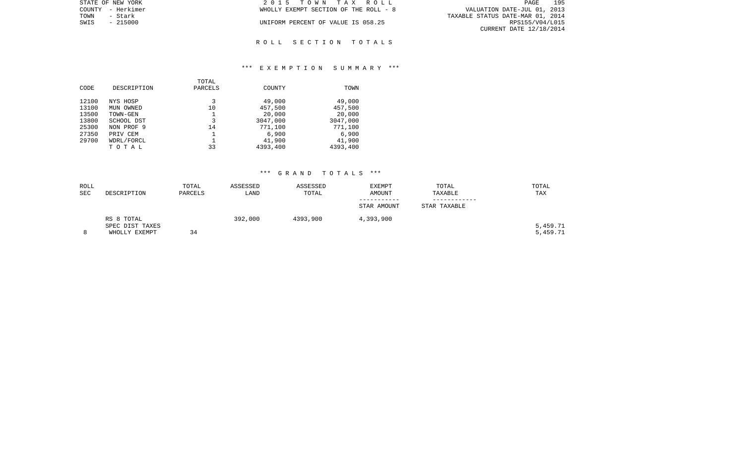STATE OF NEW YORK
COUNTY - Herkimer
TOWN - Stark
SWIS - 215000

2015 TOWN TAX ROLL
WHOLLY EXEMPT SECTION OF THE ROLL - 8
UNIFORM PERCENT OF VALUE IS 058.25

VALUATION DATE-JUL 01, 2013
TAXABLE STATUS DATE-MAR 01, 2014
RPS155/V04/L015
CURRENT DATE 12/18/2014

## ROLL SECTION TOTALS

### *** EXEMPTION SUMMARY ***

| CODE | DESCRIPTION | TOTAL PARCELS | COUNTY | TOWN |
|---|---|---|---|---|
| 12100 | NYS HOSP | 3 | 49,000 | 49,000 |
| 13100 | MUN OWNED | 10 | 457,500 | 457,500 |
| 13500 | TOWN-GEN | 1 | 20,000 | 20,000 |
| 13800 | SCHOOL DST | 3 | 3047,000 | 3047,000 |
| 25300 | NON PROF 9 | 14 | 771,100 | 771,100 |
| 27350 | PRIV CEM | 1 | 6,900 | 6,900 |
| 29700 | WDRL/FORCL | 1 | 41,900 | 41,900 |
| | TOTAL | 33 | 4393,400 | 4393,400 |

### *** GRAND TOTALS ***

| ROLL SEC | DESCRIPTION | TOTAL PARCELS | ASSESSED LAND | ASSESSED TOTAL | EXEMPT AMOUNT / STAR AMOUNT | TOTAL TAXABLE / STAR TAXABLE | TOTAL TAX |
|---|---|---|---|---|---|---|---|
| | RS 8 TOTAL | | 392,000 | 4393,900 | 4,393,900 | | |
| | SPEC DIST TAXES | | | | | | 5,459.71 |
| 8 | WHOLLY EXEMPT | 34 | | | | | 5,459.71 |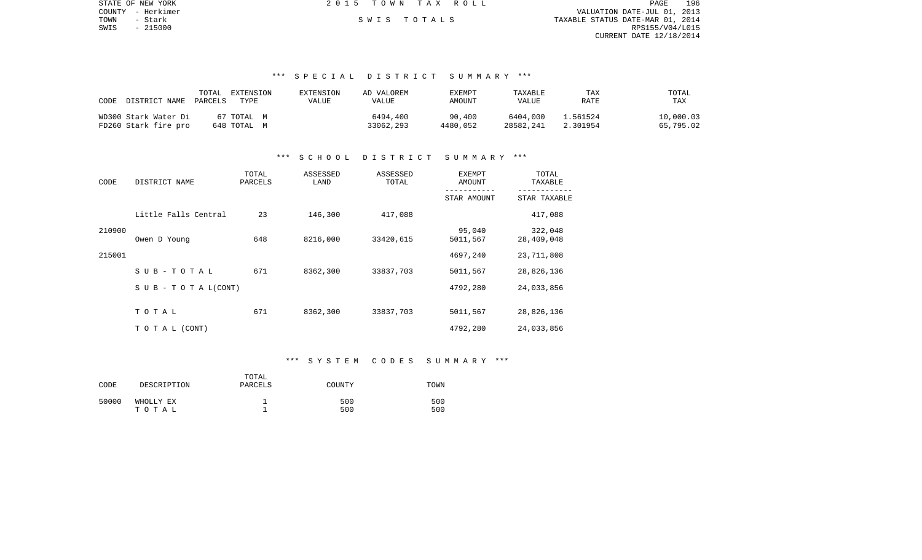STATE OF NEW YORK — 2015 TOWN TAX ROLL
COUNTY - Herkimer
TOWN - Stark — SWIS TOTALS
SWIS - 215000

VALUATION DATE-JUL 01, 2013
TAXABLE STATUS DATE-MAR 01, 2014
RPS155/V04/L015
CURRENT DATE 12/18/2014

## *** SPECIAL DISTRICT SUMMARY ***

| CODE | DISTRICT NAME | TOTAL PARCELS | EXTENSION TYPE | EXTENSION VALUE | AD VALOREM VALUE | EXEMPT AMOUNT | TAXABLE VALUE | TAX RATE | TOTAL TAX |
|---|---|---|---|---|---|---|---|---|---|
| WD300 | Stark Water Di | 67 | TOTAL M | | 6494,400 | 90,400 | 6404,000 | 1.561524 | 10,000.03 |
| FD260 | Stark fire pro | 648 | TOTAL M | | 33062,293 | 4480,052 | 28582,241 | 2.301954 | 65,795.02 |

## *** SCHOOL DISTRICT SUMMARY ***

| CODE | DISTRICT NAME | TOTAL PARCELS | ASSESSED LAND | ASSESSED TOTAL | EXEMPT AMOUNT / STAR AMOUNT | TOTAL TAXABLE / STAR TAXABLE |
|---|---|---|---|---|---|---|
| | Little Falls Central | 23 | 146,300 | 417,088 | | 417,088 |
| 210900 | | | | | 95,040 | 322,048 |
| | Owen D Young | 648 | 8216,000 | 33420,615 | 5011,567 | 28,409,048 |
| 215001 | | | | | 4697,240 | 23,711,808 |
| | SUB-TOTAL | 671 | 8362,300 | 33837,703 | 5011,567 | 28,826,136 |
| | SUB-TOTAL(CONT) | | | | 4792,280 | 24,033,856 |
| | TOTAL | 671 | 8362,300 | 33837,703 | 5011,567 | 28,826,136 |
| | TOTAL (CONT) | | | | 4792,280 | 24,033,856 |

## *** SYSTEM CODES SUMMARY ***

| CODE | DESCRIPTION | TOTAL PARCELS | COUNTY | TOWN |
|---|---|---|---|---|
| 50000 | WHOLLY EX | 1 | 500 | 500 |
| | TOTAL | 1 | 500 | 500 |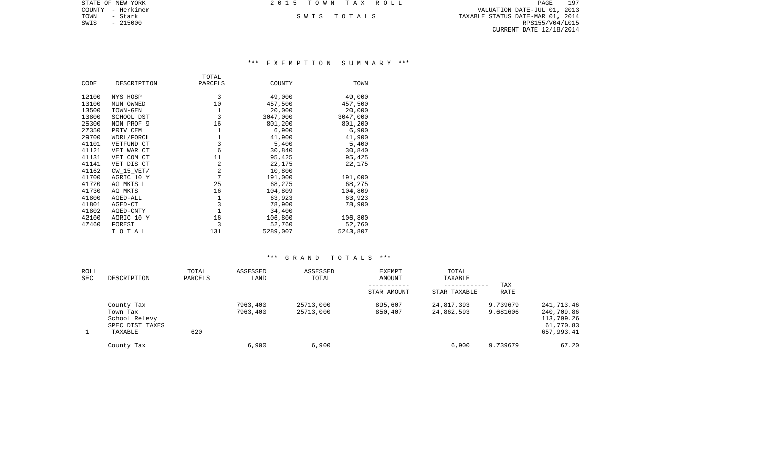STATE OF NEW YORK
COUNTY - Herkimer
TOWN - Stark
SWIS - 215000

2015 TOWN TAX ROLL

SWIS TOTALS

VALUATION DATE-JUL 01, 2013
TAXABLE STATUS DATE-MAR 01, 2014
RPS155/V04/L015
CURRENT DATE 12/18/2014

## *** EXEMPTION SUMMARY ***

| CODE | DESCRIPTION | TOTAL PARCELS | COUNTY | TOWN |
|---|---|---|---|---|
| 12100 | NYS HOSP | 3 | 49,000 | 49,000 |
| 13100 | MUN OWNED | 10 | 457,500 | 457,500 |
| 13500 | TOWN-GEN | 1 | 20,000 | 20,000 |
| 13800 | SCHOOL DST | 3 | 3047,000 | 3047,000 |
| 25300 | NON PROF 9 | 16 | 801,200 | 801,200 |
| 27350 | PRIV CEM | 1 | 6,900 | 6,900 |
| 29700 | WDRL/FORCL | 1 | 41,900 | 41,900 |
| 41101 | VETFUND CT | 3 | 5,400 | 5,400 |
| 41121 | VET WAR CT | 6 | 30,840 | 30,840 |
| 41131 | VET COM CT | 11 | 95,425 | 95,425 |
| 41141 | VET DIS CT | 2 | 22,175 | 22,175 |
| 41162 | CW_15_VET/ | 2 | 10,800 | |
| 41700 | AGRIC 10 Y | 7 | 191,000 | 191,000 |
| 41720 | AG MKTS L | 25 | 68,275 | 68,275 |
| 41730 | AG MKTS | 16 | 104,809 | 104,809 |
| 41800 | AGED-ALL | 1 | 63,923 | 63,923 |
| 41801 | AGED-CT | 3 | 78,900 | 78,900 |
| 41802 | AGED-CNTY | 1 | 34,400 | |
| 42100 | AGRIC 10 Y | 16 | 106,800 | 106,800 |
| 47460 | FOREST | 3 | 52,760 | 52,760 |
| | T O T A L | 131 | 5289,007 | 5243,807 |

## *** GRAND TOTALS ***

| ROLL SEC | DESCRIPTION | TOTAL PARCELS | ASSESSED LAND | ASSESSED TOTAL | EXEMPT AMOUNT / STAR AMOUNT | TOTAL TAXABLE / STAR TAXABLE | TAX RATE | |
|---|---|---|---|---|---|---|---|---|
| | County Tax | | 7963,400 | 25713,000 | 895,607 | 24,817,393 | 9.739679 | 241,713.46 |
| | Town Tax | | 7963,400 | 25713,000 | 850,407 | 24,862,593 | 9.681606 | 240,709.86 |
| | School Relevy | | | | | | | 113,799.26 |
| | SPEC DIST TAXES | | | | | | | 61,770.83 |
| 1 | TAXABLE | 620 | | | | | | 657,993.41 |
| | County Tax | | 6,900 | 6,900 | | 6,900 | 9.739679 | 67.20 |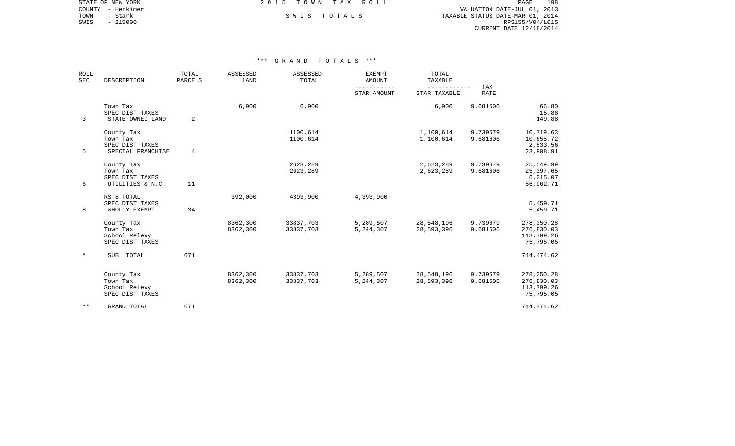STATE OF NEW YORK
COUNTY - Herkimer
TOWN - Stark
SWIS - 215000

# 2015 TOWN TAX ROLL

## SWIS TOTALS

VALUATION DATE-JUL 01, 2013
TAXABLE STATUS DATE-MAR 01, 2014
RPS155/V04/L015
CURRENT DATE 12/18/2014

### *** GRAND TOTALS ***

| ROLL SEC | DESCRIPTION | TOTAL PARCELS | ASSESSED LAND | ASSESSED TOTAL | EXEMPT AMOUNT / STAR AMOUNT | TOTAL TAXABLE / STAR TAXABLE | TAX RATE | |
|---|---|---|---|---|---|---|---|---|
| | Town Tax | | 6,900 | 6,900 | | 6,900 | 9.681606 | 66.80 |
| | SPEC DIST TAXES | | | | | | | 15.88 |
| 3 | STATE OWNED LAND | 2 | | | | | | 149.88 |
| | County Tax | | | 1100,614 | | 1,100,614 | 9.739679 | 10,719.63 |
| | Town Tax | | | 1100,614 | | 1,100,614 | 9.681606 | 10,655.72 |
| | SPEC DIST TAXES | | | | | | | 2,533.56 |
| 5 | SPECIAL FRANCHISE | 4 | | | | | | 23,908.91 |
| | County Tax | | | 2623,289 | | 2,623,289 | 9.739679 | 25,549.99 |
| | Town Tax | | | 2623,289 | | 2,623,289 | 9.681606 | 25,397.65 |
| | SPEC DIST TAXES | | | | | | | 6,015.07 |
| 6 | UTILITIES & N.C. | 11 | | | | | | 56,962.71 |
| | RS 8 TOTAL | | 392,000 | 4393,900 | 4,393,900 | | | |
| | SPEC DIST TAXES | | | | | | | 5,459.71 |
| 8 | WHOLLY EXEMPT | 34 | | | | | | 5,459.71 |
| | County Tax | | 8362,300 | 33837,703 | 5,289,507 | 28,548,196 | 9.739679 | 278,050.28 |
| | Town Tax | | 8362,300 | 33837,703 | 5,244,307 | 28,593,396 | 9.681606 | 276,830.03 |
| | School Relevy | | | | | | | 113,799.26 |
| | SPEC DIST TAXES | | | | | | | 75,795.05 |
| * | SUB TOTAL | 671 | | | | | | 744,474.62 |
| | County Tax | | 8362,300 | 33837,703 | 5,289,507 | 28,548,196 | 9.739679 | 278,050.28 |
| | Town Tax | | 8362,300 | 33837,703 | 5,244,307 | 28,593,396 | 9.681606 | 276,830.03 |
| | School Relevy | | | | | | | 113,799.26 |
| | SPEC DIST TAXES | | | | | | | 75,795.05 |
| ** | GRAND TOTAL | 671 | | | | | | 744,474.62 |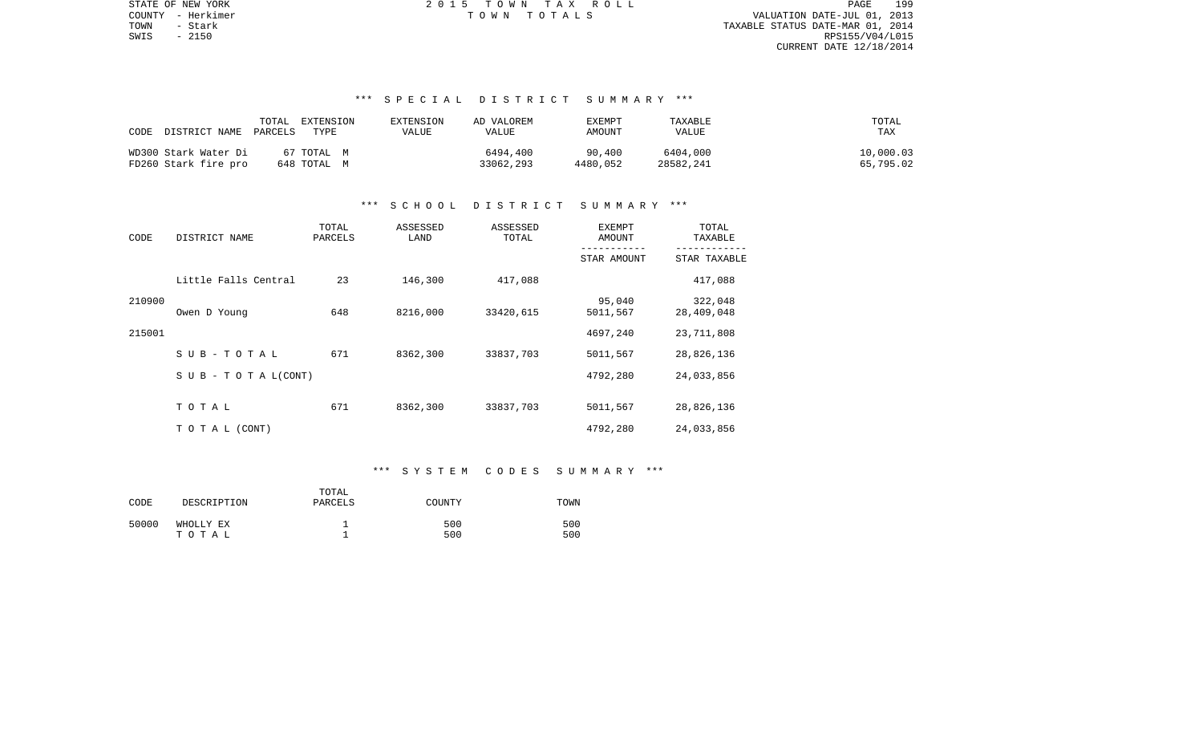STATE OF NEW YORK
COUNTY - Herkimer
TOWN - Stark
SWIS - 2150

2 0 1 5 T O W N T A X R O L L
T O W N T O T A L S

VALUATION DATE-JUL 01, 2013
TAXABLE STATUS DATE-MAR 01, 2014
RPS155/V04/L015
CURRENT DATE 12/18/2014

### *** S P E C I A L D I S T R I C T S U M M A R Y ***

| CODE DISTRICT NAME | TOTAL PARCELS | EXTENSION TYPE | EXTENSION VALUE | AD VALOREM VALUE | EXEMPT AMOUNT | TAXABLE VALUE | TOTAL TAX |
|---|---|---|---|---|---|---|---|
| WD300 Stark Water Di | 67 | TOTAL M | | 6494,400 | 90,400 | 6404,000 | 10,000.03 |
| FD260 Stark fire pro | 648 | TOTAL M | | 33062,293 | 4480,052 | 28582,241 | 65,795.02 |

### *** S C H O O L D I S T R I C T S U M M A R Y ***

| CODE | DISTRICT NAME | TOTAL PARCELS | ASSESSED LAND | ASSESSED TOTAL | EXEMPT AMOUNT / STAR AMOUNT | TOTAL TAXABLE / STAR TAXABLE |
|---|---|---|---|---|---|---|
| 210900 | Little Falls Central | 23 | 146,300 | 417,088 | | 417,088 |
| | | | | | 95,040 | 322,048 |
| 215001 | Owen D Young | 648 | 8216,000 | 33420,615 | 5011,567 | 28,409,048 |
| | | | | | 4697,240 | 23,711,808 |
| | S U B - T O T A L | 671 | 8362,300 | 33837,703 | 5011,567 | 28,826,136 |
| | S U B - T O T A L(CONT) | | | | 4792,280 | 24,033,856 |
| | T O T A L | 671 | 8362,300 | 33837,703 | 5011,567 | 28,826,136 |
| | T O T A L (CONT) | | | | 4792,280 | 24,033,856 |

### *** S Y S T E M C O D E S S U M M A R Y ***

| CODE | DESCRIPTION | TOTAL PARCELS | COUNTY | TOWN |
|---|---|---|---|---|
| 50000 | WHOLLY EX | 1 | 500 | 500 |
| | T O T A L | 1 | 500 | 500 |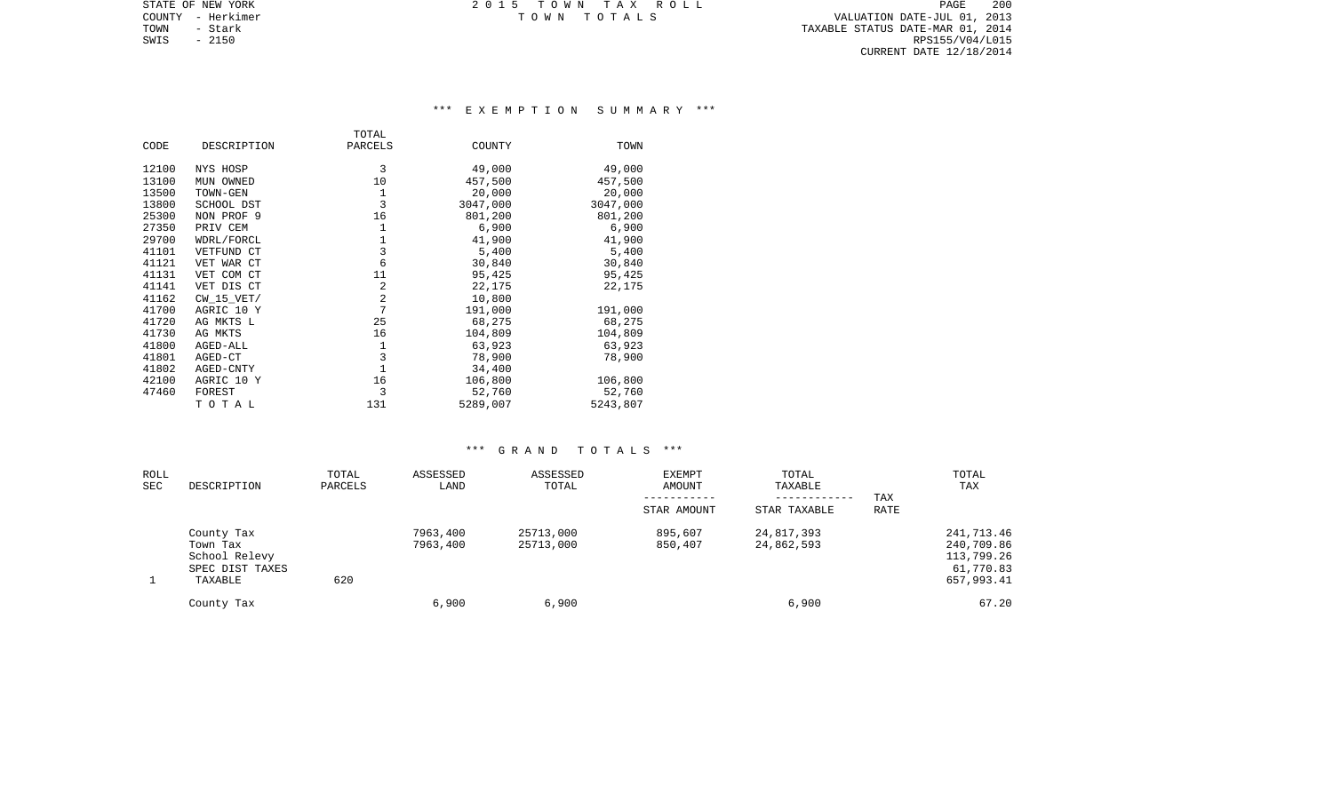STATE OF NEW YORK
COUNTY - Herkimer
TOWN - Stark
SWIS - 2150

2 0 1 5 T O W N T A X R O L L
T O W N T O T A L S

VALUATION DATE-JUL 01, 2013
TAXABLE STATUS DATE-MAR 01, 2014
RPS155/V04/L015
CURRENT DATE 12/18/2014

### *** E X E M P T I O N S U M M A R Y ***

| CODE | DESCRIPTION | TOTAL PARCELS | COUNTY | TOWN |
|---|---|---|---|---|
| 12100 | NYS HOSP | 3 | 49,000 | 49,000 |
| 13100 | MUN OWNED | 10 | 457,500 | 457,500 |
| 13500 | TOWN-GEN | 1 | 20,000 | 20,000 |
| 13800 | SCHOOL DST | 3 | 3047,000 | 3047,000 |
| 25300 | NON PROF 9 | 16 | 801,200 | 801,200 |
| 27350 | PRIV CEM | 1 | 6,900 | 6,900 |
| 29700 | WDRL/FORCL | 1 | 41,900 | 41,900 |
| 41101 | VETFUND CT | 3 | 5,400 | 5,400 |
| 41121 | VET WAR CT | 6 | 30,840 | 30,840 |
| 41131 | VET COM CT | 11 | 95,425 | 95,425 |
| 41141 | VET DIS CT | 2 | 22,175 | 22,175 |
| 41162 | CW_15_VET/ | 2 | 10,800 | |
| 41700 | AGRIC 10 Y | 7 | 191,000 | 191,000 |
| 41720 | AG MKTS L | 25 | 68,275 | 68,275 |
| 41730 | AG MKTS | 16 | 104,809 | 104,809 |
| 41800 | AGED-ALL | 1 | 63,923 | 63,923 |
| 41801 | AGED-CT | 3 | 78,900 | 78,900 |
| 41802 | AGED-CNTY | 1 | 34,400 | |
| 42100 | AGRIC 10 Y | 16 | 106,800 | 106,800 |
| 47460 | FOREST | 3 | 52,760 | 52,760 |
| | T O T A L | 131 | 5289,007 | 5243,807 |

### *** G R A N D T O T A L S ***

| ROLL SEC | DESCRIPTION | TOTAL PARCELS | ASSESSED LAND | ASSESSED TOTAL | EXEMPT AMOUNT / STAR AMOUNT | TOTAL TAXABLE / STAR TAXABLE | TAX RATE | TOTAL TAX |
|---|---|---|---|---|---|---|---|---|
| | County Tax | | 7963,400 | 25713,000 | 895,607 | 24,817,393 | | 241,713.46 |
| | Town Tax | | 7963,400 | 25713,000 | 850,407 | 24,862,593 | | 240,709.86 |
| | School Relevy | | | | | | | 113,799.26 |
| | SPEC DIST TAXES | | | | | | | 61,770.83 |
| 1 | TAXABLE | 620 | | | | | | 657,993.41 |
| | County Tax | | 6,900 | 6,900 | | 6,900 | | 67.20 |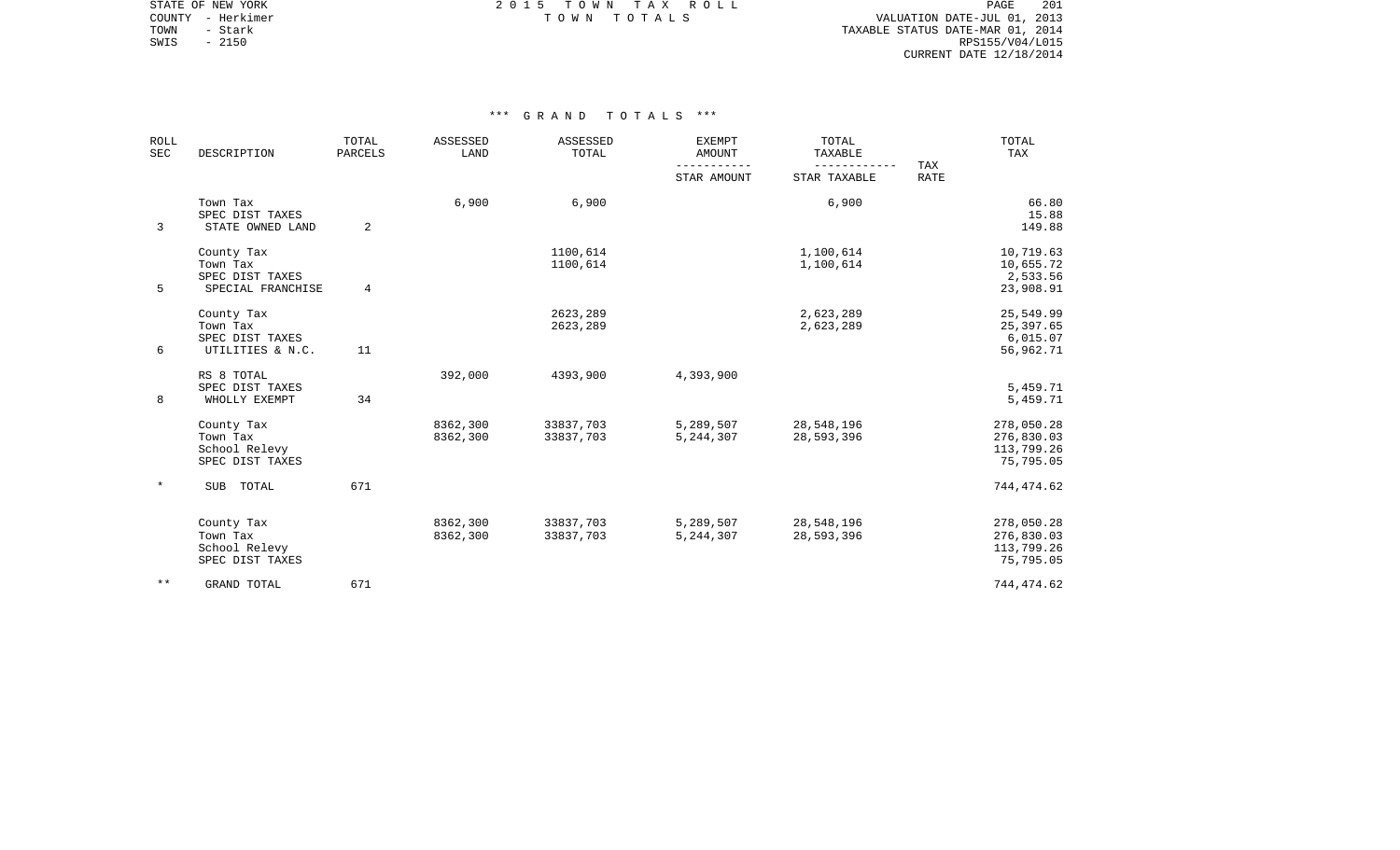STATE OF NEW YORK
COUNTY - Herkimer
TOWN - Stark
SWIS - 2150

2015 TOWN TAX ROLL
TOWN TOTALS

VALUATION DATE-JUL 01, 2013
TAXABLE STATUS DATE-MAR 01, 2014
RPS155/V04/L015
CURRENT DATE 12/18/2014

*** GRAND TOTALS ***

| ROLL SEC | DESCRIPTION | TOTAL PARCELS | ASSESSED LAND | ASSESSED TOTAL | EXEMPT AMOUNT / STAR AMOUNT | TOTAL TAXABLE / STAR TAXABLE | TAX RATE | TOTAL TAX |
|---|---|---|---|---|---|---|---|---|
| | Town Tax | | 6,900 | 6,900 | | 6,900 | | 66.80 |
| | SPEC DIST TAXES | | | | | | | 15.88 |
| 3 | STATE OWNED LAND | 2 | | | | | | 149.88 |
| | County Tax | | | 1100,614 | | 1,100,614 | | 10,719.63 |
| | Town Tax | | | 1100,614 | | 1,100,614 | | 10,655.72 |
| | SPEC DIST TAXES | | | | | | | 2,533.56 |
| 5 | SPECIAL FRANCHISE | 4 | | | | | | 23,908.91 |
| | County Tax | | | 2623,289 | | 2,623,289 | | 25,549.99 |
| | Town Tax | | | 2623,289 | | 2,623,289 | | 25,397.65 |
| | SPEC DIST TAXES | | | | | | | 6,015.07 |
| 6 | UTILITIES & N.C. | 11 | | | | | | 56,962.71 |
| | RS 8 TOTAL | | 392,000 | 4393,900 | 4,393,900 | | | |
| | SPEC DIST TAXES | | | | | | | 5,459.71 |
| 8 | WHOLLY EXEMPT | 34 | | | | | | 5,459.71 |
| | County Tax | | 8362,300 | 33837,703 | 5,289,507 | 28,548,196 | | 278,050.28 |
| | Town Tax | | 8362,300 | 33837,703 | 5,244,307 | 28,593,396 | | 276,830.03 |
| | School Relevy | | | | | | | 113,799.26 |
| | SPEC DIST TAXES | | | | | | | 75,795.05 |
| * | SUB TOTAL | 671 | | | | | | 744,474.62 |
| | County Tax | | 8362,300 | 33837,703 | 5,289,507 | 28,548,196 | | 278,050.28 |
| | Town Tax | | 8362,300 | 33837,703 | 5,244,307 | 28,593,396 | | 276,830.03 |
| | School Relevy | | | | | | | 113,799.26 |
| | SPEC DIST TAXES | | | | | | | 75,795.05 |
| ** | GRAND TOTAL | 671 | | | | | | 744,474.62 |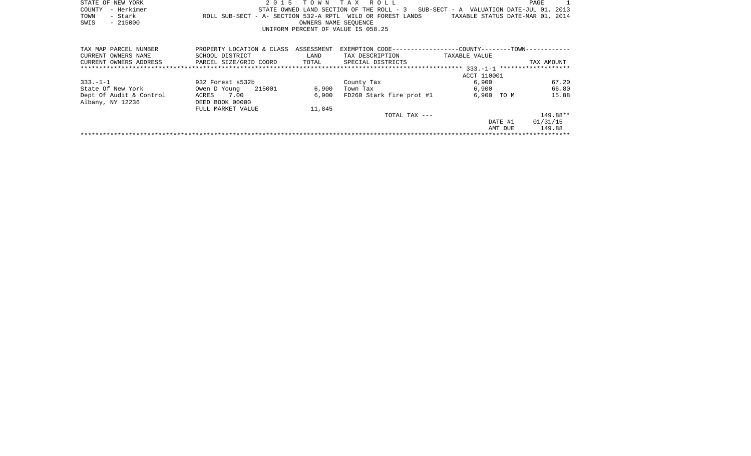STATE OF NEW YORK
COUNTY - Herkimer
TOWN - Stark
SWIS - 215000

2 0 1 5 T O W N T A X R O L L
STATE OWNED LAND SECTION OF THE ROLL - 3 SUB-SECT - A VALUATION DATE-JUL 01, 2013
ROLL SUB-SECT - A- SECTION 532-A RPTL WILD OR FOREST LANDS TAXABLE STATUS DATE-MAR 01, 2014
OWNERS NAME SEQUENCE
UNIFORM PERCENT OF VALUE IS 058.25

| TAX MAP PARCEL NUMBER / CURRENT OWNERS NAME / CURRENT OWNERS ADDRESS | PROPERTY LOCATION & CLASS / SCHOOL DISTRICT / PARCEL SIZE/GRID COORD | ASSESSMENT LAND / TOTAL | EXEMPTION CODE / TAX DESCRIPTION / SPECIAL DISTRICTS | COUNTY--------TOWN TAXABLE VALUE | TAX AMOUNT |
|---|---|---|---|---|---|
| ****** 333.-1-1 ****** | | | | ACCT 110001 | |
| 333.-1-1 | 932 Forest s532b | | County Tax | 6,900 | 67.20 |
| State Of New York | Owen D Young 215001 | 6,900 | Town Tax | 6,900 | 66.80 |
| Dept Of Audit & Control | ACRES 7.00 | 6,900 | FD260 Stark fire prot #1 | 6,900 TO M | 15.88 |
| Albany, NY 12236 | DEED BOOK 00000 | | | | |
| | FULL MARKET VALUE | 11,845 | | | |
| | | | TOTAL TAX --- | | 149.88** |
| | | | | DATE #1 | 01/31/15 |
| | | | | AMT DUE | 149.88 |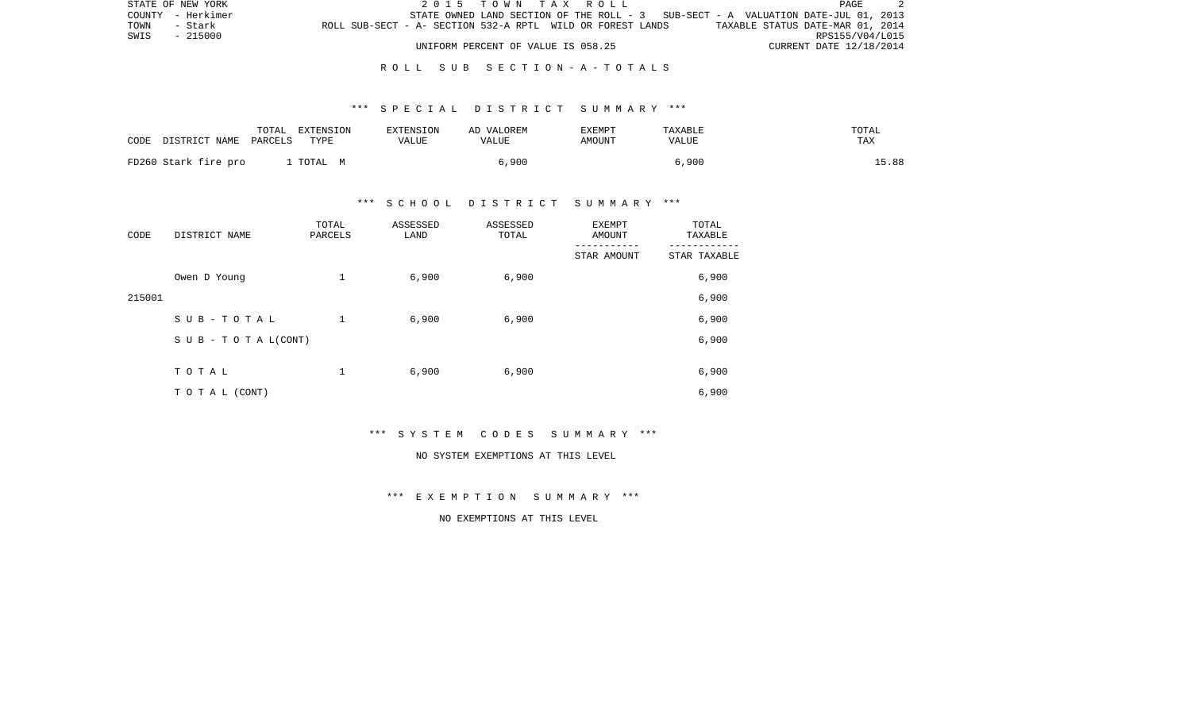# ROLL SUB SECTION - A - TOTALS

## *** SPECIAL DISTRICT SUMMARY ***

| CODE DISTRICT NAME | TOTAL PARCELS | EXTENSION TYPE | EXTENSION VALUE | AD VALOREM VALUE | EXEMPT AMOUNT | TAXABLE VALUE | TOTAL TAX |
|---|---|---|---|---|---|---|---|
| FD260 Stark fire pro | 1 | TOTAL M | | 6,900 | | 6,900 | 15.88 |

## *** SCHOOL DISTRICT SUMMARY ***

| CODE | DISTRICT NAME | TOTAL PARCELS | ASSESSED LAND | ASSESSED TOTAL | EXEMPT AMOUNT / STAR AMOUNT | TOTAL TAXABLE / STAR TAXABLE |
|---|---|---|---|---|---|---|
| | Owen D Young | 1 | 6,900 | 6,900 | | 6,900 |
| 215001 | | | | | | 6,900 |
| | S U B - T O T A L | 1 | 6,900 | 6,900 | | 6,900 |
| | S U B - T O T A L(CONT) | | | | | 6,900 |
| | T O T A L | 1 | 6,900 | 6,900 | | 6,900 |
| | T O T A L (CONT) | | | | | 6,900 |

## *** SYSTEM CODES SUMMARY ***

NO SYSTEM EXEMPTIONS AT THIS LEVEL

## *** EXEMPTION SUMMARY ***

NO EXEMPTIONS AT THIS LEVEL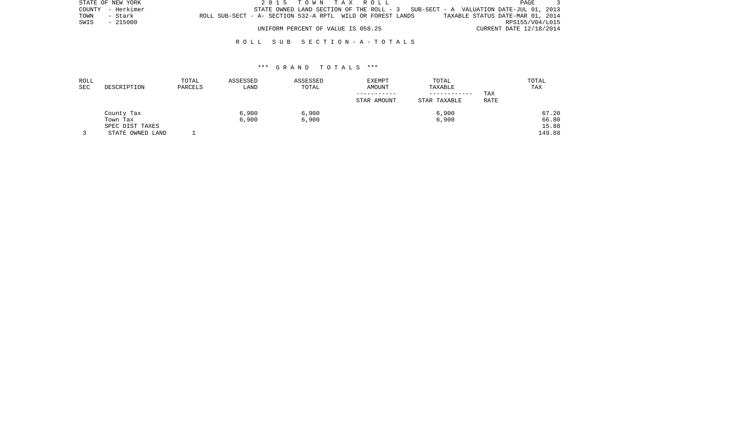STATE OF NEW YORK — 2015 TOWN TAX ROLL

COUNTY - Herkimer — STATE OWNED LAND SECTION OF THE ROLL - 3 — SUB-SECT - A VALUATION DATE-JUL 01, 2013

TOWN - Stark — ROLL SUB-SECT - A- SECTION 532-A RPTL WILD OR FOREST LANDS — TAXABLE STATUS DATE-MAR 01, 2014

SWIS - 215000 — RPS155/V04/L015

UNIFORM PERCENT OF VALUE IS 058.25 — CURRENT DATE 12/18/2014

## ROLL SUB SECTION-A-TOTALS

### *** GRAND TOTALS ***

| ROLL SEC | DESCRIPTION | TOTAL PARCELS | ASSESSED LAND | ASSESSED TOTAL | EXEMPT AMOUNT / STAR AMOUNT | TOTAL TAXABLE / STAR TAXABLE | TAX RATE | TOTAL TAX |
|---|---|---|---|---|---|---|---|---|
| | County Tax | | 6,900 | 6,900 | | 6,900 | | 67.20 |
| | Town Tax | | 6,900 | 6,900 | | 6,900 | | 66.80 |
| | SPEC DIST TAXES | | | | | | | 15.88 |
| 3 | STATE OWNED LAND | 1 | | | | | | 149.88 |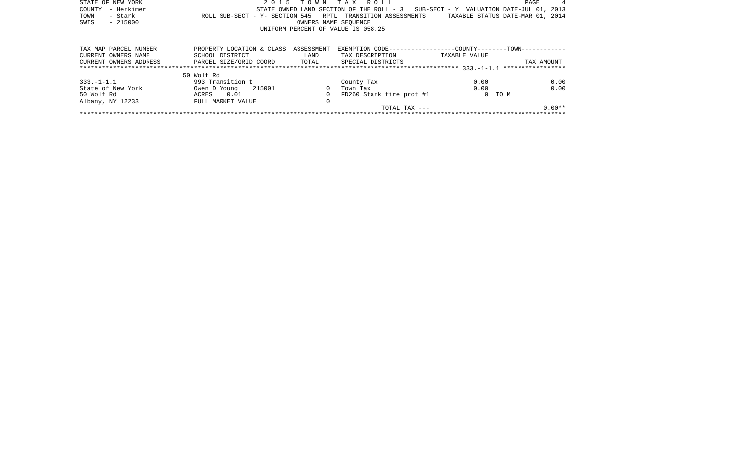STATE OF NEW YORK | 2 0 1 5 T O W N T A X R O L L
COUNTY - Herkimer | STATE OWNED LAND SECTION OF THE ROLL - 3 SUB-SECT - Y VALUATION DATE-JUL 01, 2013
TOWN - Stark | ROLL SUB-SECT - Y- SECTION 545 RPTL TRANSITION ASSESSMENTS TAXABLE STATUS DATE-MAR 01, 2014
SWIS - 215000 | OWNERS NAME SEQUENCE
UNIFORM PERCENT OF VALUE IS 058.25

| TAX MAP PARCEL NUMBER<br>CURRENT OWNERS NAME<br>CURRENT OWNERS ADDRESS | PROPERTY LOCATION & CLASS<br>SCHOOL DISTRICT<br>PARCEL SIZE/GRID COORD | ASSESSMENT<br>LAND<br>TOTAL | EXEMPTION CODE-----COUNTY-----TOWN-----<br>TAX DESCRIPTION<br>SPECIAL DISTRICTS | TAXABLE VALUE | TAX AMOUNT |
|---|---|---|---|---|---|
| ******* 333.-1-1.1 ******* | | | | | |
| | 50 Wolf Rd | | | | |
| 333.-1-1.1 | 993 Transition t | | County Tax | 0.00 | 0.00 |
| State of New York | Owen D Young 215001 | 0 | Town Tax | 0.00 | 0.00 |
| 50 Wolf Rd | ACRES 0.01 | 0 | FD260 Stark fire prot #1 | 0 TO M | |
| Albany, NY 12233 | FULL MARKET VALUE | 0 | | | |
| | | | TOTAL TAX --- | | 0.00** |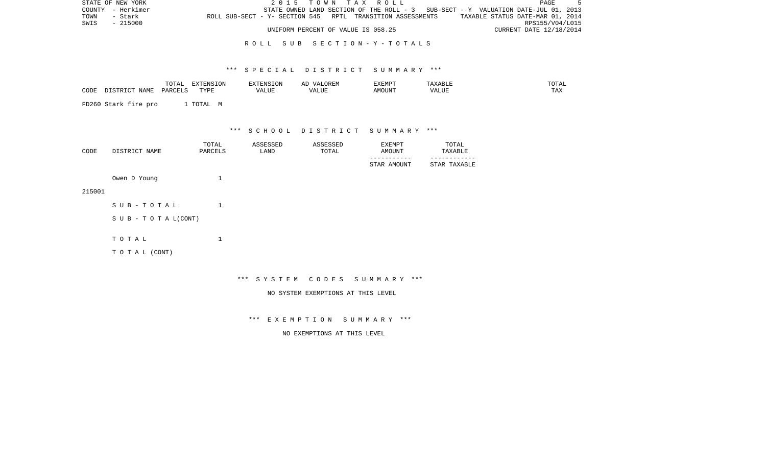STATE OF NEW YORK 2 0 1 5 T O W N T A X R O L L
COUNTY - Herkimer STATE OWNED LAND SECTION OF THE ROLL - 3 SUB-SECT - Y VALUATION DATE-JUL 01, 2013
TOWN - Stark ROLL SUB-SECT - Y- SECTION 545 RPTL TRANSITION ASSESSMENTS TAXABLE STATUS DATE-MAR 01, 2014
SWIS - 215000 RPS155/V04/L015
UNIFORM PERCENT OF VALUE IS 058.25 CURRENT DATE 12/18/2014

R O L L S U B S E C T I O N - Y - T O T A L S

*** S P E C I A L D I S T R I C T S U M M A R Y ***

| CODE | DISTRICT NAME | TOTAL PARCELS | EXTENSION TYPE | EXTENSION VALUE | AD VALOREM VALUE | EXEMPT AMOUNT | TAXABLE VALUE | TOTAL TAX |
|---|---|---|---|---|---|---|---|---|
| FD260 | Stark fire pro | 1 | TOTAL M | | | | | |

*** S C H O O L D I S T R I C T S U M M A R Y ***

| CODE | DISTRICT NAME | TOTAL PARCELS | ASSESSED LAND | ASSESSED TOTAL | EXEMPT AMOUNT / STAR AMOUNT | TOTAL TAXABLE / STAR TAXABLE |
|---|---|---|---|---|---|---|
| 215001 | Owen D Young | 1 | | | | |
| | S U B - T O T A L | 1 | | | | |
| | S U B - T O T A L(CONT) | | | | | |
| | T O T A L | 1 | | | | |
| | T O T A L (CONT) | | | | | |

*** S Y S T E M C O D E S S U M M A R Y ***

NO SYSTEM EXEMPTIONS AT THIS LEVEL

*** E X E M P T I O N S U M M A R Y ***

NO EXEMPTIONS AT THIS LEVEL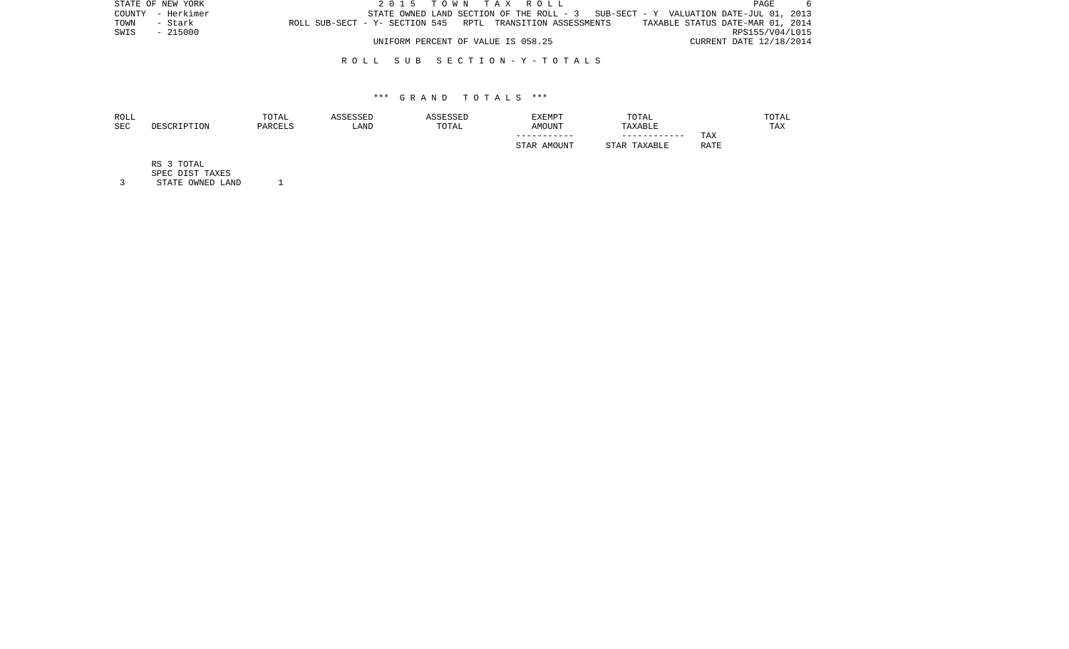STATE OF NEW YORK
COUNTY - Herkimer
TOWN - Stark
SWIS - 215000

2 0 1 5 T O W N T A X R O L L

STATE OWNED LAND SECTION OF THE ROLL - 3 SUB-SECT - Y VALUATION DATE-JUL 01, 2013
ROLL SUB-SECT - Y- SECTION 545 RPTL TRANSITION ASSESSMENTS TAXABLE STATUS DATE-MAR 01, 2014
RPS155/V04/L015
UNIFORM PERCENT OF VALUE IS 058.25 CURRENT DATE 12/18/2014

R O L L S U B S E C T I O N - Y - T O T A L S

\*\*\* G R A N D T O T A L S \*\*\*

| ROLL SEC | DESCRIPTION | TOTAL PARCELS | ASSESSED LAND | ASSESSED TOTAL | EXEMPT AMOUNT<br>-----------<br>STAR AMOUNT | TOTAL TAXABLE<br>------------<br>STAR TAXABLE | TAX RATE | TOTAL TAX |
|---|---|---|---|---|---|---|---|---|
| | RS 3 TOTAL | | | | | | | |
| | SPEC DIST TAXES | | | | | | | |
| 3 | STATE OWNED LAND | 1 | | | | | | |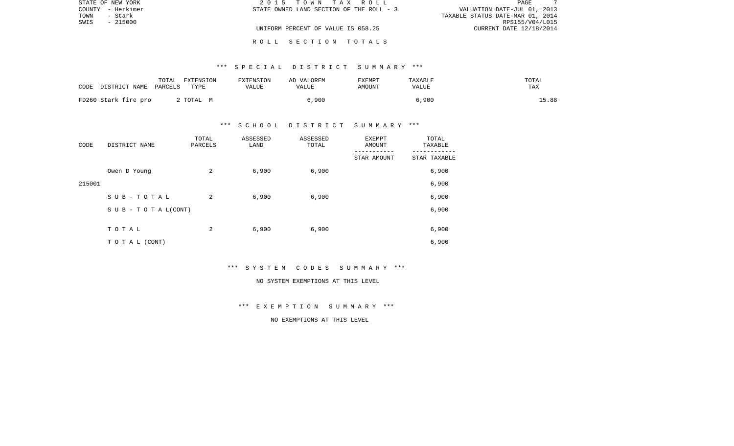STATE OF NEW YORK  
COUNTY - Herkimer  
TOWN - Stark  
SWIS - 215000

2 0 1 5 T O W N T A X R O L L  
STATE OWNED LAND SECTION OF THE ROLL - 3  
UNIFORM PERCENT OF VALUE IS 058.25

VALUATION DATE-JUL 01, 2013  
TAXABLE STATUS DATE-MAR 01, 2014  
RPS155/V04/L015  
CURRENT DATE 12/18/2014

R O L L S E C T I O N T O T A L S

*** S P E C I A L D I S T R I C T S U M M A R Y ***

| CODE DISTRICT NAME | TOTAL PARCELS | EXTENSION TYPE | EXTENSION VALUE | AD VALOREM VALUE | EXEMPT AMOUNT | TAXABLE VALUE | TOTAL TAX |
|---|---|---|---|---|---|---|---|
| FD260 Stark fire pro | 2 | TOTAL M | | 6,900 | | 6,900 | 15.88 |

*** S C H O O L D I S T R I C T S U M M A R Y ***

| CODE | DISTRICT NAME | TOTAL PARCELS | ASSESSED LAND | ASSESSED TOTAL | EXEMPT AMOUNT / STAR AMOUNT | TOTAL TAXABLE / STAR TAXABLE |
|---|---|---|---|---|---|---|
| | Owen D Young | 2 | 6,900 | 6,900 | | 6,900 |
| 215001 | | | | | | 6,900 |
| | S U B - T O T A L | 2 | 6,900 | 6,900 | | 6,900 |
| | S U B - T O T A L(CONT) | | | | | 6,900 |
| | T O T A L | 2 | 6,900 | 6,900 | | 6,900 |
| | T O T A L (CONT) | | | | | 6,900 |

*** S Y S T E M C O D E S S U M M A R Y ***

NO SYSTEM EXEMPTIONS AT THIS LEVEL

*** E X E M P T I O N S U M M A R Y ***

NO EXEMPTIONS AT THIS LEVEL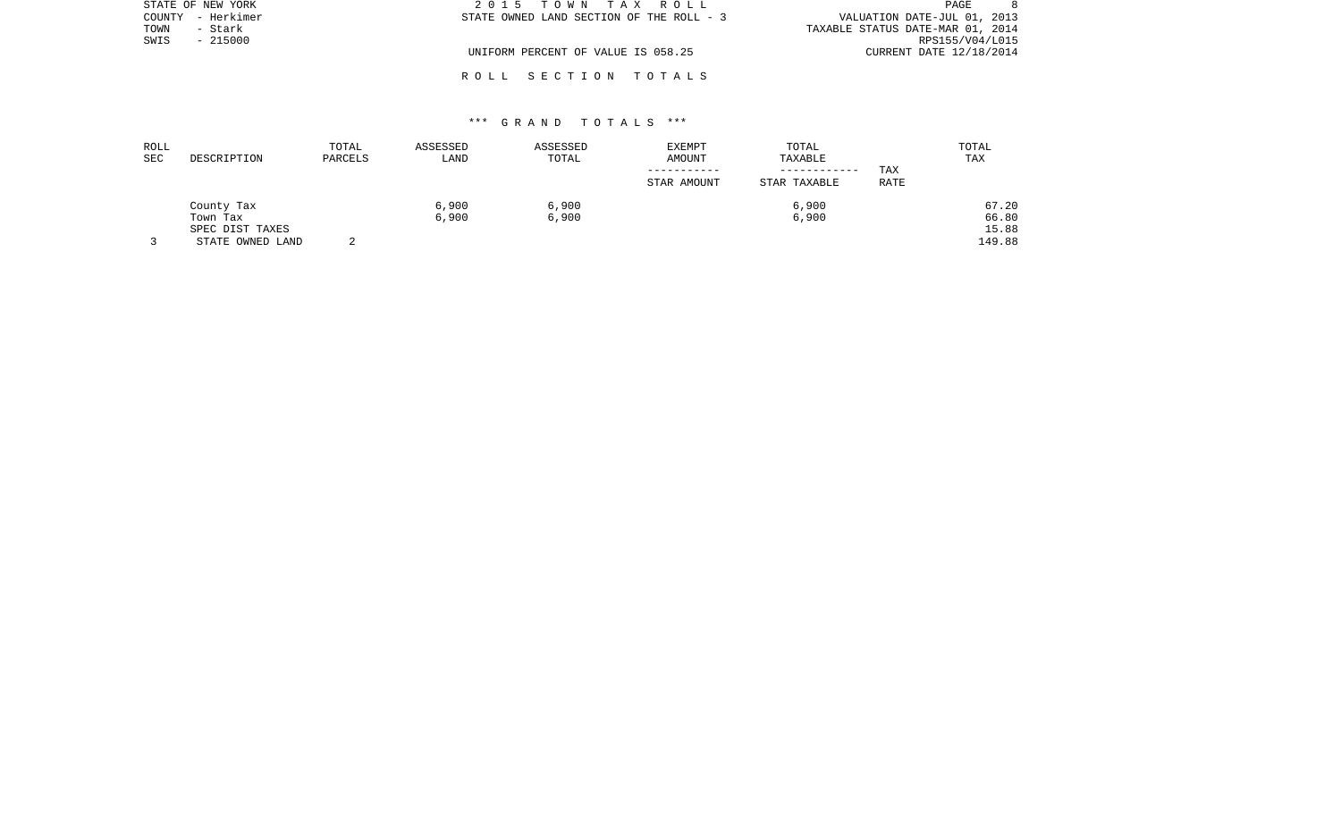STATE OF NEW YORK
COUNTY - Herkimer
TOWN - Stark
SWIS - 215000

2015 TOWN TAX ROLL
STATE OWNED LAND SECTION OF THE ROLL - 3

UNIFORM PERCENT OF VALUE IS 058.25

VALUATION DATE-JUL 01, 2013
TAXABLE STATUS DATE-MAR 01, 2014
RPS155/V04/L015
CURRENT DATE 12/18/2014

## ROLL SECTION TOTALS

### *** GRAND TOTALS ***

| ROLL SEC | DESCRIPTION | TOTAL PARCELS | ASSESSED LAND | ASSESSED TOTAL | EXEMPT AMOUNT / STAR AMOUNT | TOTAL TAXABLE / STAR TAXABLE | TAX RATE | TOTAL TAX |
|---|---|---|---|---|---|---|---|---|
| | County Tax | | 6,900 | 6,900 | | 6,900 | | 67.20 |
| | Town Tax | | 6,900 | 6,900 | | 6,900 | | 66.80 |
| | SPEC DIST TAXES | | | | | | | 15.88 |
| 3 | STATE OWNED LAND | 2 | | | | | | 149.88 |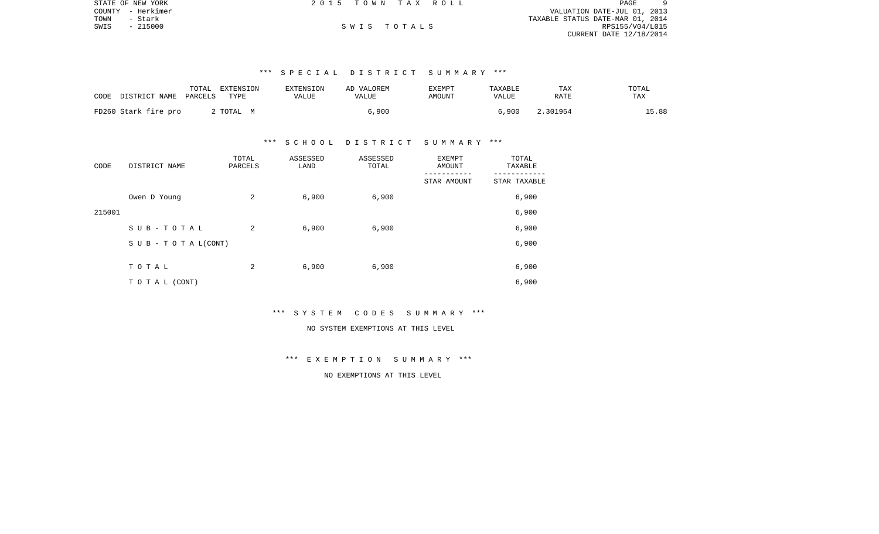STATE OF NEW YORK
COUNTY - Herkimer
TOWN - Stark
SWIS - 215000

2 0 1 5 T O W N T A X R O L L

S W I S T O T A L S

VALUATION DATE-JUL 01, 2013
TAXABLE STATUS DATE-MAR 01, 2014
RPS155/V04/L015
CURRENT DATE 12/18/2014

### *** S P E C I A L D I S T R I C T S U M M A R Y ***

| CODE | DISTRICT NAME | TOTAL PARCELS | EXTENSION TYPE | EXTENSION VALUE | AD VALOREM VALUE | EXEMPT AMOUNT | TAXABLE VALUE | TAX RATE | TOTAL TAX |
|---|---|---|---|---|---|---|---|---|---|
| FD260 | Stark fire pro | 2 | TOTAL M | | 6,900 | | 6,900 | 2.301954 | 15.88 |

### *** S C H O O L D I S T R I C T S U M M A R Y ***

| CODE | DISTRICT NAME | TOTAL PARCELS | ASSESSED LAND | ASSESSED TOTAL | EXEMPT AMOUNT / STAR AMOUNT | TOTAL TAXABLE / STAR TAXABLE |
|---|---|---|---|---|---|---|
| | Owen D Young | 2 | 6,900 | 6,900 | | 6,900 |
| 215001 | | | | | | 6,900 |
| | S U B - T O T A L | 2 | 6,900 | 6,900 | | 6,900 |
| | S U B - T O T A L(CONT) | | | | | 6,900 |
| | T O T A L | 2 | 6,900 | 6,900 | | 6,900 |
| | T O T A L (CONT) | | | | | 6,900 |

### *** S Y S T E M C O D E S S U M M A R Y ***

NO SYSTEM EXEMPTIONS AT THIS LEVEL

### *** E X E M P T I O N S U M M A R Y ***

NO EXEMPTIONS AT THIS LEVEL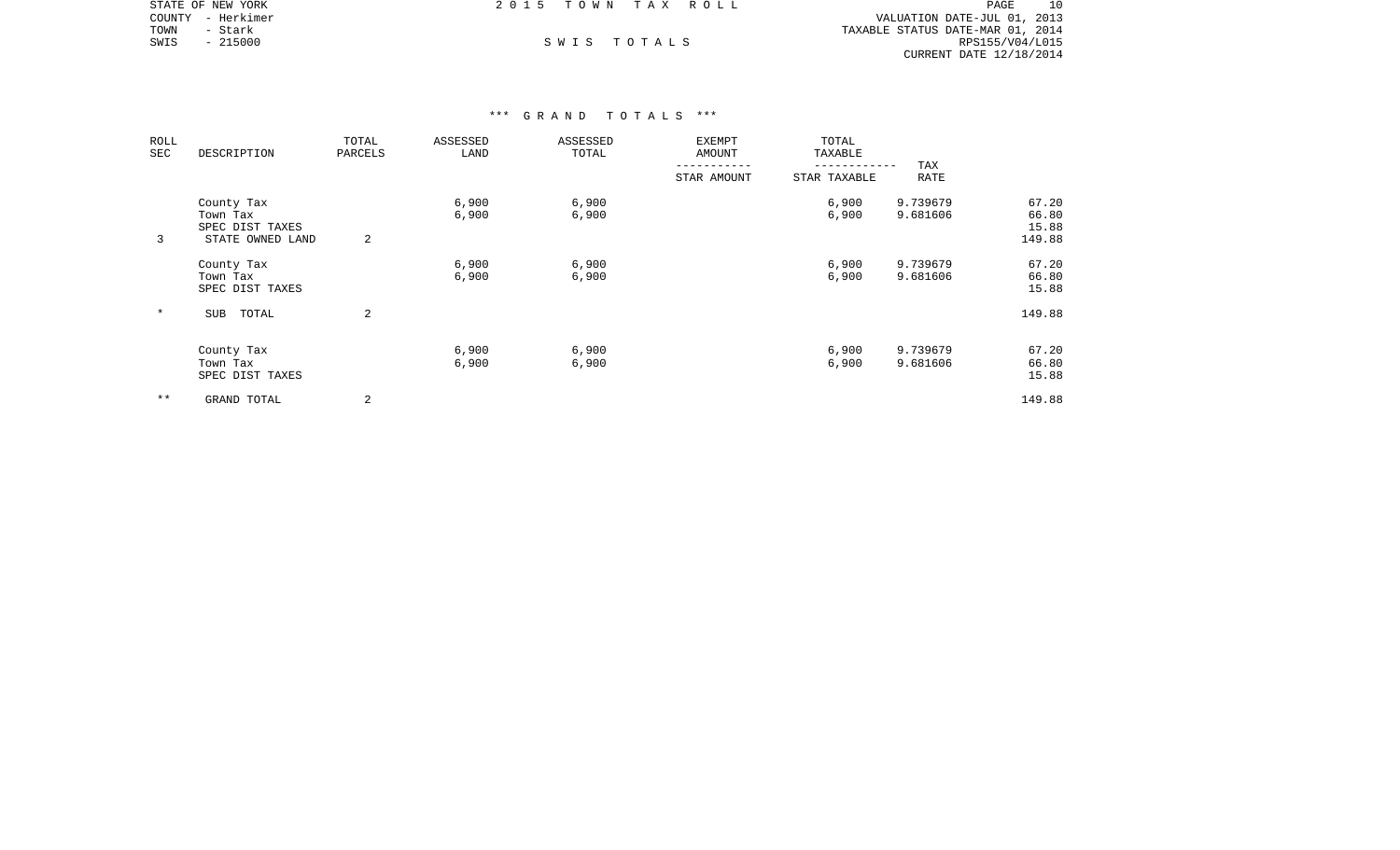STATE OF NEW YORK
COUNTY - Herkimer
TOWN - Stark
SWIS - 215000

2 0 1 5 T O W N T A X R O L L

S W I S T O T A L S

VALUATION DATE-JUL 01, 2013
TAXABLE STATUS DATE-MAR 01, 2014
RPS155/V04/L015
CURRENT DATE 12/18/2014

### *** G R A N D T O T A L S ***

| ROLL SEC | DESCRIPTION | TOTAL PARCELS | ASSESSED LAND | ASSESSED TOTAL | EXEMPT AMOUNT / STAR AMOUNT | TOTAL TAXABLE / STAR TAXABLE | TAX RATE | |
|---|---|---|---|---|---|---|---|---|
| | County Tax | | 6,900 | 6,900 | | 6,900 | 9.739679 | 67.20 |
| | Town Tax | | 6,900 | 6,900 | | 6,900 | 9.681606 | 66.80 |
| | SPEC DIST TAXES | | | | | | | 15.88 |
| 3 | STATE OWNED LAND | 2 | | | | | | 149.88 |
| | County Tax | | 6,900 | 6,900 | | 6,900 | 9.739679 | 67.20 |
| | Town Tax | | 6,900 | 6,900 | | 6,900 | 9.681606 | 66.80 |
| | SPEC DIST TAXES | | | | | | | 15.88 |
| * | SUB TOTAL | 2 | | | | | | 149.88 |
| | County Tax | | 6,900 | 6,900 | | 6,900 | 9.739679 | 67.20 |
| | Town Tax | | 6,900 | 6,900 | | 6,900 | 9.681606 | 66.80 |
| | SPEC DIST TAXES | | | | | | | 15.88 |
| ** | GRAND TOTAL | 2 | | | | | | 149.88 |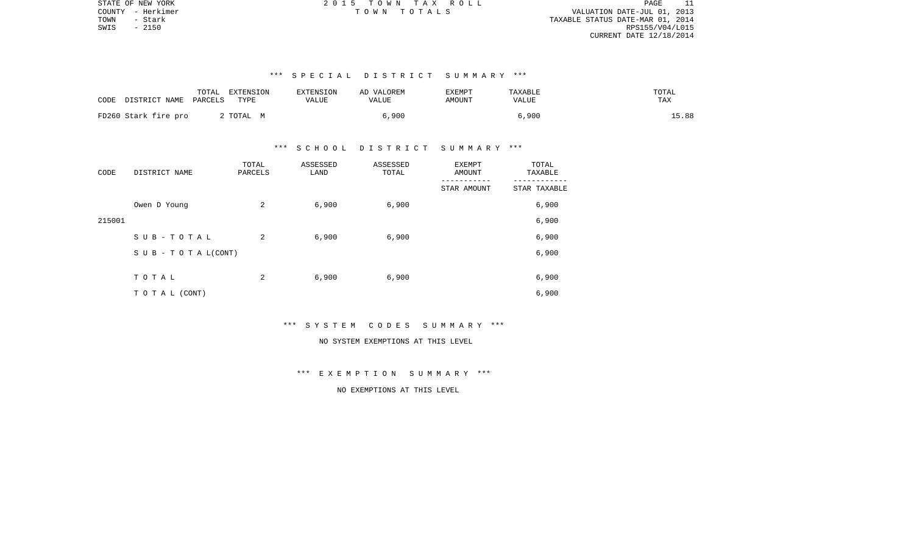STATE OF NEW YORK
COUNTY - Herkimer
TOWN - Stark
SWIS - 2150

2 0 1 5 T O W N T A X R O L L
T O W N T O T A L S

VALUATION DATE-JUL 01, 2013
TAXABLE STATUS DATE-MAR 01, 2014
RPS155/V04/L015
CURRENT DATE 12/18/2014

\*\*\* S P E C I A L D I S T R I C T S U M M A R Y \*\*\*

| CODE | DISTRICT NAME | TOTAL PARCELS | EXTENSION TYPE | EXTENSION VALUE | AD VALOREM VALUE | EXEMPT AMOUNT | TAXABLE VALUE | TOTAL TAX |
|---|---|---|---|---|---|---|---|---|
| FD260 | Stark fire pro | 2 | TOTAL M | | 6,900 | | 6,900 | 15.88 |

\*\*\* S C H O O L D I S T R I C T S U M M A R Y \*\*\*

| CODE | DISTRICT NAME | TOTAL PARCELS | ASSESSED LAND | ASSESSED TOTAL | EXEMPT AMOUNT / STAR AMOUNT | TOTAL TAXABLE / STAR TAXABLE |
|---|---|---|---|---|---|---|
| | Owen D Young | 2 | 6,900 | 6,900 | | 6,900 |
| 215001 | | | | | | 6,900 |
| | S U B - T O T A L | 2 | 6,900 | 6,900 | | 6,900 |
| | S U B - T O T A L(CONT) | | | | | 6,900 |
| | T O T A L | 2 | 6,900 | 6,900 | | 6,900 |
| | T O T A L (CONT) | | | | | 6,900 |

\*\*\* S Y S T E M C O D E S S U M M A R Y \*\*\*

NO SYSTEM EXEMPTIONS AT THIS LEVEL

\*\*\* E X E M P T I O N S U M M A R Y \*\*\*

NO EXEMPTIONS AT THIS LEVEL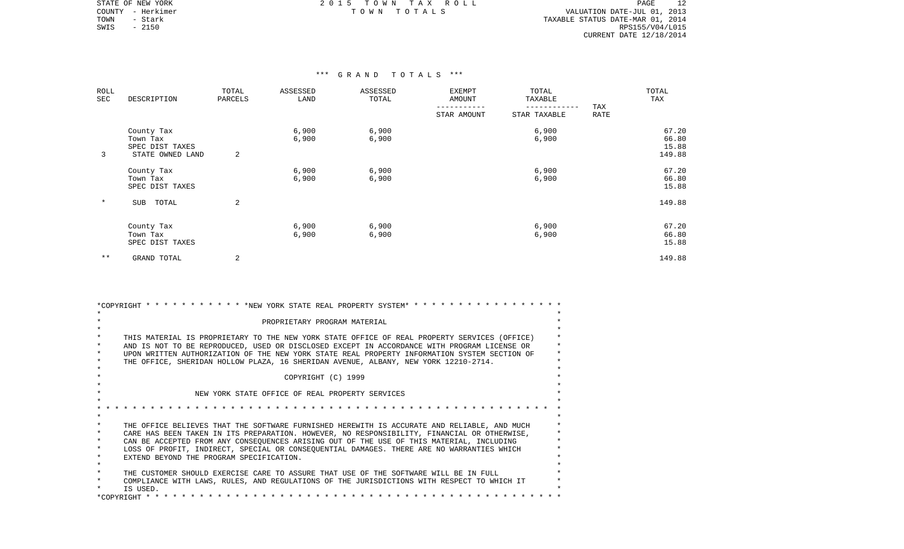STATE OF NEW YORK | 2015 TOWN TAX ROLL
COUNTY - Herkimer | TOWN TOTALS | VALUATION DATE-JUL 01, 2013
TOWN - Stark | TAXABLE STATUS DATE-MAR 01, 2014
SWIS - 2150 | RPS155/V04/L015
CURRENT DATE 12/18/2014

### *** GRAND TOTALS ***

| ROLL SEC | DESCRIPTION | TOTAL PARCELS | ASSESSED LAND | ASSESSED TOTAL | EXEMPT AMOUNT / STAR AMOUNT | TOTAL TAXABLE / STAR TAXABLE | TAX RATE | TOTAL TAX |
|---|---|---|---|---|---|---|---|---|
| | County Tax | | 6,900 | 6,900 | | 6,900 | | 67.20 |
| | Town Tax | | 6,900 | 6,900 | | 6,900 | | 66.80 |
| | SPEC DIST TAXES | | | | | | | 15.88 |
| 3 | STATE OWNED LAND | 2 | | | | | | 149.88 |
| | County Tax | | 6,900 | 6,900 | | 6,900 | | 67.20 |
| | Town Tax | | 6,900 | 6,900 | | 6,900 | | 66.80 |
| | SPEC DIST TAXES | | | | | | | 15.88 |
| * | SUB TOTAL | 2 | | | | | | 149.88 |
| | County Tax | | 6,900 | 6,900 | | 6,900 | | 67.20 |
| | Town Tax | | 6,900 | 6,900 | | 6,900 | | 66.80 |
| | SPEC DIST TAXES | | | | | | | 15.88 |
| ** | GRAND TOTAL | 2 | | | | | | 149.88 |

*COPYRIGHT * * * * * * * * * * * *NEW YORK STATE REAL PROPERTY SYSTEM* * * * * * * * * * * * * * * * * * *

PROPRIETARY PROGRAM MATERIAL

THIS MATERIAL IS PROPRIETARY TO THE NEW YORK STATE OFFICE OF REAL PROPERTY SERVICES (OFFICE) AND IS NOT TO BE REPRODUCED, USED OR DISCLOSED EXCEPT IN ACCORDANCE WITH PROGRAM LICENSE OR UPON WRITTEN AUTHORIZATION OF THE NEW YORK STATE REAL PROPERTY INFORMATION SYSTEM SECTION OF THE OFFICE, SHERIDAN HOLLOW PLAZA, 16 SHERIDAN AVENUE, ALBANY, NEW YORK 12210-2714.

COPYRIGHT (C) 1999

NEW YORK STATE OFFICE OF REAL PROPERTY SERVICES

THE OFFICE BELIEVES THAT THE SOFTWARE FURNISHED HEREWITH IS ACCURATE AND RELIABLE, AND MUCH CARE HAS BEEN TAKEN IN ITS PREPARATION. HOWEVER, NO RESPONSIBILITY, FINANCIAL OR OTHERWISE, CAN BE ACCEPTED FROM ANY CONSEQUENCES ARISING OUT OF THE USE OF THIS MATERIAL, INCLUDING LOSS OF PROFIT, INDIRECT, SPECIAL OR CONSEQUENTIAL DAMAGES. THERE ARE NO WARRANTIES WHICH EXTEND BEYOND THE PROGRAM SPECIFICATION.

THE CUSTOMER SHOULD EXERCISE CARE TO ASSURE THAT USE OF THE SOFTWARE WILL BE IN FULL COMPLIANCE WITH LAWS, RULES, AND REGULATIONS OF THE JURISDICTIONS WITH RESPECT TO WHICH IT IS USED.

*COPYRIGHT * * * * * * * * * * * * * * * * * * * * * * * * * * * * * * * * * * * * * * * * * * * * *